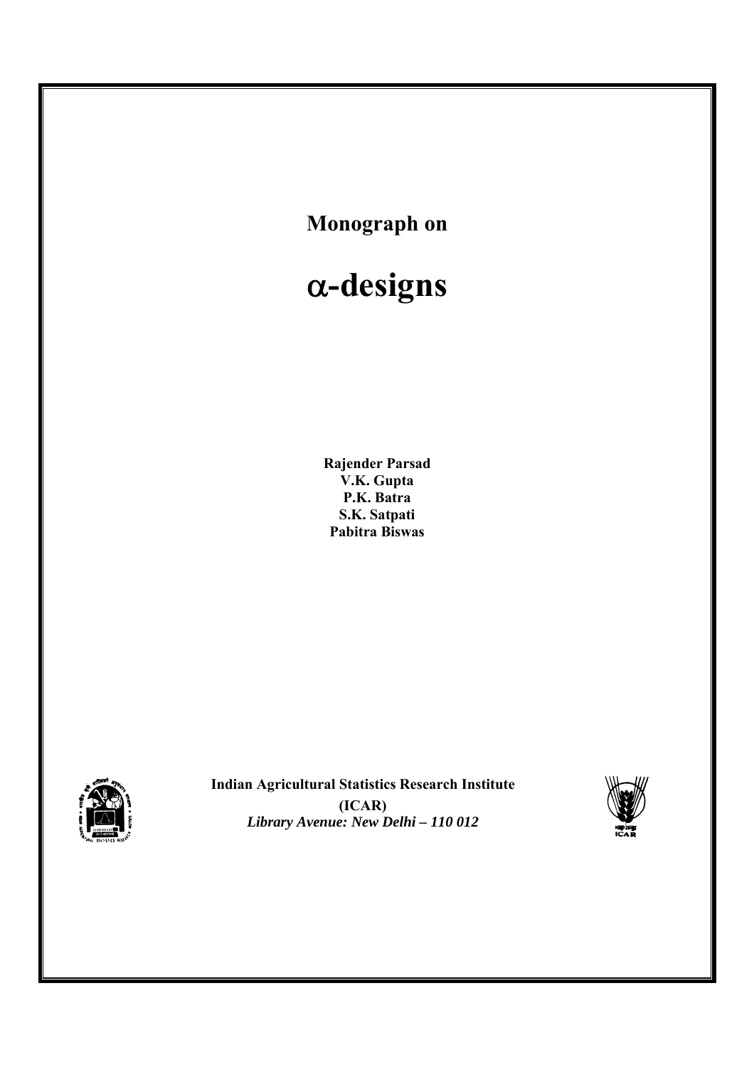**Monograph on**

# α-designs

**Rajender Parsad**
**V.K. Gupta**
**P.K. Batra**
**S.K. Satpati**
**Pabitra Biswas**

**Indian Agricultural Statistics Research Institute**
**(ICAR)**
***Library Avenue: New Delhi – 110 012***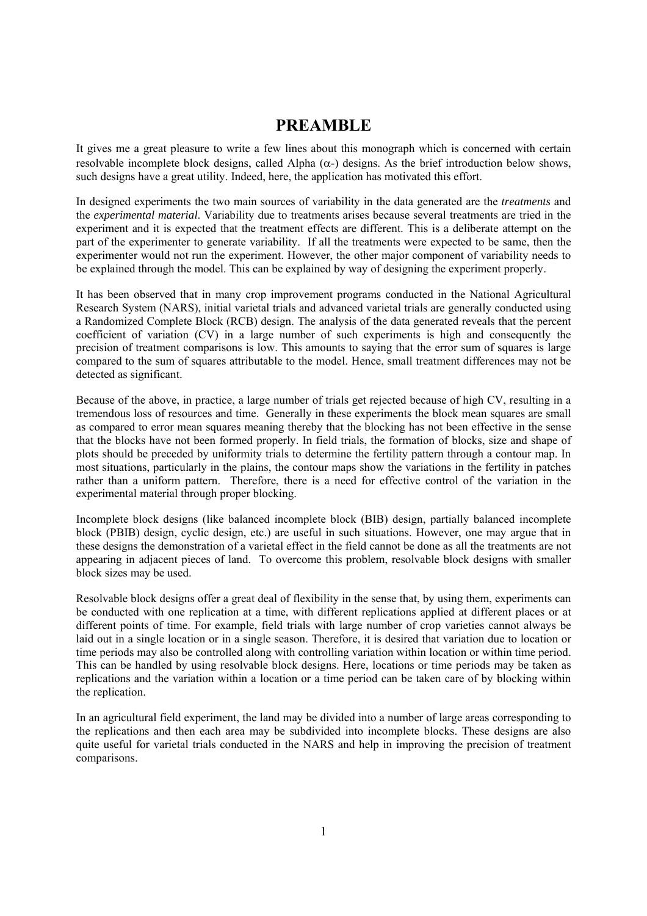# PREAMBLE

It gives me a great pleasure to write a few lines about this monograph which is concerned with certain resolvable incomplete block designs, called Alpha ($\alpha$-) designs. As the brief introduction below shows, such designs have a great utility. Indeed, here, the application has motivated this effort.

In designed experiments the two main sources of variability in the data generated are the *treatments* and the *experimental material*. Variability due to treatments arises because several treatments are tried in the experiment and it is expected that the treatment effects are different. This is a deliberate attempt on the part of the experimenter to generate variability. If all the treatments were expected to be same, then the experimenter would not run the experiment. However, the other major component of variability needs to be explained through the model. This can be explained by way of designing the experiment properly.

It has been observed that in many crop improvement programs conducted in the National Agricultural Research System (NARS), initial varietal trials and advanced varietal trials are generally conducted using a Randomized Complete Block (RCB) design. The analysis of the data generated reveals that the percent coefficient of variation (CV) in a large number of such experiments is high and consequently the precision of treatment comparisons is low. This amounts to saying that the error sum of squares is large compared to the sum of squares attributable to the model. Hence, small treatment differences may not be detected as significant.

Because of the above, in practice, a large number of trials get rejected because of high CV, resulting in a tremendous loss of resources and time. Generally in these experiments the block mean squares are small as compared to error mean squares meaning thereby that the blocking has not been effective in the sense that the blocks have not been formed properly. In field trials, the formation of blocks, size and shape of plots should be preceded by uniformity trials to determine the fertility pattern through a contour map. In most situations, particularly in the plains, the contour maps show the variations in the fertility in patches rather than a uniform pattern. Therefore, there is a need for effective control of the variation in the experimental material through proper blocking.

Incomplete block designs (like balanced incomplete block (BIB) design, partially balanced incomplete block (PBIB) design, cyclic design, etc.) are useful in such situations. However, one may argue that in these designs the demonstration of a varietal effect in the field cannot be done as all the treatments are not appearing in adjacent pieces of land. To overcome this problem, resolvable block designs with smaller block sizes may be used.

Resolvable block designs offer a great deal of flexibility in the sense that, by using them, experiments can be conducted with one replication at a time, with different replications applied at different places or at different points of time. For example, field trials with large number of crop varieties cannot always be laid out in a single location or in a single season. Therefore, it is desired that variation due to location or time periods may also be controlled along with controlling variation within location or within time period. This can be handled by using resolvable block designs. Here, locations or time periods may be taken as replications and the variation within a location or a time period can be taken care of by blocking within the replication.

In an agricultural field experiment, the land may be divided into a number of large areas corresponding to the replications and then each area may be subdivided into incomplete blocks. These designs are also quite useful for varietal trials conducted in the NARS and help in improving the precision of treatment comparisons.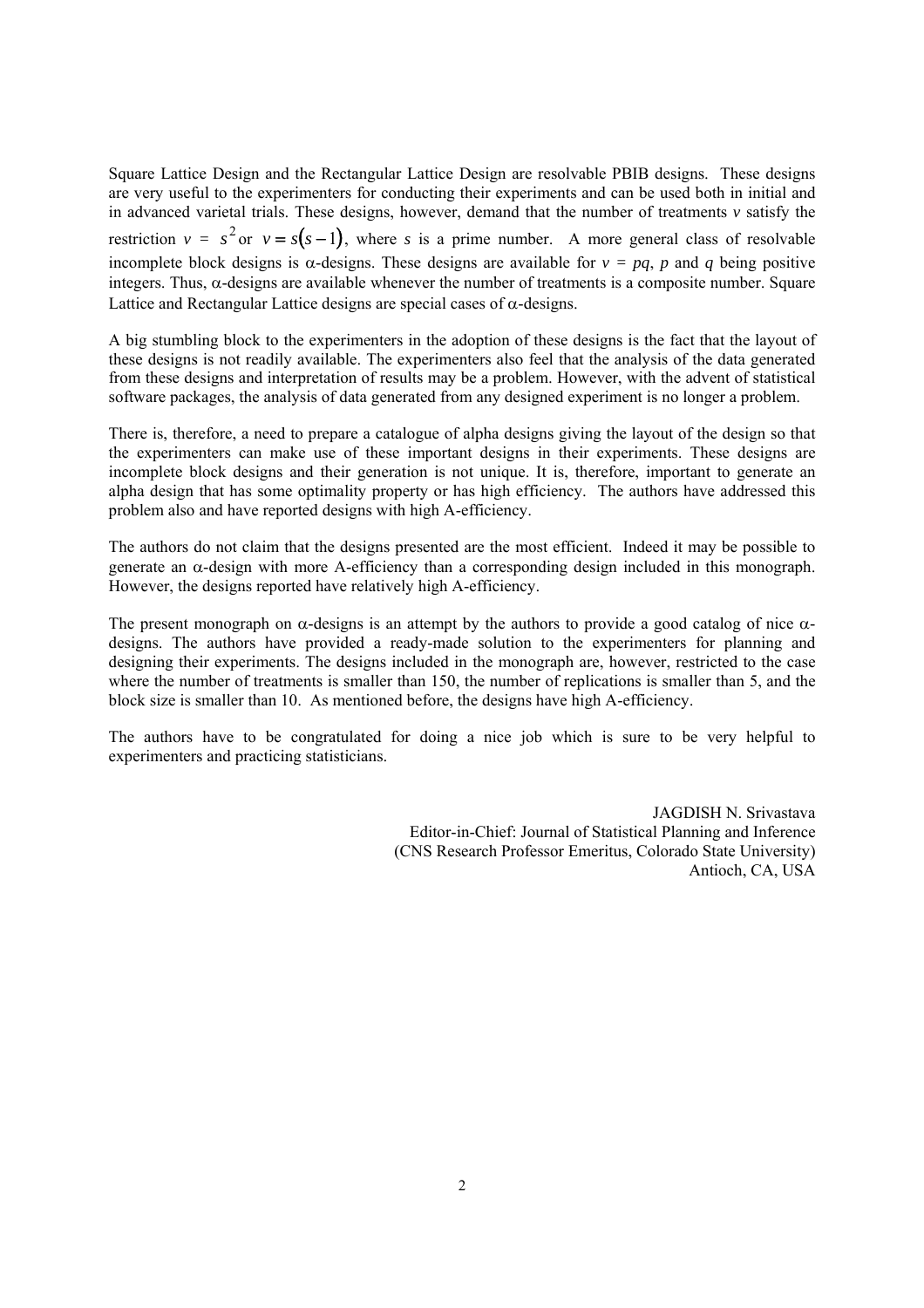Square Lattice Design and the Rectangular Lattice Design are resolvable PBIB designs. These designs are very useful to the experimenters for conducting their experiments and can be used both in initial and in advanced varietal trials. These designs, however, demand that the number of treatments $v$ satisfy the restriction $v = s^2$ or $v = s(s-1)$, where $s$ is a prime number. A more general class of resolvable incomplete block designs is $\alpha$-designs. These designs are available for $v = pq$, $p$ and $q$ being positive integers. Thus, $\alpha$-designs are available whenever the number of treatments is a composite number. Square Lattice and Rectangular Lattice designs are special cases of $\alpha$-designs.

A big stumbling block to the experimenters in the adoption of these designs is the fact that the layout of these designs is not readily available. The experimenters also feel that the analysis of the data generated from these designs and interpretation of results may be a problem. However, with the advent of statistical software packages, the analysis of data generated from any designed experiment is no longer a problem.

There is, therefore, a need to prepare a catalogue of alpha designs giving the layout of the design so that the experimenters can make use of these important designs in their experiments. These designs are incomplete block designs and their generation is not unique. It is, therefore, important to generate an alpha design that has some optimality property or has high efficiency. The authors have addressed this problem also and have reported designs with high A-efficiency.

The authors do not claim that the designs presented are the most efficient. Indeed it may be possible to generate an $\alpha$-design with more A-efficiency than a corresponding design included in this monograph. However, the designs reported have relatively high A-efficiency.

The present monograph on $\alpha$-designs is an attempt by the authors to provide a good catalog of nice $\alpha$-designs. The authors have provided a ready-made solution to the experimenters for planning and designing their experiments. The designs included in the monograph are, however, restricted to the case where the number of treatments is smaller than 150, the number of replications is smaller than 5, and the block size is smaller than 10. As mentioned before, the designs have high A-efficiency.

The authors have to be congratulated for doing a nice job which is sure to be very helpful to experimenters and practicing statisticians.

JAGDISH N. Srivastava
Editor-in-Chief: Journal of Statistical Planning and Inference
(CNS Research Professor Emeritus, Colorado State University)
Antioch, CA, USA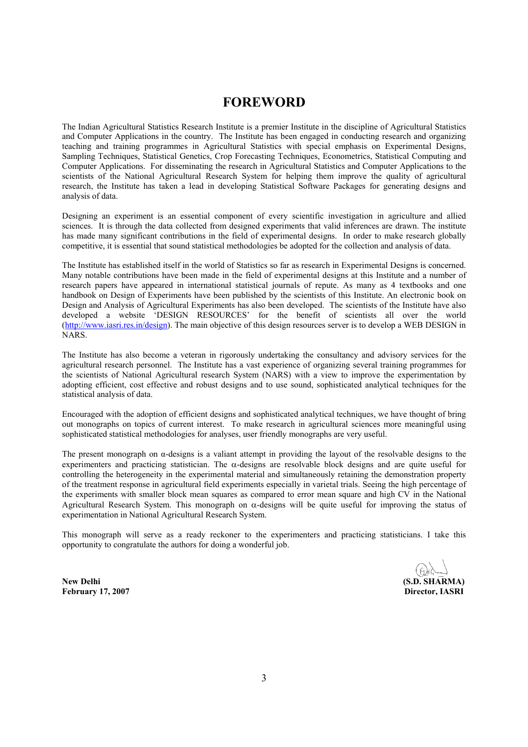# FOREWORD

The Indian Agricultural Statistics Research Institute is a premier Institute in the discipline of Agricultural Statistics and Computer Applications in the country. The Institute has been engaged in conducting research and organizing teaching and training programmes in Agricultural Statistics with special emphasis on Experimental Designs, Sampling Techniques, Statistical Genetics, Crop Forecasting Techniques, Econometrics, Statistical Computing and Computer Applications. For disseminating the research in Agricultural Statistics and Computer Applications to the scientists of the National Agricultural Research System for helping them improve the quality of agricultural research, the Institute has taken a lead in developing Statistical Software Packages for generating designs and analysis of data.

Designing an experiment is an essential component of every scientific investigation in agriculture and allied sciences. It is through the data collected from designed experiments that valid inferences are drawn. The institute has made many significant contributions in the field of experimental designs. In order to make research globally competitive, it is essential that sound statistical methodologies be adopted for the collection and analysis of data.

The Institute has established itself in the world of Statistics so far as research in Experimental Designs is concerned. Many notable contributions have been made in the field of experimental designs at this Institute and a number of research papers have appeared in international statistical journals of repute. As many as 4 textbooks and one handbook on Design of Experiments have been published by the scientists of this Institute. An electronic book on Design and Analysis of Agricultural Experiments has also been developed. The scientists of the Institute have also developed a website 'DESIGN RESOURCES' for the benefit of scientists all over the world (http://www.iasri.res.in/design). The main objective of this design resources server is to develop a WEB DESIGN in NARS.

The Institute has also become a veteran in rigorously undertaking the consultancy and advisory services for the agricultural research personnel. The Institute has a vast experience of organizing several training programmes for the scientists of National Agricultural research System (NARS) with a view to improve the experimentation by adopting efficient, cost effective and robust designs and to use sound, sophisticated analytical techniques for the statistical analysis of data.

Encouraged with the adoption of efficient designs and sophisticated analytical techniques, we have thought of bring out monographs on topics of current interest. To make research in agricultural sciences more meaningful using sophisticated statistical methodologies for analyses, user friendly monographs are very useful.

The present monograph on α-designs is a valiant attempt in providing the layout of the resolvable designs to the experimenters and practicing statistician. The α-designs are resolvable block designs and are quite useful for controlling the heterogeneity in the experimental material and simultaneously retaining the demonstration property of the treatment response in agricultural field experiments especially in varietal trials. Seeing the high percentage of the experiments with smaller block mean squares as compared to error mean square and high CV in the National Agricultural Research System. This monograph on α-designs will be quite useful for improving the status of experimentation in National Agricultural Research System.

This monograph will serve as a ready reckoner to the experimenters and practicing statisticians. I take this opportunity to congratulate the authors for doing a wonderful job.

**New Delhi**
**February 17, 2007**

**(S.D. SHARMA)**
**Director, IASRI**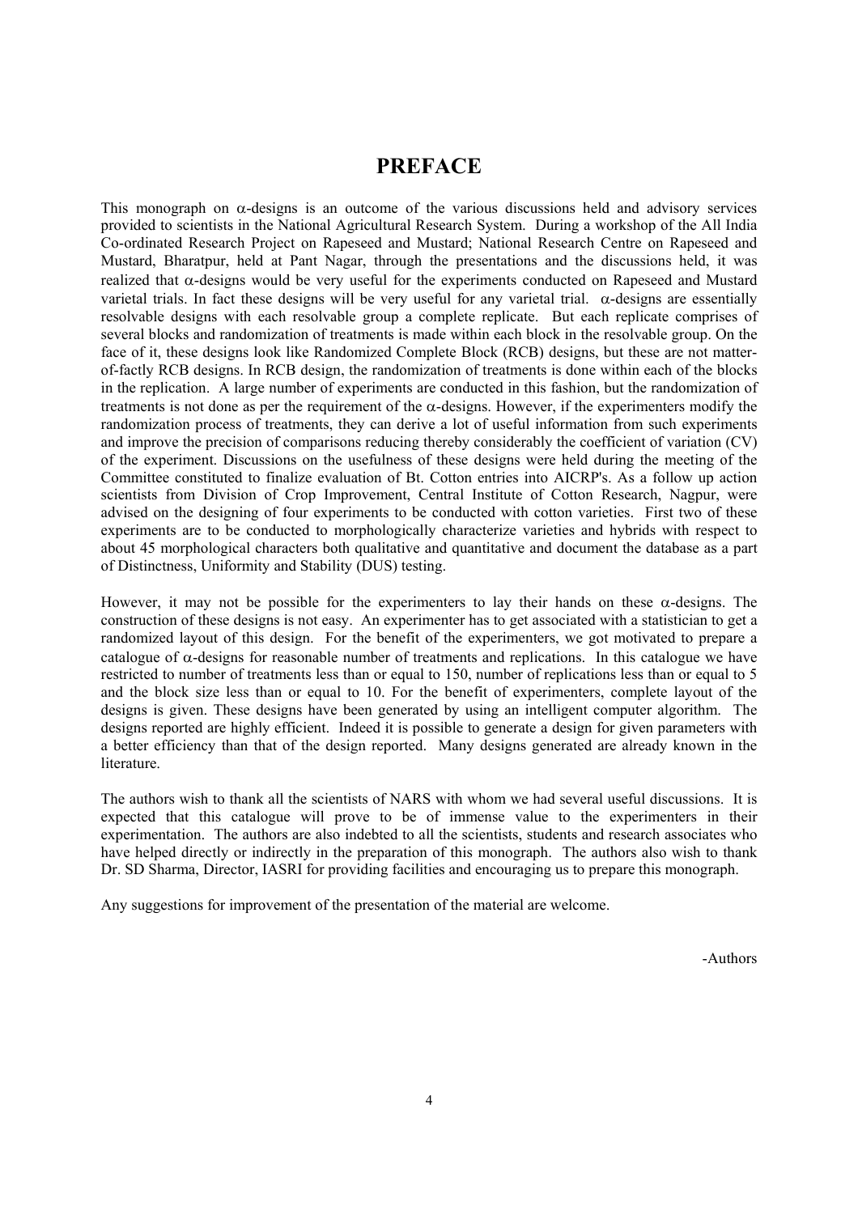# PREFACE

This monograph on α-designs is an outcome of the various discussions held and advisory services provided to scientists in the National Agricultural Research System. During a workshop of the All India Co-ordinated Research Project on Rapeseed and Mustard; National Research Centre on Rapeseed and Mustard, Bharatpur, held at Pant Nagar, through the presentations and the discussions held, it was realized that α-designs would be very useful for the experiments conducted on Rapeseed and Mustard varietal trials. In fact these designs will be very useful for any varietal trial. α-designs are essentially resolvable designs with each resolvable group a complete replicate. But each replicate comprises of several blocks and randomization of treatments is made within each block in the resolvable group. On the face of it, these designs look like Randomized Complete Block (RCB) designs, but these are not matter-of-factly RCB designs. In RCB design, the randomization of treatments is done within each of the blocks in the replication. A large number of experiments are conducted in this fashion, but the randomization of treatments is not done as per the requirement of the α-designs. However, if the experimenters modify the randomization process of treatments, they can derive a lot of useful information from such experiments and improve the precision of comparisons reducing thereby considerably the coefficient of variation (CV) of the experiment. Discussions on the usefulness of these designs were held during the meeting of the Committee constituted to finalize evaluation of Bt. Cotton entries into AICRP's. As a follow up action scientists from Division of Crop Improvement, Central Institute of Cotton Research, Nagpur, were advised on the designing of four experiments to be conducted with cotton varieties. First two of these experiments are to be conducted to morphologically characterize varieties and hybrids with respect to about 45 morphological characters both qualitative and quantitative and document the database as a part of Distinctness, Uniformity and Stability (DUS) testing.

However, it may not be possible for the experimenters to lay their hands on these α-designs. The construction of these designs is not easy. An experimenter has to get associated with a statistician to get a randomized layout of this design. For the benefit of the experimenters, we got motivated to prepare a catalogue of α-designs for reasonable number of treatments and replications. In this catalogue we have restricted to number of treatments less than or equal to 150, number of replications less than or equal to 5 and the block size less than or equal to 10. For the benefit of experimenters, complete layout of the designs is given. These designs have been generated by using an intelligent computer algorithm. The designs reported are highly efficient. Indeed it is possible to generate a design for given parameters with a better efficiency than that of the design reported. Many designs generated are already known in the literature.

The authors wish to thank all the scientists of NARS with whom we had several useful discussions. It is expected that this catalogue will prove to be of immense value to the experimenters in their experimentation. The authors are also indebted to all the scientists, students and research associates who have helped directly or indirectly in the preparation of this monograph. The authors also wish to thank Dr. SD Sharma, Director, IASRI for providing facilities and encouraging us to prepare this monograph.

Any suggestions for improvement of the presentation of the material are welcome.

-Authors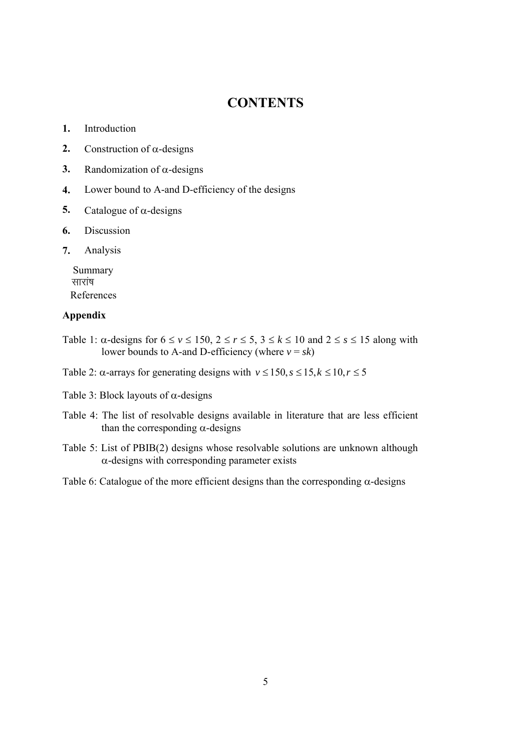# CONTENTS

1. Introduction
2. Construction of $\alpha$-designs
3. Randomization of $\alpha$-designs
4. Lower bound to A-and D-efficiency of the designs
5. Catalogue of $\alpha$-designs
6. Discussion
7. Analysis

Summary
सारांष
References

**Appendix**

Table 1: $\alpha$-designs for $6 \leq v \leq 150$, $2 \leq r \leq 5$, $3 \leq k \leq 10$ and $2 \leq s \leq 15$ along with lower bounds to A-and D-efficiency (where $v = sk$)

Table 2: $\alpha$-arrays for generating designs with $v \leq 150, s \leq 15, k \leq 10, r \leq 5$

Table 3: Block layouts of $\alpha$-designs

Table 4: The list of resolvable designs available in literature that are less efficient than the corresponding $\alpha$-designs

Table 5: List of PBIB(2) designs whose resolvable solutions are unknown although $\alpha$-designs with corresponding parameter exists

Table 6: Catalogue of the more efficient designs than the corresponding $\alpha$-designs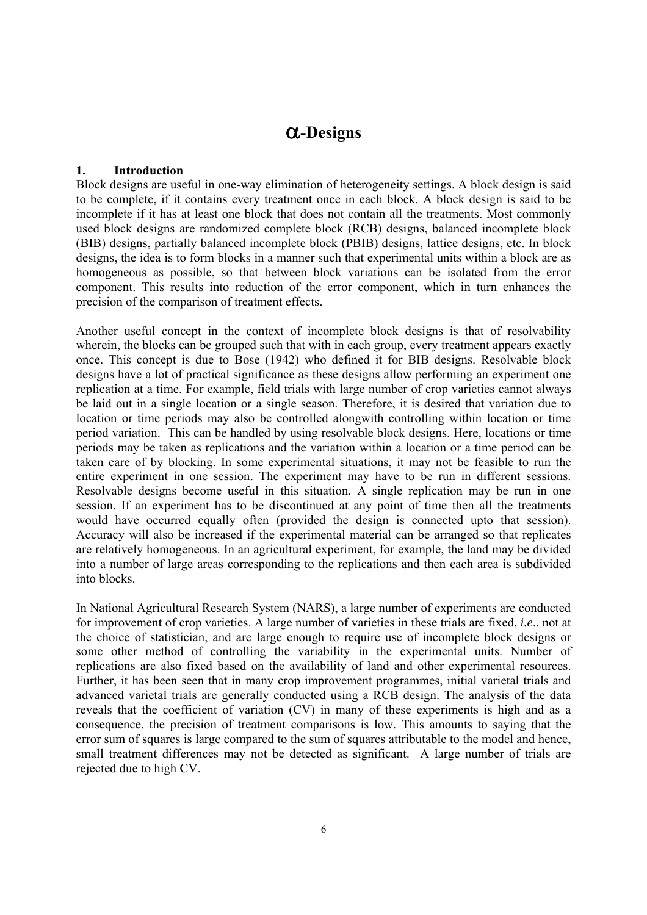# $\alpha$-Designs

## 1. Introduction

Block designs are useful in one-way elimination of heterogeneity settings. A block design is said to be complete, if it contains every treatment once in each block. A block design is said to be incomplete if it has at least one block that does not contain all the treatments. Most commonly used block designs are randomized complete block (RCB) designs, balanced incomplete block (BIB) designs, partially balanced incomplete block (PBIB) designs, lattice designs, etc. In block designs, the idea is to form blocks in a manner such that experimental units within a block are as homogeneous as possible, so that between block variations can be isolated from the error component. This results into reduction of the error component, which in turn enhances the precision of the comparison of treatment effects.

Another useful concept in the context of incomplete block designs is that of resolvability wherein, the blocks can be grouped such that with in each group, every treatment appears exactly once. This concept is due to Bose (1942) who defined it for BIB designs. Resolvable block designs have a lot of practical significance as these designs allow performing an experiment one replication at a time. For example, field trials with large number of crop varieties cannot always be laid out in a single location or a single season. Therefore, it is desired that variation due to location or time periods may also be controlled alongwith controlling within location or time period variation. This can be handled by using resolvable block designs. Here, locations or time periods may be taken as replications and the variation within a location or a time period can be taken care of by blocking. In some experimental situations, it may not be feasible to run the entire experiment in one session. The experiment may have to be run in different sessions. Resolvable designs become useful in this situation. A single replication may be run in one session. If an experiment has to be discontinued at any point of time then all the treatments would have occurred equally often (provided the design is connected upto that session). Accuracy will also be increased if the experimental material can be arranged so that replicates are relatively homogeneous. In an agricultural experiment, for example, the land may be divided into a number of large areas corresponding to the replications and then each area is subdivided into blocks.

In National Agricultural Research System (NARS), a large number of experiments are conducted for improvement of crop varieties. A large number of varieties in these trials are fixed, *i.e*., not at the choice of statistician, and are large enough to require use of incomplete block designs or some other method of controlling the variability in the experimental units. Number of replications are also fixed based on the availability of land and other experimental resources. Further, it has been seen that in many crop improvement programmes, initial varietal trials and advanced varietal trials are generally conducted using a RCB design. The analysis of the data reveals that the coefficient of variation (CV) in many of these experiments is high and as a consequence, the precision of treatment comparisons is low. This amounts to saying that the error sum of squares is large compared to the sum of squares attributable to the model and hence, small treatment differences may not be detected as significant. A large number of trials are rejected due to high CV.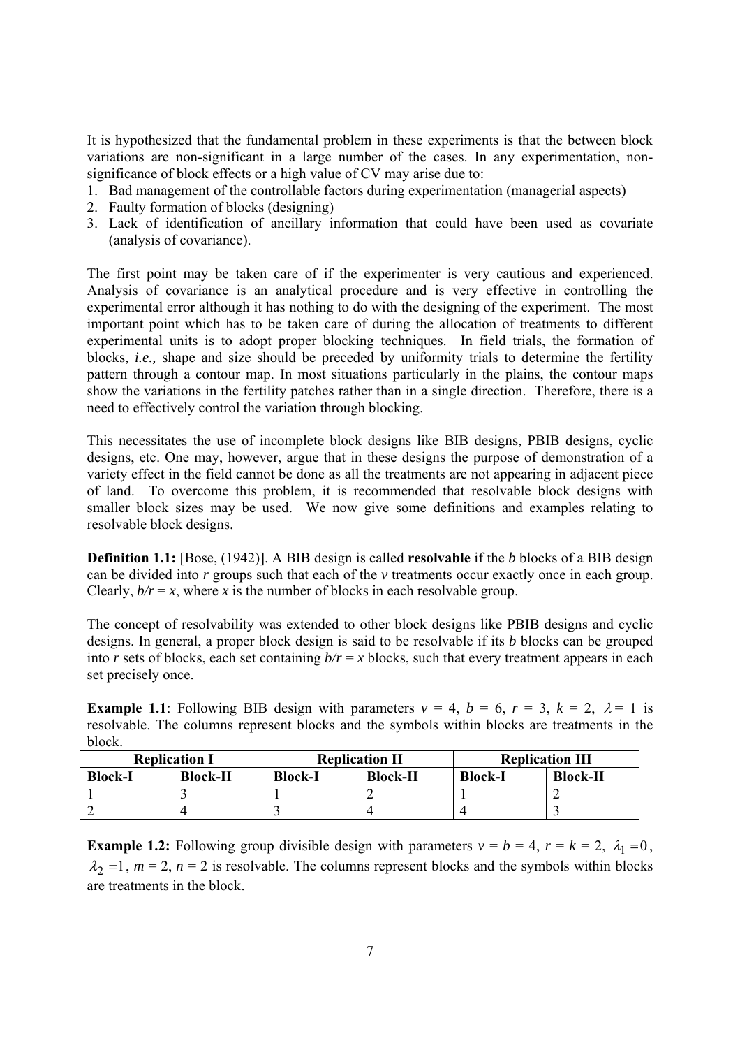It is hypothesized that the fundamental problem in these experiments is that the between block variations are non-significant in a large number of the cases. In any experimentation, non-significance of block effects or a high value of CV may arise due to:

1. Bad management of the controllable factors during experimentation (managerial aspects)
2. Faulty formation of blocks (designing)
3. Lack of identification of ancillary information that could have been used as covariate (analysis of covariance).

The first point may be taken care of if the experimenter is very cautious and experienced. Analysis of covariance is an analytical procedure and is very effective in controlling the experimental error although it has nothing to do with the designing of the experiment. The most important point which has to be taken care of during the allocation of treatments to different experimental units is to adopt proper blocking techniques. In field trials, the formation of blocks, *i.e.,* shape and size should be preceded by uniformity trials to determine the fertility pattern through a contour map. In most situations particularly in the plains, the contour maps show the variations in the fertility patches rather than in a single direction. Therefore, there is a need to effectively control the variation through blocking.

This necessitates the use of incomplete block designs like BIB designs, PBIB designs, cyclic designs, etc. One may, however, argue that in these designs the purpose of demonstration of a variety effect in the field cannot be done as all the treatments are not appearing in adjacent piece of land. To overcome this problem, it is recommended that resolvable block designs with smaller block sizes may be used. We now give some definitions and examples relating to resolvable block designs.

**Definition 1.1:** [Bose, (1942)]. A BIB design is called **resolvable** if the *b* blocks of a BIB design can be divided into *r* groups such that each of the *v* treatments occur exactly once in each group. Clearly, $b/r = x$, where *x* is the number of blocks in each resolvable group.

The concept of resolvability was extended to other block designs like PBIB designs and cyclic designs. In general, a proper block design is said to be resolvable if its *b* blocks can be grouped into *r* sets of blocks, each set containing $b/r = x$ blocks, such that every treatment appears in each set precisely once.

**Example 1.1**: Following BIB design with parameters $v = 4$, $b = 6$, $r = 3$, $k = 2$, $\lambda = 1$ is resolvable. The columns represent blocks and the symbols within blocks are treatments in the block.

| **Replication I** | | **Replication II** | | **Replication III** | |
|---|---|---|---|---|---|
| **Block-I** | **Block-II** | **Block-I** | **Block-II** | **Block-I** | **Block-II** |
| 1 | 3 | 1 | 2 | 1 | 2 |
| 2 | 4 | 3 | 4 | 4 | 3 |

**Example 1.2:** Following group divisible design with parameters $v = b = 4$, $r = k = 2$, $\lambda_1 = 0$, $\lambda_2 = 1$, $m = 2$, $n = 2$ is resolvable. The columns represent blocks and the symbols within blocks are treatments in the block.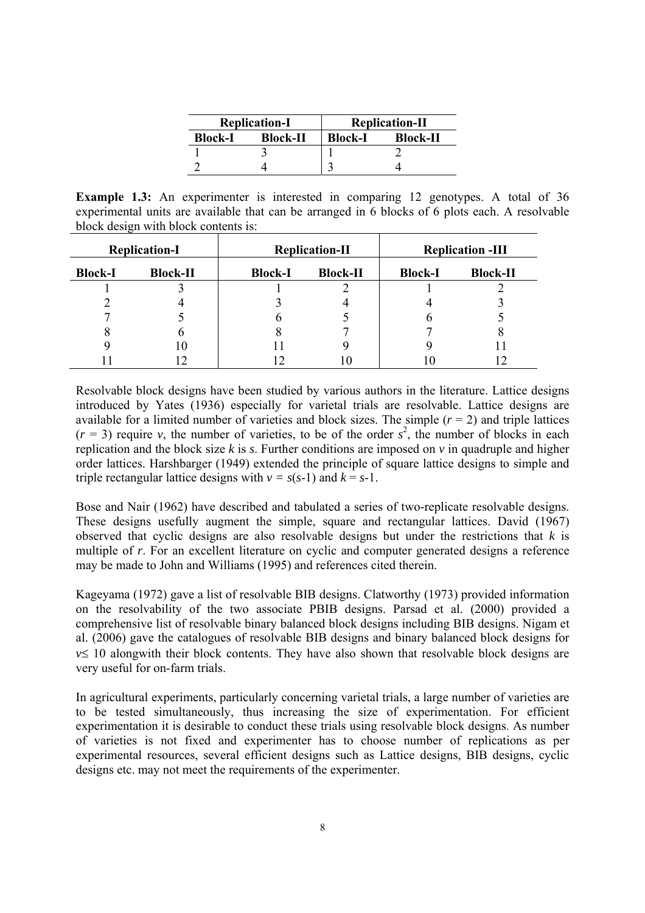| Replication-I | | Replication-II | |
|---|---|---|---|
| Block-I | Block-II | Block-I | Block-II |
| 1 | 3 | 1 | 2 |
| 2 | 4 | 3 | 4 |

**Example 1.3:** An experimenter is interested in comparing 12 genotypes. A total of 36 experimental units are available that can be arranged in 6 blocks of 6 plots each. A resolvable block design with block contents is:

| Replication-I | | Replication-II | | Replication -III | |
|---|---|---|---|---|---|
| Block-I | Block-II | Block-I | Block-II | Block-I | Block-II |
| 1 | 3 | 1 | 2 | 1 | 2 |
| 2 | 4 | 3 | 4 | 4 | 3 |
| 7 | 5 | 6 | 5 | 6 | 5 |
| 8 | 6 | 8 | 7 | 7 | 8 |
| 9 | 10 | 11 | 9 | 9 | 11 |
| 11 | 12 | 12 | 10 | 10 | 12 |

Resolvable block designs have been studied by various authors in the literature. Lattice designs introduced by Yates (1936) especially for varietal trials are resolvable. Lattice designs are available for a limited number of varieties and block sizes. The simple ($r = 2$) and triple lattices ($r = 3$) require $v$, the number of varieties, to be of the order $s^2$, the number of blocks in each replication and the block size $k$ is $s$. Further conditions are imposed on $v$ in quadruple and higher order lattices. Harshbarger (1949) extended the principle of square lattice designs to simple and triple rectangular lattice designs with $v = s(s-1)$ and $k = s-1$.

Bose and Nair (1962) have described and tabulated a series of two-replicate resolvable designs. These designs usefully augment the simple, square and rectangular lattices. David (1967) observed that cyclic designs are also resolvable designs but under the restrictions that $k$ is multiple of $r$. For an excellent literature on cyclic and computer generated designs a reference may be made to John and Williams (1995) and references cited therein.

Kageyama (1972) gave a list of resolvable BIB designs. Clatworthy (1973) provided information on the resolvability of the two associate PBIB designs. Parsad et al. (2000) provided a comprehensive list of resolvable binary balanced block designs including BIB designs. Nigam et al. (2006) gave the catalogues of resolvable BIB designs and binary balanced block designs for $v \leq 10$ alongwith their block contents. They have also shown that resolvable block designs are very useful for on-farm trials.

In agricultural experiments, particularly concerning varietal trials, a large number of varieties are to be tested simultaneously, thus increasing the size of experimentation. For efficient experimentation it is desirable to conduct these trials using resolvable block designs. As number of varieties is not fixed and experimenter has to choose number of replications as per experimental resources, several efficient designs such as Lattice designs, BIB designs, cyclic designs etc. may not meet the requirements of the experimenter.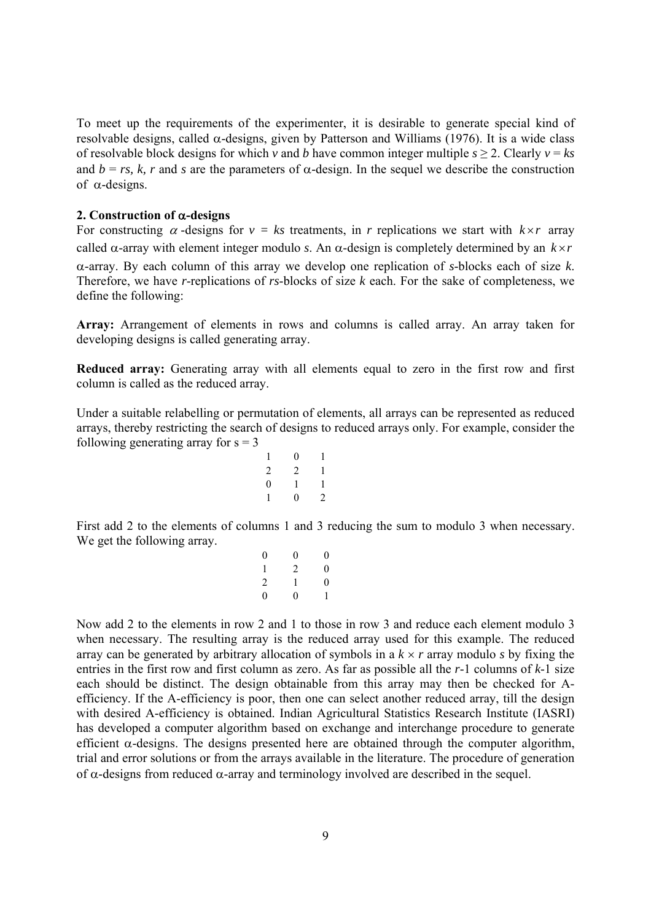To meet up the requirements of the experimenter, it is desirable to generate special kind of resolvable designs, called α-designs, given by Patterson and Williams (1976). It is a wide class of resolvable block designs for which $v$ and $b$ have common integer multiple $s \geq 2$. Clearly $v = ks$ and $b = rs$, $k$, $r$ and $s$ are the parameters of α-design. In the sequel we describe the construction of α-designs.

## 2. Construction of α-designs

For constructing $\alpha$-designs for $v = ks$ treatments, in $r$ replications we start with $k \times r$ array called α-array with element integer modulo $s$. An α-design is completely determined by an $k \times r$ α-array. By each column of this array we develop one replication of $s$-blocks each of size $k$. Therefore, we have $r$-replications of $rs$-blocks of size $k$ each. For the sake of completeness, we define the following:

**Array:** Arrangement of elements in rows and columns is called array. An array taken for developing designs is called generating array.

**Reduced array:** Generating array with all elements equal to zero in the first row and first column is called as the reduced array.

Under a suitable relabelling or permutation of elements, all arrays can be represented as reduced arrays, thereby restricting the search of designs to reduced arrays only. For example, consider the following generating array for s = 3

|   |   |   |
|---|---|---|
| 1 | 0 | 1 |
| 2 | 2 | 1 |
| 0 | 1 | 1 |
| 1 | 0 | 2 |

First add 2 to the elements of columns 1 and 3 reducing the sum to modulo 3 when necessary. We get the following array.

|   |   |   |
|---|---|---|
| 0 | 0 | 0 |
| 1 | 2 | 0 |
| 2 | 1 | 0 |
| 0 | 0 | 1 |

Now add 2 to the elements in row 2 and 1 to those in row 3 and reduce each element modulo 3 when necessary. The resulting array is the reduced array used for this example. The reduced array can be generated by arbitrary allocation of symbols in a $k \times r$ array modulo $s$ by fixing the entries in the first row and first column as zero. As far as possible all the $r$-1 columns of $k$-1 size each should be distinct. The design obtainable from this array may then be checked for A-efficiency. If the A-efficiency is poor, then one can select another reduced array, till the design with desired A-efficiency is obtained. Indian Agricultural Statistics Research Institute (IASRI) has developed a computer algorithm based on exchange and interchange procedure to generate efficient α-designs. The designs presented here are obtained through the computer algorithm, trial and error solutions or from the arrays available in the literature. The procedure of generation of α-designs from reduced α-array and terminology involved are described in the sequel.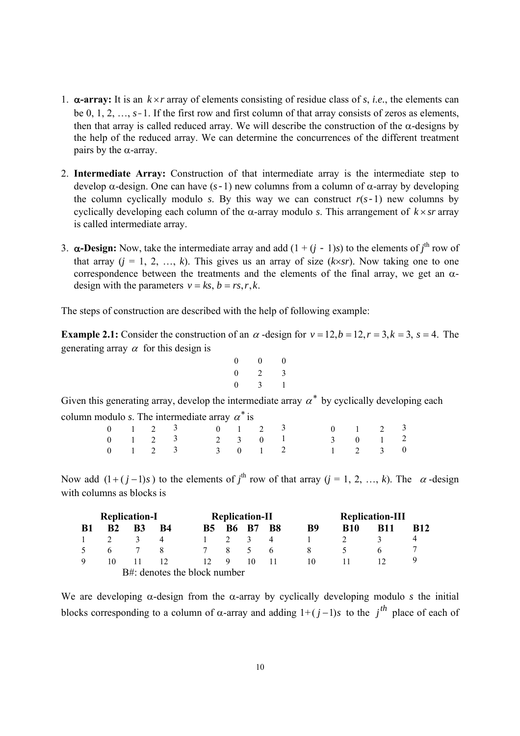1. **α-array:** It is an $k \times r$ array of elements consisting of residue class of *s*, *i.e.*, the elements can be 0, 1, 2, …, $s-1$. If the first row and first column of that array consists of zeros as elements, then that array is called reduced array. We will describe the construction of the α-designs by the help of the reduced array. We can determine the concurrences of the different treatment pairs by the α-array.

2. **Intermediate Array:** Construction of that intermediate array is the intermediate step to develop α-design. One can have $(s-1)$ new columns from a column of α-array by developing the column cyclically modulo *s*. By this way we can construct $r(s-1)$ new columns by cyclically developing each column of the α-array modulo *s*. This arrangement of $k \times sr$ array is called intermediate array.

3. **α-Design:** Now, take the intermediate array and add $(1 + (j - 1)s)$ to the elements of $j^{\text{th}}$ row of that array ($j$ = 1, 2, …, $k$). This gives us an array of size ($k \times sr$). Now taking one to one correspondence between the treatments and the elements of the final array, we get an α-design with the parameters $v = ks, b = rs, r, k$.

The steps of construction are described with the help of following example:

**Example 2.1:** Consider the construction of an $\alpha$-design for $v = 12, b = 12, r = 3, k = 3,\ s = 4.$ The generating array $\alpha$ for this design is

$$\begin{matrix} 0 & 0 & 0 \\ 0 & 2 & 3 \\ 0 & 3 & 1 \end{matrix}$$

Given this generating array, develop the intermediate array $\alpha^*$ by cyclically developing each column modulo *s*. The intermediate array $\alpha^*$ is

$$\begin{matrix} 0 & 1 & 2 & 3 & & 0 & 1 & 2 & 3 & & 0 & 1 & 2 & 3 \\ 0 & 1 & 2 & 3 & & 2 & 3 & 0 & 1 & & 3 & 0 & 1 & 2 \\ 0 & 1 & 2 & 3 & & 3 & 0 & 1 & 2 & & 1 & 2 & 3 & 0 \end{matrix}$$

Now add $(1+(j-1)s)$ to the elements of $j^{\text{th}}$ row of that array ($j$ = 1, 2, …, $k$). The $\alpha$-design with columns as blocks is

| Replication-I | | | | Replication-II | | | | Replication-III | | | |
|---|---|---|---|---|---|---|---|---|---|---|---|
| **B1** | **B2** | **B3** | **B4** | **B5** | **B6** | **B7** | **B8** | **B9** | **B10** | **B11** | **B12** |
| 1 | 2 | 3 | 4 | 1 | 2 | 3 | 4 | 1 | 2 | 3 | 4 |
| 5 | 6 | 7 | 8 | 7 | 8 | 5 | 6 | 8 | 5 | 6 | 7 |
| 9 | 10 | 11 | 12 | 12 | 9 | 10 | 11 | 10 | 11 | 12 | 9 |

B#: denotes the block number

We are developing α-design from the α-array by cyclically developing modulo *s* the initial blocks corresponding to a column of α-array and adding $1+(j-1)s$ to the $j^{th}$ place of each of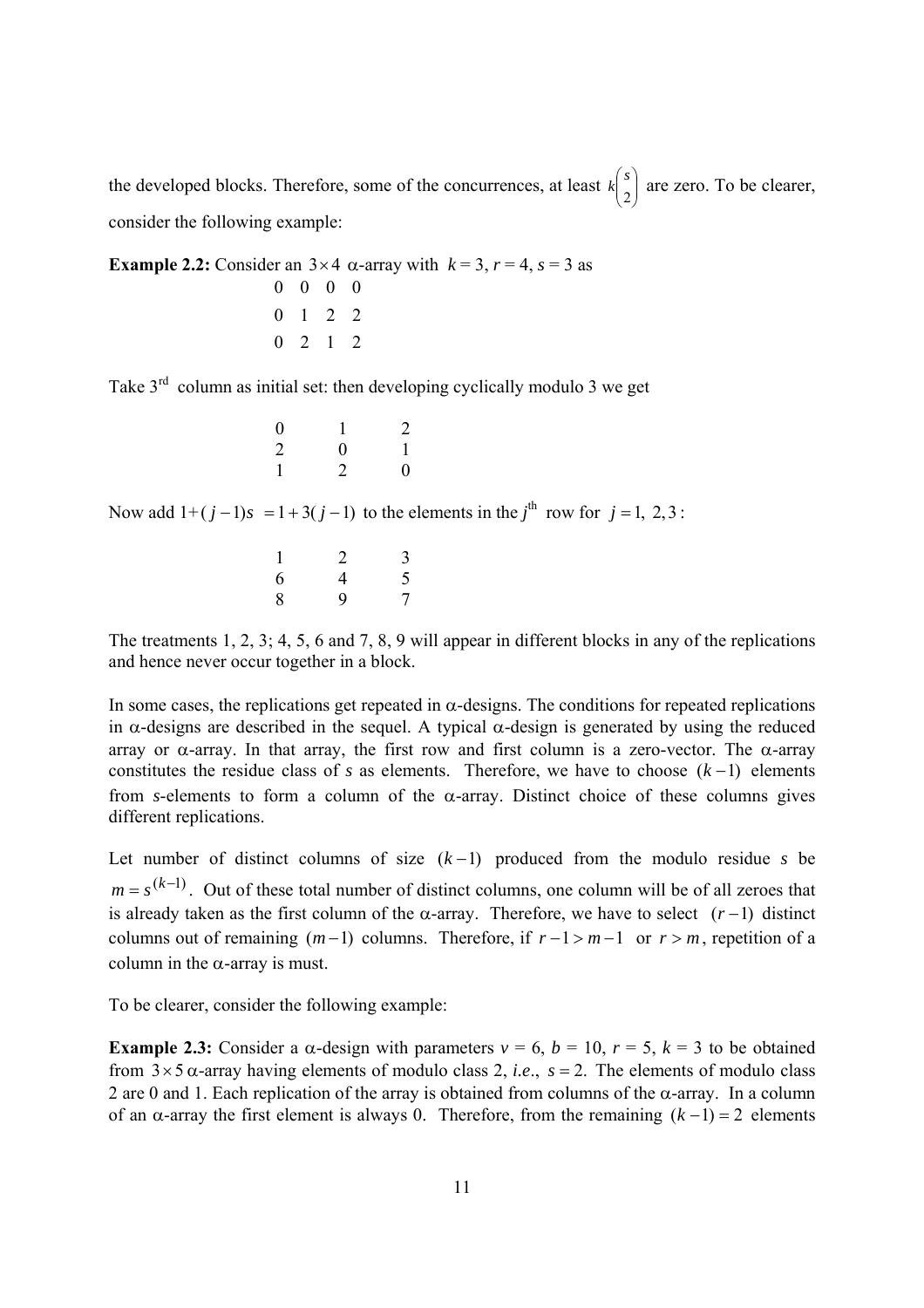the developed blocks. Therefore, some of the concurrences, at least $k\binom{s}{2}$ are zero. To be clearer, consider the following example:

**Example 2.2:** Consider an $3 \times 4$ $\alpha$-array with $k = 3$, $r = 4$, $s = 3$ as

$$\begin{matrix} 0 & 0 & 0 & 0 \\ 0 & 1 & 2 & 2 \\ 0 & 2 & 1 & 2 \end{matrix}$$

Take 3rd column as initial set: then developing cyclically modulo 3 we get

$$\begin{matrix} 0 & 1 & 2 \\ 2 & 0 & 1 \\ 1 & 2 & 0 \end{matrix}$$

Now add $1+(j-1)s = 1+3(j-1)$ to the elements in the $j^{\text{th}}$ row for $j = 1, 2, 3$:

$$\begin{matrix} 1 & 2 & 3 \\ 6 & 4 & 5 \\ 8 & 9 & 7 \end{matrix}$$

The treatments 1, 2, 3; 4, 5, 6 and 7, 8, 9 will appear in different blocks in any of the replications and hence never occur together in a block.

In some cases, the replications get repeated in $\alpha$-designs. The conditions for repeated replications in $\alpha$-designs are described in the sequel. A typical $\alpha$-design is generated by using the reduced array or $\alpha$-array. In that array, the first row and first column is a zero-vector. The $\alpha$-array constitutes the residue class of *s* as elements. Therefore, we have to choose $(k-1)$ elements from *s*-elements to form a column of the $\alpha$-array. Distinct choice of these columns gives different replications.

Let number of distinct columns of size $(k-1)$ produced from the modulo residue *s* be $m = s^{(k-1)}$. Out of these total number of distinct columns, one column will be of all zeroes that is already taken as the first column of the $\alpha$-array. Therefore, we have to select $(r-1)$ distinct columns out of remaining $(m-1)$ columns. Therefore, if $r-1 > m-1$ or $r > m$, repetition of a column in the $\alpha$-array is must.

To be clearer, consider the following example:

**Example 2.3:** Consider a $\alpha$-design with parameters $v = 6$, $b = 10$, $r = 5$, $k = 3$ to be obtained from $3 \times 5$ $\alpha$-array having elements of modulo class 2, *i.e.*, $s = 2$. The elements of modulo class 2 are 0 and 1. Each replication of the array is obtained from columns of the $\alpha$-array. In a column of an $\alpha$-array the first element is always 0. Therefore, from the remaining $(k-1) = 2$ elements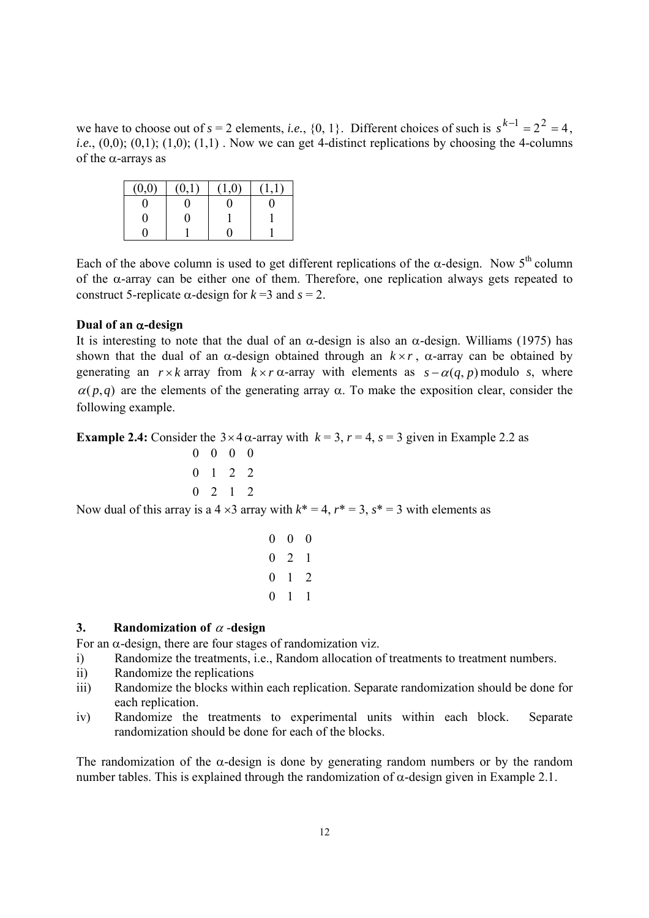we have to choose out of $s = 2$ elements, *i.e.*, {0, 1}. Different choices of such is $s^{k-1} = 2^2 = 4$, *i.e.*, (0,0); (0,1); (1,0); (1,1) . Now we can get 4-distinct replications by choosing the 4-columns of the $\alpha$-arrays as

| (0,0) | (0,1) | (1,0) | (1,1) |
|---|---|---|---|
| 0 | 0 | 0 | 0 |
| 0 | 0 | 1 | 1 |
| 0 | 1 | 0 | 1 |

Each of the above column is used to get different replications of the $\alpha$-design. Now 5[th] column of the $\alpha$-array can be either one of them. Therefore, one replication always gets repeated to construct 5-replicate $\alpha$-design for $k = 3$ and $s = 2$.

**Dual of an $\alpha$-design**

It is interesting to note that the dual of an $\alpha$-design is also an $\alpha$-design. Williams (1975) has shown that the dual of an $\alpha$-design obtained through an $k \times r$, $\alpha$-array can be obtained by generating an $r \times k$ array from $k \times r$ $\alpha$-array with elements as $s - \alpha(q, p)$ modulo $s$, where $\alpha(p, q)$ are the elements of the generating array $\alpha$. To make the exposition clear, consider the following example.

**Example 2.4:** Consider the $3 \times 4$ $\alpha$-array with $k = 3$, $r = 4$, $s = 3$ given in Example 2.2 as

$$
\begin{matrix}
0 & 0 & 0 & 0 \\
0 & 1 & 2 & 2 \\
0 & 2 & 1 & 2
\end{matrix}
$$

Now dual of this array is a $4 \times 3$ array with $k^* = 4$, $r^* = 3$, $s^* = 3$ with elements as

$$
\begin{matrix}
0 & 0 & 0 \\
0 & 2 & 1 \\
0 & 1 & 2 \\
0 & 1 & 1
\end{matrix}
$$

## 3. Randomization of $\alpha$-design

For an $\alpha$-design, there are four stages of randomization viz.

i) Randomize the treatments, i.e., Random allocation of treatments to treatment numbers.
ii) Randomize the replications
iii) Randomize the blocks within each replication. Separate randomization should be done for each replication.
iv) Randomize the treatments to experimental units within each block. Separate randomization should be done for each of the blocks.

The randomization of the $\alpha$-design is done by generating random numbers or by the random number tables. This is explained through the randomization of $\alpha$-design given in Example 2.1.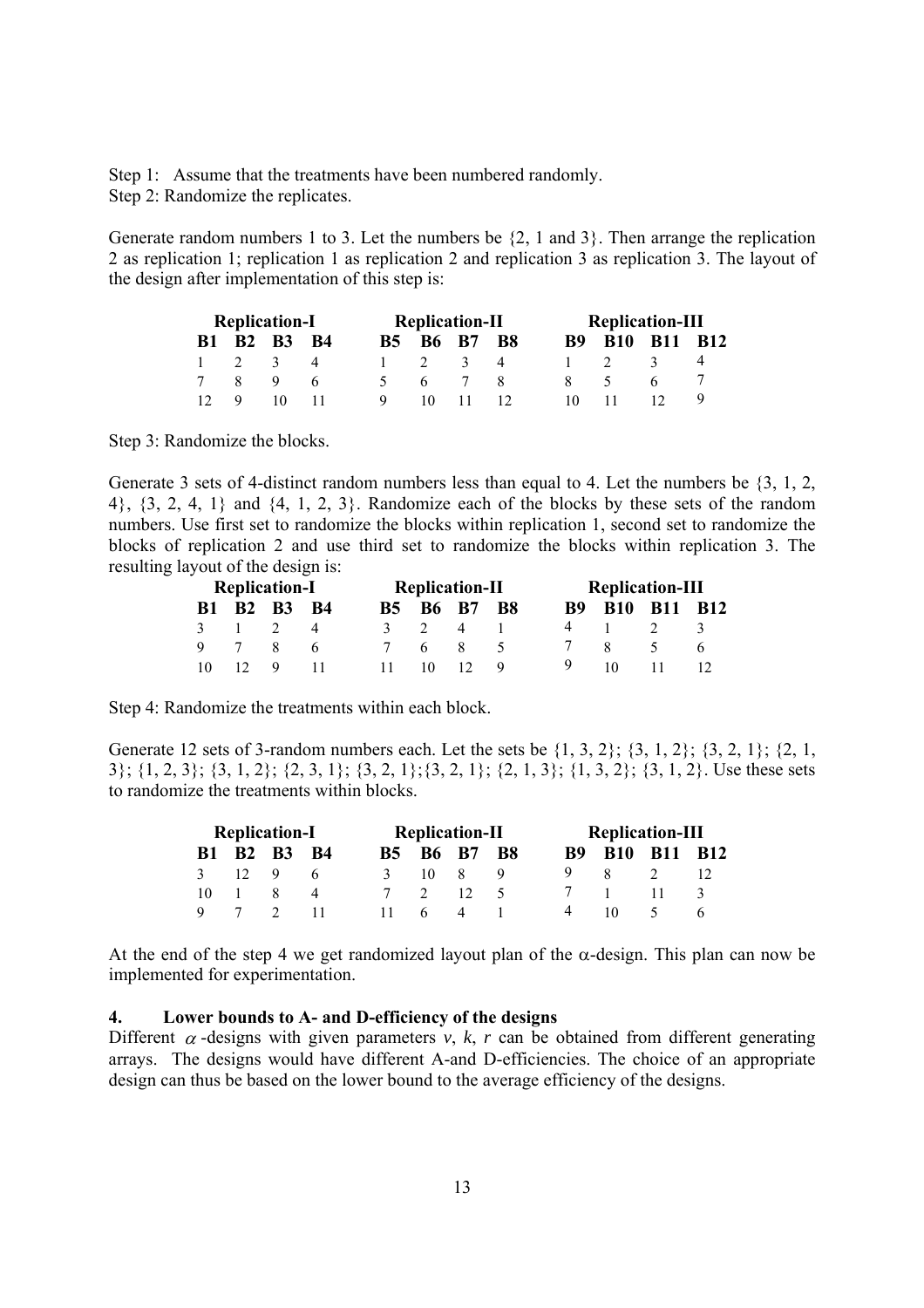Step 1: Assume that the treatments have been numbered randomly.

Step 2: Randomize the replicates.

Generate random numbers 1 to 3. Let the numbers be {2, 1 and 3}. Then arrange the replication 2 as replication 1; replication 1 as replication 2 and replication 3 as replication 3. The layout of the design after implementation of this step is:

| Replication-I | | | | Replication-II | | | | Replication-III | | | |
|---|---|---|---|---|---|---|---|---|---|---|---|
| **B1** | **B2** | **B3** | **B4** | **B5** | **B6** | **B7** | **B8** | **B9** | **B10** | **B11** | **B12** |
| 1 | 2 | 3 | 4 | 1 | 2 | 3 | 4 | 1 | 2 | 3 | 4 |
| 7 | 8 | 9 | 6 | 5 | 6 | 7 | 8 | 8 | 5 | 6 | 7 |
| 12 | 9 | 10 | 11 | 9 | 10 | 11 | 12 | 10 | 11 | 12 | 9 |

Step 3: Randomize the blocks.

Generate 3 sets of 4-distinct random numbers less than equal to 4. Let the numbers be {3, 1, 2, 4}, {3, 2, 4, 1} and {4, 1, 2, 3}. Randomize each of the blocks by these sets of the random numbers. Use first set to randomize the blocks within replication 1, second set to randomize the blocks of replication 2 and use third set to randomize the blocks within replication 3. The resulting layout of the design is:

| Replication-I | | | | Replication-II | | | | Replication-III | | | |
|---|---|---|---|---|---|---|---|---|---|---|---|
| **B1** | **B2** | **B3** | **B4** | **B5** | **B6** | **B7** | **B8** | **B9** | **B10** | **B11** | **B12** |
| 3 | 1 | 2 | 4 | 3 | 2 | 4 | 1 | 4 | 1 | 2 | 3 |
| 9 | 7 | 8 | 6 | 7 | 6 | 8 | 5 | 7 | 8 | 5 | 6 |
| 10 | 12 | 9 | 11 | 11 | 10 | 12 | 9 | 9 | 10 | 11 | 12 |

Step 4: Randomize the treatments within each block.

Generate 12 sets of 3-random numbers each. Let the sets be {1, 3, 2}; {3, 1, 2}; {3, 2, 1}; {2, 1, 3}; {1, 2, 3}; {3, 1, 2}; {2, 3, 1}; {3, 2, 1};{3, 2, 1}; {2, 1, 3}; {1, 3, 2}; {3, 1, 2}. Use these sets to randomize the treatments within blocks.

| Replication-I | | | | Replication-II | | | | Replication-III | | | |
|---|---|---|---|---|---|---|---|---|---|---|---|
| **B1** | **B2** | **B3** | **B4** | **B5** | **B6** | **B7** | **B8** | **B9** | **B10** | **B11** | **B12** |
| 3 | 12 | 9 | 6 | 3 | 10 | 8 | 9 | 9 | 8 | 2 | 12 |
| 10 | 1 | 8 | 4 | 7 | 2 | 12 | 5 | 7 | 1 | 11 | 3 |
| 9 | 7 | 2 | 11 | 11 | 6 | 4 | 1 | 4 | 10 | 5 | 6 |

At the end of the step 4 we get randomized layout plan of the $\alpha$-design. This plan can now be implemented for experimentation.

## 4. Lower bounds to A- and D-efficiency of the designs

Different $\alpha$-designs with given parameters $v$, $k$, $r$ can be obtained from different generating arrays. The designs would have different A-and D-efficiencies. The choice of an appropriate design can thus be based on the lower bound to the average efficiency of the designs.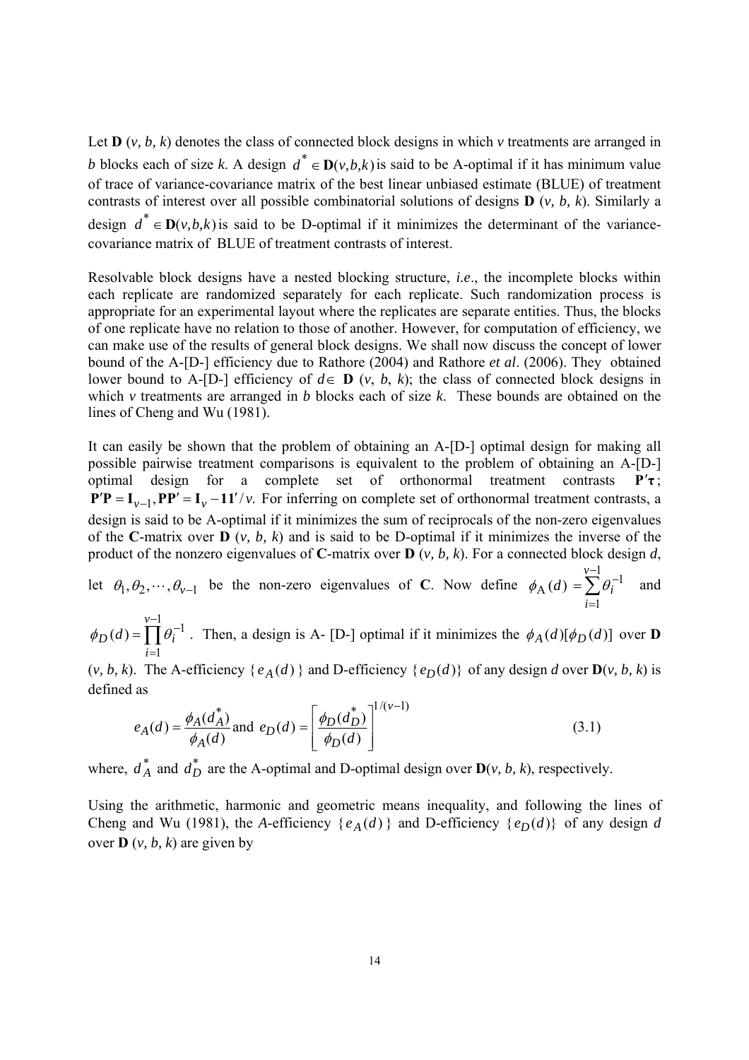Let **D** ($v$, $b$, $k$) denotes the class of connected block designs in which $v$ treatments are arranged in $b$ blocks each of size $k$. A design $d^* \in \mathbf{D}(v,b,k)$ is said to be A-optimal if it has minimum value of trace of variance-covariance matrix of the best linear unbiased estimate (BLUE) of treatment contrasts of interest over all possible combinatorial solutions of designs **D** ($v$, $b$, $k$). Similarly a design $d^* \in \mathbf{D}(v,b,k)$ is said to be D-optimal if it minimizes the determinant of the variance-covariance matrix of BLUE of treatment contrasts of interest.

Resolvable block designs have a nested blocking structure, *i.e*., the incomplete blocks within each replicate are randomized separately for each replicate. Such randomization process is appropriate for an experimental layout where the replicates are separate entities. Thus, the blocks of one replicate have no relation to those of another. However, for computation of efficiency, we can make use of the results of general block designs. We shall now discuss the concept of lower bound of the A-[D-] efficiency due to Rathore (2004) and Rathore *et al*. (2006). They obtained lower bound to A-[D-] efficiency of $d \in$ **D** ($v$, $b$, $k$); the class of connected block designs in which $v$ treatments are arranged in $b$ blocks each of size $k$. These bounds are obtained on the lines of Cheng and Wu (1981).

It can easily be shown that the problem of obtaining an A-[D-] optimal design for making all possible pairwise treatment comparisons is equivalent to the problem of obtaining an A-[D-] optimal design for a complete set of orthonormal treatment contrasts $\mathbf{P}'\boldsymbol{\tau}$; $\mathbf{P}'\mathbf{P} = \mathbf{I}_{v-1}, \mathbf{P}\mathbf{P}' = \mathbf{I}_v - \mathbf{1}\mathbf{1}'/v$. For inferring on complete set of orthonormal treatment contrasts, a design is said to be A-optimal if it minimizes the sum of reciprocals of the non-zero eigenvalues of the **C**-matrix over **D** ($v$, $b$, $k$) and is said to be D-optimal if it minimizes the inverse of the product of the nonzero eigenvalues of **C**-matrix over **D** ($v$, $b$, $k$). For a connected block design $d$, let $\theta_1, \theta_2, \cdots, \theta_{v-1}$ be the non-zero eigenvalues of **C**. Now define $\phi_A(d) = \sum_{i=1}^{v-1} \theta_i^{-1}$ and $\phi_D(d) = \prod_{i=1}^{v-1} \theta_i^{-1}$. Then, a design is A- [D-] optimal if it minimizes the $\phi_A(d)[\phi_D(d)]$ over **D** ($v$, $b$, $k$). The A-efficiency $\{e_A(d)\}$ and D-efficiency $\{e_D(d)\}$ of any design $d$ over **D**($v$, $b$, $k$) is defined as

$$e_A(d) = \frac{\phi_A(d_A^*)}{\phi_A(d)} \text{ and } e_D(d) = \left[\frac{\phi_D(d_D^*)}{\phi_D(d)}\right]^{1/(v-1)} \tag{3.1}$$

where, $d_A^*$ and $d_D^*$ are the A-optimal and D-optimal design over **D**($v$, $b$, $k$), respectively.

Using the arithmetic, harmonic and geometric means inequality, and following the lines of Cheng and Wu (1981), the *A*-efficiency $\{e_A(d)\}$ and D-efficiency $\{e_D(d)\}$ of any design $d$ over **D** ($v$, $b$, $k$) are given by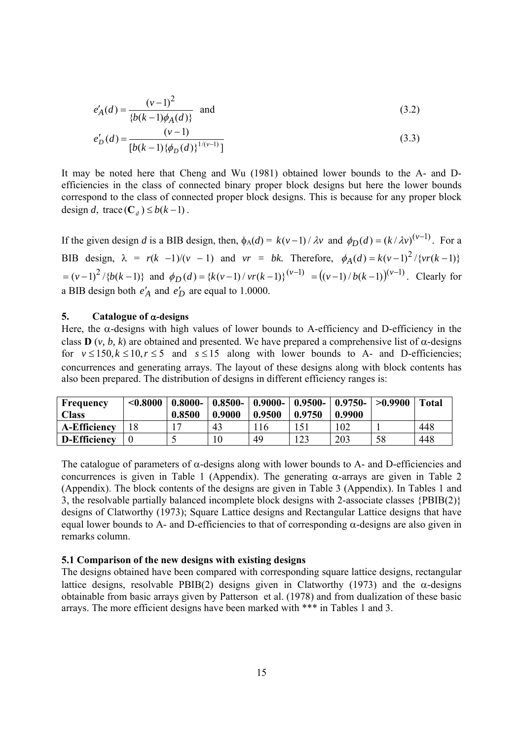$$e'_A(d) = \frac{(v-1)^2}{\{b(k-1)\phi_A(d)\}} \quad \text{and} \tag{3.2}$$

$$e'_D(d) = \frac{(v-1)}{[b(k-1)\{\phi_D(d)\}^{1/(v-1)}]} \tag{3.3}$$

It may be noted here that Cheng and Wu (1981) obtained lower bounds to the A- and D-efficiencies in the class of connected binary proper block designs but here the lower bounds correspond to the class of connected proper block designs. This is because for any proper block design $d$, $\text{trace}(\mathbf{C}_d) \leq b(k-1)$.

If the given design $d$ is a BIB design, then, $\phi_A(d) = k(v-1)/\lambda v$ and $\phi_D(d) = (k/\lambda v)^{(v-1)}$. For a BIB design, $\lambda = r(k-1)/(v-1)$ and $vr = bk$. Therefore, $\phi_A(d) = k(v-1)^2/\{vr(k-1)\}$ $= (v-1)^2/\{b(k-1)\}$ and $\phi_D(d) = \{k(v-1)/vr(k-1)\}^{(v-1)} = \left((v-1)/b(k-1)\right)^{(v-1)}$. Clearly for a BIB design both $e'_A$ and $e'_D$ are equal to 1.0000.

## 5. Catalogue of α-designs

Here, the α-designs with high values of lower bounds to A-efficiency and D-efficiency in the class **D** $(v, b, k)$ are obtained and presented. We have prepared a comprehensive list of α-designs for $v \leq 150, k \leq 10, r \leq 5$ and $s \leq 15$ along with lower bounds to A- and D-efficiencies; concurrences and generating arrays. The layout of these designs along with block contents has also been prepared. The distribution of designs in different efficiency ranges is:

| Frequency Class | <0.8000 | 0.8000-0.8500 | 0.8500-0.9000 | 0.9000-0.9500 | 0.9500-0.9750 | 0.9750-0.9900 | >0.9900 | Total |
|---|---|---|---|---|---|---|---|---|
| A-Efficiency | 18 | 17 | 43 | 116 | 151 | 102 | 1 | 448 |
| D-Efficiency | 0 | 5 | 10 | 49 | 123 | 203 | 58 | 448 |

The catalogue of parameters of α-designs along with lower bounds to A- and D-efficiencies and concurrences is given in Table 1 (Appendix). The generating α-arrays are given in Table 2 (Appendix). The block contents of the designs are given in Table 3 (Appendix). In Tables 1 and 3, the resolvable partially balanced incomplete block designs with 2-associate classes {PBIB(2)} designs of Clatworthy (1973); Square Lattice designs and Rectangular Lattice designs that have equal lower bounds to A- and D-efficiencies to that of corresponding α-designs are also given in remarks column.

### 5.1 Comparison of the new designs with existing designs

The designs obtained have been compared with corresponding square lattice designs, rectangular lattice designs, resolvable PBIB(2) designs given in Clatworthy (1973) and the α-designs obtainable from basic arrays given by Patterson et al. (1978) and from dualization of these basic arrays. The more efficient designs have been marked with *** in Tables 1 and 3.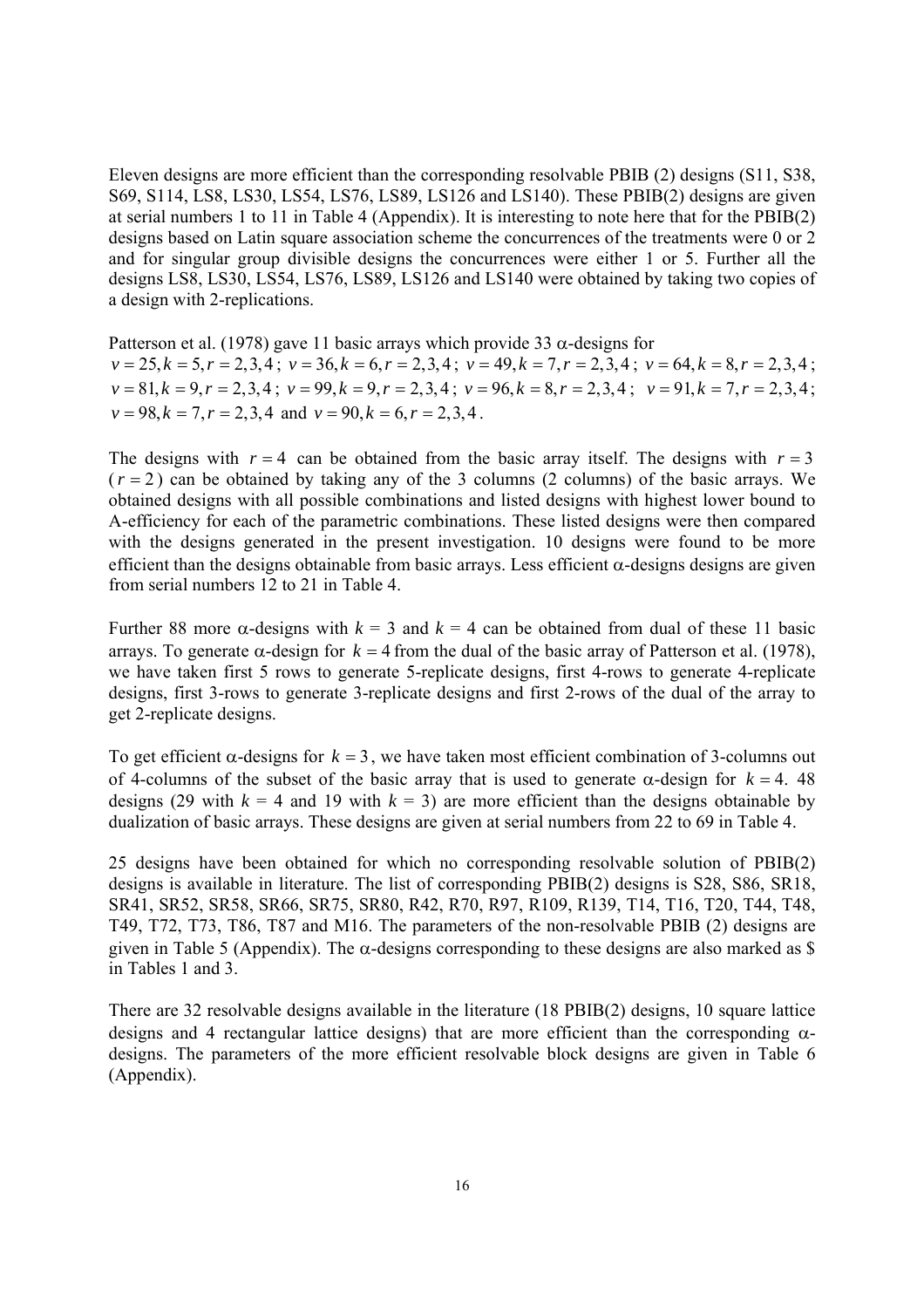Eleven designs are more efficient than the corresponding resolvable PBIB (2) designs (S11, S38, S69, S114, LS8, LS30, LS54, LS76, LS89, LS126 and LS140). These PBIB(2) designs are given at serial numbers 1 to 11 in Table 4 (Appendix). It is interesting to note here that for the PBIB(2) designs based on Latin square association scheme the concurrences of the treatments were 0 or 2 and for singular group divisible designs the concurrences were either 1 or 5. Further all the designs LS8, LS30, LS54, LS76, LS89, LS126 and LS140 were obtained by taking two copies of a design with 2-replications.

Patterson et al. (1978) gave 11 basic arrays which provide 33 $\alpha$-designs for $v = 25, k = 5, r = 2,3,4$ ; $v = 36, k = 6, r = 2,3,4$ ; $v = 49, k = 7, r = 2,3,4$ ; $v = 64, k = 8, r = 2,3,4$ ; $v = 81, k = 9, r = 2,3,4$ ; $v = 99, k = 9, r = 2,3,4$ ; $v = 96, k = 8, r = 2,3,4$ ; $v = 91, k = 7, r = 2,3,4$ ; $v = 98, k = 7, r = 2,3,4$ and $v = 90, k = 6, r = 2,3,4$ .

The designs with $r = 4$ can be obtained from the basic array itself. The designs with $r = 3$ ($r = 2$) can be obtained by taking any of the 3 columns (2 columns) of the basic arrays. We obtained designs with all possible combinations and listed designs with highest lower bound to A-efficiency for each of the parametric combinations. These listed designs were then compared with the designs generated in the present investigation. 10 designs were found to be more efficient than the designs obtainable from basic arrays. Less efficient $\alpha$-designs designs are given from serial numbers 12 to 21 in Table 4.

Further 88 more $\alpha$-designs with $k = 3$ and $k = 4$ can be obtained from dual of these 11 basic arrays. To generate $\alpha$-design for $k = 4$ from the dual of the basic array of Patterson et al. (1978), we have taken first 5 rows to generate 5-replicate designs, first 4-rows to generate 4-replicate designs, first 3-rows to generate 3-replicate designs and first 2-rows of the dual of the array to get 2-replicate designs.

To get efficient $\alpha$-designs for $k = 3$, we have taken most efficient combination of 3-columns out of 4-columns of the subset of the basic array that is used to generate $\alpha$-design for $k = 4$. 48 designs (29 with $k = 4$ and 19 with $k = 3$) are more efficient than the designs obtainable by dualization of basic arrays. These designs are given at serial numbers from 22 to 69 in Table 4.

25 designs have been obtained for which no corresponding resolvable solution of PBIB(2) designs is available in literature. The list of corresponding PBIB(2) designs is S28, S86, SR18, SR41, SR52, SR58, SR66, SR75, SR80, R42, R70, R97, R109, R139, T14, T16, T20, T44, T48, T49, T72, T73, T86, T87 and M16. The parameters of the non-resolvable PBIB (2) designs are given in Table 5 (Appendix). The $\alpha$-designs corresponding to these designs are also marked as $ in Tables 1 and 3.

There are 32 resolvable designs available in the literature (18 PBIB(2) designs, 10 square lattice designs and 4 rectangular lattice designs) that are more efficient than the corresponding $\alpha$-designs. The parameters of the more efficient resolvable block designs are given in Table 6 (Appendix).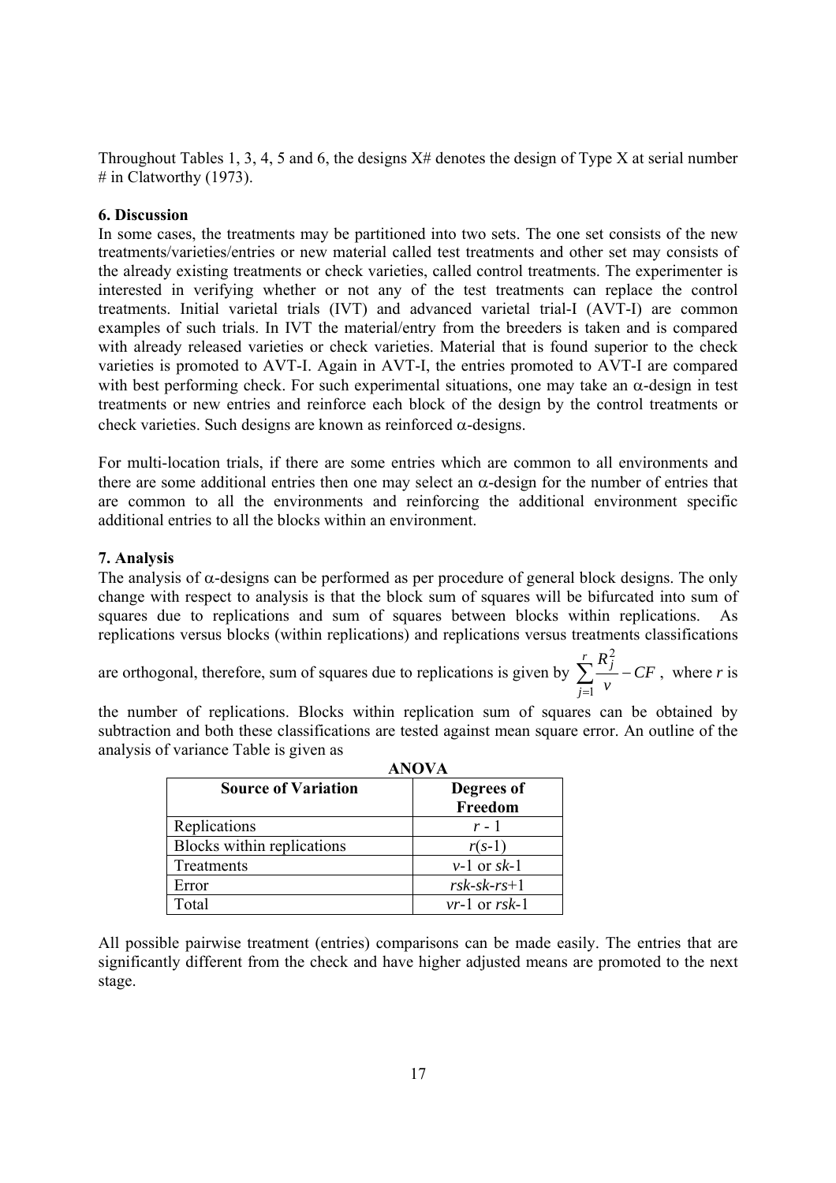Throughout Tables 1, 3, 4, 5 and 6, the designs X# denotes the design of Type X at serial number # in Clatworthy (1973).

## 6. Discussion

In some cases, the treatments may be partitioned into two sets. The one set consists of the new treatments/varieties/entries or new material called test treatments and other set may consists of the already existing treatments or check varieties, called control treatments. The experimenter is interested in verifying whether or not any of the test treatments can replace the control treatments. Initial varietal trials (IVT) and advanced varietal trial-I (AVT-I) are common examples of such trials. In IVT the material/entry from the breeders is taken and is compared with already released varieties or check varieties. Material that is found superior to the check varieties is promoted to AVT-I. Again in AVT-I, the entries promoted to AVT-I are compared with best performing check. For such experimental situations, one may take an $\alpha$-design in test treatments or new entries and reinforce each block of the design by the control treatments or check varieties. Such designs are known as reinforced $\alpha$-designs.

For multi-location trials, if there are some entries which are common to all environments and there are some additional entries then one may select an $\alpha$-design for the number of entries that are common to all the environments and reinforcing the additional environment specific additional entries to all the blocks within an environment.

## 7. Analysis

The analysis of $\alpha$-designs can be performed as per procedure of general block designs. The only change with respect to analysis is that the block sum of squares will be bifurcated into sum of squares due to replications and sum of squares between blocks within replications. As replications versus blocks (within replications) and replications versus treatments classifications are orthogonal, therefore, sum of squares due to replications is given by $\sum_{j=1}^{r} \frac{R_j^2}{v} - CF$, where $r$ is the number of replications. Blocks within replication sum of squares can be obtained by subtraction and both these classifications are tested against mean square error. An outline of the analysis of variance Table is given as

**ANOVA**

| Source of Variation | Degrees of Freedom |
|---|---|
| Replications | $r - 1$ |
| Blocks within replications | $r(s-1)$ |
| Treatments | $v-1$ or $sk-1$ |
| Error | $rsk-sk-rs+1$ |
| Total | $vr-1$ or $rsk-1$ |

All possible pairwise treatment (entries) comparisons can be made easily. The entries that are significantly different from the check and have higher adjusted means are promoted to the next stage.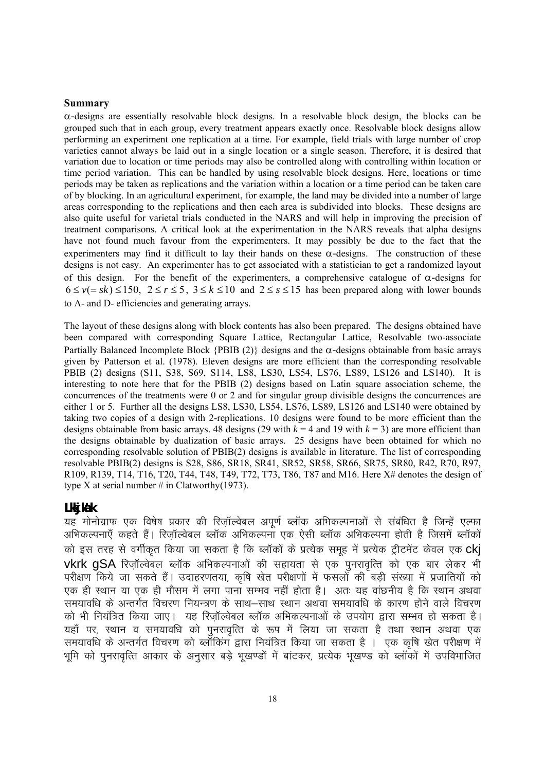## Summary

$\alpha$-designs are essentially resolvable block designs. In a resolvable block design, the blocks can be grouped such that in each group, every treatment appears exactly once. Resolvable block designs allow performing an experiment one replication at a time. For example, field trials with large number of crop varieties cannot always be laid out in a single location or a single season. Therefore, it is desired that variation due to location or time periods may also be controlled along with controlling within location or time period variation. This can be handled by using resolvable block designs. Here, locations or time periods may be taken as replications and the variation within a location or a time period can be taken care of by blocking. In an agricultural experiment, for example, the land may be divided into a number of large areas corresponding to the replications and then each area is subdivided into blocks. These designs are also quite useful for varietal trials conducted in the NARS and will help in improving the precision of treatment comparisons. A critical look at the experimentation in the NARS reveals that alpha designs have not found much favour from the experimenters. It may possibly be due to the fact that the experimenters may find it difficult to lay their hands on these $\alpha$-designs. The construction of these designs is not easy. An experimenter has to get associated with a statistician to get a randomized layout of this design. For the benefit of the experimenters, a comprehensive catalogue of $\alpha$-designs for $6 \le v(= sk) \le 150$, $2 \le r \le 5$, $3 \le k \le 10$ and $2 \le s \le 15$ has been prepared along with lower bounds to A- and D- efficiencies and generating arrays.

The layout of these designs along with block contents has also been prepared. The designs obtained have been compared with corresponding Square Lattice, Rectangular Lattice, Resolvable two-associate Partially Balanced Incomplete Block {PBIB (2)} designs and the $\alpha$-designs obtainable from basic arrays given by Patterson et al. (1978). Eleven designs are more efficient than the corresponding resolvable PBIB (2) designs (S11, S38, S69, S114, LS8, LS30, LS54, LS76, LS89, LS126 and LS140). It is interesting to note here that for the PBIB (2) designs based on Latin square association scheme, the concurrences of the treatments were 0 or 2 and for singular group divisible designs the concurrences are either 1 or 5. Further all the designs LS8, LS30, LS54, LS76, LS89, LS126 and LS140 were obtained by taking two copies of a design with 2-replications. 10 designs were found to be more efficient than the designs obtainable from basic arrays. 48 designs (29 with $k = 4$ and 19 with $k = 3$) are more efficient than the designs obtainable by dualization of basic arrays. 25 designs have been obtained for which no corresponding resolvable solution of PBIB(2) designs is available in literature. The list of corresponding resolvable PBIB(2) designs is S28, S86, SR18, SR41, SR52, SR58, SR66, SR75, SR80, R42, R70, R97, R109, R139, T14, T16, T20, T44, T48, T49, T72, T73, T86, T87 and M16. Here X# denotes the design of type X at serial number # in Clatworthy(1973).

## Lkkjka'k

यह मोनोग्राफ एक विषेष प्रकार की रिज़ॉल्वेबल अपूर्ण ब्लॉक अभिकल्पनाओं से संबंधित है जिन्हें एल्फा अभिकल्पनाएँ कहते हैं। रिज़ॉल्वेबल ब्लॉक अभिकल्पना एक ऐसी ब्लॉक अभिकल्पना होती है जिसमें ब्लॉकों को इस तरह से वर्गीकृत किया जा सकता है कि ब्लॉकों के प्रत्येक समूह में प्रत्येक ट्रीटमेंट केवल एक ckj vkrk gSA रिज़ॉल्वेबल ब्लॉक अभिकल्पनाओं की सहायता से एक पुनरावृत्ति को एक बार लेकर भी परीक्षण किये जा सकते हैं। उदाहरणतया, कृषि खेत परीक्षणों में फसलों की बड़ी संख्या में प्रजातियों को एक ही स्थान या एक ही मौसम में लगा पाना सम्भव नहीं होता है। अतः यह वांछनीय है कि स्थान अथवा समयावधि के अन्तर्गत विचरण नियन्त्रण के साथ–साथ स्थान अथवा समयावधि के कारण होने वाले विचरण को भी नियंत्रित किया जाए। यह रिज़ॉल्वेबल ब्लॉक अभिकल्पनाओं के उपयोग द्वारा सम्भव हो सकता है। यहाँ पर, स्थान व समयावधि को पुनरावृत्ति के रूप में लिया जा सकता है तथा स्थान अथवा एक समयावधि के अन्तर्गत विचरण को ब्लॉकिंग द्वारा नियंत्रित किया जा सकता है । एक कृषि खेत परीक्षण में भूमि को पुनरावृत्ति आकार के अनुसार बड़े भूखण्डों में बांटकर, प्रत्येक भूखण्ड को ब्लॉकों में उपविभाजित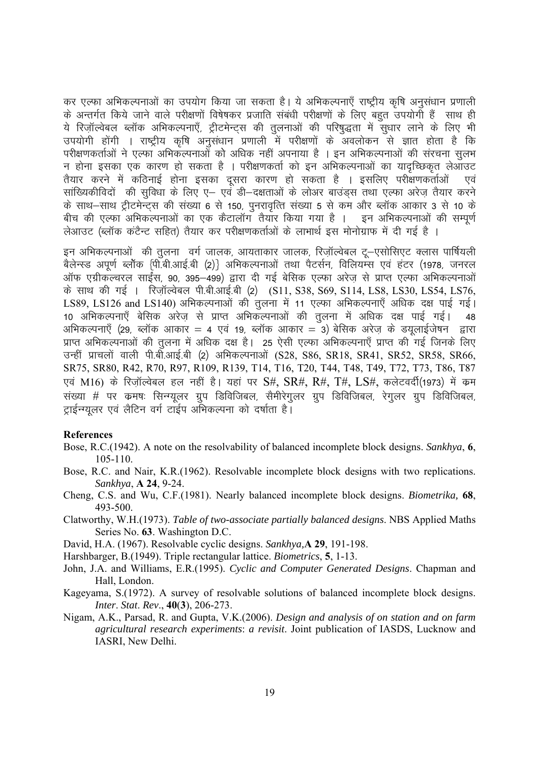कर एल्फा अभिकल्पनाओं का उपयोग किया जा सकता है। ये अभिकल्पनाएँ राष्ट्रीय कृषि अनुसंधान प्रणाली के अन्तर्गत किये जाने वाले परीक्षणों विषेषकर प्रजाति संबंधी परीक्षणों के लिए बहुत उपयोगी हैं साथ ही ये रिज़ॉल्वेबल ब्लॉक अभिकल्पनाएँ, ट्रीटमेन्ट्स की तुलनाओं की परिषुद्धता में सुधार लाने के लिए भी उपयोगी होंगी । राष्ट्रीय कृषि अनुसंधान प्रणाली में परीक्षणों के अवलोकन से ज्ञात होता है कि परीक्षणकर्ताओं ने एल्फा अभिकल्पनाओं को अधिक नहीं अपनाया है । इन अभिकल्पनाओं की संरचना सुलभ न होना इसका एक कारण हो सकता है । परीक्षणकर्ता को इन अभिकल्पनाओं का यादृच्छिकृत लेआउट तैयार करने में कठिनाई होना इसका दूसरा कारण हो सकता है । इसलिए परीक्षणकर्ताओं एवं सांख्यिकीविदों की सुविधा के लिए ए– एवं डी–दक्षताओं के लोअर बाउंड्स तथा एल्फा अरेज़ तैयार करने के साथ–साथ ट्रीटमेन्ट्स की संख्या 6 से 150, पुनरावृत्ति संख्या 5 से कम और ब्लॉक आकार 3 से 10 के बीच की एल्फा अभिकल्पनाओं का एक कैटालॉग तैयार किया गया है । इन अभिकल्पनाओं की सम्पूर्ण लेआउट (ब्लॉक कंटैन्ट सहित) तैयार कर परीक्षणकर्ताओं के लाभार्थ इस मोनोग्राफ में दी गई है ।

इन अभिकल्पनाओं की तुलना वर्ग जालक, आयताकार जालक, रिज़ॉल्वेबल टू–एसोसिएट क्लास पार्षियली बैलेन्स्ड अपूर्ण ब्लॉक {पी.बी.आई.बी (2)} अभिकल्पनाओं तथा पैटर्सन, विलियम्स एवं हंटर (1978, जनरल ऑफ एग्रीकल्चरल साईंस, 90, 395–499) द्वारा दी गई बेसिक एल्फा अरेज़ से प्राप्त एल्फा अभिकल्पनाओं के साथ की गई । रिज़ॉल्वेबल पी.बी.आई.बी (2) (S11, S38, S69, S114, LS8, LS30, LS54, LS76, LS89, LS126 and LS140) अभिकल्पनाओं की तुलना में 11 एल्फा अभिकल्पनाएँ अधिक दक्ष पाई गई। 10 अभिकल्पनाएँ बेसिक अरेज़ से प्राप्त अभिकल्पनाओं की तुलना में अधिक दक्ष पाई गई। 48 अभिकल्पनाएँ (29, ब्लॉक आकार = 4 एवं 19, ब्लॉक आकार = 3) बेसिक अरेज़ के डयूलाईजेषन द्वारा प्राप्त अभिकल्पनाओं की तुलना में अधिक दक्ष है। 25 ऐसी एल्फा अभिकल्पनाएँ प्राप्त की गई जिनके लिए उन्हीं प्राचलों वाली पी.बी.आई.बी (2) अभिकल्पनाओं (S28, S86, SR18, SR41, SR52, SR58, SR66, SR75, SR80, R42, R70, R97, R109, R139, T14, T16, T20, T44, T48, T49, T72, T73, T86, T87 एवं M16) के रिज़ॉल्वेबल हल नहीं है। यहां पर S#, SR#, R#, T#, LS#, क्लेटवर्दी(1973) में क्रम संख्या # पर क्रमषः सिन्ग्यूलर ग्रुप डिविजिबल, सैमीरेगुलर ग्रुप डिविजिबल, रेगुलर ग्रुप डिविजिबल, ट्राईन्ग्यूलर एवं लैटिन वर्ग टाईप अभिकल्पना को दर्षाता है।

## References

Bose, R.C.(1942). A note on the resolvability of balanced incomplete block designs. *Sankhya*, **6**, 105-110.

Bose, R.C. and Nair, K.R.(1962). Resolvable incomplete block designs with two replications. *Sankhya*, **A 24**, 9-24.

Cheng, C.S. and Wu, C.F.(1981). Nearly balanced incomplete block designs. *Biometrika,* **68**, 493-500.

Clatworthy, W.H.(1973). *Table of two-associate partially balanced designs*. NBS Applied Maths Series No. **63**. Washington D.C.

David, H.A. (1967). Resolvable cyclic designs. *Sankhya,***A 29**, 191-198.

Harshbarger, B.(1949). Triple rectangular lattice. *Biometrics*, **5**, 1-13.

John, J.A. and Williams, E.R.(1995). *Cyclic and Computer Generated Designs*. Chapman and Hall, London.

Kageyama, S.(1972). A survey of resolvable solutions of balanced incomplete block designs. *Inter*. *Stat*. *Rev*., **40**(**3**), 206-273.

Nigam, A.K., Parsad, R. and Gupta, V.K.(2006). *Design and analysis of on station and on farm agricultural research experiments*: *a revisit*. Joint publication of IASDS, Lucknow and IASRI, New Delhi.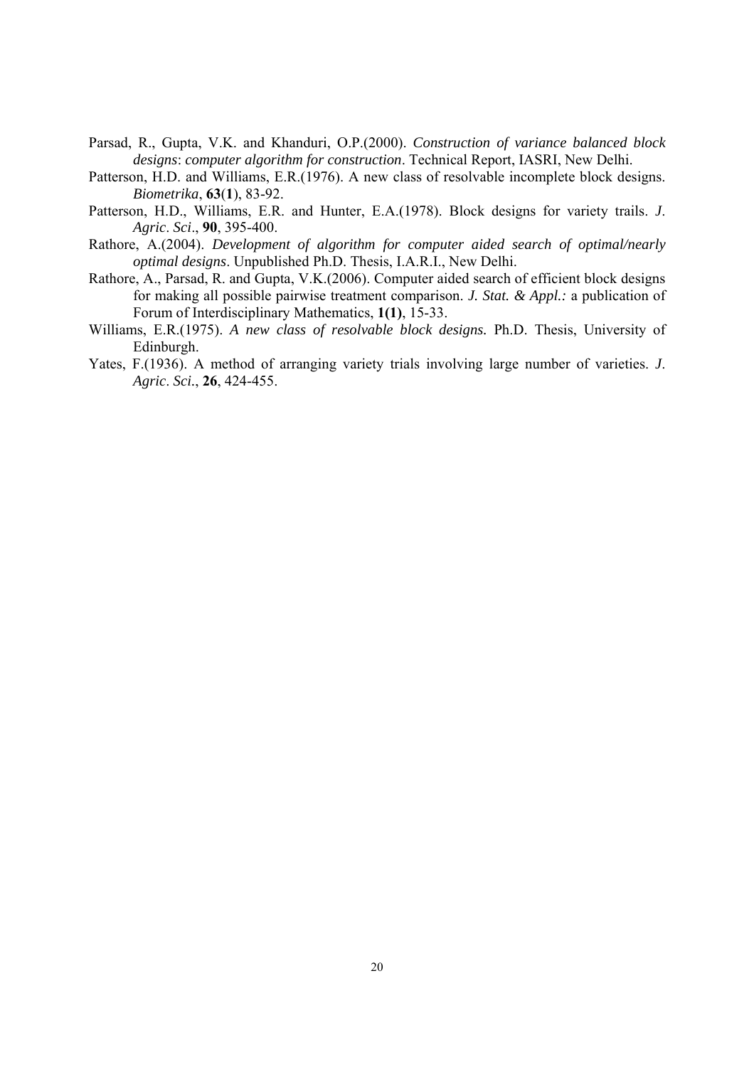Parsad, R., Gupta, V.K. and Khanduri, O.P.(2000). *Construction of variance balanced block designs*: *computer algorithm for construction*. Technical Report, IASRI, New Delhi.

Patterson, H.D. and Williams, E.R.(1976). A new class of resolvable incomplete block designs. *Biometrika*, **63**(**1**), 83-92.

Patterson, H.D., Williams, E.R. and Hunter, E.A.(1978). Block designs for variety trails. *J*. *Agric*. *Sci*., **90**, 395-400.

Rathore, A.(2004). *Development of algorithm for computer aided search of optimal/nearly optimal designs*. Unpublished Ph.D. Thesis, I.A.R.I., New Delhi.

Rathore, A., Parsad, R. and Gupta, V.K.(2006). Computer aided search of efficient block designs for making all possible pairwise treatment comparison. *J. Stat. & Appl.:* a publication of Forum of Interdisciplinary Mathematics, **1(1)**, 15-33.

Williams, E.R.(1975). *A new class of resolvable block designs.* Ph.D. Thesis, University of Edinburgh.

Yates, F.(1936). A method of arranging variety trials involving large number of varieties. *J*. *Agric*. *Sci*., **26**, 424-455.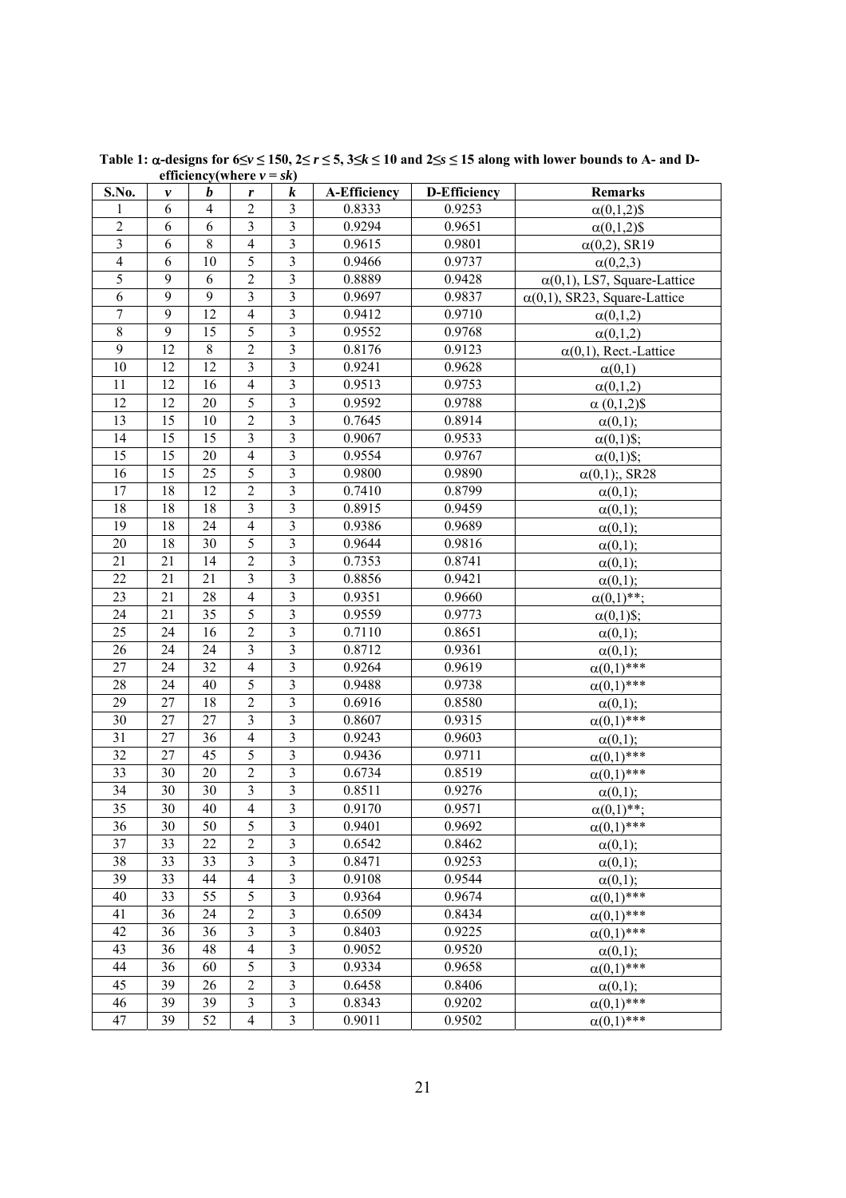**Table 1: $\alpha$-designs for $6 \le v \le 150$, $2 \le r \le 5$, $3 \le k \le 10$ and $2 \le s \le 15$ along with lower bounds to A- and D-efficiency(where $v = sk$)**

| S.No. | $v$ | $b$ | $r$ | $k$ | A-Efficiency | D-Efficiency | Remarks |
|---|---|---|---|---|---|---|---|
| 1 | 6 | 4 | 2 | 3 | 0.8333 | 0.9253 | $\alpha$(0,1,2)$ |
| 2 | 6 | 6 | 3 | 3 | 0.9294 | 0.9651 | $\alpha$(0,1,2)$ |
| 3 | 6 | 8 | 4 | 3 | 0.9615 | 0.9801 | $\alpha$(0,2), SR19 |
| 4 | 6 | 10 | 5 | 3 | 0.9466 | 0.9737 | $\alpha$(0,2,3) |
| 5 | 9 | 6 | 2 | 3 | 0.8889 | 0.9428 | $\alpha$(0,1), LS7, Square-Lattice |
| 6 | 9 | 9 | 3 | 3 | 0.9697 | 0.9837 | $\alpha$(0,1), SR23, Square-Lattice |
| 7 | 9 | 12 | 4 | 3 | 0.9412 | 0.9710 | $\alpha$(0,1,2) |
| 8 | 9 | 15 | 5 | 3 | 0.9552 | 0.9768 | $\alpha$(0,1,2) |
| 9 | 12 | 8 | 2 | 3 | 0.8176 | 0.9123 | $\alpha$(0,1), Rect.-Lattice |
| 10 | 12 | 12 | 3 | 3 | 0.9241 | 0.9628 | $\alpha$(0,1) |
| 11 | 12 | 16 | 4 | 3 | 0.9513 | 0.9753 | $\alpha$(0,1,2) |
| 12 | 12 | 20 | 5 | 3 | 0.9592 | 0.9788 | $\alpha$ (0,1,2)$ |
| 13 | 15 | 10 | 2 | 3 | 0.7645 | 0.8914 | $\alpha$(0,1); |
| 14 | 15 | 15 | 3 | 3 | 0.9067 | 0.9533 | $\alpha$(0,1)$; |
| 15 | 15 | 20 | 4 | 3 | 0.9554 | 0.9767 | $\alpha$(0,1)$; |
| 16 | 15 | 25 | 5 | 3 | 0.9800 | 0.9890 | $\alpha$(0,1);, SR28 |
| 17 | 18 | 12 | 2 | 3 | 0.7410 | 0.8799 | $\alpha$(0,1); |
| 18 | 18 | 18 | 3 | 3 | 0.8915 | 0.9459 | $\alpha$(0,1); |
| 19 | 18 | 24 | 4 | 3 | 0.9386 | 0.9689 | $\alpha$(0,1); |
| 20 | 18 | 30 | 5 | 3 | 0.9644 | 0.9816 | $\alpha$(0,1); |
| 21 | 21 | 14 | 2 | 3 | 0.7353 | 0.8741 | $\alpha$(0,1); |
| 22 | 21 | 21 | 3 | 3 | 0.8856 | 0.9421 | $\alpha$(0,1); |
| 23 | 21 | 28 | 4 | 3 | 0.9351 | 0.9660 | $\alpha$(0,1)**; |
| 24 | 21 | 35 | 5 | 3 | 0.9559 | 0.9773 | $\alpha$(0,1)$; |
| 25 | 24 | 16 | 2 | 3 | 0.7110 | 0.8651 | $\alpha$(0,1); |
| 26 | 24 | 24 | 3 | 3 | 0.8712 | 0.9361 | $\alpha$(0,1); |
| 27 | 24 | 32 | 4 | 3 | 0.9264 | 0.9619 | $\alpha$(0,1)*** |
| 28 | 24 | 40 | 5 | 3 | 0.9488 | 0.9738 | $\alpha$(0,1)*** |
| 29 | 27 | 18 | 2 | 3 | 0.6916 | 0.8580 | $\alpha$(0,1); |
| 30 | 27 | 27 | 3 | 3 | 0.8607 | 0.9315 | $\alpha$(0,1)*** |
| 31 | 27 | 36 | 4 | 3 | 0.9243 | 0.9603 | $\alpha$(0,1); |
| 32 | 27 | 45 | 5 | 3 | 0.9436 | 0.9711 | $\alpha$(0,1)*** |
| 33 | 30 | 20 | 2 | 3 | 0.6734 | 0.8519 | $\alpha$(0,1)*** |
| 34 | 30 | 30 | 3 | 3 | 0.8511 | 0.9276 | $\alpha$(0,1); |
| 35 | 30 | 40 | 4 | 3 | 0.9170 | 0.9571 | $\alpha$(0,1)**; |
| 36 | 30 | 50 | 5 | 3 | 0.9401 | 0.9692 | $\alpha$(0,1)*** |
| 37 | 33 | 22 | 2 | 3 | 0.6542 | 0.8462 | $\alpha$(0,1); |
| 38 | 33 | 33 | 3 | 3 | 0.8471 | 0.9253 | $\alpha$(0,1); |
| 39 | 33 | 44 | 4 | 3 | 0.9108 | 0.9544 | $\alpha$(0,1); |
| 40 | 33 | 55 | 5 | 3 | 0.9364 | 0.9674 | $\alpha$(0,1)*** |
| 41 | 36 | 24 | 2 | 3 | 0.6509 | 0.8434 | $\alpha$(0,1)*** |
| 42 | 36 | 36 | 3 | 3 | 0.8403 | 0.9225 | $\alpha$(0,1)*** |
| 43 | 36 | 48 | 4 | 3 | 0.9052 | 0.9520 | $\alpha$(0,1); |
| 44 | 36 | 60 | 5 | 3 | 0.9334 | 0.9658 | $\alpha$(0,1)*** |
| 45 | 39 | 26 | 2 | 3 | 0.6458 | 0.8406 | $\alpha$(0,1); |
| 46 | 39 | 39 | 3 | 3 | 0.8343 | 0.9202 | $\alpha$(0,1)*** |
| 47 | 39 | 52 | 4 | 3 | 0.9011 | 0.9502 | $\alpha$(0,1)*** |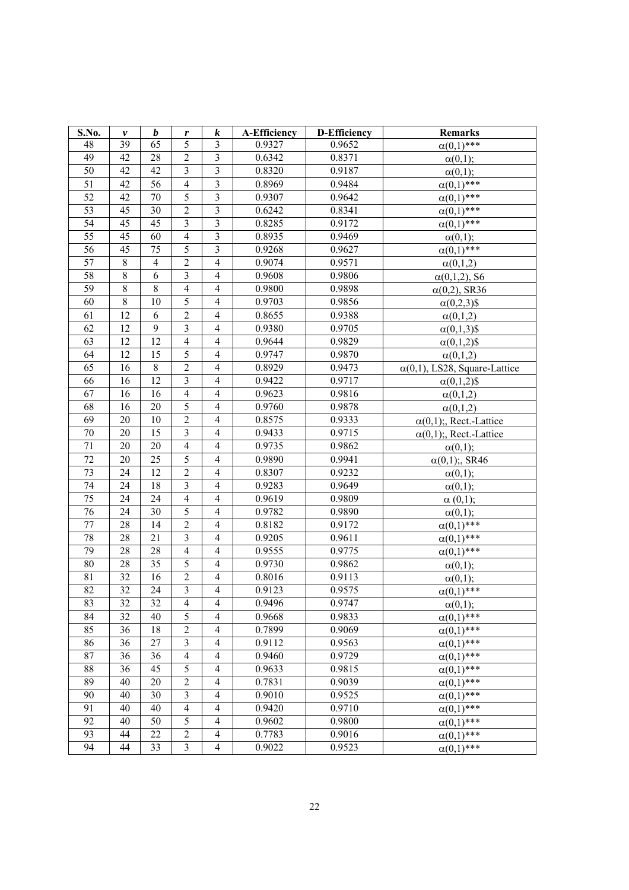| S.No. | $v$ | $b$ | $r$ | $k$ | A-Efficiency | D-Efficiency | Remarks |
|---|---|---|---|---|---|---|---|
| 48 | 39 | 65 | 5 | 3 | 0.9327 | 0.9652 | $\alpha(0,1)$*** |
| 49 | 42 | 28 | 2 | 3 | 0.6342 | 0.8371 | $\alpha(0,1)$; |
| 50 | 42 | 42 | 3 | 3 | 0.8320 | 0.9187 | $\alpha(0,1)$; |
| 51 | 42 | 56 | 4 | 3 | 0.8969 | 0.9484 | $\alpha(0,1)$*** |
| 52 | 42 | 70 | 5 | 3 | 0.9307 | 0.9642 | $\alpha(0,1)$*** |
| 53 | 45 | 30 | 2 | 3 | 0.6242 | 0.8341 | $\alpha(0,1)$*** |
| 54 | 45 | 45 | 3 | 3 | 0.8285 | 0.9172 | $\alpha(0,1)$*** |
| 55 | 45 | 60 | 4 | 3 | 0.8935 | 0.9469 | $\alpha(0,1)$; |
| 56 | 45 | 75 | 5 | 3 | 0.9268 | 0.9627 | $\alpha(0,1)$*** |
| 57 | 8 | 4 | 2 | 4 | 0.9074 | 0.9571 | $\alpha(0,1,2)$ |
| 58 | 8 | 6 | 3 | 4 | 0.9608 | 0.9806 | $\alpha(0,1,2)$, S6 |
| 59 | 8 | 8 | 4 | 4 | 0.9800 | 0.9898 | $\alpha(0,2)$, SR36 |
| 60 | 8 | 10 | 5 | 4 | 0.9703 | 0.9856 | $\alpha(0,2,3)$$ |
| 61 | 12 | 6 | 2 | 4 | 0.8655 | 0.9388 | $\alpha(0,1,2)$ |
| 62 | 12 | 9 | 3 | 4 | 0.9380 | 0.9705 | $\alpha(0,1,3)$$ |
| 63 | 12 | 12 | 4 | 4 | 0.9644 | 0.9829 | $\alpha(0,1,2)$$ |
| 64 | 12 | 15 | 5 | 4 | 0.9747 | 0.9870 | $\alpha(0,1,2)$ |
| 65 | 16 | 8 | 2 | 4 | 0.8929 | 0.9473 | $\alpha(0,1)$, LS28, Square-Lattice |
| 66 | 16 | 12 | 3 | 4 | 0.9422 | 0.9717 | $\alpha(0,1,2)$$ |
| 67 | 16 | 16 | 4 | 4 | 0.9623 | 0.9816 | $\alpha(0,1,2)$ |
| 68 | 16 | 20 | 5 | 4 | 0.9760 | 0.9878 | $\alpha(0,1,2)$ |
| 69 | 20 | 10 | 2 | 4 | 0.8575 | 0.9333 | $\alpha(0,1)$;, Rect.-Lattice |
| 70 | 20 | 15 | 3 | 4 | 0.9433 | 0.9715 | $\alpha(0,1)$;, Rect.-Lattice |
| 71 | 20 | 20 | 4 | 4 | 0.9735 | 0.9862 | $\alpha(0,1)$; |
| 72 | 20 | 25 | 5 | 4 | 0.9890 | 0.9941 | $\alpha(0,1)$;, SR46 |
| 73 | 24 | 12 | 2 | 4 | 0.8307 | 0.9232 | $\alpha(0,1)$; |
| 74 | 24 | 18 | 3 | 4 | 0.9283 | 0.9649 | $\alpha(0,1)$; |
| 75 | 24 | 24 | 4 | 4 | 0.9619 | 0.9809 | $\alpha$ (0,1); |
| 76 | 24 | 30 | 5 | 4 | 0.9782 | 0.9890 | $\alpha(0,1)$; |
| 77 | 28 | 14 | 2 | 4 | 0.8182 | 0.9172 | $\alpha(0,1)$*** |
| 78 | 28 | 21 | 3 | 4 | 0.9205 | 0.9611 | $\alpha(0,1)$*** |
| 79 | 28 | 28 | 4 | 4 | 0.9555 | 0.9775 | $\alpha(0,1)$*** |
| 80 | 28 | 35 | 5 | 4 | 0.9730 | 0.9862 | $\alpha(0,1)$; |
| 81 | 32 | 16 | 2 | 4 | 0.8016 | 0.9113 | $\alpha(0,1)$; |
| 82 | 32 | 24 | 3 | 4 | 0.9123 | 0.9575 | $\alpha(0,1)$*** |
| 83 | 32 | 32 | 4 | 4 | 0.9496 | 0.9747 | $\alpha(0,1)$; |
| 84 | 32 | 40 | 5 | 4 | 0.9668 | 0.9833 | $\alpha(0,1)$*** |
| 85 | 36 | 18 | 2 | 4 | 0.7899 | 0.9069 | $\alpha(0,1)$*** |
| 86 | 36 | 27 | 3 | 4 | 0.9112 | 0.9563 | $\alpha(0,1)$*** |
| 87 | 36 | 36 | 4 | 4 | 0.9460 | 0.9729 | $\alpha(0,1)$*** |
| 88 | 36 | 45 | 5 | 4 | 0.9633 | 0.9815 | $\alpha(0,1)$*** |
| 89 | 40 | 20 | 2 | 4 | 0.7831 | 0.9039 | $\alpha(0,1)$*** |
| 90 | 40 | 30 | 3 | 4 | 0.9010 | 0.9525 | $\alpha(0,1)$*** |
| 91 | 40 | 40 | 4 | 4 | 0.9420 | 0.9710 | $\alpha(0,1)$*** |
| 92 | 40 | 50 | 5 | 4 | 0.9602 | 0.9800 | $\alpha(0,1)$*** |
| 93 | 44 | 22 | 2 | 4 | 0.7783 | 0.9016 | $\alpha(0,1)$*** |
| 94 | 44 | 33 | 3 | 4 | 0.9022 | 0.9523 | $\alpha(0,1)$*** |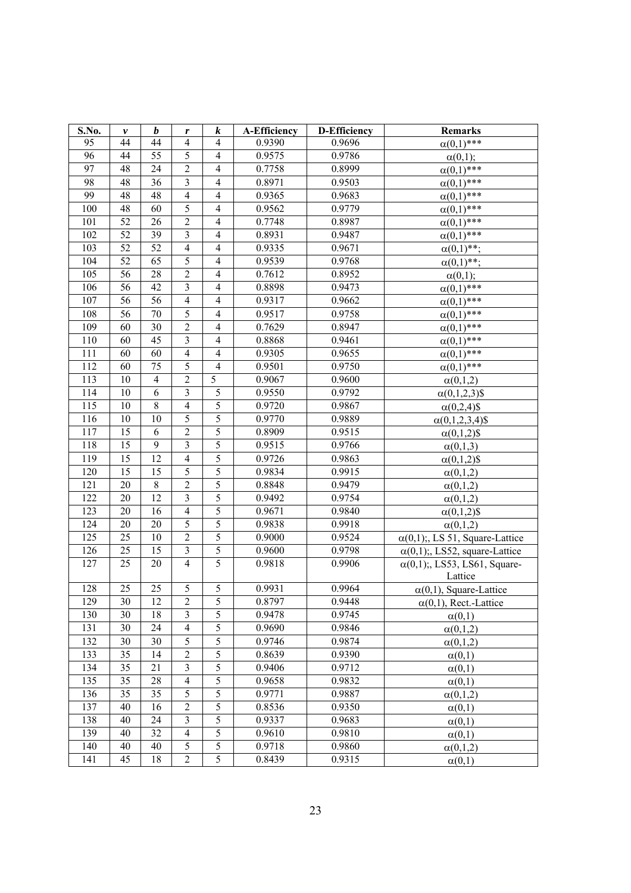| S.No. | $v$ | $b$ | $r$ | $k$ | A-Efficiency | D-Efficiency | Remarks |
|---|---|---|---|---|---|---|---|
| 95 | 44 | 44 | 4 | 4 | 0.9390 | 0.9696 | $\alpha(0,1)$*** |
| 96 | 44 | 55 | 5 | 4 | 0.9575 | 0.9786 | $\alpha(0,1)$; |
| 97 | 48 | 24 | 2 | 4 | 0.7758 | 0.8999 | $\alpha(0,1)$*** |
| 98 | 48 | 36 | 3 | 4 | 0.8971 | 0.9503 | $\alpha(0,1)$*** |
| 99 | 48 | 48 | 4 | 4 | 0.9365 | 0.9683 | $\alpha(0,1)$*** |
| 100 | 48 | 60 | 5 | 4 | 0.9562 | 0.9779 | $\alpha(0,1)$*** |
| 101 | 52 | 26 | 2 | 4 | 0.7748 | 0.8987 | $\alpha(0,1)$*** |
| 102 | 52 | 39 | 3 | 4 | 0.8931 | 0.9487 | $\alpha(0,1)$*** |
| 103 | 52 | 52 | 4 | 4 | 0.9335 | 0.9671 | $\alpha(0,1)$**; |
| 104 | 52 | 65 | 5 | 4 | 0.9539 | 0.9768 | $\alpha(0,1)$**; |
| 105 | 56 | 28 | 2 | 4 | 0.7612 | 0.8952 | $\alpha(0,1)$; |
| 106 | 56 | 42 | 3 | 4 | 0.8898 | 0.9473 | $\alpha(0,1)$*** |
| 107 | 56 | 56 | 4 | 4 | 0.9317 | 0.9662 | $\alpha(0,1)$*** |
| 108 | 56 | 70 | 5 | 4 | 0.9517 | 0.9758 | $\alpha(0,1)$*** |
| 109 | 60 | 30 | 2 | 4 | 0.7629 | 0.8947 | $\alpha(0,1)$*** |
| 110 | 60 | 45 | 3 | 4 | 0.8868 | 0.9461 | $\alpha(0,1)$*** |
| 111 | 60 | 60 | 4 | 4 | 0.9305 | 0.9655 | $\alpha(0,1)$*** |
| 112 | 60 | 75 | 5 | 4 | 0.9501 | 0.9750 | $\alpha(0,1)$*** |
| 113 | 10 | 4 | 2 | 5 | 0.9067 | 0.9600 | $\alpha(0,1,2)$ |
| 114 | 10 | 6 | 3 | 5 | 0.9550 | 0.9792 | $\alpha(0,1,2,3)$$ |
| 115 | 10 | 8 | 4 | 5 | 0.9720 | 0.9867 | $\alpha(0,2,4)$$ |
| 116 | 10 | 10 | 5 | 5 | 0.9770 | 0.9889 | $\alpha(0,1,2,3,4)$$ |
| 117 | 15 | 6 | 2 | 5 | 0.8909 | 0.9515 | $\alpha(0,1,2)$$ |
| 118 | 15 | 9 | 3 | 5 | 0.9515 | 0.9766 | $\alpha(0,1,3)$ |
| 119 | 15 | 12 | 4 | 5 | 0.9726 | 0.9863 | $\alpha(0,1,2)$$ |
| 120 | 15 | 15 | 5 | 5 | 0.9834 | 0.9915 | $\alpha(0,1,2)$ |
| 121 | 20 | 8 | 2 | 5 | 0.8848 | 0.9479 | $\alpha(0,1,2)$ |
| 122 | 20 | 12 | 3 | 5 | 0.9492 | 0.9754 | $\alpha(0,1,2)$ |
| 123 | 20 | 16 | 4 | 5 | 0.9671 | 0.9840 | $\alpha(0,1,2)$$ |
| 124 | 20 | 20 | 5 | 5 | 0.9838 | 0.9918 | $\alpha(0,1,2)$ |
| 125 | 25 | 10 | 2 | 5 | 0.9000 | 0.9524 | $\alpha(0,1)$;, LS 51, Square-Lattice |
| 126 | 25 | 15 | 3 | 5 | 0.9600 | 0.9798 | $\alpha(0,1)$;, LS52, square-Lattice |
| 127 | 25 | 20 | 4 | 5 | 0.9818 | 0.9906 | $\alpha(0,1)$;, LS53, LS61, Square-Lattice |
| 128 | 25 | 25 | 5 | 5 | 0.9931 | 0.9964 | $\alpha(0,1)$, Square-Lattice |
| 129 | 30 | 12 | 2 | 5 | 0.8797 | 0.9448 | $\alpha(0,1)$, Rect.-Lattice |
| 130 | 30 | 18 | 3 | 5 | 0.9478 | 0.9745 | $\alpha(0,1)$ |
| 131 | 30 | 24 | 4 | 5 | 0.9690 | 0.9846 | $\alpha(0,1,2)$ |
| 132 | 30 | 30 | 5 | 5 | 0.9746 | 0.9874 | $\alpha(0,1,2)$ |
| 133 | 35 | 14 | 2 | 5 | 0.8639 | 0.9390 | $\alpha(0,1)$ |
| 134 | 35 | 21 | 3 | 5 | 0.9406 | 0.9712 | $\alpha(0,1)$ |
| 135 | 35 | 28 | 4 | 5 | 0.9658 | 0.9832 | $\alpha(0,1)$ |
| 136 | 35 | 35 | 5 | 5 | 0.9771 | 0.9887 | $\alpha(0,1,2)$ |
| 137 | 40 | 16 | 2 | 5 | 0.8536 | 0.9350 | $\alpha(0,1)$ |
| 138 | 40 | 24 | 3 | 5 | 0.9337 | 0.9683 | $\alpha(0,1)$ |
| 139 | 40 | 32 | 4 | 5 | 0.9610 | 0.9810 | $\alpha(0,1)$ |
| 140 | 40 | 40 | 5 | 5 | 0.9718 | 0.9860 | $\alpha(0,1,2)$ |
| 141 | 45 | 18 | 2 | 5 | 0.8439 | 0.9315 | $\alpha(0,1)$ |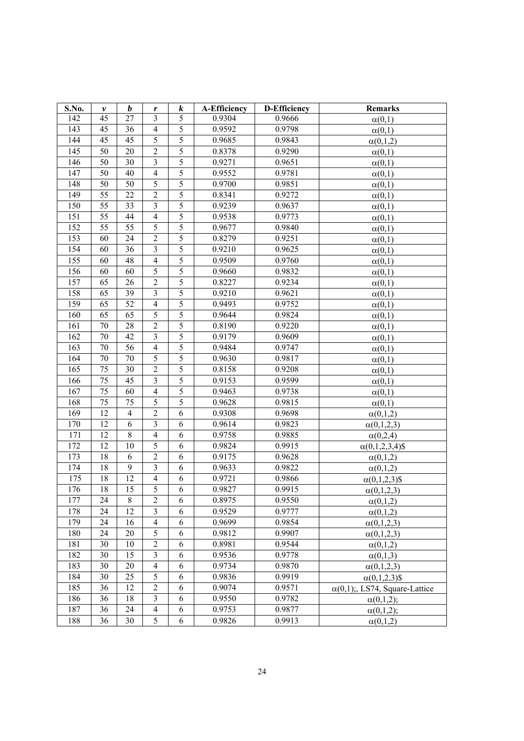| S.No. | $v$ | $b$ | $r$ | $k$ | A-Efficiency | D-Efficiency | Remarks |
|---|---|---|---|---|---|---|---|
| 142 | 45 | 27 | 3 | 5 | 0.9304 | 0.9666 | $\alpha(0,1)$ |
| 143 | 45 | 36 | 4 | 5 | 0.9592 | 0.9798 | $\alpha(0,1)$ |
| 144 | 45 | 45 | 5 | 5 | 0.9685 | 0.9843 | $\alpha(0,1,2)$ |
| 145 | 50 | 20 | 2 | 5 | 0.8378 | 0.9290 | $\alpha(0,1)$ |
| 146 | 50 | 30 | 3 | 5 | 0.9271 | 0.9651 | $\alpha(0,1)$ |
| 147 | 50 | 40 | 4 | 5 | 0.9552 | 0.9781 | $\alpha(0,1)$ |
| 148 | 50 | 50 | 5 | 5 | 0.9700 | 0.9851 | $\alpha(0,1)$ |
| 149 | 55 | 22 | 2 | 5 | 0.8341 | 0.9272 | $\alpha(0,1)$ |
| 150 | 55 | 33 | 3 | 5 | 0.9239 | 0.9637 | $\alpha(0,1)$ |
| 151 | 55 | 44 | 4 | 5 | 0.9538 | 0.9773 | $\alpha(0,1)$ |
| 152 | 55 | 55 | 5 | 5 | 0.9677 | 0.9840 | $\alpha(0,1)$ |
| 153 | 60 | 24 | 2 | 5 | 0.8279 | 0.9251 | $\alpha(0,1)$ |
| 154 | 60 | 36 | 3 | 5 | 0.9210 | 0.9625 | $\alpha(0,1)$ |
| 155 | 60 | 48 | 4 | 5 | 0.9509 | 0.9760 | $\alpha(0,1)$ |
| 156 | 60 | 60 | 5 | 5 | 0.9660 | 0.9832 | $\alpha(0,1)$ |
| 157 | 65 | 26 | 2 | 5 | 0.8227 | 0.9234 | $\alpha(0,1)$ |
| 158 | 65 | 39 | 3 | 5 | 0.9210 | 0.9621 | $\alpha(0,1)$ |
| 159 | 65 | 52 | 4 | 5 | 0.9493 | 0.9752 | $\alpha(0,1)$ |
| 160 | 65 | 65 | 5 | 5 | 0.9644 | 0.9824 | $\alpha(0,1)$ |
| 161 | 70 | 28 | 2 | 5 | 0.8190 | 0.9220 | $\alpha(0,1)$ |
| 162 | 70 | 42 | 3 | 5 | 0.9179 | 0.9609 | $\alpha(0,1)$ |
| 163 | 70 | 56 | 4 | 5 | 0.9484 | 0.9747 | $\alpha(0,1)$ |
| 164 | 70 | 70 | 5 | 5 | 0.9630 | 0.9817 | $\alpha(0,1)$ |
| 165 | 75 | 30 | 2 | 5 | 0.8158 | 0.9208 | $\alpha(0,1)$ |
| 166 | 75 | 45 | 3 | 5 | 0.9153 | 0.9599 | $\alpha(0,1)$ |
| 167 | 75 | 60 | 4 | 5 | 0.9463 | 0.9738 | $\alpha(0,1)$ |
| 168 | 75 | 75 | 5 | 5 | 0.9628 | 0.9815 | $\alpha(0,1)$ |
| 169 | 12 | 4 | 2 | 6 | 0.9308 | 0.9698 | $\alpha(0,1,2)$ |
| 170 | 12 | 6 | 3 | 6 | 0.9614 | 0.9823 | $\alpha(0,1,2,3)$ |
| 171 | 12 | 8 | 4 | 6 | 0.9758 | 0.9885 | $\alpha(0,2,4)$ |
| 172 | 12 | 10 | 5 | 6 | 0.9824 | 0.9915 | $\alpha(0,1,2,3,4)$$ |
| 173 | 18 | 6 | 2 | 6 | 0.9175 | 0.9628 | $\alpha(0,1,2)$ |
| 174 | 18 | 9 | 3 | 6 | 0.9633 | 0.9822 | $\alpha(0,1,2)$ |
| 175 | 18 | 12 | 4 | 6 | 0.9721 | 0.9866 | $\alpha(0,1,2,3)$$ |
| 176 | 18 | 15 | 5 | 6 | 0.9827 | 0.9915 | $\alpha(0,1,2,3)$ |
| 177 | 24 | 8 | 2 | 6 | 0.8975 | 0.9550 | $\alpha(0,1,2)$ |
| 178 | 24 | 12 | 3 | 6 | 0.9529 | 0.9777 | $\alpha(0,1,2)$ |
| 179 | 24 | 16 | 4 | 6 | 0.9699 | 0.9854 | $\alpha(0,1,2,3)$ |
| 180 | 24 | 20 | 5 | 6 | 0.9812 | 0.9907 | $\alpha(0,1,2,3)$ |
| 181 | 30 | 10 | 2 | 6 | 0.8981 | 0.9544 | $\alpha(0,1,2)$ |
| 182 | 30 | 15 | 3 | 6 | 0.9536 | 0.9778 | $\alpha(0,1,3)$ |
| 183 | 30 | 20 | 4 | 6 | 0.9734 | 0.9870 | $\alpha(0,1,2,3)$ |
| 184 | 30 | 25 | 5 | 6 | 0.9836 | 0.9919 | $\alpha(0,1,2,3)$$ |
| 185 | 36 | 12 | 2 | 6 | 0.9074 | 0.9571 | $\alpha(0,1)$;, LS74, Square-Lattice |
| 186 | 36 | 18 | 3 | 6 | 0.9550 | 0.9782 | $\alpha(0,1,2)$; |
| 187 | 36 | 24 | 4 | 6 | 0.9753 | 0.9877 | $\alpha(0,1,2)$; |
| 188 | 36 | 30 | 5 | 6 | 0.9826 | 0.9913 | $\alpha(0,1,2)$ |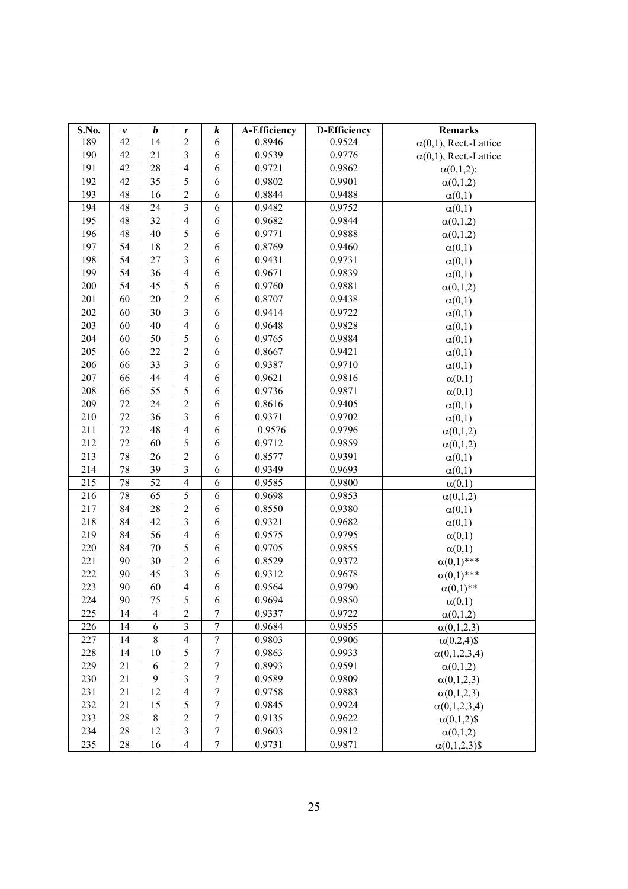| S.No. | $v$ | $b$ | $r$ | $k$ | A-Efficiency | D-Efficiency | Remarks |
|---|---|---|---|---|---|---|---|
| 189 | 42 | 14 | 2 | 6 | 0.8946 | 0.9524 | $\alpha(0,1)$, Rect.-Lattice |
| 190 | 42 | 21 | 3 | 6 | 0.9539 | 0.9776 | $\alpha(0,1)$, Rect.-Lattice |
| 191 | 42 | 28 | 4 | 6 | 0.9721 | 0.9862 | $\alpha(0,1,2)$; |
| 192 | 42 | 35 | 5 | 6 | 0.9802 | 0.9901 | $\alpha(0,1,2)$ |
| 193 | 48 | 16 | 2 | 6 | 0.8844 | 0.9488 | $\alpha(0,1)$ |
| 194 | 48 | 24 | 3 | 6 | 0.9482 | 0.9752 | $\alpha(0,1)$ |
| 195 | 48 | 32 | 4 | 6 | 0.9682 | 0.9844 | $\alpha(0,1,2)$ |
| 196 | 48 | 40 | 5 | 6 | 0.9771 | 0.9888 | $\alpha(0,1,2)$ |
| 197 | 54 | 18 | 2 | 6 | 0.8769 | 0.9460 | $\alpha(0,1)$ |
| 198 | 54 | 27 | 3 | 6 | 0.9431 | 0.9731 | $\alpha(0,1)$ |
| 199 | 54 | 36 | 4 | 6 | 0.9671 | 0.9839 | $\alpha(0,1)$ |
| 200 | 54 | 45 | 5 | 6 | 0.9760 | 0.9881 | $\alpha(0,1,2)$ |
| 201 | 60 | 20 | 2 | 6 | 0.8707 | 0.9438 | $\alpha(0,1)$ |
| 202 | 60 | 30 | 3 | 6 | 0.9414 | 0.9722 | $\alpha(0,1)$ |
| 203 | 60 | 40 | 4 | 6 | 0.9648 | 0.9828 | $\alpha(0,1)$ |
| 204 | 60 | 50 | 5 | 6 | 0.9765 | 0.9884 | $\alpha(0,1)$ |
| 205 | 66 | 22 | 2 | 6 | 0.8667 | 0.9421 | $\alpha(0,1)$ |
| 206 | 66 | 33 | 3 | 6 | 0.9387 | 0.9710 | $\alpha(0,1)$ |
| 207 | 66 | 44 | 4 | 6 | 0.9621 | 0.9816 | $\alpha(0,1)$ |
| 208 | 66 | 55 | 5 | 6 | 0.9736 | 0.9871 | $\alpha(0,1)$ |
| 209 | 72 | 24 | 2 | 6 | 0.8616 | 0.9405 | $\alpha(0,1)$ |
| 210 | 72 | 36 | 3 | 6 | 0.9371 | 0.9702 | $\alpha(0,1)$ |
| 211 | 72 | 48 | 4 | 6 | 0.9576 | 0.9796 | $\alpha(0,1,2)$ |
| 212 | 72 | 60 | 5 | 6 | 0.9712 | 0.9859 | $\alpha(0,1,2)$ |
| 213 | 78 | 26 | 2 | 6 | 0.8577 | 0.9391 | $\alpha(0,1)$ |
| 214 | 78 | 39 | 3 | 6 | 0.9349 | 0.9693 | $\alpha(0,1)$ |
| 215 | 78 | 52 | 4 | 6 | 0.9585 | 0.9800 | $\alpha(0,1)$ |
| 216 | 78 | 65 | 5 | 6 | 0.9698 | 0.9853 | $\alpha(0,1,2)$ |
| 217 | 84 | 28 | 2 | 6 | 0.8550 | 0.9380 | $\alpha(0,1)$ |
| 218 | 84 | 42 | 3 | 6 | 0.9321 | 0.9682 | $\alpha(0,1)$ |
| 219 | 84 | 56 | 4 | 6 | 0.9575 | 0.9795 | $\alpha(0,1)$ |
| 220 | 84 | 70 | 5 | 6 | 0.9705 | 0.9855 | $\alpha(0,1)$ |
| 221 | 90 | 30 | 2 | 6 | 0.8529 | 0.9372 | $\alpha(0,1)$*** |
| 222 | 90 | 45 | 3 | 6 | 0.9312 | 0.9678 | $\alpha(0,1)$*** |
| 223 | 90 | 60 | 4 | 6 | 0.9564 | 0.9790 | $\alpha(0,1)$** |
| 224 | 90 | 75 | 5 | 6 | 0.9694 | 0.9850 | $\alpha(0,1)$ |
| 225 | 14 | 4 | 2 | 7 | 0.9337 | 0.9722 | $\alpha(0,1,2)$ |
| 226 | 14 | 6 | 3 | 7 | 0.9684 | 0.9855 | $\alpha(0,1,2,3)$ |
| 227 | 14 | 8 | 4 | 7 | 0.9803 | 0.9906 | $\alpha(0,2,4)$$ |
| 228 | 14 | 10 | 5 | 7 | 0.9863 | 0.9933 | $\alpha(0,1,2,3,4)$ |
| 229 | 21 | 6 | 2 | 7 | 0.8993 | 0.9591 | $\alpha(0,1,2)$ |
| 230 | 21 | 9 | 3 | 7 | 0.9589 | 0.9809 | $\alpha(0,1,2,3)$ |
| 231 | 21 | 12 | 4 | 7 | 0.9758 | 0.9883 | $\alpha(0,1,2,3)$ |
| 232 | 21 | 15 | 5 | 7 | 0.9845 | 0.9924 | $\alpha(0,1,2,3,4)$ |
| 233 | 28 | 8 | 2 | 7 | 0.9135 | 0.9622 | $\alpha(0,1,2)$$ |
| 234 | 28 | 12 | 3 | 7 | 0.9603 | 0.9812 | $\alpha(0,1,2)$ |
| 235 | 28 | 16 | 4 | 7 | 0.9731 | 0.9871 | $\alpha(0,1,2,3)$$ |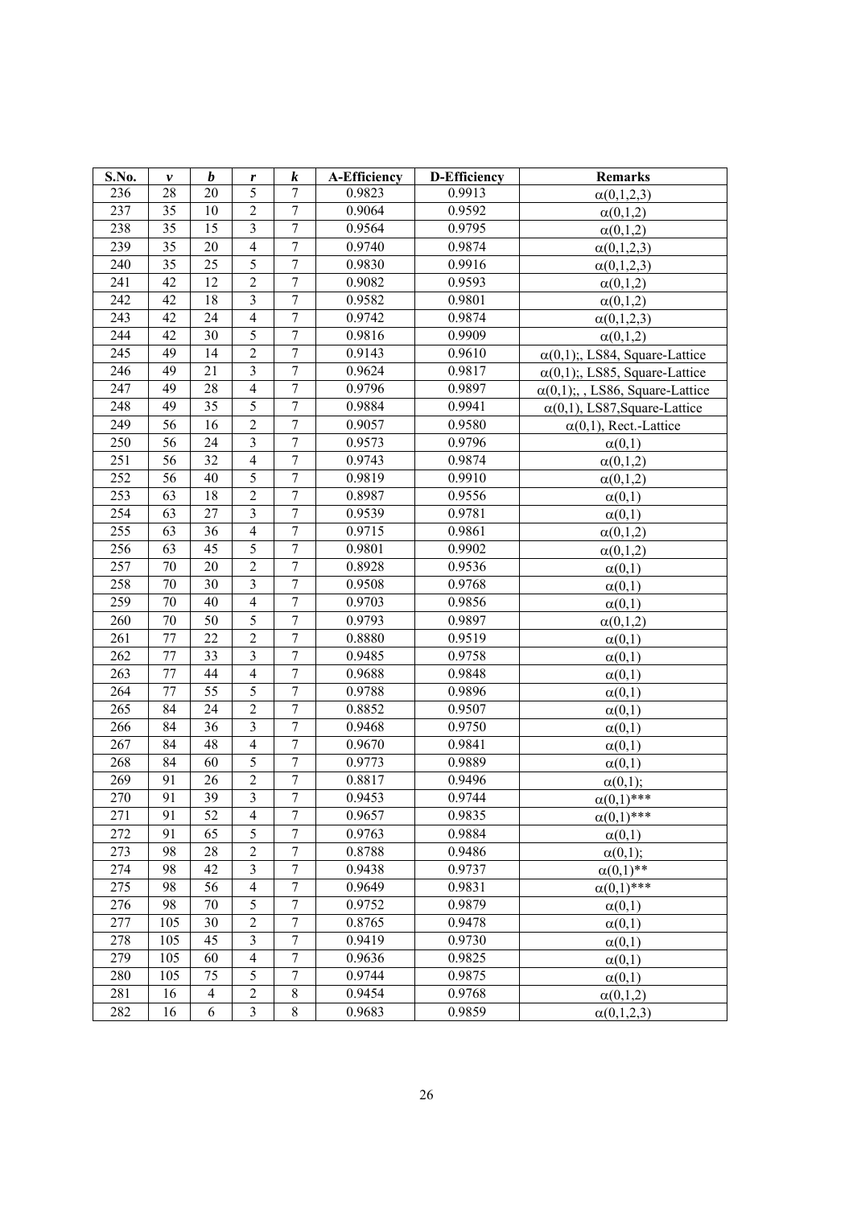| S.No. | $v$ | $b$ | $r$ | $k$ | A-Efficiency | D-Efficiency | Remarks |
|---|---|---|---|---|---|---|---|
| 236 | 28 | 20 | 5 | 7 | 0.9823 | 0.9913 | $\alpha(0,1,2,3)$ |
| 237 | 35 | 10 | 2 | 7 | 0.9064 | 0.9592 | $\alpha(0,1,2)$ |
| 238 | 35 | 15 | 3 | 7 | 0.9564 | 0.9795 | $\alpha(0,1,2)$ |
| 239 | 35 | 20 | 4 | 7 | 0.9740 | 0.9874 | $\alpha(0,1,2,3)$ |
| 240 | 35 | 25 | 5 | 7 | 0.9830 | 0.9916 | $\alpha(0,1,2,3)$ |
| 241 | 42 | 12 | 2 | 7 | 0.9082 | 0.9593 | $\alpha(0,1,2)$ |
| 242 | 42 | 18 | 3 | 7 | 0.9582 | 0.9801 | $\alpha(0,1,2)$ |
| 243 | 42 | 24 | 4 | 7 | 0.9742 | 0.9874 | $\alpha(0,1,2,3)$ |
| 244 | 42 | 30 | 5 | 7 | 0.9816 | 0.9909 | $\alpha(0,1,2)$ |
| 245 | 49 | 14 | 2 | 7 | 0.9143 | 0.9610 | $\alpha(0,1)$;, LS84, Square-Lattice |
| 246 | 49 | 21 | 3 | 7 | 0.9624 | 0.9817 | $\alpha(0,1)$;, LS85, Square-Lattice |
| 247 | 49 | 28 | 4 | 7 | 0.9796 | 0.9897 | $\alpha(0,1)$;, , LS86, Square-Lattice |
| 248 | 49 | 35 | 5 | 7 | 0.9884 | 0.9941 | $\alpha(0,1)$, LS87,Square-Lattice |
| 249 | 56 | 16 | 2 | 7 | 0.9057 | 0.9580 | $\alpha(0,1)$, Rect.-Lattice |
| 250 | 56 | 24 | 3 | 7 | 0.9573 | 0.9796 | $\alpha(0,1)$ |
| 251 | 56 | 32 | 4 | 7 | 0.9743 | 0.9874 | $\alpha(0,1,2)$ |
| 252 | 56 | 40 | 5 | 7 | 0.9819 | 0.9910 | $\alpha(0,1,2)$ |
| 253 | 63 | 18 | 2 | 7 | 0.8987 | 0.9556 | $\alpha(0,1)$ |
| 254 | 63 | 27 | 3 | 7 | 0.9539 | 0.9781 | $\alpha(0,1)$ |
| 255 | 63 | 36 | 4 | 7 | 0.9715 | 0.9861 | $\alpha(0,1,2)$ |
| 256 | 63 | 45 | 5 | 7 | 0.9801 | 0.9902 | $\alpha(0,1,2)$ |
| 257 | 70 | 20 | 2 | 7 | 0.8928 | 0.9536 | $\alpha(0,1)$ |
| 258 | 70 | 30 | 3 | 7 | 0.9508 | 0.9768 | $\alpha(0,1)$ |
| 259 | 70 | 40 | 4 | 7 | 0.9703 | 0.9856 | $\alpha(0,1)$ |
| 260 | 70 | 50 | 5 | 7 | 0.9793 | 0.9897 | $\alpha(0,1,2)$ |
| 261 | 77 | 22 | 2 | 7 | 0.8880 | 0.9519 | $\alpha(0,1)$ |
| 262 | 77 | 33 | 3 | 7 | 0.9485 | 0.9758 | $\alpha(0,1)$ |
| 263 | 77 | 44 | 4 | 7 | 0.9688 | 0.9848 | $\alpha(0,1)$ |
| 264 | 77 | 55 | 5 | 7 | 0.9788 | 0.9896 | $\alpha(0,1)$ |
| 265 | 84 | 24 | 2 | 7 | 0.8852 | 0.9507 | $\alpha(0,1)$ |
| 266 | 84 | 36 | 3 | 7 | 0.9468 | 0.9750 | $\alpha(0,1)$ |
| 267 | 84 | 48 | 4 | 7 | 0.9670 | 0.9841 | $\alpha(0,1)$ |
| 268 | 84 | 60 | 5 | 7 | 0.9773 | 0.9889 | $\alpha(0,1)$ |
| 269 | 91 | 26 | 2 | 7 | 0.8817 | 0.9496 | $\alpha(0,1)$; |
| 270 | 91 | 39 | 3 | 7 | 0.9453 | 0.9744 | $\alpha(0,1)$*** |
| 271 | 91 | 52 | 4 | 7 | 0.9657 | 0.9835 | $\alpha(0,1)$*** |
| 272 | 91 | 65 | 5 | 7 | 0.9763 | 0.9884 | $\alpha(0,1)$ |
| 273 | 98 | 28 | 2 | 7 | 0.8788 | 0.9486 | $\alpha(0,1)$; |
| 274 | 98 | 42 | 3 | 7 | 0.9438 | 0.9737 | $\alpha(0,1)$** |
| 275 | 98 | 56 | 4 | 7 | 0.9649 | 0.9831 | $\alpha(0,1)$*** |
| 276 | 98 | 70 | 5 | 7 | 0.9752 | 0.9879 | $\alpha(0,1)$ |
| 277 | 105 | 30 | 2 | 7 | 0.8765 | 0.9478 | $\alpha(0,1)$ |
| 278 | 105 | 45 | 3 | 7 | 0.9419 | 0.9730 | $\alpha(0,1)$ |
| 279 | 105 | 60 | 4 | 7 | 0.9636 | 0.9825 | $\alpha(0,1)$ |
| 280 | 105 | 75 | 5 | 7 | 0.9744 | 0.9875 | $\alpha(0,1)$ |
| 281 | 16 | 4 | 2 | 8 | 0.9454 | 0.9768 | $\alpha(0,1,2)$ |
| 282 | 16 | 6 | 3 | 8 | 0.9683 | 0.9859 | $\alpha(0,1,2,3)$ |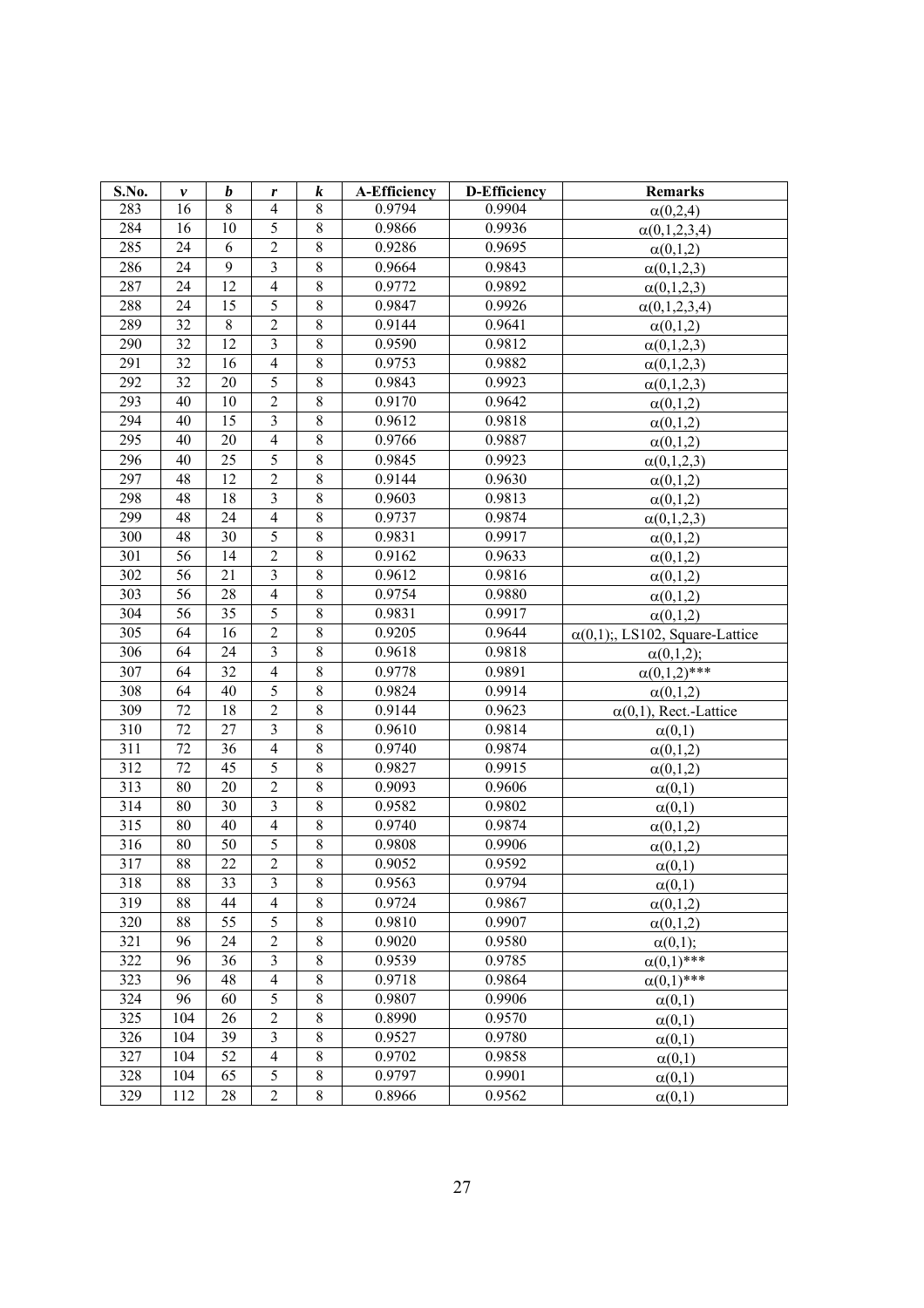| S.No. | $v$ | $b$ | $r$ | $k$ | A-Efficiency | D-Efficiency | Remarks |
|---|---|---|---|---|---|---|---|
| 283 | 16 | 8 | 4 | 8 | 0.9794 | 0.9904 | $\alpha(0,2,4)$ |
| 284 | 16 | 10 | 5 | 8 | 0.9866 | 0.9936 | $\alpha(0,1,2,3,4)$ |
| 285 | 24 | 6 | 2 | 8 | 0.9286 | 0.9695 | $\alpha(0,1,2)$ |
| 286 | 24 | 9 | 3 | 8 | 0.9664 | 0.9843 | $\alpha(0,1,2,3)$ |
| 287 | 24 | 12 | 4 | 8 | 0.9772 | 0.9892 | $\alpha(0,1,2,3)$ |
| 288 | 24 | 15 | 5 | 8 | 0.9847 | 0.9926 | $\alpha(0,1,2,3,4)$ |
| 289 | 32 | 8 | 2 | 8 | 0.9144 | 0.9641 | $\alpha(0,1,2)$ |
| 290 | 32 | 12 | 3 | 8 | 0.9590 | 0.9812 | $\alpha(0,1,2,3)$ |
| 291 | 32 | 16 | 4 | 8 | 0.9753 | 0.9882 | $\alpha(0,1,2,3)$ |
| 292 | 32 | 20 | 5 | 8 | 0.9843 | 0.9923 | $\alpha(0,1,2,3)$ |
| 293 | 40 | 10 | 2 | 8 | 0.9170 | 0.9642 | $\alpha(0,1,2)$ |
| 294 | 40 | 15 | 3 | 8 | 0.9612 | 0.9818 | $\alpha(0,1,2)$ |
| 295 | 40 | 20 | 4 | 8 | 0.9766 | 0.9887 | $\alpha(0,1,2)$ |
| 296 | 40 | 25 | 5 | 8 | 0.9845 | 0.9923 | $\alpha(0,1,2,3)$ |
| 297 | 48 | 12 | 2 | 8 | 0.9144 | 0.9630 | $\alpha(0,1,2)$ |
| 298 | 48 | 18 | 3 | 8 | 0.9603 | 0.9813 | $\alpha(0,1,2)$ |
| 299 | 48 | 24 | 4 | 8 | 0.9737 | 0.9874 | $\alpha(0,1,2,3)$ |
| 300 | 48 | 30 | 5 | 8 | 0.9831 | 0.9917 | $\alpha(0,1,2)$ |
| 301 | 56 | 14 | 2 | 8 | 0.9162 | 0.9633 | $\alpha(0,1,2)$ |
| 302 | 56 | 21 | 3 | 8 | 0.9612 | 0.9816 | $\alpha(0,1,2)$ |
| 303 | 56 | 28 | 4 | 8 | 0.9754 | 0.9880 | $\alpha(0,1,2)$ |
| 304 | 56 | 35 | 5 | 8 | 0.9831 | 0.9917 | $\alpha(0,1,2)$ |
| 305 | 64 | 16 | 2 | 8 | 0.9205 | 0.9644 | $\alpha(0,1)$;, LS102, Square-Lattice |
| 306 | 64 | 24 | 3 | 8 | 0.9618 | 0.9818 | $\alpha(0,1,2)$; |
| 307 | 64 | 32 | 4 | 8 | 0.9778 | 0.9891 | $\alpha(0,1,2)$*** |
| 308 | 64 | 40 | 5 | 8 | 0.9824 | 0.9914 | $\alpha(0,1,2)$ |
| 309 | 72 | 18 | 2 | 8 | 0.9144 | 0.9623 | $\alpha(0,1)$, Rect.-Lattice |
| 310 | 72 | 27 | 3 | 8 | 0.9610 | 0.9814 | $\alpha(0,1)$ |
| 311 | 72 | 36 | 4 | 8 | 0.9740 | 0.9874 | $\alpha(0,1,2)$ |
| 312 | 72 | 45 | 5 | 8 | 0.9827 | 0.9915 | $\alpha(0,1,2)$ |
| 313 | 80 | 20 | 2 | 8 | 0.9093 | 0.9606 | $\alpha(0,1)$ |
| 314 | 80 | 30 | 3 | 8 | 0.9582 | 0.9802 | $\alpha(0,1)$ |
| 315 | 80 | 40 | 4 | 8 | 0.9740 | 0.9874 | $\alpha(0,1,2)$ |
| 316 | 80 | 50 | 5 | 8 | 0.9808 | 0.9906 | $\alpha(0,1,2)$ |
| 317 | 88 | 22 | 2 | 8 | 0.9052 | 0.9592 | $\alpha(0,1)$ |
| 318 | 88 | 33 | 3 | 8 | 0.9563 | 0.9794 | $\alpha(0,1)$ |
| 319 | 88 | 44 | 4 | 8 | 0.9724 | 0.9867 | $\alpha(0,1,2)$ |
| 320 | 88 | 55 | 5 | 8 | 0.9810 | 0.9907 | $\alpha(0,1,2)$ |
| 321 | 96 | 24 | 2 | 8 | 0.9020 | 0.9580 | $\alpha(0,1)$; |
| 322 | 96 | 36 | 3 | 8 | 0.9539 | 0.9785 | $\alpha(0,1)$*** |
| 323 | 96 | 48 | 4 | 8 | 0.9718 | 0.9864 | $\alpha(0,1)$*** |
| 324 | 96 | 60 | 5 | 8 | 0.9807 | 0.9906 | $\alpha(0,1)$ |
| 325 | 104 | 26 | 2 | 8 | 0.8990 | 0.9570 | $\alpha(0,1)$ |
| 326 | 104 | 39 | 3 | 8 | 0.9527 | 0.9780 | $\alpha(0,1)$ |
| 327 | 104 | 52 | 4 | 8 | 0.9702 | 0.9858 | $\alpha(0,1)$ |
| 328 | 104 | 65 | 5 | 8 | 0.9797 | 0.9901 | $\alpha(0,1)$ |
| 329 | 112 | 28 | 2 | 8 | 0.8966 | 0.9562 | $\alpha(0,1)$ |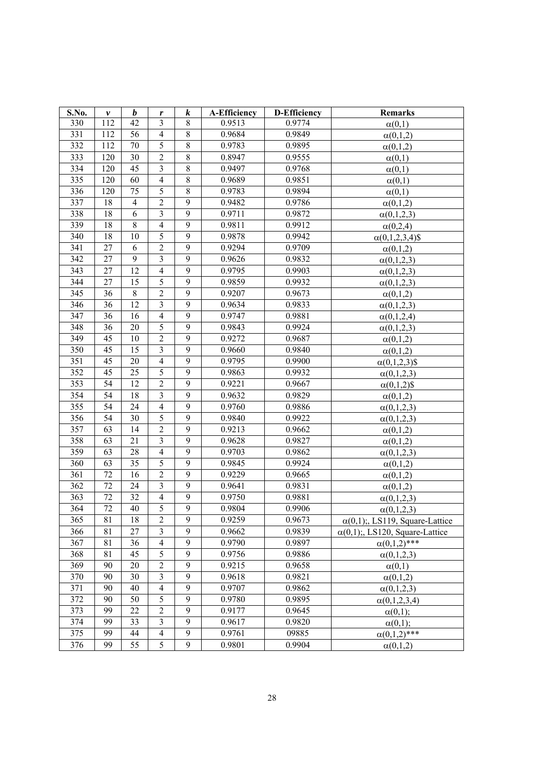| S.No. | $v$ | $b$ | $r$ | $k$ | A-Efficiency | D-Efficiency | Remarks |
|---|---|---|---|---|---|---|---|
| 330 | 112 | 42 | 3 | 8 | 0.9513 | 0.9774 | $\alpha(0,1)$ |
| 331 | 112 | 56 | 4 | 8 | 0.9684 | 0.9849 | $\alpha(0,1,2)$ |
| 332 | 112 | 70 | 5 | 8 | 0.9783 | 0.9895 | $\alpha(0,1,2)$ |
| 333 | 120 | 30 | 2 | 8 | 0.8947 | 0.9555 | $\alpha(0,1)$ |
| 334 | 120 | 45 | 3 | 8 | 0.9497 | 0.9768 | $\alpha(0,1)$ |
| 335 | 120 | 60 | 4 | 8 | 0.9689 | 0.9851 | $\alpha(0,1)$ |
| 336 | 120 | 75 | 5 | 8 | 0.9783 | 0.9894 | $\alpha(0,1)$ |
| 337 | 18 | 4 | 2 | 9 | 0.9482 | 0.9786 | $\alpha(0,1,2)$ |
| 338 | 18 | 6 | 3 | 9 | 0.9711 | 0.9872 | $\alpha(0,1,2,3)$ |
| 339 | 18 | 8 | 4 | 9 | 0.9811 | 0.9912 | $\alpha(0,2,4)$ |
| 340 | 18 | 10 | 5 | 9 | 0.9878 | 0.9942 | $\alpha(0,1,2,3,4)$$ |
| 341 | 27 | 6 | 2 | 9 | 0.9294 | 0.9709 | $\alpha(0,1,2)$ |
| 342 | 27 | 9 | 3 | 9 | 0.9626 | 0.9832 | $\alpha(0,1,2,3)$ |
| 343 | 27 | 12 | 4 | 9 | 0.9795 | 0.9903 | $\alpha(0,1,2,3)$ |
| 344 | 27 | 15 | 5 | 9 | 0.9859 | 0.9932 | $\alpha(0,1,2,3)$ |
| 345 | 36 | 8 | 2 | 9 | 0.9207 | 0.9673 | $\alpha(0,1,2)$ |
| 346 | 36 | 12 | 3 | 9 | 0.9634 | 0.9833 | $\alpha(0,1,2,3)$ |
| 347 | 36 | 16 | 4 | 9 | 0.9747 | 0.9881 | $\alpha(0,1,2,4)$ |
| 348 | 36 | 20 | 5 | 9 | 0.9843 | 0.9924 | $\alpha(0,1,2,3)$ |
| 349 | 45 | 10 | 2 | 9 | 0.9272 | 0.9687 | $\alpha(0,1,2)$ |
| 350 | 45 | 15 | 3 | 9 | 0.9660 | 0.9840 | $\alpha(0,1,2)$ |
| 351 | 45 | 20 | 4 | 9 | 0.9795 | 0.9900 | $\alpha(0,1,2,3)$$ |
| 352 | 45 | 25 | 5 | 9 | 0.9863 | 0.9932 | $\alpha(0,1,2,3)$ |
| 353 | 54 | 12 | 2 | 9 | 0.9221 | 0.9667 | $\alpha(0,1,2)$$ |
| 354 | 54 | 18 | 3 | 9 | 0.9632 | 0.9829 | $\alpha(0,1,2)$ |
| 355 | 54 | 24 | 4 | 9 | 0.9760 | 0.9886 | $\alpha(0,1,2,3)$ |
| 356 | 54 | 30 | 5 | 9 | 0.9840 | 0.9922 | $\alpha(0,1,2,3)$ |
| 357 | 63 | 14 | 2 | 9 | 0.9213 | 0.9662 | $\alpha(0,1,2)$ |
| 358 | 63 | 21 | 3 | 9 | 0.9628 | 0.9827 | $\alpha(0,1,2)$ |
| 359 | 63 | 28 | 4 | 9 | 0.9703 | 0.9862 | $\alpha(0,1,2,3)$ |
| 360 | 63 | 35 | 5 | 9 | 0.9845 | 0.9924 | $\alpha(0,1,2)$ |
| 361 | 72 | 16 | 2 | 9 | 0.9229 | 0.9665 | $\alpha(0,1,2)$ |
| 362 | 72 | 24 | 3 | 9 | 0.9641 | 0.9831 | $\alpha(0,1,2)$ |
| 363 | 72 | 32 | 4 | 9 | 0.9750 | 0.9881 | $\alpha(0,1,2,3)$ |
| 364 | 72 | 40 | 5 | 9 | 0.9804 | 0.9906 | $\alpha(0,1,2,3)$ |
| 365 | 81 | 18 | 2 | 9 | 0.9259 | 0.9673 | $\alpha(0,1)$;, LS119, Square-Lattice |
| 366 | 81 | 27 | 3 | 9 | 0.9662 | 0.9839 | $\alpha(0,1)$;, LS120, Square-Lattice |
| 367 | 81 | 36 | 4 | 9 | 0.9790 | 0.9897 | $\alpha(0,1,2)$*** |
| 368 | 81 | 45 | 5 | 9 | 0.9756 | 0.9886 | $\alpha(0,1,2,3)$ |
| 369 | 90 | 20 | 2 | 9 | 0.9215 | 0.9658 | $\alpha(0,1)$ |
| 370 | 90 | 30 | 3 | 9 | 0.9618 | 0.9821 | $\alpha(0,1,2)$ |
| 371 | 90 | 40 | 4 | 9 | 0.9707 | 0.9862 | $\alpha(0,1,2,3)$ |
| 372 | 90 | 50 | 5 | 9 | 0.9780 | 0.9895 | $\alpha(0,1,2,3,4)$ |
| 373 | 99 | 22 | 2 | 9 | 0.9177 | 0.9645 | $\alpha(0,1)$; |
| 374 | 99 | 33 | 3 | 9 | 0.9617 | 0.9820 | $\alpha(0,1)$; |
| 375 | 99 | 44 | 4 | 9 | 0.9761 | 09885 | $\alpha(0,1,2)$*** |
| 376 | 99 | 55 | 5 | 9 | 0.9801 | 0.9904 | $\alpha(0,1,2)$ |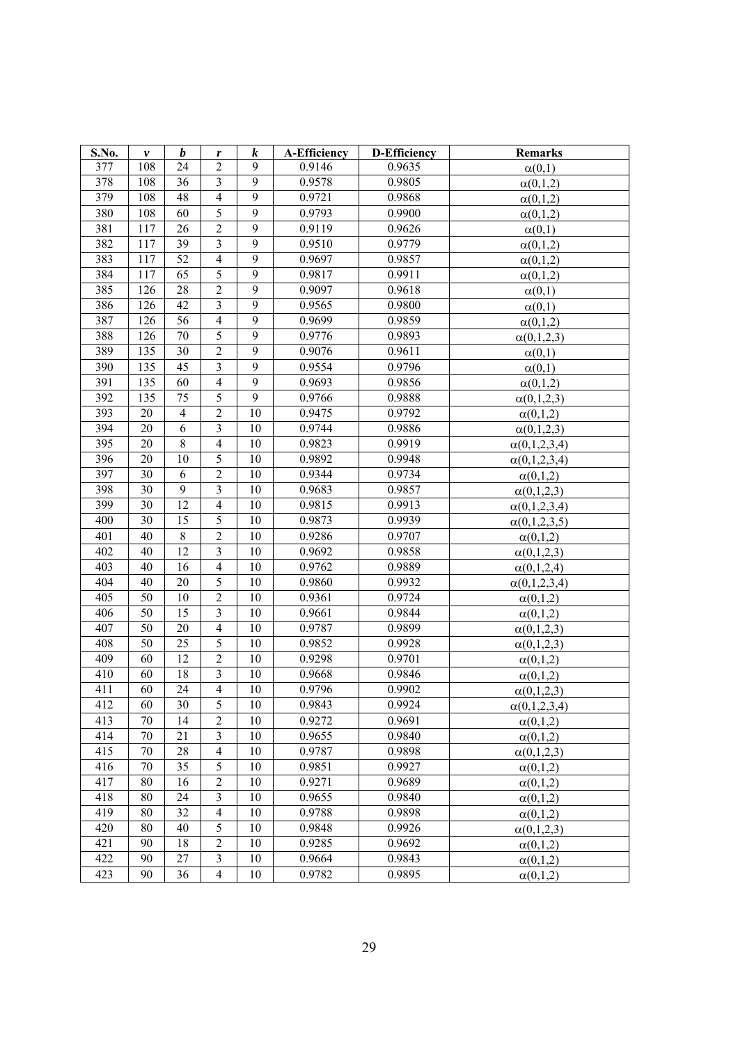| S.No. | $v$ | $b$ | $r$ | $k$ | A-Efficiency | D-Efficiency | Remarks |
|---|---|---|---|---|---|---|---|
| 377 | 108 | 24 | 2 | 9 | 0.9146 | 0.9635 | $\alpha(0,1)$ |
| 378 | 108 | 36 | 3 | 9 | 0.9578 | 0.9805 | $\alpha(0,1,2)$ |
| 379 | 108 | 48 | 4 | 9 | 0.9721 | 0.9868 | $\alpha(0,1,2)$ |
| 380 | 108 | 60 | 5 | 9 | 0.9793 | 0.9900 | $\alpha(0,1,2)$ |
| 381 | 117 | 26 | 2 | 9 | 0.9119 | 0.9626 | $\alpha(0,1)$ |
| 382 | 117 | 39 | 3 | 9 | 0.9510 | 0.9779 | $\alpha(0,1,2)$ |
| 383 | 117 | 52 | 4 | 9 | 0.9697 | 0.9857 | $\alpha(0,1,2)$ |
| 384 | 117 | 65 | 5 | 9 | 0.9817 | 0.9911 | $\alpha(0,1,2)$ |
| 385 | 126 | 28 | 2 | 9 | 0.9097 | 0.9618 | $\alpha(0,1)$ |
| 386 | 126 | 42 | 3 | 9 | 0.9565 | 0.9800 | $\alpha(0,1)$ |
| 387 | 126 | 56 | 4 | 9 | 0.9699 | 0.9859 | $\alpha(0,1,2)$ |
| 388 | 126 | 70 | 5 | 9 | 0.9776 | 0.9893 | $\alpha(0,1,2,3)$ |
| 389 | 135 | 30 | 2 | 9 | 0.9076 | 0.9611 | $\alpha(0,1)$ |
| 390 | 135 | 45 | 3 | 9 | 0.9554 | 0.9796 | $\alpha(0,1)$ |
| 391 | 135 | 60 | 4 | 9 | 0.9693 | 0.9856 | $\alpha(0,1,2)$ |
| 392 | 135 | 75 | 5 | 9 | 0.9766 | 0.9888 | $\alpha(0,1,2,3)$ |
| 393 | 20 | 4 | 2 | 10 | 0.9475 | 0.9792 | $\alpha(0,1,2)$ |
| 394 | 20 | 6 | 3 | 10 | 0.9744 | 0.9886 | $\alpha(0,1,2,3)$ |
| 395 | 20 | 8 | 4 | 10 | 0.9823 | 0.9919 | $\alpha(0,1,2,3,4)$ |
| 396 | 20 | 10 | 5 | 10 | 0.9892 | 0.9948 | $\alpha(0,1,2,3,4)$ |
| 397 | 30 | 6 | 2 | 10 | 0.9344 | 0.9734 | $\alpha(0,1,2)$ |
| 398 | 30 | 9 | 3 | 10 | 0.9683 | 0.9857 | $\alpha(0,1,2,3)$ |
| 399 | 30 | 12 | 4 | 10 | 0.9815 | 0.9913 | $\alpha(0,1,2,3,4)$ |
| 400 | 30 | 15 | 5 | 10 | 0.9873 | 0.9939 | $\alpha(0,1,2,3,5)$ |
| 401 | 40 | 8 | 2 | 10 | 0.9286 | 0.9707 | $\alpha(0,1,2)$ |
| 402 | 40 | 12 | 3 | 10 | 0.9692 | 0.9858 | $\alpha(0,1,2,3)$ |
| 403 | 40 | 16 | 4 | 10 | 0.9762 | 0.9889 | $\alpha(0,1,2,4)$ |
| 404 | 40 | 20 | 5 | 10 | 0.9860 | 0.9932 | $\alpha(0,1,2,3,4)$ |
| 405 | 50 | 10 | 2 | 10 | 0.9361 | 0.9724 | $\alpha(0,1,2)$ |
| 406 | 50 | 15 | 3 | 10 | 0.9661 | 0.9844 | $\alpha(0,1,2)$ |
| 407 | 50 | 20 | 4 | 10 | 0.9787 | 0.9899 | $\alpha(0,1,2,3)$ |
| 408 | 50 | 25 | 5 | 10 | 0.9852 | 0.9928 | $\alpha(0,1,2,3)$ |
| 409 | 60 | 12 | 2 | 10 | 0.9298 | 0.9701 | $\alpha(0,1,2)$ |
| 410 | 60 | 18 | 3 | 10 | 0.9668 | 0.9846 | $\alpha(0,1,2)$ |
| 411 | 60 | 24 | 4 | 10 | 0.9796 | 0.9902 | $\alpha(0,1,2,3)$ |
| 412 | 60 | 30 | 5 | 10 | 0.9843 | 0.9924 | $\alpha(0,1,2,3,4)$ |
| 413 | 70 | 14 | 2 | 10 | 0.9272 | 0.9691 | $\alpha(0,1,2)$ |
| 414 | 70 | 21 | 3 | 10 | 0.9655 | 0.9840 | $\alpha(0,1,2)$ |
| 415 | 70 | 28 | 4 | 10 | 0.9787 | 0.9898 | $\alpha(0,1,2,3)$ |
| 416 | 70 | 35 | 5 | 10 | 0.9851 | 0.9927 | $\alpha(0,1,2)$ |
| 417 | 80 | 16 | 2 | 10 | 0.9271 | 0.9689 | $\alpha(0,1,2)$ |
| 418 | 80 | 24 | 3 | 10 | 0.9655 | 0.9840 | $\alpha(0,1,2)$ |
| 419 | 80 | 32 | 4 | 10 | 0.9788 | 0.9898 | $\alpha(0,1,2)$ |
| 420 | 80 | 40 | 5 | 10 | 0.9848 | 0.9926 | $\alpha(0,1,2,3)$ |
| 421 | 90 | 18 | 2 | 10 | 0.9285 | 0.9692 | $\alpha(0,1,2)$ |
| 422 | 90 | 27 | 3 | 10 | 0.9664 | 0.9843 | $\alpha(0,1,2)$ |
| 423 | 90 | 36 | 4 | 10 | 0.9782 | 0.9895 | $\alpha(0,1,2)$ |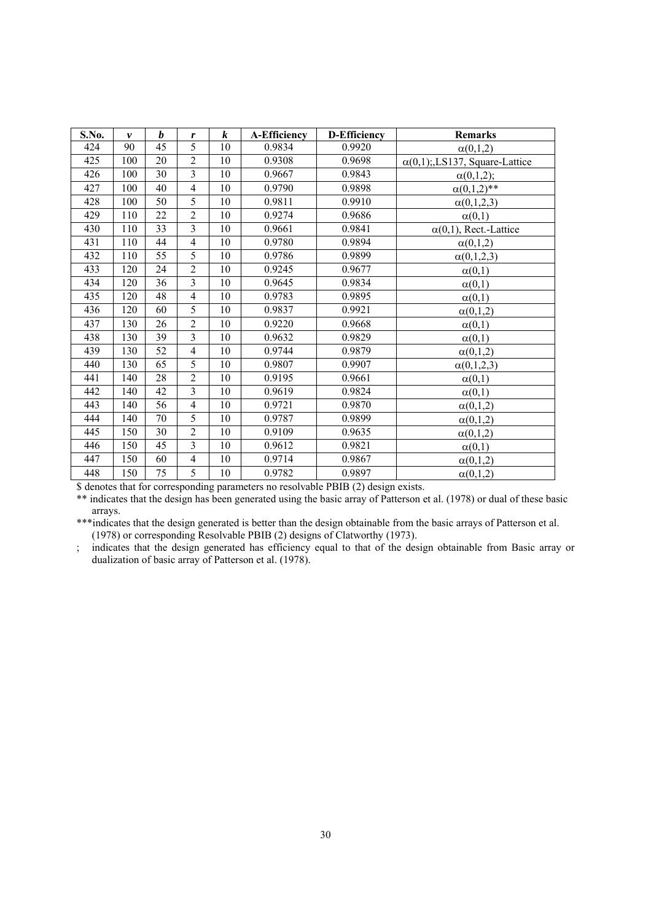| S.No. | $v$ | $b$ | $r$ | $k$ | A-Efficiency | D-Efficiency | Remarks |
|---|---|---|---|---|---|---|---|
| 424 | 90 | 45 | 5 | 10 | 0.9834 | 0.9920 | $\alpha(0,1,2)$ |
| 425 | 100 | 20 | 2 | 10 | 0.9308 | 0.9698 | $\alpha(0,1)$;,LS137, Square-Lattice |
| 426 | 100 | 30 | 3 | 10 | 0.9667 | 0.9843 | $\alpha(0,1,2)$; |
| 427 | 100 | 40 | 4 | 10 | 0.9790 | 0.9898 | $\alpha(0,1,2)$** |
| 428 | 100 | 50 | 5 | 10 | 0.9811 | 0.9910 | $\alpha(0,1,2,3)$ |
| 429 | 110 | 22 | 2 | 10 | 0.9274 | 0.9686 | $\alpha(0,1)$ |
| 430 | 110 | 33 | 3 | 10 | 0.9661 | 0.9841 | $\alpha(0,1)$, Rect.-Lattice |
| 431 | 110 | 44 | 4 | 10 | 0.9780 | 0.9894 | $\alpha(0,1,2)$ |
| 432 | 110 | 55 | 5 | 10 | 0.9786 | 0.9899 | $\alpha(0,1,2,3)$ |
| 433 | 120 | 24 | 2 | 10 | 0.9245 | 0.9677 | $\alpha(0,1)$ |
| 434 | 120 | 36 | 3 | 10 | 0.9645 | 0.9834 | $\alpha(0,1)$ |
| 435 | 120 | 48 | 4 | 10 | 0.9783 | 0.9895 | $\alpha(0,1)$ |
| 436 | 120 | 60 | 5 | 10 | 0.9837 | 0.9921 | $\alpha(0,1,2)$ |
| 437 | 130 | 26 | 2 | 10 | 0.9220 | 0.9668 | $\alpha(0,1)$ |
| 438 | 130 | 39 | 3 | 10 | 0.9632 | 0.9829 | $\alpha(0,1)$ |
| 439 | 130 | 52 | 4 | 10 | 0.9744 | 0.9879 | $\alpha(0,1,2)$ |
| 440 | 130 | 65 | 5 | 10 | 0.9807 | 0.9907 | $\alpha(0,1,2,3)$ |
| 441 | 140 | 28 | 2 | 10 | 0.9195 | 0.9661 | $\alpha(0,1)$ |
| 442 | 140 | 42 | 3 | 10 | 0.9619 | 0.9824 | $\alpha(0,1)$ |
| 443 | 140 | 56 | 4 | 10 | 0.9721 | 0.9870 | $\alpha(0,1,2)$ |
| 444 | 140 | 70 | 5 | 10 | 0.9787 | 0.9899 | $\alpha(0,1,2)$ |
| 445 | 150 | 30 | 2 | 10 | 0.9109 | 0.9635 | $\alpha(0,1,2)$ |
| 446 | 150 | 45 | 3 | 10 | 0.9612 | 0.9821 | $\alpha(0,1)$ |
| 447 | 150 | 60 | 4 | 10 | 0.9714 | 0.9867 | $\alpha(0,1,2)$ |
| 448 | 150 | 75 | 5 | 10 | 0.9782 | 0.9897 | $\alpha(0,1,2)$ |

$ denotes that for corresponding parameters no resolvable PBIB (2) design exists.

** indicates that the design has been generated using the basic array of Patterson et al. (1978) or dual of these basic arrays.

***indicates that the design generated is better than the design obtainable from the basic arrays of Patterson et al. (1978) or corresponding Resolvable PBIB (2) designs of Clatworthy (1973).

; indicates that the design generated has efficiency equal to that of the design obtainable from Basic array or dualization of basic array of Patterson et al. (1978).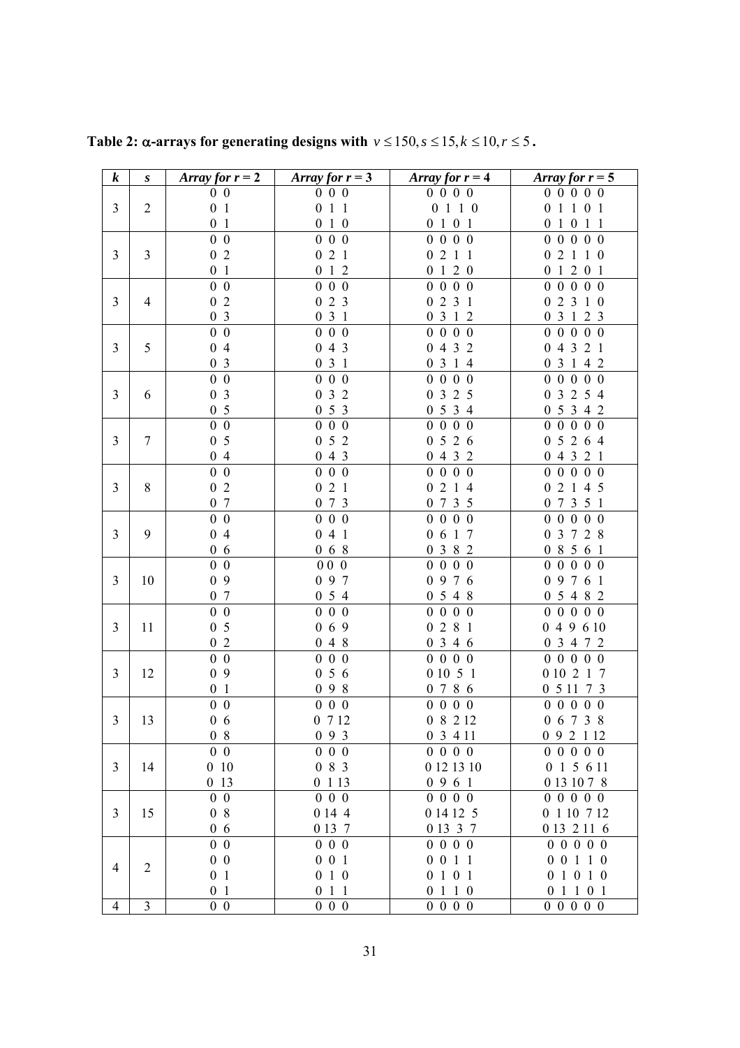**Table 2: α-arrays for generating designs with $v \leq 150, s \leq 15, k \leq 10, r \leq 5$.**

| *k* | *s* | *Array for r = 2* | *Array for r = 3* | *Array for r = 4* | *Array for r = 5* |
|---|---|---|---|---|---|
| 3 | 2 | 0 0<br>0 1<br>0 1 | 0 0 0<br>0 1 1<br>0 1 0 | 0 0 0 0<br>0 1 1 0<br>0 1 0 1 | 0 0 0 0 0<br>0 1 1 0 1<br>0 1 0 1 1 |
| 3 | 3 | 0 0<br>0 2<br>0 1 | 0 0 0<br>0 2 1<br>0 1 2 | 0 0 0 0<br>0 2 1 1<br>0 1 2 0 | 0 0 0 0 0<br>0 2 1 1 0<br>0 1 2 0 1 |
| 3 | 4 | 0 0<br>0 2<br>0 3 | 0 0 0<br>0 2 3<br>0 3 1 | 0 0 0 0<br>0 2 3 1<br>0 3 1 2 | 0 0 0 0 0<br>0 2 3 1 0<br>0 3 1 2 3 |
| 3 | 5 | 0 0<br>0 4<br>0 3 | 0 0 0<br>0 4 3<br>0 3 1 | 0 0 0 0<br>0 4 3 2<br>0 3 1 4 | 0 0 0 0 0<br>0 4 3 2 1<br>0 3 1 4 2 |
| 3 | 6 | 0 0<br>0 3<br>0 5 | 0 0 0<br>0 3 2<br>0 5 3 | 0 0 0 0<br>0 3 2 5<br>0 5 3 4 | 0 0 0 0 0<br>0 3 2 5 4<br>0 5 3 4 2 |
| 3 | 7 | 0 0<br>0 5<br>0 4 | 0 0 0<br>0 5 2<br>0 4 3 | 0 0 0 0<br>0 5 2 6<br>0 4 3 2 | 0 0 0 0 0<br>0 5 2 6 4<br>0 4 3 2 1 |
| 3 | 8 | 0 0<br>0 2<br>0 7 | 0 0 0<br>0 2 1<br>0 7 3 | 0 0 0 0<br>0 2 1 4<br>0 7 3 5 | 0 0 0 0 0<br>0 2 1 4 5<br>0 7 3 5 1 |
| 3 | 9 | 0 0<br>0 4<br>0 6 | 0 0 0<br>0 4 1<br>0 6 8 | 0 0 0 0<br>0 6 1 7<br>0 3 8 2 | 0 0 0 0 0<br>0 3 7 2 8<br>0 8 5 6 1 |
| 3 | 10 | 0 0<br>0 9<br>0 7 | 0 0 0<br>0 9 7<br>0 5 4 | 0 0 0 0<br>0 9 7 6<br>0 5 4 8 | 0 0 0 0 0<br>0 9 7 6 1<br>0 5 4 8 2 |
| 3 | 11 | 0 0<br>0 5<br>0 2 | 0 0 0<br>0 6 9<br>0 4 8 | 0 0 0 0<br>0 2 8 1<br>0 3 4 6 | 0 0 0 0 0<br>0 4 9 6 10<br>0 3 4 7 2 |
| 3 | 12 | 0 0<br>0 9<br>0 1 | 0 0 0<br>0 5 6<br>0 9 8 | 0 0 0 0<br>0 10 5 1<br>0 7 8 6 | 0 0 0 0 0<br>0 10 2 1 7<br>0 5 11 7 3 |
| 3 | 13 | 0 0<br>0 6<br>0 8 | 0 0 0<br>0 7 12<br>0 9 3 | 0 0 0 0<br>0 8 2 12<br>0 3 4 11 | 0 0 0 0 0<br>0 6 7 3 8<br>0 9 2 1 12 |
| 3 | 14 | 0 0<br>0 10<br>0 13 | 0 0 0<br>0 8 3<br>0 1 13 | 0 0 0 0<br>0 12 13 10<br>0 9 6 1 | 0 0 0 0 0<br>0 1 5 6 11<br>0 13 10 7 8 |
| 3 | 15 | 0 0<br>0 8<br>0 6 | 0 0 0<br>0 14 4<br>0 13 7 | 0 0 0 0<br>0 14 12 5<br>0 13 3 7 | 0 0 0 0 0<br>0 1 10 7 12<br>0 13 2 11 6 |
| 4 | 2 | 0 0<br>0 0<br>0 1<br>0 1 | 0 0 0<br>0 0 1<br>0 1 0<br>0 1 1 | 0 0 0 0<br>0 0 1 1<br>0 1 0 1<br>0 1 1 0 | 0 0 0 0 0<br>0 0 1 1 0<br>0 1 0 1 0<br>0 1 1 0 1 |
| 4 | 3 | 0 0 | 0 0 0 | 0 0 0 0 | 0 0 0 0 0 |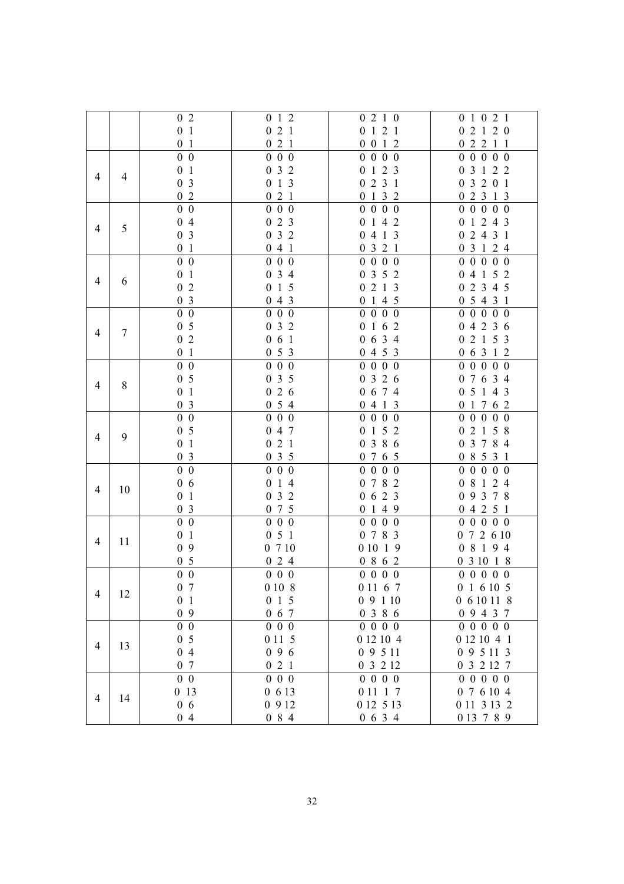| | | | | | |
|---|---|---|---|---|---|
| | | 0 2<br>0 1<br>0 1 | 0 1 2<br>0 2 1<br>0 2 1 | 0 2 1 0<br>0 1 2 1<br>0 0 1 2 | 0 1 0 2 1<br>0 2 1 2 0<br>0 2 2 1 1 |
| 4 | 4 | 0 0<br>0 1<br>0 3<br>0 2 | 0 0 0<br>0 3 2<br>0 1 3<br>0 2 1 | 0 0 0 0<br>0 1 2 3<br>0 2 3 1<br>0 1 3 2 | 0 0 0 0 0<br>0 3 1 2 2<br>0 3 2 0 1<br>0 2 3 1 3 |
| 4 | 5 | 0 0<br>0 4<br>0 3<br>0 1 | 0 0 0<br>0 2 3<br>0 3 2<br>0 4 1 | 0 0 0 0<br>0 1 4 2<br>0 4 1 3<br>0 3 2 1 | 0 0 0 0 0<br>0 1 2 4 3<br>0 2 4 3 1<br>0 3 1 2 4 |
| 4 | 6 | 0 0<br>0 1<br>0 2<br>0 3 | 0 0 0<br>0 3 4<br>0 1 5<br>0 4 3 | 0 0 0 0<br>0 3 5 2<br>0 2 1 3<br>0 1 4 5 | 0 0 0 0 0<br>0 4 1 5 2<br>0 2 3 4 5<br>0 5 4 3 1 |
| 4 | 7 | 0 0<br>0 5<br>0 2<br>0 1 | 0 0 0<br>0 3 2<br>0 6 1<br>0 5 3 | 0 0 0 0<br>0 1 6 2<br>0 6 3 4<br>0 4 5 3 | 0 0 0 0 0<br>0 4 2 3 6<br>0 2 1 5 3<br>0 6 3 1 2 |
| 4 | 8 | 0 0<br>0 5<br>0 1<br>0 3 | 0 0 0<br>0 3 5<br>0 2 6<br>0 5 4 | 0 0 0 0<br>0 3 2 6<br>0 6 7 4<br>0 4 1 3 | 0 0 0 0 0<br>0 7 6 3 4<br>0 5 1 4 3<br>0 1 7 6 2 |
| 4 | 9 | 0 0<br>0 5<br>0 1<br>0 3 | 0 0 0<br>0 4 7<br>0 2 1<br>0 3 5 | 0 0 0 0<br>0 1 5 2<br>0 3 8 6<br>0 7 6 5 | 0 0 0 0 0<br>0 2 1 5 8<br>0 3 7 8 4<br>0 8 5 3 1 |
| 4 | 10 | 0 0<br>0 6<br>0 1<br>0 3 | 0 0 0<br>0 1 4<br>0 3 2<br>0 7 5 | 0 0 0 0<br>0 7 8 2<br>0 6 2 3<br>0 1 4 9 | 0 0 0 0 0<br>0 8 1 2 4<br>0 9 3 7 8<br>0 4 2 5 1 |
| 4 | 11 | 0 0<br>0 1<br>0 9<br>0 5 | 0 0 0<br>0 5 1<br>0 7 10<br>0 2 4 | 0 0 0 0<br>0 7 8 3<br>0 10 1 9<br>0 8 6 2 | 0 0 0 0 0<br>0 7 2 6 10<br>0 8 1 9 4<br>0 3 10 1 8 |
| 4 | 12 | 0 0<br>0 7<br>0 1<br>0 9 | 0 0 0<br>0 10 8<br>0 1 5<br>0 6 7 | 0 0 0 0<br>0 11 6 7<br>0 9 1 10<br>0 3 8 6 | 0 0 0 0 0<br>0 1 6 10 5<br>0 6 10 11 8<br>0 9 4 3 7 |
| 4 | 13 | 0 0<br>0 5<br>0 4<br>0 7 | 0 0 0<br>0 11 5<br>0 9 6<br>0 2 1 | 0 0 0 0<br>0 12 10 4<br>0 9 5 11<br>0 3 2 12 | 0 0 0 0 0<br>0 12 10 4 1<br>0 9 5 11 3<br>0 3 2 12 7 |
| 4 | 14 | 0 0<br>0 13<br>0 6<br>0 4 | 0 0 0<br>0 6 13<br>0 9 12<br>0 8 4 | 0 0 0 0<br>0 11 1 7<br>0 12 5 13<br>0 6 3 4 | 0 0 0 0 0<br>0 7 6 10 4<br>0 11 3 13 2<br>0 13 7 8 9 |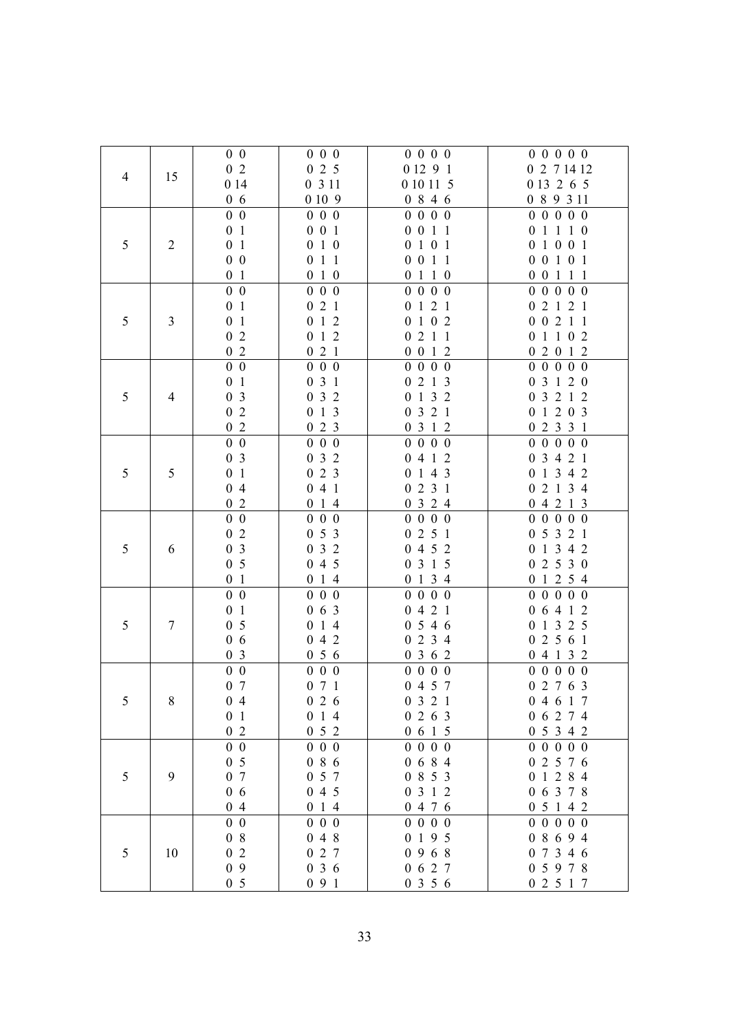| | | | | | |
|---|---|---|---|---|---|
| 4 | 15 | 0 0<br>0 2<br>0 14<br>0 6 | 0 0 0<br>0 2 5<br>0 3 11<br>0 10 9 | 0 0 0 0<br>0 12 9 1<br>0 10 11 5<br>0 8 4 6 | 0 0 0 0 0<br>0 2 7 14 12<br>0 13 2 6 5<br>0 8 9 3 11 |
| 5 | 2 | 0 0<br>0 1<br>0 1<br>0 0<br>0 1 | 0 0 0<br>0 0 1<br>0 1 0<br>0 1 1<br>0 1 0 | 0 0 0 0<br>0 0 1 1<br>0 1 0 1<br>0 0 1 1<br>0 1 1 0 | 0 0 0 0 0<br>0 1 1 1 0<br>0 1 0 0 1<br>0 0 1 0 1<br>0 0 1 1 1 |
| 5 | 3 | 0 0<br>0 1<br>0 1<br>0 2<br>0 2 | 0 0 0<br>0 2 1<br>0 1 2<br>0 1 2<br>0 2 1 | 0 0 0 0<br>0 1 2 1<br>0 1 0 2<br>0 2 1 1<br>0 0 1 2 | 0 0 0 0 0<br>0 2 1 2 1<br>0 0 2 1 1<br>0 1 1 0 2<br>0 2 0 1 2 |
| 5 | 4 | 0 0<br>0 1<br>0 3<br>0 2<br>0 2 | 0 0 0<br>0 3 1<br>0 3 2<br>0 1 3<br>0 2 3 | 0 0 0 0<br>0 2 1 3<br>0 1 3 2<br>0 3 2 1<br>0 3 1 2 | 0 0 0 0 0<br>0 3 1 2 0<br>0 3 2 1 2<br>0 1 2 0 3<br>0 2 3 3 1 |
| 5 | 5 | 0 0<br>0 3<br>0 1<br>0 4<br>0 2 | 0 0 0<br>0 3 2<br>0 2 3<br>0 4 1<br>0 1 4 | 0 0 0 0<br>0 4 1 2<br>0 1 4 3<br>0 2 3 1<br>0 3 2 4 | 0 0 0 0 0<br>0 3 4 2 1<br>0 1 3 4 2<br>0 2 1 3 4<br>0 4 2 1 3 |
| 5 | 6 | 0 0<br>0 2<br>0 3<br>0 5<br>0 1 | 0 0 0<br>0 5 3<br>0 3 2<br>0 4 5<br>0 1 4 | 0 0 0 0<br>0 2 5 1<br>0 4 5 2<br>0 3 1 5<br>0 1 3 4 | 0 0 0 0 0<br>0 5 3 2 1<br>0 1 3 4 2<br>0 2 5 3 0<br>0 1 2 5 4 |
| 5 | 7 | 0 0<br>0 1<br>0 5<br>0 6<br>0 3 | 0 0 0<br>0 6 3<br>0 1 4<br>0 4 2<br>0 5 6 | 0 0 0 0<br>0 4 2 1<br>0 5 4 6<br>0 2 3 4<br>0 3 6 2 | 0 0 0 0 0<br>0 6 4 1 2<br>0 1 3 2 5<br>0 2 5 6 1<br>0 4 1 3 2 |
| 5 | 8 | 0 0<br>0 7<br>0 4<br>0 1<br>0 2 | 0 0 0<br>0 7 1<br>0 2 6<br>0 1 4<br>0 5 2 | 0 0 0 0<br>0 4 5 7<br>0 3 2 1<br>0 2 6 3<br>0 6 1 5 | 0 0 0 0 0<br>0 2 7 6 3<br>0 4 6 1 7<br>0 6 2 7 4<br>0 5 3 4 2 |
| 5 | 9 | 0 0<br>0 5<br>0 7<br>0 6<br>0 4 | 0 0 0<br>0 8 6<br>0 5 7<br>0 4 5<br>0 1 4 | 0 0 0 0<br>0 6 8 4<br>0 8 5 3<br>0 3 1 2<br>0 4 7 6 | 0 0 0 0 0<br>0 2 5 7 6<br>0 1 2 8 4<br>0 6 3 7 8<br>0 5 1 4 2 |
| 5 | 10 | 0 0<br>0 8<br>0 2<br>0 9<br>0 5 | 0 0 0<br>0 4 8<br>0 2 7<br>0 3 6<br>0 9 1 | 0 0 0 0<br>0 1 9 5<br>0 9 6 8<br>0 6 2 7<br>0 3 5 6 | 0 0 0 0 0<br>0 8 6 9 4<br>0 7 3 4 6<br>0 5 9 7 8<br>0 2 5 1 7 |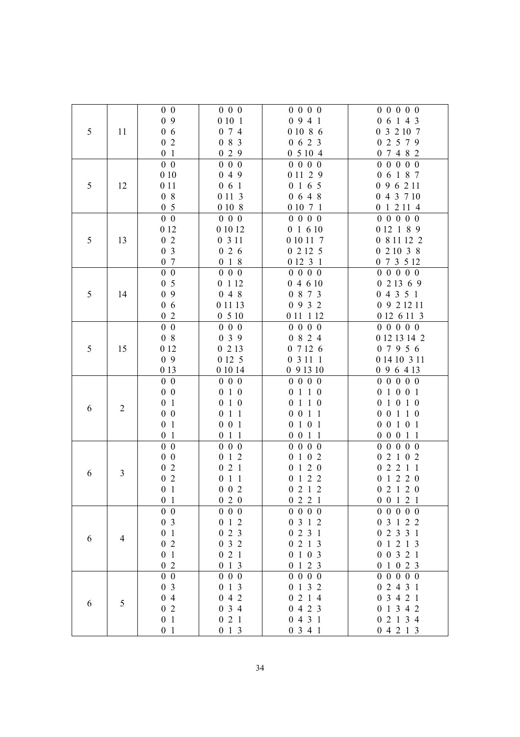| | | | | | |
|---|---|---|---|---|---|
| 5 | 11 | 0 0<br>0 9<br>0 6<br>0 2<br>0 1 | 0 0 0<br>0 10 1<br>0 7 4<br>0 8 3<br>0 2 9 | 0 0 0 0<br>0 9 4 1<br>0 10 8 6<br>0 6 2 3<br>0 5 10 4 | 0 0 0 0 0<br>0 6 1 4 3<br>0 3 2 10 7<br>0 2 5 7 9<br>0 7 4 8 2 |
| 5 | 12 | 0 0<br>0 10<br>0 11<br>0 8<br>0 5 | 0 0 0<br>0 4 9<br>0 6 1<br>0 11 3<br>0 10 8 | 0 0 0 0<br>0 11 2 9<br>0 1 6 5<br>0 6 4 8<br>0 10 7 1 | 0 0 0 0 0<br>0 6 1 8 7<br>0 9 6 2 11<br>0 4 3 7 10<br>0 1 2 11 4 |
| 5 | 13 | 0 0<br>0 12<br>0 2<br>0 3<br>0 7 | 0 0 0<br>0 10 12<br>0 3 11<br>0 2 6<br>0 1 8 | 0 0 0 0<br>0 1 6 10<br>0 10 11 7<br>0 2 12 5<br>0 12 3 1 | 0 0 0 0 0<br>0 12 1 8 9<br>0 8 11 12 2<br>0 2 10 3 8<br>0 7 3 5 12 |
| 5 | 14 | 0 0<br>0 5<br>0 9<br>0 6<br>0 2 | 0 0 0<br>0 1 12<br>0 4 8<br>0 11 13<br>0 5 10 | 0 0 0 0<br>0 4 6 10<br>0 8 7 3<br>0 9 3 2<br>0 11 1 12 | 0 0 0 0 0<br>0 2 13 6 9<br>0 4 3 5 1<br>0 9 2 12 11<br>0 12 6 11 3 |
| 5 | 15 | 0 0<br>0 8<br>0 12<br>0 9<br>0 13 | 0 0 0<br>0 3 9<br>0 2 13<br>0 12 5<br>0 10 14 | 0 0 0 0<br>0 8 2 4<br>0 7 12 6<br>0 3 11 1<br>0 9 13 10 | 0 0 0 0 0<br>0 12 13 14 2<br>0 7 9 5 6<br>0 14 10 3 11<br>0 9 6 4 13 |
| 6 | 2 | 0 0<br>0 0<br>0 1<br>0 0<br>0 1<br>0 1 | 0 0 0<br>0 1 0<br>0 1 0<br>0 1 1<br>0 0 1<br>0 1 1 | 0 0 0 0<br>0 1 1 0<br>0 1 1 0<br>0 0 1 1<br>0 1 0 1<br>0 0 1 1 | 0 0 0 0 0<br>0 1 0 0 1<br>0 1 0 1 0<br>0 0 1 1 0<br>0 0 1 0 1<br>0 0 0 1 1 |
| 6 | 3 | 0 0<br>0 0<br>0 2<br>0 2<br>0 1<br>0 1 | 0 0 0<br>0 1 2<br>0 2 1<br>0 1 1<br>0 0 2<br>0 2 0 | 0 0 0 0<br>0 1 0 2<br>0 1 2 0<br>0 1 2 2<br>0 2 1 2<br>0 2 2 1 | 0 0 0 0 0<br>0 2 1 0 2<br>0 2 2 1 1<br>0 1 2 2 0<br>0 2 1 2 0<br>0 0 1 2 1 |
| 6 | 4 | 0 0<br>0 3<br>0 1<br>0 2<br>0 1<br>0 2 | 0 0 0<br>0 1 2<br>0 2 3<br>0 3 2<br>0 2 1<br>0 1 3 | 0 0 0 0<br>0 3 1 2<br>0 2 3 1<br>0 2 1 3<br>0 1 0 3<br>0 1 2 3 | 0 0 0 0 0<br>0 3 1 2 2<br>0 2 3 3 1<br>0 1 2 1 3<br>0 0 3 2 1<br>0 1 0 2 3 |
| 6 | 5 | 0 0<br>0 3<br>0 4<br>0 2<br>0 1<br>0 1 | 0 0 0<br>0 1 3<br>0 4 2<br>0 3 4<br>0 2 1<br>0 1 3 | 0 0 0 0<br>0 1 3 2<br>0 2 1 4<br>0 4 2 3<br>0 4 3 1<br>0 3 4 1 | 0 0 0 0 0<br>0 2 4 3 1<br>0 3 4 2 1<br>0 1 3 4 2<br>0 2 1 3 4<br>0 4 2 1 3 |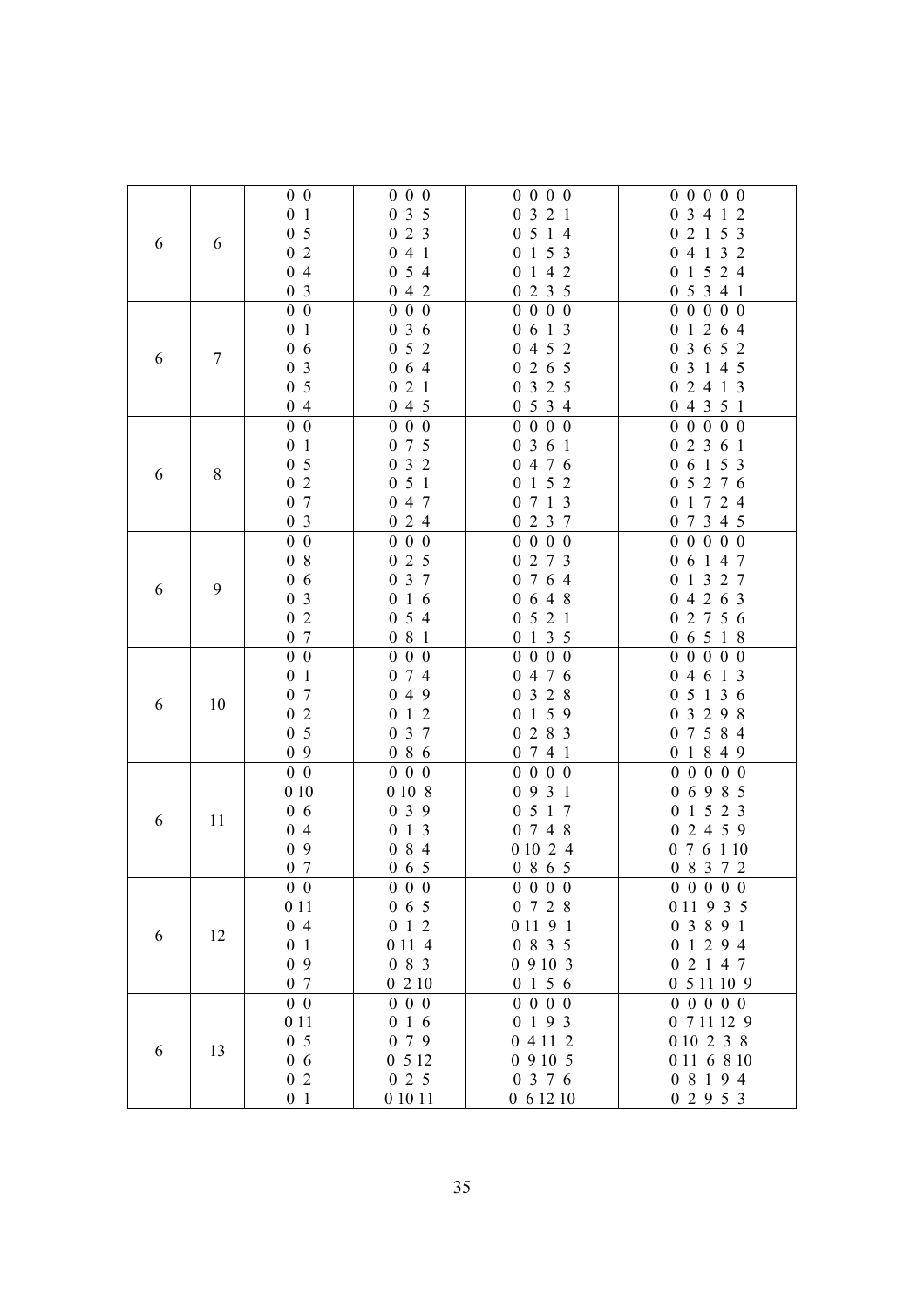| | | | | | |
|---|---|---|---|---|---|
| 6 | 6 | 0 0<br>0 1<br>0 5<br>0 2<br>0 4<br>0 3 | 0 0 0<br>0 3 5<br>0 2 3<br>0 4 1<br>0 5 4<br>0 4 2 | 0 0 0 0<br>0 3 2 1<br>0 5 1 4<br>0 1 5 3<br>0 1 4 2<br>0 2 3 5 | 0 0 0 0 0<br>0 3 4 1 2<br>0 2 1 5 3<br>0 4 1 3 2<br>0 1 5 2 4<br>0 5 3 4 1 |
| 6 | 7 | 0 0<br>0 1<br>0 6<br>0 3<br>0 5<br>0 4 | 0 0 0<br>0 3 6<br>0 5 2<br>0 6 4<br>0 2 1<br>0 4 5 | 0 0 0 0<br>0 6 1 3<br>0 4 5 2<br>0 2 6 5<br>0 3 2 5<br>0 5 3 4 | 0 0 0 0 0<br>0 1 2 6 4<br>0 3 6 5 2<br>0 3 1 4 5<br>0 2 4 1 3<br>0 4 3 5 1 |
| 6 | 8 | 0 0<br>0 1<br>0 5<br>0 2<br>0 7<br>0 3 | 0 0 0<br>0 7 5<br>0 3 2<br>0 5 1<br>0 4 7<br>0 2 4 | 0 0 0 0<br>0 3 6 1<br>0 4 7 6<br>0 1 5 2<br>0 7 1 3<br>0 2 3 7 | 0 0 0 0 0<br>0 2 3 6 1<br>0 6 1 5 3<br>0 5 2 7 6<br>0 1 7 2 4<br>0 7 3 4 5 |
| 6 | 9 | 0 0<br>0 8<br>0 6<br>0 3<br>0 2<br>0 7 | 0 0 0<br>0 2 5<br>0 3 7<br>0 1 6<br>0 5 4<br>0 8 1 | 0 0 0 0<br>0 2 7 3<br>0 7 6 4<br>0 6 4 8<br>0 5 2 1<br>0 1 3 5 | 0 0 0 0 0<br>0 6 1 4 7<br>0 1 3 2 7<br>0 4 2 6 3<br>0 2 7 5 6<br>0 6 5 1 8 |
| 6 | 10 | 0 0<br>0 1<br>0 7<br>0 2<br>0 5<br>0 9 | 0 0 0<br>0 7 4<br>0 4 9<br>0 1 2<br>0 3 7<br>0 8 6 | 0 0 0 0<br>0 4 7 6<br>0 3 2 8<br>0 1 5 9<br>0 2 8 3<br>0 7 4 1 | 0 0 0 0 0<br>0 4 6 1 3<br>0 5 1 3 6<br>0 3 2 9 8<br>0 7 5 8 4<br>0 1 8 4 9 |
| 6 | 11 | 0 0<br>0 10<br>0 6<br>0 4<br>0 9<br>0 7 | 0 0 0<br>0 10 8<br>0 3 9<br>0 1 3<br>0 8 4<br>0 6 5 | 0 0 0 0<br>0 9 3 1<br>0 5 1 7<br>0 7 4 8<br>0 10 2 4<br>0 8 6 5 | 0 0 0 0 0<br>0 6 9 8 5<br>0 1 5 2 3<br>0 2 4 5 9<br>0 7 6 1 10<br>0 8 3 7 2 |
| 6 | 12 | 0 0<br>0 11<br>0 4<br>0 1<br>0 9<br>0 7 | 0 0 0<br>0 6 5<br>0 1 2<br>0 11 4<br>0 8 3<br>0 2 10 | 0 0 0 0<br>0 7 2 8<br>0 11 9 1<br>0 8 3 5<br>0 9 10 3<br>0 1 5 6 | 0 0 0 0 0<br>0 11 9 3 5<br>0 3 8 9 1<br>0 1 2 9 4<br>0 2 1 4 7<br>0 5 11 10 9 |
| 6 | 13 | 0 0<br>0 11<br>0 5<br>0 6<br>0 2<br>0 1 | 0 0 0<br>0 1 6<br>0 7 9<br>0 5 12<br>0 2 5<br>0 10 11 | 0 0 0 0<br>0 1 9 3<br>0 4 11 2<br>0 9 10 5<br>0 3 7 6<br>0 6 12 10 | 0 0 0 0 0<br>0 7 11 12 9<br>0 10 2 3 8<br>0 11 6 8 10<br>0 8 1 9 4<br>0 2 9 5 3 |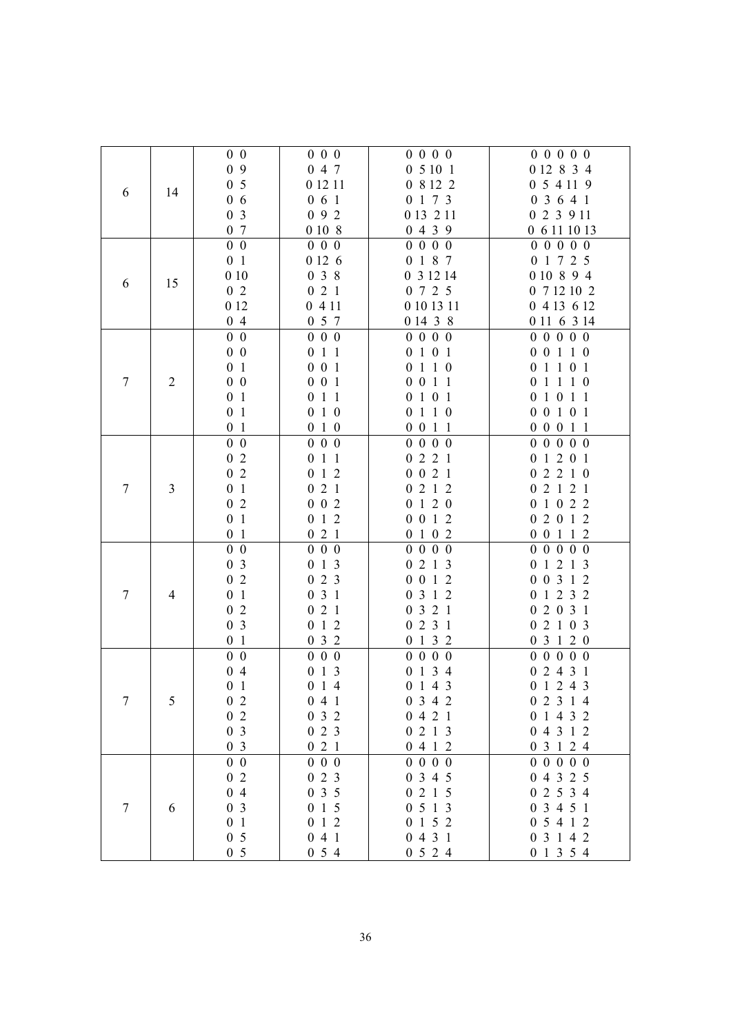| | | | | | |
|---|---|---|---|---|---|
| 6 | 14 | 0 0<br>0 9<br>0 5<br>0 6<br>0 3<br>0 7 | 0 0 0<br>0 4 7<br>0 12 11<br>0 6 1<br>0 9 2<br>0 10 8 | 0 0 0 0<br>0 5 10 1<br>0 8 12 2<br>0 1 7 3<br>0 13 2 11<br>0 4 3 9 | 0 0 0 0 0<br>0 12 8 3 4<br>0 5 4 11 9<br>0 3 6 4 1<br>0 2 3 9 11<br>0 6 11 10 13 |
| 6 | 15 | 0 0<br>0 1<br>0 10<br>0 2<br>0 12<br>0 4 | 0 0 0<br>0 12 6<br>0 3 8<br>0 2 1<br>0 4 11<br>0 5 7 | 0 0 0 0<br>0 1 8 7<br>0 3 12 14<br>0 7 2 5<br>0 10 13 11<br>0 14 3 8 | 0 0 0 0 0<br>0 1 7 2 5<br>0 10 8 9 4<br>0 7 12 10 2<br>0 4 13 6 12<br>0 11 6 3 14 |
| 7 | 2 | 0 0<br>0 0<br>0 1<br>0 0<br>0 1<br>0 1<br>0 1 | 0 0 0<br>0 1 1<br>0 0 1<br>0 0 1<br>0 1 1<br>0 1 0<br>0 1 0 | 0 0 0 0<br>0 1 0 1<br>0 1 1 0<br>0 0 1 1<br>0 1 0 1<br>0 1 1 0<br>0 0 1 1 | 0 0 0 0 0<br>0 0 1 1 0<br>0 1 1 0 1<br>0 1 1 1 0<br>0 1 0 1 1<br>0 0 1 0 1<br>0 0 0 1 1 |
| 7 | 3 | 0 0<br>0 2<br>0 2<br>0 1<br>0 2<br>0 1<br>0 1 | 0 0 0<br>0 1 1<br>0 1 2<br>0 2 1<br>0 0 2<br>0 1 2<br>0 2 1 | 0 0 0 0<br>0 2 2 1<br>0 0 2 1<br>0 2 1 2<br>0 1 2 0<br>0 0 1 2<br>0 1 0 2 | 0 0 0 0 0<br>0 1 2 0 1<br>0 2 2 1 0<br>0 2 1 2 1<br>0 1 0 2 2<br>0 2 0 1 2<br>0 0 1 1 2 |
| 7 | 4 | 0 0<br>0 3<br>0 2<br>0 1<br>0 2<br>0 3<br>0 1 | 0 0 0<br>0 1 3<br>0 2 3<br>0 3 1<br>0 2 1<br>0 1 2<br>0 3 2 | 0 0 0 0<br>0 2 1 3<br>0 0 1 2<br>0 3 1 2<br>0 3 2 1<br>0 2 3 1<br>0 1 3 2 | 0 0 0 0 0<br>0 1 2 1 3<br>0 0 3 1 2<br>0 1 2 3 2<br>0 2 0 3 1<br>0 2 1 0 3<br>0 3 1 2 0 |
| 7 | 5 | 0 0<br>0 4<br>0 1<br>0 2<br>0 2<br>0 3<br>0 3 | 0 0 0<br>0 1 3<br>0 1 4<br>0 4 1<br>0 3 2<br>0 2 3<br>0 2 1 | 0 0 0 0<br>0 1 3 4<br>0 1 4 3<br>0 3 4 2<br>0 4 2 1<br>0 2 1 3<br>0 4 1 2 | 0 0 0 0 0<br>0 2 4 3 1<br>0 1 2 4 3<br>0 2 3 1 4<br>0 1 4 3 2<br>0 4 3 1 2<br>0 3 1 2 4 |
| 7 | 6 | 0 0<br>0 2<br>0 4<br>0 3<br>0 1<br>0 5<br>0 5 | 0 0 0<br>0 2 3<br>0 3 5<br>0 1 5<br>0 1 2<br>0 4 1<br>0 5 4 | 0 0 0 0<br>0 3 4 5<br>0 2 1 5<br>0 5 1 3<br>0 1 5 2<br>0 4 3 1<br>0 5 2 4 | 0 0 0 0 0<br>0 4 3 2 5<br>0 2 5 3 4<br>0 3 4 5 1<br>0 5 4 1 2<br>0 3 1 4 2<br>0 1 3 5 4 |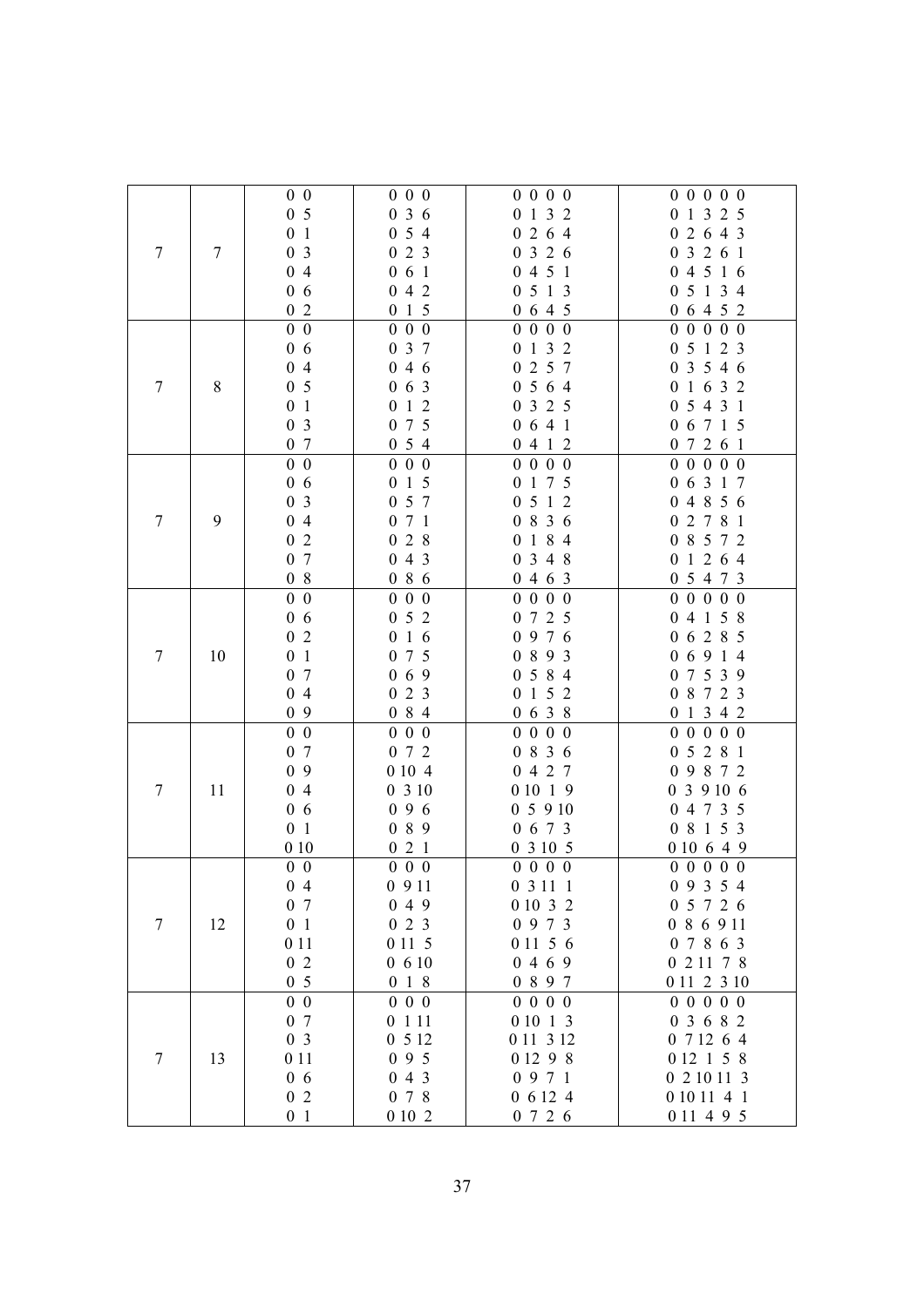| | | | | | |
|---|---|---|---|---|---|
| 7 | 7 | 0 0<br>0 5<br>0 1<br>0 3<br>0 4<br>0 6<br>0 2 | 0 0 0<br>0 3 6<br>0 5 4<br>0 2 3<br>0 6 1<br>0 4 2<br>0 1 5 | 0 0 0 0<br>0 1 3 2<br>0 2 6 4<br>0 3 2 6<br>0 4 5 1<br>0 5 1 3<br>0 6 4 5 | 0 0 0 0 0<br>0 1 3 2 5<br>0 2 6 4 3<br>0 3 2 6 1<br>0 4 5 1 6<br>0 5 1 3 4<br>0 6 4 5 2 |
| 7 | 8 | 0 0<br>0 6<br>0 4<br>0 5<br>0 1<br>0 3<br>0 7 | 0 0 0<br>0 3 7<br>0 4 6<br>0 6 3<br>0 1 2<br>0 7 5<br>0 5 4 | 0 0 0 0<br>0 1 3 2<br>0 2 5 7<br>0 5 6 4<br>0 3 2 5<br>0 6 4 1<br>0 4 1 2 | 0 0 0 0 0<br>0 5 1 2 3<br>0 3 5 4 6<br>0 1 6 3 2<br>0 5 4 3 1<br>0 6 7 1 5<br>0 7 2 6 1 |
| 7 | 9 | 0 0<br>0 6<br>0 3<br>0 4<br>0 2<br>0 7<br>0 8 | 0 0 0<br>0 1 5<br>0 5 7<br>0 7 1<br>0 2 8<br>0 4 3<br>0 8 6 | 0 0 0 0<br>0 1 7 5<br>0 5 1 2<br>0 8 3 6<br>0 1 8 4<br>0 3 4 8<br>0 4 6 3 | 0 0 0 0 0<br>0 6 3 1 7<br>0 4 8 5 6<br>0 2 7 8 1<br>0 8 5 7 2<br>0 1 2 6 4<br>0 5 4 7 3 |
| 7 | 10 | 0 0<br>0 6<br>0 2<br>0 1<br>0 7<br>0 4<br>0 9 | 0 0 0<br>0 5 2<br>0 1 6<br>0 7 5<br>0 6 9<br>0 2 3<br>0 8 4 | 0 0 0 0<br>0 7 2 5<br>0 9 7 6<br>0 8 9 3<br>0 5 8 4<br>0 1 5 2<br>0 6 3 8 | 0 0 0 0 0<br>0 4 1 5 8<br>0 6 2 8 5<br>0 6 9 1 4<br>0 7 5 3 9<br>0 8 7 2 3<br>0 1 3 4 2 |
| 7 | 11 | 0 0<br>0 7<br>0 9<br>0 4<br>0 6<br>0 1<br>0 10 | 0 0 0<br>0 7 2<br>0 10 4<br>0 3 10<br>0 9 6<br>0 8 9<br>0 2 1 | 0 0 0 0<br>0 8 3 6<br>0 4 2 7<br>0 10 1 9<br>0 5 9 10<br>0 6 7 3<br>0 3 10 5 | 0 0 0 0 0<br>0 5 2 8 1<br>0 9 8 7 2<br>0 3 9 10 6<br>0 4 7 3 5<br>0 8 1 5 3<br>0 10 6 4 9 |
| 7 | 12 | 0 0<br>0 4<br>0 7<br>0 1<br>0 11<br>0 2<br>0 5 | 0 0 0<br>0 9 11<br>0 4 9<br>0 2 3<br>0 11 5<br>0 6 10<br>0 1 8 | 0 0 0 0<br>0 3 11 1<br>0 10 3 2<br>0 9 7 3<br>0 11 5 6<br>0 4 6 9<br>0 8 9 7 | 0 0 0 0 0<br>0 9 3 5 4<br>0 5 7 2 6<br>0 8 6 9 11<br>0 7 8 6 3<br>0 2 11 7 8<br>0 11 2 3 10 |
| 7 | 13 | 0 0<br>0 7<br>0 3<br>0 11<br>0 6<br>0 2<br>0 1 | 0 0 0<br>0 1 11<br>0 5 12<br>0 9 5<br>0 4 3<br>0 7 8<br>0 10 2 | 0 0 0 0<br>0 10 1 3<br>0 11 3 12<br>0 12 9 8<br>0 9 7 1<br>0 6 12 4<br>0 7 2 6 | 0 0 0 0 0<br>0 3 6 8 2<br>0 7 12 6 4<br>0 12 1 5 8<br>0 2 10 11 3<br>0 10 11 4 1<br>0 11 4 9 5 |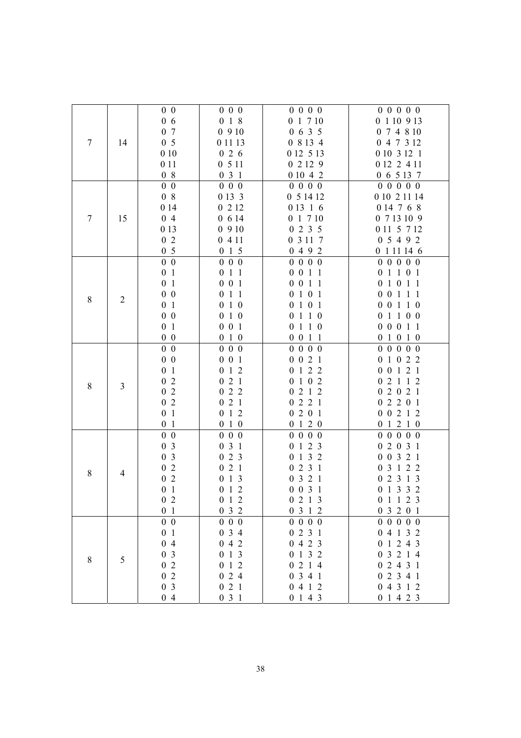| | | | | | |
|---|---|---|---|---|---|
| 7 | 14 | 0 0<br>0 6<br>0 7<br>0 5<br>0 10<br>0 11<br>0 8 | 0 0 0<br>0 1 8<br>0 9 10<br>0 11 13<br>0 2 6<br>0 5 11<br>0 3 1 | 0 0 0 0<br>0 1 7 10<br>0 6 3 5<br>0 8 13 4<br>0 12 5 13<br>0 2 12 9<br>0 10 4 2 | 0 0 0 0 0<br>0 1 10 9 13<br>0 7 4 8 10<br>0 4 7 3 12<br>0 10 3 12 1<br>0 12 2 4 11<br>0 6 5 13 7 |
| 7 | 15 | 0 0<br>0 8<br>0 14<br>0 4<br>0 13<br>0 2<br>0 5 | 0 0 0<br>0 13 3<br>0 2 12<br>0 6 14<br>0 9 10<br>0 4 11<br>0 1 5 | 0 0 0 0<br>0 5 14 12<br>0 13 1 6<br>0 1 7 10<br>0 2 3 5<br>0 3 11 7<br>0 4 9 2 | 0 0 0 0 0<br>0 10 2 11 14<br>0 14 7 6 8<br>0 7 13 10 9<br>0 11 5 7 12<br>0 5 4 9 2<br>0 1 11 14 6 |
| 8 | 2 | 0 0<br>0 1<br>0 1<br>0 0<br>0 1<br>0 0<br>0 1<br>0 0 | 0 0 0<br>0 1 1<br>0 0 1<br>0 1 1<br>0 1 0<br>0 1 0<br>0 0 1<br>0 1 0 | 0 0 0 0<br>0 0 1 1<br>0 0 1 1<br>0 1 0 1<br>0 1 0 1<br>0 1 1 0<br>0 1 1 0<br>0 0 1 1 | 0 0 0 0 0<br>0 1 1 0 1<br>0 1 0 1 1<br>0 0 1 1 1<br>0 0 1 1 0<br>0 1 1 0 0<br>0 0 0 1 1<br>0 1 0 1 0 |
| 8 | 3 | 0 0<br>0 0<br>0 1<br>0 2<br>0 2<br>0 2<br>0 1<br>0 1 | 0 0 0<br>0 0 1<br>0 1 2<br>0 2 1<br>0 2 2<br>0 2 1<br>0 1 2<br>0 1 0 | 0 0 0 0<br>0 0 2 1<br>0 1 2 2<br>0 1 0 2<br>0 2 1 2<br>0 2 2 1<br>0 2 0 1<br>0 1 2 0 | 0 0 0 0 0<br>0 1 0 2 2<br>0 0 1 2 1<br>0 2 1 1 2<br>0 2 0 2 1<br>0 2 2 0 1<br>0 0 2 1 2<br>0 1 2 1 0 |
| 8 | 4 | 0 0<br>0 3<br>0 3<br>0 2<br>0 2<br>0 1<br>0 2<br>0 1 | 0 0 0<br>0 3 1<br>0 2 3<br>0 2 1<br>0 1 3<br>0 1 2<br>0 1 2<br>0 3 2 | 0 0 0 0<br>0 1 2 3<br>0 1 3 2<br>0 2 3 1<br>0 3 2 1<br>0 0 3 1<br>0 2 1 3<br>0 3 1 2 | 0 0 0 0 0<br>0 2 0 3 1<br>0 0 3 2 1<br>0 3 1 2 2<br>0 2 3 1 3<br>0 1 3 3 2<br>0 1 1 2 3<br>0 3 2 0 1 |
| 8 | 5 | 0 0<br>0 1<br>0 4<br>0 3<br>0 2<br>0 2<br>0 3<br>0 4 | 0 0 0<br>0 3 4<br>0 4 2<br>0 1 3<br>0 1 2<br>0 2 4<br>0 2 1<br>0 3 1 | 0 0 0 0<br>0 2 3 1<br>0 4 2 3<br>0 1 3 2<br>0 2 1 4<br>0 3 4 1<br>0 4 1 2<br>0 1 4 3 | 0 0 0 0 0<br>0 4 1 3 2<br>0 1 2 4 3<br>0 3 2 1 4<br>0 2 4 3 1<br>0 2 3 4 1<br>0 4 3 1 2<br>0 1 4 2 3 |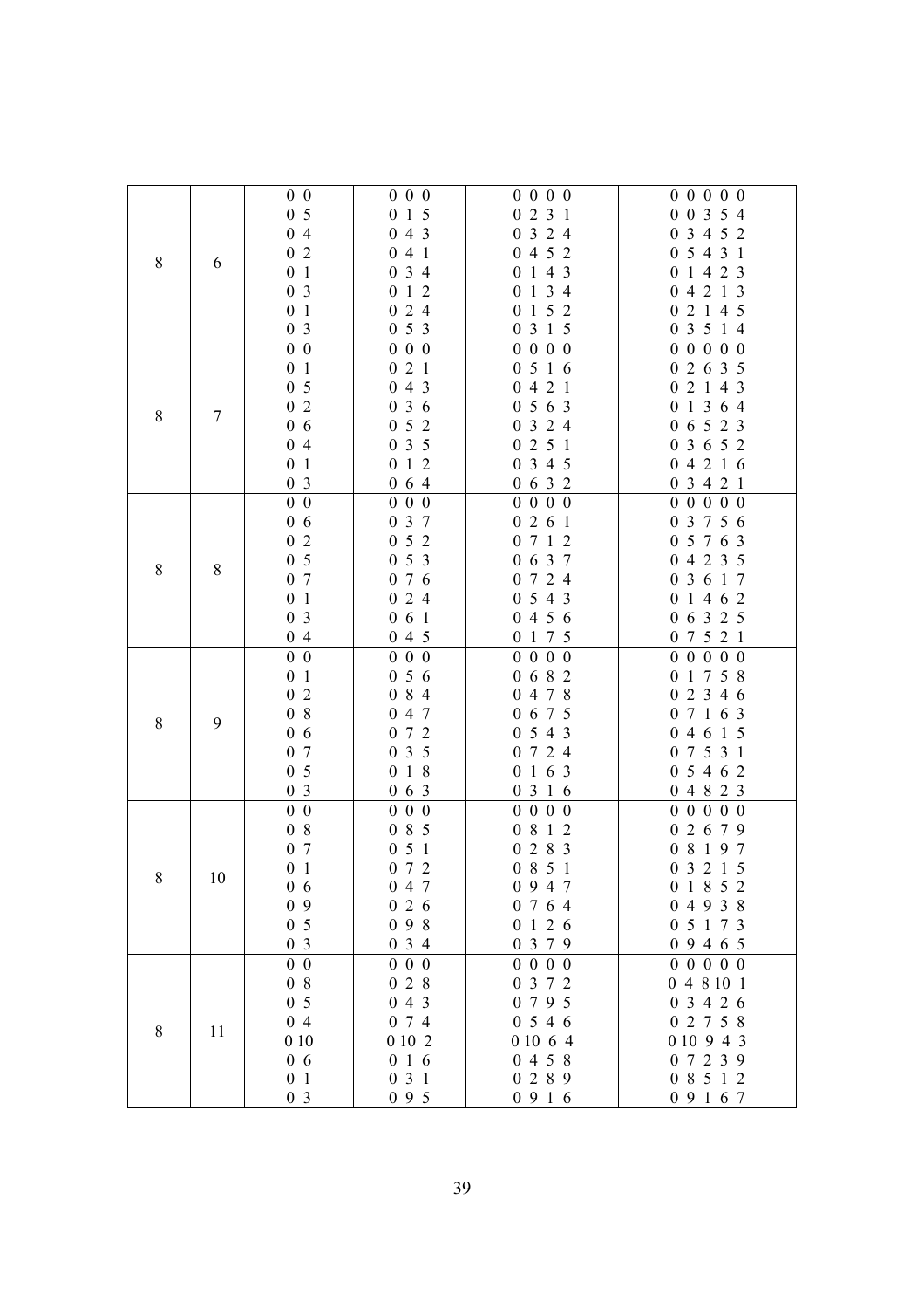| | | | | | |
|---|---|---|---|---|---|
| 8 | 6 | 0 0<br>0 5<br>0 4<br>0 2<br>0 1<br>0 3<br>0 1<br>0 3 | 0 0 0<br>0 1 5<br>0 4 3<br>0 4 1<br>0 3 4<br>0 1 2<br>0 2 4<br>0 5 3 | 0 0 0 0<br>0 2 3 1<br>0 3 2 4<br>0 4 5 2<br>0 1 4 3<br>0 1 3 4<br>0 1 5 2<br>0 3 1 5 | 0 0 0 0 0<br>0 0 3 5 4<br>0 3 4 5 2<br>0 5 4 3 1<br>0 1 4 2 3<br>0 4 2 1 3<br>0 2 1 4 5<br>0 3 5 1 4 |
| 8 | 7 | 0 0<br>0 1<br>0 5<br>0 2<br>0 6<br>0 4<br>0 1<br>0 3 | 0 0 0<br>0 2 1<br>0 4 3<br>0 3 6<br>0 5 2<br>0 3 5<br>0 1 2<br>0 6 4 | 0 0 0 0<br>0 5 1 6<br>0 4 2 1<br>0 5 6 3<br>0 3 2 4<br>0 2 5 1<br>0 3 4 5<br>0 6 3 2 | 0 0 0 0 0<br>0 2 6 3 5<br>0 2 1 4 3<br>0 1 3 6 4<br>0 6 5 2 3<br>0 3 6 5 2<br>0 4 2 1 6<br>0 3 4 2 1 |
| 8 | 8 | 0 0<br>0 6<br>0 2<br>0 5<br>0 7<br>0 1<br>0 3<br>0 4 | 0 0 0<br>0 3 7<br>0 5 2<br>0 5 3<br>0 7 6<br>0 2 4<br>0 6 1<br>0 4 5 | 0 0 0 0<br>0 2 6 1<br>0 7 1 2<br>0 6 3 7<br>0 7 2 4<br>0 5 4 3<br>0 4 5 6<br>0 1 7 5 | 0 0 0 0 0<br>0 3 7 5 6<br>0 5 7 6 3<br>0 4 2 3 5<br>0 3 6 1 7<br>0 1 4 6 2<br>0 6 3 2 5<br>0 7 5 2 1 |
| 8 | 9 | 0 0<br>0 1<br>0 2<br>0 8<br>0 6<br>0 7<br>0 5<br>0 3 | 0 0 0<br>0 5 6<br>0 8 4<br>0 4 7<br>0 7 2<br>0 3 5<br>0 1 8<br>0 6 3 | 0 0 0 0<br>0 6 8 2<br>0 4 7 8<br>0 6 7 5<br>0 5 4 3<br>0 7 2 4<br>0 1 6 3<br>0 3 1 6 | 0 0 0 0 0<br>0 1 7 5 8<br>0 2 3 4 6<br>0 7 1 6 3<br>0 4 6 1 5<br>0 7 5 3 1<br>0 5 4 6 2<br>0 4 8 2 3 |
| 8 | 10 | 0 0<br>0 8<br>0 7<br>0 1<br>0 6<br>0 9<br>0 5<br>0 3 | 0 0 0<br>0 8 5<br>0 5 1<br>0 7 2<br>0 4 7<br>0 2 6<br>0 9 8<br>0 3 4 | 0 0 0 0<br>0 8 1 2<br>0 2 8 3<br>0 8 5 1<br>0 9 4 7<br>0 7 6 4<br>0 1 2 6<br>0 3 7 9 | 0 0 0 0 0<br>0 2 6 7 9<br>0 8 1 9 7<br>0 3 2 1 5<br>0 1 8 5 2<br>0 4 9 3 8<br>0 5 1 7 3<br>0 9 4 6 5 |
| 8 | 11 | 0 0<br>0 8<br>0 5<br>0 4<br>0 10<br>0 6<br>0 1<br>0 3 | 0 0 0<br>0 2 8<br>0 4 3<br>0 7 4<br>0 10 2<br>0 1 6<br>0 3 1<br>0 9 5 | 0 0 0 0<br>0 3 7 2<br>0 7 9 5<br>0 5 4 6<br>0 10 6 4<br>0 4 5 8<br>0 2 8 9<br>0 9 1 6 | 0 0 0 0 0<br>0 4 8 10 1<br>0 3 4 2 6<br>0 2 7 5 8<br>0 10 9 4 3<br>0 7 2 3 9<br>0 8 5 1 2<br>0 9 1 6 7 |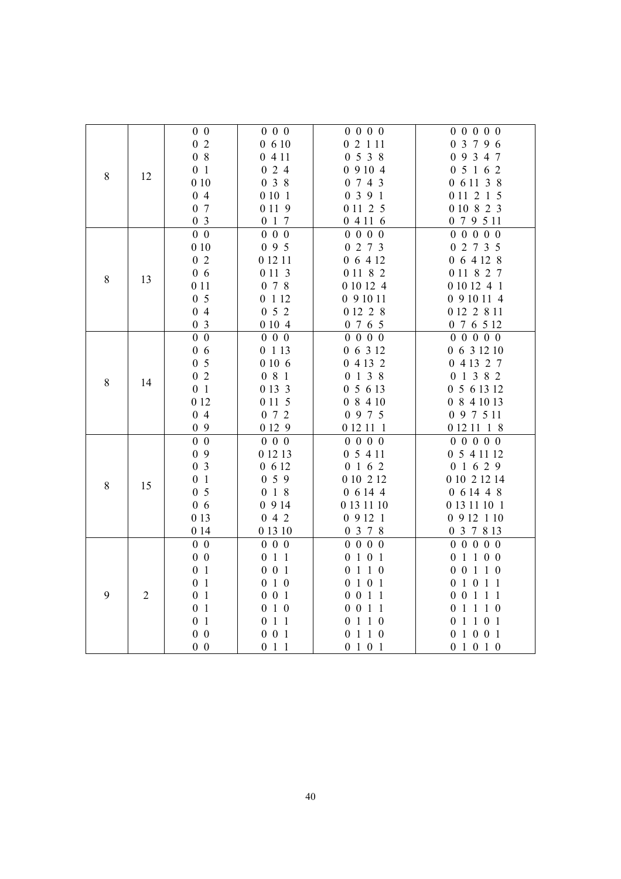| | | | | | |
|---|---|---|---|---|---|
| 8 | 12 | 0 0<br>0 2<br>0 8<br>0 1<br>0 10<br>0 4<br>0 7<br>0 3 | 0 0 0<br>0 6 10<br>0 4 11<br>0 2 4<br>0 3 8<br>0 10 1<br>0 11 9<br>0 1 7 | 0 0 0 0<br>0 2 1 11<br>0 5 3 8<br>0 9 10 4<br>0 7 4 3<br>0 3 9 1<br>0 11 2 5<br>0 4 11 6 | 0 0 0 0 0<br>0 3 7 9 6<br>0 9 3 4 7<br>0 5 1 6 2<br>0 6 11 3 8<br>0 11 2 1 5<br>0 10 8 2 3<br>0 7 9 5 11 |
| 8 | 13 | 0 0<br>0 10<br>0 2<br>0 6<br>0 11<br>0 5<br>0 4<br>0 3 | 0 0 0<br>0 9 5<br>0 12 11<br>0 11 3<br>0 7 8<br>0 1 12<br>0 5 2<br>0 10 4 | 0 0 0 0<br>0 2 7 3<br>0 6 4 12<br>0 11 8 2<br>0 10 12 4<br>0 9 10 11<br>0 12 2 8<br>0 7 6 5 | 0 0 0 0 0<br>0 2 7 3 5<br>0 6 4 12 8<br>0 11 8 2 7<br>0 10 12 4 1<br>0 9 10 11 4<br>0 12 2 8 11<br>0 7 6 5 12 |
| 8 | 14 | 0 0<br>0 6<br>0 5<br>0 2<br>0 1<br>0 12<br>0 4<br>0 9 | 0 0 0<br>0 1 13<br>0 10 6<br>0 8 1<br>0 13 3<br>0 11 5<br>0 7 2<br>0 12 9 | 0 0 0 0<br>0 6 3 12<br>0 4 13 2<br>0 1 3 8<br>0 5 6 13<br>0 8 4 10<br>0 9 7 5<br>0 12 11 1 | 0 0 0 0 0<br>0 6 3 12 10<br>0 4 13 2 7<br>0 1 3 8 2<br>0 5 6 13 12<br>0 8 4 10 13<br>0 9 7 5 11<br>0 12 11 1 8 |
| 8 | 15 | 0 0<br>0 9<br>0 3<br>0 1<br>0 5<br>0 6<br>0 13<br>0 14 | 0 0 0<br>0 12 13<br>0 6 12<br>0 5 9<br>0 1 8<br>0 9 14<br>0 4 2<br>0 13 10 | 0 0 0 0<br>0 5 4 11<br>0 1 6 2<br>0 10 2 12<br>0 6 14 4<br>0 13 11 10<br>0 9 12 1<br>0 3 7 8 | 0 0 0 0 0<br>0 5 4 11 12<br>0 1 6 2 9<br>0 10 2 12 14<br>0 6 14 4 8<br>0 13 11 10 1<br>0 9 12 1 10<br>0 3 7 8 13 |
| 9 | 2 | 0 0<br>0 0<br>0 1<br>0 1<br>0 1<br>0 1<br>0 1<br>0 0<br>0 0 | 0 0 0<br>0 1 1<br>0 0 1<br>0 1 0<br>0 0 1<br>0 1 0<br>0 1 1<br>0 0 1<br>0 1 1 | 0 0 0 0<br>0 1 0 1<br>0 1 1 0<br>0 1 0 1<br>0 0 1 1<br>0 0 1 1<br>0 1 1 0<br>0 1 1 0<br>0 1 0 1 | 0 0 0 0 0<br>0 1 1 0 0<br>0 0 1 1 0<br>0 1 0 1 1<br>0 0 1 1 1<br>0 1 1 1 0<br>0 1 1 0 1<br>0 1 0 0 1<br>0 1 0 1 0 |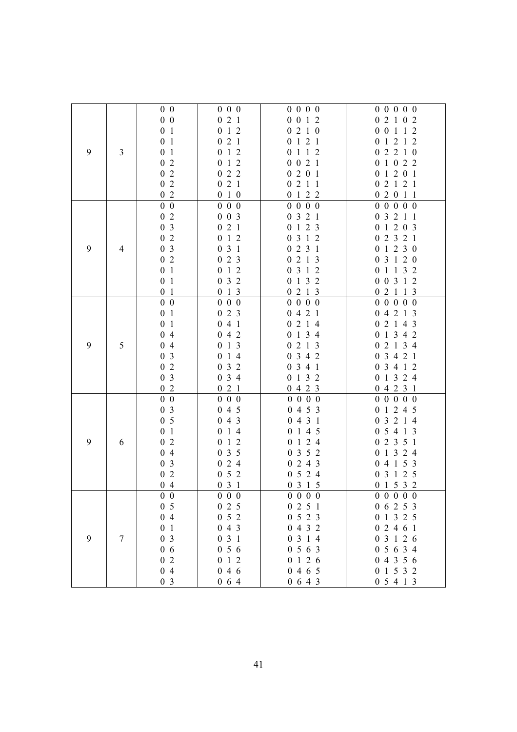| | | | | | |
|---|---|---|---|---|---|
| 9 | 3 | 0 0<br>0 0<br>0 1<br>0 1<br>0 1<br>0 2<br>0 2<br>0 2<br>0 2 | 0 0 0<br>0 2 1<br>0 1 2<br>0 2 1<br>0 1 2<br>0 1 2<br>0 2 2<br>0 2 1<br>0 1 0 | 0 0 0 0<br>0 0 1 2<br>0 2 1 0<br>0 1 2 1<br>0 1 1 2<br>0 0 2 1<br>0 2 0 1<br>0 2 1 1<br>0 1 2 2 | 0 0 0 0 0<br>0 2 1 0 2<br>0 0 1 1 2<br>0 1 2 1 2<br>0 2 2 1 0<br>0 1 0 2 2<br>0 1 2 0 1<br>0 2 1 2 1<br>0 2 0 1 1 |
| 9 | 4 | 0 0<br>0 2<br>0 3<br>0 2<br>0 3<br>0 2<br>0 1<br>0 1<br>0 1 | 0 0 0<br>0 0 3<br>0 2 1<br>0 1 2<br>0 3 1<br>0 2 3<br>0 1 2<br>0 3 2<br>0 1 3 | 0 0 0 0<br>0 3 2 1<br>0 1 2 3<br>0 3 1 2<br>0 2 3 1<br>0 2 1 3<br>0 3 1 2<br>0 1 3 2<br>0 2 1 3 | 0 0 0 0 0<br>0 3 2 1 1<br>0 1 2 0 3<br>0 2 3 2 1<br>0 1 2 3 0<br>0 3 1 2 0<br>0 1 1 3 2<br>0 0 3 1 2<br>0 2 1 1 3 |
| 9 | 5 | 0 0<br>0 1<br>0 1<br>0 4<br>0 4<br>0 3<br>0 2<br>0 3<br>0 2 | 0 0 0<br>0 2 3<br>0 4 1<br>0 4 2<br>0 1 3<br>0 1 4<br>0 3 2<br>0 3 4<br>0 2 1 | 0 0 0 0<br>0 4 2 1<br>0 2 1 4<br>0 1 3 4<br>0 2 1 3<br>0 3 4 2<br>0 3 4 1<br>0 1 3 2<br>0 4 2 3 | 0 0 0 0 0<br>0 4 2 1 3<br>0 2 1 4 3<br>0 1 3 4 2<br>0 2 1 3 4<br>0 3 4 2 1<br>0 3 4 1 2<br>0 1 3 2 4<br>0 4 2 3 1 |
| 9 | 6 | 0 0<br>0 3<br>0 5<br>0 1<br>0 2<br>0 4<br>0 3<br>0 2<br>0 4 | 0 0 0<br>0 4 5<br>0 4 3<br>0 1 4<br>0 1 2<br>0 3 5<br>0 2 4<br>0 5 2<br>0 3 1 | 0 0 0 0<br>0 4 5 3<br>0 4 3 1<br>0 1 4 5<br>0 1 2 4<br>0 3 5 2<br>0 2 4 3<br>0 5 2 4<br>0 3 1 5 | 0 0 0 0 0<br>0 1 2 4 5<br>0 3 2 1 4<br>0 5 4 1 3<br>0 2 3 5 1<br>0 1 3 2 4<br>0 4 1 5 3<br>0 3 1 2 5<br>0 1 5 3 2 |
| 9 | 7 | 0 0<br>0 5<br>0 4<br>0 1<br>0 3<br>0 6<br>0 2<br>0 4<br>0 3 | 0 0 0<br>0 2 5<br>0 5 2<br>0 4 3<br>0 3 1<br>0 5 6<br>0 1 2<br>0 4 6<br>0 6 4 | 0 0 0 0<br>0 2 5 1<br>0 5 2 3<br>0 4 3 2<br>0 3 1 4<br>0 5 6 3<br>0 1 2 6<br>0 4 6 5<br>0 6 4 3 | 0 0 0 0 0<br>0 6 2 5 3<br>0 1 3 2 5<br>0 2 4 6 1<br>0 3 1 2 6<br>0 5 6 3 4<br>0 4 3 5 6<br>0 1 5 3 2<br>0 5 4 1 3 |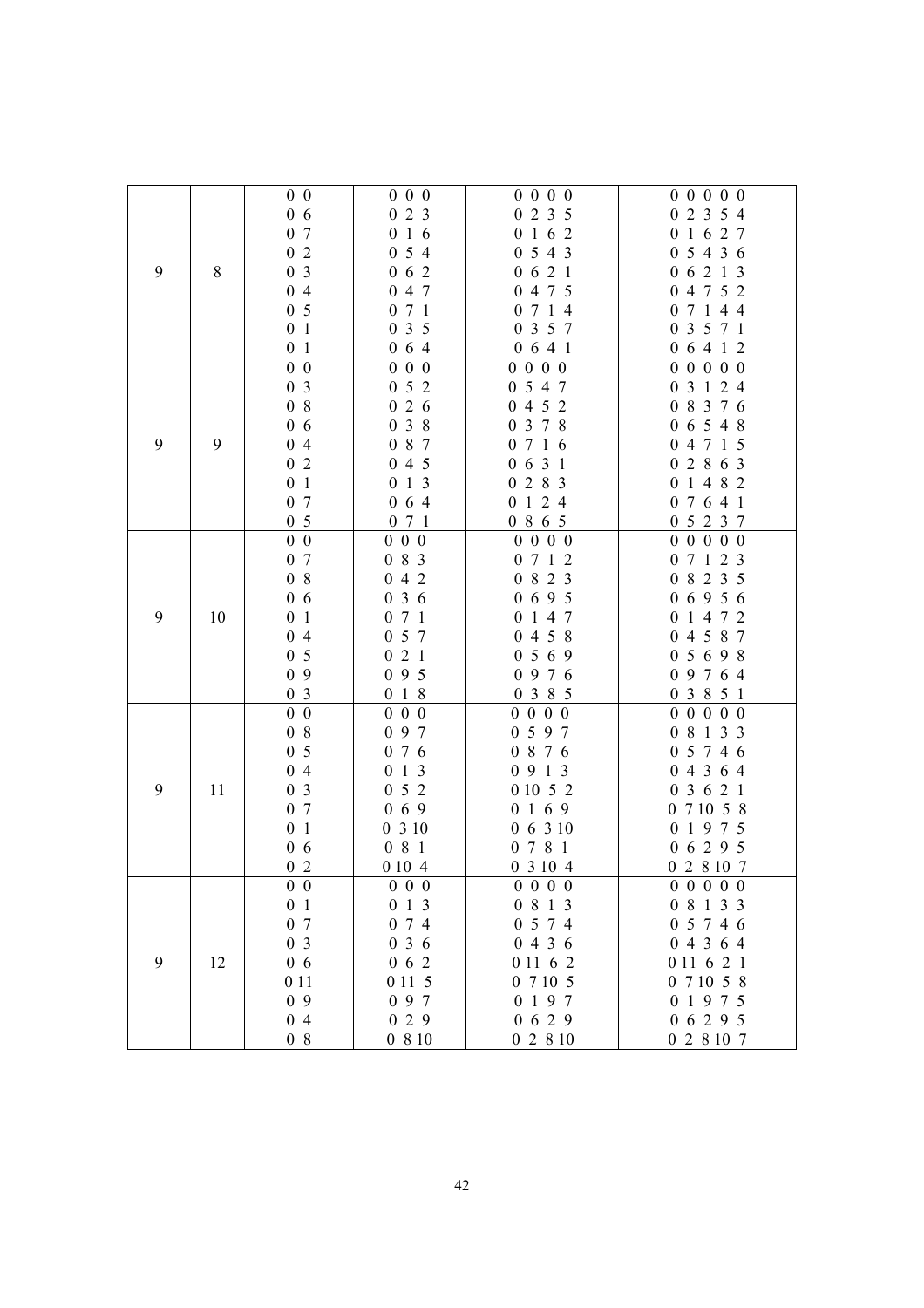| | | | | | |
|---|---|---|---|---|---|
| 9 | 8 | 0 0<br>0 6<br>0 7<br>0 2<br>0 3<br>0 4<br>0 5<br>0 1<br>0 1 | 0 0 0<br>0 2 3<br>0 1 6<br>0 5 4<br>0 6 2<br>0 4 7<br>0 7 1<br>0 3 5<br>0 6 4 | 0 0 0 0<br>0 2 3 5<br>0 1 6 2<br>0 5 4 3<br>0 6 2 1<br>0 4 7 5<br>0 7 1 4<br>0 3 5 7<br>0 6 4 1 | 0 0 0 0 0<br>0 2 3 5 4<br>0 1 6 2 7<br>0 5 4 3 6<br>0 6 2 1 3<br>0 4 7 5 2<br>0 7 1 4 4<br>0 3 5 7 1<br>0 6 4 1 2 |
| 9 | 9 | 0 0<br>0 3<br>0 8<br>0 6<br>0 4<br>0 2<br>0 1<br>0 7<br>0 5 | 0 0 0<br>0 5 2<br>0 2 6<br>0 3 8<br>0 8 7<br>0 4 5<br>0 1 3<br>0 6 4<br>0 7 1 | 0 0 0 0<br>0 5 4 7<br>0 4 5 2<br>0 3 7 8<br>0 7 1 6<br>0 6 3 1<br>0 2 8 3<br>0 1 2 4<br>0 8 6 5 | 0 0 0 0 0<br>0 3 1 2 4<br>0 8 3 7 6<br>0 6 5 4 8<br>0 4 7 1 5<br>0 2 8 6 3<br>0 1 4 8 2<br>0 7 6 4 1<br>0 5 2 3 7 |
| 9 | 10 | 0 0<br>0 7<br>0 8<br>0 6<br>0 1<br>0 4<br>0 5<br>0 9<br>0 3 | 0 0 0<br>0 8 3<br>0 4 2<br>0 3 6<br>0 7 1<br>0 5 7<br>0 2 1<br>0 9 5<br>0 1 8 | 0 0 0 0<br>0 7 1 2<br>0 8 2 3<br>0 6 9 5<br>0 1 4 7<br>0 4 5 8<br>0 5 6 9<br>0 9 7 6<br>0 3 8 5 | 0 0 0 0 0<br>0 7 1 2 3<br>0 8 2 3 5<br>0 6 9 5 6<br>0 1 4 7 2<br>0 4 5 8 7<br>0 5 6 9 8<br>0 9 7 6 4<br>0 3 8 5 1 |
| 9 | 11 | 0 0<br>0 8<br>0 5<br>0 4<br>0 3<br>0 7<br>0 1<br>0 6<br>0 2 | 0 0 0<br>0 9 7<br>0 7 6<br>0 1 3<br>0 5 2<br>0 6 9<br>0 3 10<br>0 8 1<br>0 10 4 | 0 0 0 0<br>0 5 9 7<br>0 8 7 6<br>0 9 1 3<br>0 10 5 2<br>0 1 6 9<br>0 6 3 10<br>0 7 8 1<br>0 3 10 4 | 0 0 0 0 0<br>0 8 1 3 3<br>0 5 7 4 6<br>0 4 3 6 4<br>0 3 6 2 1<br>0 7 10 5 8<br>0 1 9 7 5<br>0 6 2 9 5<br>0 2 8 10 7 |
| 9 | 12 | 0 0<br>0 1<br>0 7<br>0 3<br>0 6<br>0 11<br>0 9<br>0 4<br>0 8 | 0 0 0<br>0 1 3<br>0 7 4<br>0 3 6<br>0 6 2<br>0 11 5<br>0 9 7<br>0 2 9<br>0 8 10 | 0 0 0 0<br>0 8 1 3<br>0 5 7 4<br>0 4 3 6<br>0 11 6 2<br>0 7 10 5<br>0 1 9 7<br>0 6 2 9<br>0 2 8 10 | 0 0 0 0 0<br>0 8 1 3 3<br>0 5 7 4 6<br>0 4 3 6 4<br>0 11 6 2 1<br>0 7 10 5 8<br>0 1 9 7 5<br>0 6 2 9 5<br>0 2 8 10 7 |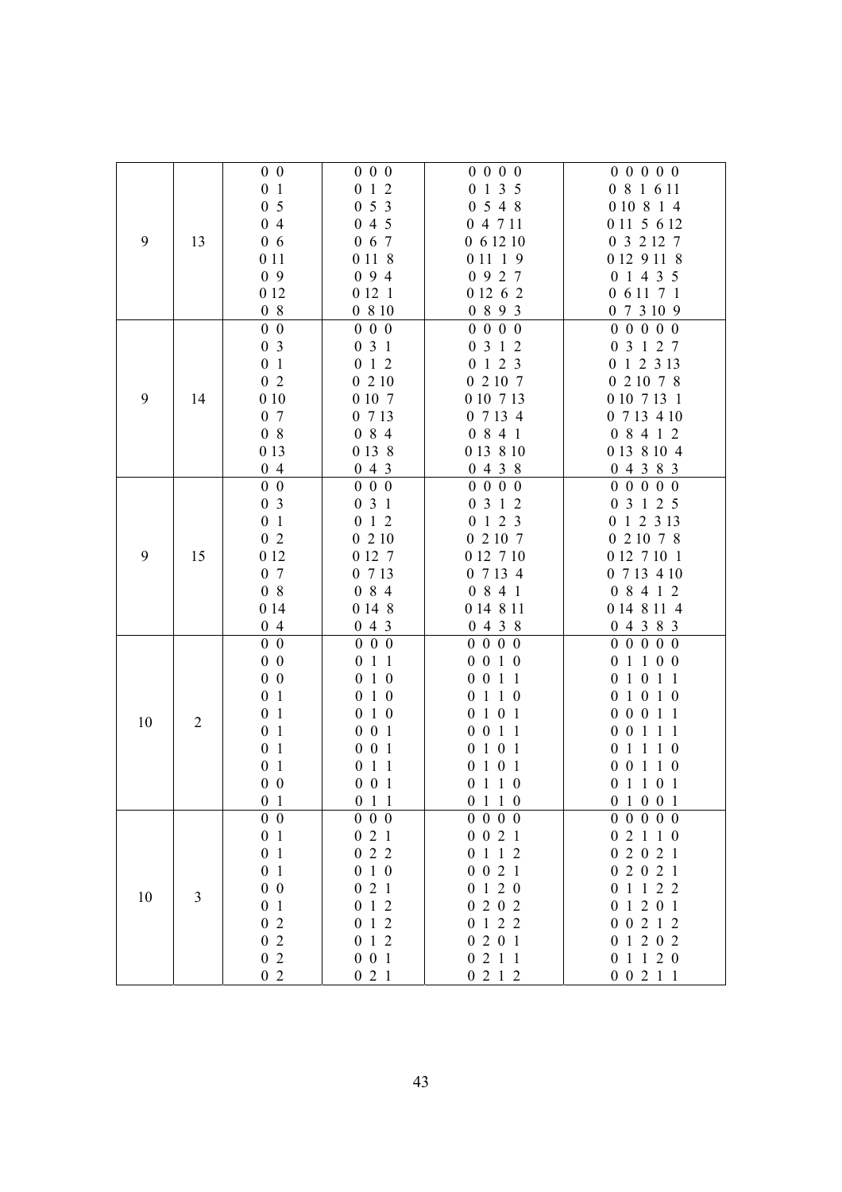| | | | | | |
|---|---|---|---|---|---|
| 9 | 13 | 0 0<br>0 1<br>0 5<br>0 4<br>0 6<br>0 11<br>0 9<br>0 12<br>0 8 | 0 0 0<br>0 1 2<br>0 5 3<br>0 4 5<br>0 6 7<br>0 11 8<br>0 9 4<br>0 12 1<br>0 8 10 | 0 0 0 0<br>0 1 3 5<br>0 5 4 8<br>0 4 7 11<br>0 6 12 10<br>0 11 1 9<br>0 9 2 7<br>0 12 6 2<br>0 8 9 3 | 0 0 0 0 0<br>0 8 1 6 11<br>0 10 8 1 4<br>0 11 5 6 12<br>0 3 2 12 7<br>0 12 9 11 8<br>0 1 4 3 5<br>0 6 11 7 1<br>0 7 3 10 9 |
| 9 | 14 | 0 0<br>0 3<br>0 1<br>0 2<br>0 10<br>0 7<br>0 8<br>0 13<br>0 4 | 0 0 0<br>0 3 1<br>0 1 2<br>0 2 10<br>0 10 7<br>0 7 13<br>0 8 4<br>0 13 8<br>0 4 3 | 0 0 0 0<br>0 3 1 2<br>0 1 2 3<br>0 2 10 7<br>0 10 7 13<br>0 7 13 4<br>0 8 4 1<br>0 13 8 10<br>0 4 3 8 | 0 0 0 0 0<br>0 3 1 2 7<br>0 1 2 3 13<br>0 2 10 7 8<br>0 10 7 13 1<br>0 7 13 4 10<br>0 8 4 1 2<br>0 13 8 10 4<br>0 4 3 8 3 |
| 9 | 15 | 0 0<br>0 3<br>0 1<br>0 2<br>0 12<br>0 7<br>0 8<br>0 14<br>0 4 | 0 0 0<br>0 3 1<br>0 1 2<br>0 2 10<br>0 12 7<br>0 7 13<br>0 8 4<br>0 14 8<br>0 4 3 | 0 0 0 0<br>0 3 1 2<br>0 1 2 3<br>0 2 10 7<br>0 12 7 10<br>0 7 13 4<br>0 8 4 1<br>0 14 8 11<br>0 4 3 8 | 0 0 0 0 0<br>0 3 1 2 5<br>0 1 2 3 13<br>0 2 10 7 8<br>0 12 7 10 1<br>0 7 13 4 10<br>0 8 4 1 2<br>0 14 8 11 4<br>0 4 3 8 3 |
| 10 | 2 | 0 0<br>0 0<br>0 0<br>0 1<br>0 1<br>0 1<br>0 1<br>0 1<br>0 0<br>0 1 | 0 0 0<br>0 1 1<br>0 1 0<br>0 1 0<br>0 1 0<br>0 0 1<br>0 0 1<br>0 1 1<br>0 0 1<br>0 1 1 | 0 0 0 0<br>0 0 1 0<br>0 0 1 1<br>0 1 1 0<br>0 1 0 1<br>0 0 1 1<br>0 1 0 1<br>0 1 0 1<br>0 1 1 0<br>0 1 1 0 | 0 0 0 0 0<br>0 1 1 0 0<br>0 1 0 1 1<br>0 1 0 1 0<br>0 0 0 1 1<br>0 0 1 1 1<br>0 1 1 1 0<br>0 0 1 1 0<br>0 1 1 0 1<br>0 1 0 0 1 |
| 10 | 3 | 0 0<br>0 1<br>0 1<br>0 1<br>0 0<br>0 1<br>0 2<br>0 2<br>0 2<br>0 2 | 0 0 0<br>0 2 1<br>0 2 2<br>0 1 0<br>0 2 1<br>0 1 2<br>0 1 2<br>0 1 2<br>0 0 1<br>0 2 1 | 0 0 0 0<br>0 0 2 1<br>0 1 1 2<br>0 0 2 1<br>0 1 2 0<br>0 2 0 2<br>0 1 2 2<br>0 2 0 1<br>0 2 1 1<br>0 2 1 2 | 0 0 0 0 0<br>0 2 1 1 0<br>0 2 0 2 1<br>0 2 0 2 1<br>0 1 1 2 2<br>0 1 2 0 1<br>0 0 2 1 2<br>0 1 2 0 2<br>0 1 1 2 0<br>0 0 2 1 1 |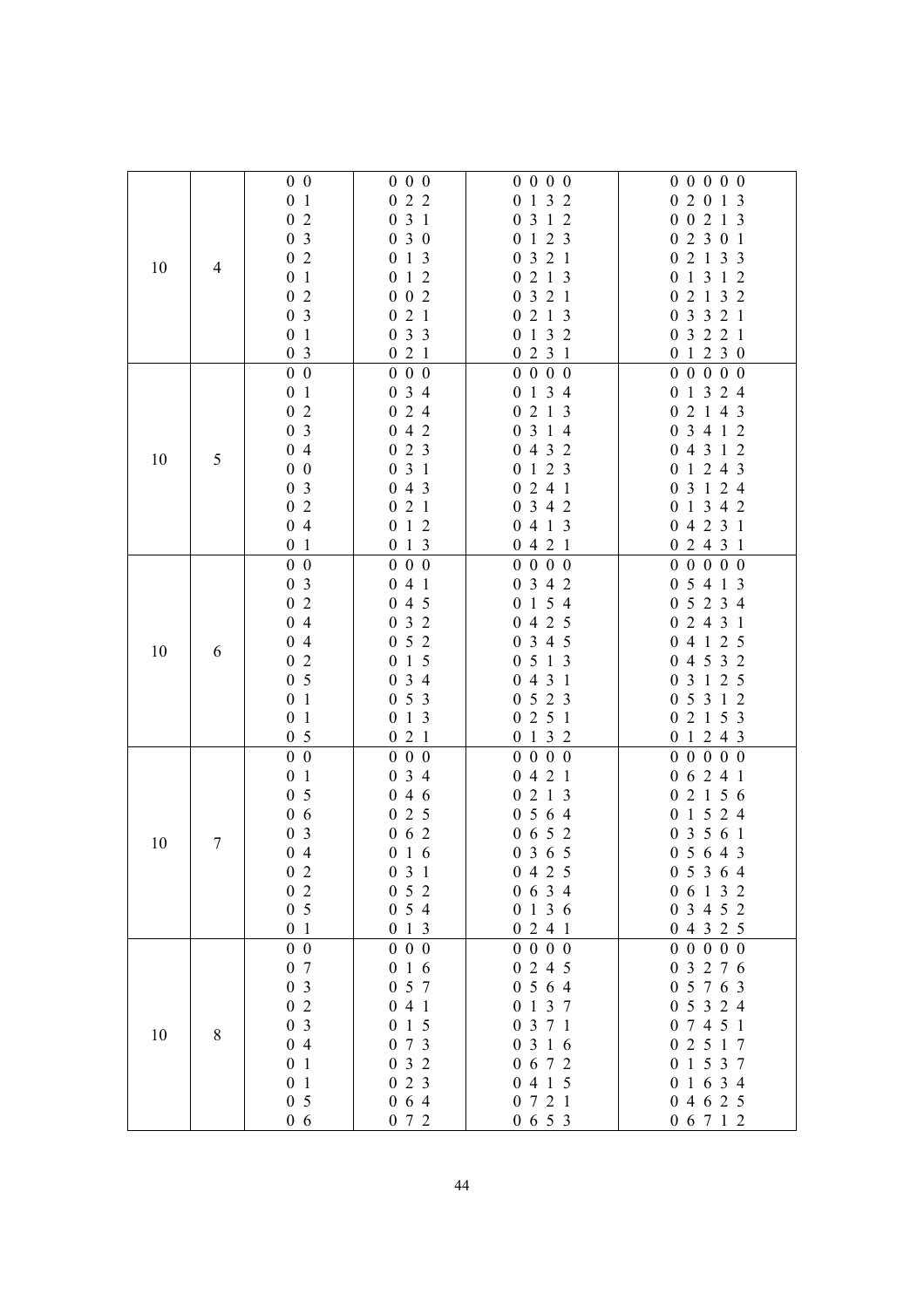| | | | | | |
|---|---|---|---|---|---|
| 10 | 4 | 0 0<br>0 1<br>0 2<br>0 3<br>0 2<br>0 1<br>0 2<br>0 3<br>0 1<br>0 3 | 0 0 0<br>0 2 2<br>0 3 1<br>0 3 0<br>0 1 3<br>0 1 2<br>0 0 2<br>0 2 1<br>0 3 3<br>0 2 1 | 0 0 0 0<br>0 1 3 2<br>0 3 1 2<br>0 1 2 3<br>0 3 2 1<br>0 2 1 3<br>0 3 2 1<br>0 2 1 3<br>0 1 3 2<br>0 2 3 1 | 0 0 0 0 0<br>0 2 0 1 3<br>0 0 2 1 3<br>0 2 3 0 1<br>0 2 1 3 3<br>0 1 3 1 2<br>0 2 1 3 2<br>0 3 3 2 1<br>0 3 2 2 1<br>0 1 2 3 0 |
| 10 | 5 | 0 0<br>0 1<br>0 2<br>0 3<br>0 4<br>0 0<br>0 3<br>0 2<br>0 4<br>0 1 | 0 0 0<br>0 3 4<br>0 2 4<br>0 4 2<br>0 2 3<br>0 3 1<br>0 4 3<br>0 2 1<br>0 1 2<br>0 1 3 | 0 0 0 0<br>0 1 3 4<br>0 2 1 3<br>0 3 1 4<br>0 4 3 2<br>0 1 2 3<br>0 2 4 1<br>0 3 4 2<br>0 4 1 3<br>0 4 2 1 | 0 0 0 0 0<br>0 1 3 2 4<br>0 2 1 4 3<br>0 3 4 1 2<br>0 4 3 1 2<br>0 1 2 4 3<br>0 3 1 2 4<br>0 1 3 4 2<br>0 4 2 3 1<br>0 2 4 3 1 |
| 10 | 6 | 0 0<br>0 3<br>0 2<br>0 4<br>0 4<br>0 2<br>0 5<br>0 1<br>0 1<br>0 5 | 0 0 0<br>0 4 1<br>0 4 5<br>0 3 2<br>0 5 2<br>0 1 5<br>0 3 4<br>0 5 3<br>0 1 3<br>0 2 1 | 0 0 0 0<br>0 3 4 2<br>0 1 5 4<br>0 4 2 5<br>0 3 4 5<br>0 5 1 3<br>0 4 3 1<br>0 5 2 3<br>0 2 5 1<br>0 1 3 2 | 0 0 0 0 0<br>0 5 4 1 3<br>0 5 2 3 4<br>0 2 4 3 1<br>0 4 1 2 5<br>0 4 5 3 2<br>0 3 1 2 5<br>0 5 3 1 2<br>0 2 1 5 3<br>0 1 2 4 3 |
| 10 | 7 | 0 0<br>0 1<br>0 5<br>0 6<br>0 3<br>0 4<br>0 2<br>0 2<br>0 5<br>0 1 | 0 0 0<br>0 3 4<br>0 4 6<br>0 2 5<br>0 6 2<br>0 1 6<br>0 3 1<br>0 5 2<br>0 5 4<br>0 1 3 | 0 0 0 0<br>0 4 2 1<br>0 2 1 3<br>0 5 6 4<br>0 6 5 2<br>0 3 6 5<br>0 4 2 5<br>0 6 3 4<br>0 1 3 6<br>0 2 4 1 | 0 0 0 0 0<br>0 6 2 4 1<br>0 2 1 5 6<br>0 1 5 2 4<br>0 3 5 6 1<br>0 5 6 4 3<br>0 5 3 6 4<br>0 6 1 3 2<br>0 3 4 5 2<br>0 4 3 2 5 |
| 10 | 8 | 0 0<br>0 7<br>0 3<br>0 2<br>0 3<br>0 4<br>0 1<br>0 1<br>0 5<br>0 6 | 0 0 0<br>0 1 6<br>0 5 7<br>0 4 1<br>0 1 5<br>0 7 3<br>0 3 2<br>0 2 3<br>0 6 4<br>0 7 2 | 0 0 0 0<br>0 2 4 5<br>0 5 6 4<br>0 1 3 7<br>0 3 7 1<br>0 3 1 6<br>0 6 7 2<br>0 4 1 5<br>0 7 2 1<br>0 6 5 3 | 0 0 0 0 0<br>0 3 2 7 6<br>0 5 7 6 3<br>0 5 3 2 4<br>0 7 4 5 1<br>0 2 5 1 7<br>0 1 5 3 7<br>0 1 6 3 4<br>0 4 6 2 5<br>0 6 7 1 2 |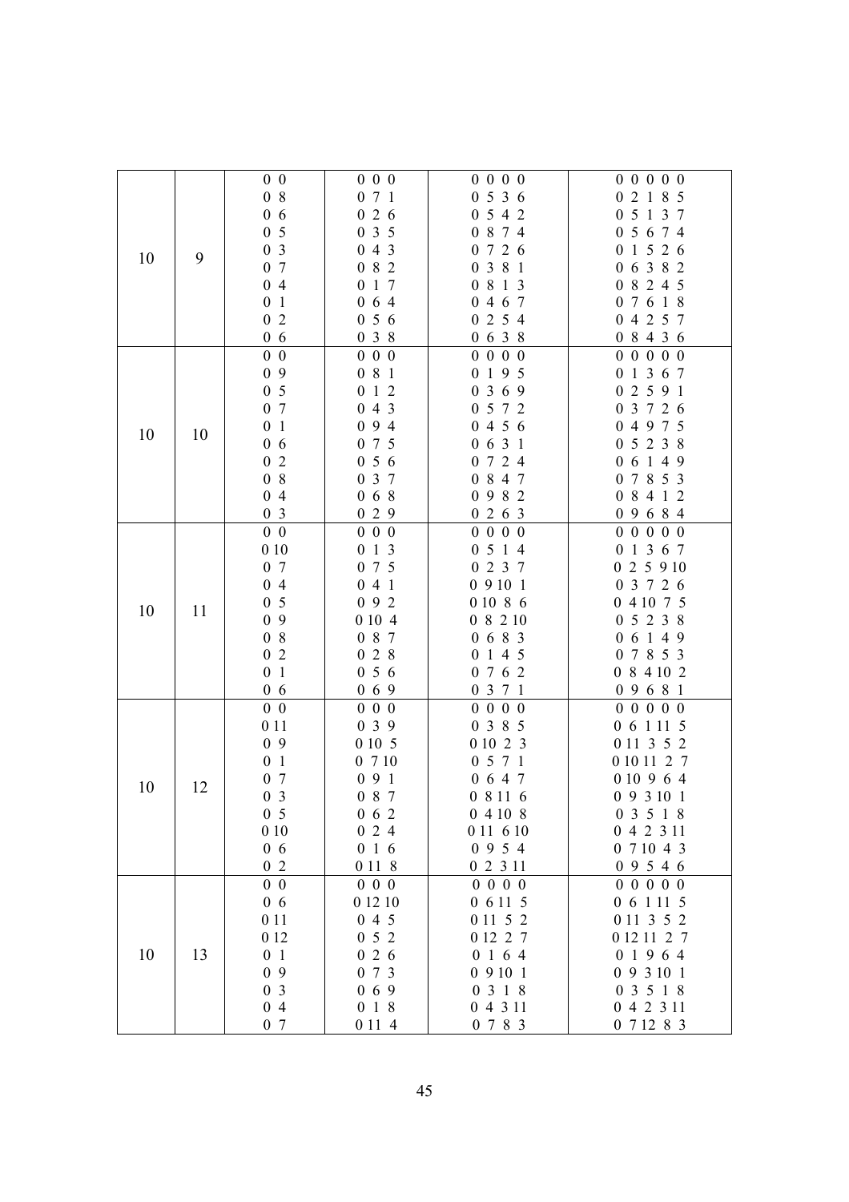| | | | | | |
|---|---|---|---|---|---|
| 10 | 9 | 0 0<br>0 8<br>0 6<br>0 5<br>0 3<br>0 7<br>0 4<br>0 1<br>0 2<br>0 6 | 0 0 0<br>0 7 1<br>0 2 6<br>0 3 5<br>0 4 3<br>0 8 2<br>0 1 7<br>0 6 4<br>0 5 6<br>0 3 8 | 0 0 0 0<br>0 5 3 6<br>0 5 4 2<br>0 8 7 4<br>0 7 2 6<br>0 3 8 1<br>0 8 1 3<br>0 4 6 7<br>0 2 5 4<br>0 6 3 8 | 0 0 0 0 0<br>0 2 1 8 5<br>0 5 1 3 7<br>0 5 6 7 4<br>0 1 5 2 6<br>0 6 3 8 2<br>0 8 2 4 5<br>0 7 6 1 8<br>0 4 2 5 7<br>0 8 4 3 6 |
| 10 | 10 | 0 0<br>0 9<br>0 5<br>0 7<br>0 1<br>0 6<br>0 2<br>0 8<br>0 4<br>0 3 | 0 0 0<br>0 8 1<br>0 1 2<br>0 4 3<br>0 9 4<br>0 7 5<br>0 5 6<br>0 3 7<br>0 6 8<br>0 2 9 | 0 0 0 0<br>0 1 9 5<br>0 3 6 9<br>0 5 7 2<br>0 4 5 6<br>0 6 3 1<br>0 7 2 4<br>0 8 4 7<br>0 9 8 2<br>0 2 6 3 | 0 0 0 0 0<br>0 1 3 6 7<br>0 2 5 9 1<br>0 3 7 2 6<br>0 4 9 7 5<br>0 5 2 3 8<br>0 6 1 4 9<br>0 7 8 5 3<br>0 8 4 1 2<br>0 9 6 8 4 |
| 10 | 11 | 0 0<br>0 10<br>0 7<br>0 4<br>0 5<br>0 9<br>0 8<br>0 2<br>0 1<br>0 6 | 0 0 0<br>0 1 3<br>0 7 5<br>0 4 1<br>0 9 2<br>0 10 4<br>0 8 7<br>0 2 8<br>0 5 6<br>0 6 9 | 0 0 0 0<br>0 5 1 4<br>0 2 3 7<br>0 9 10 1<br>0 10 8 6<br>0 8 2 10<br>0 6 8 3<br>0 1 4 5<br>0 7 6 2<br>0 3 7 1 | 0 0 0 0 0<br>0 1 3 6 7<br>0 2 5 9 10<br>0 3 7 2 6<br>0 4 10 7 5<br>0 5 2 3 8<br>0 6 1 4 9<br>0 7 8 5 3<br>0 8 4 10 2<br>0 9 6 8 1 |
| 10 | 12 | 0 0<br>0 11<br>0 9<br>0 1<br>0 7<br>0 3<br>0 5<br>0 10<br>0 6<br>0 2 | 0 0 0<br>0 3 9<br>0 10 5<br>0 7 10<br>0 9 1<br>0 8 7<br>0 6 2<br>0 2 4<br>0 1 6<br>0 11 8 | 0 0 0 0<br>0 3 8 5<br>0 10 2 3<br>0 5 7 1<br>0 6 4 7<br>0 8 11 6<br>0 4 10 8<br>0 11 6 10<br>0 9 5 4<br>0 2 3 11 | 0 0 0 0 0<br>0 6 1 11 5<br>0 11 3 5 2<br>0 10 11 2 7<br>0 10 9 6 4<br>0 9 3 10 1<br>0 3 5 1 8<br>0 4 2 3 11<br>0 7 10 4 3<br>0 9 5 4 6 |
| 10 | 13 | 0 0<br>0 6<br>0 11<br>0 12<br>0 1<br>0 9<br>0 3<br>0 4<br>0 7 | 0 0 0<br>0 12 10<br>0 4 5<br>0 5 2<br>0 2 6<br>0 7 3<br>0 6 9<br>0 1 8<br>0 11 4 | 0 0 0 0<br>0 6 11 5<br>0 11 5 2<br>0 12 2 7<br>0 1 6 4<br>0 9 10 1<br>0 3 1 8<br>0 4 3 11<br>0 7 8 3 | 0 0 0 0 0<br>0 6 1 11 5<br>0 11 3 5 2<br>0 12 11 2 7<br>0 1 9 6 4<br>0 9 3 10 1<br>0 3 5 1 8<br>0 4 2 3 11<br>0 7 12 8 3 |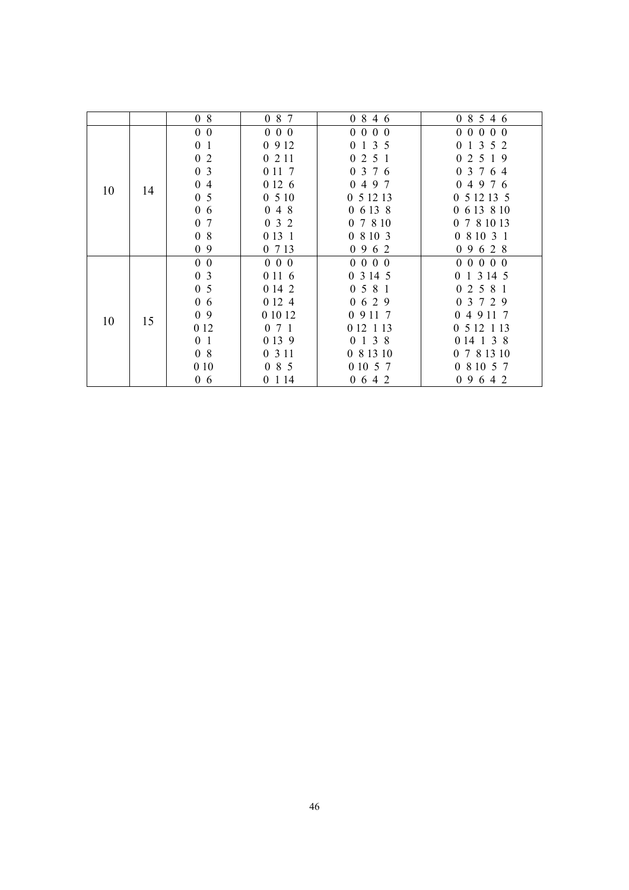| | | 0 8 | 0 8 7 | 0 8 4 6 | 0 8 5 4 6 |
|---|---|---|---|---|---|
| 10 | 14 | 0 0 | 0 0 0 | 0 0 0 0 | 0 0 0 0 0 |
| | | 0 1 | 0 9 12 | 0 1 3 5 | 0 1 3 5 2 |
| | | 0 2 | 0 2 11 | 0 2 5 1 | 0 2 5 1 9 |
| | | 0 3 | 0 11 7 | 0 3 7 6 | 0 3 7 6 4 |
| | | 0 4 | 0 12 6 | 0 4 9 7 | 0 4 9 7 6 |
| | | 0 5 | 0 5 10 | 0 5 12 13 | 0 5 12 13 5 |
| | | 0 6 | 0 4 8 | 0 6 13 8 | 0 6 13 8 10 |
| | | 0 7 | 0 3 2 | 0 7 8 10 | 0 7 8 10 13 |
| | | 0 8 | 0 13 1 | 0 8 10 3 | 0 8 10 3 1 |
| | | 0 9 | 0 7 13 | 0 9 6 2 | 0 9 6 2 8 |
| 10 | 15 | 0 0 | 0 0 0 | 0 0 0 0 | 0 0 0 0 0 |
| | | 0 3 | 0 11 6 | 0 3 14 5 | 0 1 3 14 5 |
| | | 0 5 | 0 14 2 | 0 5 8 1 | 0 2 5 8 1 |
| | | 0 6 | 0 12 4 | 0 6 2 9 | 0 3 7 2 9 |
| | | 0 9 | 0 10 12 | 0 9 11 7 | 0 4 9 11 7 |
| | | 0 12 | 0 7 1 | 0 12 1 13 | 0 5 12 1 13 |
| | | 0 1 | 0 13 9 | 0 1 3 8 | 0 14 1 3 8 |
| | | 0 8 | 0 3 11 | 0 8 13 10 | 0 7 8 13 10 |
| | | 0 10 | 0 8 5 | 0 10 5 7 | 0 8 10 5 7 |
| | | 0 6 | 0 1 14 | 0 6 4 2 | 0 9 6 4 2 |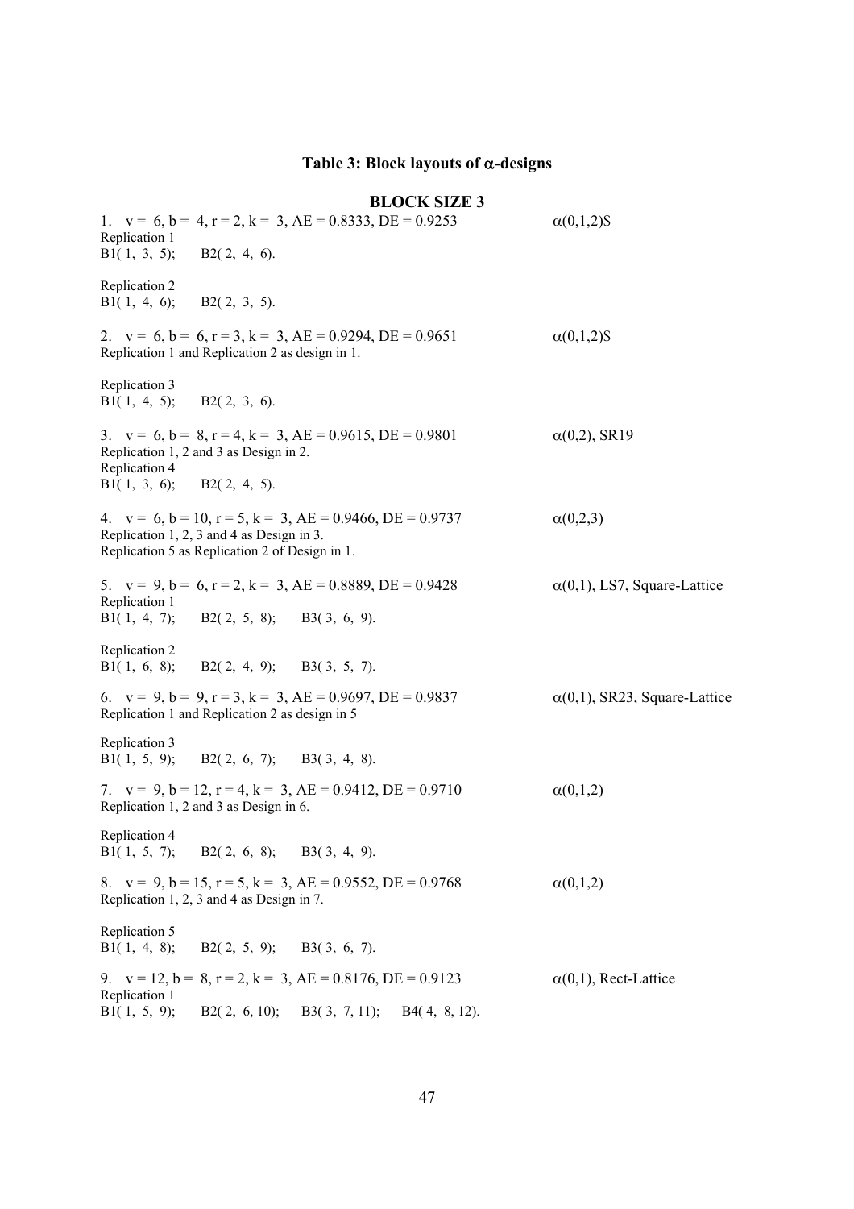## Table 3: Block layouts of $\alpha$-designs

### BLOCK SIZE 3

1. $v = 6, b = 4, r = 2, k = 3$, AE = 0.8333, DE = 0.9253 $\alpha(0,1,2)$$

Replication 1
B1( 1, 3, 5); B2( 2, 4, 6).

Replication 2
B1( 1, 4, 6); B2( 2, 3, 5).

2. $v = 6, b = 6, r = 3, k = 3$, AE = 0.9294, DE = 0.9651 $\alpha(0,1,2)$$

Replication 1 and Replication 2 as design in 1.

Replication 3
B1( 1, 4, 5); B2( 2, 3, 6).

3. $v = 6, b = 8, r = 4, k = 3$, AE = 0.9615, DE = 0.9801 $\alpha(0,2)$, SR19

Replication 1, 2 and 3 as Design in 2.
Replication 4
B1( 1, 3, 6); B2( 2, 4, 5).

4. $v = 6, b = 10, r = 5, k = 3$, AE = 0.9466, DE = 0.9737 $\alpha(0,2,3)$

Replication 1, 2, 3 and 4 as Design in 3.
Replication 5 as Replication 2 of Design in 1.

5. $v = 9, b = 6, r = 2, k = 3$, AE = 0.8889, DE = 0.9428 $\alpha(0,1)$, LS7, Square-Lattice

Replication 1
B1( 1, 4, 7); B2( 2, 5, 8); B3( 3, 6, 9).

Replication 2
B1( 1, 6, 8); B2( 2, 4, 9); B3( 3, 5, 7).

6. $v = 9, b = 9, r = 3, k = 3$, AE = 0.9697, DE = 0.9837 $\alpha(0,1)$, SR23, Square-Lattice

Replication 1 and Replication 2 as design in 5

Replication 3
B1( 1, 5, 9); B2( 2, 6, 7); B3( 3, 4, 8).

7. $v = 9, b = 12, r = 4, k = 3$, AE = 0.9412, DE = 0.9710 $\alpha(0,1,2)$

Replication 1, 2 and 3 as Design in 6.

Replication 4
B1( 1, 5, 7); B2( 2, 6, 8); B3( 3, 4, 9).

8. $v = 9, b = 15, r = 5, k = 3$, AE = 0.9552, DE = 0.9768 $\alpha(0,1,2)$

Replication 1, 2, 3 and 4 as Design in 7.

Replication 5
B1( 1, 4, 8); B2( 2, 5, 9); B3( 3, 6, 7).

9. $v = 12, b = 8, r = 2, k = 3$, AE = 0.8176, DE = 0.9123 $\alpha(0,1)$, Rect-Lattice

Replication 1
B1( 1, 5, 9); B2( 2, 6, 10); B3( 3, 7, 11); B4( 4, 8, 12).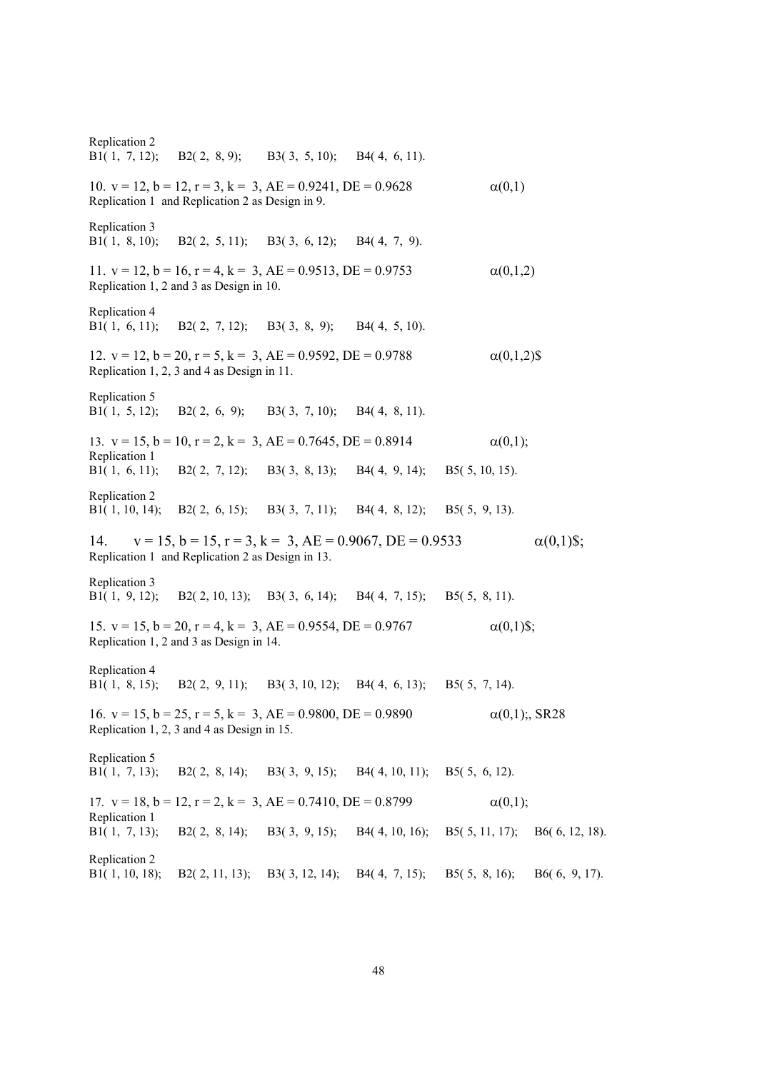Replication 2

B1( 1, 7, 12); B2( 2, 8, 9); B3( 3, 5, 10); B4( 4, 6, 11).

10. $v = 12, b = 12, r = 3, k = 3$, AE = 0.9241, DE = 0.9628 $\alpha(0,1)$

Replication 1 and Replication 2 as Design in 9.

Replication 3

B1( 1, 8, 10); B2( 2, 5, 11); B3( 3, 6, 12); B4( 4, 7, 9).

11. $v = 12, b = 16, r = 4, k = 3$, AE = 0.9513, DE = 0.9753 $\alpha(0,1,2)$

Replication 1, 2 and 3 as Design in 10.

Replication 4

B1( 1, 6, 11); B2( 2, 7, 12); B3( 3, 8, 9); B4( 4, 5, 10).

12. $v = 12, b = 20, r = 5, k = 3$, AE = 0.9592, DE = 0.9788 $\alpha(0,1,2)$$

Replication 1, 2, 3 and 4 as Design in 11.

Replication 5

B1( 1, 5, 12); B2( 2, 6, 9); B3( 3, 7, 10); B4( 4, 8, 11).

13. $v = 15, b = 10, r = 2, k = 3$, AE = 0.7645, DE = 0.8914 $\alpha(0,1)$;

Replication 1

B1( 1, 6, 11); B2( 2, 7, 12); B3( 3, 8, 13); B4( 4, 9, 14); B5( 5, 10, 15).

Replication 2

B1( 1, 10, 14); B2( 2, 6, 15); B3( 3, 7, 11); B4( 4, 8, 12); B5( 5, 9, 13).

14. $v = 15, b = 15, r = 3, k = 3$, AE = 0.9067, DE = 0.9533 $\alpha(0,1)$$;

Replication 1 and Replication 2 as Design in 13.

Replication 3

B1( 1, 9, 12); B2( 2, 10, 13); B3( 3, 6, 14); B4( 4, 7, 15); B5( 5, 8, 11).

15. $v = 15, b = 20, r = 4, k = 3$, AE = 0.9554, DE = 0.9767 $\alpha(0,1)$$;

Replication 1, 2 and 3 as Design in 14.

Replication 4

B1( 1, 8, 15); B2( 2, 9, 11); B3( 3, 10, 12); B4( 4, 6, 13); B5( 5, 7, 14).

16. $v = 15, b = 25, r = 5, k = 3$, AE = 0.9800, DE = 0.9890 $\alpha(0,1)$;, SR28

Replication 1, 2, 3 and 4 as Design in 15.

Replication 5

B1( 1, 7, 13); B2( 2, 8, 14); B3( 3, 9, 15); B4( 4, 10, 11); B5( 5, 6, 12).

17. $v = 18, b = 12, r = 2, k = 3$, AE = 0.7410, DE = 0.8799 $\alpha(0,1)$;

Replication 1

B1( 1, 7, 13); B2( 2, 8, 14); B3( 3, 9, 15); B4( 4, 10, 16); B5( 5, 11, 17); B6( 6, 12, 18).

Replication 2

B1( 1, 10, 18); B2( 2, 11, 13); B3( 3, 12, 14); B4( 4, 7, 15); B5( 5, 8, 16); B6( 6, 9, 17).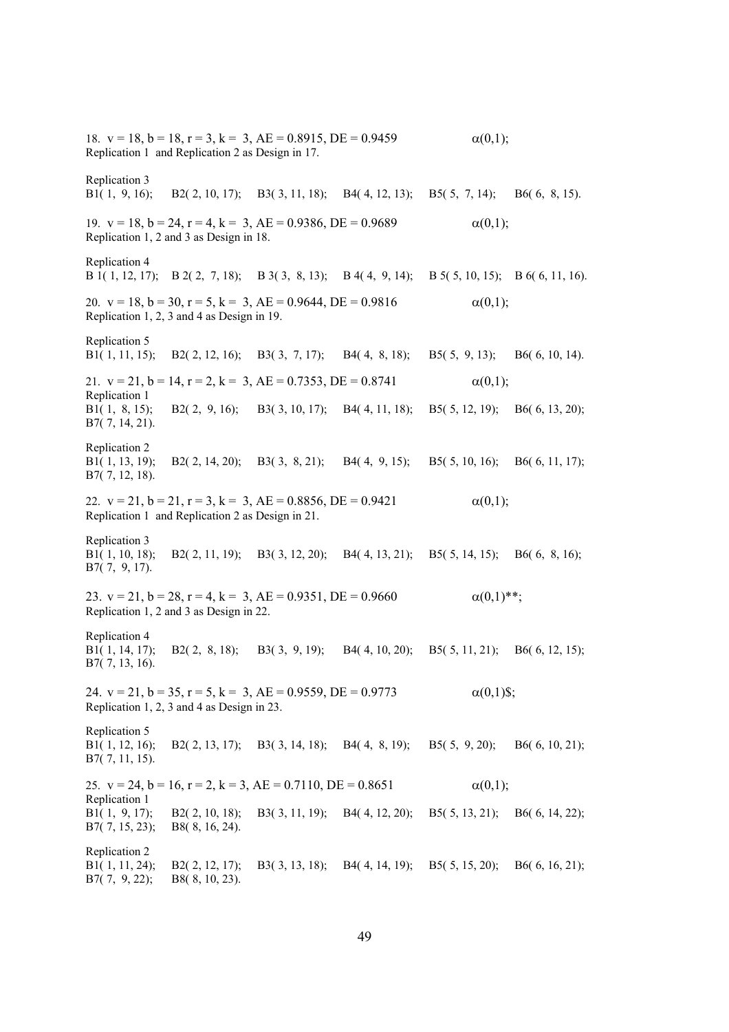18. $v = 18, b = 18, r = 3, k = 3$, AE = 0.8915, DE = 0.9459 $\alpha(0,1)$;
Replication 1 and Replication 2 as Design in 17.

Replication 3
B1( 1, 9, 16); B2( 2, 10, 17); B3( 3, 11, 18); B4( 4, 12, 13); B5( 5, 7, 14); B6( 6, 8, 15).

19. $v = 18, b = 24, r = 4, k = 3$, AE = 0.9386, DE = 0.9689 $\alpha(0,1)$;
Replication 1, 2 and 3 as Design in 18.

Replication 4
B 1( 1, 12, 17); B 2( 2, 7, 18); B 3( 3, 8, 13); B 4( 4, 9, 14); B 5( 5, 10, 15); B 6( 6, 11, 16).

20. $v = 18, b = 30, r = 5, k = 3$, AE = 0.9644, DE = 0.9816 $\alpha(0,1)$;
Replication 1, 2, 3 and 4 as Design in 19.

Replication 5
B1( 1, 11, 15); B2( 2, 12, 16); B3( 3, 7, 17); B4( 4, 8, 18); B5( 5, 9, 13); B6( 6, 10, 14).

21. $v = 21, b = 14, r = 2, k = 3$, AE = 0.7353, DE = 0.8741 $\alpha(0,1)$;
Replication 1
B1( 1, 8, 15); B2( 2, 9, 16); B3( 3, 10, 17); B4( 4, 11, 18); B5( 5, 12, 19); B6( 6, 13, 20);
B7( 7, 14, 21).

Replication 2
B1( 1, 13, 19); B2( 2, 14, 20); B3( 3, 8, 21); B4( 4, 9, 15); B5( 5, 10, 16); B6( 6, 11, 17);
B7( 7, 12, 18).

22. $v = 21, b = 21, r = 3, k = 3$, AE = 0.8856, DE = 0.9421 $\alpha(0,1)$;
Replication 1 and Replication 2 as Design in 21.

Replication 3
B1( 1, 10, 18); B2( 2, 11, 19); B3( 3, 12, 20); B4( 4, 13, 21); B5( 5, 14, 15); B6( 6, 8, 16);
B7( 7, 9, 17).

23. $v = 21, b = 28, r = 4, k = 3$, AE = 0.9351, DE = 0.9660 $\alpha(0,1)$**;
Replication 1, 2 and 3 as Design in 22.

Replication 4
B1( 1, 14, 17); B2( 2, 8, 18); B3( 3, 9, 19); B4( 4, 10, 20); B5( 5, 11, 21); B6( 6, 12, 15);
B7( 7, 13, 16).

24. $v = 21, b = 35, r = 5, k = 3$, AE = 0.9559, DE = 0.9773 $\alpha(0,1)$\$;
Replication 1, 2, 3 and 4 as Design in 23.

Replication 5
B1( 1, 12, 16); B2( 2, 13, 17); B3( 3, 14, 18); B4( 4, 8, 19); B5( 5, 9, 20); B6( 6, 10, 21);
B7( 7, 11, 15).

25. $v = 24, b = 16, r = 2, k = 3$, AE = 0.7110, DE = 0.8651 $\alpha(0,1)$;
Replication 1
B1( 1, 9, 17); B2( 2, 10, 18); B3( 3, 11, 19); B4( 4, 12, 20); B5( 5, 13, 21); B6( 6, 14, 22);
B7( 7, 15, 23); B8( 8, 16, 24).

Replication 2
B1( 1, 11, 24); B2( 2, 12, 17); B3( 3, 13, 18); B4( 4, 14, 19); B5( 5, 15, 20); B6( 6, 16, 21);
B7( 7, 9, 22); B8( 8, 10, 23).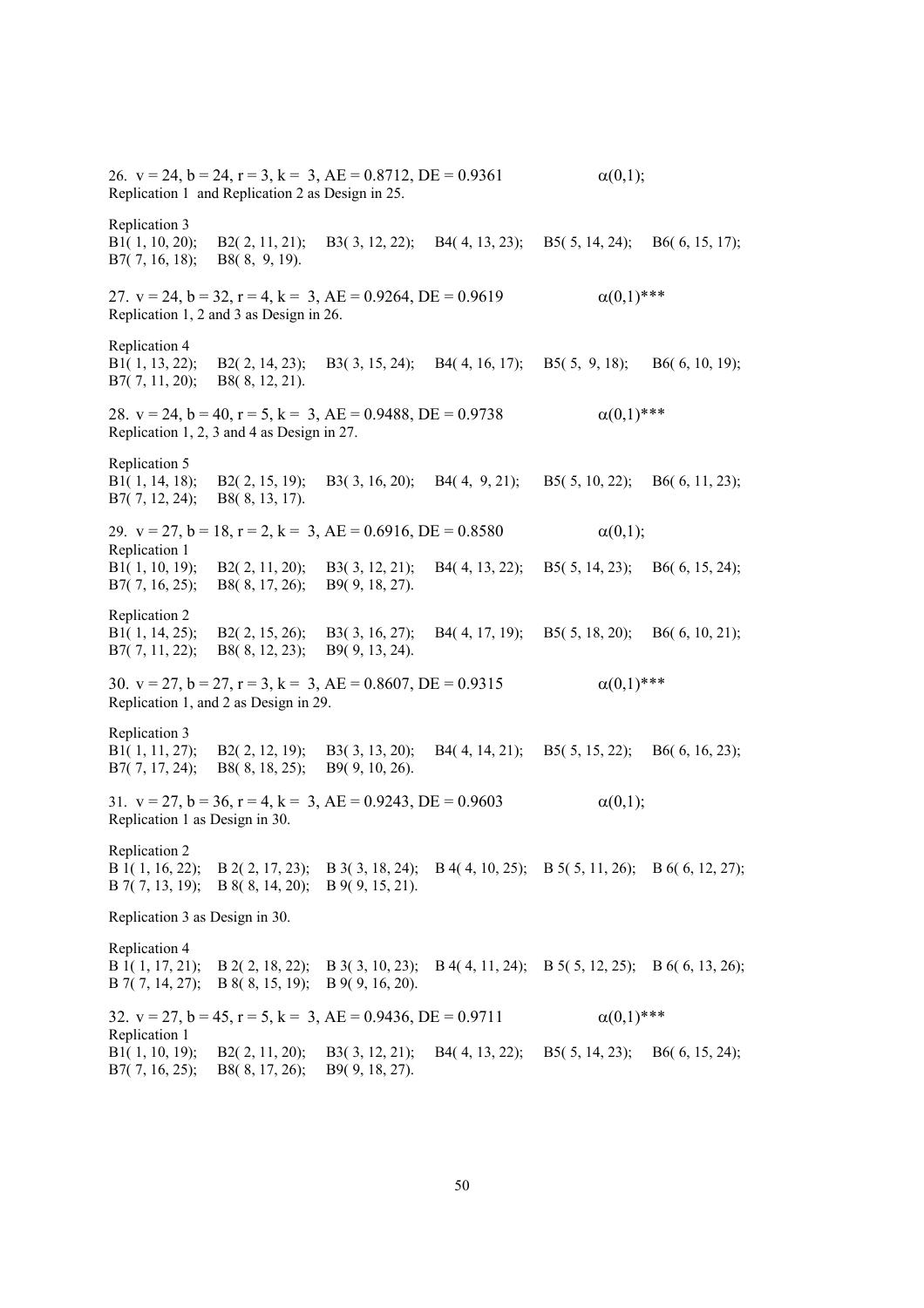26. $v = 24, b = 24, r = 3, k = 3$, AE = 0.8712, DE = 0.9361 $\alpha(0,1)$;
Replication 1 and Replication 2 as Design in 25.

Replication 3
B1( 1, 10, 20); B2( 2, 11, 21); B3( 3, 12, 22); B4( 4, 13, 23); B5( 5, 14, 24); B6( 6, 15, 17);
B7( 7, 16, 18); B8( 8, 9, 19).

27. $v = 24, b = 32, r = 4, k = 3$, AE = 0.9264, DE = 0.9619 $\alpha(0,1)$***
Replication 1, 2 and 3 as Design in 26.

Replication 4
B1( 1, 13, 22); B2( 2, 14, 23); B3( 3, 15, 24); B4( 4, 16, 17); B5( 5, 9, 18); B6( 6, 10, 19);
B7( 7, 11, 20); B8( 8, 12, 21).

28. $v = 24, b = 40, r = 5, k = 3$, AE = 0.9488, DE = 0.9738 $\alpha(0,1)$***
Replication 1, 2, 3 and 4 as Design in 27.

Replication 5
B1( 1, 14, 18); B2( 2, 15, 19); B3( 3, 16, 20); B4( 4, 9, 21); B5( 5, 10, 22); B6( 6, 11, 23);
B7( 7, 12, 24); B8( 8, 13, 17).

29. $v = 27, b = 18, r = 2, k = 3$, AE = 0.6916, DE = 0.8580 $\alpha(0,1)$;
Replication 1
B1( 1, 10, 19); B2( 2, 11, 20); B3( 3, 12, 21); B4( 4, 13, 22); B5( 5, 14, 23); B6( 6, 15, 24);
B7( 7, 16, 25); B8( 8, 17, 26); B9( 9, 18, 27).

Replication 2
B1( 1, 14, 25); B2( 2, 15, 26); B3( 3, 16, 27); B4( 4, 17, 19); B5( 5, 18, 20); B6( 6, 10, 21);
B7( 7, 11, 22); B8( 8, 12, 23); B9( 9, 13, 24).

30. $v = 27, b = 27, r = 3, k = 3$, AE = 0.8607, DE = 0.9315 $\alpha(0,1)$***
Replication 1, and 2 as Design in 29.

Replication 3
B1( 1, 11, 27); B2( 2, 12, 19); B3( 3, 13, 20); B4( 4, 14, 21); B5( 5, 15, 22); B6( 6, 16, 23);
B7( 7, 17, 24); B8( 8, 18, 25); B9( 9, 10, 26).

31. $v = 27, b = 36, r = 4, k = 3$, AE = 0.9243, DE = 0.9603 $\alpha(0,1)$;
Replication 1 as Design in 30.

Replication 2
B 1( 1, 16, 22); B 2( 2, 17, 23); B 3( 3, 18, 24); B 4( 4, 10, 25); B 5( 5, 11, 26); B 6( 6, 12, 27);
B 7( 7, 13, 19); B 8( 8, 14, 20); B 9( 9, 15, 21).

Replication 3 as Design in 30.

Replication 4
B 1( 1, 17, 21); B 2( 2, 18, 22); B 3( 3, 10, 23); B 4( 4, 11, 24); B 5( 5, 12, 25); B 6( 6, 13, 26);
B 7( 7, 14, 27); B 8( 8, 15, 19); B 9( 9, 16, 20).

32. $v = 27, b = 45, r = 5, k = 3$, AE = 0.9436, DE = 0.9711 $\alpha(0,1)$***
Replication 1
B1( 1, 10, 19); B2( 2, 11, 20); B3( 3, 12, 21); B4( 4, 13, 22); B5( 5, 14, 23); B6( 6, 15, 24);
B7( 7, 16, 25); B8( 8, 17, 26); B9( 9, 18, 27).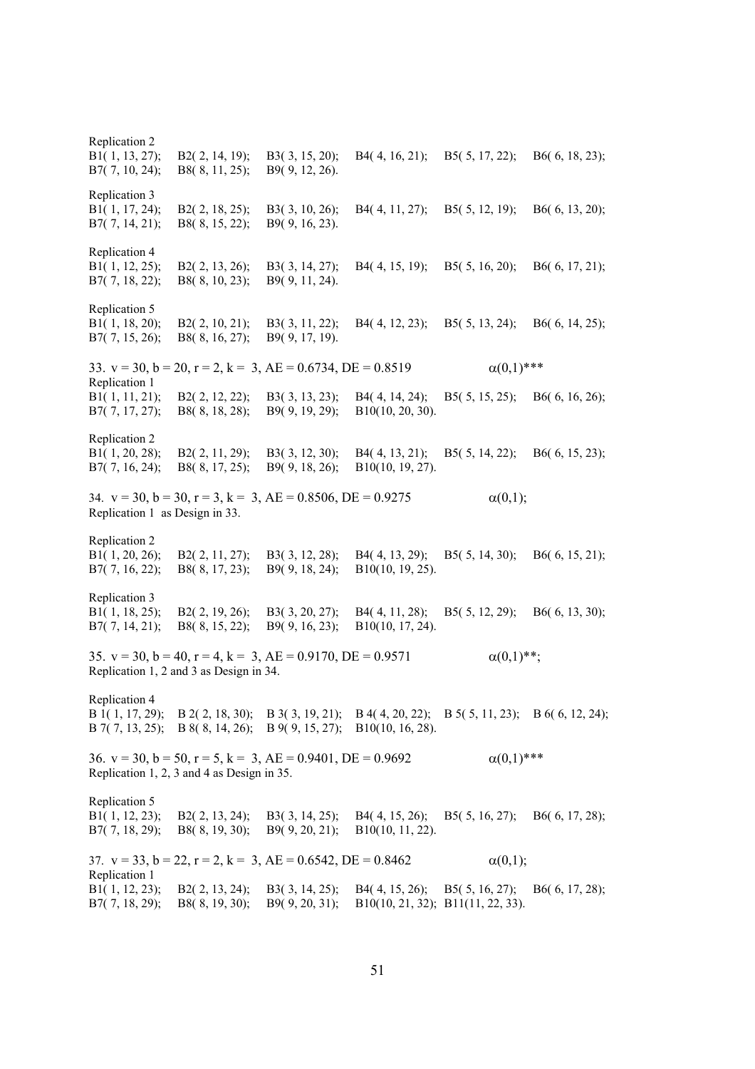Replication 2
B1( 1, 13, 27); B2( 2, 14, 19); B3( 3, 15, 20); B4( 4, 16, 21); B5( 5, 17, 22); B6( 6, 18, 23);
B7( 7, 10, 24); B8( 8, 11, 25); B9( 9, 12, 26).

Replication 3
B1( 1, 17, 24); B2( 2, 18, 25); B3( 3, 10, 26); B4( 4, 11, 27); B5( 5, 12, 19); B6( 6, 13, 20);
B7( 7, 14, 21); B8( 8, 15, 22); B9( 9, 16, 23).

Replication 4
B1( 1, 12, 25); B2( 2, 13, 26); B3( 3, 14, 27); B4( 4, 15, 19); B5( 5, 16, 20); B6( 6, 17, 21);
B7( 7, 18, 22); B8( 8, 10, 23); B9( 9, 11, 24).

Replication 5
B1( 1, 18, 20); B2( 2, 10, 21); B3( 3, 11, 22); B4( 4, 12, 23); B5( 5, 13, 24); B6( 6, 14, 25);
B7( 7, 15, 26); B8( 8, 16, 27); B9( 9, 17, 19).

33. $v = 30, b = 20, r = 2, k = 3$, AE = 0.6734, DE = 0.8519 $\alpha(0,1)$***
Replication 1
B1( 1, 11, 21); B2( 2, 12, 22); B3( 3, 13, 23); B4( 4, 14, 24); B5( 5, 15, 25); B6( 6, 16, 26);
B7( 7, 17, 27); B8( 8, 18, 28); B9( 9, 19, 29); B10(10, 20, 30).

Replication 2
B1( 1, 20, 28); B2( 2, 11, 29); B3( 3, 12, 30); B4( 4, 13, 21); B5( 5, 14, 22); B6( 6, 15, 23);
B7( 7, 16, 24); B8( 8, 17, 25); B9( 9, 18, 26); B10(10, 19, 27).

34. $v = 30, b = 30, r = 3, k = 3$, AE = 0.8506, DE = 0.9275 $\alpha(0,1)$;
Replication 1 as Design in 33.

Replication 2
B1( 1, 20, 26); B2( 2, 11, 27); B3( 3, 12, 28); B4( 4, 13, 29); B5( 5, 14, 30); B6( 6, 15, 21);
B7( 7, 16, 22); B8( 8, 17, 23); B9( 9, 18, 24); B10(10, 19, 25).

Replication 3
B1( 1, 18, 25); B2( 2, 19, 26); B3( 3, 20, 27); B4( 4, 11, 28); B5( 5, 12, 29); B6( 6, 13, 30);
B7( 7, 14, 21); B8( 8, 15, 22); B9( 9, 16, 23); B10(10, 17, 24).

35. $v = 30, b = 40, r = 4, k = 3$, AE = 0.9170, DE = 0.9571 $\alpha(0,1)$**;
Replication 1, 2 and 3 as Design in 34.

Replication 4
B 1( 1, 17, 29); B 2( 2, 18, 30); B 3( 3, 19, 21); B 4( 4, 20, 22); B 5( 5, 11, 23); B 6( 6, 12, 24);
B 7( 7, 13, 25); B 8( 8, 14, 26); B 9( 9, 15, 27); B10(10, 16, 28).

36. $v = 30, b = 50, r = 5, k = 3$, AE = 0.9401, DE = 0.9692 $\alpha(0,1)$***
Replication 1, 2, 3 and 4 as Design in 35.

Replication 5
B1( 1, 12, 23); B2( 2, 13, 24); B3( 3, 14, 25); B4( 4, 15, 26); B5( 5, 16, 27); B6( 6, 17, 28);
B7( 7, 18, 29); B8( 8, 19, 30); B9( 9, 20, 21); B10(10, 11, 22).

37. $v = 33, b = 22, r = 2, k = 3$, AE = 0.6542, DE = 0.8462 $\alpha(0,1)$;
Replication 1
B1( 1, 12, 23); B2( 2, 13, 24); B3( 3, 14, 25); B4( 4, 15, 26); B5( 5, 16, 27); B6( 6, 17, 28);
B7( 7, 18, 29); B8( 8, 19, 30); B9( 9, 20, 31); B10(10, 21, 32); B11(11, 22, 33).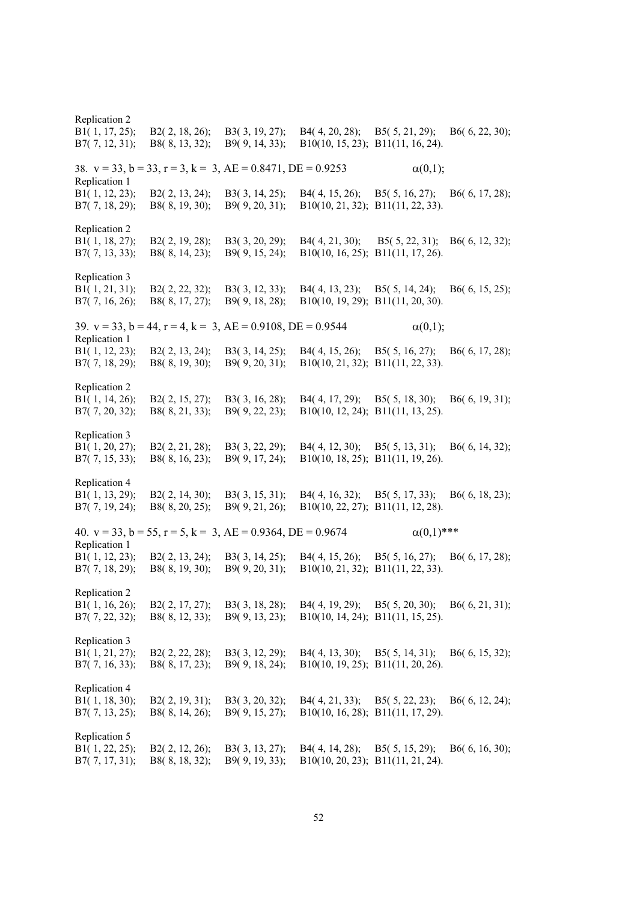Replication 2

B1( 1, 17, 25); B2( 2, 18, 26); B3( 3, 19, 27); B4( 4, 20, 28); B5( 5, 21, 29); B6( 6, 22, 30);
B7( 7, 12, 31); B8( 8, 13, 32); B9( 9, 14, 33); B10(10, 15, 23); B11(11, 16, 24).

38. $v = 33$, $b = 33$, $r = 3$, $k = 3$, AE = 0.8471, DE = 0.9253 $\alpha(0,1)$;

Replication 1

B1( 1, 12, 23); B2( 2, 13, 24); B3( 3, 14, 25); B4( 4, 15, 26); B5( 5, 16, 27); B6( 6, 17, 28);
B7( 7, 18, 29); B8( 8, 19, 30); B9( 9, 20, 31); B10(10, 21, 32); B11(11, 22, 33).

Replication 2

B1( 1, 18, 27); B2( 2, 19, 28); B3( 3, 20, 29); B4( 4, 21, 30); B5( 5, 22, 31); B6( 6, 12, 32);
B7( 7, 13, 33); B8( 8, 14, 23); B9( 9, 15, 24); B10(10, 16, 25); B11(11, 17, 26).

Replication 3

B1( 1, 21, 31); B2( 2, 22, 32); B3( 3, 12, 33); B4( 4, 13, 23); B5( 5, 14, 24); B6( 6, 15, 25);
B7( 7, 16, 26); B8( 8, 17, 27); B9( 9, 18, 28); B10(10, 19, 29); B11(11, 20, 30).

39. $v = 33$, $b = 44$, $r = 4$, $k = 3$, AE = 0.9108, DE = 0.9544 $\alpha(0,1)$;

Replication 1

B1( 1, 12, 23); B2( 2, 13, 24); B3( 3, 14, 25); B4( 4, 15, 26); B5( 5, 16, 27); B6( 6, 17, 28);
B7( 7, 18, 29); B8( 8, 19, 30); B9( 9, 20, 31); B10(10, 21, 32); B11(11, 22, 33).

Replication 2

B1( 1, 14, 26); B2( 2, 15, 27); B3( 3, 16, 28); B4( 4, 17, 29); B5( 5, 18, 30); B6( 6, 19, 31);
B7( 7, 20, 32); B8( 8, 21, 33); B9( 9, 22, 23); B10(10, 12, 24); B11(11, 13, 25).

Replication 3

B1( 1, 20, 27); B2( 2, 21, 28); B3( 3, 22, 29); B4( 4, 12, 30); B5( 5, 13, 31); B6( 6, 14, 32);
B7( 7, 15, 33); B8( 8, 16, 23); B9( 9, 17, 24); B10(10, 18, 25); B11(11, 19, 26).

Replication 4

B1( 1, 13, 29); B2( 2, 14, 30); B3( 3, 15, 31); B4( 4, 16, 32); B5( 5, 17, 33); B6( 6, 18, 23);
B7( 7, 19, 24); B8( 8, 20, 25); B9( 9, 21, 26); B10(10, 22, 27); B11(11, 12, 28).

40. $v = 33$, $b = 55$, $r = 5$, $k = 3$, AE = 0.9364, DE = 0.9674 $\alpha(0,1)$***

Replication 1

B1( 1, 12, 23); B2( 2, 13, 24); B3( 3, 14, 25); B4( 4, 15, 26); B5( 5, 16, 27); B6( 6, 17, 28);
B7( 7, 18, 29); B8( 8, 19, 30); B9( 9, 20, 31); B10(10, 21, 32); B11(11, 22, 33).

Replication 2

B1( 1, 16, 26); B2( 2, 17, 27); B3( 3, 18, 28); B4( 4, 19, 29); B5( 5, 20, 30); B6( 6, 21, 31);
B7( 7, 22, 32); B8( 8, 12, 33); B9( 9, 13, 23); B10(10, 14, 24); B11(11, 15, 25).

Replication 3

B1( 1, 21, 27); B2( 2, 22, 28); B3( 3, 12, 29); B4( 4, 13, 30); B5( 5, 14, 31); B6( 6, 15, 32);
B7( 7, 16, 33); B8( 8, 17, 23); B9( 9, 18, 24); B10(10, 19, 25); B11(11, 20, 26).

Replication 4

B1( 1, 18, 30); B2( 2, 19, 31); B3( 3, 20, 32); B4( 4, 21, 33); B5( 5, 22, 23); B6( 6, 12, 24);
B7( 7, 13, 25); B8( 8, 14, 26); B9( 9, 15, 27); B10(10, 16, 28); B11(11, 17, 29).

Replication 5

B1( 1, 22, 25); B2( 2, 12, 26); B3( 3, 13, 27); B4( 4, 14, 28); B5( 5, 15, 29); B6( 6, 16, 30);
B7( 7, 17, 31); B8( 8, 18, 32); B9( 9, 19, 33); B10(10, 20, 23); B11(11, 21, 24).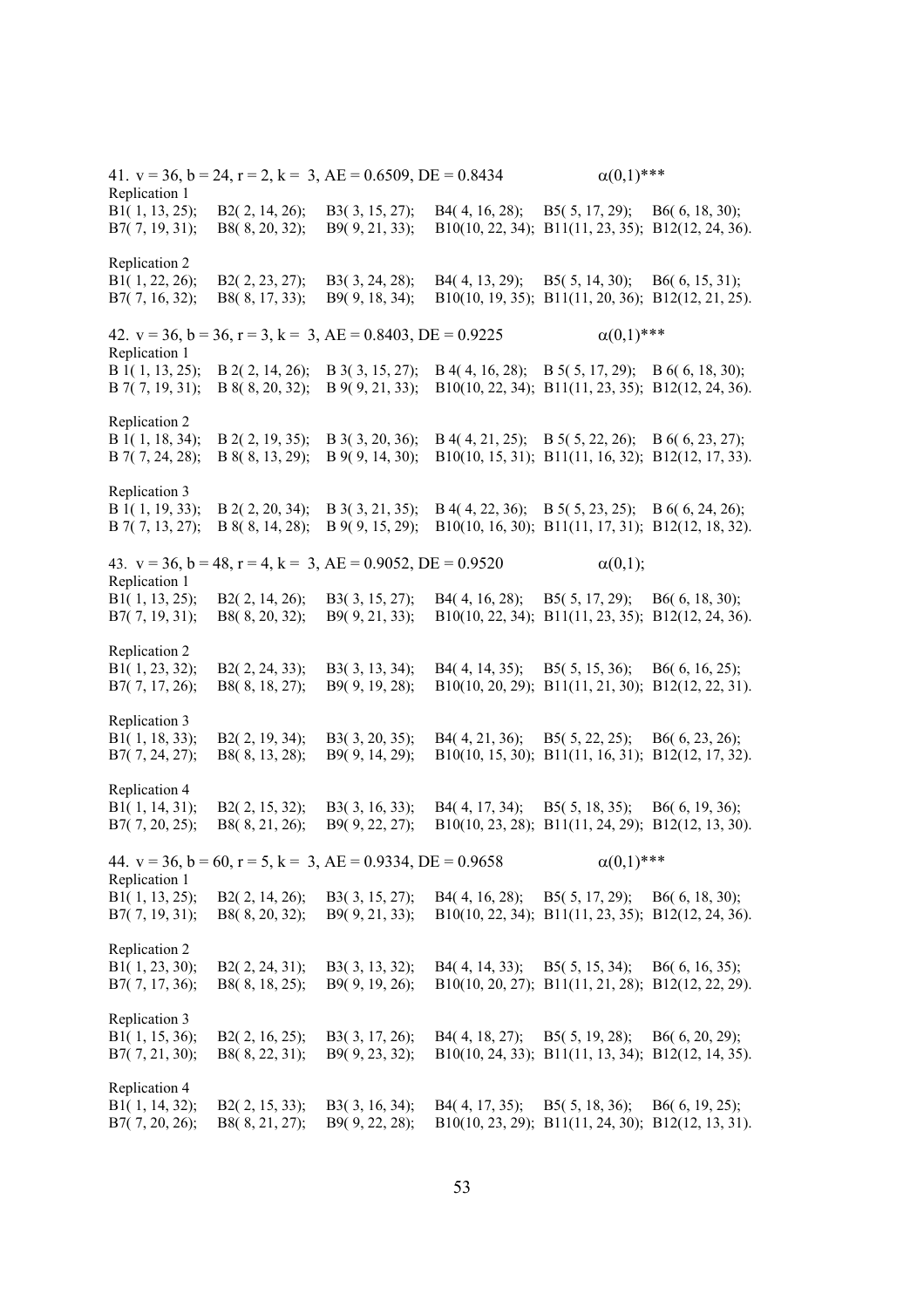41. $v = 36, b = 24, r = 2, k = 3$, AE = 0.6509, DE = 0.8434 $\alpha(0,1)$***

Replication 1

B1( 1, 13, 25); B2( 2, 14, 26); B3( 3, 15, 27); B4( 4, 16, 28); B5( 5, 17, 29); B6( 6, 18, 30);
B7( 7, 19, 31); B8( 8, 20, 32); B9( 9, 21, 33); B10(10, 22, 34); B11(11, 23, 35); B12(12, 24, 36).

Replication 2

B1( 1, 22, 26); B2( 2, 23, 27); B3( 3, 24, 28); B4( 4, 13, 29); B5( 5, 14, 30); B6( 6, 15, 31);
B7( 7, 16, 32); B8( 8, 17, 33); B9( 9, 18, 34); B10(10, 19, 35); B11(11, 20, 36); B12(12, 21, 25).

42. $v = 36, b = 36, r = 3, k = 3$, AE = 0.8403, DE = 0.9225 $\alpha(0,1)$***

Replication 1

B 1( 1, 13, 25); B 2( 2, 14, 26); B 3( 3, 15, 27); B 4( 4, 16, 28); B 5( 5, 17, 29); B 6( 6, 18, 30);
B 7( 7, 19, 31); B 8( 8, 20, 32); B 9( 9, 21, 33); B10(10, 22, 34); B11(11, 23, 35); B12(12, 24, 36).

Replication 2

B 1( 1, 18, 34); B 2( 2, 19, 35); B 3( 3, 20, 36); B 4( 4, 21, 25); B 5( 5, 22, 26); B 6( 6, 23, 27);
B 7( 7, 24, 28); B 8( 8, 13, 29); B 9( 9, 14, 30); B10(10, 15, 31); B11(11, 16, 32); B12(12, 17, 33).

Replication 3

B 1( 1, 19, 33); B 2( 2, 20, 34); B 3( 3, 21, 35); B 4( 4, 22, 36); B 5( 5, 23, 25); B 6( 6, 24, 26);
B 7( 7, 13, 27); B 8( 8, 14, 28); B 9( 9, 15, 29); B10(10, 16, 30); B11(11, 17, 31); B12(12, 18, 32).

43. $v = 36, b = 48, r = 4, k = 3$, AE = 0.9052, DE = 0.9520 $\alpha(0,1)$;

Replication 1

B1( 1, 13, 25); B2( 2, 14, 26); B3( 3, 15, 27); B4( 4, 16, 28); B5( 5, 17, 29); B6( 6, 18, 30);
B7( 7, 19, 31); B8( 8, 20, 32); B9( 9, 21, 33); B10(10, 22, 34); B11(11, 23, 35); B12(12, 24, 36).

Replication 2

B1( 1, 23, 32); B2( 2, 24, 33); B3( 3, 13, 34); B4( 4, 14, 35); B5( 5, 15, 36); B6( 6, 16, 25);
B7( 7, 17, 26); B8( 8, 18, 27); B9( 9, 19, 28); B10(10, 20, 29); B11(11, 21, 30); B12(12, 22, 31).

Replication 3

B1( 1, 18, 33); B2( 2, 19, 34); B3( 3, 20, 35); B4( 4, 21, 36); B5( 5, 22, 25); B6( 6, 23, 26);
B7( 7, 24, 27); B8( 8, 13, 28); B9( 9, 14, 29); B10(10, 15, 30); B11(11, 16, 31); B12(12, 17, 32).

Replication 4

B1( 1, 14, 31); B2( 2, 15, 32); B3( 3, 16, 33); B4( 4, 17, 34); B5( 5, 18, 35); B6( 6, 19, 36);
B7( 7, 20, 25); B8( 8, 21, 26); B9( 9, 22, 27); B10(10, 23, 28); B11(11, 24, 29); B12(12, 13, 30).

44. $v = 36, b = 60, r = 5, k = 3$, AE = 0.9334, DE = 0.9658 $\alpha(0,1)$***

Replication 1

B1( 1, 13, 25); B2( 2, 14, 26); B3( 3, 15, 27); B4( 4, 16, 28); B5( 5, 17, 29); B6( 6, 18, 30);
B7( 7, 19, 31); B8( 8, 20, 32); B9( 9, 21, 33); B10(10, 22, 34); B11(11, 23, 35); B12(12, 24, 36).

Replication 2

B1( 1, 23, 30); B2( 2, 24, 31); B3( 3, 13, 32); B4( 4, 14, 33); B5( 5, 15, 34); B6( 6, 16, 35);
B7( 7, 17, 36); B8( 8, 18, 25); B9( 9, 19, 26); B10(10, 20, 27); B11(11, 21, 28); B12(12, 22, 29).

Replication 3

B1( 1, 15, 36); B2( 2, 16, 25); B3( 3, 17, 26); B4( 4, 18, 27); B5( 5, 19, 28); B6( 6, 20, 29);
B7( 7, 21, 30); B8( 8, 22, 31); B9( 9, 23, 32); B10(10, 24, 33); B11(11, 13, 34); B12(12, 14, 35).

Replication 4

B1( 1, 14, 32); B2( 2, 15, 33); B3( 3, 16, 34); B4( 4, 17, 35); B5( 5, 18, 36); B6( 6, 19, 25);
B7( 7, 20, 26); B8( 8, 21, 27); B9( 9, 22, 28); B10(10, 23, 29); B11(11, 24, 30); B12(12, 13, 31).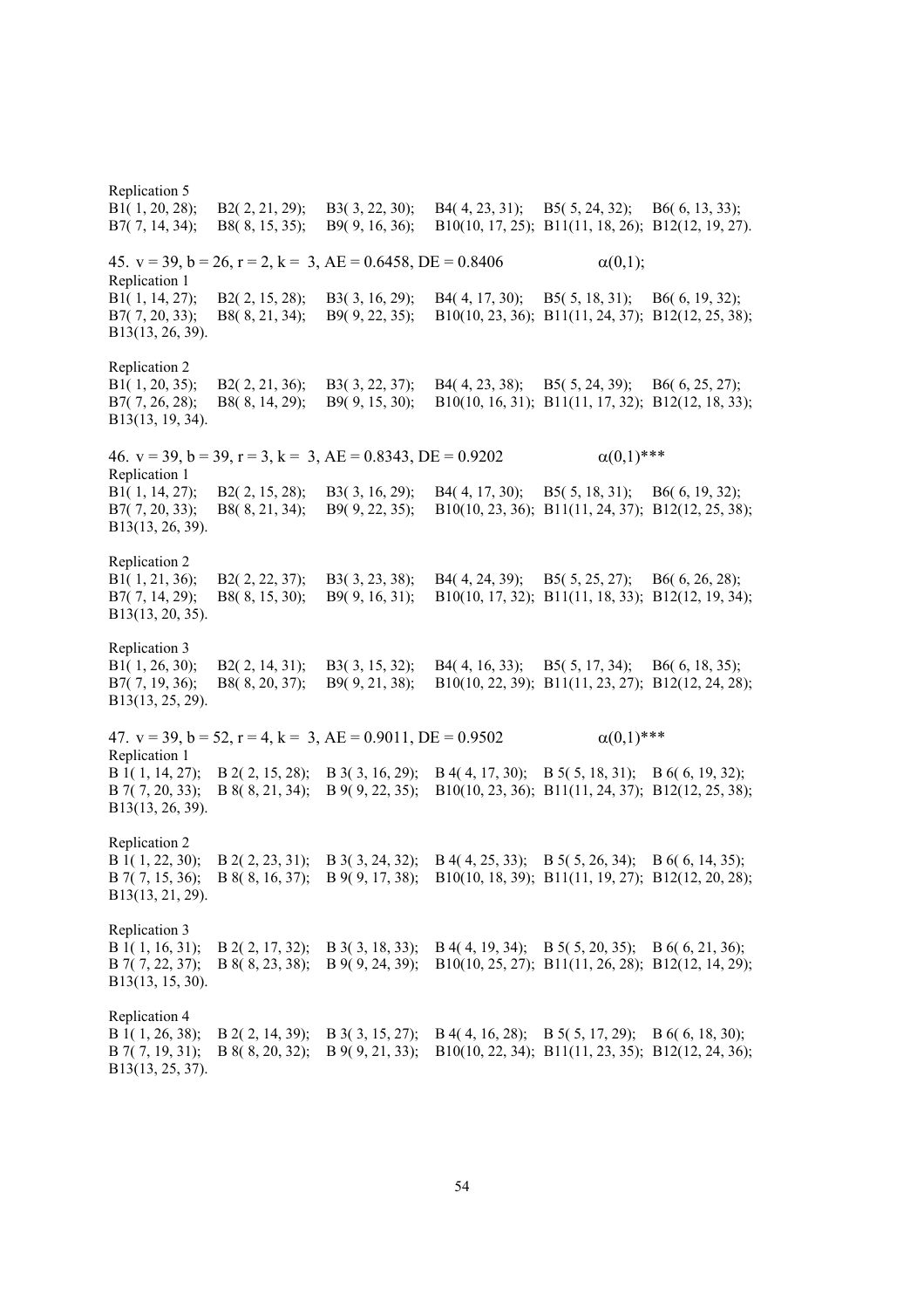Replication 5

B1( 1, 20, 28); B2( 2, 21, 29); B3( 3, 22, 30); B4( 4, 23, 31); B5( 5, 24, 32); B6( 6, 13, 33);
B7( 7, 14, 34); B8( 8, 15, 35); B9( 9, 16, 36); B10(10, 17, 25); B11(11, 18, 26); B12(12, 19, 27).

45. v = 39, b = 26, r = 2, k = 3, AE = 0.6458, DE = 0.8406 $\alpha(0,1)$;

Replication 1

B1( 1, 14, 27); B2( 2, 15, 28); B3( 3, 16, 29); B4( 4, 17, 30); B5( 5, 18, 31); B6( 6, 19, 32);
B7( 7, 20, 33); B8( 8, 21, 34); B9( 9, 22, 35); B10(10, 23, 36); B11(11, 24, 37); B12(12, 25, 38);
B13(13, 26, 39).

Replication 2

B1( 1, 20, 35); B2( 2, 21, 36); B3( 3, 22, 37); B4( 4, 23, 38); B5( 5, 24, 39); B6( 6, 25, 27);
B7( 7, 26, 28); B8( 8, 14, 29); B9( 9, 15, 30); B10(10, 16, 31); B11(11, 17, 32); B12(12, 18, 33);
B13(13, 19, 34).

46. v = 39, b = 39, r = 3, k = 3, AE = 0.8343, DE = 0.9202 $\alpha(0,1)$***

Replication 1

B1( 1, 14, 27); B2( 2, 15, 28); B3( 3, 16, 29); B4( 4, 17, 30); B5( 5, 18, 31); B6( 6, 19, 32);
B7( 7, 20, 33); B8( 8, 21, 34); B9( 9, 22, 35); B10(10, 23, 36); B11(11, 24, 37); B12(12, 25, 38);
B13(13, 26, 39).

Replication 2

B1( 1, 21, 36); B2( 2, 22, 37); B3( 3, 23, 38); B4( 4, 24, 39); B5( 5, 25, 27); B6( 6, 26, 28);
B7( 7, 14, 29); B8( 8, 15, 30); B9( 9, 16, 31); B10(10, 17, 32); B11(11, 18, 33); B12(12, 19, 34);
B13(13, 20, 35).

Replication 3

B1( 1, 26, 30); B2( 2, 14, 31); B3( 3, 15, 32); B4( 4, 16, 33); B5( 5, 17, 34); B6( 6, 18, 35);
B7( 7, 19, 36); B8( 8, 20, 37); B9( 9, 21, 38); B10(10, 22, 39); B11(11, 23, 27); B12(12, 24, 28);
B13(13, 25, 29).

47. v = 39, b = 52, r = 4, k = 3, AE = 0.9011, DE = 0.9502 $\alpha(0,1)$***

Replication 1

B 1( 1, 14, 27); B 2( 2, 15, 28); B 3( 3, 16, 29); B 4( 4, 17, 30); B 5( 5, 18, 31); B 6( 6, 19, 32);
B 7( 7, 20, 33); B 8( 8, 21, 34); B 9( 9, 22, 35); B10(10, 23, 36); B11(11, 24, 37); B12(12, 25, 38);
B13(13, 26, 39).

Replication 2

B 1( 1, 22, 30); B 2( 2, 23, 31); B 3( 3, 24, 32); B 4( 4, 25, 33); B 5( 5, 26, 34); B 6( 6, 14, 35);
B 7( 7, 15, 36); B 8( 8, 16, 37); B 9( 9, 17, 38); B10(10, 18, 39); B11(11, 19, 27); B12(12, 20, 28);
B13(13, 21, 29).

Replication 3

B 1( 1, 16, 31); B 2( 2, 17, 32); B 3( 3, 18, 33); B 4( 4, 19, 34); B 5( 5, 20, 35); B 6( 6, 21, 36);
B 7( 7, 22, 37); B 8( 8, 23, 38); B 9( 9, 24, 39); B10(10, 25, 27); B11(11, 26, 28); B12(12, 14, 29);
B13(13, 15, 30).

Replication 4

B 1( 1, 26, 38); B 2( 2, 14, 39); B 3( 3, 15, 27); B 4( 4, 16, 28); B 5( 5, 17, 29); B 6( 6, 18, 30);
B 7( 7, 19, 31); B 8( 8, 20, 32); B 9( 9, 21, 33); B10(10, 22, 34); B11(11, 23, 35); B12(12, 24, 36);
B13(13, 25, 37).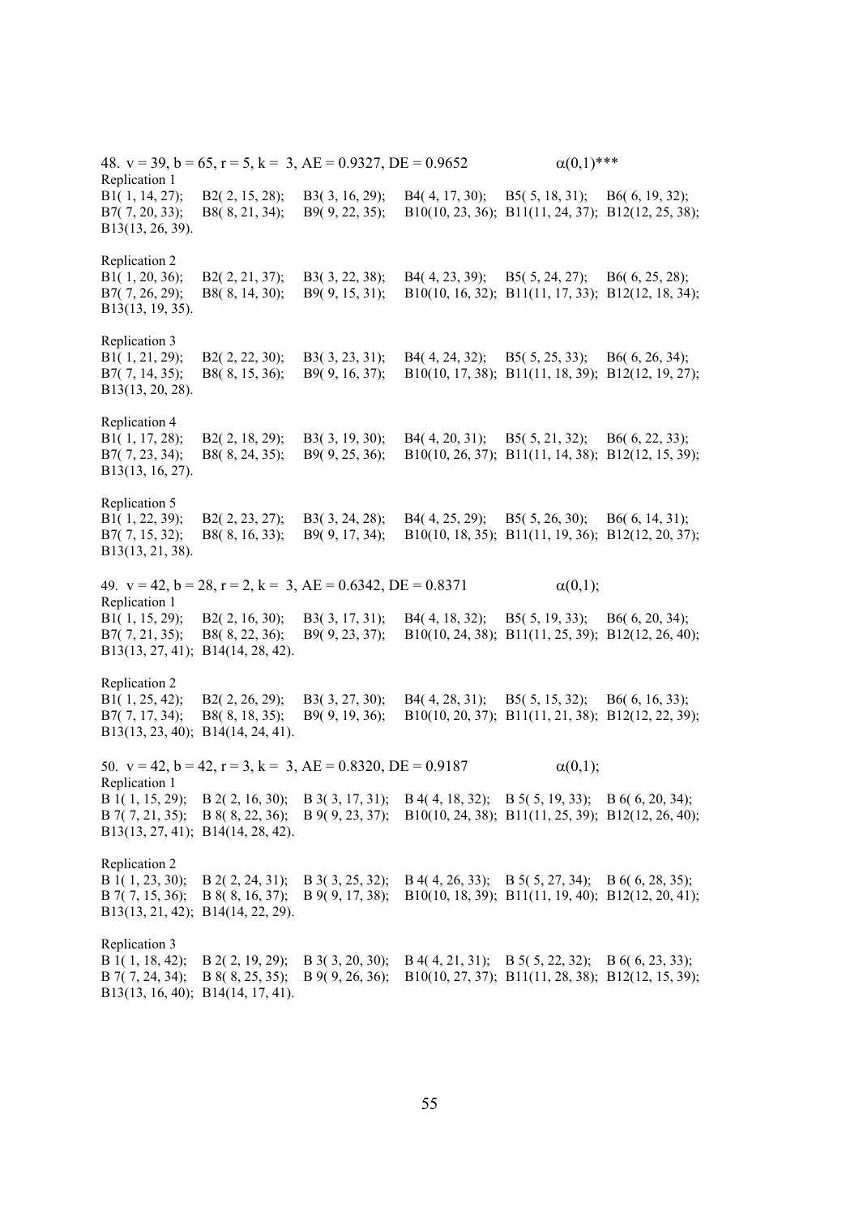48. $v = 39$, $b = 65$, $r = 5$, $k = 3$, AE = 0.9327, DE = 0.9652 $\alpha(0,1)$***

Replication 1

B1( 1, 14, 27); B2( 2, 15, 28); B3( 3, 16, 29); B4( 4, 17, 30); B5( 5, 18, 31); B6( 6, 19, 32); B7( 7, 20, 33); B8( 8, 21, 34); B9( 9, 22, 35); B10(10, 23, 36); B11(11, 24, 37); B12(12, 25, 38); B13(13, 26, 39).

Replication 2

B1( 1, 20, 36); B2( 2, 21, 37); B3( 3, 22, 38); B4( 4, 23, 39); B5( 5, 24, 27); B6( 6, 25, 28); B7( 7, 26, 29); B8( 8, 14, 30); B9( 9, 15, 31); B10(10, 16, 32); B11(11, 17, 33); B12(12, 18, 34); B13(13, 19, 35).

Replication 3

B1( 1, 21, 29); B2( 2, 22, 30); B3( 3, 23, 31); B4( 4, 24, 32); B5( 5, 25, 33); B6( 6, 26, 34); B7( 7, 14, 35); B8( 8, 15, 36); B9( 9, 16, 37); B10(10, 17, 38); B11(11, 18, 39); B12(12, 19, 27); B13(13, 20, 28).

Replication 4

B1( 1, 17, 28); B2( 2, 18, 29); B3( 3, 19, 30); B4( 4, 20, 31); B5( 5, 21, 32); B6( 6, 22, 33); B7( 7, 23, 34); B8( 8, 24, 35); B9( 9, 25, 36); B10(10, 26, 37); B11(11, 14, 38); B12(12, 15, 39); B13(13, 16, 27).

Replication 5

B1( 1, 22, 39); B2( 2, 23, 27); B3( 3, 24, 28); B4( 4, 25, 29); B5( 5, 26, 30); B6( 6, 14, 31); B7( 7, 15, 32); B8( 8, 16, 33); B9( 9, 17, 34); B10(10, 18, 35); B11(11, 19, 36); B12(12, 20, 37); B13(13, 21, 38).

49. $v = 42$, $b = 28$, $r = 2$, $k = 3$, AE = 0.6342, DE = 0.8371 $\alpha(0,1)$;

Replication 1

B1( 1, 15, 29); B2( 2, 16, 30); B3( 3, 17, 31); B4( 4, 18, 32); B5( 5, 19, 33); B6( 6, 20, 34); B7( 7, 21, 35); B8( 8, 22, 36); B9( 9, 23, 37); B10(10, 24, 38); B11(11, 25, 39); B12(12, 26, 40); B13(13, 27, 41); B14(14, 28, 42).

Replication 2

B1( 1, 25, 42); B2( 2, 26, 29); B3( 3, 27, 30); B4( 4, 28, 31); B5( 5, 15, 32); B6( 6, 16, 33); B7( 7, 17, 34); B8( 8, 18, 35); B9( 9, 19, 36); B10(10, 20, 37); B11(11, 21, 38); B12(12, 22, 39); B13(13, 23, 40); B14(14, 24, 41).

50. $v = 42$, $b = 42$, $r = 3$, $k = 3$, AE = 0.8320, DE = 0.9187 $\alpha(0,1)$;

Replication 1

B 1( 1, 15, 29); B 2( 2, 16, 30); B 3( 3, 17, 31); B 4( 4, 18, 32); B 5( 5, 19, 33); B 6( 6, 20, 34); B 7( 7, 21, 35); B 8( 8, 22, 36); B 9( 9, 23, 37); B10(10, 24, 38); B11(11, 25, 39); B12(12, 26, 40); B13(13, 27, 41); B14(14, 28, 42).

Replication 2

B 1( 1, 23, 30); B 2( 2, 24, 31); B 3( 3, 25, 32); B 4( 4, 26, 33); B 5( 5, 27, 34); B 6( 6, 28, 35); B 7( 7, 15, 36); B 8( 8, 16, 37); B 9( 9, 17, 38); B10(10, 18, 39); B11(11, 19, 40); B12(12, 20, 41); B13(13, 21, 42); B14(14, 22, 29).

Replication 3

B 1( 1, 18, 42); B 2( 2, 19, 29); B 3( 3, 20, 30); B 4( 4, 21, 31); B 5( 5, 22, 32); B 6( 6, 23, 33); B 7( 7, 24, 34); B 8( 8, 25, 35); B 9( 9, 26, 36); B10(10, 27, 37); B11(11, 28, 38); B12(12, 15, 39); B13(13, 16, 40); B14(14, 17, 41).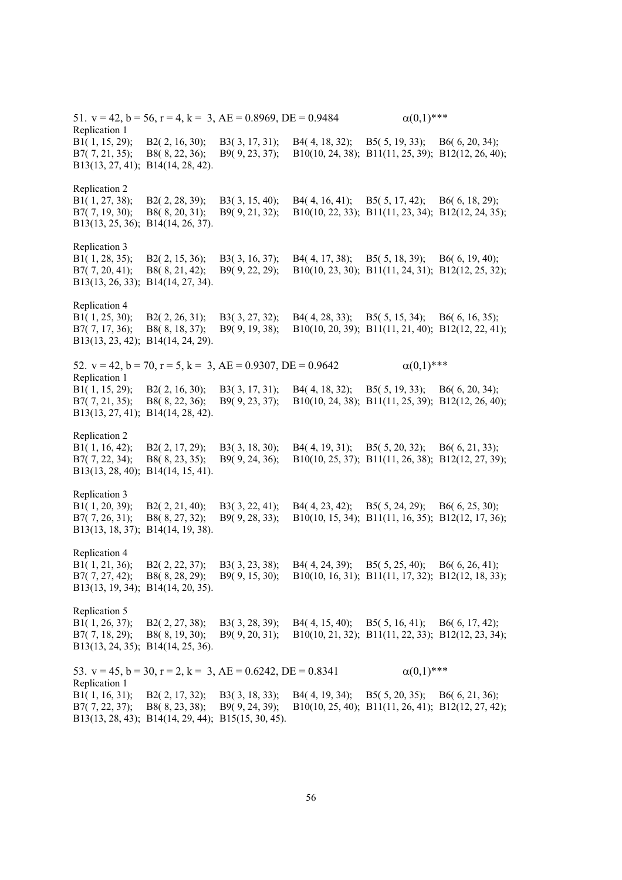51. $v = 42$, $b = 56$, $r = 4$, $k = 3$, AE = 0.8969, DE = 0.9484 $\alpha(0,1)$***

Replication 1
B1( 1, 15, 29); B2( 2, 16, 30); B3( 3, 17, 31); B4( 4, 18, 32); B5( 5, 19, 33); B6( 6, 20, 34); B7( 7, 21, 35); B8( 8, 22, 36); B9( 9, 23, 37); B10(10, 24, 38); B11(11, 25, 39); B12(12, 26, 40); B13(13, 27, 41); B14(14, 28, 42).

Replication 2
B1( 1, 27, 38); B2( 2, 28, 39); B3( 3, 15, 40); B4( 4, 16, 41); B5( 5, 17, 42); B6( 6, 18, 29); B7( 7, 19, 30); B8( 8, 20, 31); B9( 9, 21, 32); B10(10, 22, 33); B11(11, 23, 34); B12(12, 24, 35); B13(13, 25, 36); B14(14, 26, 37).

Replication 3
B1( 1, 28, 35); B2( 2, 15, 36); B3( 3, 16, 37); B4( 4, 17, 38); B5( 5, 18, 39); B6( 6, 19, 40); B7( 7, 20, 41); B8( 8, 21, 42); B9( 9, 22, 29); B10(10, 23, 30); B11(11, 24, 31); B12(12, 25, 32); B13(13, 26, 33); B14(14, 27, 34).

Replication 4
B1( 1, 25, 30); B2( 2, 26, 31); B3( 3, 27, 32); B4( 4, 28, 33); B5( 5, 15, 34); B6( 6, 16, 35); B7( 7, 17, 36); B8( 8, 18, 37); B9( 9, 19, 38); B10(10, 20, 39); B11(11, 21, 40); B12(12, 22, 41); B13(13, 23, 42); B14(14, 24, 29).

52. $v = 42$, $b = 70$, $r = 5$, $k = 3$, AE = 0.9307, DE = 0.9642 $\alpha(0,1)$***

Replication 1
B1( 1, 15, 29); B2( 2, 16, 30); B3( 3, 17, 31); B4( 4, 18, 32); B5( 5, 19, 33); B6( 6, 20, 34); B7( 7, 21, 35); B8( 8, 22, 36); B9( 9, 23, 37); B10(10, 24, 38); B11(11, 25, 39); B12(12, 26, 40); B13(13, 27, 41); B14(14, 28, 42).

Replication 2
B1( 1, 16, 42); B2( 2, 17, 29); B3( 3, 18, 30); B4( 4, 19, 31); B5( 5, 20, 32); B6( 6, 21, 33); B7( 7, 22, 34); B8( 8, 23, 35); B9( 9, 24, 36); B10(10, 25, 37); B11(11, 26, 38); B12(12, 27, 39); B13(13, 28, 40); B14(14, 15, 41).

Replication 3
B1( 1, 20, 39); B2( 2, 21, 40); B3( 3, 22, 41); B4( 4, 23, 42); B5( 5, 24, 29); B6( 6, 25, 30); B7( 7, 26, 31); B8( 8, 27, 32); B9( 9, 28, 33); B10(10, 15, 34); B11(11, 16, 35); B12(12, 17, 36); B13(13, 18, 37); B14(14, 19, 38).

Replication 4
B1( 1, 21, 36); B2( 2, 22, 37); B3( 3, 23, 38); B4( 4, 24, 39); B5( 5, 25, 40); B6( 6, 26, 41); B7( 7, 27, 42); B8( 8, 28, 29); B9( 9, 15, 30); B10(10, 16, 31); B11(11, 17, 32); B12(12, 18, 33); B13(13, 19, 34); B14(14, 20, 35).

Replication 5
B1( 1, 26, 37); B2( 2, 27, 38); B3( 3, 28, 39); B4( 4, 15, 40); B5( 5, 16, 41); B6( 6, 17, 42); B7( 7, 18, 29); B8( 8, 19, 30); B9( 9, 20, 31); B10(10, 21, 32); B11(11, 22, 33); B12(12, 23, 34); B13(13, 24, 35); B14(14, 25, 36).

53. $v = 45$, $b = 30$, $r = 2$, $k = 3$, AE = 0.6242, DE = 0.8341 $\alpha(0,1)$***

Replication 1
B1( 1, 16, 31); B2( 2, 17, 32); B3( 3, 18, 33); B4( 4, 19, 34); B5( 5, 20, 35); B6( 6, 21, 36); B7( 7, 22, 37); B8( 8, 23, 38); B9( 9, 24, 39); B10(10, 25, 40); B11(11, 26, 41); B12(12, 27, 42); B13(13, 28, 43); B14(14, 29, 44); B15(15, 30, 45).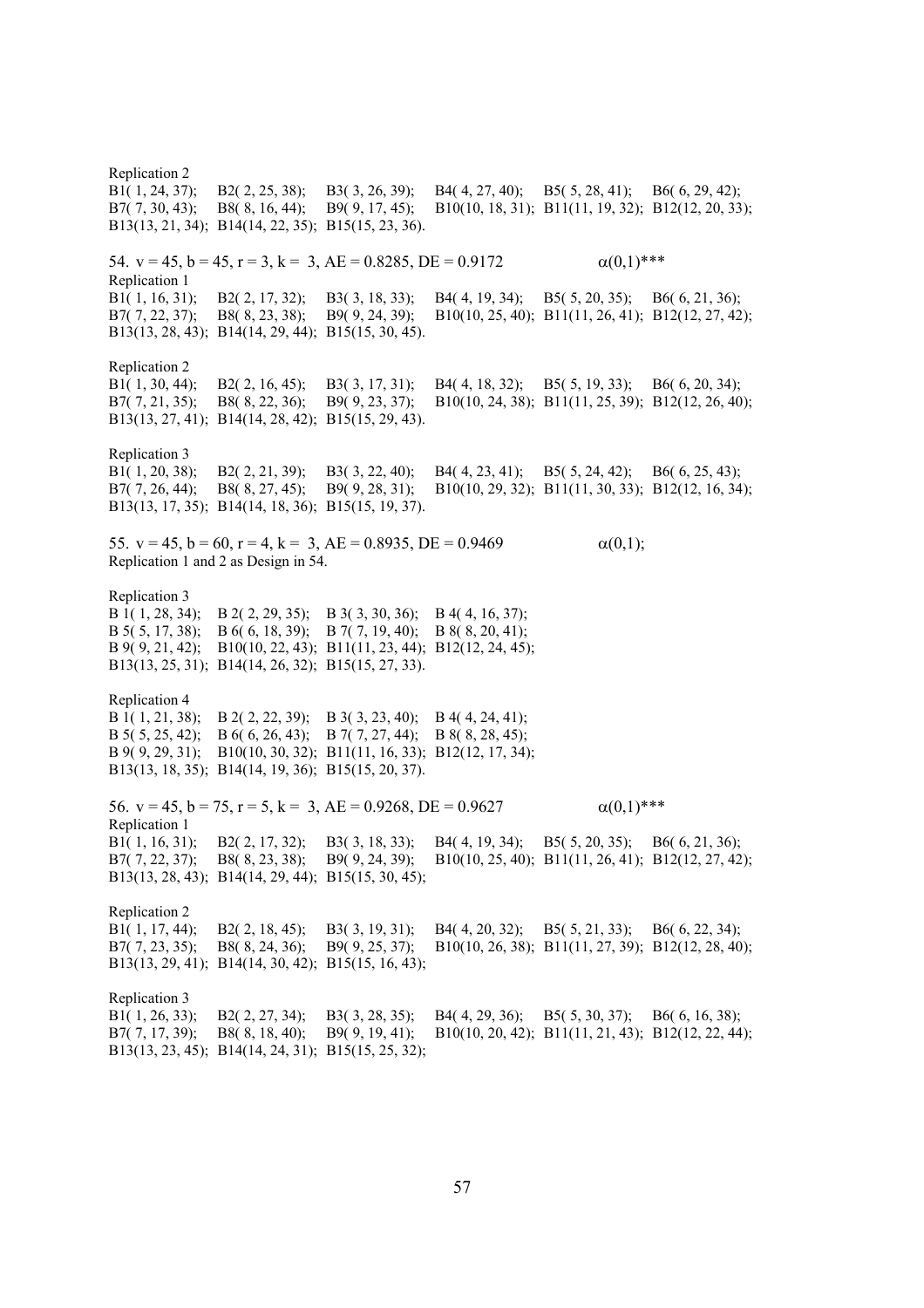Replication 2
B1( 1, 24, 37); B2( 2, 25, 38); B3( 3, 26, 39); B4( 4, 27, 40); B5( 5, 28, 41); B6( 6, 29, 42);
B7( 7, 30, 43); B8( 8, 16, 44); B9( 9, 17, 45); B10(10, 18, 31); B11(11, 19, 32); B12(12, 20, 33);
B13(13, 21, 34); B14(14, 22, 35); B15(15, 23, 36).

54. $v = 45$, $b = 45$, $r = 3$, $k = 3$, AE = 0.8285, DE = 0.9172 $\alpha(0,1)$***

Replication 1
B1( 1, 16, 31); B2( 2, 17, 32); B3( 3, 18, 33); B4( 4, 19, 34); B5( 5, 20, 35); B6( 6, 21, 36);
B7( 7, 22, 37); B8( 8, 23, 38); B9( 9, 24, 39); B10(10, 25, 40); B11(11, 26, 41); B12(12, 27, 42);
B13(13, 28, 43); B14(14, 29, 44); B15(15, 30, 45).

Replication 2
B1( 1, 30, 44); B2( 2, 16, 45); B3( 3, 17, 31); B4( 4, 18, 32); B5( 5, 19, 33); B6( 6, 20, 34);
B7( 7, 21, 35); B8( 8, 22, 36); B9( 9, 23, 37); B10(10, 24, 38); B11(11, 25, 39); B12(12, 26, 40);
B13(13, 27, 41); B14(14, 28, 42); B15(15, 29, 43).

Replication 3
B1( 1, 20, 38); B2( 2, 21, 39); B3( 3, 22, 40); B4( 4, 23, 41); B5( 5, 24, 42); B6( 6, 25, 43);
B7( 7, 26, 44); B8( 8, 27, 45); B9( 9, 28, 31); B10(10, 29, 32); B11(11, 30, 33); B12(12, 16, 34);
B13(13, 17, 35); B14(14, 18, 36); B15(15, 19, 37).

55. $v = 45$, $b = 60$, $r = 4$, $k = 3$, AE = 0.8935, DE = 0.9469 $\alpha(0,1)$;
Replication 1 and 2 as Design in 54.

Replication 3
B 1( 1, 28, 34); B 2( 2, 29, 35); B 3( 3, 30, 36); B 4( 4, 16, 37);
B 5( 5, 17, 38); B 6( 6, 18, 39); B 7( 7, 19, 40); B 8( 8, 20, 41);
B 9( 9, 21, 42); B10(10, 22, 43); B11(11, 23, 44); B12(12, 24, 45);
B13(13, 25, 31); B14(14, 26, 32); B15(15, 27, 33).

Replication 4
B 1( 1, 21, 38); B 2( 2, 22, 39); B 3( 3, 23, 40); B 4( 4, 24, 41);
B 5( 5, 25, 42); B 6( 6, 26, 43); B 7( 7, 27, 44); B 8( 8, 28, 45);
B 9( 9, 29, 31); B10(10, 30, 32); B11(11, 16, 33); B12(12, 17, 34);
B13(13, 18, 35); B14(14, 19, 36); B15(15, 20, 37).

56. $v = 45$, $b = 75$, $r = 5$, $k = 3$, AE = 0.9268, DE = 0.9627 $\alpha(0,1)$***

Replication 1
B1( 1, 16, 31); B2( 2, 17, 32); B3( 3, 18, 33); B4( 4, 19, 34); B5( 5, 20, 35); B6( 6, 21, 36);
B7( 7, 22, 37); B8( 8, 23, 38); B9( 9, 24, 39); B10(10, 25, 40); B11(11, 26, 41); B12(12, 27, 42);
B13(13, 28, 43); B14(14, 29, 44); B15(15, 30, 45);

Replication 2
B1( 1, 17, 44); B2( 2, 18, 45); B3( 3, 19, 31); B4( 4, 20, 32); B5( 5, 21, 33); B6( 6, 22, 34);
B7( 7, 23, 35); B8( 8, 24, 36); B9( 9, 25, 37); B10(10, 26, 38); B11(11, 27, 39); B12(12, 28, 40);
B13(13, 29, 41); B14(14, 30, 42); B15(15, 16, 43);

Replication 3
B1( 1, 26, 33); B2( 2, 27, 34); B3( 3, 28, 35); B4( 4, 29, 36); B5( 5, 30, 37); B6( 6, 16, 38);
B7( 7, 17, 39); B8( 8, 18, 40); B9( 9, 19, 41); B10(10, 20, 42); B11(11, 21, 43); B12(12, 22, 44);
B13(13, 23, 45); B14(14, 24, 31); B15(15, 25, 32);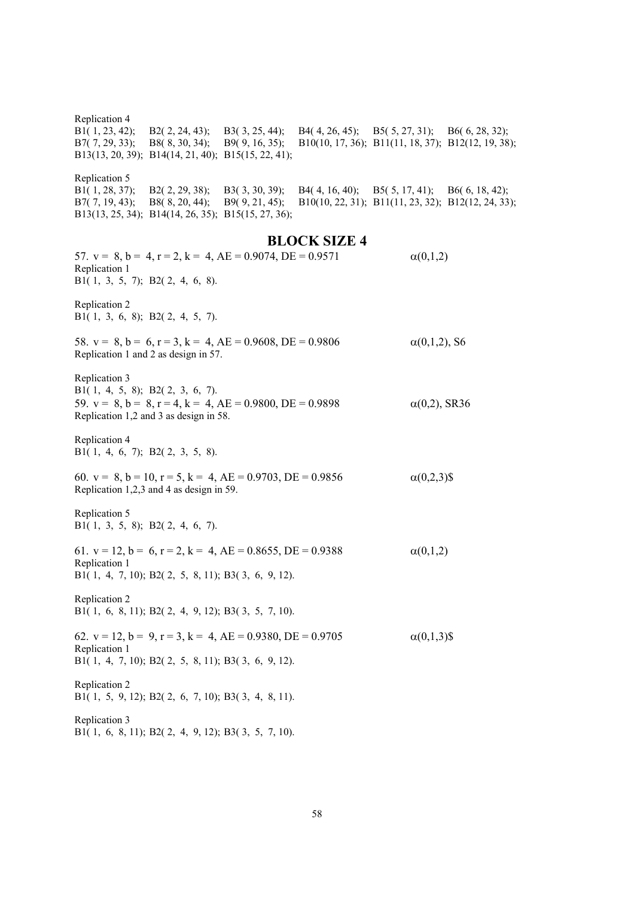Replication 4
B1( 1, 23, 42); B2( 2, 24, 43); B3( 3, 25, 44); B4( 4, 26, 45); B5( 5, 27, 31); B6( 6, 28, 32);
B7( 7, 29, 33); B8( 8, 30, 34); B9( 9, 16, 35); B10(10, 17, 36); B11(11, 18, 37); B12(12, 19, 38);
B13(13, 20, 39); B14(14, 21, 40); B15(15, 22, 41);

Replication 5
B1( 1, 28, 37); B2( 2, 29, 38); B3( 3, 30, 39); B4( 4, 16, 40); B5( 5, 17, 41); B6( 6, 18, 42);
B7( 7, 19, 43); B8( 8, 20, 44); B9( 9, 21, 45); B10(10, 22, 31); B11(11, 23, 32); B12(12, 24, 33);
B13(13, 25, 34); B14(14, 26, 35); B15(15, 27, 36);

## BLOCK SIZE 4

57. v = 8, b = 4, r = 2, k = 4, AE = 0.9074, DE = 0.9571 $\alpha(0,1,2)$
Replication 1
B1( 1, 3, 5, 7); B2( 2, 4, 6, 8).

Replication 2
B1( 1, 3, 6, 8); B2( 2, 4, 5, 7).

58. v = 8, b = 6, r = 3, k = 4, AE = 0.9608, DE = 0.9806 $\alpha(0,1,2)$, S6
Replication 1 and 2 as design in 57.

Replication 3
B1( 1, 4, 5, 8); B2( 2, 3, 6, 7).

59. v = 8, b = 8, r = 4, k = 4, AE = 0.9800, DE = 0.9898 $\alpha(0,2)$, SR36
Replication 1,2 and 3 as design in 58.

Replication 4
B1( 1, 4, 6, 7); B2( 2, 3, 5, 8).

60. v = 8, b = 10, r = 5, k = 4, AE = 0.9703, DE = 0.9856 $\alpha(0,2,3)$$
Replication 1,2,3 and 4 as design in 59.

Replication 5
B1( 1, 3, 5, 8); B2( 2, 4, 6, 7).

61. v = 12, b = 6, r = 2, k = 4, AE = 0.8655, DE = 0.9388 $\alpha(0,1,2)$
Replication 1
B1( 1, 4, 7, 10); B2( 2, 5, 8, 11); B3( 3, 6, 9, 12).

Replication 2
B1( 1, 6, 8, 11); B2( 2, 4, 9, 12); B3( 3, 5, 7, 10).

62. v = 12, b = 9, r = 3, k = 4, AE = 0.9380, DE = 0.9705 $\alpha(0,1,3)$$
Replication 1
B1( 1, 4, 7, 10); B2( 2, 5, 8, 11); B3( 3, 6, 9, 12).

Replication 2
B1( 1, 5, 9, 12); B2( 2, 6, 7, 10); B3( 3, 4, 8, 11).

Replication 3
B1( 1, 6, 8, 11); B2( 2, 4, 9, 12); B3( 3, 5, 7, 10).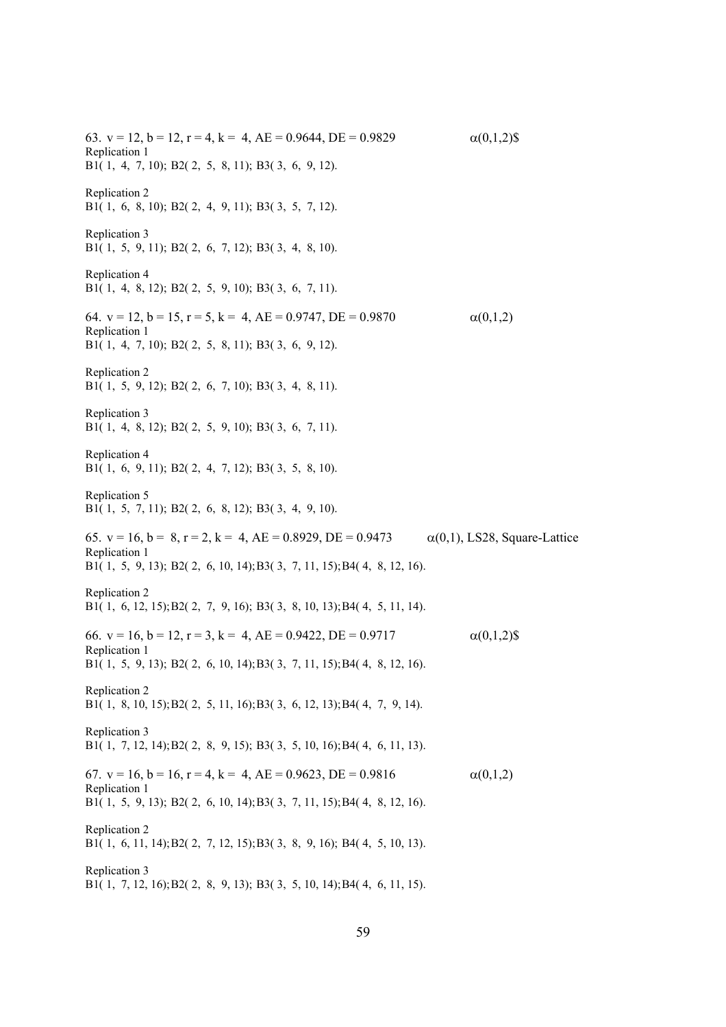63. $v = 12, b = 12, r = 4, k = 4$, AE = 0.9644, DE = 0.9829 $\alpha(0,1,2)$\$

Replication 1
B1( 1, 4, 7, 10); B2( 2, 5, 8, 11); B3( 3, 6, 9, 12).

Replication 2
B1( 1, 6, 8, 10); B2( 2, 4, 9, 11); B3( 3, 5, 7, 12).

Replication 3
B1( 1, 5, 9, 11); B2( 2, 6, 7, 12); B3( 3, 4, 8, 10).

Replication 4
B1( 1, 4, 8, 12); B2( 2, 5, 9, 10); B3( 3, 6, 7, 11).

64. $v = 12, b = 15, r = 5, k = 4$, AE = 0.9747, DE = 0.9870 $\alpha(0,1,2)$

Replication 1
B1( 1, 4, 7, 10); B2( 2, 5, 8, 11); B3( 3, 6, 9, 12).

Replication 2
B1( 1, 5, 9, 12); B2( 2, 6, 7, 10); B3( 3, 4, 8, 11).

Replication 3
B1( 1, 4, 8, 12); B2( 2, 5, 9, 10); B3( 3, 6, 7, 11).

Replication 4
B1( 1, 6, 9, 11); B2( 2, 4, 7, 12); B3( 3, 5, 8, 10).

Replication 5
B1( 1, 5, 7, 11); B2( 2, 6, 8, 12); B3( 3, 4, 9, 10).

65. $v = 16, b = 8, r = 2, k = 4$, AE = 0.8929, DE = 0.9473 $\alpha(0,1)$, LS28, Square-Lattice

Replication 1
B1( 1, 5, 9, 13); B2( 2, 6, 10, 14); B3( 3, 7, 11, 15); B4( 4, 8, 12, 16).

Replication 2
B1( 1, 6, 12, 15); B2( 2, 7, 9, 16); B3( 3, 8, 10, 13); B4( 4, 5, 11, 14).

66. $v = 16, b = 12, r = 3, k = 4$, AE = 0.9422, DE = 0.9717 $\alpha(0,1,2)$\$

Replication 1
B1( 1, 5, 9, 13); B2( 2, 6, 10, 14); B3( 3, 7, 11, 15); B4( 4, 8, 12, 16).

Replication 2
B1( 1, 8, 10, 15); B2( 2, 5, 11, 16); B3( 3, 6, 12, 13); B4( 4, 7, 9, 14).

Replication 3
B1( 1, 7, 12, 14); B2( 2, 8, 9, 15); B3( 3, 5, 10, 16); B4( 4, 6, 11, 13).

67. $v = 16, b = 16, r = 4, k = 4$, AE = 0.9623, DE = 0.9816 $\alpha(0,1,2)$

Replication 1
B1( 1, 5, 9, 13); B2( 2, 6, 10, 14); B3( 3, 7, 11, 15); B4( 4, 8, 12, 16).

Replication 2
B1( 1, 6, 11, 14); B2( 2, 7, 12, 15); B3( 3, 8, 9, 16); B4( 4, 5, 10, 13).

Replication 3
B1( 1, 7, 12, 16); B2( 2, 8, 9, 13); B3( 3, 5, 10, 14); B4( 4, 6, 11, 15).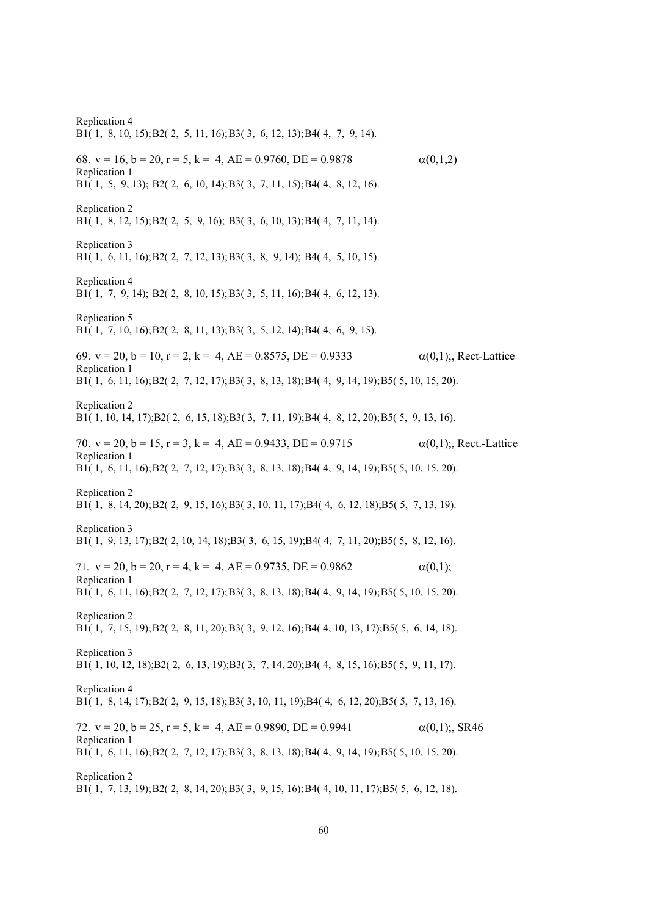Replication 4

B1( 1, 8, 10, 15); B2( 2, 5, 11, 16); B3( 3, 6, 12, 13); B4( 4, 7, 9, 14).

68. $v = 16, b = 20, r = 5, k = 4$, AE = 0.9760, DE = 0.9878 $\alpha(0,1,2)$

Replication 1

B1( 1, 5, 9, 13); B2( 2, 6, 10, 14); B3( 3, 7, 11, 15); B4( 4, 8, 12, 16).

Replication 2

B1( 1, 8, 12, 15); B2( 2, 5, 9, 16); B3( 3, 6, 10, 13); B4( 4, 7, 11, 14).

Replication 3

B1( 1, 6, 11, 16); B2( 2, 7, 12, 13); B3( 3, 8, 9, 14); B4( 4, 5, 10, 15).

Replication 4

B1( 1, 7, 9, 14); B2( 2, 8, 10, 15); B3( 3, 5, 11, 16); B4( 4, 6, 12, 13).

Replication 5

B1( 1, 7, 10, 16); B2( 2, 8, 11, 13); B3( 3, 5, 12, 14); B4( 4, 6, 9, 15).

69. $v = 20, b = 10, r = 2, k = 4$, AE = 0.8575, DE = 0.9333 $\alpha(0,1)$;, Rect-Lattice

Replication 1

B1( 1, 6, 11, 16); B2( 2, 7, 12, 17); B3( 3, 8, 13, 18); B4( 4, 9, 14, 19); B5( 5, 10, 15, 20).

Replication 2

B1( 1, 10, 14, 17); B2( 2, 6, 15, 18); B3( 3, 7, 11, 19); B4( 4, 8, 12, 20); B5( 5, 9, 13, 16).

70. $v = 20, b = 15, r = 3, k = 4$, AE = 0.9433, DE = 0.9715 $\alpha(0,1)$;, Rect.-Lattice

Replication 1

B1( 1, 6, 11, 16); B2( 2, 7, 12, 17); B3( 3, 8, 13, 18); B4( 4, 9, 14, 19); B5( 5, 10, 15, 20).

Replication 2

B1( 1, 8, 14, 20); B2( 2, 9, 15, 16); B3( 3, 10, 11, 17); B4( 4, 6, 12, 18); B5( 5, 7, 13, 19).

Replication 3

B1( 1, 9, 13, 17); B2( 2, 10, 14, 18); B3( 3, 6, 15, 19); B4( 4, 7, 11, 20); B5( 5, 8, 12, 16).

71. $v = 20, b = 20, r = 4, k = 4$, AE = 0.9735, DE = 0.9862 $\alpha(0,1)$;

Replication 1

B1( 1, 6, 11, 16); B2( 2, 7, 12, 17); B3( 3, 8, 13, 18); B4( 4, 9, 14, 19); B5( 5, 10, 15, 20).

Replication 2

B1( 1, 7, 15, 19); B2( 2, 8, 11, 20); B3( 3, 9, 12, 16); B4( 4, 10, 13, 17); B5( 5, 6, 14, 18).

Replication 3

B1( 1, 10, 12, 18); B2( 2, 6, 13, 19); B3( 3, 7, 14, 20); B4( 4, 8, 15, 16); B5( 5, 9, 11, 17).

Replication 4

B1( 1, 8, 14, 17); B2( 2, 9, 15, 18); B3( 3, 10, 11, 19); B4( 4, 6, 12, 20); B5( 5, 7, 13, 16).

72. $v = 20, b = 25, r = 5, k = 4$, AE = 0.9890, DE = 0.9941 $\alpha(0,1)$;, SR46

Replication 1

B1( 1, 6, 11, 16); B2( 2, 7, 12, 17); B3( 3, 8, 13, 18); B4( 4, 9, 14, 19); B5( 5, 10, 15, 20).

Replication 2

B1( 1, 7, 13, 19); B2( 2, 8, 14, 20); B3( 3, 9, 15, 16); B4( 4, 10, 11, 17); B5( 5, 6, 12, 18).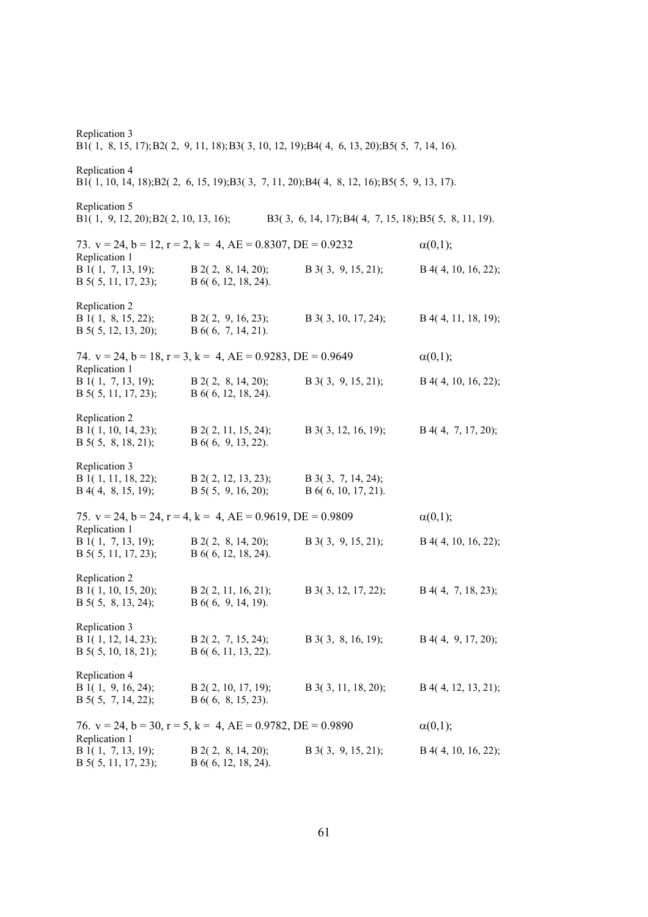Replication 3
B1( 1, 8, 15, 17);B2( 2, 9, 11, 18);B3( 3, 10, 12, 19);B4( 4, 6, 13, 20);B5( 5, 7, 14, 16).

Replication 4
B1( 1, 10, 14, 18);B2( 2, 6, 15, 19);B3( 3, 7, 11, 20);B4( 4, 8, 12, 16);B5( 5, 9, 13, 17).

Replication 5
B1( 1, 9, 12, 20);B2( 2, 10, 13, 16); B3( 3, 6, 14, 17);B4( 4, 7, 15, 18);B5( 5, 8, 11, 19).

73. v = 24, b = 12, r = 2, k = 4, AE = 0.8307, DE = 0.9232 $\alpha(0,1)$;

Replication 1
B 1( 1, 7, 13, 19); B 2( 2, 8, 14, 20); B 3( 3, 9, 15, 21); B 4( 4, 10, 16, 22);
B 5( 5, 11, 17, 23); B 6( 6, 12, 18, 24).

Replication 2
B 1( 1, 8, 15, 22); B 2( 2, 9, 16, 23); B 3( 3, 10, 17, 24); B 4( 4, 11, 18, 19);
B 5( 5, 12, 13, 20); B 6( 6, 7, 14, 21).

74. v = 24, b = 18, r = 3, k = 4, AE = 0.9283, DE = 0.9649 $\alpha(0,1)$;

Replication 1
B 1( 1, 7, 13, 19); B 2( 2, 8, 14, 20); B 3( 3, 9, 15, 21); B 4( 4, 10, 16, 22);
B 5( 5, 11, 17, 23); B 6( 6, 12, 18, 24).

Replication 2
B 1( 1, 10, 14, 23); B 2( 2, 11, 15, 24); B 3( 3, 12, 16, 19); B 4( 4, 7, 17, 20);
B 5( 5, 8, 18, 21); B 6( 6, 9, 13, 22).

Replication 3
B 1( 1, 11, 18, 22); B 2( 2, 12, 13, 23); B 3( 3, 7, 14, 24);
B 4( 4, 8, 15, 19); B 5( 5, 9, 16, 20); B 6( 6, 10, 17, 21).

75. v = 24, b = 24, r = 4, k = 4, AE = 0.9619, DE = 0.9809 $\alpha(0,1)$;

Replication 1
B 1( 1, 7, 13, 19); B 2( 2, 8, 14, 20); B 3( 3, 9, 15, 21); B 4( 4, 10, 16, 22);
B 5( 5, 11, 17, 23); B 6( 6, 12, 18, 24).

Replication 2
B 1( 1, 10, 15, 20); B 2( 2, 11, 16, 21); B 3( 3, 12, 17, 22); B 4( 4, 7, 18, 23);
B 5( 5, 8, 13, 24); B 6( 6, 9, 14, 19).

Replication 3
B 1( 1, 12, 14, 23); B 2( 2, 7, 15, 24); B 3( 3, 8, 16, 19); B 4( 4, 9, 17, 20);
B 5( 5, 10, 18, 21); B 6( 6, 11, 13, 22).

Replication 4
B 1( 1, 9, 16, 24); B 2( 2, 10, 17, 19); B 3( 3, 11, 18, 20); B 4( 4, 12, 13, 21);
B 5( 5, 7, 14, 22); B 6( 6, 8, 15, 23).

76. v = 24, b = 30, r = 5, k = 4, AE = 0.9782, DE = 0.9890 $\alpha(0,1)$;

Replication 1
B 1( 1, 7, 13, 19); B 2( 2, 8, 14, 20); B 3( 3, 9, 15, 21); B 4( 4, 10, 16, 22);
B 5( 5, 11, 17, 23); B 6( 6, 12, 18, 24).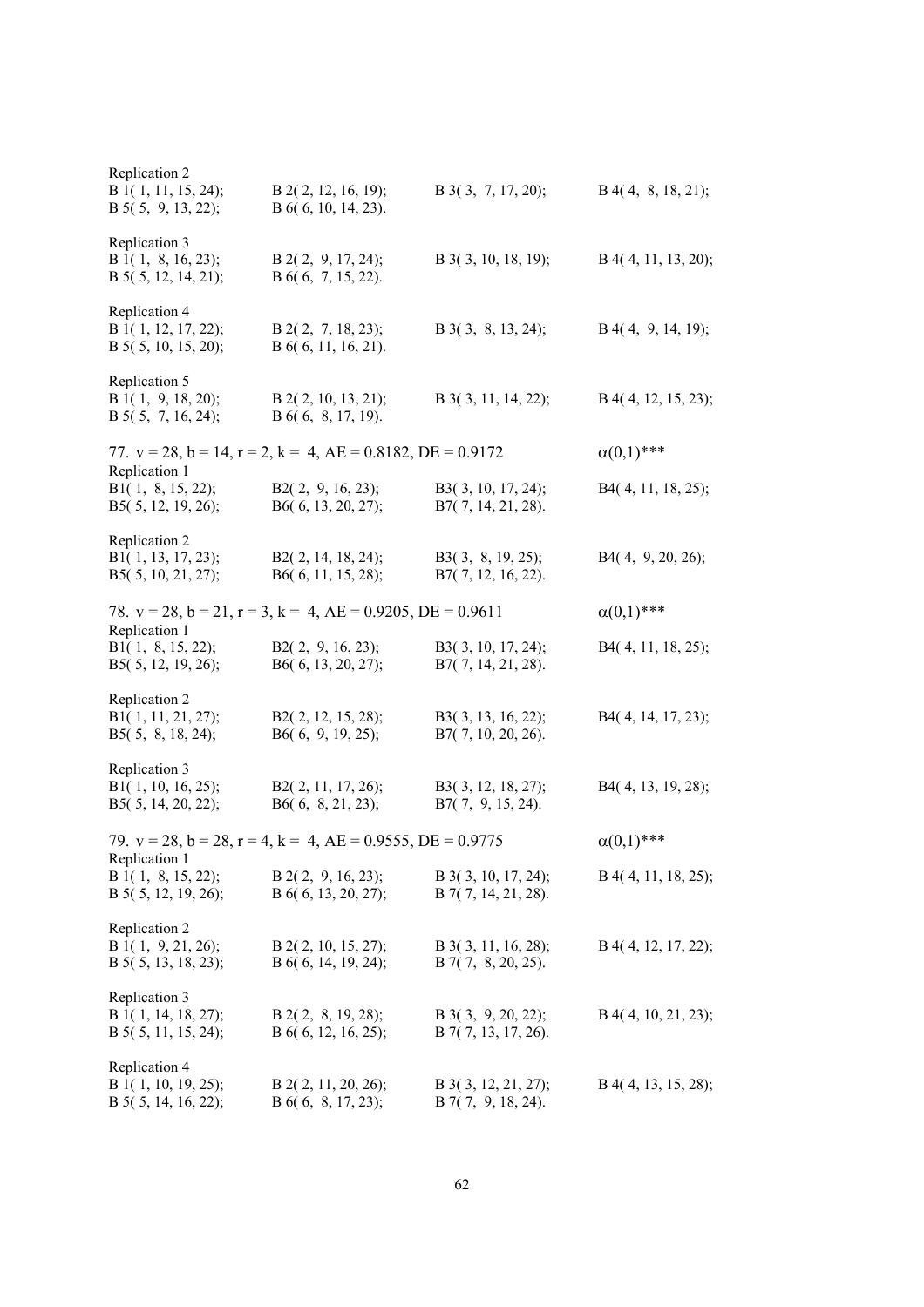Replication 2

B 1( 1, 11, 15, 24); B 2( 2, 12, 16, 19); B 3( 3, 7, 17, 20); B 4( 4, 8, 18, 21);
B 5( 5, 9, 13, 22); B 6( 6, 10, 14, 23).

Replication 3

B 1( 1, 8, 16, 23); B 2( 2, 9, 17, 24); B 3( 3, 10, 18, 19); B 4( 4, 11, 13, 20);
B 5( 5, 12, 14, 21); B 6( 6, 7, 15, 22).

Replication 4

B 1( 1, 12, 17, 22); B 2( 2, 7, 18, 23); B 3( 3, 8, 13, 24); B 4( 4, 9, 14, 19);
B 5( 5, 10, 15, 20); B 6( 6, 11, 16, 21).

Replication 5

B 1( 1, 9, 18, 20); B 2( 2, 10, 13, 21); B 3( 3, 11, 14, 22); B 4( 4, 12, 15, 23);
B 5( 5, 7, 16, 24); B 6( 6, 8, 17, 19).

77. v = 28, b = 14, r = 2, k = 4, AE = 0.8182, DE = 0.9172 $\alpha(0,1)$***

Replication 1

B1( 1, 8, 15, 22); B2( 2, 9, 16, 23); B3( 3, 10, 17, 24); B4( 4, 11, 18, 25);
B5( 5, 12, 19, 26); B6( 6, 13, 20, 27); B7( 7, 14, 21, 28).

Replication 2

B1( 1, 13, 17, 23); B2( 2, 14, 18, 24); B3( 3, 8, 19, 25); B4( 4, 9, 20, 26);
B5( 5, 10, 21, 27); B6( 6, 11, 15, 28); B7( 7, 12, 16, 22).

78. v = 28, b = 21, r = 3, k = 4, AE = 0.9205, DE = 0.9611 $\alpha(0,1)$***

Replication 1

B1( 1, 8, 15, 22); B2( 2, 9, 16, 23); B3( 3, 10, 17, 24); B4( 4, 11, 18, 25);
B5( 5, 12, 19, 26); B6( 6, 13, 20, 27); B7( 7, 14, 21, 28).

Replication 2

B1( 1, 11, 21, 27); B2( 2, 12, 15, 28); B3( 3, 13, 16, 22); B4( 4, 14, 17, 23);
B5( 5, 8, 18, 24); B6( 6, 9, 19, 25); B7( 7, 10, 20, 26).

Replication 3

B1( 1, 10, 16, 25); B2( 2, 11, 17, 26); B3( 3, 12, 18, 27); B4( 4, 13, 19, 28);
B5( 5, 14, 20, 22); B6( 6, 8, 21, 23); B7( 7, 9, 15, 24).

79. v = 28, b = 28, r = 4, k = 4, AE = 0.9555, DE = 0.9775 $\alpha(0,1)$***

Replication 1

B 1( 1, 8, 15, 22); B 2( 2, 9, 16, 23); B 3( 3, 10, 17, 24); B 4( 4, 11, 18, 25);
B 5( 5, 12, 19, 26); B 6( 6, 13, 20, 27); B 7( 7, 14, 21, 28).

Replication 2

B 1( 1, 9, 21, 26); B 2( 2, 10, 15, 27); B 3( 3, 11, 16, 28); B 4( 4, 12, 17, 22);
B 5( 5, 13, 18, 23); B 6( 6, 14, 19, 24); B 7( 7, 8, 20, 25).

Replication 3

B 1( 1, 14, 18, 27); B 2( 2, 8, 19, 28); B 3( 3, 9, 20, 22); B 4( 4, 10, 21, 23);
B 5( 5, 11, 15, 24); B 6( 6, 12, 16, 25); B 7( 7, 13, 17, 26).

Replication 4

B 1( 1, 10, 19, 25); B 2( 2, 11, 20, 26); B 3( 3, 12, 21, 27); B 4( 4, 13, 15, 28);
B 5( 5, 14, 16, 22); B 6( 6, 8, 17, 23); B 7( 7, 9, 18, 24).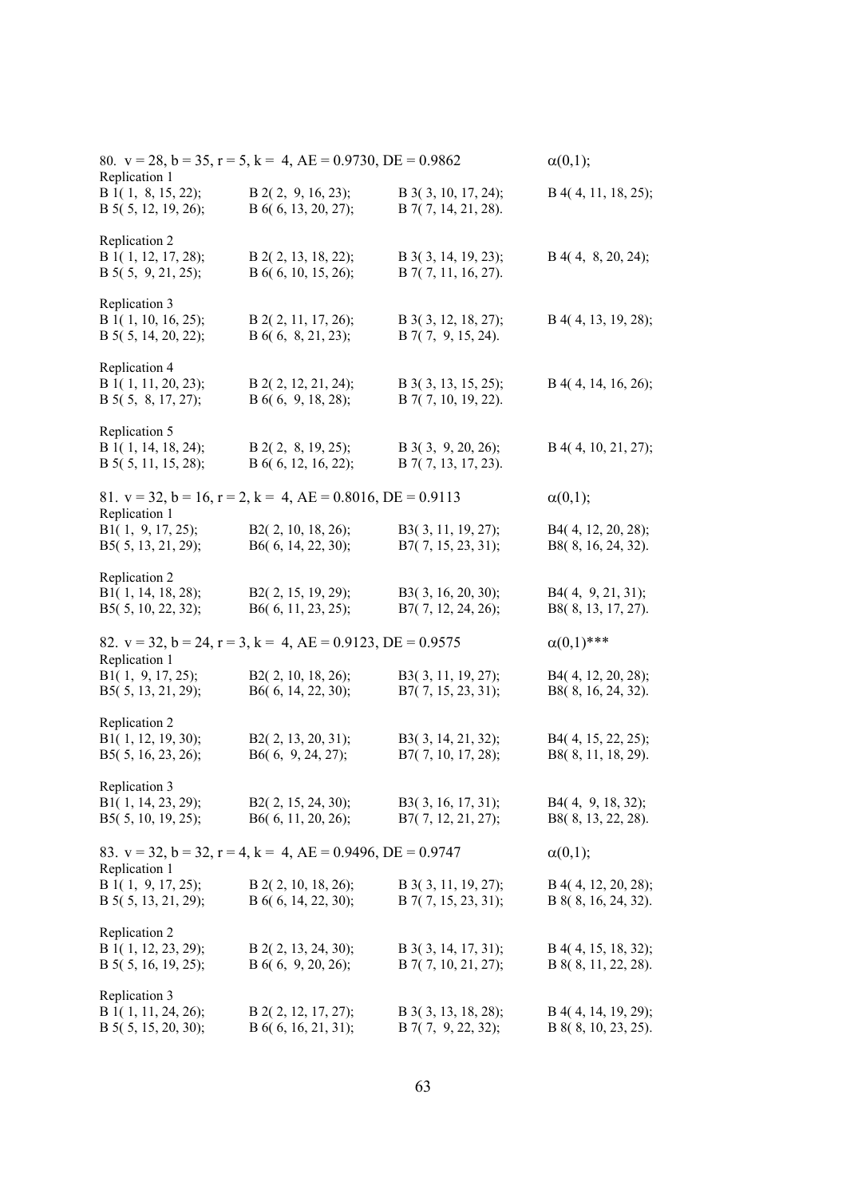80. v = 28, b = 35, r = 5, k = 4, AE = 0.9730, DE = 0.9862 α(0,1);

Replication 1

B 1( 1, 8, 15, 22); B 2( 2, 9, 16, 23); B 3( 3, 10, 17, 24); B 4( 4, 11, 18, 25);
B 5( 5, 12, 19, 26); B 6( 6, 13, 20, 27); B 7( 7, 14, 21, 28).

Replication 2

B 1( 1, 12, 17, 28); B 2( 2, 13, 18, 22); B 3( 3, 14, 19, 23); B 4( 4, 8, 20, 24);
B 5( 5, 9, 21, 25); B 6( 6, 10, 15, 26); B 7( 7, 11, 16, 27).

Replication 3

B 1( 1, 10, 16, 25); B 2( 2, 11, 17, 26); B 3( 3, 12, 18, 27); B 4( 4, 13, 19, 28);
B 5( 5, 14, 20, 22); B 6( 6, 8, 21, 23); B 7( 7, 9, 15, 24).

Replication 4

B 1( 1, 11, 20, 23); B 2( 2, 12, 21, 24); B 3( 3, 13, 15, 25); B 4( 4, 14, 16, 26);
B 5( 5, 8, 17, 27); B 6( 6, 9, 18, 28); B 7( 7, 10, 19, 22).

Replication 5

B 1( 1, 14, 18, 24); B 2( 2, 8, 19, 25); B 3( 3, 9, 20, 26); B 4( 4, 10, 21, 27);
B 5( 5, 11, 15, 28); B 6( 6, 12, 16, 22); B 7( 7, 13, 17, 23).

81. v = 32, b = 16, r = 2, k = 4, AE = 0.8016, DE = 0.9113 α(0,1);

Replication 1

B1( 1, 9, 17, 25); B2( 2, 10, 18, 26); B3( 3, 11, 19, 27); B4( 4, 12, 20, 28);
B5( 5, 13, 21, 29); B6( 6, 14, 22, 30); B7( 7, 15, 23, 31); B8( 8, 16, 24, 32).

Replication 2

B1( 1, 14, 18, 28); B2( 2, 15, 19, 29); B3( 3, 16, 20, 30); B4( 4, 9, 21, 31);
B5( 5, 10, 22, 32); B6( 6, 11, 23, 25); B7( 7, 12, 24, 26); B8( 8, 13, 17, 27).

82. v = 32, b = 24, r = 3, k = 4, AE = 0.9123, DE = 0.9575 α(0,1)***

Replication 1

B1( 1, 9, 17, 25); B2( 2, 10, 18, 26); B3( 3, 11, 19, 27); B4( 4, 12, 20, 28);
B5( 5, 13, 21, 29); B6( 6, 14, 22, 30); B7( 7, 15, 23, 31); B8( 8, 16, 24, 32).

Replication 2

B1( 1, 12, 19, 30); B2( 2, 13, 20, 31); B3( 3, 14, 21, 32); B4( 4, 15, 22, 25);
B5( 5, 16, 23, 26); B6( 6, 9, 24, 27); B7( 7, 10, 17, 28); B8( 8, 11, 18, 29).

Replication 3

B1( 1, 14, 23, 29); B2( 2, 15, 24, 30); B3( 3, 16, 17, 31); B4( 4, 9, 18, 32);
B5( 5, 10, 19, 25); B6( 6, 11, 20, 26); B7( 7, 12, 21, 27); B8( 8, 13, 22, 28).

83. v = 32, b = 32, r = 4, k = 4, AE = 0.9496, DE = 0.9747 α(0,1);

Replication 1

B 1( 1, 9, 17, 25); B 2( 2, 10, 18, 26); B 3( 3, 11, 19, 27); B 4( 4, 12, 20, 28);
B 5( 5, 13, 21, 29); B 6( 6, 14, 22, 30); B 7( 7, 15, 23, 31); B 8( 8, 16, 24, 32).

Replication 2

B 1( 1, 12, 23, 29); B 2( 2, 13, 24, 30); B 3( 3, 14, 17, 31); B 4( 4, 15, 18, 32);
B 5( 5, 16, 19, 25); B 6( 6, 9, 20, 26); B 7( 7, 10, 21, 27); B 8( 8, 11, 22, 28).

Replication 3

B 1( 1, 11, 24, 26); B 2( 2, 12, 17, 27); B 3( 3, 13, 18, 28); B 4( 4, 14, 19, 29);
B 5( 5, 15, 20, 30); B 6( 6, 16, 21, 31); B 7( 7, 9, 22, 32); B 8( 8, 10, 23, 25).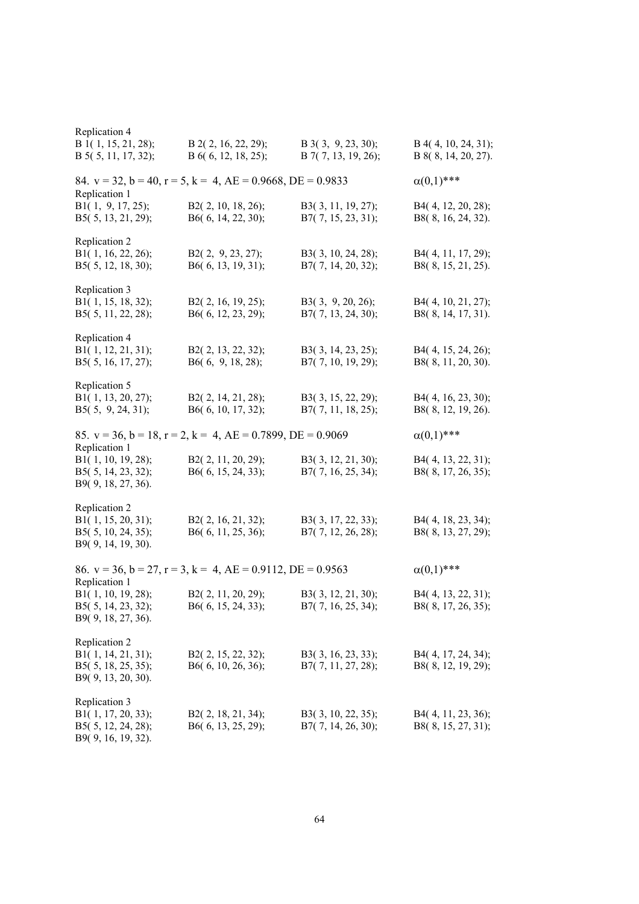Replication 4

B 1( 1, 15, 21, 28); B 2( 2, 16, 22, 29); B 3( 3, 9, 23, 30); B 4( 4, 10, 24, 31);
B 5( 5, 11, 17, 32); B 6( 6, 12, 18, 25); B 7( 7, 13, 19, 26); B 8( 8, 14, 20, 27).

84. v = 32, b = 40, r = 5, k = 4, AE = 0.9668, DE = 0.9833 $\alpha(0,1)$***

Replication 1

B1( 1, 9, 17, 25); B2( 2, 10, 18, 26); B3( 3, 11, 19, 27); B4( 4, 12, 20, 28);
B5( 5, 13, 21, 29); B6( 6, 14, 22, 30); B7( 7, 15, 23, 31); B8( 8, 16, 24, 32).

Replication 2

B1( 1, 16, 22, 26); B2( 2, 9, 23, 27); B3( 3, 10, 24, 28); B4( 4, 11, 17, 29);
B5( 5, 12, 18, 30); B6( 6, 13, 19, 31); B7( 7, 14, 20, 32); B8( 8, 15, 21, 25).

Replication 3

B1( 1, 15, 18, 32); B2( 2, 16, 19, 25); B3( 3, 9, 20, 26); B4( 4, 10, 21, 27);
B5( 5, 11, 22, 28); B6( 6, 12, 23, 29); B7( 7, 13, 24, 30); B8( 8, 14, 17, 31).

Replication 4

B1( 1, 12, 21, 31); B2( 2, 13, 22, 32); B3( 3, 14, 23, 25); B4( 4, 15, 24, 26);
B5( 5, 16, 17, 27); B6( 6, 9, 18, 28); B7( 7, 10, 19, 29); B8( 8, 11, 20, 30).

Replication 5

B1( 1, 13, 20, 27); B2( 2, 14, 21, 28); B3( 3, 15, 22, 29); B4( 4, 16, 23, 30);
B5( 5, 9, 24, 31); B6( 6, 10, 17, 32); B7( 7, 11, 18, 25); B8( 8, 12, 19, 26).

85. v = 36, b = 18, r = 2, k = 4, AE = 0.7899, DE = 0.9069 $\alpha(0,1)$***

Replication 1

B1( 1, 10, 19, 28); B2( 2, 11, 20, 29); B3( 3, 12, 21, 30); B4( 4, 13, 22, 31);
B5( 5, 14, 23, 32); B6( 6, 15, 24, 33); B7( 7, 16, 25, 34); B8( 8, 17, 26, 35);
B9( 9, 18, 27, 36).

Replication 2

B1( 1, 15, 20, 31); B2( 2, 16, 21, 32); B3( 3, 17, 22, 33); B4( 4, 18, 23, 34);
B5( 5, 10, 24, 35); B6( 6, 11, 25, 36); B7( 7, 12, 26, 28); B8( 8, 13, 27, 29);
B9( 9, 14, 19, 30).

86. v = 36, b = 27, r = 3, k = 4, AE = 0.9112, DE = 0.9563 $\alpha(0,1)$***

Replication 1

B1( 1, 10, 19, 28); B2( 2, 11, 20, 29); B3( 3, 12, 21, 30); B4( 4, 13, 22, 31);
B5( 5, 14, 23, 32); B6( 6, 15, 24, 33); B7( 7, 16, 25, 34); B8( 8, 17, 26, 35);
B9( 9, 18, 27, 36).

Replication 2

B1( 1, 14, 21, 31); B2( 2, 15, 22, 32); B3( 3, 16, 23, 33); B4( 4, 17, 24, 34);
B5( 5, 18, 25, 35); B6( 6, 10, 26, 36); B7( 7, 11, 27, 28); B8( 8, 12, 19, 29);
B9( 9, 13, 20, 30).

Replication 3

B1( 1, 17, 20, 33); B2( 2, 18, 21, 34); B3( 3, 10, 22, 35); B4( 4, 11, 23, 36);
B5( 5, 12, 24, 28); B6( 6, 13, 25, 29); B7( 7, 14, 26, 30); B8( 8, 15, 27, 31);
B9( 9, 16, 19, 32).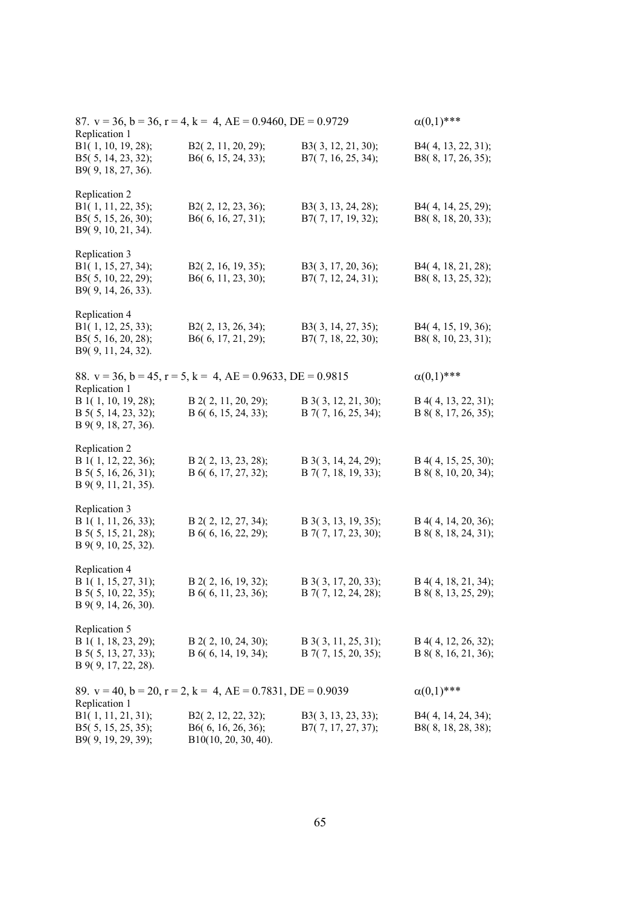87. $v = 36$, $b = 36$, $r = 4$, $k = 4$, AE = 0.9460, DE = 0.9729 $\alpha(0,1)$***

Replication 1

B1( 1, 10, 19, 28); B2( 2, 11, 20, 29); B3( 3, 12, 21, 30); B4( 4, 13, 22, 31);
B5( 5, 14, 23, 32); B6( 6, 15, 24, 33); B7( 7, 16, 25, 34); B8( 8, 17, 26, 35);
B9( 9, 18, 27, 36).

Replication 2

B1( 1, 11, 22, 35); B2( 2, 12, 23, 36); B3( 3, 13, 24, 28); B4( 4, 14, 25, 29);
B5( 5, 15, 26, 30); B6( 6, 16, 27, 31); B7( 7, 17, 19, 32); B8( 8, 18, 20, 33);
B9( 9, 10, 21, 34).

Replication 3

B1( 1, 15, 27, 34); B2( 2, 16, 19, 35); B3( 3, 17, 20, 36); B4( 4, 18, 21, 28);
B5( 5, 10, 22, 29); B6( 6, 11, 23, 30); B7( 7, 12, 24, 31); B8( 8, 13, 25, 32);
B9( 9, 14, 26, 33).

Replication 4

B1( 1, 12, 25, 33); B2( 2, 13, 26, 34); B3( 3, 14, 27, 35); B4( 4, 15, 19, 36);
B5( 5, 16, 20, 28); B6( 6, 17, 21, 29); B7( 7, 18, 22, 30); B8( 8, 10, 23, 31);
B9( 9, 11, 24, 32).

88. $v = 36$, $b = 45$, $r = 5$, $k = 4$, AE = 0.9633, DE = 0.9815 $\alpha(0,1)$***

Replication 1

B 1( 1, 10, 19, 28); B 2( 2, 11, 20, 29); B 3( 3, 12, 21, 30); B 4( 4, 13, 22, 31);
B 5( 5, 14, 23, 32); B 6( 6, 15, 24, 33); B 7( 7, 16, 25, 34); B 8( 8, 17, 26, 35);
B 9( 9, 18, 27, 36).

Replication 2

B 1( 1, 12, 22, 36); B 2( 2, 13, 23, 28); B 3( 3, 14, 24, 29); B 4( 4, 15, 25, 30);
B 5( 5, 16, 26, 31); B 6( 6, 17, 27, 32); B 7( 7, 18, 19, 33); B 8( 8, 10, 20, 34);
B 9( 9, 11, 21, 35).

Replication 3

B 1( 1, 11, 26, 33); B 2( 2, 12, 27, 34); B 3( 3, 13, 19, 35); B 4( 4, 14, 20, 36);
B 5( 5, 15, 21, 28); B 6( 6, 16, 22, 29); B 7( 7, 17, 23, 30); B 8( 8, 18, 24, 31);
B 9( 9, 10, 25, 32).

Replication 4

B 1( 1, 15, 27, 31); B 2( 2, 16, 19, 32); B 3( 3, 17, 20, 33); B 4( 4, 18, 21, 34);
B 5( 5, 10, 22, 35); B 6( 6, 11, 23, 36); B 7( 7, 12, 24, 28); B 8( 8, 13, 25, 29);
B 9( 9, 14, 26, 30).

Replication 5

B 1( 1, 18, 23, 29); B 2( 2, 10, 24, 30); B 3( 3, 11, 25, 31); B 4( 4, 12, 26, 32);
B 5( 5, 13, 27, 33); B 6( 6, 14, 19, 34); B 7( 7, 15, 20, 35); B 8( 8, 16, 21, 36);
B 9( 9, 17, 22, 28).

89. $v = 40$, $b = 20$, $r = 2$, $k = 4$, AE = 0.7831, DE = 0.9039 $\alpha(0,1)$***

Replication 1

B1( 1, 11, 21, 31); B2( 2, 12, 22, 32); B3( 3, 13, 23, 33); B4( 4, 14, 24, 34);
B5( 5, 15, 25, 35); B6( 6, 16, 26, 36); B7( 7, 17, 27, 37); B8( 8, 18, 28, 38);
B9( 9, 19, 29, 39); B10(10, 20, 30, 40).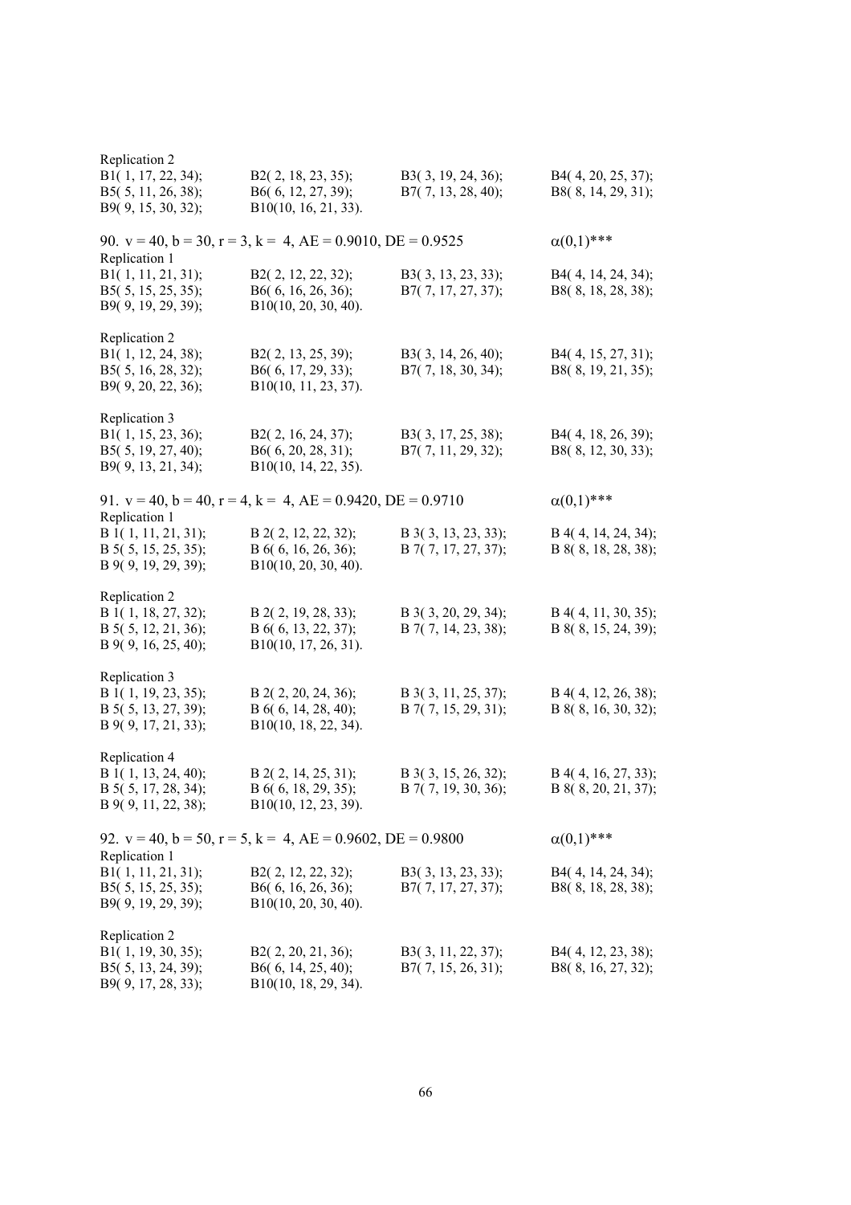Replication 2

B1( 1, 17, 22, 34); B2( 2, 18, 23, 35); B3( 3, 19, 24, 36); B4( 4, 20, 25, 37);
B5( 5, 11, 26, 38); B6( 6, 12, 27, 39); B7( 7, 13, 28, 40); B8( 8, 14, 29, 31);
B9( 9, 15, 30, 32); B10(10, 16, 21, 33).

90. $v = 40$, $b = 30$, $r = 3$, $k = 4$, AE = 0.9010, DE = 0.9525 $\alpha(0,1)$***

Replication 1

B1( 1, 11, 21, 31); B2( 2, 12, 22, 32); B3( 3, 13, 23, 33); B4( 4, 14, 24, 34);
B5( 5, 15, 25, 35); B6( 6, 16, 26, 36); B7( 7, 17, 27, 37); B8( 8, 18, 28, 38);
B9( 9, 19, 29, 39); B10(10, 20, 30, 40).

Replication 2

B1( 1, 12, 24, 38); B2( 2, 13, 25, 39); B3( 3, 14, 26, 40); B4( 4, 15, 27, 31);
B5( 5, 16, 28, 32); B6( 6, 17, 29, 33); B7( 7, 18, 30, 34); B8( 8, 19, 21, 35);
B9( 9, 20, 22, 36); B10(10, 11, 23, 37).

Replication 3

B1( 1, 15, 23, 36); B2( 2, 16, 24, 37); B3( 3, 17, 25, 38); B4( 4, 18, 26, 39);
B5( 5, 19, 27, 40); B6( 6, 20, 28, 31); B7( 7, 11, 29, 32); B8( 8, 12, 30, 33);
B9( 9, 13, 21, 34); B10(10, 14, 22, 35).

91. $v = 40$, $b = 40$, $r = 4$, $k = 4$, AE = 0.9420, DE = 0.9710 $\alpha(0,1)$***

Replication 1

B 1( 1, 11, 21, 31); B 2( 2, 12, 22, 32); B 3( 3, 13, 23, 33); B 4( 4, 14, 24, 34);
B 5( 5, 15, 25, 35); B 6( 6, 16, 26, 36); B 7( 7, 17, 27, 37); B 8( 8, 18, 28, 38);
B 9( 9, 19, 29, 39); B10(10, 20, 30, 40).

Replication 2

B 1( 1, 18, 27, 32); B 2( 2, 19, 28, 33); B 3( 3, 20, 29, 34); B 4( 4, 11, 30, 35);
B 5( 5, 12, 21, 36); B 6( 6, 13, 22, 37); B 7( 7, 14, 23, 38); B 8( 8, 15, 24, 39);
B 9( 9, 16, 25, 40); B10(10, 17, 26, 31).

Replication 3

B 1( 1, 19, 23, 35); B 2( 2, 20, 24, 36); B 3( 3, 11, 25, 37); B 4( 4, 12, 26, 38);
B 5( 5, 13, 27, 39); B 6( 6, 14, 28, 40); B 7( 7, 15, 29, 31); B 8( 8, 16, 30, 32);
B 9( 9, 17, 21, 33); B10(10, 18, 22, 34).

Replication 4

B 1( 1, 13, 24, 40); B 2( 2, 14, 25, 31); B 3( 3, 15, 26, 32); B 4( 4, 16, 27, 33);
B 5( 5, 17, 28, 34); B 6( 6, 18, 29, 35); B 7( 7, 19, 30, 36); B 8( 8, 20, 21, 37);
B 9( 9, 11, 22, 38); B10(10, 12, 23, 39).

92. $v = 40$, $b = 50$, $r = 5$, $k = 4$, AE = 0.9602, DE = 0.9800 $\alpha(0,1)$***

Replication 1

B1( 1, 11, 21, 31); B2( 2, 12, 22, 32); B3( 3, 13, 23, 33); B4( 4, 14, 24, 34);
B5( 5, 15, 25, 35); B6( 6, 16, 26, 36); B7( 7, 17, 27, 37); B8( 8, 18, 28, 38);
B9( 9, 19, 29, 39); B10(10, 20, 30, 40).

Replication 2

B1( 1, 19, 30, 35); B2( 2, 20, 21, 36); B3( 3, 11, 22, 37); B4( 4, 12, 23, 38);
B5( 5, 13, 24, 39); B6( 6, 14, 25, 40); B7( 7, 15, 26, 31); B8( 8, 16, 27, 32);
B9( 9, 17, 28, 33); B10(10, 18, 29, 34).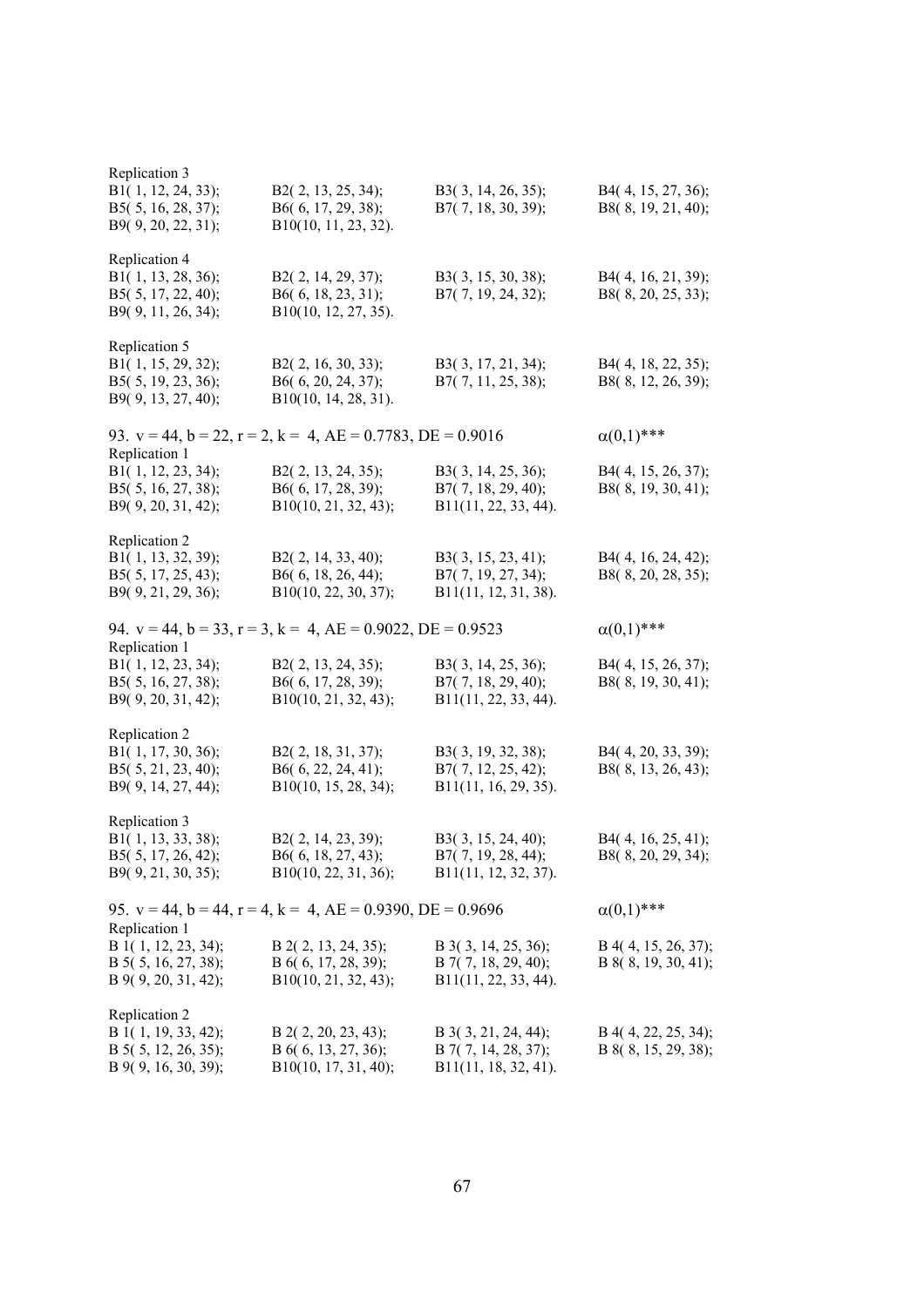Replication 3

B1( 1, 12, 24, 33); B2( 2, 13, 25, 34); B3( 3, 14, 26, 35); B4( 4, 15, 27, 36);
B5( 5, 16, 28, 37); B6( 6, 17, 29, 38); B7( 7, 18, 30, 39); B8( 8, 19, 21, 40);
B9( 9, 20, 22, 31); B10(10, 11, 23, 32).

Replication 4

B1( 1, 13, 28, 36); B2( 2, 14, 29, 37); B3( 3, 15, 30, 38); B4( 4, 16, 21, 39);
B5( 5, 17, 22, 40); B6( 6, 18, 23, 31); B7( 7, 19, 24, 32); B8( 8, 20, 25, 33);
B9( 9, 11, 26, 34); B10(10, 12, 27, 35).

Replication 5

B1( 1, 15, 29, 32); B2( 2, 16, 30, 33); B3( 3, 17, 21, 34); B4( 4, 18, 22, 35);
B5( 5, 19, 23, 36); B6( 6, 20, 24, 37); B7( 7, 11, 25, 38); B8( 8, 12, 26, 39);
B9( 9, 13, 27, 40); B10(10, 14, 28, 31).

93. $v = 44$, $b = 22$, $r = 2$, $k = 4$, AE = 0.7783, DE = 0.9016 $\alpha(0,1)$***

Replication 1

B1( 1, 12, 23, 34); B2( 2, 13, 24, 35); B3( 3, 14, 25, 36); B4( 4, 15, 26, 37);
B5( 5, 16, 27, 38); B6( 6, 17, 28, 39); B7( 7, 18, 29, 40); B8( 8, 19, 30, 41);
B9( 9, 20, 31, 42); B10(10, 21, 32, 43); B11(11, 22, 33, 44).

Replication 2

B1( 1, 13, 32, 39); B2( 2, 14, 33, 40); B3( 3, 15, 23, 41); B4( 4, 16, 24, 42);
B5( 5, 17, 25, 43); B6( 6, 18, 26, 44); B7( 7, 19, 27, 34); B8( 8, 20, 28, 35);
B9( 9, 21, 29, 36); B10(10, 22, 30, 37); B11(11, 12, 31, 38).

94. $v = 44$, $b = 33$, $r = 3$, $k = 4$, AE = 0.9022, DE = 0.9523 $\alpha(0,1)$***

Replication 1

B1( 1, 12, 23, 34); B2( 2, 13, 24, 35); B3( 3, 14, 25, 36); B4( 4, 15, 26, 37);
B5( 5, 16, 27, 38); B6( 6, 17, 28, 39); B7( 7, 18, 29, 40); B8( 8, 19, 30, 41);
B9( 9, 20, 31, 42); B10(10, 21, 32, 43); B11(11, 22, 33, 44).

Replication 2

B1( 1, 17, 30, 36); B2( 2, 18, 31, 37); B3( 3, 19, 32, 38); B4( 4, 20, 33, 39);
B5( 5, 21, 23, 40); B6( 6, 22, 24, 41); B7( 7, 12, 25, 42); B8( 8, 13, 26, 43);
B9( 9, 14, 27, 44); B10(10, 15, 28, 34); B11(11, 16, 29, 35).

Replication 3

B1( 1, 13, 33, 38); B2( 2, 14, 23, 39); B3( 3, 15, 24, 40); B4( 4, 16, 25, 41);
B5( 5, 17, 26, 42); B6( 6, 18, 27, 43); B7( 7, 19, 28, 44); B8( 8, 20, 29, 34);
B9( 9, 21, 30, 35); B10(10, 22, 31, 36); B11(11, 12, 32, 37).

95. $v = 44$, $b = 44$, $r = 4$, $k = 4$, AE = 0.9390, DE = 0.9696 $\alpha(0,1)$***

Replication 1

B 1( 1, 12, 23, 34); B 2( 2, 13, 24, 35); B 3( 3, 14, 25, 36); B 4( 4, 15, 26, 37);
B 5( 5, 16, 27, 38); B 6( 6, 17, 28, 39); B 7( 7, 18, 29, 40); B 8( 8, 19, 30, 41);
B 9( 9, 20, 31, 42); B10(10, 21, 32, 43); B11(11, 22, 33, 44).

Replication 2

B 1( 1, 19, 33, 42); B 2( 2, 20, 23, 43); B 3( 3, 21, 24, 44); B 4( 4, 22, 25, 34);
B 5( 5, 12, 26, 35); B 6( 6, 13, 27, 36); B 7( 7, 14, 28, 37); B 8( 8, 15, 29, 38);
B 9( 9, 16, 30, 39); B10(10, 17, 31, 40); B11(11, 18, 32, 41).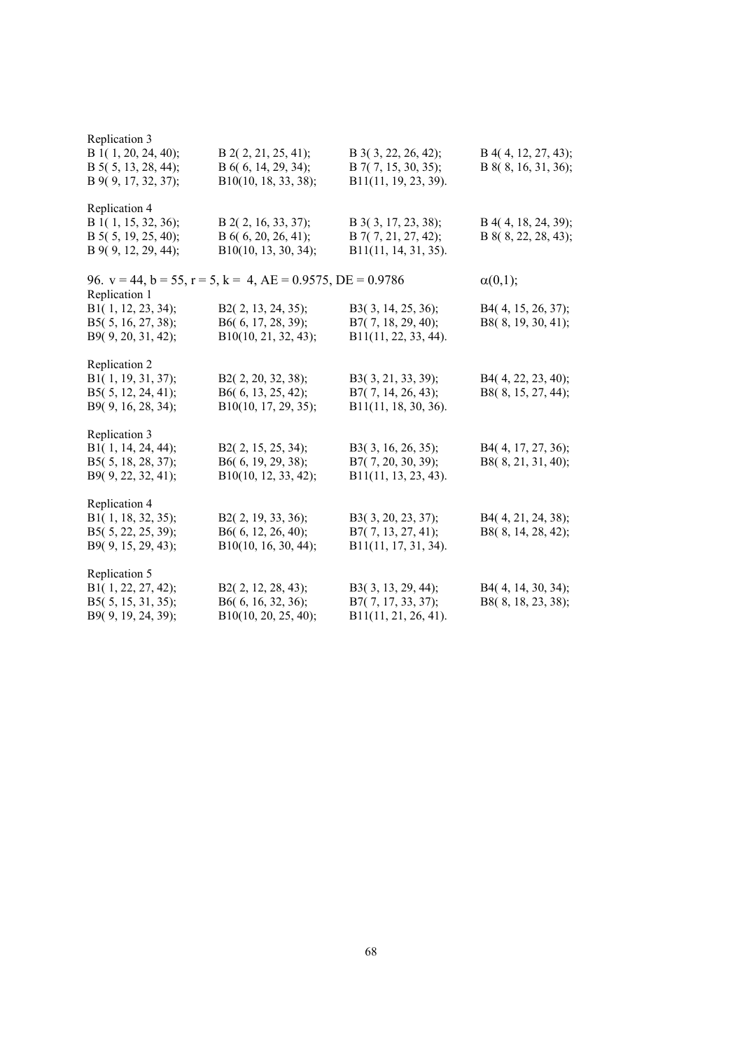Replication 3

B 1( 1, 20, 24, 40); B 2( 2, 21, 25, 41); B 3( 3, 22, 26, 42); B 4( 4, 12, 27, 43);
B 5( 5, 13, 28, 44); B 6( 6, 14, 29, 34); B 7( 7, 15, 30, 35); B 8( 8, 16, 31, 36);
B 9( 9, 17, 32, 37); B10(10, 18, 33, 38); B11(11, 19, 23, 39).

Replication 4

B 1( 1, 15, 32, 36); B 2( 2, 16, 33, 37); B 3( 3, 17, 23, 38); B 4( 4, 18, 24, 39);
B 5( 5, 19, 25, 40); B 6( 6, 20, 26, 41); B 7( 7, 21, 27, 42); B 8( 8, 22, 28, 43);
B 9( 9, 12, 29, 44); B10(10, 13, 30, 34); B11(11, 14, 31, 35).

96. $v = 44$, $b = 55$, $r = 5$, $k = 4$, AE = 0.9575, DE = 0.9786 $\alpha(0,1)$;

Replication 1

B1( 1, 12, 23, 34); B2( 2, 13, 24, 35); B3( 3, 14, 25, 36); B4( 4, 15, 26, 37);
B5( 5, 16, 27, 38); B6( 6, 17, 28, 39); B7( 7, 18, 29, 40); B8( 8, 19, 30, 41);
B9( 9, 20, 31, 42); B10(10, 21, 32, 43); B11(11, 22, 33, 44).

Replication 2

B1( 1, 19, 31, 37); B2( 2, 20, 32, 38); B3( 3, 21, 33, 39); B4( 4, 22, 23, 40);
B5( 5, 12, 24, 41); B6( 6, 13, 25, 42); B7( 7, 14, 26, 43); B8( 8, 15, 27, 44);
B9( 9, 16, 28, 34); B10(10, 17, 29, 35); B11(11, 18, 30, 36).

Replication 3

B1( 1, 14, 24, 44); B2( 2, 15, 25, 34); B3( 3, 16, 26, 35); B4( 4, 17, 27, 36);
B5( 5, 18, 28, 37); B6( 6, 19, 29, 38); B7( 7, 20, 30, 39); B8( 8, 21, 31, 40);
B9( 9, 22, 32, 41); B10(10, 12, 33, 42); B11(11, 13, 23, 43).

Replication 4

B1( 1, 18, 32, 35); B2( 2, 19, 33, 36); B3( 3, 20, 23, 37); B4( 4, 21, 24, 38);
B5( 5, 22, 25, 39); B6( 6, 12, 26, 40); B7( 7, 13, 27, 41); B8( 8, 14, 28, 42);
B9( 9, 15, 29, 43); B10(10, 16, 30, 44); B11(11, 17, 31, 34).

Replication 5

B1( 1, 22, 27, 42); B2( 2, 12, 28, 43); B3( 3, 13, 29, 44); B4( 4, 14, 30, 34);
B5( 5, 15, 31, 35); B6( 6, 16, 32, 36); B7( 7, 17, 33, 37); B8( 8, 18, 23, 38);
B9( 9, 19, 24, 39); B10(10, 20, 25, 40); B11(11, 21, 26, 41).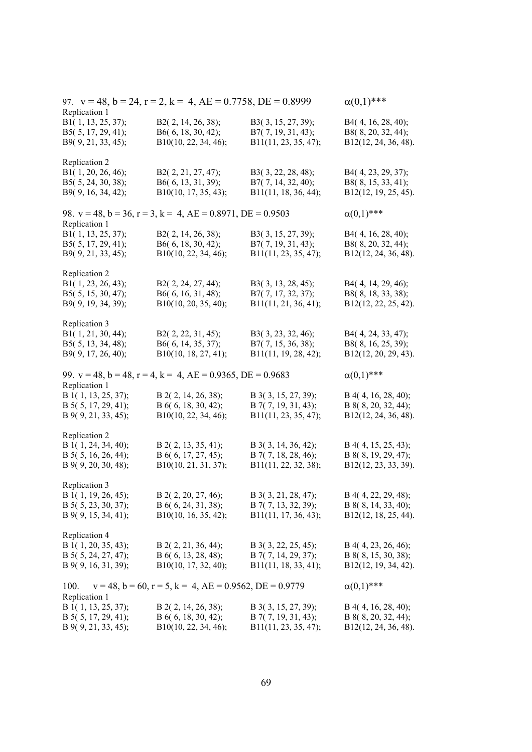97. $v = 48, b = 24, r = 2, k = 4$, AE = 0.7758, DE = 0.8999 $\alpha(0,1)$***

Replication 1

B1( 1, 13, 25, 37); B2( 2, 14, 26, 38); B3( 3, 15, 27, 39); B4( 4, 16, 28, 40);
B5( 5, 17, 29, 41); B6( 6, 18, 30, 42); B7( 7, 19, 31, 43); B8( 8, 20, 32, 44);
B9( 9, 21, 33, 45); B10(10, 22, 34, 46); B11(11, 23, 35, 47); B12(12, 24, 36, 48).

Replication 2

B1( 1, 20, 26, 46); B2( 2, 21, 27, 47); B3( 3, 22, 28, 48); B4( 4, 23, 29, 37);
B5( 5, 24, 30, 38); B6( 6, 13, 31, 39); B7( 7, 14, 32, 40); B8( 8, 15, 33, 41);
B9( 9, 16, 34, 42); B10(10, 17, 35, 43); B11(11, 18, 36, 44); B12(12, 19, 25, 45).

98. $v = 48, b = 36, r = 3, k = 4$, AE = 0.8971, DE = 0.9503 $\alpha(0,1)$***

Replication 1

B1( 1, 13, 25, 37); B2( 2, 14, 26, 38); B3( 3, 15, 27, 39); B4( 4, 16, 28, 40);
B5( 5, 17, 29, 41); B6( 6, 18, 30, 42); B7( 7, 19, 31, 43); B8( 8, 20, 32, 44);
B9( 9, 21, 33, 45); B10(10, 22, 34, 46); B11(11, 23, 35, 47); B12(12, 24, 36, 48).

Replication 2

B1( 1, 23, 26, 43); B2( 2, 24, 27, 44); B3( 3, 13, 28, 45); B4( 4, 14, 29, 46);
B5( 5, 15, 30, 47); B6( 6, 16, 31, 48); B7( 7, 17, 32, 37); B8( 8, 18, 33, 38);
B9( 9, 19, 34, 39); B10(10, 20, 35, 40); B11(11, 21, 36, 41); B12(12, 22, 25, 42).

Replication 3

B1( 1, 21, 30, 44); B2( 2, 22, 31, 45); B3( 3, 23, 32, 46); B4( 4, 24, 33, 47);
B5( 5, 13, 34, 48); B6( 6, 14, 35, 37); B7( 7, 15, 36, 38); B8( 8, 16, 25, 39);
B9( 9, 17, 26, 40); B10(10, 18, 27, 41); B11(11, 19, 28, 42); B12(12, 20, 29, 43).

99. $v = 48, b = 48, r = 4, k = 4$, AE = 0.9365, DE = 0.9683 $\alpha(0,1)$***

Replication 1

B 1( 1, 13, 25, 37); B 2( 2, 14, 26, 38); B 3( 3, 15, 27, 39); B 4( 4, 16, 28, 40);
B 5( 5, 17, 29, 41); B 6( 6, 18, 30, 42); B 7( 7, 19, 31, 43); B 8( 8, 20, 32, 44);
B 9( 9, 21, 33, 45); B10(10, 22, 34, 46); B11(11, 23, 35, 47); B12(12, 24, 36, 48).

Replication 2

B 1( 1, 24, 34, 40); B 2( 2, 13, 35, 41); B 3( 3, 14, 36, 42); B 4( 4, 15, 25, 43);
B 5( 5, 16, 26, 44); B 6( 6, 17, 27, 45); B 7( 7, 18, 28, 46); B 8( 8, 19, 29, 47);
B 9( 9, 20, 30, 48); B10(10, 21, 31, 37); B11(11, 22, 32, 38); B12(12, 23, 33, 39).

Replication 3

B 1( 1, 19, 26, 45); B 2( 2, 20, 27, 46); B 3( 3, 21, 28, 47); B 4( 4, 22, 29, 48);
B 5( 5, 23, 30, 37); B 6( 6, 24, 31, 38); B 7( 7, 13, 32, 39); B 8( 8, 14, 33, 40);
B 9( 9, 15, 34, 41); B10(10, 16, 35, 42); B11(11, 17, 36, 43); B12(12, 18, 25, 44).

Replication 4

B 1( 1, 20, 35, 43); B 2( 2, 21, 36, 44); B 3( 3, 22, 25, 45); B 4( 4, 23, 26, 46);
B 5( 5, 24, 27, 47); B 6( 6, 13, 28, 48); B 7( 7, 14, 29, 37); B 8( 8, 15, 30, 38);
B 9( 9, 16, 31, 39); B10(10, 17, 32, 40); B11(11, 18, 33, 41); B12(12, 19, 34, 42).

100. $v = 48, b = 60, r = 5, k = 4$, AE = 0.9562, DE = 0.9779 $\alpha(0,1)$***

Replication 1

B 1( 1, 13, 25, 37); B 2( 2, 14, 26, 38); B 3( 3, 15, 27, 39); B 4( 4, 16, 28, 40);
B 5( 5, 17, 29, 41); B 6( 6, 18, 30, 42); B 7( 7, 19, 31, 43); B 8( 8, 20, 32, 44);
B 9( 9, 21, 33, 45); B10(10, 22, 34, 46); B11(11, 23, 35, 47); B12(12, 24, 36, 48).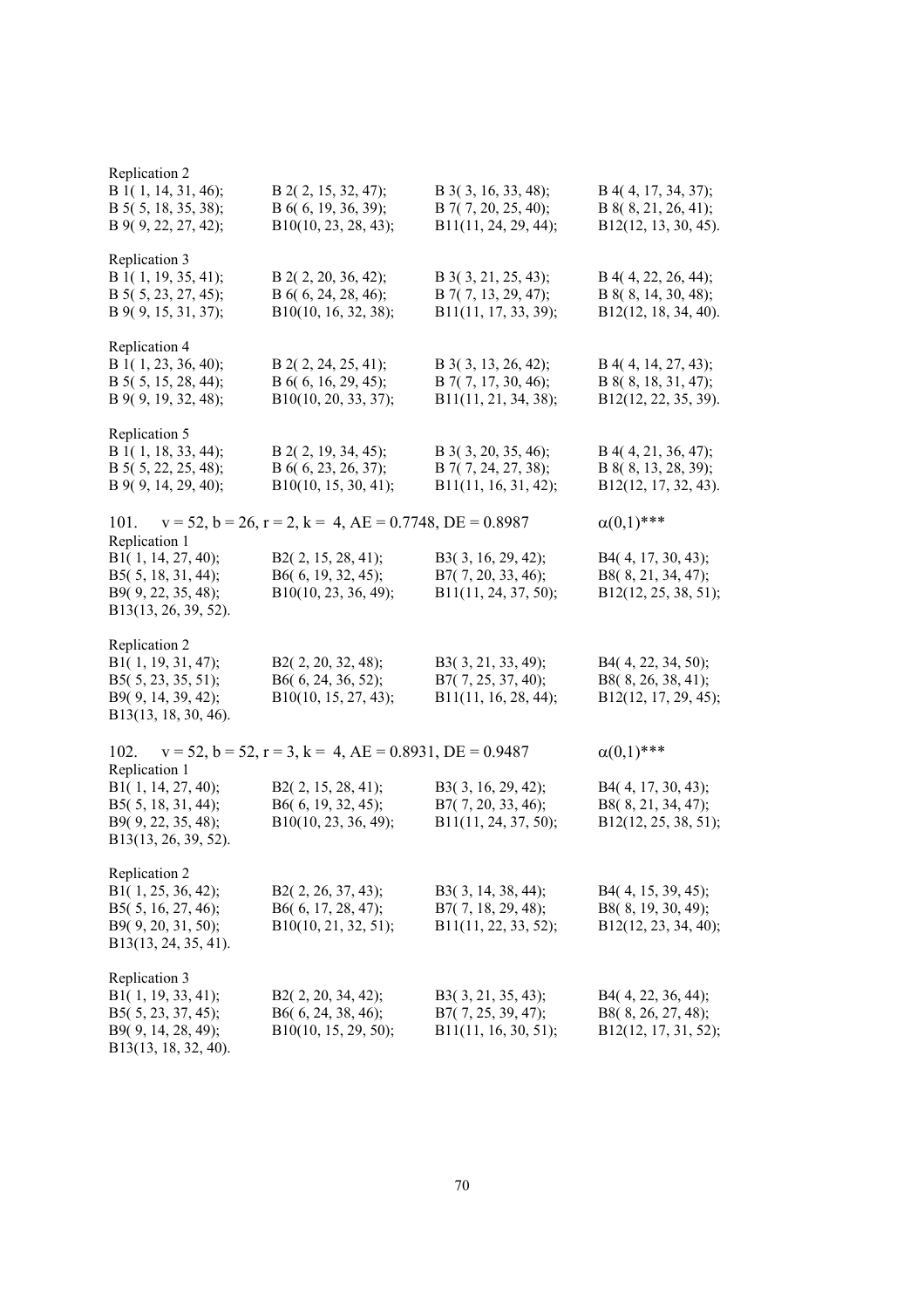Replication 2

B 1( 1, 14, 31, 46); B 2( 2, 15, 32, 47); B 3( 3, 16, 33, 48); B 4( 4, 17, 34, 37);
B 5( 5, 18, 35, 38); B 6( 6, 19, 36, 39); B 7( 7, 20, 25, 40); B 8( 8, 21, 26, 41);
B 9( 9, 22, 27, 42); B10(10, 23, 28, 43); B11(11, 24, 29, 44); B12(12, 13, 30, 45).

Replication 3

B 1( 1, 19, 35, 41); B 2( 2, 20, 36, 42); B 3( 3, 21, 25, 43); B 4( 4, 22, 26, 44);
B 5( 5, 23, 27, 45); B 6( 6, 24, 28, 46); B 7( 7, 13, 29, 47); B 8( 8, 14, 30, 48);
B 9( 9, 15, 31, 37); B10(10, 16, 32, 38); B11(11, 17, 33, 39); B12(12, 18, 34, 40).

Replication 4

B 1( 1, 23, 36, 40); B 2( 2, 24, 25, 41); B 3( 3, 13, 26, 42); B 4( 4, 14, 27, 43);
B 5( 5, 15, 28, 44); B 6( 6, 16, 29, 45); B 7( 7, 17, 30, 46); B 8( 8, 18, 31, 47);
B 9( 9, 19, 32, 48); B10(10, 20, 33, 37); B11(11, 21, 34, 38); B12(12, 22, 35, 39).

Replication 5

B 1( 1, 18, 33, 44); B 2( 2, 19, 34, 45); B 3( 3, 20, 35, 46); B 4( 4, 21, 36, 47);
B 5( 5, 22, 25, 48); B 6( 6, 23, 26, 37); B 7( 7, 24, 27, 38); B 8( 8, 13, 28, 39);
B 9( 9, 14, 29, 40); B10(10, 15, 30, 41); B11(11, 16, 31, 42); B12(12, 17, 32, 43).

101. $v = 52$, $b = 26$, $r = 2$, $k = 4$, AE = 0.7748, DE = 0.8987 $\alpha(0,1)$***

Replication 1

B1( 1, 14, 27, 40); B2( 2, 15, 28, 41); B3( 3, 16, 29, 42); B4( 4, 17, 30, 43);
B5( 5, 18, 31, 44); B6( 6, 19, 32, 45); B7( 7, 20, 33, 46); B8( 8, 21, 34, 47);
B9( 9, 22, 35, 48); B10(10, 23, 36, 49); B11(11, 24, 37, 50); B12(12, 25, 38, 51);
B13(13, 26, 39, 52).

Replication 2

B1( 1, 19, 31, 47); B2( 2, 20, 32, 48); B3( 3, 21, 33, 49); B4( 4, 22, 34, 50);
B5( 5, 23, 35, 51); B6( 6, 24, 36, 52); B7( 7, 25, 37, 40); B8( 8, 26, 38, 41);
B9( 9, 14, 39, 42); B10(10, 15, 27, 43); B11(11, 16, 28, 44); B12(12, 17, 29, 45);
B13(13, 18, 30, 46).

102. $v = 52$, $b = 52$, $r = 3$, $k = 4$, AE = 0.8931, DE = 0.9487 $\alpha(0,1)$***

Replication 1

B1( 1, 14, 27, 40); B2( 2, 15, 28, 41); B3( 3, 16, 29, 42); B4( 4, 17, 30, 43);
B5( 5, 18, 31, 44); B6( 6, 19, 32, 45); B7( 7, 20, 33, 46); B8( 8, 21, 34, 47);
B9( 9, 22, 35, 48); B10(10, 23, 36, 49); B11(11, 24, 37, 50); B12(12, 25, 38, 51);
B13(13, 26, 39, 52).

Replication 2

B1( 1, 25, 36, 42); B2( 2, 26, 37, 43); B3( 3, 14, 38, 44); B4( 4, 15, 39, 45);
B5( 5, 16, 27, 46); B6( 6, 17, 28, 47); B7( 7, 18, 29, 48); B8( 8, 19, 30, 49);
B9( 9, 20, 31, 50); B10(10, 21, 32, 51); B11(11, 22, 33, 52); B12(12, 23, 34, 40);
B13(13, 24, 35, 41).

Replication 3

B1( 1, 19, 33, 41); B2( 2, 20, 34, 42); B3( 3, 21, 35, 43); B4( 4, 22, 36, 44);
B5( 5, 23, 37, 45); B6( 6, 24, 38, 46); B7( 7, 25, 39, 47); B8( 8, 26, 27, 48);
B9( 9, 14, 28, 49); B10(10, 15, 29, 50); B11(11, 16, 30, 51); B12(12, 17, 31, 52);
B13(13, 18, 32, 40).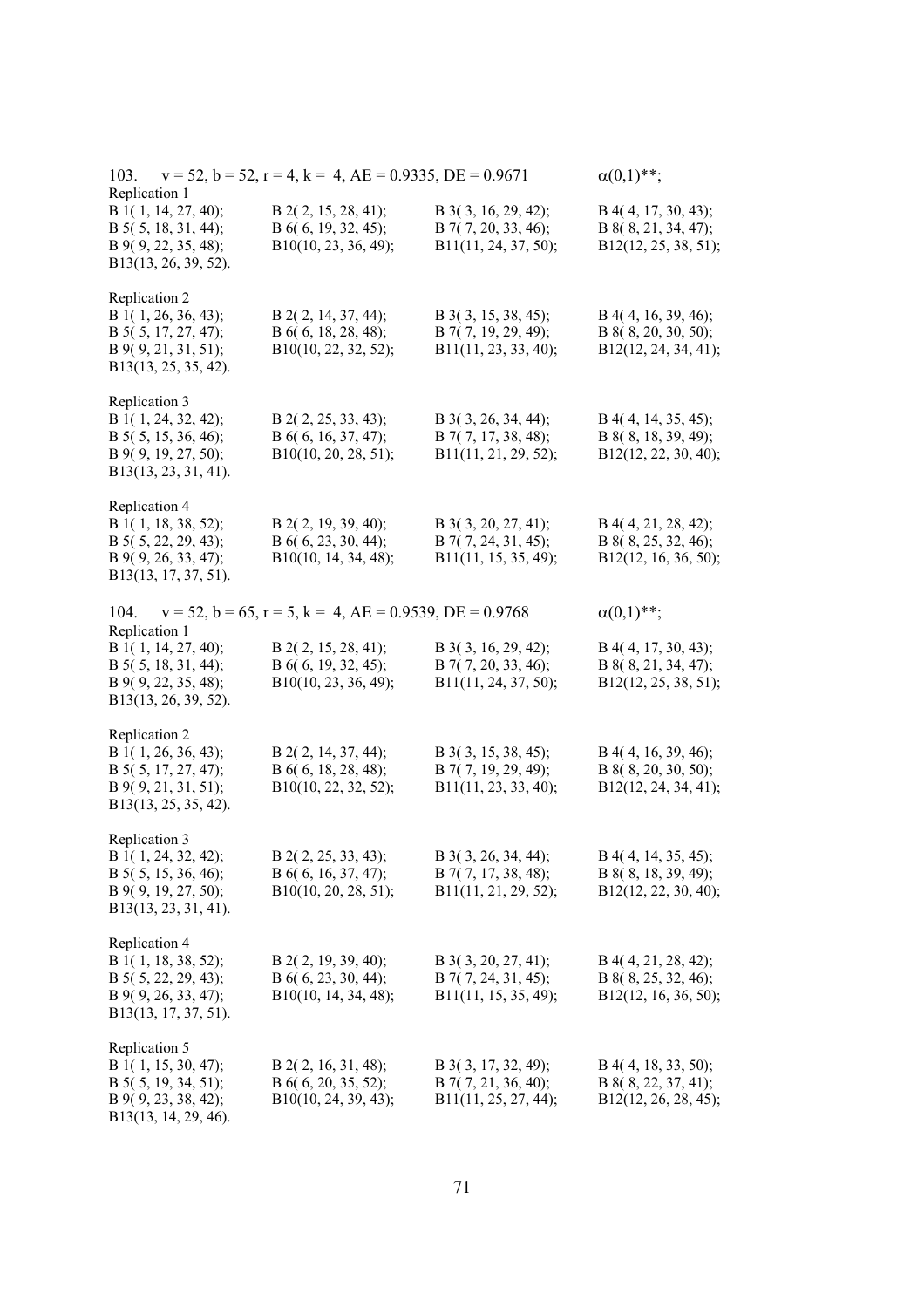103. $v = 52, b = 52, r = 4, k = 4$, AE = 0.9335, DE = 0.9671 $\alpha(0,1)$**;

Replication 1

| | | | |
|---|---|---|---|
| B 1( 1, 14, 27, 40); | B 2( 2, 15, 28, 41); | B 3( 3, 16, 29, 42); | B 4( 4, 17, 30, 43); |
| B 5( 5, 18, 31, 44); | B 6( 6, 19, 32, 45); | B 7( 7, 20, 33, 46); | B 8( 8, 21, 34, 47); |
| B 9( 9, 22, 35, 48); | B10(10, 23, 36, 49); | B11(11, 24, 37, 50); | B12(12, 25, 38, 51); |
| B13(13, 26, 39, 52). | | | |

Replication 2

| | | | |
|---|---|---|---|
| B 1( 1, 26, 36, 43); | B 2( 2, 14, 37, 44); | B 3( 3, 15, 38, 45); | B 4( 4, 16, 39, 46); |
| B 5( 5, 17, 27, 47); | B 6( 6, 18, 28, 48); | B 7( 7, 19, 29, 49); | B 8( 8, 20, 30, 50); |
| B 9( 9, 21, 31, 51); | B10(10, 22, 32, 52); | B11(11, 23, 33, 40); | B12(12, 24, 34, 41); |
| B13(13, 25, 35, 42). | | | |

Replication 3

| | | | |
|---|---|---|---|
| B 1( 1, 24, 32, 42); | B 2( 2, 25, 33, 43); | B 3( 3, 26, 34, 44); | B 4( 4, 14, 35, 45); |
| B 5( 5, 15, 36, 46); | B 6( 6, 16, 37, 47); | B 7( 7, 17, 38, 48); | B 8( 8, 18, 39, 49); |
| B 9( 9, 19, 27, 50); | B10(10, 20, 28, 51); | B11(11, 21, 29, 52); | B12(12, 22, 30, 40); |
| B13(13, 23, 31, 41). | | | |

Replication 4

| | | | |
|---|---|---|---|
| B 1( 1, 18, 38, 52); | B 2( 2, 19, 39, 40); | B 3( 3, 20, 27, 41); | B 4( 4, 21, 28, 42); |
| B 5( 5, 22, 29, 43); | B 6( 6, 23, 30, 44); | B 7( 7, 24, 31, 45); | B 8( 8, 25, 32, 46); |
| B 9( 9, 26, 33, 47); | B10(10, 14, 34, 48); | B11(11, 15, 35, 49); | B12(12, 16, 36, 50); |
| B13(13, 17, 37, 51). | | | |

104. $v = 52, b = 65, r = 5, k = 4$, AE = 0.9539, DE = 0.9768 $\alpha(0,1)$**;

Replication 1

| | | | |
|---|---|---|---|
| B 1( 1, 14, 27, 40); | B 2( 2, 15, 28, 41); | B 3( 3, 16, 29, 42); | B 4( 4, 17, 30, 43); |
| B 5( 5, 18, 31, 44); | B 6( 6, 19, 32, 45); | B 7( 7, 20, 33, 46); | B 8( 8, 21, 34, 47); |
| B 9( 9, 22, 35, 48); | B10(10, 23, 36, 49); | B11(11, 24, 37, 50); | B12(12, 25, 38, 51); |
| B13(13, 26, 39, 52). | | | |

Replication 2

| | | | |
|---|---|---|---|
| B 1( 1, 26, 36, 43); | B 2( 2, 14, 37, 44); | B 3( 3, 15, 38, 45); | B 4( 4, 16, 39, 46); |
| B 5( 5, 17, 27, 47); | B 6( 6, 18, 28, 48); | B 7( 7, 19, 29, 49); | B 8( 8, 20, 30, 50); |
| B 9( 9, 21, 31, 51); | B10(10, 22, 32, 52); | B11(11, 23, 33, 40); | B12(12, 24, 34, 41); |
| B13(13, 25, 35, 42). | | | |

Replication 3

| | | | |
|---|---|---|---|
| B 1( 1, 24, 32, 42); | B 2( 2, 25, 33, 43); | B 3( 3, 26, 34, 44); | B 4( 4, 14, 35, 45); |
| B 5( 5, 15, 36, 46); | B 6( 6, 16, 37, 47); | B 7( 7, 17, 38, 48); | B 8( 8, 18, 39, 49); |
| B 9( 9, 19, 27, 50); | B10(10, 20, 28, 51); | B11(11, 21, 29, 52); | B12(12, 22, 30, 40); |
| B13(13, 23, 31, 41). | | | |

Replication 4

| | | | |
|---|---|---|---|
| B 1( 1, 18, 38, 52); | B 2( 2, 19, 39, 40); | B 3( 3, 20, 27, 41); | B 4( 4, 21, 28, 42); |
| B 5( 5, 22, 29, 43); | B 6( 6, 23, 30, 44); | B 7( 7, 24, 31, 45); | B 8( 8, 25, 32, 46); |
| B 9( 9, 26, 33, 47); | B10(10, 14, 34, 48); | B11(11, 15, 35, 49); | B12(12, 16, 36, 50); |
| B13(13, 17, 37, 51). | | | |

Replication 5

| | | | |
|---|---|---|---|
| B 1( 1, 15, 30, 47); | B 2( 2, 16, 31, 48); | B 3( 3, 17, 32, 49); | B 4( 4, 18, 33, 50); |
| B 5( 5, 19, 34, 51); | B 6( 6, 20, 35, 52); | B 7( 7, 21, 36, 40); | B 8( 8, 22, 37, 41); |
| B 9( 9, 23, 38, 42); | B10(10, 24, 39, 43); | B11(11, 25, 27, 44); | B12(12, 26, 28, 45); |
| B13(13, 14, 29, 46). | | | |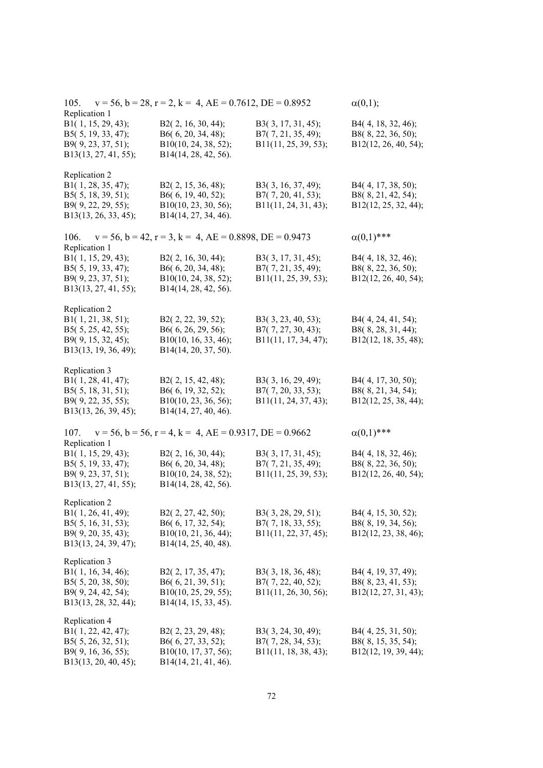105. $v = 56, b = 28, r = 2, k = 4$, AE = 0.7612, DE = 0.8952 $\alpha(0,1)$;

Replication 1

B1( 1, 15, 29, 43); B2( 2, 16, 30, 44); B3( 3, 17, 31, 45); B4( 4, 18, 32, 46);
B5( 5, 19, 33, 47); B6( 6, 20, 34, 48); B7( 7, 21, 35, 49); B8( 8, 22, 36, 50);
B9( 9, 23, 37, 51); B10(10, 24, 38, 52); B11(11, 25, 39, 53); B12(12, 26, 40, 54);
B13(13, 27, 41, 55); B14(14, 28, 42, 56).

Replication 2

B1( 1, 28, 35, 47); B2( 2, 15, 36, 48); B3( 3, 16, 37, 49); B4( 4, 17, 38, 50);
B5( 5, 18, 39, 51); B6( 6, 19, 40, 52); B7( 7, 20, 41, 53); B8( 8, 21, 42, 54);
B9( 9, 22, 29, 55); B10(10, 23, 30, 56); B11(11, 24, 31, 43); B12(12, 25, 32, 44);
B13(13, 26, 33, 45); B14(14, 27, 34, 46).

106. $v = 56, b = 42, r = 3, k = 4$, AE = 0.8898, DE = 0.9473 $\alpha(0,1)$***

Replication 1

B1( 1, 15, 29, 43); B2( 2, 16, 30, 44); B3( 3, 17, 31, 45); B4( 4, 18, 32, 46);
B5( 5, 19, 33, 47); B6( 6, 20, 34, 48); B7( 7, 21, 35, 49); B8( 8, 22, 36, 50);
B9( 9, 23, 37, 51); B10(10, 24, 38, 52); B11(11, 25, 39, 53); B12(12, 26, 40, 54);
B13(13, 27, 41, 55); B14(14, 28, 42, 56).

Replication 2

B1( 1, 21, 38, 51); B2( 2, 22, 39, 52); B3( 3, 23, 40, 53); B4( 4, 24, 41, 54);
B5( 5, 25, 42, 55); B6( 6, 26, 29, 56); B7( 7, 27, 30, 43); B8( 8, 28, 31, 44);
B9( 9, 15, 32, 45); B10(10, 16, 33, 46); B11(11, 17, 34, 47); B12(12, 18, 35, 48);
B13(13, 19, 36, 49); B14(14, 20, 37, 50).

Replication 3

B1( 1, 28, 41, 47); B2( 2, 15, 42, 48); B3( 3, 16, 29, 49); B4( 4, 17, 30, 50);
B5( 5, 18, 31, 51); B6( 6, 19, 32, 52); B7( 7, 20, 33, 53); B8( 8, 21, 34, 54);
B9( 9, 22, 35, 55); B10(10, 23, 36, 56); B11(11, 24, 37, 43); B12(12, 25, 38, 44);
B13(13, 26, 39, 45); B14(14, 27, 40, 46).

107. $v = 56, b = 56, r = 4, k = 4$, AE = 0.9317, DE = 0.9662 $\alpha(0,1)$***

Replication 1

B1( 1, 15, 29, 43); B2( 2, 16, 30, 44); B3( 3, 17, 31, 45); B4( 4, 18, 32, 46);
B5( 5, 19, 33, 47); B6( 6, 20, 34, 48); B7( 7, 21, 35, 49); B8( 8, 22, 36, 50);
B9( 9, 23, 37, 51); B10(10, 24, 38, 52); B11(11, 25, 39, 53); B12(12, 26, 40, 54);
B13(13, 27, 41, 55); B14(14, 28, 42, 56).

Replication 2

B1( 1, 26, 41, 49); B2( 2, 27, 42, 50); B3( 3, 28, 29, 51); B4( 4, 15, 30, 52);
B5( 5, 16, 31, 53); B6( 6, 17, 32, 54); B7( 7, 18, 33, 55); B8( 8, 19, 34, 56);
B9( 9, 20, 35, 43); B10(10, 21, 36, 44); B11(11, 22, 37, 45); B12(12, 23, 38, 46);
B13(13, 24, 39, 47); B14(14, 25, 40, 48).

Replication 3

B1( 1, 16, 34, 46); B2( 2, 17, 35, 47); B3( 3, 18, 36, 48); B4( 4, 19, 37, 49);
B5( 5, 20, 38, 50); B6( 6, 21, 39, 51); B7( 7, 22, 40, 52); B8( 8, 23, 41, 53);
B9( 9, 24, 42, 54); B10(10, 25, 29, 55); B11(11, 26, 30, 56); B12(12, 27, 31, 43);
B13(13, 28, 32, 44); B14(14, 15, 33, 45).

Replication 4

B1( 1, 22, 42, 47); B2( 2, 23, 29, 48); B3( 3, 24, 30, 49); B4( 4, 25, 31, 50);
B5( 5, 26, 32, 51); B6( 6, 27, 33, 52); B7( 7, 28, 34, 53); B8( 8, 15, 35, 54);
B9( 9, 16, 36, 55); B10(10, 17, 37, 56); B11(11, 18, 38, 43); B12(12, 19, 39, 44);
B13(13, 20, 40, 45); B14(14, 21, 41, 46).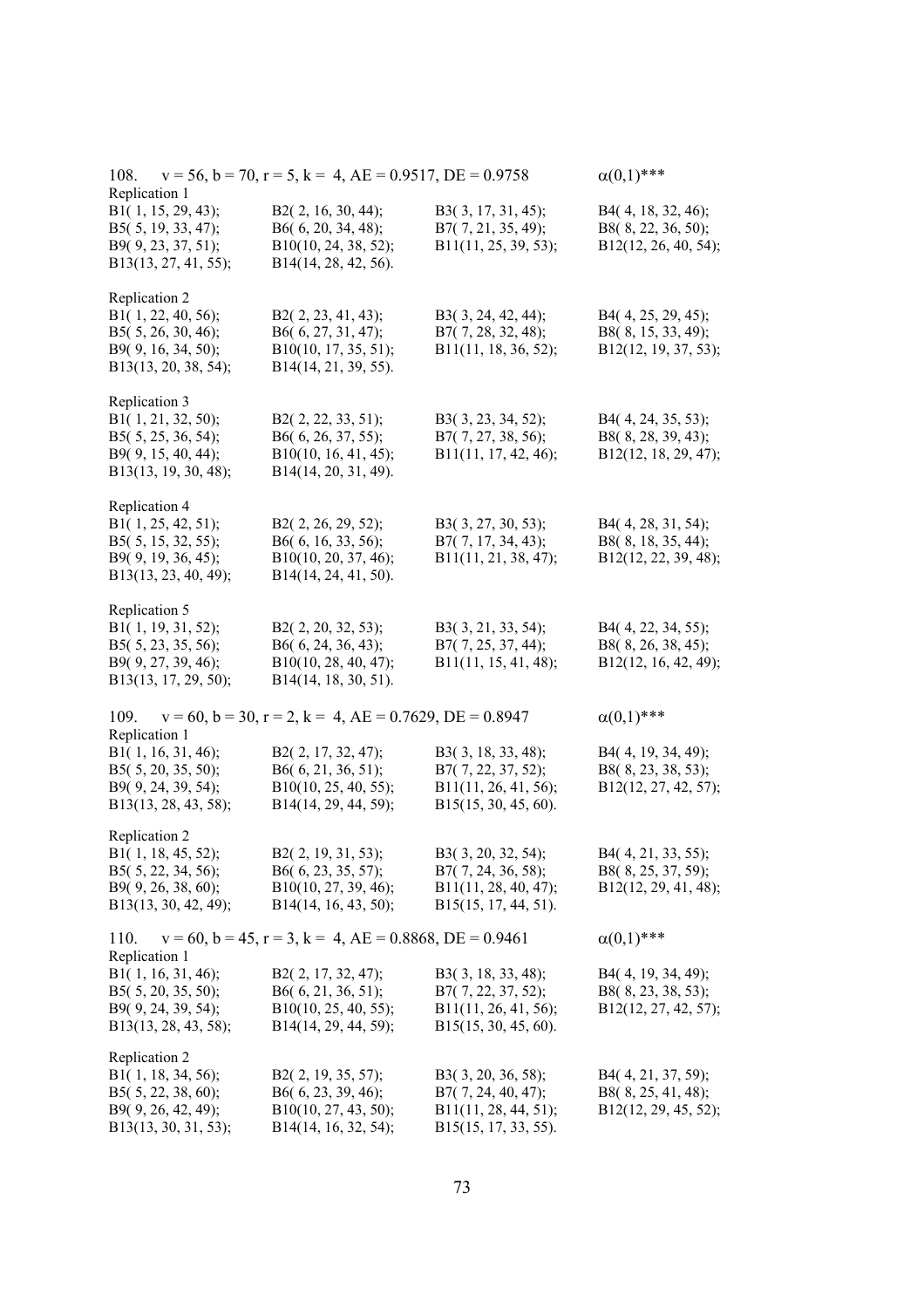108. $v = 56, b = 70, r = 5, k = 4$, AE = 0.9517, DE = 0.9758 $\alpha(0,1)$***

Replication 1

B1( 1, 15, 29, 43); B2( 2, 16, 30, 44); B3( 3, 17, 31, 45); B4( 4, 18, 32, 46);
B5( 5, 19, 33, 47); B6( 6, 20, 34, 48); B7( 7, 21, 35, 49); B8( 8, 22, 36, 50);
B9( 9, 23, 37, 51); B10(10, 24, 38, 52); B11(11, 25, 39, 53); B12(12, 26, 40, 54);
B13(13, 27, 41, 55); B14(14, 28, 42, 56).

Replication 2

B1( 1, 22, 40, 56); B2( 2, 23, 41, 43); B3( 3, 24, 42, 44); B4( 4, 25, 29, 45);
B5( 5, 26, 30, 46); B6( 6, 27, 31, 47); B7( 7, 28, 32, 48); B8( 8, 15, 33, 49);
B9( 9, 16, 34, 50); B10(10, 17, 35, 51); B11(11, 18, 36, 52); B12(12, 19, 37, 53);
B13(13, 20, 38, 54); B14(14, 21, 39, 55).

Replication 3

B1( 1, 21, 32, 50); B2( 2, 22, 33, 51); B3( 3, 23, 34, 52); B4( 4, 24, 35, 53);
B5( 5, 25, 36, 54); B6( 6, 26, 37, 55); B7( 7, 27, 38, 56); B8( 8, 28, 39, 43);
B9( 9, 15, 40, 44); B10(10, 16, 41, 45); B11(11, 17, 42, 46); B12(12, 18, 29, 47);
B13(13, 19, 30, 48); B14(14, 20, 31, 49).

Replication 4

B1( 1, 25, 42, 51); B2( 2, 26, 29, 52); B3( 3, 27, 30, 53); B4( 4, 28, 31, 54);
B5( 5, 15, 32, 55); B6( 6, 16, 33, 56); B7( 7, 17, 34, 43); B8( 8, 18, 35, 44);
B9( 9, 19, 36, 45); B10(10, 20, 37, 46); B11(11, 21, 38, 47); B12(12, 22, 39, 48);
B13(13, 23, 40, 49); B14(14, 24, 41, 50).

Replication 5

B1( 1, 19, 31, 52); B2( 2, 20, 32, 53); B3( 3, 21, 33, 54); B4( 4, 22, 34, 55);
B5( 5, 23, 35, 56); B6( 6, 24, 36, 43); B7( 7, 25, 37, 44); B8( 8, 26, 38, 45);
B9( 9, 27, 39, 46); B10(10, 28, 40, 47); B11(11, 15, 41, 48); B12(12, 16, 42, 49);
B13(13, 17, 29, 50); B14(14, 18, 30, 51).

109. $v = 60, b = 30, r = 2, k = 4$, AE = 0.7629, DE = 0.8947 $\alpha(0,1)$***

Replication 1

B1( 1, 16, 31, 46); B2( 2, 17, 32, 47); B3( 3, 18, 33, 48); B4( 4, 19, 34, 49);
B5( 5, 20, 35, 50); B6( 6, 21, 36, 51); B7( 7, 22, 37, 52); B8( 8, 23, 38, 53);
B9( 9, 24, 39, 54); B10(10, 25, 40, 55); B11(11, 26, 41, 56); B12(12, 27, 42, 57);
B13(13, 28, 43, 58); B14(14, 29, 44, 59); B15(15, 30, 45, 60).

Replication 2

B1( 1, 18, 45, 52); B2( 2, 19, 31, 53); B3( 3, 20, 32, 54); B4( 4, 21, 33, 55);
B5( 5, 22, 34, 56); B6( 6, 23, 35, 57); B7( 7, 24, 36, 58); B8( 8, 25, 37, 59);
B9( 9, 26, 38, 60); B10(10, 27, 39, 46); B11(11, 28, 40, 47); B12(12, 29, 41, 48);
B13(13, 30, 42, 49); B14(14, 16, 43, 50); B15(15, 17, 44, 51).

110. $v = 60, b = 45, r = 3, k = 4$, AE = 0.8868, DE = 0.9461 $\alpha(0,1)$***

Replication 1

B1( 1, 16, 31, 46); B2( 2, 17, 32, 47); B3( 3, 18, 33, 48); B4( 4, 19, 34, 49);
B5( 5, 20, 35, 50); B6( 6, 21, 36, 51); B7( 7, 22, 37, 52); B8( 8, 23, 38, 53);
B9( 9, 24, 39, 54); B10(10, 25, 40, 55); B11(11, 26, 41, 56); B12(12, 27, 42, 57);
B13(13, 28, 43, 58); B14(14, 29, 44, 59); B15(15, 30, 45, 60).

Replication 2

B1( 1, 18, 34, 56); B2( 2, 19, 35, 57); B3( 3, 20, 36, 58); B4( 4, 21, 37, 59);
B5( 5, 22, 38, 60); B6( 6, 23, 39, 46); B7( 7, 24, 40, 47); B8( 8, 25, 41, 48);
B9( 9, 26, 42, 49); B10(10, 27, 43, 50); B11(11, 28, 44, 51); B12(12, 29, 45, 52);
B13(13, 30, 31, 53); B14(14, 16, 32, 54); B15(15, 17, 33, 55).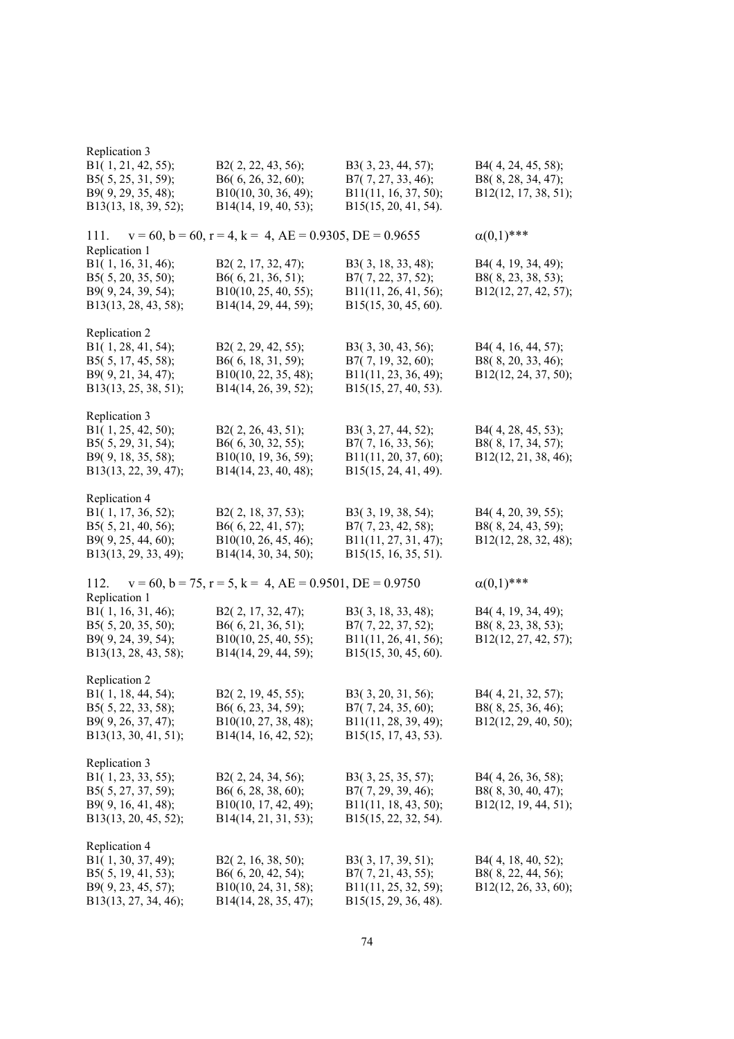Replication 3

B1( 1, 21, 42, 55); B2( 2, 22, 43, 56); B3( 3, 23, 44, 57); B4( 4, 24, 45, 58);
B5( 5, 25, 31, 59); B6( 6, 26, 32, 60); B7( 7, 27, 33, 46); B8( 8, 28, 34, 47);
B9( 9, 29, 35, 48); B10(10, 30, 36, 49); B11(11, 16, 37, 50); B12(12, 17, 38, 51);
B13(13, 18, 39, 52); B14(14, 19, 40, 53); B15(15, 20, 41, 54).

111. v = 60, b = 60, r = 4, k = 4, AE = 0.9305, DE = 0.9655 $\alpha(0,1)$***

Replication 1

B1( 1, 16, 31, 46); B2( 2, 17, 32, 47); B3( 3, 18, 33, 48); B4( 4, 19, 34, 49);
B5( 5, 20, 35, 50); B6( 6, 21, 36, 51); B7( 7, 22, 37, 52); B8( 8, 23, 38, 53);
B9( 9, 24, 39, 54); B10(10, 25, 40, 55); B11(11, 26, 41, 56); B12(12, 27, 42, 57);
B13(13, 28, 43, 58); B14(14, 29, 44, 59); B15(15, 30, 45, 60).

Replication 2

B1( 1, 28, 41, 54); B2( 2, 29, 42, 55); B3( 3, 30, 43, 56); B4( 4, 16, 44, 57);
B5( 5, 17, 45, 58); B6( 6, 18, 31, 59); B7( 7, 19, 32, 60); B8( 8, 20, 33, 46);
B9( 9, 21, 34, 47); B10(10, 22, 35, 48); B11(11, 23, 36, 49); B12(12, 24, 37, 50);
B13(13, 25, 38, 51); B14(14, 26, 39, 52); B15(15, 27, 40, 53).

Replication 3

B1( 1, 25, 42, 50); B2( 2, 26, 43, 51); B3( 3, 27, 44, 52); B4( 4, 28, 45, 53);
B5( 5, 29, 31, 54); B6( 6, 30, 32, 55); B7( 7, 16, 33, 56); B8( 8, 17, 34, 57);
B9( 9, 18, 35, 58); B10(10, 19, 36, 59); B11(11, 20, 37, 60); B12(12, 21, 38, 46);
B13(13, 22, 39, 47); B14(14, 23, 40, 48); B15(15, 24, 41, 49).

Replication 4

B1( 1, 17, 36, 52); B2( 2, 18, 37, 53); B3( 3, 19, 38, 54); B4( 4, 20, 39, 55);
B5( 5, 21, 40, 56); B6( 6, 22, 41, 57); B7( 7, 23, 42, 58); B8( 8, 24, 43, 59);
B9( 9, 25, 44, 60); B10(10, 26, 45, 46); B11(11, 27, 31, 47); B12(12, 28, 32, 48);
B13(13, 29, 33, 49); B14(14, 30, 34, 50); B15(15, 16, 35, 51).

112. v = 60, b = 75, r = 5, k = 4, AE = 0.9501, DE = 0.9750 $\alpha(0,1)$***

Replication 1

B1( 1, 16, 31, 46); B2( 2, 17, 32, 47); B3( 3, 18, 33, 48); B4( 4, 19, 34, 49);
B5( 5, 20, 35, 50); B6( 6, 21, 36, 51); B7( 7, 22, 37, 52); B8( 8, 23, 38, 53);
B9( 9, 24, 39, 54); B10(10, 25, 40, 55); B11(11, 26, 41, 56); B12(12, 27, 42, 57);
B13(13, 28, 43, 58); B14(14, 29, 44, 59); B15(15, 30, 45, 60).

Replication 2

B1( 1, 18, 44, 54); B2( 2, 19, 45, 55); B3( 3, 20, 31, 56); B4( 4, 21, 32, 57);
B5( 5, 22, 33, 58); B6( 6, 23, 34, 59); B7( 7, 24, 35, 60); B8( 8, 25, 36, 46);
B9( 9, 26, 37, 47); B10(10, 27, 38, 48); B11(11, 28, 39, 49); B12(12, 29, 40, 50);
B13(13, 30, 41, 51); B14(14, 16, 42, 52); B15(15, 17, 43, 53).

Replication 3

B1( 1, 23, 33, 55); B2( 2, 24, 34, 56); B3( 3, 25, 35, 57); B4( 4, 26, 36, 58);
B5( 5, 27, 37, 59); B6( 6, 28, 38, 60); B7( 7, 29, 39, 46); B8( 8, 30, 40, 47);
B9( 9, 16, 41, 48); B10(10, 17, 42, 49); B11(11, 18, 43, 50); B12(12, 19, 44, 51);
B13(13, 20, 45, 52); B14(14, 21, 31, 53); B15(15, 22, 32, 54).

Replication 4

B1( 1, 30, 37, 49); B2( 2, 16, 38, 50); B3( 3, 17, 39, 51); B4( 4, 18, 40, 52);
B5( 5, 19, 41, 53); B6( 6, 20, 42, 54); B7( 7, 21, 43, 55); B8( 8, 22, 44, 56);
B9( 9, 23, 45, 57); B10(10, 24, 31, 58); B11(11, 25, 32, 59); B12(12, 26, 33, 60);
B13(13, 27, 34, 46); B14(14, 28, 35, 47); B15(15, 29, 36, 48).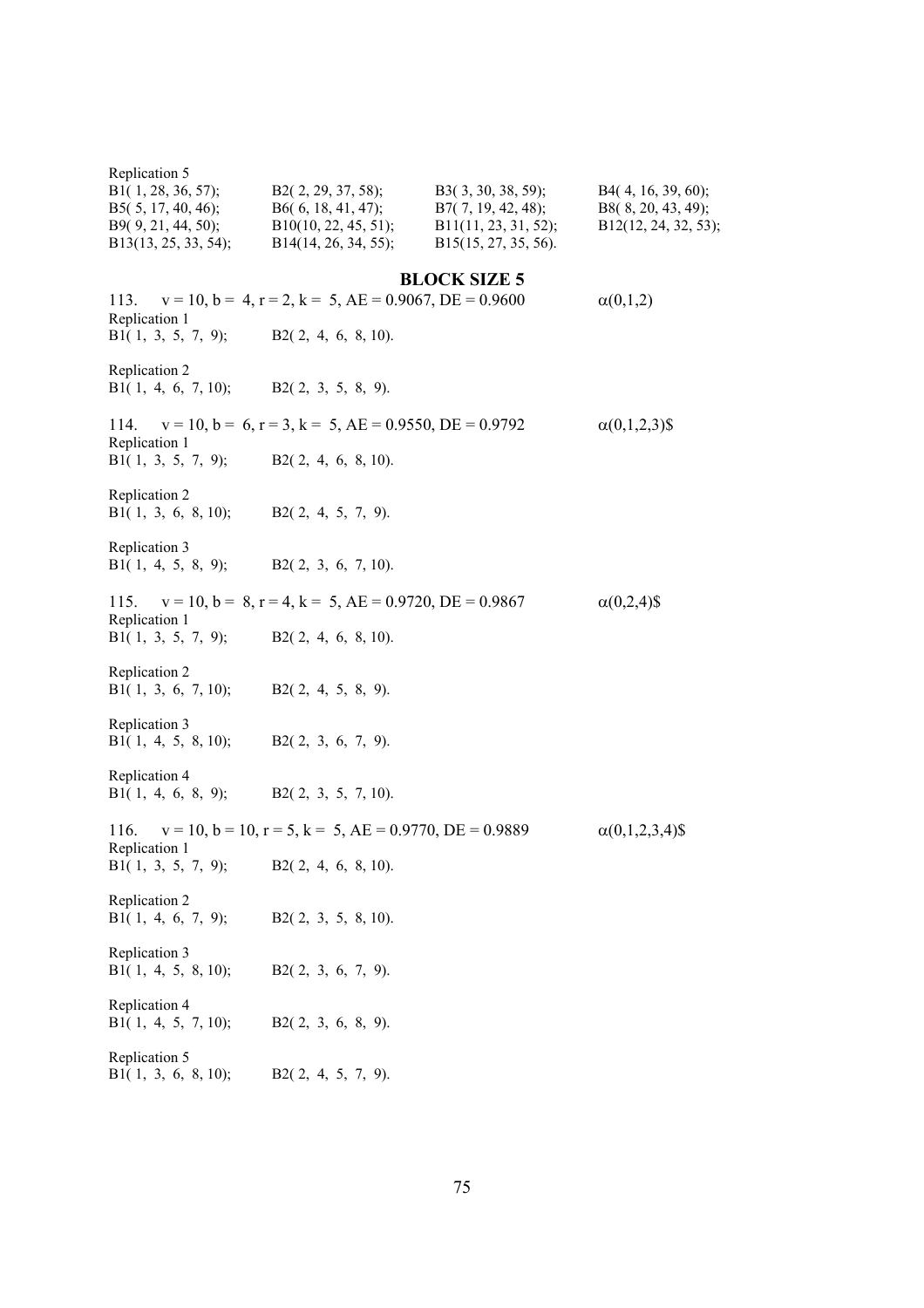Replication 5

B1( 1, 28, 36, 57); B2( 2, 29, 37, 58); B3( 3, 30, 38, 59); B4( 4, 16, 39, 60);
B5( 5, 17, 40, 46); B6( 6, 18, 41, 47); B7( 7, 19, 42, 48); B8( 8, 20, 43, 49);
B9( 9, 21, 44, 50); B10(10, 22, 45, 51); B11(11, 23, 31, 52); B12(12, 24, 32, 53);
B13(13, 25, 33, 54); B14(14, 26, 34, 55); B15(15, 27, 35, 56).

## BLOCK SIZE 5

113. v = 10, b = 4, r = 2, k = 5, AE = 0.9067, DE = 0.9600 $\alpha(0,1,2)$

Replication 1

B1( 1, 3, 5, 7, 9); B2( 2, 4, 6, 8, 10).

Replication 2

B1( 1, 4, 6, 7, 10); B2( 2, 3, 5, 8, 9).

114. v = 10, b = 6, r = 3, k = 5, AE = 0.9550, DE = 0.9792 $\alpha(0,1,2,3)$$

Replication 1

B1( 1, 3, 5, 7, 9); B2( 2, 4, 6, 8, 10).

Replication 2

B1( 1, 3, 6, 8, 10); B2( 2, 4, 5, 7, 9).

Replication 3

B1( 1, 4, 5, 8, 9); B2( 2, 3, 6, 7, 10).

115. v = 10, b = 8, r = 4, k = 5, AE = 0.9720, DE = 0.9867 $\alpha(0,2,4)$$

Replication 1

B1( 1, 3, 5, 7, 9); B2( 2, 4, 6, 8, 10).

Replication 2

B1( 1, 3, 6, 7, 10); B2( 2, 4, 5, 8, 9).

Replication 3

B1( 1, 4, 5, 8, 10); B2( 2, 3, 6, 7, 9).

Replication 4

B1( 1, 4, 6, 8, 9); B2( 2, 3, 5, 7, 10).

116. v = 10, b = 10, r = 5, k = 5, AE = 0.9770, DE = 0.9889 $\alpha(0,1,2,3,4)$$

Replication 1

B1( 1, 3, 5, 7, 9); B2( 2, 4, 6, 8, 10).

Replication 2

B1( 1, 4, 6, 7, 9); B2( 2, 3, 5, 8, 10).

Replication 3

B1( 1, 4, 5, 8, 10); B2( 2, 3, 6, 7, 9).

Replication 4

B1( 1, 4, 5, 7, 10); B2( 2, 3, 6, 8, 9).

Replication 5

B1( 1, 3, 6, 8, 10); B2( 2, 4, 5, 7, 9).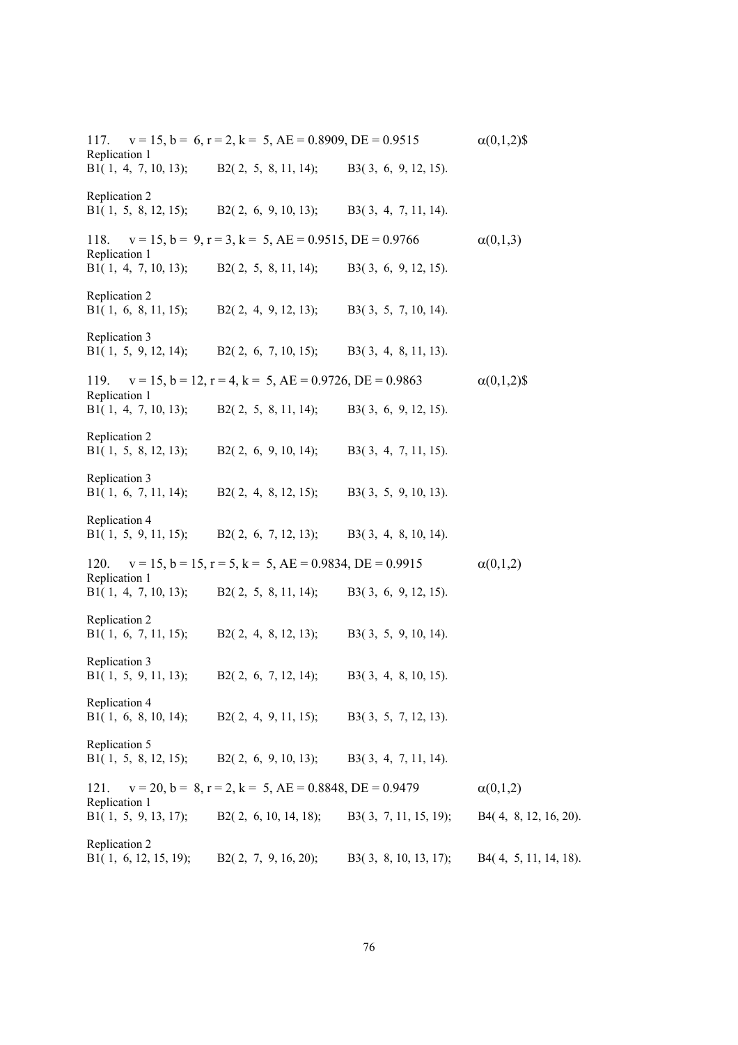117. $v = 15, b = 6, r = 2, k = 5$, AE = 0.8909, DE = 0.9515 $\alpha(0,1,2)$$

Replication 1
B1( 1, 4, 7, 10, 13); B2( 2, 5, 8, 11, 14); B3( 3, 6, 9, 12, 15).

Replication 2
B1( 1, 5, 8, 12, 15); B2( 2, 6, 9, 10, 13); B3( 3, 4, 7, 11, 14).

118. $v = 15, b = 9, r = 3, k = 5$, AE = 0.9515, DE = 0.9766 $\alpha(0,1,3)$

Replication 1
B1( 1, 4, 7, 10, 13); B2( 2, 5, 8, 11, 14); B3( 3, 6, 9, 12, 15).

Replication 2
B1( 1, 6, 8, 11, 15); B2( 2, 4, 9, 12, 13); B3( 3, 5, 7, 10, 14).

Replication 3
B1( 1, 5, 9, 12, 14); B2( 2, 6, 7, 10, 15); B3( 3, 4, 8, 11, 13).

119. $v = 15, b = 12, r = 4, k = 5$, AE = 0.9726, DE = 0.9863 $\alpha(0,1,2)$$

Replication 1
B1( 1, 4, 7, 10, 13); B2( 2, 5, 8, 11, 14); B3( 3, 6, 9, 12, 15).

Replication 2
B1( 1, 5, 8, 12, 13); B2( 2, 6, 9, 10, 14); B3( 3, 4, 7, 11, 15).

Replication 3
B1( 1, 6, 7, 11, 14); B2( 2, 4, 8, 12, 15); B3( 3, 5, 9, 10, 13).

Replication 4
B1( 1, 5, 9, 11, 15); B2( 2, 6, 7, 12, 13); B3( 3, 4, 8, 10, 14).

120. $v = 15, b = 15, r = 5, k = 5$, AE = 0.9834, DE = 0.9915 $\alpha(0,1,2)$

Replication 1
B1( 1, 4, 7, 10, 13); B2( 2, 5, 8, 11, 14); B3( 3, 6, 9, 12, 15).

Replication 2
B1( 1, 6, 7, 11, 15); B2( 2, 4, 8, 12, 13); B3( 3, 5, 9, 10, 14).

Replication 3
B1( 1, 5, 9, 11, 13); B2( 2, 6, 7, 12, 14); B3( 3, 4, 8, 10, 15).

Replication 4
B1( 1, 6, 8, 10, 14); B2( 2, 4, 9, 11, 15); B3( 3, 5, 7, 12, 13).

Replication 5
B1( 1, 5, 8, 12, 15); B2( 2, 6, 9, 10, 13); B3( 3, 4, 7, 11, 14).

121. $v = 20, b = 8, r = 2, k = 5$, AE = 0.8848, DE = 0.9479 $\alpha(0,1,2)$

Replication 1
B1( 1, 5, 9, 13, 17); B2( 2, 6, 10, 14, 18); B3( 3, 7, 11, 15, 19); B4( 4, 8, 12, 16, 20).

Replication 2
B1( 1, 6, 12, 15, 19); B2( 2, 7, 9, 16, 20); B3( 3, 8, 10, 13, 17); B4( 4, 5, 11, 14, 18).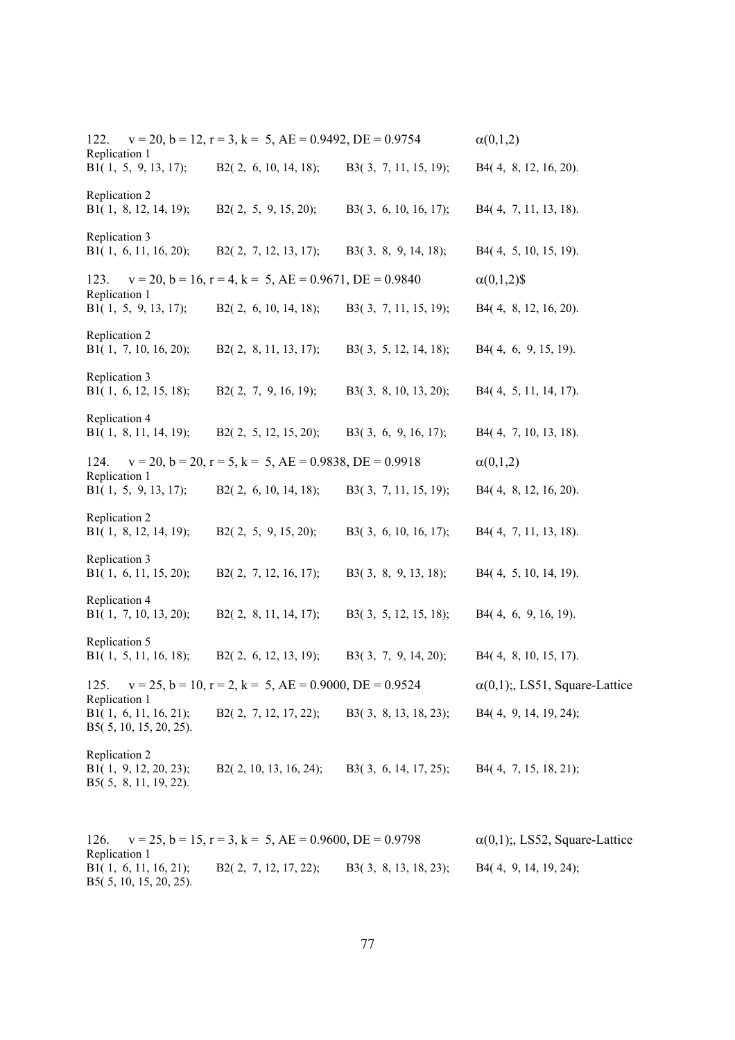122. $v = 20, b = 12, r = 3, k = 5$, AE = 0.9492, DE = 0.9754 $\alpha(0,1,2)$

Replication 1
B1( 1, 5, 9, 13, 17); B2( 2, 6, 10, 14, 18); B3( 3, 7, 11, 15, 19); B4( 4, 8, 12, 16, 20).

Replication 2
B1( 1, 8, 12, 14, 19); B2( 2, 5, 9, 15, 20); B3( 3, 6, 10, 16, 17); B4( 4, 7, 11, 13, 18).

Replication 3
B1( 1, 6, 11, 16, 20); B2( 2, 7, 12, 13, 17); B3( 3, 8, 9, 14, 18); B4( 4, 5, 10, 15, 19).

123. $v = 20, b = 16, r = 4, k = 5$, AE = 0.9671, DE = 0.9840 $\alpha(0,1,2)$$

Replication 1
B1( 1, 5, 9, 13, 17); B2( 2, 6, 10, 14, 18); B3( 3, 7, 11, 15, 19); B4( 4, 8, 12, 16, 20).

Replication 2
B1( 1, 7, 10, 16, 20); B2( 2, 8, 11, 13, 17); B3( 3, 5, 12, 14, 18); B4( 4, 6, 9, 15, 19).

Replication 3
B1( 1, 6, 12, 15, 18); B2( 2, 7, 9, 16, 19); B3( 3, 8, 10, 13, 20); B4( 4, 5, 11, 14, 17).

Replication 4
B1( 1, 8, 11, 14, 19); B2( 2, 5, 12, 15, 20); B3( 3, 6, 9, 16, 17); B4( 4, 7, 10, 13, 18).

124. $v = 20, b = 20, r = 5, k = 5$, AE = 0.9838, DE = 0.9918 $\alpha(0,1,2)$

Replication 1
B1( 1, 5, 9, 13, 17); B2( 2, 6, 10, 14, 18); B3( 3, 7, 11, 15, 19); B4( 4, 8, 12, 16, 20).

Replication 2
B1( 1, 8, 12, 14, 19); B2( 2, 5, 9, 15, 20); B3( 3, 6, 10, 16, 17); B4( 4, 7, 11, 13, 18).

Replication 3
B1( 1, 6, 11, 15, 20); B2( 2, 7, 12, 16, 17); B3( 3, 8, 9, 13, 18); B4( 4, 5, 10, 14, 19).

Replication 4
B1( 1, 7, 10, 13, 20); B2( 2, 8, 11, 14, 17); B3( 3, 5, 12, 15, 18); B4( 4, 6, 9, 16, 19).

Replication 5
B1( 1, 5, 11, 16, 18); B2( 2, 6, 12, 13, 19); B3( 3, 7, 9, 14, 20); B4( 4, 8, 10, 15, 17).

125. $v = 25, b = 10, r = 2, k = 5$, AE = 0.9000, DE = 0.9524 $\alpha(0,1)$;, LS51, Square-Lattice

Replication 1
B1( 1, 6, 11, 16, 21); B2( 2, 7, 12, 17, 22); B3( 3, 8, 13, 18, 23); B4( 4, 9, 14, 19, 24);
B5( 5, 10, 15, 20, 25).

Replication 2
B1( 1, 9, 12, 20, 23); B2( 2, 10, 13, 16, 24); B3( 3, 6, 14, 17, 25); B4( 4, 7, 15, 18, 21);
B5( 5, 8, 11, 19, 22).

126. $v = 25, b = 15, r = 3, k = 5$, AE = 0.9600, DE = 0.9798 $\alpha(0,1)$;, LS52, Square-Lattice

Replication 1
B1( 1, 6, 11, 16, 21); B2( 2, 7, 12, 17, 22); B3( 3, 8, 13, 18, 23); B4( 4, 9, 14, 19, 24);
B5( 5, 10, 15, 20, 25).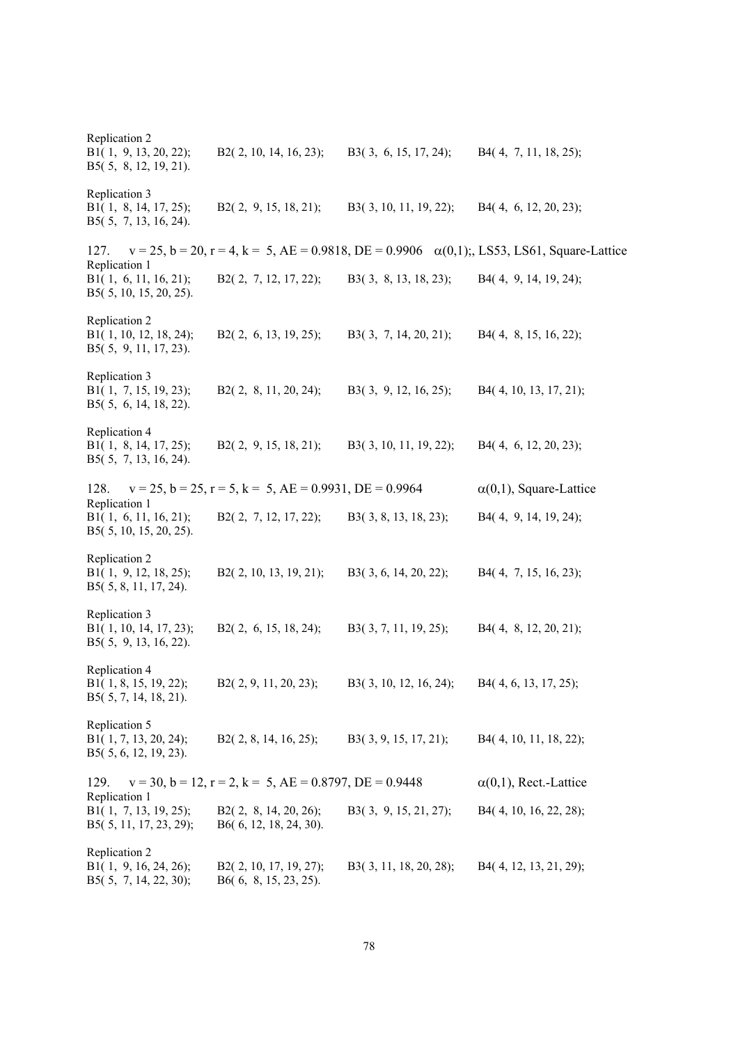Replication 2
B1( 1, 9, 13, 20, 22); B2( 2, 10, 14, 16, 23); B3( 3, 6, 15, 17, 24); B4( 4, 7, 11, 18, 25);
B5( 5, 8, 12, 19, 21).

Replication 3
B1( 1, 8, 14, 17, 25); B2( 2, 9, 15, 18, 21); B3( 3, 10, 11, 19, 22); B4( 4, 6, 12, 20, 23);
B5( 5, 7, 13, 16, 24).

127. v = 25, b = 20, r = 4, k = 5, AE = 0.9818, DE = 0.9906 $\alpha(0,1)$;, LS53, LS61, Square-Lattice

Replication 1
B1( 1, 6, 11, 16, 21); B2( 2, 7, 12, 17, 22); B3( 3, 8, 13, 18, 23); B4( 4, 9, 14, 19, 24);
B5( 5, 10, 15, 20, 25).

Replication 2
B1( 1, 10, 12, 18, 24); B2( 2, 6, 13, 19, 25); B3( 3, 7, 14, 20, 21); B4( 4, 8, 15, 16, 22);
B5( 5, 9, 11, 17, 23).

Replication 3
B1( 1, 7, 15, 19, 23); B2( 2, 8, 11, 20, 24); B3( 3, 9, 12, 16, 25); B4( 4, 10, 13, 17, 21);
B5( 5, 6, 14, 18, 22).

Replication 4
B1( 1, 8, 14, 17, 25); B2( 2, 9, 15, 18, 21); B3( 3, 10, 11, 19, 22); B4( 4, 6, 12, 20, 23);
B5( 5, 7, 13, 16, 24).

128. v = 25, b = 25, r = 5, k = 5, AE = 0.9931, DE = 0.9964 $\alpha(0,1)$, Square-Lattice

Replication 1
B1( 1, 6, 11, 16, 21); B2( 2, 7, 12, 17, 22); B3( 3, 8, 13, 18, 23); B4( 4, 9, 14, 19, 24);
B5( 5, 10, 15, 20, 25).

Replication 2
B1( 1, 9, 12, 18, 25); B2( 2, 10, 13, 19, 21); B3( 3, 6, 14, 20, 22); B4( 4, 7, 15, 16, 23);
B5( 5, 8, 11, 17, 24).

Replication 3
B1( 1, 10, 14, 17, 23); B2( 2, 6, 15, 18, 24); B3( 3, 7, 11, 19, 25); B4( 4, 8, 12, 20, 21);
B5( 5, 9, 13, 16, 22).

Replication 4
B1( 1, 8, 15, 19, 22); B2( 2, 9, 11, 20, 23); B3( 3, 10, 12, 16, 24); B4( 4, 6, 13, 17, 25);
B5( 5, 7, 14, 18, 21).

Replication 5
B1( 1, 7, 13, 20, 24); B2( 2, 8, 14, 16, 25); B3( 3, 9, 15, 17, 21); B4( 4, 10, 11, 18, 22);
B5( 5, 6, 12, 19, 23).

129. v = 30, b = 12, r = 2, k = 5, AE = 0.8797, DE = 0.9448 $\alpha(0,1)$, Rect.-Lattice

Replication 1
B1( 1, 7, 13, 19, 25); B2( 2, 8, 14, 20, 26); B3( 3, 9, 15, 21, 27); B4( 4, 10, 16, 22, 28);
B5( 5, 11, 17, 23, 29); B6( 6, 12, 18, 24, 30).

Replication 2
B1( 1, 9, 16, 24, 26); B2( 2, 10, 17, 19, 27); B3( 3, 11, 18, 20, 28); B4( 4, 12, 13, 21, 29);
B5( 5, 7, 14, 22, 30); B6( 6, 8, 15, 23, 25).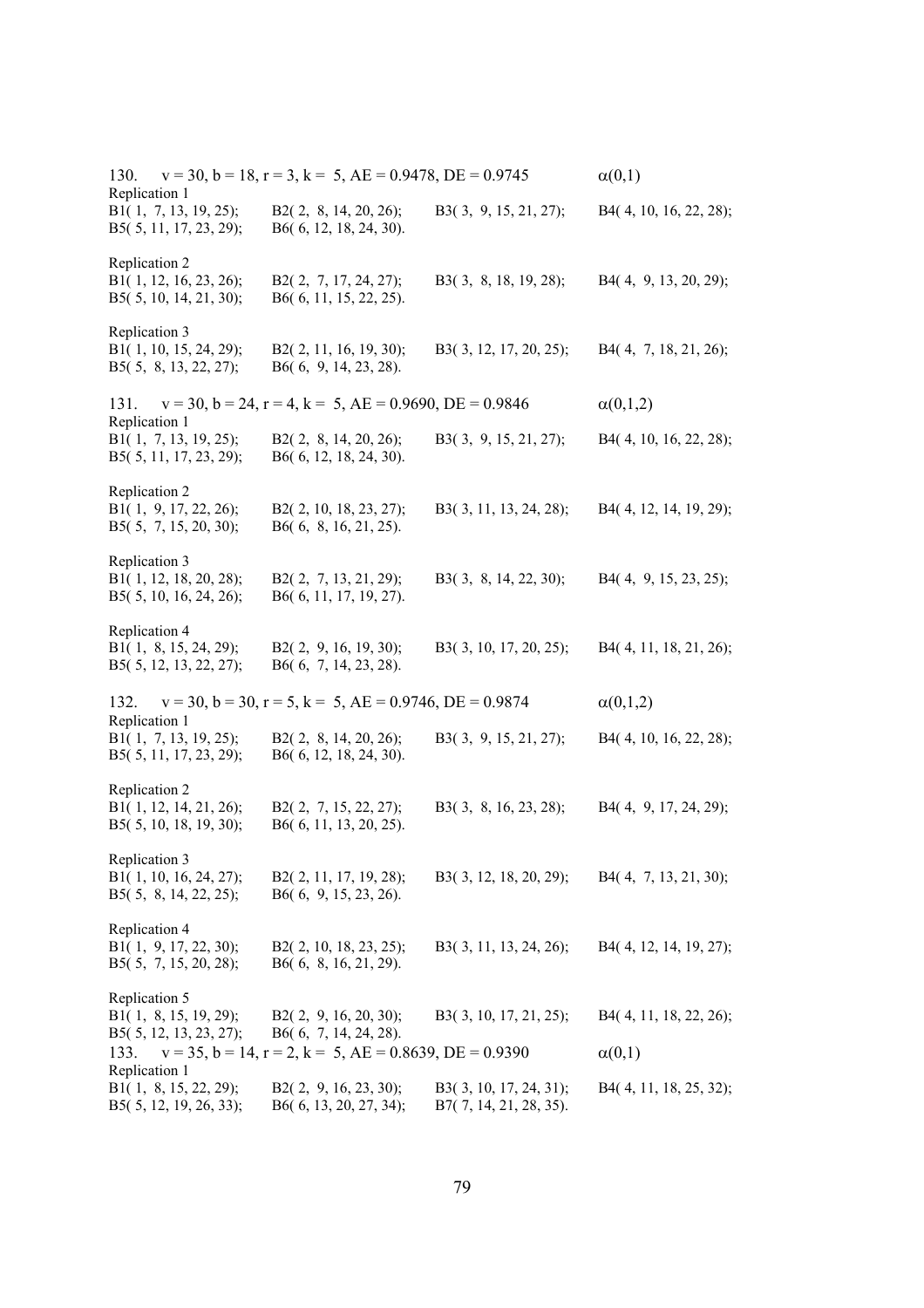130. $v = 30, b = 18, r = 3, k = 5$, AE = 0.9478, DE = 0.9745 $\alpha(0,1)$

Replication 1

B1( 1, 7, 13, 19, 25); B2( 2, 8, 14, 20, 26); B3( 3, 9, 15, 21, 27); B4( 4, 10, 16, 22, 28);
B5( 5, 11, 17, 23, 29); B6( 6, 12, 18, 24, 30).

Replication 2

B1( 1, 12, 16, 23, 26); B2( 2, 7, 17, 24, 27); B3( 3, 8, 18, 19, 28); B4( 4, 9, 13, 20, 29);
B5( 5, 10, 14, 21, 30); B6( 6, 11, 15, 22, 25).

Replication 3

B1( 1, 10, 15, 24, 29); B2( 2, 11, 16, 19, 30); B3( 3, 12, 17, 20, 25); B4( 4, 7, 18, 21, 26);
B5( 5, 8, 13, 22, 27); B6( 6, 9, 14, 23, 28).

131. $v = 30, b = 24, r = 4, k = 5$, AE = 0.9690, DE = 0.9846 $\alpha(0,1,2)$

Replication 1

B1( 1, 7, 13, 19, 25); B2( 2, 8, 14, 20, 26); B3( 3, 9, 15, 21, 27); B4( 4, 10, 16, 22, 28);
B5( 5, 11, 17, 23, 29); B6( 6, 12, 18, 24, 30).

Replication 2

B1( 1, 9, 17, 22, 26); B2( 2, 10, 18, 23, 27); B3( 3, 11, 13, 24, 28); B4( 4, 12, 14, 19, 29);
B5( 5, 7, 15, 20, 30); B6( 6, 8, 16, 21, 25).

Replication 3

B1( 1, 12, 18, 20, 28); B2( 2, 7, 13, 21, 29); B3( 3, 8, 14, 22, 30); B4( 4, 9, 15, 23, 25);
B5( 5, 10, 16, 24, 26); B6( 6, 11, 17, 19, 27).

Replication 4

B1( 1, 8, 15, 24, 29); B2( 2, 9, 16, 19, 30); B3( 3, 10, 17, 20, 25); B4( 4, 11, 18, 21, 26);
B5( 5, 12, 13, 22, 27); B6( 6, 7, 14, 23, 28).

132. $v = 30, b = 30, r = 5, k = 5$, AE = 0.9746, DE = 0.9874 $\alpha(0,1,2)$

Replication 1

B1( 1, 7, 13, 19, 25); B2( 2, 8, 14, 20, 26); B3( 3, 9, 15, 21, 27); B4( 4, 10, 16, 22, 28);
B5( 5, 11, 17, 23, 29); B6( 6, 12, 18, 24, 30).

Replication 2

B1( 1, 12, 14, 21, 26); B2( 2, 7, 15, 22, 27); B3( 3, 8, 16, 23, 28); B4( 4, 9, 17, 24, 29);
B5( 5, 10, 18, 19, 30); B6( 6, 11, 13, 20, 25).

Replication 3

B1( 1, 10, 16, 24, 27); B2( 2, 11, 17, 19, 28); B3( 3, 12, 18, 20, 29); B4( 4, 7, 13, 21, 30);
B5( 5, 8, 14, 22, 25); B6( 6, 9, 15, 23, 26).

Replication 4

B1( 1, 9, 17, 22, 30); B2( 2, 10, 18, 23, 25); B3( 3, 11, 13, 24, 26); B4( 4, 12, 14, 19, 27);
B5( 5, 7, 15, 20, 28); B6( 6, 8, 16, 21, 29).

Replication 5

B1( 1, 8, 15, 19, 29); B2( 2, 9, 16, 20, 30); B3( 3, 10, 17, 21, 25); B4( 4, 11, 18, 22, 26);
B5( 5, 12, 13, 23, 27); B6( 6, 7, 14, 24, 28).

133. $v = 35, b = 14, r = 2, k = 5$, AE = 0.8639, DE = 0.9390 $\alpha(0,1)$

Replication 1

B1( 1, 8, 15, 22, 29); B2( 2, 9, 16, 23, 30); B3( 3, 10, 17, 24, 31); B4( 4, 11, 18, 25, 32);
B5( 5, 12, 19, 26, 33); B6( 6, 13, 20, 27, 34); B7( 7, 14, 21, 28, 35).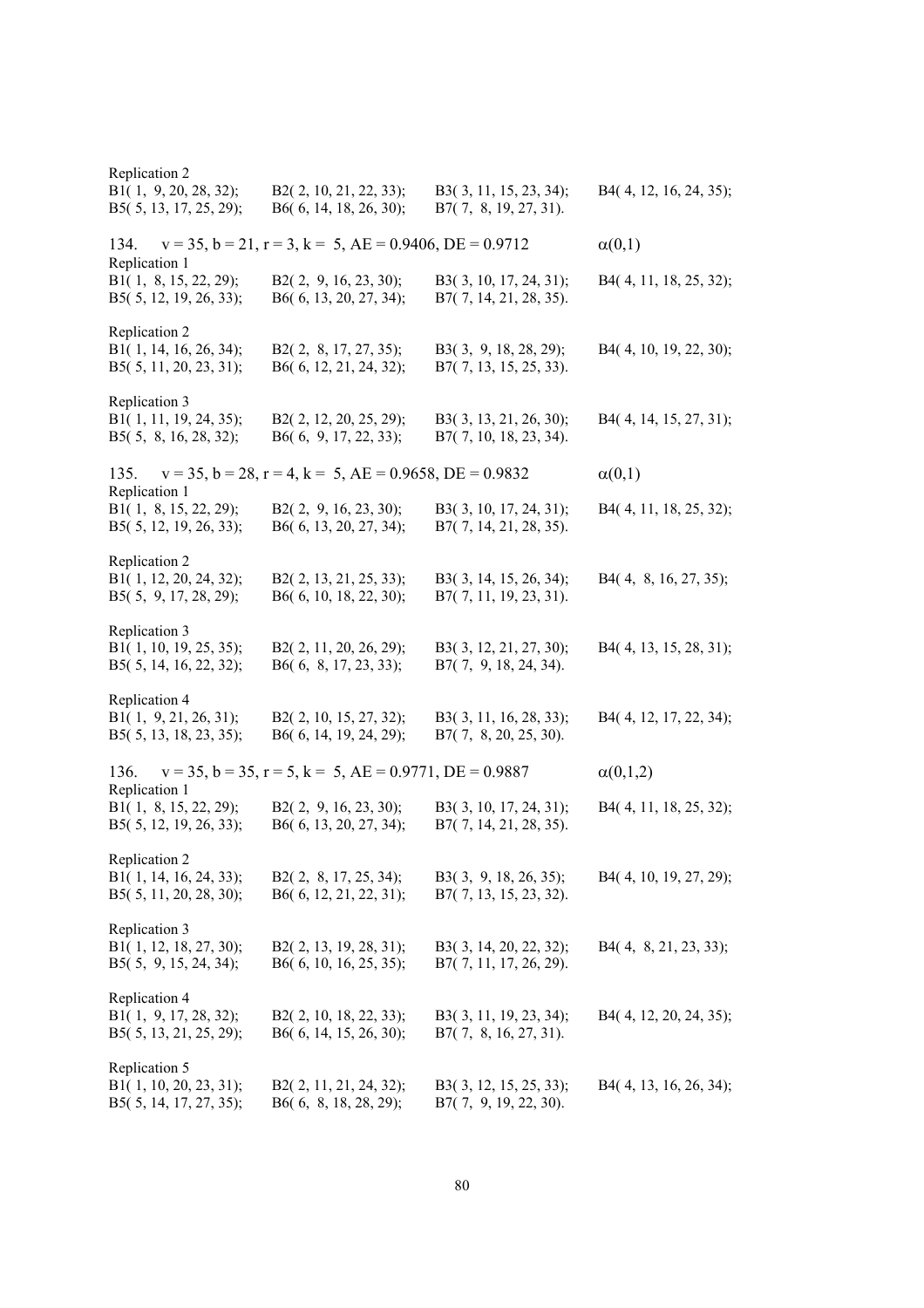Replication 2

B1( 1, 9, 20, 28, 32); B2( 2, 10, 21, 22, 33); B3( 3, 11, 15, 23, 34); B4( 4, 12, 16, 24, 35);
B5( 5, 13, 17, 25, 29); B6( 6, 14, 18, 26, 30); B7( 7, 8, 19, 27, 31).

134. v = 35, b = 21, r = 3, k = 5, AE = 0.9406, DE = 0.9712 α(0,1)

Replication 1

B1( 1, 8, 15, 22, 29); B2( 2, 9, 16, 23, 30); B3( 3, 10, 17, 24, 31); B4( 4, 11, 18, 25, 32);
B5( 5, 12, 19, 26, 33); B6( 6, 13, 20, 27, 34); B7( 7, 14, 21, 28, 35).

Replication 2

B1( 1, 14, 16, 26, 34); B2( 2, 8, 17, 27, 35); B3( 3, 9, 18, 28, 29); B4( 4, 10, 19, 22, 30);
B5( 5, 11, 20, 23, 31); B6( 6, 12, 21, 24, 32); B7( 7, 13, 15, 25, 33).

Replication 3

B1( 1, 11, 19, 24, 35); B2( 2, 12, 20, 25, 29); B3( 3, 13, 21, 26, 30); B4( 4, 14, 15, 27, 31);
B5( 5, 8, 16, 28, 32); B6( 6, 9, 17, 22, 33); B7( 7, 10, 18, 23, 34).

135. v = 35, b = 28, r = 4, k = 5, AE = 0.9658, DE = 0.9832 α(0,1)

Replication 1

B1( 1, 8, 15, 22, 29); B2( 2, 9, 16, 23, 30); B3( 3, 10, 17, 24, 31); B4( 4, 11, 18, 25, 32);
B5( 5, 12, 19, 26, 33); B6( 6, 13, 20, 27, 34); B7( 7, 14, 21, 28, 35).

Replication 2

B1( 1, 12, 20, 24, 32); B2( 2, 13, 21, 25, 33); B3( 3, 14, 15, 26, 34); B4( 4, 8, 16, 27, 35);
B5( 5, 9, 17, 28, 29); B6( 6, 10, 18, 22, 30); B7( 7, 11, 19, 23, 31).

Replication 3

B1( 1, 10, 19, 25, 35); B2( 2, 11, 20, 26, 29); B3( 3, 12, 21, 27, 30); B4( 4, 13, 15, 28, 31);
B5( 5, 14, 16, 22, 32); B6( 6, 8, 17, 23, 33); B7( 7, 9, 18, 24, 34).

Replication 4

B1( 1, 9, 21, 26, 31); B2( 2, 10, 15, 27, 32); B3( 3, 11, 16, 28, 33); B4( 4, 12, 17, 22, 34);
B5( 5, 13, 18, 23, 35); B6( 6, 14, 19, 24, 29); B7( 7, 8, 20, 25, 30).

136. v = 35, b = 35, r = 5, k = 5, AE = 0.9771, DE = 0.9887 α(0,1,2)

Replication 1

B1( 1, 8, 15, 22, 29); B2( 2, 9, 16, 23, 30); B3( 3, 10, 17, 24, 31); B4( 4, 11, 18, 25, 32);
B5( 5, 12, 19, 26, 33); B6( 6, 13, 20, 27, 34); B7( 7, 14, 21, 28, 35).

Replication 2

B1( 1, 14, 16, 24, 33); B2( 2, 8, 17, 25, 34); B3( 3, 9, 18, 26, 35); B4( 4, 10, 19, 27, 29);
B5( 5, 11, 20, 28, 30); B6( 6, 12, 21, 22, 31); B7( 7, 13, 15, 23, 32).

Replication 3

B1( 1, 12, 18, 27, 30); B2( 2, 13, 19, 28, 31); B3( 3, 14, 20, 22, 32); B4( 4, 8, 21, 23, 33);
B5( 5, 9, 15, 24, 34); B6( 6, 10, 16, 25, 35); B7( 7, 11, 17, 26, 29).

Replication 4

B1( 1, 9, 17, 28, 32); B2( 2, 10, 18, 22, 33); B3( 3, 11, 19, 23, 34); B4( 4, 12, 20, 24, 35);
B5( 5, 13, 21, 25, 29); B6( 6, 14, 15, 26, 30); B7( 7, 8, 16, 27, 31).

Replication 5

B1( 1, 10, 20, 23, 31); B2( 2, 11, 21, 24, 32); B3( 3, 12, 15, 25, 33); B4( 4, 13, 16, 26, 34);
B5( 5, 14, 17, 27, 35); B6( 6, 8, 18, 28, 29); B7( 7, 9, 19, 22, 30).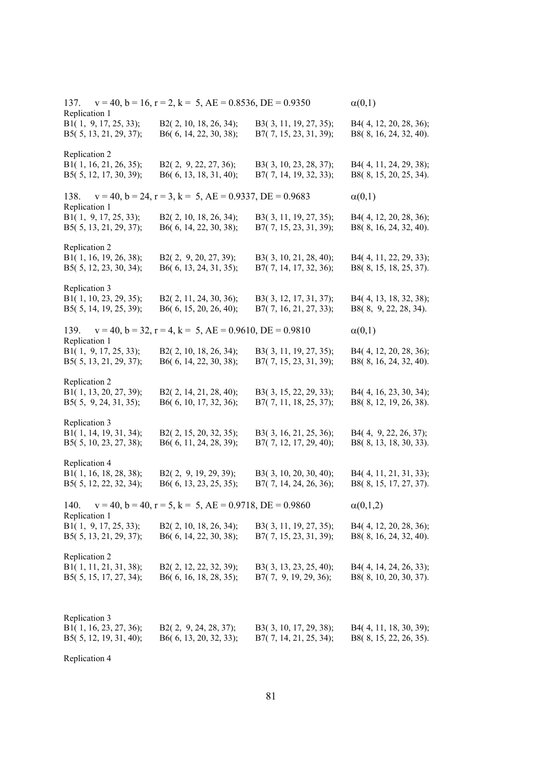137. $v = 40, b = 16, r = 2, k = 5$, AE = 0.8536, DE = 0.9350 $\alpha(0,1)$

Replication 1

B1( 1, 9, 17, 25, 33); B2( 2, 10, 18, 26, 34); B3( 3, 11, 19, 27, 35); B4( 4, 12, 20, 28, 36);
B5( 5, 13, 21, 29, 37); B6( 6, 14, 22, 30, 38); B7( 7, 15, 23, 31, 39); B8( 8, 16, 24, 32, 40).

Replication 2

B1( 1, 16, 21, 26, 35); B2( 2, 9, 22, 27, 36); B3( 3, 10, 23, 28, 37); B4( 4, 11, 24, 29, 38);
B5( 5, 12, 17, 30, 39); B6( 6, 13, 18, 31, 40); B7( 7, 14, 19, 32, 33); B8( 8, 15, 20, 25, 34).

138. $v = 40, b = 24, r = 3, k = 5$, AE = 0.9337, DE = 0.9683 $\alpha(0,1)$

Replication 1

B1( 1, 9, 17, 25, 33); B2( 2, 10, 18, 26, 34); B3( 3, 11, 19, 27, 35); B4( 4, 12, 20, 28, 36);
B5( 5, 13, 21, 29, 37); B6( 6, 14, 22, 30, 38); B7( 7, 15, 23, 31, 39); B8( 8, 16, 24, 32, 40).

Replication 2

B1( 1, 16, 19, 26, 38); B2( 2, 9, 20, 27, 39); B3( 3, 10, 21, 28, 40); B4( 4, 11, 22, 29, 33);
B5( 5, 12, 23, 30, 34); B6( 6, 13, 24, 31, 35); B7( 7, 14, 17, 32, 36); B8( 8, 15, 18, 25, 37).

Replication 3

B1( 1, 10, 23, 29, 35); B2( 2, 11, 24, 30, 36); B3( 3, 12, 17, 31, 37); B4( 4, 13, 18, 32, 38);
B5( 5, 14, 19, 25, 39); B6( 6, 15, 20, 26, 40); B7( 7, 16, 21, 27, 33); B8( 8, 9, 22, 28, 34).

139. $v = 40, b = 32, r = 4, k = 5$, AE = 0.9610, DE = 0.9810 $\alpha(0,1)$

Replication 1

B1( 1, 9, 17, 25, 33); B2( 2, 10, 18, 26, 34); B3( 3, 11, 19, 27, 35); B4( 4, 12, 20, 28, 36);
B5( 5, 13, 21, 29, 37); B6( 6, 14, 22, 30, 38); B7( 7, 15, 23, 31, 39); B8( 8, 16, 24, 32, 40).

Replication 2

B1( 1, 13, 20, 27, 39); B2( 2, 14, 21, 28, 40); B3( 3, 15, 22, 29, 33); B4( 4, 16, 23, 30, 34);
B5( 5, 9, 24, 31, 35); B6( 6, 10, 17, 32, 36); B7( 7, 11, 18, 25, 37); B8( 8, 12, 19, 26, 38).

Replication 3

B1( 1, 14, 19, 31, 34); B2( 2, 15, 20, 32, 35); B3( 3, 16, 21, 25, 36); B4( 4, 9, 22, 26, 37);
B5( 5, 10, 23, 27, 38); B6( 6, 11, 24, 28, 39); B7( 7, 12, 17, 29, 40); B8( 8, 13, 18, 30, 33).

Replication 4

B1( 1, 16, 18, 28, 38); B2( 2, 9, 19, 29, 39); B3( 3, 10, 20, 30, 40); B4( 4, 11, 21, 31, 33);
B5( 5, 12, 22, 32, 34); B6( 6, 13, 23, 25, 35); B7( 7, 14, 24, 26, 36); B8( 8, 15, 17, 27, 37).

140. $v = 40, b = 40, r = 5, k = 5$, AE = 0.9718, DE = 0.9860 $\alpha(0,1,2)$

Replication 1

B1( 1, 9, 17, 25, 33); B2( 2, 10, 18, 26, 34); B3( 3, 11, 19, 27, 35); B4( 4, 12, 20, 28, 36);
B5( 5, 13, 21, 29, 37); B6( 6, 14, 22, 30, 38); B7( 7, 15, 23, 31, 39); B8( 8, 16, 24, 32, 40).

Replication 2

B1( 1, 11, 21, 31, 38); B2( 2, 12, 22, 32, 39); B3( 3, 13, 23, 25, 40); B4( 4, 14, 24, 26, 33);
B5( 5, 15, 17, 27, 34); B6( 6, 16, 18, 28, 35); B7( 7, 9, 19, 29, 36); B8( 8, 10, 20, 30, 37).

Replication 3

B1( 1, 16, 23, 27, 36); B2( 2, 9, 24, 28, 37); B3( 3, 10, 17, 29, 38); B4( 4, 11, 18, 30, 39);
B5( 5, 12, 19, 31, 40); B6( 6, 13, 20, 32, 33); B7( 7, 14, 21, 25, 34); B8( 8, 15, 22, 26, 35).

Replication 4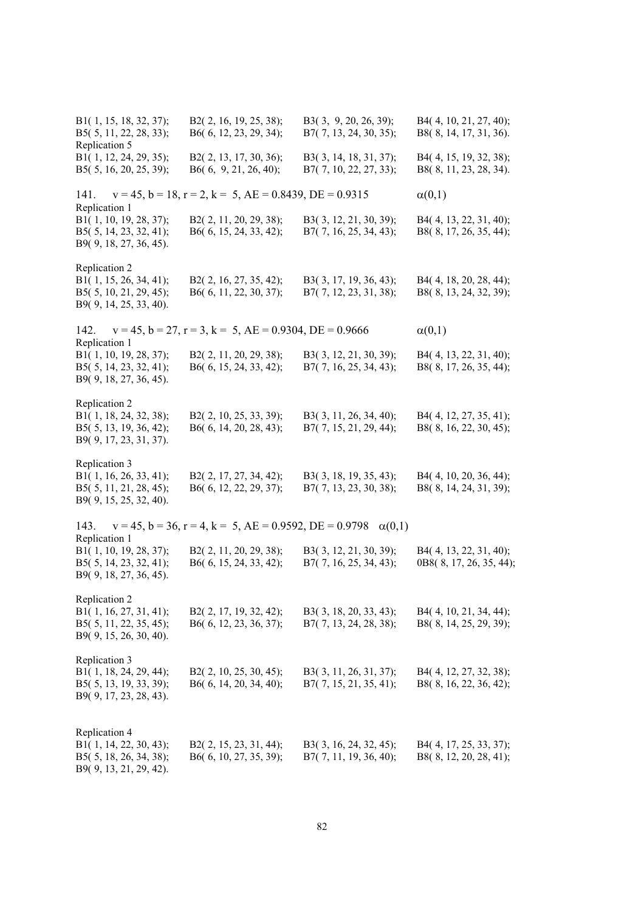B1( 1, 15, 18, 32, 37); B2( 2, 16, 19, 25, 38); B3( 3, 9, 20, 26, 39); B4( 4, 10, 21, 27, 40);
B5( 5, 11, 22, 28, 33); B6( 6, 12, 23, 29, 34); B7( 7, 13, 24, 30, 35); B8( 8, 14, 17, 31, 36).

Replication 5

B1( 1, 12, 24, 29, 35); B2( 2, 13, 17, 30, 36); B3( 3, 14, 18, 31, 37); B4( 4, 15, 19, 32, 38);
B5( 5, 16, 20, 25, 39); B6( 6, 9, 21, 26, 40); B7( 7, 10, 22, 27, 33); B8( 8, 11, 23, 28, 34).

141. $v = 45$, $b = 18$, $r = 2$, $k = 5$, AE = 0.8439, DE = 0.9315 $\alpha(0,1)$

Replication 1

B1( 1, 10, 19, 28, 37); B2( 2, 11, 20, 29, 38); B3( 3, 12, 21, 30, 39); B4( 4, 13, 22, 31, 40);
B5( 5, 14, 23, 32, 41); B6( 6, 15, 24, 33, 42); B7( 7, 16, 25, 34, 43); B8( 8, 17, 26, 35, 44);
B9( 9, 18, 27, 36, 45).

Replication 2

B1( 1, 15, 26, 34, 41); B2( 2, 16, 27, 35, 42); B3( 3, 17, 19, 36, 43); B4( 4, 18, 20, 28, 44);
B5( 5, 10, 21, 29, 45); B6( 6, 11, 22, 30, 37); B7( 7, 12, 23, 31, 38); B8( 8, 13, 24, 32, 39);
B9( 9, 14, 25, 33, 40).

142. $v = 45$, $b = 27$, $r = 3$, $k = 5$, AE = 0.9304, DE = 0.9666 $\alpha(0,1)$

Replication 1

B1( 1, 10, 19, 28, 37); B2( 2, 11, 20, 29, 38); B3( 3, 12, 21, 30, 39); B4( 4, 13, 22, 31, 40);
B5( 5, 14, 23, 32, 41); B6( 6, 15, 24, 33, 42); B7( 7, 16, 25, 34, 43); B8( 8, 17, 26, 35, 44);
B9( 9, 18, 27, 36, 45).

Replication 2

B1( 1, 18, 24, 32, 38); B2( 2, 10, 25, 33, 39); B3( 3, 11, 26, 34, 40); B4( 4, 12, 27, 35, 41);
B5( 5, 13, 19, 36, 42); B6( 6, 14, 20, 28, 43); B7( 7, 15, 21, 29, 44); B8( 8, 16, 22, 30, 45);
B9( 9, 17, 23, 31, 37).

Replication 3

B1( 1, 16, 26, 33, 41); B2( 2, 17, 27, 34, 42); B3( 3, 18, 19, 35, 43); B4( 4, 10, 20, 36, 44);
B5( 5, 11, 21, 28, 45); B6( 6, 12, 22, 29, 37); B7( 7, 13, 23, 30, 38); B8( 8, 14, 24, 31, 39);
B9( 9, 15, 25, 32, 40).

143. $v = 45$, $b = 36$, $r = 4$, $k = 5$, AE = 0.9592, DE = 0.9798 $\alpha(0,1)$

Replication 1

B1( 1, 10, 19, 28, 37); B2( 2, 11, 20, 29, 38); B3( 3, 12, 21, 30, 39); B4( 4, 13, 22, 31, 40);
B5( 5, 14, 23, 32, 41); B6( 6, 15, 24, 33, 42); B7( 7, 16, 25, 34, 43); 0B8( 8, 17, 26, 35, 44);
B9( 9, 18, 27, 36, 45).

Replication 2

B1( 1, 16, 27, 31, 41); B2( 2, 17, 19, 32, 42); B3( 3, 18, 20, 33, 43); B4( 4, 10, 21, 34, 44);
B5( 5, 11, 22, 35, 45); B6( 6, 12, 23, 36, 37); B7( 7, 13, 24, 28, 38); B8( 8, 14, 25, 29, 39);
B9( 9, 15, 26, 30, 40).

Replication 3

B1( 1, 18, 24, 29, 44); B2( 2, 10, 25, 30, 45); B3( 3, 11, 26, 31, 37); B4( 4, 12, 27, 32, 38);
B5( 5, 13, 19, 33, 39); B6( 6, 14, 20, 34, 40); B7( 7, 15, 21, 35, 41); B8( 8, 16, 22, 36, 42);
B9( 9, 17, 23, 28, 43).

Replication 4

B1( 1, 14, 22, 30, 43); B2( 2, 15, 23, 31, 44); B3( 3, 16, 24, 32, 45); B4( 4, 17, 25, 33, 37);
B5( 5, 18, 26, 34, 38); B6( 6, 10, 27, 35, 39); B7( 7, 11, 19, 36, 40); B8( 8, 12, 20, 28, 41);
B9( 9, 13, 21, 29, 42).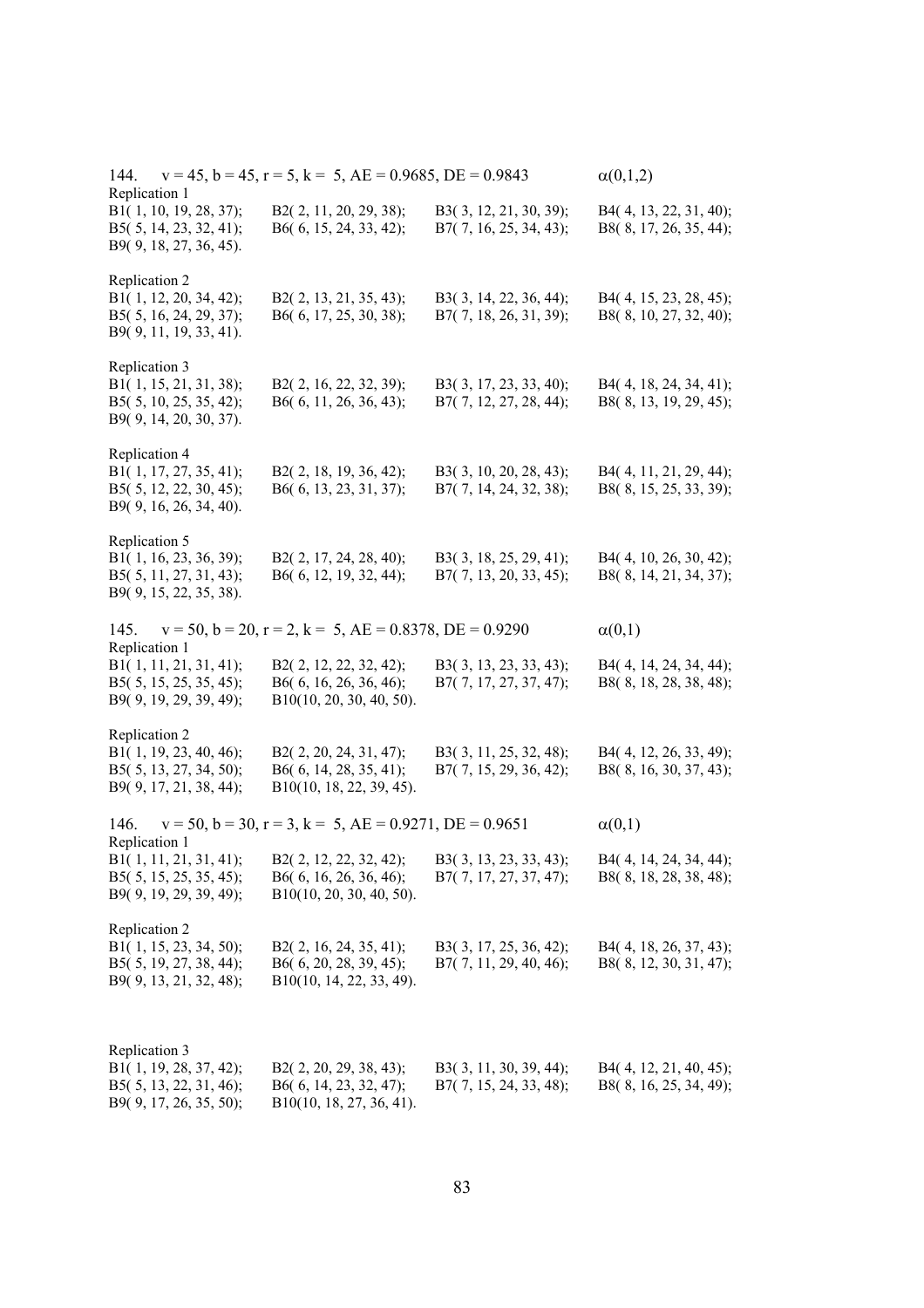144. $v = 45, b = 45, r = 5, k = 5$, AE = 0.9685, DE = 0.9843 $\alpha(0,1,2)$

Replication 1

B1( 1, 10, 19, 28, 37); B2( 2, 11, 20, 29, 38); B3( 3, 12, 21, 30, 39); B4( 4, 13, 22, 31, 40);
B5( 5, 14, 23, 32, 41); B6( 6, 15, 24, 33, 42); B7( 7, 16, 25, 34, 43); B8( 8, 17, 26, 35, 44);
B9( 9, 18, 27, 36, 45).

Replication 2

B1( 1, 12, 20, 34, 42); B2( 2, 13, 21, 35, 43); B3( 3, 14, 22, 36, 44); B4( 4, 15, 23, 28, 45);
B5( 5, 16, 24, 29, 37); B6( 6, 17, 25, 30, 38); B7( 7, 18, 26, 31, 39); B8( 8, 10, 27, 32, 40);
B9( 9, 11, 19, 33, 41).

Replication 3

B1( 1, 15, 21, 31, 38); B2( 2, 16, 22, 32, 39); B3( 3, 17, 23, 33, 40); B4( 4, 18, 24, 34, 41);
B5( 5, 10, 25, 35, 42); B6( 6, 11, 26, 36, 43); B7( 7, 12, 27, 28, 44); B8( 8, 13, 19, 29, 45);
B9( 9, 14, 20, 30, 37).

Replication 4

B1( 1, 17, 27, 35, 41); B2( 2, 18, 19, 36, 42); B3( 3, 10, 20, 28, 43); B4( 4, 11, 21, 29, 44);
B5( 5, 12, 22, 30, 45); B6( 6, 13, 23, 31, 37); B7( 7, 14, 24, 32, 38); B8( 8, 15, 25, 33, 39);
B9( 9, 16, 26, 34, 40).

Replication 5

B1( 1, 16, 23, 36, 39); B2( 2, 17, 24, 28, 40); B3( 3, 18, 25, 29, 41); B4( 4, 10, 26, 30, 42);
B5( 5, 11, 27, 31, 43); B6( 6, 12, 19, 32, 44); B7( 7, 13, 20, 33, 45); B8( 8, 14, 21, 34, 37);
B9( 9, 15, 22, 35, 38).

145. $v = 50, b = 20, r = 2, k = 5$, AE = 0.8378, DE = 0.9290 $\alpha(0,1)$

Replication 1

B1( 1, 11, 21, 31, 41); B2( 2, 12, 22, 32, 42); B3( 3, 13, 23, 33, 43); B4( 4, 14, 24, 34, 44);
B5( 5, 15, 25, 35, 45); B6( 6, 16, 26, 36, 46); B7( 7, 17, 27, 37, 47); B8( 8, 18, 28, 38, 48);
B9( 9, 19, 29, 39, 49); B10(10, 20, 30, 40, 50).

Replication 2

B1( 1, 19, 23, 40, 46); B2( 2, 20, 24, 31, 47); B3( 3, 11, 25, 32, 48); B4( 4, 12, 26, 33, 49);
B5( 5, 13, 27, 34, 50); B6( 6, 14, 28, 35, 41); B7( 7, 15, 29, 36, 42); B8( 8, 16, 30, 37, 43);
B9( 9, 17, 21, 38, 44); B10(10, 18, 22, 39, 45).

146. $v = 50, b = 30, r = 3, k = 5$, AE = 0.9271, DE = 0.9651 $\alpha(0,1)$

Replication 1

B1( 1, 11, 21, 31, 41); B2( 2, 12, 22, 32, 42); B3( 3, 13, 23, 33, 43); B4( 4, 14, 24, 34, 44);
B5( 5, 15, 25, 35, 45); B6( 6, 16, 26, 36, 46); B7( 7, 17, 27, 37, 47); B8( 8, 18, 28, 38, 48);
B9( 9, 19, 29, 39, 49); B10(10, 20, 30, 40, 50).

Replication 2

B1( 1, 15, 23, 34, 50); B2( 2, 16, 24, 35, 41); B3( 3, 17, 25, 36, 42); B4( 4, 18, 26, 37, 43);
B5( 5, 19, 27, 38, 44); B6( 6, 20, 28, 39, 45); B7( 7, 11, 29, 40, 46); B8( 8, 12, 30, 31, 47);
B9( 9, 13, 21, 32, 48); B10(10, 14, 22, 33, 49).

Replication 3

B1( 1, 19, 28, 37, 42); B2( 2, 20, 29, 38, 43); B3( 3, 11, 30, 39, 44); B4( 4, 12, 21, 40, 45);
B5( 5, 13, 22, 31, 46); B6( 6, 14, 23, 32, 47); B7( 7, 15, 24, 33, 48); B8( 8, 16, 25, 34, 49);
B9( 9, 17, 26, 35, 50); B10(10, 18, 27, 36, 41).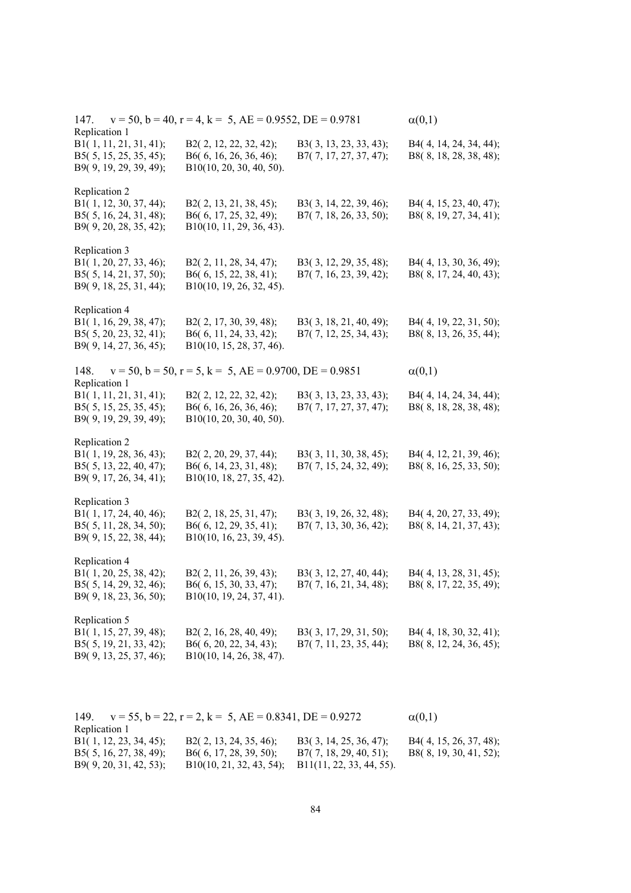147. $v = 50$, $b = 40$, $r = 4$, $k = 5$, AE = 0.9552, DE = 0.9781 $\alpha(0,1)$

Replication 1

B1( 1, 11, 21, 31, 41); B2( 2, 12, 22, 32, 42); B3( 3, 13, 23, 33, 43); B4( 4, 14, 24, 34, 44);
B5( 5, 15, 25, 35, 45); B6( 6, 16, 26, 36, 46); B7( 7, 17, 27, 37, 47); B8( 8, 18, 28, 38, 48);
B9( 9, 19, 29, 39, 49); B10(10, 20, 30, 40, 50).

Replication 2

B1( 1, 12, 30, 37, 44); B2( 2, 13, 21, 38, 45); B3( 3, 14, 22, 39, 46); B4( 4, 15, 23, 40, 47);
B5( 5, 16, 24, 31, 48); B6( 6, 17, 25, 32, 49); B7( 7, 18, 26, 33, 50); B8( 8, 19, 27, 34, 41);
B9( 9, 20, 28, 35, 42); B10(10, 11, 29, 36, 43).

Replication 3

B1( 1, 20, 27, 33, 46); B2( 2, 11, 28, 34, 47); B3( 3, 12, 29, 35, 48); B4( 4, 13, 30, 36, 49);
B5( 5, 14, 21, 37, 50); B6( 6, 15, 22, 38, 41); B7( 7, 16, 23, 39, 42); B8( 8, 17, 24, 40, 43);
B9( 9, 18, 25, 31, 44); B10(10, 19, 26, 32, 45).

Replication 4

B1( 1, 16, 29, 38, 47); B2( 2, 17, 30, 39, 48); B3( 3, 18, 21, 40, 49); B4( 4, 19, 22, 31, 50);
B5( 5, 20, 23, 32, 41); B6( 6, 11, 24, 33, 42); B7( 7, 12, 25, 34, 43); B8( 8, 13, 26, 35, 44);
B9( 9, 14, 27, 36, 45); B10(10, 15, 28, 37, 46).

148. $v = 50$, $b = 50$, $r = 5$, $k = 5$, AE = 0.9700, DE = 0.9851 $\alpha(0,1)$

Replication 1

B1( 1, 11, 21, 31, 41); B2( 2, 12, 22, 32, 42); B3( 3, 13, 23, 33, 43); B4( 4, 14, 24, 34, 44);
B5( 5, 15, 25, 35, 45); B6( 6, 16, 26, 36, 46); B7( 7, 17, 27, 37, 47); B8( 8, 18, 28, 38, 48);
B9( 9, 19, 29, 39, 49); B10(10, 20, 30, 40, 50).

Replication 2

B1( 1, 19, 28, 36, 43); B2( 2, 20, 29, 37, 44); B3( 3, 11, 30, 38, 45); B4( 4, 12, 21, 39, 46);
B5( 5, 13, 22, 40, 47); B6( 6, 14, 23, 31, 48); B7( 7, 15, 24, 32, 49); B8( 8, 16, 25, 33, 50);
B9( 9, 17, 26, 34, 41); B10(10, 18, 27, 35, 42).

Replication 3

B1( 1, 17, 24, 40, 46); B2( 2, 18, 25, 31, 47); B3( 3, 19, 26, 32, 48); B4( 4, 20, 27, 33, 49);
B5( 5, 11, 28, 34, 50); B6( 6, 12, 29, 35, 41); B7( 7, 13, 30, 36, 42); B8( 8, 14, 21, 37, 43);
B9( 9, 15, 22, 38, 44); B10(10, 16, 23, 39, 45).

Replication 4

B1( 1, 20, 25, 38, 42); B2( 2, 11, 26, 39, 43); B3( 3, 12, 27, 40, 44); B4( 4, 13, 28, 31, 45);
B5( 5, 14, 29, 32, 46); B6( 6, 15, 30, 33, 47); B7( 7, 16, 21, 34, 48); B8( 8, 17, 22, 35, 49);
B9( 9, 18, 23, 36, 50); B10(10, 19, 24, 37, 41).

Replication 5

B1( 1, 15, 27, 39, 48); B2( 2, 16, 28, 40, 49); B3( 3, 17, 29, 31, 50); B4( 4, 18, 30, 32, 41);
B5( 5, 19, 21, 33, 42); B6( 6, 20, 22, 34, 43); B7( 7, 11, 23, 35, 44); B8( 8, 12, 24, 36, 45);
B9( 9, 13, 25, 37, 46); B10(10, 14, 26, 38, 47).

149. $v = 55$, $b = 22$, $r = 2$, $k = 5$, AE = 0.8341, DE = 0.9272 $\alpha(0,1)$

Replication 1

B1( 1, 12, 23, 34, 45); B2( 2, 13, 24, 35, 46); B3( 3, 14, 25, 36, 47); B4( 4, 15, 26, 37, 48);
B5( 5, 16, 27, 38, 49); B6( 6, 17, 28, 39, 50); B7( 7, 18, 29, 40, 51); B8( 8, 19, 30, 41, 52);
B9( 9, 20, 31, 42, 53); B10(10, 21, 32, 43, 54); B11(11, 22, 33, 44, 55).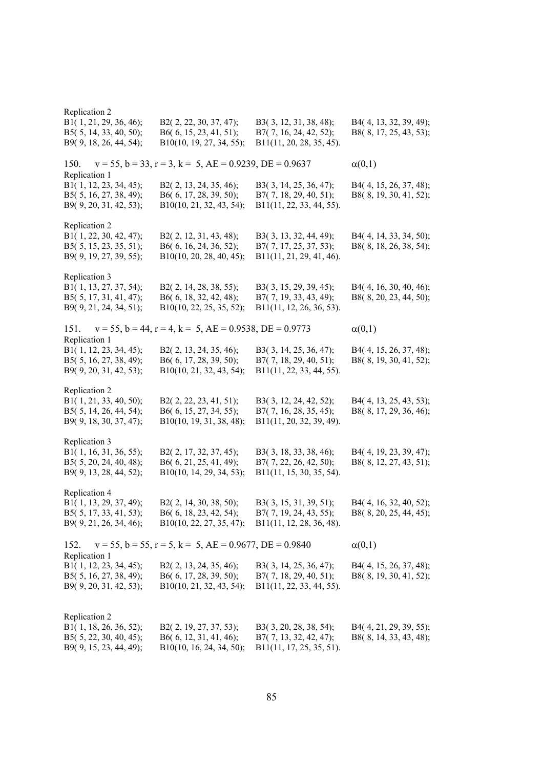Replication 2

B1( 1, 21, 29, 36, 46); B2( 2, 22, 30, 37, 47); B3( 3, 12, 31, 38, 48); B4( 4, 13, 32, 39, 49);
B5( 5, 14, 33, 40, 50); B6( 6, 15, 23, 41, 51); B7( 7, 16, 24, 42, 52); B8( 8, 17, 25, 43, 53);
B9( 9, 18, 26, 44, 54); B10(10, 19, 27, 34, 55); B11(11, 20, 28, 35, 45).

150. $v = 55$, $b = 33$, $r = 3$, $k = 5$, AE = 0.9239, DE = 0.9637 $\alpha(0,1)$

Replication 1

B1( 1, 12, 23, 34, 45); B2( 2, 13, 24, 35, 46); B3( 3, 14, 25, 36, 47); B4( 4, 15, 26, 37, 48);
B5( 5, 16, 27, 38, 49); B6( 6, 17, 28, 39, 50); B7( 7, 18, 29, 40, 51); B8( 8, 19, 30, 41, 52);
B9( 9, 20, 31, 42, 53); B10(10, 21, 32, 43, 54); B11(11, 22, 33, 44, 55).

Replication 2

B1( 1, 22, 30, 42, 47); B2( 2, 12, 31, 43, 48); B3( 3, 13, 32, 44, 49); B4( 4, 14, 33, 34, 50);
B5( 5, 15, 23, 35, 51); B6( 6, 16, 24, 36, 52); B7( 7, 17, 25, 37, 53); B8( 8, 18, 26, 38, 54);
B9( 9, 19, 27, 39, 55); B10(10, 20, 28, 40, 45); B11(11, 21, 29, 41, 46).

Replication 3

B1( 1, 13, 27, 37, 54); B2( 2, 14, 28, 38, 55); B3( 3, 15, 29, 39, 45); B4( 4, 16, 30, 40, 46);
B5( 5, 17, 31, 41, 47); B6( 6, 18, 32, 42, 48); B7( 7, 19, 33, 43, 49); B8( 8, 20, 23, 44, 50);
B9( 9, 21, 24, 34, 51); B10(10, 22, 25, 35, 52); B11(11, 12, 26, 36, 53).

151. $v = 55$, $b = 44$, $r = 4$, $k = 5$, AE = 0.9538, DE = 0.9773 $\alpha(0,1)$

Replication 1

B1( 1, 12, 23, 34, 45); B2( 2, 13, 24, 35, 46); B3( 3, 14, 25, 36, 47); B4( 4, 15, 26, 37, 48);
B5( 5, 16, 27, 38, 49); B6( 6, 17, 28, 39, 50); B7( 7, 18, 29, 40, 51); B8( 8, 19, 30, 41, 52);
B9( 9, 20, 31, 42, 53); B10(10, 21, 32, 43, 54); B11(11, 22, 33, 44, 55).

Replication 2

B1( 1, 21, 33, 40, 50); B2( 2, 22, 23, 41, 51); B3( 3, 12, 24, 42, 52); B4( 4, 13, 25, 43, 53);
B5( 5, 14, 26, 44, 54); B6( 6, 15, 27, 34, 55); B7( 7, 16, 28, 35, 45); B8( 8, 17, 29, 36, 46);
B9( 9, 18, 30, 37, 47); B10(10, 19, 31, 38, 48); B11(11, 20, 32, 39, 49).

Replication 3

B1( 1, 16, 31, 36, 55); B2( 2, 17, 32, 37, 45); B3( 3, 18, 33, 38, 46); B4( 4, 19, 23, 39, 47);
B5( 5, 20, 24, 40, 48); B6( 6, 21, 25, 41, 49); B7( 7, 22, 26, 42, 50); B8( 8, 12, 27, 43, 51);
B9( 9, 13, 28, 44, 52); B10(10, 14, 29, 34, 53); B11(11, 15, 30, 35, 54).

Replication 4

B1( 1, 13, 29, 37, 49); B2( 2, 14, 30, 38, 50); B3( 3, 15, 31, 39, 51); B4( 4, 16, 32, 40, 52);
B5( 5, 17, 33, 41, 53); B6( 6, 18, 23, 42, 54); B7( 7, 19, 24, 43, 55); B8( 8, 20, 25, 44, 45);
B9( 9, 21, 26, 34, 46); B10(10, 22, 27, 35, 47); B11(11, 12, 28, 36, 48).

152. $v = 55$, $b = 55$, $r = 5$, $k = 5$, AE = 0.9677, DE = 0.9840 $\alpha(0,1)$

Replication 1

B1( 1, 12, 23, 34, 45); B2( 2, 13, 24, 35, 46); B3( 3, 14, 25, 36, 47); B4( 4, 15, 26, 37, 48);
B5( 5, 16, 27, 38, 49); B6( 6, 17, 28, 39, 50); B7( 7, 18, 29, 40, 51); B8( 8, 19, 30, 41, 52);
B9( 9, 20, 31, 42, 53); B10(10, 21, 32, 43, 54); B11(11, 22, 33, 44, 55).

Replication 2

B1( 1, 18, 26, 36, 52); B2( 2, 19, 27, 37, 53); B3( 3, 20, 28, 38, 54); B4( 4, 21, 29, 39, 55);
B5( 5, 22, 30, 40, 45); B6( 6, 12, 31, 41, 46); B7( 7, 13, 32, 42, 47); B8( 8, 14, 33, 43, 48);
B9( 9, 15, 23, 44, 49); B10(10, 16, 24, 34, 50); B11(11, 17, 25, 35, 51).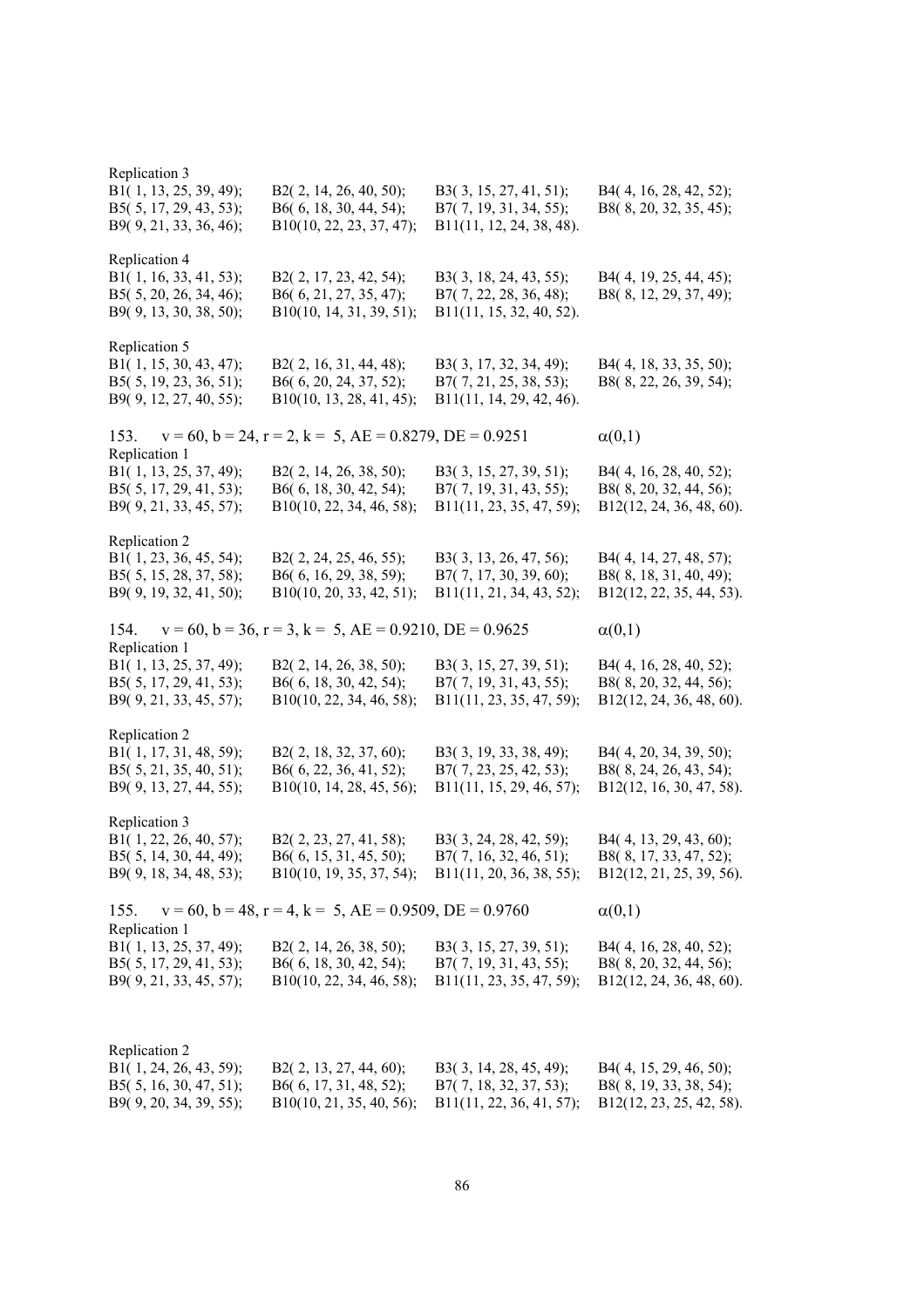Replication 3

B1( 1, 13, 25, 39, 49); B2( 2, 14, 26, 40, 50); B3( 3, 15, 27, 41, 51); B4( 4, 16, 28, 42, 52);
B5( 5, 17, 29, 43, 53); B6( 6, 18, 30, 44, 54); B7( 7, 19, 31, 34, 55); B8( 8, 20, 32, 35, 45);
B9( 9, 21, 33, 36, 46); B10(10, 22, 23, 37, 47); B11(11, 12, 24, 38, 48).

Replication 4

B1( 1, 16, 33, 41, 53); B2( 2, 17, 23, 42, 54); B3( 3, 18, 24, 43, 55); B4( 4, 19, 25, 44, 45);
B5( 5, 20, 26, 34, 46); B6( 6, 21, 27, 35, 47); B7( 7, 22, 28, 36, 48); B8( 8, 12, 29, 37, 49);
B9( 9, 13, 30, 38, 50); B10(10, 14, 31, 39, 51); B11(11, 15, 32, 40, 52).

Replication 5

B1( 1, 15, 30, 43, 47); B2( 2, 16, 31, 44, 48); B3( 3, 17, 32, 34, 49); B4( 4, 18, 33, 35, 50);
B5( 5, 19, 23, 36, 51); B6( 6, 20, 24, 37, 52); B7( 7, 21, 25, 38, 53); B8( 8, 22, 26, 39, 54);
B9( 9, 12, 27, 40, 55); B10(10, 13, 28, 41, 45); B11(11, 14, 29, 42, 46).

153. v = 60, b = 24, r = 2, k = 5, AE = 0.8279, DE = 0.9251 $\alpha(0,1)$

Replication 1

B1( 1, 13, 25, 37, 49); B2( 2, 14, 26, 38, 50); B3( 3, 15, 27, 39, 51); B4( 4, 16, 28, 40, 52);
B5( 5, 17, 29, 41, 53); B6( 6, 18, 30, 42, 54); B7( 7, 19, 31, 43, 55); B8( 8, 20, 32, 44, 56);
B9( 9, 21, 33, 45, 57); B10(10, 22, 34, 46, 58); B11(11, 23, 35, 47, 59); B12(12, 24, 36, 48, 60).

Replication 2

B1( 1, 23, 36, 45, 54); B2( 2, 24, 25, 46, 55); B3( 3, 13, 26, 47, 56); B4( 4, 14, 27, 48, 57);
B5( 5, 15, 28, 37, 58); B6( 6, 16, 29, 38, 59); B7( 7, 17, 30, 39, 60); B8( 8, 18, 31, 40, 49);
B9( 9, 19, 32, 41, 50); B10(10, 20, 33, 42, 51); B11(11, 21, 34, 43, 52); B12(12, 22, 35, 44, 53).

154. v = 60, b = 36, r = 3, k = 5, AE = 0.9210, DE = 0.9625 $\alpha(0,1)$

Replication 1

B1( 1, 13, 25, 37, 49); B2( 2, 14, 26, 38, 50); B3( 3, 15, 27, 39, 51); B4( 4, 16, 28, 40, 52);
B5( 5, 17, 29, 41, 53); B6( 6, 18, 30, 42, 54); B7( 7, 19, 31, 43, 55); B8( 8, 20, 32, 44, 56);
B9( 9, 21, 33, 45, 57); B10(10, 22, 34, 46, 58); B11(11, 23, 35, 47, 59); B12(12, 24, 36, 48, 60).

Replication 2

B1( 1, 17, 31, 48, 59); B2( 2, 18, 32, 37, 60); B3( 3, 19, 33, 38, 49); B4( 4, 20, 34, 39, 50);
B5( 5, 21, 35, 40, 51); B6( 6, 22, 36, 41, 52); B7( 7, 23, 25, 42, 53); B8( 8, 24, 26, 43, 54);
B9( 9, 13, 27, 44, 55); B10(10, 14, 28, 45, 56); B11(11, 15, 29, 46, 57); B12(12, 16, 30, 47, 58).

Replication 3

B1( 1, 22, 26, 40, 57); B2( 2, 23, 27, 41, 58); B3( 3, 24, 28, 42, 59); B4( 4, 13, 29, 43, 60);
B5( 5, 14, 30, 44, 49); B6( 6, 15, 31, 45, 50); B7( 7, 16, 32, 46, 51); B8( 8, 17, 33, 47, 52);
B9( 9, 18, 34, 48, 53); B10(10, 19, 35, 37, 54); B11(11, 20, 36, 38, 55); B12(12, 21, 25, 39, 56).

155. v = 60, b = 48, r = 4, k = 5, AE = 0.9509, DE = 0.9760 $\alpha(0,1)$

Replication 1

B1( 1, 13, 25, 37, 49); B2( 2, 14, 26, 38, 50); B3( 3, 15, 27, 39, 51); B4( 4, 16, 28, 40, 52);
B5( 5, 17, 29, 41, 53); B6( 6, 18, 30, 42, 54); B7( 7, 19, 31, 43, 55); B8( 8, 20, 32, 44, 56);
B9( 9, 21, 33, 45, 57); B10(10, 22, 34, 46, 58); B11(11, 23, 35, 47, 59); B12(12, 24, 36, 48, 60).

Replication 2

B1( 1, 24, 26, 43, 59); B2( 2, 13, 27, 44, 60); B3( 3, 14, 28, 45, 49); B4( 4, 15, 29, 46, 50);
B5( 5, 16, 30, 47, 51); B6( 6, 17, 31, 48, 52); B7( 7, 18, 32, 37, 53); B8( 8, 19, 33, 38, 54);
B9( 9, 20, 34, 39, 55); B10(10, 21, 35, 40, 56); B11(11, 22, 36, 41, 57); B12(12, 23, 25, 42, 58).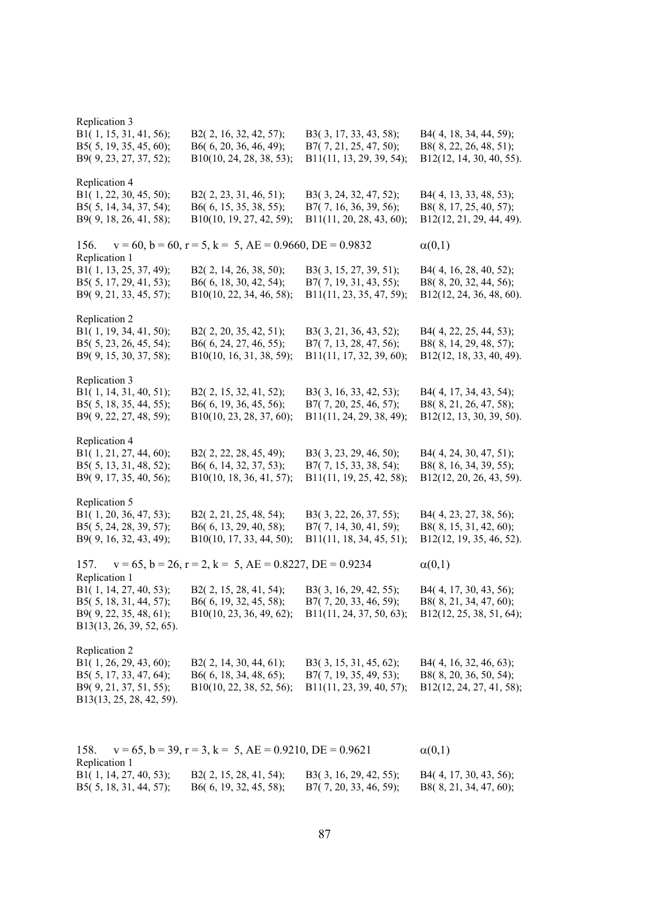Replication 3

B1( 1, 15, 31, 41, 56); B2( 2, 16, 32, 42, 57); B3( 3, 17, 33, 43, 58); B4( 4, 18, 34, 44, 59);
B5( 5, 19, 35, 45, 60); B6( 6, 20, 36, 46, 49); B7( 7, 21, 25, 47, 50); B8( 8, 22, 26, 48, 51);
B9( 9, 23, 27, 37, 52); B10(10, 24, 28, 38, 53); B11(11, 13, 29, 39, 54); B12(12, 14, 30, 40, 55).

Replication 4

B1( 1, 22, 30, 45, 50); B2( 2, 23, 31, 46, 51); B3( 3, 24, 32, 47, 52); B4( 4, 13, 33, 48, 53);
B5( 5, 14, 34, 37, 54); B6( 6, 15, 35, 38, 55); B7( 7, 16, 36, 39, 56); B8( 8, 17, 25, 40, 57);
B9( 9, 18, 26, 41, 58); B10(10, 19, 27, 42, 59); B11(11, 20, 28, 43, 60); B12(12, 21, 29, 44, 49).

156. v = 60, b = 60, r = 5, k = 5, AE = 0.9660, DE = 0.9832 $\alpha(0,1)$

Replication 1

B1( 1, 13, 25, 37, 49); B2( 2, 14, 26, 38, 50); B3( 3, 15, 27, 39, 51); B4( 4, 16, 28, 40, 52);
B5( 5, 17, 29, 41, 53); B6( 6, 18, 30, 42, 54); B7( 7, 19, 31, 43, 55); B8( 8, 20, 32, 44, 56);
B9( 9, 21, 33, 45, 57); B10(10, 22, 34, 46, 58); B11(11, 23, 35, 47, 59); B12(12, 24, 36, 48, 60).

Replication 2

B1( 1, 19, 34, 41, 50); B2( 2, 20, 35, 42, 51); B3( 3, 21, 36, 43, 52); B4( 4, 22, 25, 44, 53);
B5( 5, 23, 26, 45, 54); B6( 6, 24, 27, 46, 55); B7( 7, 13, 28, 47, 56); B8( 8, 14, 29, 48, 57);
B9( 9, 15, 30, 37, 58); B10(10, 16, 31, 38, 59); B11(11, 17, 32, 39, 60); B12(12, 18, 33, 40, 49).

Replication 3

B1( 1, 14, 31, 40, 51); B2( 2, 15, 32, 41, 52); B3( 3, 16, 33, 42, 53); B4( 4, 17, 34, 43, 54);
B5( 5, 18, 35, 44, 55); B6( 6, 19, 36, 45, 56); B7( 7, 20, 25, 46, 57); B8( 8, 21, 26, 47, 58);
B9( 9, 22, 27, 48, 59); B10(10, 23, 28, 37, 60); B11(11, 24, 29, 38, 49); B12(12, 13, 30, 39, 50).

Replication 4

B1( 1, 21, 27, 44, 60); B2( 2, 22, 28, 45, 49); B3( 3, 23, 29, 46, 50); B4( 4, 24, 30, 47, 51);
B5( 5, 13, 31, 48, 52); B6( 6, 14, 32, 37, 53); B7( 7, 15, 33, 38, 54); B8( 8, 16, 34, 39, 55);
B9( 9, 17, 35, 40, 56); B10(10, 18, 36, 41, 57); B11(11, 19, 25, 42, 58); B12(12, 20, 26, 43, 59).

Replication 5

B1( 1, 20, 36, 47, 53); B2( 2, 21, 25, 48, 54); B3( 3, 22, 26, 37, 55); B4( 4, 23, 27, 38, 56);
B5( 5, 24, 28, 39, 57); B6( 6, 13, 29, 40, 58); B7( 7, 14, 30, 41, 59); B8( 8, 15, 31, 42, 60);
B9( 9, 16, 32, 43, 49); B10(10, 17, 33, 44, 50); B11(11, 18, 34, 45, 51); B12(12, 19, 35, 46, 52).

157. v = 65, b = 26, r = 2, k = 5, AE = 0.8227, DE = 0.9234 $\alpha(0,1)$

Replication 1

B1( 1, 14, 27, 40, 53); B2( 2, 15, 28, 41, 54); B3( 3, 16, 29, 42, 55); B4( 4, 17, 30, 43, 56);
B5( 5, 18, 31, 44, 57); B6( 6, 19, 32, 45, 58); B7( 7, 20, 33, 46, 59); B8( 8, 21, 34, 47, 60);
B9( 9, 22, 35, 48, 61); B10(10, 23, 36, 49, 62); B11(11, 24, 37, 50, 63); B12(12, 25, 38, 51, 64);
B13(13, 26, 39, 52, 65).

Replication 2

B1( 1, 26, 29, 43, 60); B2( 2, 14, 30, 44, 61); B3( 3, 15, 31, 45, 62); B4( 4, 16, 32, 46, 63);
B5( 5, 17, 33, 47, 64); B6( 6, 18, 34, 48, 65); B7( 7, 19, 35, 49, 53); B8( 8, 20, 36, 50, 54);
B9( 9, 21, 37, 51, 55); B10(10, 22, 38, 52, 56); B11(11, 23, 39, 40, 57); B12(12, 24, 27, 41, 58);
B13(13, 25, 28, 42, 59).

158. v = 65, b = 39, r = 3, k = 5, AE = 0.9210, DE = 0.9621 $\alpha(0,1)$

Replication 1

B1( 1, 14, 27, 40, 53); B2( 2, 15, 28, 41, 54); B3( 3, 16, 29, 42, 55); B4( 4, 17, 30, 43, 56);
B5( 5, 18, 31, 44, 57); B6( 6, 19, 32, 45, 58); B7( 7, 20, 33, 46, 59); B8( 8, 21, 34, 47, 60);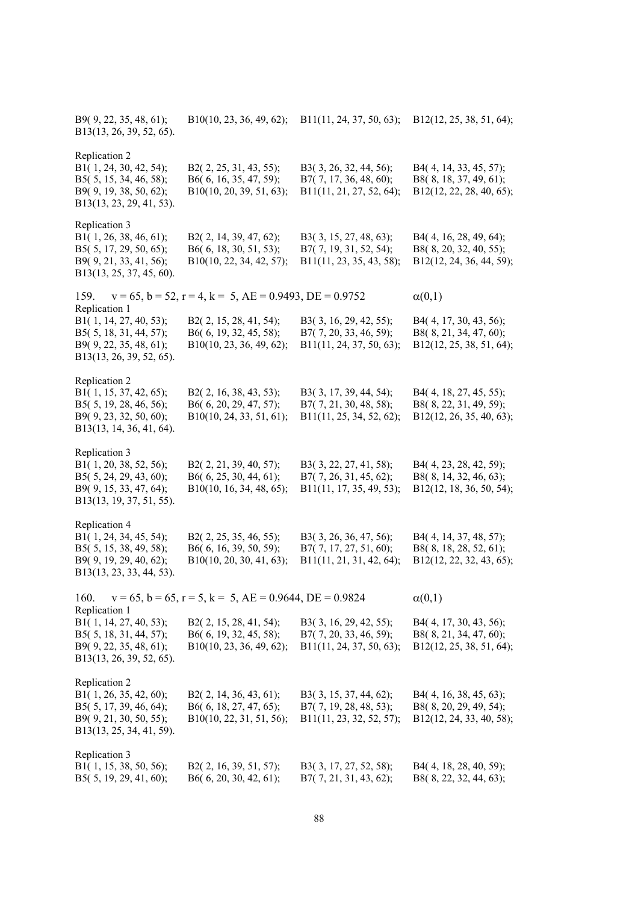B9( 9, 22, 35, 48, 61); B10(10, 23, 36, 49, 62); B11(11, 24, 37, 50, 63); B12(12, 25, 38, 51, 64);
B13(13, 26, 39, 52, 65).

Replication 2
B1( 1, 24, 30, 42, 54); B2( 2, 25, 31, 43, 55); B3( 3, 26, 32, 44, 56); B4( 4, 14, 33, 45, 57);
B5( 5, 15, 34, 46, 58); B6( 6, 16, 35, 47, 59); B7( 7, 17, 36, 48, 60); B8( 8, 18, 37, 49, 61);
B9( 9, 19, 38, 50, 62); B10(10, 20, 39, 51, 63); B11(11, 21, 27, 52, 64); B12(12, 22, 28, 40, 65);
B13(13, 23, 29, 41, 53).

Replication 3
B1( 1, 26, 38, 46, 61); B2( 2, 14, 39, 47, 62); B3( 3, 15, 27, 48, 63); B4( 4, 16, 28, 49, 64);
B5( 5, 17, 29, 50, 65); B6( 6, 18, 30, 51, 53); B7( 7, 19, 31, 52, 54); B8( 8, 20, 32, 40, 55);
B9( 9, 21, 33, 41, 56); B10(10, 22, 34, 42, 57); B11(11, 23, 35, 43, 58); B12(12, 24, 36, 44, 59);
B13(13, 25, 37, 45, 60).

159. v = 65, b = 52, r = 4, k = 5, AE = 0.9493, DE = 0.9752 $\alpha(0,1)$

Replication 1
B1( 1, 14, 27, 40, 53); B2( 2, 15, 28, 41, 54); B3( 3, 16, 29, 42, 55); B4( 4, 17, 30, 43, 56);
B5( 5, 18, 31, 44, 57); B6( 6, 19, 32, 45, 58); B7( 7, 20, 33, 46, 59); B8( 8, 21, 34, 47, 60);
B9( 9, 22, 35, 48, 61); B10(10, 23, 36, 49, 62); B11(11, 24, 37, 50, 63); B12(12, 25, 38, 51, 64);
B13(13, 26, 39, 52, 65).

Replication 2
B1( 1, 15, 37, 42, 65); B2( 2, 16, 38, 43, 53); B3( 3, 17, 39, 44, 54); B4( 4, 18, 27, 45, 55);
B5( 5, 19, 28, 46, 56); B6( 6, 20, 29, 47, 57); B7( 7, 21, 30, 48, 58); B8( 8, 22, 31, 49, 59);
B9( 9, 23, 32, 50, 60); B10(10, 24, 33, 51, 61); B11(11, 25, 34, 52, 62); B12(12, 26, 35, 40, 63);
B13(13, 14, 36, 41, 64).

Replication 3
B1( 1, 20, 38, 52, 56); B2( 2, 21, 39, 40, 57); B3( 3, 22, 27, 41, 58); B4( 4, 23, 28, 42, 59);
B5( 5, 24, 29, 43, 60); B6( 6, 25, 30, 44, 61); B7( 7, 26, 31, 45, 62); B8( 8, 14, 32, 46, 63);
B9( 9, 15, 33, 47, 64); B10(10, 16, 34, 48, 65); B11(11, 17, 35, 49, 53); B12(12, 18, 36, 50, 54);
B13(13, 19, 37, 51, 55).

Replication 4
B1( 1, 24, 34, 45, 54); B2( 2, 25, 35, 46, 55); B3( 3, 26, 36, 47, 56); B4( 4, 14, 37, 48, 57);
B5( 5, 15, 38, 49, 58); B6( 6, 16, 39, 50, 59); B7( 7, 17, 27, 51, 60); B8( 8, 18, 28, 52, 61);
B9( 9, 19, 29, 40, 62); B10(10, 20, 30, 41, 63); B11(11, 21, 31, 42, 64); B12(12, 22, 32, 43, 65);
B13(13, 23, 33, 44, 53).

160. v = 65, b = 65, r = 5, k = 5, AE = 0.9644, DE = 0.9824 $\alpha(0,1)$

Replication 1
B1( 1, 14, 27, 40, 53); B2( 2, 15, 28, 41, 54); B3( 3, 16, 29, 42, 55); B4( 4, 17, 30, 43, 56);
B5( 5, 18, 31, 44, 57); B6( 6, 19, 32, 45, 58); B7( 7, 20, 33, 46, 59); B8( 8, 21, 34, 47, 60);
B9( 9, 22, 35, 48, 61); B10(10, 23, 36, 49, 62); B11(11, 24, 37, 50, 63); B12(12, 25, 38, 51, 64);
B13(13, 26, 39, 52, 65).

Replication 2
B1( 1, 26, 35, 42, 60); B2( 2, 14, 36, 43, 61); B3( 3, 15, 37, 44, 62); B4( 4, 16, 38, 45, 63);
B5( 5, 17, 39, 46, 64); B6( 6, 18, 27, 47, 65); B7( 7, 19, 28, 48, 53); B8( 8, 20, 29, 49, 54);
B9( 9, 21, 30, 50, 55); B10(10, 22, 31, 51, 56); B11(11, 23, 32, 52, 57); B12(12, 24, 33, 40, 58);
B13(13, 25, 34, 41, 59).

Replication 3
B1( 1, 15, 38, 50, 56); B2( 2, 16, 39, 51, 57); B3( 3, 17, 27, 52, 58); B4( 4, 18, 28, 40, 59);
B5( 5, 19, 29, 41, 60); B6( 6, 20, 30, 42, 61); B7( 7, 21, 31, 43, 62); B8( 8, 22, 32, 44, 63);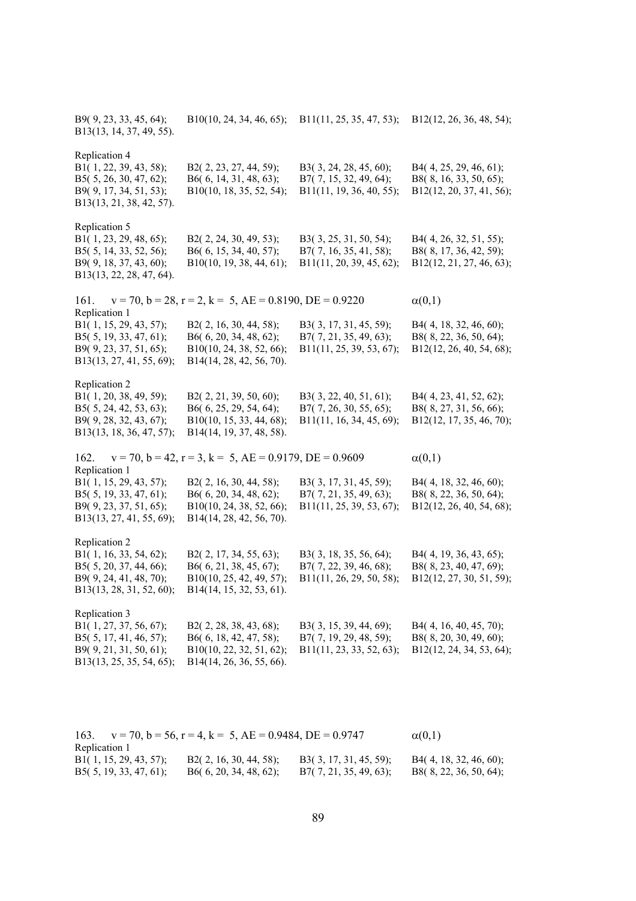B9( 9, 23, 33, 45, 64); B10(10, 24, 34, 46, 65); B11(11, 25, 35, 47, 53); B12(12, 26, 36, 48, 54);
B13(13, 14, 37, 49, 55).

Replication 4
B1( 1, 22, 39, 43, 58); B2( 2, 23, 27, 44, 59); B3( 3, 24, 28, 45, 60); B4( 4, 25, 29, 46, 61);
B5( 5, 26, 30, 47, 62); B6( 6, 14, 31, 48, 63); B7( 7, 15, 32, 49, 64); B8( 8, 16, 33, 50, 65);
B9( 9, 17, 34, 51, 53); B10(10, 18, 35, 52, 54); B11(11, 19, 36, 40, 55); B12(12, 20, 37, 41, 56);
B13(13, 21, 38, 42, 57).

Replication 5
B1( 1, 23, 29, 48, 65); B2( 2, 24, 30, 49, 53); B3( 3, 25, 31, 50, 54); B4( 4, 26, 32, 51, 55);
B5( 5, 14, 33, 52, 56); B6( 6, 15, 34, 40, 57); B7( 7, 16, 35, 41, 58); B8( 8, 17, 36, 42, 59);
B9( 9, 18, 37, 43, 60); B10(10, 19, 38, 44, 61); B11(11, 20, 39, 45, 62); B12(12, 21, 27, 46, 63);
B13(13, 22, 28, 47, 64).

161. $v = 70$, $b = 28$, $r = 2$, $k = 5$, AE = 0.8190, DE = 0.9220 $\alpha(0,1)$

Replication 1
B1( 1, 15, 29, 43, 57); B2( 2, 16, 30, 44, 58); B3( 3, 17, 31, 45, 59); B4( 4, 18, 32, 46, 60);
B5( 5, 19, 33, 47, 61); B6( 6, 20, 34, 48, 62); B7( 7, 21, 35, 49, 63); B8( 8, 22, 36, 50, 64);
B9( 9, 23, 37, 51, 65); B10(10, 24, 38, 52, 66); B11(11, 25, 39, 53, 67); B12(12, 26, 40, 54, 68);
B13(13, 27, 41, 55, 69); B14(14, 28, 42, 56, 70).

Replication 2
B1( 1, 20, 38, 49, 59); B2( 2, 21, 39, 50, 60); B3( 3, 22, 40, 51, 61); B4( 4, 23, 41, 52, 62);
B5( 5, 24, 42, 53, 63); B6( 6, 25, 29, 54, 64); B7( 7, 26, 30, 55, 65); B8( 8, 27, 31, 56, 66);
B9( 9, 28, 32, 43, 67); B10(10, 15, 33, 44, 68); B11(11, 16, 34, 45, 69); B12(12, 17, 35, 46, 70);
B13(13, 18, 36, 47, 57); B14(14, 19, 37, 48, 58).

162. $v = 70$, $b = 42$, $r = 3$, $k = 5$, AE = 0.9179, DE = 0.9609 $\alpha(0,1)$

Replication 1
B1( 1, 15, 29, 43, 57); B2( 2, 16, 30, 44, 58); B3( 3, 17, 31, 45, 59); B4( 4, 18, 32, 46, 60);
B5( 5, 19, 33, 47, 61); B6( 6, 20, 34, 48, 62); B7( 7, 21, 35, 49, 63); B8( 8, 22, 36, 50, 64);
B9( 9, 23, 37, 51, 65); B10(10, 24, 38, 52, 66); B11(11, 25, 39, 53, 67); B12(12, 26, 40, 54, 68);
B13(13, 27, 41, 55, 69); B14(14, 28, 42, 56, 70).

Replication 2
B1( 1, 16, 33, 54, 62); B2( 2, 17, 34, 55, 63); B3( 3, 18, 35, 56, 64); B4( 4, 19, 36, 43, 65);
B5( 5, 20, 37, 44, 66); B6( 6, 21, 38, 45, 67); B7( 7, 22, 39, 46, 68); B8( 8, 23, 40, 47, 69);
B9( 9, 24, 41, 48, 70); B10(10, 25, 42, 49, 57); B11(11, 26, 29, 50, 58); B12(12, 27, 30, 51, 59);
B13(13, 28, 31, 52, 60); B14(14, 15, 32, 53, 61).

Replication 3
B1( 1, 27, 37, 56, 67); B2( 2, 28, 38, 43, 68); B3( 3, 15, 39, 44, 69); B4( 4, 16, 40, 45, 70);
B5( 5, 17, 41, 46, 57); B6( 6, 18, 42, 47, 58); B7( 7, 19, 29, 48, 59); B8( 8, 20, 30, 49, 60);
B9( 9, 21, 31, 50, 61); B10(10, 22, 32, 51, 62); B11(11, 23, 33, 52, 63); B12(12, 24, 34, 53, 64);
B13(13, 25, 35, 54, 65); B14(14, 26, 36, 55, 66).

163. $v = 70$, $b = 56$, $r = 4$, $k = 5$, AE = 0.9484, DE = 0.9747 $\alpha(0,1)$

Replication 1
B1( 1, 15, 29, 43, 57); B2( 2, 16, 30, 44, 58); B3( 3, 17, 31, 45, 59); B4( 4, 18, 32, 46, 60);
B5( 5, 19, 33, 47, 61); B6( 6, 20, 34, 48, 62); B7( 7, 21, 35, 49, 63); B8( 8, 22, 36, 50, 64);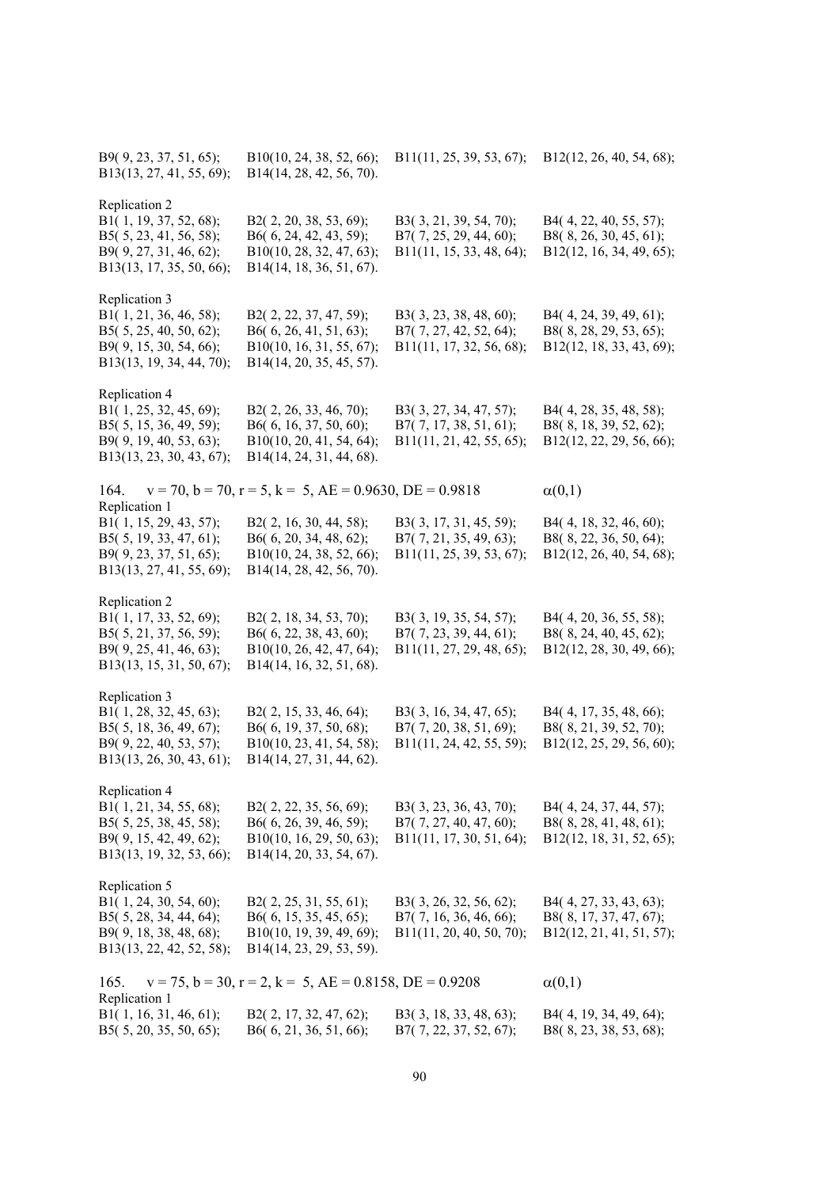B9( 9, 23, 37, 51, 65); B10(10, 24, 38, 52, 66); B11(11, 25, 39, 53, 67); B12(12, 26, 40, 54, 68);
B13(13, 27, 41, 55, 69); B14(14, 28, 42, 56, 70).

Replication 2
B1( 1, 19, 37, 52, 68); B2( 2, 20, 38, 53, 69); B3( 3, 21, 39, 54, 70); B4( 4, 22, 40, 55, 57);
B5( 5, 23, 41, 56, 58); B6( 6, 24, 42, 43, 59); B7( 7, 25, 29, 44, 60); B8( 8, 26, 30, 45, 61);
B9( 9, 27, 31, 46, 62); B10(10, 28, 32, 47, 63); B11(11, 15, 33, 48, 64); B12(12, 16, 34, 49, 65);
B13(13, 17, 35, 50, 66); B14(14, 18, 36, 51, 67).

Replication 3
B1( 1, 21, 36, 46, 58); B2( 2, 22, 37, 47, 59); B3( 3, 23, 38, 48, 60); B4( 4, 24, 39, 49, 61);
B5( 5, 25, 40, 50, 62); B6( 6, 26, 41, 51, 63); B7( 7, 27, 42, 52, 64); B8( 8, 28, 29, 53, 65);
B9( 9, 15, 30, 54, 66); B10(10, 16, 31, 55, 67); B11(11, 17, 32, 56, 68); B12(12, 18, 33, 43, 69);
B13(13, 19, 34, 44, 70); B14(14, 20, 35, 45, 57).

Replication 4
B1( 1, 25, 32, 45, 69); B2( 2, 26, 33, 46, 70); B3( 3, 27, 34, 47, 57); B4( 4, 28, 35, 48, 58);
B5( 5, 15, 36, 49, 59); B6( 6, 16, 37, 50, 60); B7( 7, 17, 38, 51, 61); B8( 8, 18, 39, 52, 62);
B9( 9, 19, 40, 53, 63); B10(10, 20, 41, 54, 64); B11(11, 21, 42, 55, 65); B12(12, 22, 29, 56, 66);
B13(13, 23, 30, 43, 67); B14(14, 24, 31, 44, 68).

164. $v = 70$, $b = 70$, $r = 5$, $k = 5$, AE = 0.9630, DE = 0.9818 $\alpha(0,1)$

Replication 1
B1( 1, 15, 29, 43, 57); B2( 2, 16, 30, 44, 58); B3( 3, 17, 31, 45, 59); B4( 4, 18, 32, 46, 60);
B5( 5, 19, 33, 47, 61); B6( 6, 20, 34, 48, 62); B7( 7, 21, 35, 49, 63); B8( 8, 22, 36, 50, 64);
B9( 9, 23, 37, 51, 65); B10(10, 24, 38, 52, 66); B11(11, 25, 39, 53, 67); B12(12, 26, 40, 54, 68);
B13(13, 27, 41, 55, 69); B14(14, 28, 42, 56, 70).

Replication 2
B1( 1, 17, 33, 52, 69); B2( 2, 18, 34, 53, 70); B3( 3, 19, 35, 54, 57); B4( 4, 20, 36, 55, 58);
B5( 5, 21, 37, 56, 59); B6( 6, 22, 38, 43, 60); B7( 7, 23, 39, 44, 61); B8( 8, 24, 40, 45, 62);
B9( 9, 25, 41, 46, 63); B10(10, 26, 42, 47, 64); B11(11, 27, 29, 48, 65); B12(12, 28, 30, 49, 66);
B13(13, 15, 31, 50, 67); B14(14, 16, 32, 51, 68).

Replication 3
B1( 1, 28, 32, 45, 63); B2( 2, 15, 33, 46, 64); B3( 3, 16, 34, 47, 65); B4( 4, 17, 35, 48, 66);
B5( 5, 18, 36, 49, 67); B6( 6, 19, 37, 50, 68); B7( 7, 20, 38, 51, 69); B8( 8, 21, 39, 52, 70);
B9( 9, 22, 40, 53, 57); B10(10, 23, 41, 54, 58); B11(11, 24, 42, 55, 59); B12(12, 25, 29, 56, 60);
B13(13, 26, 30, 43, 61); B14(14, 27, 31, 44, 62).

Replication 4
B1( 1, 21, 34, 55, 68); B2( 2, 22, 35, 56, 69); B3( 3, 23, 36, 43, 70); B4( 4, 24, 37, 44, 57);
B5( 5, 25, 38, 45, 58); B6( 6, 26, 39, 46, 59); B7( 7, 27, 40, 47, 60); B8( 8, 28, 41, 48, 61);
B9( 9, 15, 42, 49, 62); B10(10, 16, 29, 50, 63); B11(11, 17, 30, 51, 64); B12(12, 18, 31, 52, 65);
B13(13, 19, 32, 53, 66); B14(14, 20, 33, 54, 67).

Replication 5
B1( 1, 24, 30, 54, 60); B2( 2, 25, 31, 55, 61); B3( 3, 26, 32, 56, 62); B4( 4, 27, 33, 43, 63);
B5( 5, 28, 34, 44, 64); B6( 6, 15, 35, 45, 65); B7( 7, 16, 36, 46, 66); B8( 8, 17, 37, 47, 67);
B9( 9, 18, 38, 48, 68); B10(10, 19, 39, 49, 69); B11(11, 20, 40, 50, 70); B12(12, 21, 41, 51, 57);
B13(13, 22, 42, 52, 58); B14(14, 23, 29, 53, 59).

165. $v = 75$, $b = 30$, $r = 2$, $k = 5$, AE = 0.8158, DE = 0.9208 $\alpha(0,1)$

Replication 1
B1( 1, 16, 31, 46, 61); B2( 2, 17, 32, 47, 62); B3( 3, 18, 33, 48, 63); B4( 4, 19, 34, 49, 64);
B5( 5, 20, 35, 50, 65); B6( 6, 21, 36, 51, 66); B7( 7, 22, 37, 52, 67); B8( 8, 23, 38, 53, 68);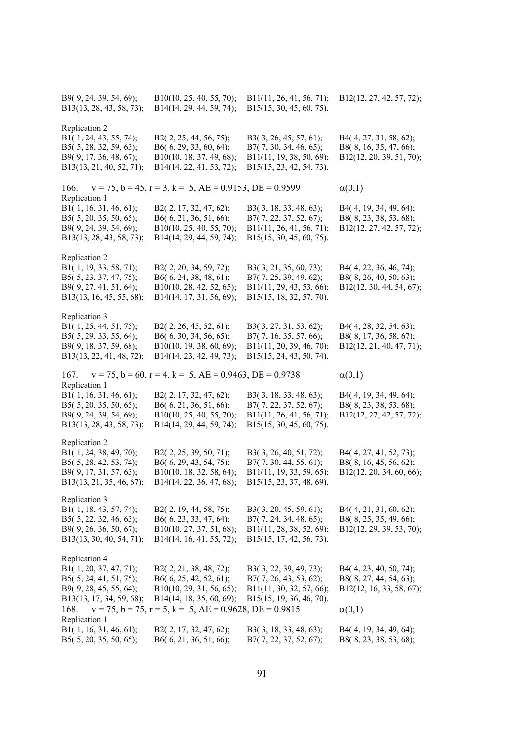B9( 9, 24, 39, 54, 69); B10(10, 25, 40, 55, 70); B11(11, 26, 41, 56, 71); B12(12, 27, 42, 57, 72);
B13(13, 28, 43, 58, 73); B14(14, 29, 44, 59, 74); B15(15, 30, 45, 60, 75).

Replication 2
B1( 1, 24, 43, 55, 74); B2( 2, 25, 44, 56, 75); B3( 3, 26, 45, 57, 61); B4( 4, 27, 31, 58, 62);
B5( 5, 28, 32, 59, 63); B6( 6, 29, 33, 60, 64); B7( 7, 30, 34, 46, 65); B8( 8, 16, 35, 47, 66);
B9( 9, 17, 36, 48, 67); B10(10, 18, 37, 49, 68); B11(11, 19, 38, 50, 69); B12(12, 20, 39, 51, 70);
B13(13, 21, 40, 52, 71); B14(14, 22, 41, 53, 72); B15(15, 23, 42, 54, 73).

166. v = 75, b = 45, r = 3, k = 5, AE = 0.9153, DE = 0.9599 $\alpha(0,1)$

Replication 1
B1( 1, 16, 31, 46, 61); B2( 2, 17, 32, 47, 62); B3( 3, 18, 33, 48, 63); B4( 4, 19, 34, 49, 64);
B5( 5, 20, 35, 50, 65); B6( 6, 21, 36, 51, 66); B7( 7, 22, 37, 52, 67); B8( 8, 23, 38, 53, 68);
B9( 9, 24, 39, 54, 69); B10(10, 25, 40, 55, 70); B11(11, 26, 41, 56, 71); B12(12, 27, 42, 57, 72);
B13(13, 28, 43, 58, 73); B14(14, 29, 44, 59, 74); B15(15, 30, 45, 60, 75).

Replication 2
B1( 1, 19, 33, 58, 71); B2( 2, 20, 34, 59, 72); B3( 3, 21, 35, 60, 73); B4( 4, 22, 36, 46, 74);
B5( 5, 23, 37, 47, 75); B6( 6, 24, 38, 48, 61); B7( 7, 25, 39, 49, 62); B8( 8, 26, 40, 50, 63);
B9( 9, 27, 41, 51, 64); B10(10, 28, 42, 52, 65); B11(11, 29, 43, 53, 66); B12(12, 30, 44, 54, 67);
B13(13, 16, 45, 55, 68); B14(14, 17, 31, 56, 69); B15(15, 18, 32, 57, 70).

Replication 3
B1( 1, 25, 44, 51, 75); B2( 2, 26, 45, 52, 61); B3( 3, 27, 31, 53, 62); B4( 4, 28, 32, 54, 63);
B5( 5, 29, 33, 55, 64); B6( 6, 30, 34, 56, 65); B7( 7, 16, 35, 57, 66); B8( 8, 17, 36, 58, 67);
B9( 9, 18, 37, 59, 68); B10(10, 19, 38, 60, 69); B11(11, 20, 39, 46, 70); B12(12, 21, 40, 47, 71);
B13(13, 22, 41, 48, 72); B14(14, 23, 42, 49, 73); B15(15, 24, 43, 50, 74).

167. v = 75, b = 60, r = 4, k = 5, AE = 0.9463, DE = 0.9738 $\alpha(0,1)$

Replication 1
B1( 1, 16, 31, 46, 61); B2( 2, 17, 32, 47, 62); B3( 3, 18, 33, 48, 63); B4( 4, 19, 34, 49, 64);
B5( 5, 20, 35, 50, 65); B6( 6, 21, 36, 51, 66); B7( 7, 22, 37, 52, 67); B8( 8, 23, 38, 53, 68);
B9( 9, 24, 39, 54, 69); B10(10, 25, 40, 55, 70); B11(11, 26, 41, 56, 71); B12(12, 27, 42, 57, 72);
B13(13, 28, 43, 58, 73); B14(14, 29, 44, 59, 74); B15(15, 30, 45, 60, 75).

Replication 2
B1( 1, 24, 38, 49, 70); B2( 2, 25, 39, 50, 71); B3( 3, 26, 40, 51, 72); B4( 4, 27, 41, 52, 73);
B5( 5, 28, 42, 53, 74); B6( 6, 29, 43, 54, 75); B7( 7, 30, 44, 55, 61); B8( 8, 16, 45, 56, 62);
B9( 9, 17, 31, 57, 63); B10(10, 18, 32, 58, 64); B11(11, 19, 33, 59, 65); B12(12, 20, 34, 60, 66);
B13(13, 21, 35, 46, 67); B14(14, 22, 36, 47, 68); B15(15, 23, 37, 48, 69).

Replication 3
B1( 1, 18, 43, 57, 74); B2( 2, 19, 44, 58, 75); B3( 3, 20, 45, 59, 61); B4( 4, 21, 31, 60, 62);
B5( 5, 22, 32, 46, 63); B6( 6, 23, 33, 47, 64); B7( 7, 24, 34, 48, 65); B8( 8, 25, 35, 49, 66);
B9( 9, 26, 36, 50, 67); B10(10, 27, 37, 51, 68); B11(11, 28, 38, 52, 69); B12(12, 29, 39, 53, 70);
B13(13, 30, 40, 54, 71); B14(14, 16, 41, 55, 72); B15(15, 17, 42, 56, 73).

Replication 4
B1( 1, 20, 37, 47, 71); B2( 2, 21, 38, 48, 72); B3( 3, 22, 39, 49, 73); B4( 4, 23, 40, 50, 74);
B5( 5, 24, 41, 51, 75); B6( 6, 25, 42, 52, 61); B7( 7, 26, 43, 53, 62); B8( 8, 27, 44, 54, 63);
B9( 9, 28, 45, 55, 64); B10(10, 29, 31, 56, 65); B11(11, 30, 32, 57, 66); B12(12, 16, 33, 58, 67);
B13(13, 17, 34, 59, 68); B14(14, 18, 35, 60, 69); B15(15, 19, 36, 46, 70).

168. v = 75, b = 75, r = 5, k = 5, AE = 0.9628, DE = 0.9815 $\alpha(0,1)$

Replication 1
B1( 1, 16, 31, 46, 61); B2( 2, 17, 32, 47, 62); B3( 3, 18, 33, 48, 63); B4( 4, 19, 34, 49, 64);
B5( 5, 20, 35, 50, 65); B6( 6, 21, 36, 51, 66); B7( 7, 22, 37, 52, 67); B8( 8, 23, 38, 53, 68);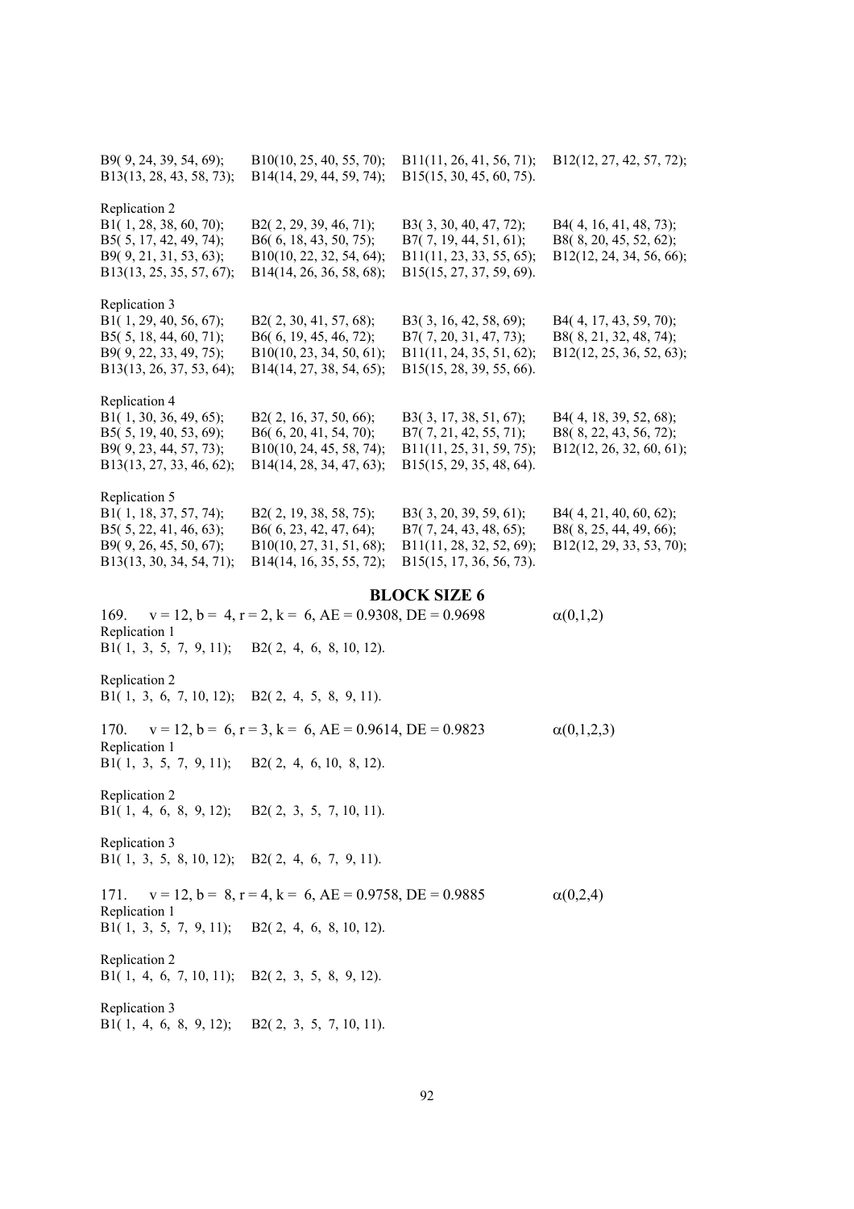B9( 9, 24, 39, 54, 69); B10(10, 25, 40, 55, 70); B11(11, 26, 41, 56, 71); B12(12, 27, 42, 57, 72);
B13(13, 28, 43, 58, 73); B14(14, 29, 44, 59, 74); B15(15, 30, 45, 60, 75).

Replication 2
B1( 1, 28, 38, 60, 70); B2( 2, 29, 39, 46, 71); B3( 3, 30, 40, 47, 72); B4( 4, 16, 41, 48, 73);
B5( 5, 17, 42, 49, 74); B6( 6, 18, 43, 50, 75); B7( 7, 19, 44, 51, 61); B8( 8, 20, 45, 52, 62);
B9( 9, 21, 31, 53, 63); B10(10, 22, 32, 54, 64); B11(11, 23, 33, 55, 65); B12(12, 24, 34, 56, 66);
B13(13, 25, 35, 57, 67); B14(14, 26, 36, 58, 68); B15(15, 27, 37, 59, 69).

Replication 3
B1( 1, 29, 40, 56, 67); B2( 2, 30, 41, 57, 68); B3( 3, 16, 42, 58, 69); B4( 4, 17, 43, 59, 70);
B5( 5, 18, 44, 60, 71); B6( 6, 19, 45, 46, 72); B7( 7, 20, 31, 47, 73); B8( 8, 21, 32, 48, 74);
B9( 9, 22, 33, 49, 75); B10(10, 23, 34, 50, 61); B11(11, 24, 35, 51, 62); B12(12, 25, 36, 52, 63);
B13(13, 26, 37, 53, 64); B14(14, 27, 38, 54, 65); B15(15, 28, 39, 55, 66).

Replication 4
B1( 1, 30, 36, 49, 65); B2( 2, 16, 37, 50, 66); B3( 3, 17, 38, 51, 67); B4( 4, 18, 39, 52, 68);
B5( 5, 19, 40, 53, 69); B6( 6, 20, 41, 54, 70); B7( 7, 21, 42, 55, 71); B8( 8, 22, 43, 56, 72);
B9( 9, 23, 44, 57, 73); B10(10, 24, 45, 58, 74); B11(11, 25, 31, 59, 75); B12(12, 26, 32, 60, 61);
B13(13, 27, 33, 46, 62); B14(14, 28, 34, 47, 63); B15(15, 29, 35, 48, 64).

Replication 5
B1( 1, 18, 37, 57, 74); B2( 2, 19, 38, 58, 75); B3( 3, 20, 39, 59, 61); B4( 4, 21, 40, 60, 62);
B5( 5, 22, 41, 46, 63); B6( 6, 23, 42, 47, 64); B7( 7, 24, 43, 48, 65); B8( 8, 25, 44, 49, 66);
B9( 9, 26, 45, 50, 67); B10(10, 27, 31, 51, 68); B11(11, 28, 32, 52, 69); B12(12, 29, 33, 53, 70);
B13(13, 30, 34, 54, 71); B14(14, 16, 35, 55, 72); B15(15, 17, 36, 56, 73).

## BLOCK SIZE 6

169. $v = 12, b = 4, r = 2, k = 6$, AE = 0.9308, DE = 0.9698 $\alpha(0,1,2)$

Replication 1
B1( 1, 3, 5, 7, 9, 11); B2( 2, 4, 6, 8, 10, 12).

Replication 2
B1( 1, 3, 6, 7, 10, 12); B2( 2, 4, 5, 8, 9, 11).

170. $v = 12, b = 6, r = 3, k = 6$, AE = 0.9614, DE = 0.9823 $\alpha(0,1,2,3)$

Replication 1
B1( 1, 3, 5, 7, 9, 11); B2( 2, 4, 6, 10, 8, 12).

Replication 2
B1( 1, 4, 6, 8, 9, 12); B2( 2, 3, 5, 7, 10, 11).

Replication 3
B1( 1, 3, 5, 8, 10, 12); B2( 2, 4, 6, 7, 9, 11).

171. $v = 12, b = 8, r = 4, k = 6$, AE = 0.9758, DE = 0.9885 $\alpha(0,2,4)$

Replication 1
B1( 1, 3, 5, 7, 9, 11); B2( 2, 4, 6, 8, 10, 12).

Replication 2
B1( 1, 4, 6, 7, 10, 11); B2( 2, 3, 5, 8, 9, 12).

Replication 3
B1( 1, 4, 6, 8, 9, 12); B2( 2, 3, 5, 7, 10, 11).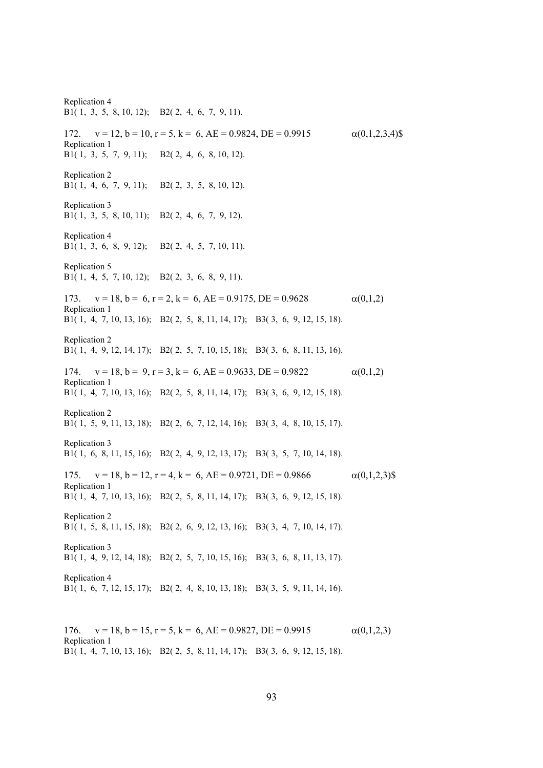Replication 4
B1( 1, 3, 5, 8, 10, 12); B2( 2, 4, 6, 7, 9, 11).

172. $v = 12, b = 10, r = 5, k = 6$, AE = 0.9824, DE = 0.9915 $\alpha(0,1,2,3,4)$$

Replication 1
B1( 1, 3, 5, 7, 9, 11); B2( 2, 4, 6, 8, 10, 12).

Replication 2
B1( 1, 4, 6, 7, 9, 11); B2( 2, 3, 5, 8, 10, 12).

Replication 3
B1( 1, 3, 5, 8, 10, 11); B2( 2, 4, 6, 7, 9, 12).

Replication 4
B1( 1, 3, 6, 8, 9, 12); B2( 2, 4, 5, 7, 10, 11).

Replication 5
B1( 1, 4, 5, 7, 10, 12); B2( 2, 3, 6, 8, 9, 11).

173. $v = 18, b = 6, r = 2, k = 6$, AE = 0.9175, DE = 0.9628 $\alpha(0,1,2)$

Replication 1
B1( 1, 4, 7, 10, 13, 16); B2( 2, 5, 8, 11, 14, 17); B3( 3, 6, 9, 12, 15, 18).

Replication 2
B1( 1, 4, 9, 12, 14, 17); B2( 2, 5, 7, 10, 15, 18); B3( 3, 6, 8, 11, 13, 16).

174. $v = 18, b = 9, r = 3, k = 6$, AE = 0.9633, DE = 0.9822 $\alpha(0,1,2)$

Replication 1
B1( 1, 4, 7, 10, 13, 16); B2( 2, 5, 8, 11, 14, 17); B3( 3, 6, 9, 12, 15, 18).

Replication 2
B1( 1, 5, 9, 11, 13, 18); B2( 2, 6, 7, 12, 14, 16); B3( 3, 4, 8, 10, 15, 17).

Replication 3
B1( 1, 6, 8, 11, 15, 16); B2( 2, 4, 9, 12, 13, 17); B3( 3, 5, 7, 10, 14, 18).

175. $v = 18, b = 12, r = 4, k = 6$, AE = 0.9721, DE = 0.9866 $\alpha(0,1,2,3)$$

Replication 1
B1( 1, 4, 7, 10, 13, 16); B2( 2, 5, 8, 11, 14, 17); B3( 3, 6, 9, 12, 15, 18).

Replication 2
B1( 1, 5, 8, 11, 15, 18); B2( 2, 6, 9, 12, 13, 16); B3( 3, 4, 7, 10, 14, 17).

Replication 3
B1( 1, 4, 9, 12, 14, 18); B2( 2, 5, 7, 10, 15, 16); B3( 3, 6, 8, 11, 13, 17).

Replication 4
B1( 1, 6, 7, 12, 15, 17); B2( 2, 4, 8, 10, 13, 18); B3( 3, 5, 9, 11, 14, 16).

176. $v = 18, b = 15, r = 5, k = 6$, AE = 0.9827, DE = 0.9915 $\alpha(0,1,2,3)$

Replication 1
B1( 1, 4, 7, 10, 13, 16); B2( 2, 5, 8, 11, 14, 17); B3( 3, 6, 9, 12, 15, 18).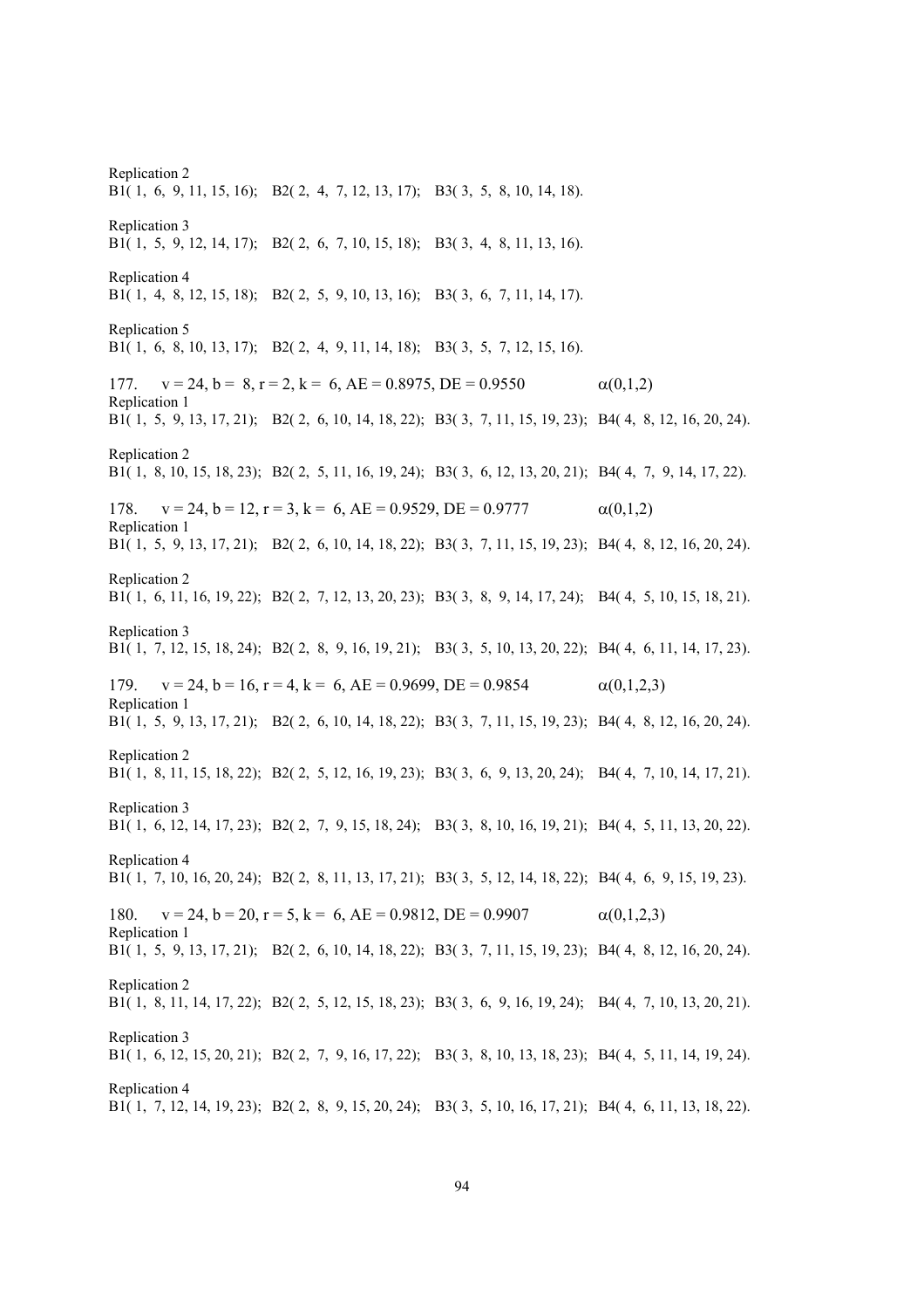Replication 2
B1( 1, 6, 9, 11, 15, 16); B2( 2, 4, 7, 12, 13, 17); B3( 3, 5, 8, 10, 14, 18).

Replication 3
B1( 1, 5, 9, 12, 14, 17); B2( 2, 6, 7, 10, 15, 18); B3( 3, 4, 8, 11, 13, 16).

Replication 4
B1( 1, 4, 8, 12, 15, 18); B2( 2, 5, 9, 10, 13, 16); B3( 3, 6, 7, 11, 14, 17).

Replication 5
B1( 1, 6, 8, 10, 13, 17); B2( 2, 4, 9, 11, 14, 18); B3( 3, 5, 7, 12, 15, 16).

177. $v = 24$, $b = 8$, $r = 2$, $k = 6$, AE = 0.8975, DE = 0.9550 $\alpha(0,1,2)$

Replication 1
B1( 1, 5, 9, 13, 17, 21); B2( 2, 6, 10, 14, 18, 22); B3( 3, 7, 11, 15, 19, 23); B4( 4, 8, 12, 16, 20, 24).

Replication 2
B1( 1, 8, 10, 15, 18, 23); B2( 2, 5, 11, 16, 19, 24); B3( 3, 6, 12, 13, 20, 21); B4( 4, 7, 9, 14, 17, 22).

178. $v = 24$, $b = 12$, $r = 3$, $k = 6$, AE = 0.9529, DE = 0.9777 $\alpha(0,1,2)$

Replication 1
B1( 1, 5, 9, 13, 17, 21); B2( 2, 6, 10, 14, 18, 22); B3( 3, 7, 11, 15, 19, 23); B4( 4, 8, 12, 16, 20, 24).

Replication 2
B1( 1, 6, 11, 16, 19, 22); B2( 2, 7, 12, 13, 20, 23); B3( 3, 8, 9, 14, 17, 24); B4( 4, 5, 10, 15, 18, 21).

Replication 3
B1( 1, 7, 12, 15, 18, 24); B2( 2, 8, 9, 16, 19, 21); B3( 3, 5, 10, 13, 20, 22); B4( 4, 6, 11, 14, 17, 23).

179. $v = 24$, $b = 16$, $r = 4$, $k = 6$, AE = 0.9699, DE = 0.9854 $\alpha(0,1,2,3)$

Replication 1
B1( 1, 5, 9, 13, 17, 21); B2( 2, 6, 10, 14, 18, 22); B3( 3, 7, 11, 15, 19, 23); B4( 4, 8, 12, 16, 20, 24).

Replication 2
B1( 1, 8, 11, 15, 18, 22); B2( 2, 5, 12, 16, 19, 23); B3( 3, 6, 9, 13, 20, 24); B4( 4, 7, 10, 14, 17, 21).

Replication 3
B1( 1, 6, 12, 14, 17, 23); B2( 2, 7, 9, 15, 18, 24); B3( 3, 8, 10, 16, 19, 21); B4( 4, 5, 11, 13, 20, 22).

Replication 4
B1( 1, 7, 10, 16, 20, 24); B2( 2, 8, 11, 13, 17, 21); B3( 3, 5, 12, 14, 18, 22); B4( 4, 6, 9, 15, 19, 23).

180. $v = 24$, $b = 20$, $r = 5$, $k = 6$, AE = 0.9812, DE = 0.9907 $\alpha(0,1,2,3)$

Replication 1
B1( 1, 5, 9, 13, 17, 21); B2( 2, 6, 10, 14, 18, 22); B3( 3, 7, 11, 15, 19, 23); B4( 4, 8, 12, 16, 20, 24).

Replication 2
B1( 1, 8, 11, 14, 17, 22); B2( 2, 5, 12, 15, 18, 23); B3( 3, 6, 9, 16, 19, 24); B4( 4, 7, 10, 13, 20, 21).

Replication 3
B1( 1, 6, 12, 15, 20, 21); B2( 2, 7, 9, 16, 17, 22); B3( 3, 8, 10, 13, 18, 23); B4( 4, 5, 11, 14, 19, 24).

Replication 4
B1( 1, 7, 12, 14, 19, 23); B2( 2, 8, 9, 15, 20, 24); B3( 3, 5, 10, 16, 17, 21); B4( 4, 6, 11, 13, 18, 22).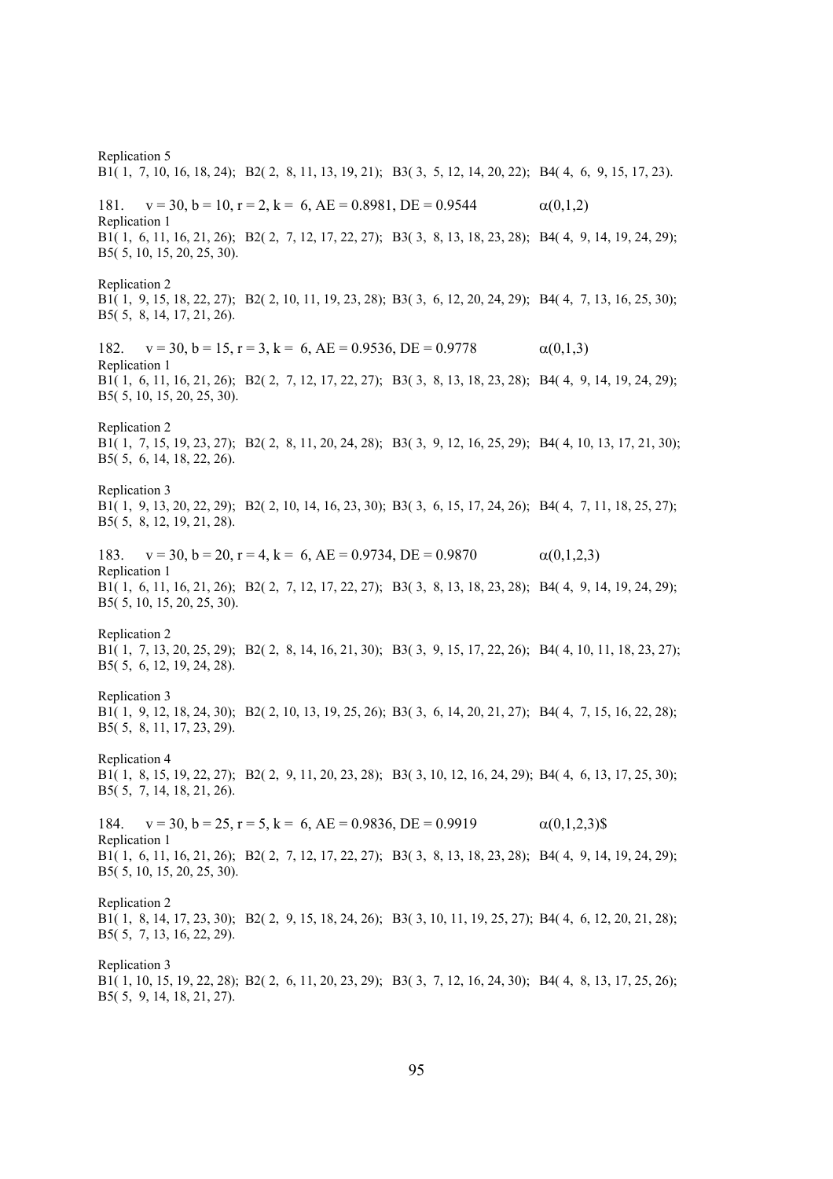Replication 5
B1( 1, 7, 10, 16, 18, 24); B2( 2, 8, 11, 13, 19, 21); B3( 3, 5, 12, 14, 20, 22); B4( 4, 6, 9, 15, 17, 23).

181. v = 30, b = 10, r = 2, k = 6, AE = 0.8981, DE = 0.9544 $\alpha(0,1,2)$
Replication 1
B1( 1, 6, 11, 16, 21, 26); B2( 2, 7, 12, 17, 22, 27); B3( 3, 8, 13, 18, 23, 28); B4( 4, 9, 14, 19, 24, 29); B5( 5, 10, 15, 20, 25, 30).

Replication 2
B1( 1, 9, 15, 18, 22, 27); B2( 2, 10, 11, 19, 23, 28); B3( 3, 6, 12, 20, 24, 29); B4( 4, 7, 13, 16, 25, 30); B5( 5, 8, 14, 17, 21, 26).

182. v = 30, b = 15, r = 3, k = 6, AE = 0.9536, DE = 0.9778 $\alpha(0,1,3)$
Replication 1
B1( 1, 6, 11, 16, 21, 26); B2( 2, 7, 12, 17, 22, 27); B3( 3, 8, 13, 18, 23, 28); B4( 4, 9, 14, 19, 24, 29); B5( 5, 10, 15, 20, 25, 30).

Replication 2
B1( 1, 7, 15, 19, 23, 27); B2( 2, 8, 11, 20, 24, 28); B3( 3, 9, 12, 16, 25, 29); B4( 4, 10, 13, 17, 21, 30); B5( 5, 6, 14, 18, 22, 26).

Replication 3
B1( 1, 9, 13, 20, 22, 29); B2( 2, 10, 14, 16, 23, 30); B3( 3, 6, 15, 17, 24, 26); B4( 4, 7, 11, 18, 25, 27); B5( 5, 8, 12, 19, 21, 28).

183. v = 30, b = 20, r = 4, k = 6, AE = 0.9734, DE = 0.9870 $\alpha(0,1,2,3)$
Replication 1
B1( 1, 6, 11, 16, 21, 26); B2( 2, 7, 12, 17, 22, 27); B3( 3, 8, 13, 18, 23, 28); B4( 4, 9, 14, 19, 24, 29); B5( 5, 10, 15, 20, 25, 30).

Replication 2
B1( 1, 7, 13, 20, 25, 29); B2( 2, 8, 14, 16, 21, 30); B3( 3, 9, 15, 17, 22, 26); B4( 4, 10, 11, 18, 23, 27); B5( 5, 6, 12, 19, 24, 28).

Replication 3
B1( 1, 9, 12, 18, 24, 30); B2( 2, 10, 13, 19, 25, 26); B3( 3, 6, 14, 20, 21, 27); B4( 4, 7, 15, 16, 22, 28); B5( 5, 8, 11, 17, 23, 29).

Replication 4
B1( 1, 8, 15, 19, 22, 27); B2( 2, 9, 11, 20, 23, 28); B3( 3, 10, 12, 16, 24, 29); B4( 4, 6, 13, 17, 25, 30); B5( 5, 7, 14, 18, 21, 26).

184. v = 30, b = 25, r = 5, k = 6, AE = 0.9836, DE = 0.9919 $\alpha(0,1,2,3)$$
Replication 1
B1( 1, 6, 11, 16, 21, 26); B2( 2, 7, 12, 17, 22, 27); B3( 3, 8, 13, 18, 23, 28); B4( 4, 9, 14, 19, 24, 29); B5( 5, 10, 15, 20, 25, 30).

Replication 2
B1( 1, 8, 14, 17, 23, 30); B2( 2, 9, 15, 18, 24, 26); B3( 3, 10, 11, 19, 25, 27); B4( 4, 6, 12, 20, 21, 28); B5( 5, 7, 13, 16, 22, 29).

Replication 3
B1( 1, 10, 15, 19, 22, 28); B2( 2, 6, 11, 20, 23, 29); B3( 3, 7, 12, 16, 24, 30); B4( 4, 8, 13, 17, 25, 26); B5( 5, 9, 14, 18, 21, 27).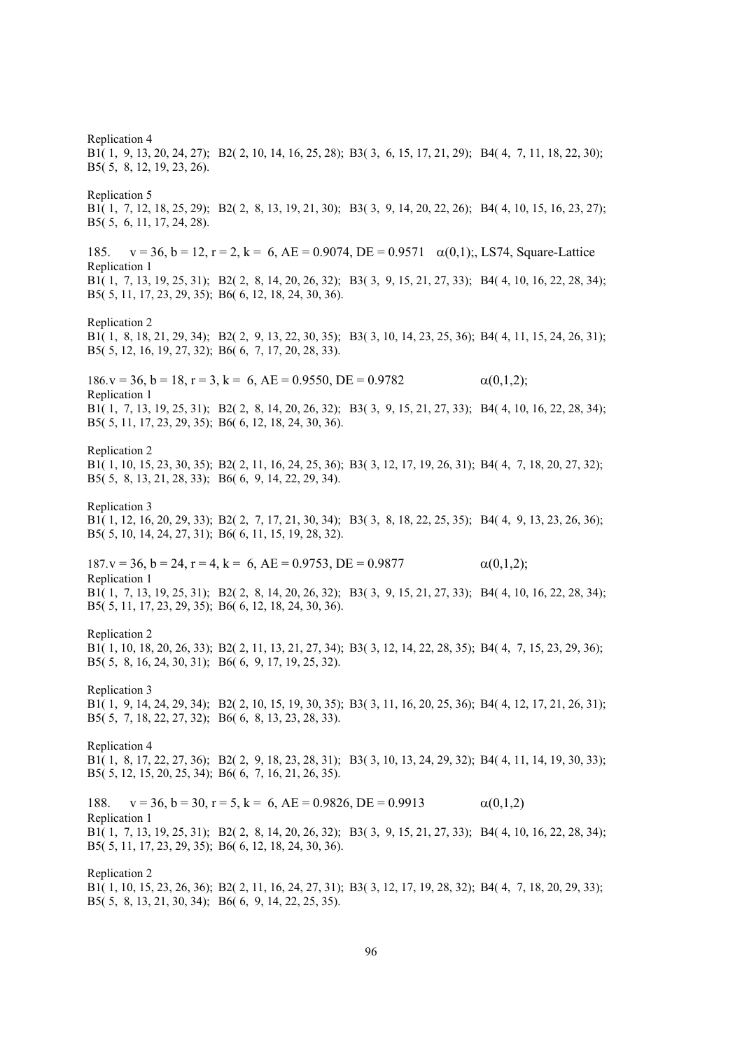Replication 4
B1( 1, 9, 13, 20, 24, 27); B2( 2, 10, 14, 16, 25, 28); B3( 3, 6, 15, 17, 21, 29); B4( 4, 7, 11, 18, 22, 30);
B5( 5, 8, 12, 19, 23, 26).

Replication 5
B1( 1, 7, 12, 18, 25, 29); B2( 2, 8, 13, 19, 21, 30); B3( 3, 9, 14, 20, 22, 26); B4( 4, 10, 15, 16, 23, 27);
B5( 5, 6, 11, 17, 24, 28).

185. v = 36, b = 12, r = 2, k = 6, AE = 0.9074, DE = 0.9571 $\alpha(0,1)$;, LS74, Square-Lattice
Replication 1
B1( 1, 7, 13, 19, 25, 31); B2( 2, 8, 14, 20, 26, 32); B3( 3, 9, 15, 21, 27, 33); B4( 4, 10, 16, 22, 28, 34);
B5( 5, 11, 17, 23, 29, 35); B6( 6, 12, 18, 24, 30, 36).

Replication 2
B1( 1, 8, 18, 21, 29, 34); B2( 2, 9, 13, 22, 30, 35); B3( 3, 10, 14, 23, 25, 36); B4( 4, 11, 15, 24, 26, 31);
B5( 5, 12, 16, 19, 27, 32); B6( 6, 7, 17, 20, 28, 33).

186.v = 36, b = 18, r = 3, k = 6, AE = 0.9550, DE = 0.9782 $\alpha(0,1,2)$;
Replication 1
B1( 1, 7, 13, 19, 25, 31); B2( 2, 8, 14, 20, 26, 32); B3( 3, 9, 15, 21, 27, 33); B4( 4, 10, 16, 22, 28, 34);
B5( 5, 11, 17, 23, 29, 35); B6( 6, 12, 18, 24, 30, 36).

Replication 2
B1( 1, 10, 15, 23, 30, 35); B2( 2, 11, 16, 24, 25, 36); B3( 3, 12, 17, 19, 26, 31); B4( 4, 7, 18, 20, 27, 32);
B5( 5, 8, 13, 21, 28, 33); B6( 6, 9, 14, 22, 29, 34).

Replication 3
B1( 1, 12, 16, 20, 29, 33); B2( 2, 7, 17, 21, 30, 34); B3( 3, 8, 18, 22, 25, 35); B4( 4, 9, 13, 23, 26, 36);
B5( 5, 10, 14, 24, 27, 31); B6( 6, 11, 15, 19, 28, 32).

187.v = 36, b = 24, r = 4, k = 6, AE = 0.9753, DE = 0.9877 $\alpha(0,1,2)$;
Replication 1
B1( 1, 7, 13, 19, 25, 31); B2( 2, 8, 14, 20, 26, 32); B3( 3, 9, 15, 21, 27, 33); B4( 4, 10, 16, 22, 28, 34);
B5( 5, 11, 17, 23, 29, 35); B6( 6, 12, 18, 24, 30, 36).

Replication 2
B1( 1, 10, 18, 20, 26, 33); B2( 2, 11, 13, 21, 27, 34); B3( 3, 12, 14, 22, 28, 35); B4( 4, 7, 15, 23, 29, 36);
B5( 5, 8, 16, 24, 30, 31); B6( 6, 9, 17, 19, 25, 32).

Replication 3
B1( 1, 9, 14, 24, 29, 34); B2( 2, 10, 15, 19, 30, 35); B3( 3, 11, 16, 20, 25, 36); B4( 4, 12, 17, 21, 26, 31);
B5( 5, 7, 18, 22, 27, 32); B6( 6, 8, 13, 23, 28, 33).

Replication 4
B1( 1, 8, 17, 22, 27, 36); B2( 2, 9, 18, 23, 28, 31); B3( 3, 10, 13, 24, 29, 32); B4( 4, 11, 14, 19, 30, 33);
B5( 5, 12, 15, 20, 25, 34); B6( 6, 7, 16, 21, 26, 35).

188. v = 36, b = 30, r = 5, k = 6, AE = 0.9826, DE = 0.9913 $\alpha(0,1,2)$
Replication 1
B1( 1, 7, 13, 19, 25, 31); B2( 2, 8, 14, 20, 26, 32); B3( 3, 9, 15, 21, 27, 33); B4( 4, 10, 16, 22, 28, 34);
B5( 5, 11, 17, 23, 29, 35); B6( 6, 12, 18, 24, 30, 36).

Replication 2
B1( 1, 10, 15, 23, 26, 36); B2( 2, 11, 16, 24, 27, 31); B3( 3, 12, 17, 19, 28, 32); B4( 4, 7, 18, 20, 29, 33);
B5( 5, 8, 13, 21, 30, 34); B6( 6, 9, 14, 22, 25, 35).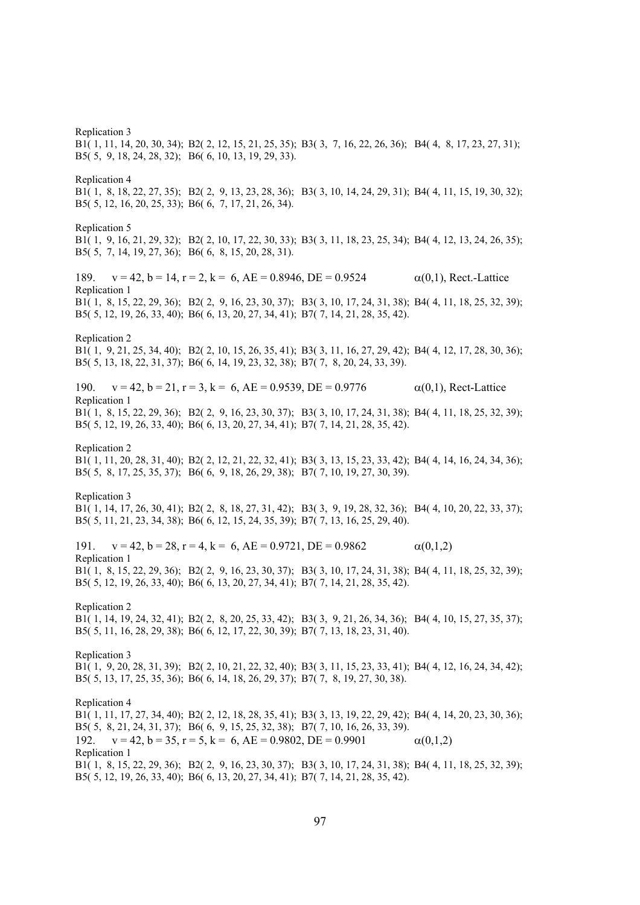Replication 3
B1( 1, 11, 14, 20, 30, 34); B2( 2, 12, 15, 21, 25, 35); B3( 3, 7, 16, 22, 26, 36); B4( 4, 8, 17, 23, 27, 31); B5( 5, 9, 18, 24, 28, 32); B6( 6, 10, 13, 19, 29, 33).

Replication 4
B1( 1, 8, 18, 22, 27, 35); B2( 2, 9, 13, 23, 28, 36); B3( 3, 10, 14, 24, 29, 31); B4( 4, 11, 15, 19, 30, 32); B5( 5, 12, 16, 20, 25, 33); B6( 6, 7, 17, 21, 26, 34).

Replication 5
B1( 1, 9, 16, 21, 29, 32); B2( 2, 10, 17, 22, 30, 33); B3( 3, 11, 18, 23, 25, 34); B4( 4, 12, 13, 24, 26, 35); B5( 5, 7, 14, 19, 27, 36); B6( 6, 8, 15, 20, 28, 31).

189. v = 42, b = 14, r = 2, k = 6, AE = 0.8946, DE = 0.9524 $\alpha(0,1)$, Rect.-Lattice

Replication 1
B1( 1, 8, 15, 22, 29, 36); B2( 2, 9, 16, 23, 30, 37); B3( 3, 10, 17, 24, 31, 38); B4( 4, 11, 18, 25, 32, 39); B5( 5, 12, 19, 26, 33, 40); B6( 6, 13, 20, 27, 34, 41); B7( 7, 14, 21, 28, 35, 42).

Replication 2
B1( 1, 9, 21, 25, 34, 40); B2( 2, 10, 15, 26, 35, 41); B3( 3, 11, 16, 27, 29, 42); B4( 4, 12, 17, 28, 30, 36); B5( 5, 13, 18, 22, 31, 37); B6( 6, 14, 19, 23, 32, 38); B7( 7, 8, 20, 24, 33, 39).

190. v = 42, b = 21, r = 3, k = 6, AE = 0.9539, DE = 0.9776 $\alpha(0,1)$, Rect-Lattice

Replication 1
B1( 1, 8, 15, 22, 29, 36); B2( 2, 9, 16, 23, 30, 37); B3( 3, 10, 17, 24, 31, 38); B4( 4, 11, 18, 25, 32, 39); B5( 5, 12, 19, 26, 33, 40); B6( 6, 13, 20, 27, 34, 41); B7( 7, 14, 21, 28, 35, 42).

Replication 2
B1( 1, 11, 20, 28, 31, 40); B2( 2, 12, 21, 22, 32, 41); B3( 3, 13, 15, 23, 33, 42); B4( 4, 14, 16, 24, 34, 36); B5( 5, 8, 17, 25, 35, 37); B6( 6, 9, 18, 26, 29, 38); B7( 7, 10, 19, 27, 30, 39).

Replication 3
B1( 1, 14, 17, 26, 30, 41); B2( 2, 8, 18, 27, 31, 42); B3( 3, 9, 19, 28, 32, 36); B4( 4, 10, 20, 22, 33, 37); B5( 5, 11, 21, 23, 34, 38); B6( 6, 12, 15, 24, 35, 39); B7( 7, 13, 16, 25, 29, 40).

191. v = 42, b = 28, r = 4, k = 6, AE = 0.9721, DE = 0.9862 $\alpha(0,1,2)$

Replication 1
B1( 1, 8, 15, 22, 29, 36); B2( 2, 9, 16, 23, 30, 37); B3( 3, 10, 17, 24, 31, 38); B4( 4, 11, 18, 25, 32, 39); B5( 5, 12, 19, 26, 33, 40); B6( 6, 13, 20, 27, 34, 41); B7( 7, 14, 21, 28, 35, 42).

Replication 2
B1( 1, 14, 19, 24, 32, 41); B2( 2, 8, 20, 25, 33, 42); B3( 3, 9, 21, 26, 34, 36); B4( 4, 10, 15, 27, 35, 37); B5( 5, 11, 16, 28, 29, 38); B6( 6, 12, 17, 22, 30, 39); B7( 7, 13, 18, 23, 31, 40).

Replication 3
B1( 1, 9, 20, 28, 31, 39); B2( 2, 10, 21, 22, 32, 40); B3( 3, 11, 15, 23, 33, 41); B4( 4, 12, 16, 24, 34, 42); B5( 5, 13, 17, 25, 35, 36); B6( 6, 14, 18, 26, 29, 37); B7( 7, 8, 19, 27, 30, 38).

Replication 4
B1( 1, 11, 17, 27, 34, 40); B2( 2, 12, 18, 28, 35, 41); B3( 3, 13, 19, 22, 29, 42); B4( 4, 14, 20, 23, 30, 36); B5( 5, 8, 21, 24, 31, 37); B6( 6, 9, 15, 25, 32, 38); B7( 7, 10, 16, 26, 33, 39).

192. v = 42, b = 35, r = 5, k = 6, AE = 0.9802, DE = 0.9901 $\alpha(0,1,2)$

Replication 1
B1( 1, 8, 15, 22, 29, 36); B2( 2, 9, 16, 23, 30, 37); B3( 3, 10, 17, 24, 31, 38); B4( 4, 11, 18, 25, 32, 39); B5( 5, 12, 19, 26, 33, 40); B6( 6, 13, 20, 27, 34, 41); B7( 7, 14, 21, 28, 35, 42).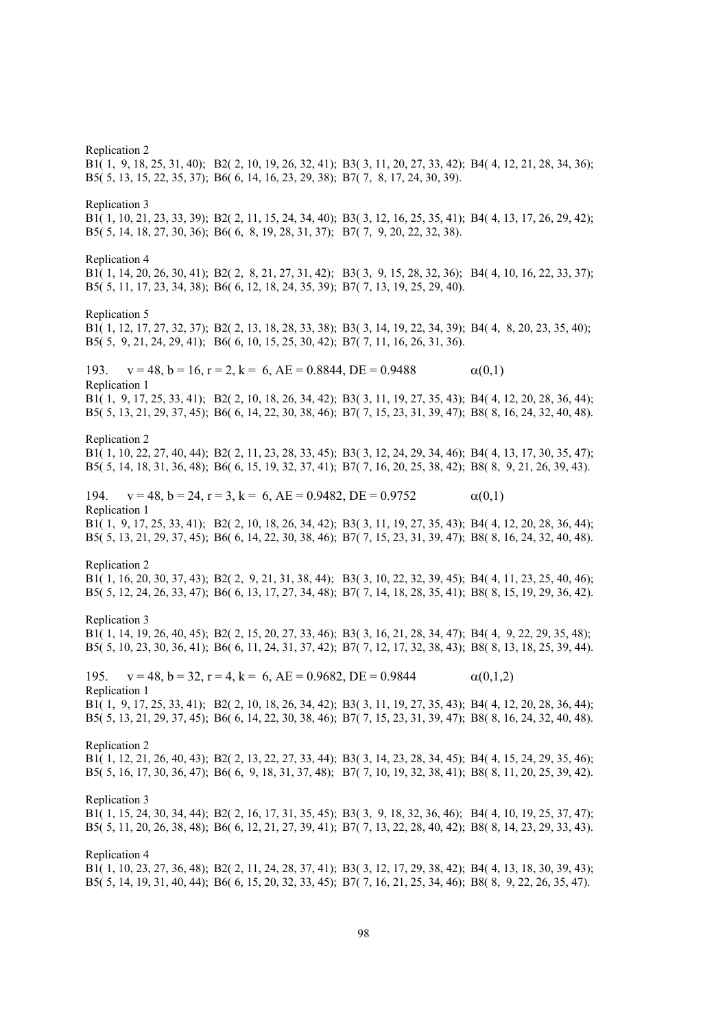Replication 2

B1( 1, 9, 18, 25, 31, 40); B2( 2, 10, 19, 26, 32, 41); B3( 3, 11, 20, 27, 33, 42); B4( 4, 12, 21, 28, 34, 36);
B5( 5, 13, 15, 22, 35, 37); B6( 6, 14, 16, 23, 29, 38); B7( 7, 8, 17, 24, 30, 39).

Replication 3

B1( 1, 10, 21, 23, 33, 39); B2( 2, 11, 15, 24, 34, 40); B3( 3, 12, 16, 25, 35, 41); B4( 4, 13, 17, 26, 29, 42);
B5( 5, 14, 18, 27, 30, 36); B6( 6, 8, 19, 28, 31, 37); B7( 7, 9, 20, 22, 32, 38).

Replication 4

B1( 1, 14, 20, 26, 30, 41); B2( 2, 8, 21, 27, 31, 42); B3( 3, 9, 15, 28, 32, 36); B4( 4, 10, 16, 22, 33, 37);
B5( 5, 11, 17, 23, 34, 38); B6( 6, 12, 18, 24, 35, 39); B7( 7, 13, 19, 25, 29, 40).

Replication 5

B1( 1, 12, 17, 27, 32, 37); B2( 2, 13, 18, 28, 33, 38); B3( 3, 14, 19, 22, 34, 39); B4( 4, 8, 20, 23, 35, 40);
B5( 5, 9, 21, 24, 29, 41); B6( 6, 10, 15, 25, 30, 42); B7( 7, 11, 16, 26, 31, 36).

193. v = 48, b = 16, r = 2, k = 6, AE = 0.8844, DE = 0.9488 $\alpha(0,1)$

Replication 1

B1( 1, 9, 17, 25, 33, 41); B2( 2, 10, 18, 26, 34, 42); B3( 3, 11, 19, 27, 35, 43); B4( 4, 12, 20, 28, 36, 44);
B5( 5, 13, 21, 29, 37, 45); B6( 6, 14, 22, 30, 38, 46); B7( 7, 15, 23, 31, 39, 47); B8( 8, 16, 24, 32, 40, 48).

Replication 2

B1( 1, 10, 22, 27, 40, 44); B2( 2, 11, 23, 28, 33, 45); B3( 3, 12, 24, 29, 34, 46); B4( 4, 13, 17, 30, 35, 47);
B5( 5, 14, 18, 31, 36, 48); B6( 6, 15, 19, 32, 37, 41); B7( 7, 16, 20, 25, 38, 42); B8( 8, 9, 21, 26, 39, 43).

194. v = 48, b = 24, r = 3, k = 6, AE = 0.9482, DE = 0.9752 $\alpha(0,1)$

Replication 1

B1( 1, 9, 17, 25, 33, 41); B2( 2, 10, 18, 26, 34, 42); B3( 3, 11, 19, 27, 35, 43); B4( 4, 12, 20, 28, 36, 44);
B5( 5, 13, 21, 29, 37, 45); B6( 6, 14, 22, 30, 38, 46); B7( 7, 15, 23, 31, 39, 47); B8( 8, 16, 24, 32, 40, 48).

Replication 2

B1( 1, 16, 20, 30, 37, 43); B2( 2, 9, 21, 31, 38, 44); B3( 3, 10, 22, 32, 39, 45); B4( 4, 11, 23, 25, 40, 46);
B5( 5, 12, 24, 26, 33, 47); B6( 6, 13, 17, 27, 34, 48); B7( 7, 14, 18, 28, 35, 41); B8( 8, 15, 19, 29, 36, 42).

Replication 3

B1( 1, 14, 19, 26, 40, 45); B2( 2, 15, 20, 27, 33, 46); B3( 3, 16, 21, 28, 34, 47); B4( 4, 9, 22, 29, 35, 48);
B5( 5, 10, 23, 30, 36, 41); B6( 6, 11, 24, 31, 37, 42); B7( 7, 12, 17, 32, 38, 43); B8( 8, 13, 18, 25, 39, 44).

195. v = 48, b = 32, r = 4, k = 6, AE = 0.9682, DE = 0.9844 $\alpha(0,1,2)$

Replication 1

B1( 1, 9, 17, 25, 33, 41); B2( 2, 10, 18, 26, 34, 42); B3( 3, 11, 19, 27, 35, 43); B4( 4, 12, 20, 28, 36, 44);
B5( 5, 13, 21, 29, 37, 45); B6( 6, 14, 22, 30, 38, 46); B7( 7, 15, 23, 31, 39, 47); B8( 8, 16, 24, 32, 40, 48).

Replication 2

B1( 1, 12, 21, 26, 40, 43); B2( 2, 13, 22, 27, 33, 44); B3( 3, 14, 23, 28, 34, 45); B4( 4, 15, 24, 29, 35, 46);
B5( 5, 16, 17, 30, 36, 47); B6( 6, 9, 18, 31, 37, 48); B7( 7, 10, 19, 32, 38, 41); B8( 8, 11, 20, 25, 39, 42).

Replication 3

B1( 1, 15, 24, 30, 34, 44); B2( 2, 16, 17, 31, 35, 45); B3( 3, 9, 18, 32, 36, 46); B4( 4, 10, 19, 25, 37, 47);
B5( 5, 11, 20, 26, 38, 48); B6( 6, 12, 21, 27, 39, 41); B7( 7, 13, 22, 28, 40, 42); B8( 8, 14, 23, 29, 33, 43).

Replication 4

B1( 1, 10, 23, 27, 36, 48); B2( 2, 11, 24, 28, 37, 41); B3( 3, 12, 17, 29, 38, 42); B4( 4, 13, 18, 30, 39, 43);
B5( 5, 14, 19, 31, 40, 44); B6( 6, 15, 20, 32, 33, 45); B7( 7, 16, 21, 25, 34, 46); B8( 8, 9, 22, 26, 35, 47).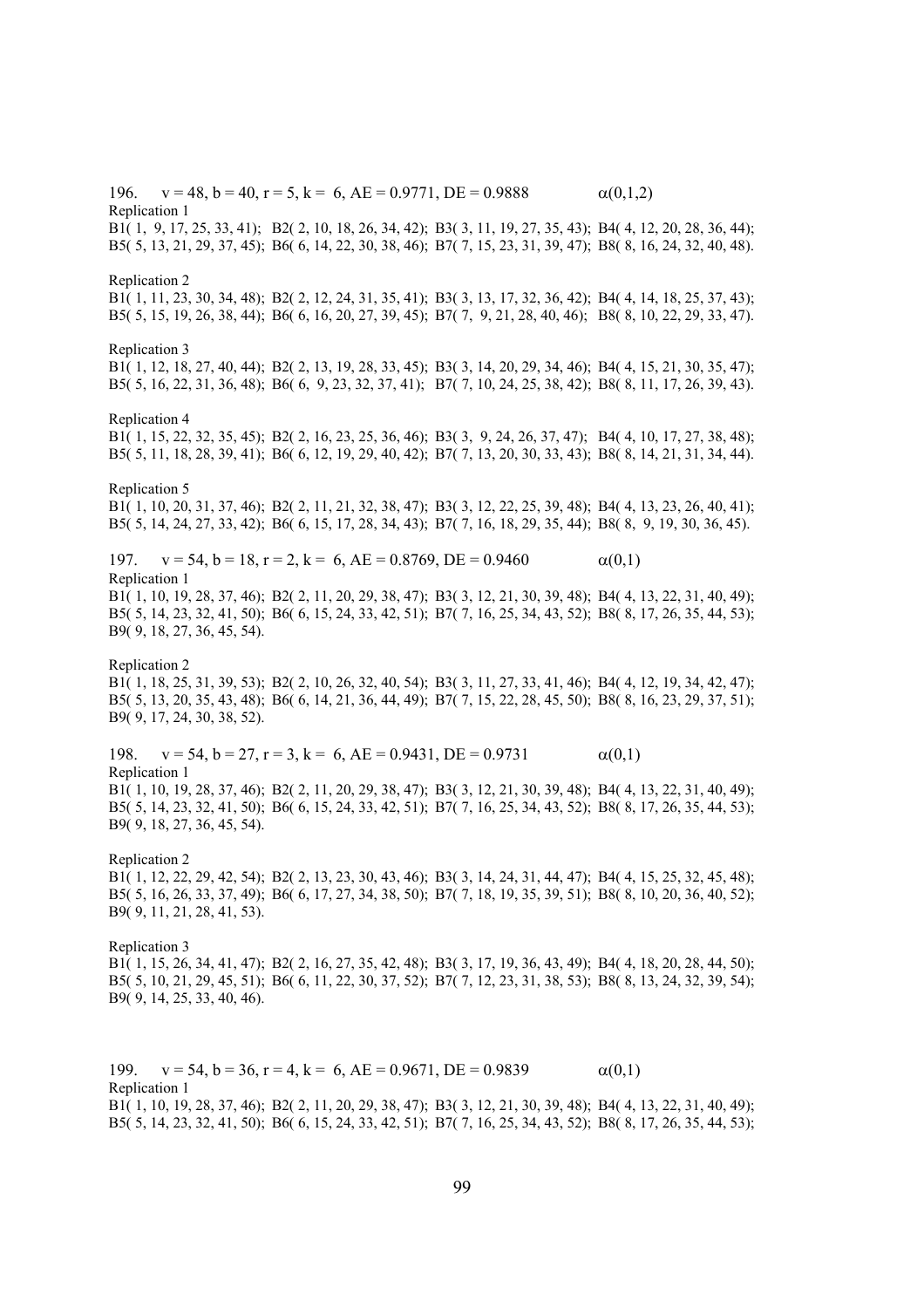196. $v = 48$, $b = 40$, $r = 5$, $k = 6$, AE = 0.9771, DE = 0.9888 $\alpha(0,1,2)$

Replication 1

B1( 1, 9, 17, 25, 33, 41); B2( 2, 10, 18, 26, 34, 42); B3( 3, 11, 19, 27, 35, 43); B4( 4, 12, 20, 28, 36, 44); B5( 5, 13, 21, 29, 37, 45); B6( 6, 14, 22, 30, 38, 46); B7( 7, 15, 23, 31, 39, 47); B8( 8, 16, 24, 32, 40, 48).

Replication 2

B1( 1, 11, 23, 30, 34, 48); B2( 2, 12, 24, 31, 35, 41); B3( 3, 13, 17, 32, 36, 42); B4( 4, 14, 18, 25, 37, 43); B5( 5, 15, 19, 26, 38, 44); B6( 6, 16, 20, 27, 39, 45); B7( 7, 9, 21, 28, 40, 46); B8( 8, 10, 22, 29, 33, 47).

Replication 3

B1( 1, 12, 18, 27, 40, 44); B2( 2, 13, 19, 28, 33, 45); B3( 3, 14, 20, 29, 34, 46); B4( 4, 15, 21, 30, 35, 47); B5( 5, 16, 22, 31, 36, 48); B6( 6, 9, 23, 32, 37, 41); B7( 7, 10, 24, 25, 38, 42); B8( 8, 11, 17, 26, 39, 43).

Replication 4

B1( 1, 15, 22, 32, 35, 45); B2( 2, 16, 23, 25, 36, 46); B3( 3, 9, 24, 26, 37, 47); B4( 4, 10, 17, 27, 38, 48); B5( 5, 11, 18, 28, 39, 41); B6( 6, 12, 19, 29, 40, 42); B7( 7, 13, 20, 30, 33, 43); B8( 8, 14, 21, 31, 34, 44).

Replication 5

B1( 1, 10, 20, 31, 37, 46); B2( 2, 11, 21, 32, 38, 47); B3( 3, 12, 22, 25, 39, 48); B4( 4, 13, 23, 26, 40, 41); B5( 5, 14, 24, 27, 33, 42); B6( 6, 15, 17, 28, 34, 43); B7( 7, 16, 18, 29, 35, 44); B8( 8, 9, 19, 30, 36, 45).

197. $v = 54$, $b = 18$, $r = 2$, $k = 6$, AE = 0.8769, DE = 0.9460 $\alpha(0,1)$

Replication 1

B1( 1, 10, 19, 28, 37, 46); B2( 2, 11, 20, 29, 38, 47); B3( 3, 12, 21, 30, 39, 48); B4( 4, 13, 22, 31, 40, 49); B5( 5, 14, 23, 32, 41, 50); B6( 6, 15, 24, 33, 42, 51); B7( 7, 16, 25, 34, 43, 52); B8( 8, 17, 26, 35, 44, 53); B9( 9, 18, 27, 36, 45, 54).

Replication 2

B1( 1, 18, 25, 31, 39, 53); B2( 2, 10, 26, 32, 40, 54); B3( 3, 11, 27, 33, 41, 46); B4( 4, 12, 19, 34, 42, 47); B5( 5, 13, 20, 35, 43, 48); B6( 6, 14, 21, 36, 44, 49); B7( 7, 15, 22, 28, 45, 50); B8( 8, 16, 23, 29, 37, 51); B9( 9, 17, 24, 30, 38, 52).

198. $v = 54$, $b = 27$, $r = 3$, $k = 6$, AE = 0.9431, DE = 0.9731 $\alpha(0,1)$

Replication 1

B1( 1, 10, 19, 28, 37, 46); B2( 2, 11, 20, 29, 38, 47); B3( 3, 12, 21, 30, 39, 48); B4( 4, 13, 22, 31, 40, 49); B5( 5, 14, 23, 32, 41, 50); B6( 6, 15, 24, 33, 42, 51); B7( 7, 16, 25, 34, 43, 52); B8( 8, 17, 26, 35, 44, 53); B9( 9, 18, 27, 36, 45, 54).

Replication 2

B1( 1, 12, 22, 29, 42, 54); B2( 2, 13, 23, 30, 43, 46); B3( 3, 14, 24, 31, 44, 47); B4( 4, 15, 25, 32, 45, 48); B5( 5, 16, 26, 33, 37, 49); B6( 6, 17, 27, 34, 38, 50); B7( 7, 18, 19, 35, 39, 51); B8( 8, 10, 20, 36, 40, 52); B9( 9, 11, 21, 28, 41, 53).

Replication 3

B1( 1, 15, 26, 34, 41, 47); B2( 2, 16, 27, 35, 42, 48); B3( 3, 17, 19, 36, 43, 49); B4( 4, 18, 20, 28, 44, 50); B5( 5, 10, 21, 29, 45, 51); B6( 6, 11, 22, 30, 37, 52); B7( 7, 12, 23, 31, 38, 53); B8( 8, 13, 24, 32, 39, 54); B9( 9, 14, 25, 33, 40, 46).

199. $v = 54$, $b = 36$, $r = 4$, $k = 6$, AE = 0.9671, DE = 0.9839 $\alpha(0,1)$

Replication 1

B1( 1, 10, 19, 28, 37, 46); B2( 2, 11, 20, 29, 38, 47); B3( 3, 12, 21, 30, 39, 48); B4( 4, 13, 22, 31, 40, 49); B5( 5, 14, 23, 32, 41, 50); B6( 6, 15, 24, 33, 42, 51); B7( 7, 16, 25, 34, 43, 52); B8( 8, 17, 26, 35, 44, 53);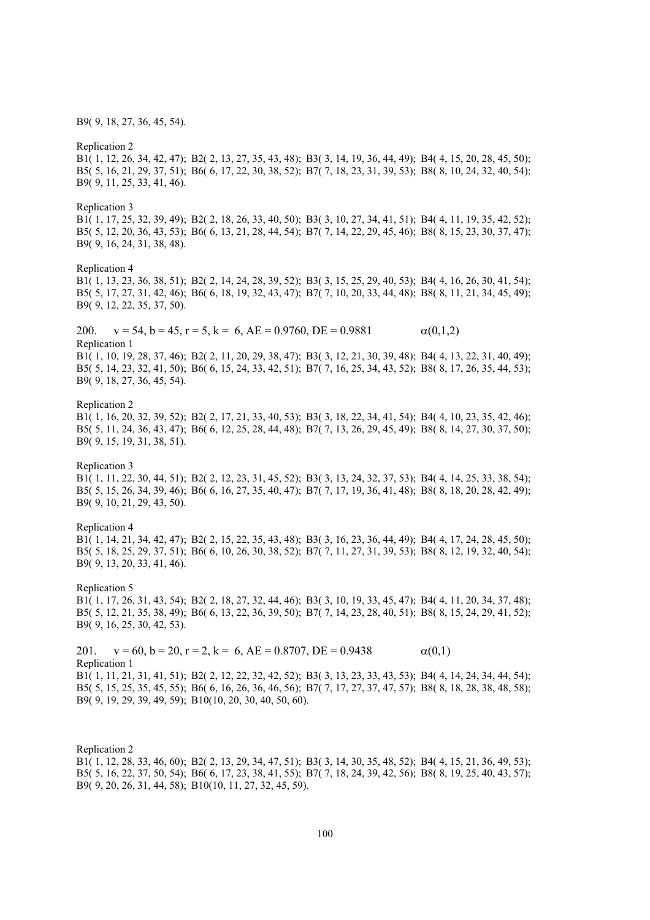B9( 9, 18, 27, 36, 45, 54).

Replication 2
B1( 1, 12, 26, 34, 42, 47); B2( 2, 13, 27, 35, 43, 48); B3( 3, 14, 19, 36, 44, 49); B4( 4, 15, 20, 28, 45, 50); B5( 5, 16, 21, 29, 37, 51); B6( 6, 17, 22, 30, 38, 52); B7( 7, 18, 23, 31, 39, 53); B8( 8, 10, 24, 32, 40, 54); B9( 9, 11, 25, 33, 41, 46).

Replication 3
B1( 1, 17, 25, 32, 39, 49); B2( 2, 18, 26, 33, 40, 50); B3( 3, 10, 27, 34, 41, 51); B4( 4, 11, 19, 35, 42, 52); B5( 5, 12, 20, 36, 43, 53); B6( 6, 13, 21, 28, 44, 54); B7( 7, 14, 22, 29, 45, 46); B8( 8, 15, 23, 30, 37, 47); B9( 9, 16, 24, 31, 38, 48).

Replication 4
B1( 1, 13, 23, 36, 38, 51); B2( 2, 14, 24, 28, 39, 52); B3( 3, 15, 25, 29, 40, 53); B4( 4, 16, 26, 30, 41, 54); B5( 5, 17, 27, 31, 42, 46); B6( 6, 18, 19, 32, 43, 47); B7( 7, 10, 20, 33, 44, 48); B8( 8, 11, 21, 34, 45, 49); B9( 9, 12, 22, 35, 37, 50).

200. $v = 54$, $b = 45$, $r = 5$, $k = 6$, AE = 0.9760, DE = 0.9881 $\alpha(0,1,2)$

Replication 1
B1( 1, 10, 19, 28, 37, 46); B2( 2, 11, 20, 29, 38, 47); B3( 3, 12, 21, 30, 39, 48); B4( 4, 13, 22, 31, 40, 49); B5( 5, 14, 23, 32, 41, 50); B6( 6, 15, 24, 33, 42, 51); B7( 7, 16, 25, 34, 43, 52); B8( 8, 17, 26, 35, 44, 53); B9( 9, 18, 27, 36, 45, 54).

Replication 2
B1( 1, 16, 20, 32, 39, 52); B2( 2, 17, 21, 33, 40, 53); B3( 3, 18, 22, 34, 41, 54); B4( 4, 10, 23, 35, 42, 46); B5( 5, 11, 24, 36, 43, 47); B6( 6, 12, 25, 28, 44, 48); B7( 7, 13, 26, 29, 45, 49); B8( 8, 14, 27, 30, 37, 50); B9( 9, 15, 19, 31, 38, 51).

Replication 3
B1( 1, 11, 22, 30, 44, 51); B2( 2, 12, 23, 31, 45, 52); B3( 3, 13, 24, 32, 37, 53); B4( 4, 14, 25, 33, 38, 54); B5( 5, 15, 26, 34, 39, 46); B6( 6, 16, 27, 35, 40, 47); B7( 7, 17, 19, 36, 41, 48); B8( 8, 18, 20, 28, 42, 49); B9( 9, 10, 21, 29, 43, 50).

Replication 4
B1( 1, 14, 21, 34, 42, 47); B2( 2, 15, 22, 35, 43, 48); B3( 3, 16, 23, 36, 44, 49); B4( 4, 17, 24, 28, 45, 50); B5( 5, 18, 25, 29, 37, 51); B6( 6, 10, 26, 30, 38, 52); B7( 7, 11, 27, 31, 39, 53); B8( 8, 12, 19, 32, 40, 54); B9( 9, 13, 20, 33, 41, 46).

Replication 5
B1( 1, 17, 26, 31, 43, 54); B2( 2, 18, 27, 32, 44, 46); B3( 3, 10, 19, 33, 45, 47); B4( 4, 11, 20, 34, 37, 48); B5( 5, 12, 21, 35, 38, 49); B6( 6, 13, 22, 36, 39, 50); B7( 7, 14, 23, 28, 40, 51); B8( 8, 15, 24, 29, 41, 52); B9( 9, 16, 25, 30, 42, 53).

201. $v = 60$, $b = 20$, $r = 2$, $k = 6$, AE = 0.8707, DE = 0.9438 $\alpha(0,1)$

Replication 1
B1( 1, 11, 21, 31, 41, 51); B2( 2, 12, 22, 32, 42, 52); B3( 3, 13, 23, 33, 43, 53); B4( 4, 14, 24, 34, 44, 54); B5( 5, 15, 25, 35, 45, 55); B6( 6, 16, 26, 36, 46, 56); B7( 7, 17, 27, 37, 47, 57); B8( 8, 18, 28, 38, 48, 58); B9( 9, 19, 29, 39, 49, 59); B10(10, 20, 30, 40, 50, 60).

Replication 2
B1( 1, 12, 28, 33, 46, 60); B2( 2, 13, 29, 34, 47, 51); B3( 3, 14, 30, 35, 48, 52); B4( 4, 15, 21, 36, 49, 53); B5( 5, 16, 22, 37, 50, 54); B6( 6, 17, 23, 38, 41, 55); B7( 7, 18, 24, 39, 42, 56); B8( 8, 19, 25, 40, 43, 57); B9( 9, 20, 26, 31, 44, 58); B10(10, 11, 27, 32, 45, 59).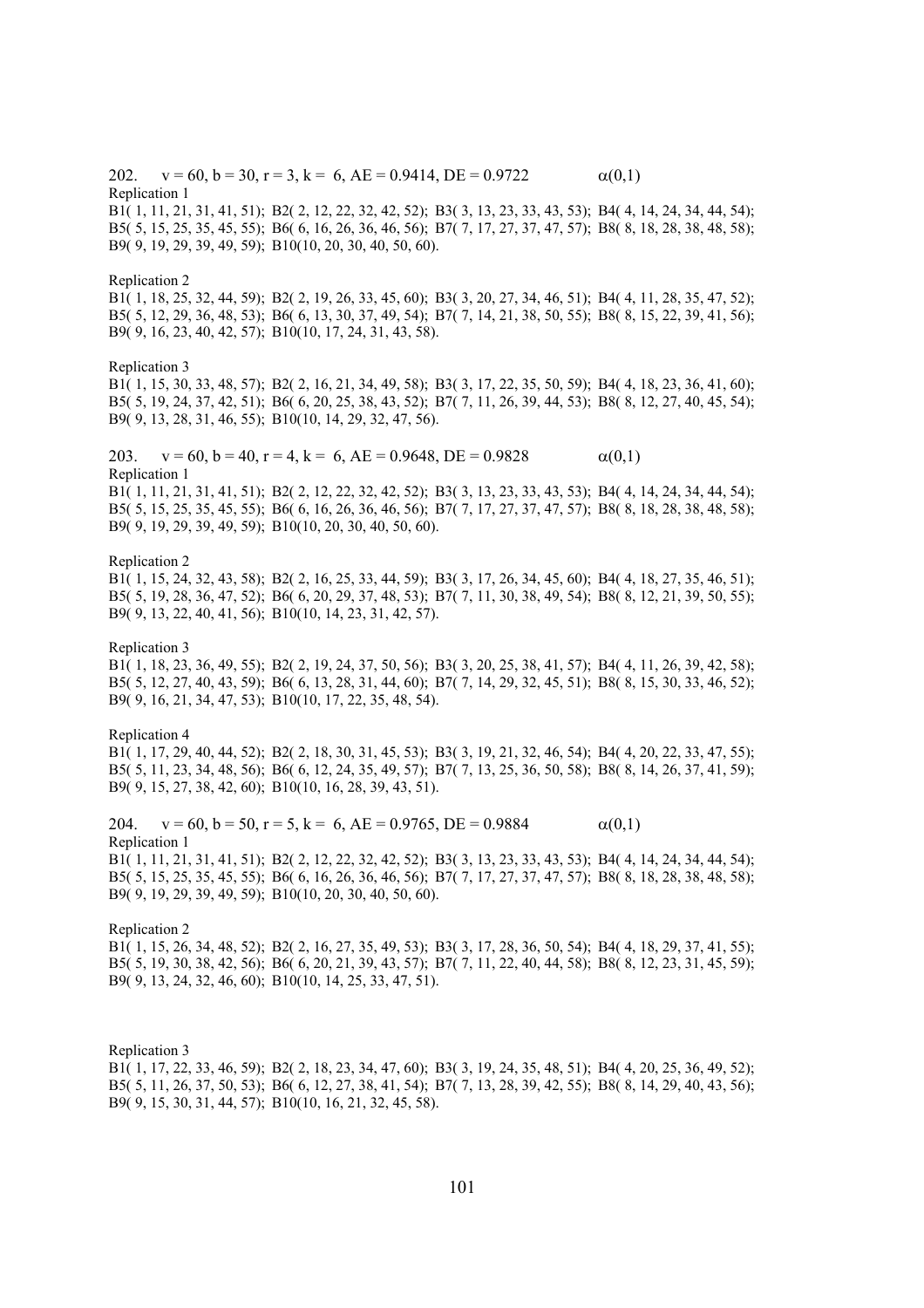202. $v = 60, b = 30, r = 3, k = 6$, AE = 0.9414, DE = 0.9722 $\alpha(0,1)$

Replication 1

B1( 1, 11, 21, 31, 41, 51); B2( 2, 12, 22, 32, 42, 52); B3( 3, 13, 23, 33, 43, 53); B4( 4, 14, 24, 34, 44, 54); B5( 5, 15, 25, 35, 45, 55); B6( 6, 16, 26, 36, 46, 56); B7( 7, 17, 27, 37, 47, 57); B8( 8, 18, 28, 38, 48, 58); B9( 9, 19, 29, 39, 49, 59); B10(10, 20, 30, 40, 50, 60).

Replication 2

B1( 1, 18, 25, 32, 44, 59); B2( 2, 19, 26, 33, 45, 60); B3( 3, 20, 27, 34, 46, 51); B4( 4, 11, 28, 35, 47, 52); B5( 5, 12, 29, 36, 48, 53); B6( 6, 13, 30, 37, 49, 54); B7( 7, 14, 21, 38, 50, 55); B8( 8, 15, 22, 39, 41, 56); B9( 9, 16, 23, 40, 42, 57); B10(10, 17, 24, 31, 43, 58).

Replication 3

B1( 1, 15, 30, 33, 48, 57); B2( 2, 16, 21, 34, 49, 58); B3( 3, 17, 22, 35, 50, 59); B4( 4, 18, 23, 36, 41, 60); B5( 5, 19, 24, 37, 42, 51); B6( 6, 20, 25, 38, 43, 52); B7( 7, 11, 26, 39, 44, 53); B8( 8, 12, 27, 40, 45, 54); B9( 9, 13, 28, 31, 46, 55); B10(10, 14, 29, 32, 47, 56).

203. $v = 60, b = 40, r = 4, k = 6$, AE = 0.9648, DE = 0.9828 $\alpha(0,1)$

Replication 1

B1( 1, 11, 21, 31, 41, 51); B2( 2, 12, 22, 32, 42, 52); B3( 3, 13, 23, 33, 43, 53); B4( 4, 14, 24, 34, 44, 54); B5( 5, 15, 25, 35, 45, 55); B6( 6, 16, 26, 36, 46, 56); B7( 7, 17, 27, 37, 47, 57); B8( 8, 18, 28, 38, 48, 58); B9( 9, 19, 29, 39, 49, 59); B10(10, 20, 30, 40, 50, 60).

Replication 2

B1( 1, 15, 24, 32, 43, 58); B2( 2, 16, 25, 33, 44, 59); B3( 3, 17, 26, 34, 45, 60); B4( 4, 18, 27, 35, 46, 51); B5( 5, 19, 28, 36, 47, 52); B6( 6, 20, 29, 37, 48, 53); B7( 7, 11, 30, 38, 49, 54); B8( 8, 12, 21, 39, 50, 55); B9( 9, 13, 22, 40, 41, 56); B10(10, 14, 23, 31, 42, 57).

Replication 3

B1( 1, 18, 23, 36, 49, 55); B2( 2, 19, 24, 37, 50, 56); B3( 3, 20, 25, 38, 41, 57); B4( 4, 11, 26, 39, 42, 58); B5( 5, 12, 27, 40, 43, 59); B6( 6, 13, 28, 31, 44, 60); B7( 7, 14, 29, 32, 45, 51); B8( 8, 15, 30, 33, 46, 52); B9( 9, 16, 21, 34, 47, 53); B10(10, 17, 22, 35, 48, 54).

Replication 4

B1( 1, 17, 29, 40, 44, 52); B2( 2, 18, 30, 31, 45, 53); B3( 3, 19, 21, 32, 46, 54); B4( 4, 20, 22, 33, 47, 55); B5( 5, 11, 23, 34, 48, 56); B6( 6, 12, 24, 35, 49, 57); B7( 7, 13, 25, 36, 50, 58); B8( 8, 14, 26, 37, 41, 59); B9( 9, 15, 27, 38, 42, 60); B10(10, 16, 28, 39, 43, 51).

204. $v = 60, b = 50, r = 5, k = 6$, AE = 0.9765, DE = 0.9884 $\alpha(0,1)$

Replication 1

B1( 1, 11, 21, 31, 41, 51); B2( 2, 12, 22, 32, 42, 52); B3( 3, 13, 23, 33, 43, 53); B4( 4, 14, 24, 34, 44, 54); B5( 5, 15, 25, 35, 45, 55); B6( 6, 16, 26, 36, 46, 56); B7( 7, 17, 27, 37, 47, 57); B8( 8, 18, 28, 38, 48, 58); B9( 9, 19, 29, 39, 49, 59); B10(10, 20, 30, 40, 50, 60).

Replication 2

B1( 1, 15, 26, 34, 48, 52); B2( 2, 16, 27, 35, 49, 53); B3( 3, 17, 28, 36, 50, 54); B4( 4, 18, 29, 37, 41, 55); B5( 5, 19, 30, 38, 42, 56); B6( 6, 20, 21, 39, 43, 57); B7( 7, 11, 22, 40, 44, 58); B8( 8, 12, 23, 31, 45, 59); B9( 9, 13, 24, 32, 46, 60); B10(10, 14, 25, 33, 47, 51).

Replication 3

B1( 1, 17, 22, 33, 46, 59); B2( 2, 18, 23, 34, 47, 60); B3( 3, 19, 24, 35, 48, 51); B4( 4, 20, 25, 36, 49, 52); B5( 5, 11, 26, 37, 50, 53); B6( 6, 12, 27, 38, 41, 54); B7( 7, 13, 28, 39, 42, 55); B8( 8, 14, 29, 40, 43, 56); B9( 9, 15, 30, 31, 44, 57); B10(10, 16, 21, 32, 45, 58).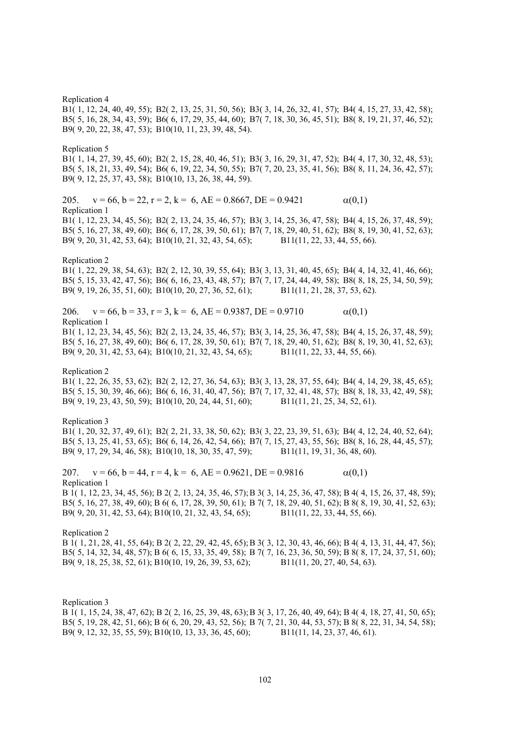Replication 4

B1( 1, 12, 24, 40, 49, 55); B2( 2, 13, 25, 31, 50, 56); B3( 3, 14, 26, 32, 41, 57); B4( 4, 15, 27, 33, 42, 58); B5( 5, 16, 28, 34, 43, 59); B6( 6, 17, 29, 35, 44, 60); B7( 7, 18, 30, 36, 45, 51); B8( 8, 19, 21, 37, 46, 52); B9( 9, 20, 22, 38, 47, 53); B10(10, 11, 23, 39, 48, 54).

Replication 5

B1( 1, 14, 27, 39, 45, 60); B2( 2, 15, 28, 40, 46, 51); B3( 3, 16, 29, 31, 47, 52); B4( 4, 17, 30, 32, 48, 53); B5( 5, 18, 21, 33, 49, 54); B6( 6, 19, 22, 34, 50, 55); B7( 7, 20, 23, 35, 41, 56); B8( 8, 11, 24, 36, 42, 57); B9( 9, 12, 25, 37, 43, 58); B10(10, 13, 26, 38, 44, 59).

205. v = 66, b = 22, r = 2, k = 6, AE = 0.8667, DE = 0.9421 $\alpha(0,1)$

Replication 1

B1( 1, 12, 23, 34, 45, 56); B2( 2, 13, 24, 35, 46, 57); B3( 3, 14, 25, 36, 47, 58); B4( 4, 15, 26, 37, 48, 59); B5( 5, 16, 27, 38, 49, 60); B6( 6, 17, 28, 39, 50, 61); B7( 7, 18, 29, 40, 51, 62); B8( 8, 19, 30, 41, 52, 63); B9( 9, 20, 31, 42, 53, 64); B10(10, 21, 32, 43, 54, 65); B11(11, 22, 33, 44, 55, 66).

Replication 2

B1( 1, 22, 29, 38, 54, 63); B2( 2, 12, 30, 39, 55, 64); B3( 3, 13, 31, 40, 45, 65); B4( 4, 14, 32, 41, 46, 66); B5( 5, 15, 33, 42, 47, 56); B6( 6, 16, 23, 43, 48, 57); B7( 7, 17, 24, 44, 49, 58); B8( 8, 18, 25, 34, 50, 59); B9( 9, 19, 26, 35, 51, 60); B10(10, 20, 27, 36, 52, 61); B11(11, 21, 28, 37, 53, 62).

206. v = 66, b = 33, r = 3, k = 6, AE = 0.9387, DE = 0.9710 $\alpha(0,1)$

Replication 1

B1( 1, 12, 23, 34, 45, 56); B2( 2, 13, 24, 35, 46, 57); B3( 3, 14, 25, 36, 47, 58); B4( 4, 15, 26, 37, 48, 59); B5( 5, 16, 27, 38, 49, 60); B6( 6, 17, 28, 39, 50, 61); B7( 7, 18, 29, 40, 51, 62); B8( 8, 19, 30, 41, 52, 63); B9( 9, 20, 31, 42, 53, 64); B10(10, 21, 32, 43, 54, 65); B11(11, 22, 33, 44, 55, 66).

Replication 2

B1( 1, 22, 26, 35, 53, 62); B2( 2, 12, 27, 36, 54, 63); B3( 3, 13, 28, 37, 55, 64); B4( 4, 14, 29, 38, 45, 65); B5( 5, 15, 30, 39, 46, 66); B6( 6, 16, 31, 40, 47, 56); B7( 7, 17, 32, 41, 48, 57); B8( 8, 18, 33, 42, 49, 58); B9( 9, 19, 23, 43, 50, 59); B10(10, 20, 24, 44, 51, 60); B11(11, 21, 25, 34, 52, 61).

Replication 3

B1( 1, 20, 32, 37, 49, 61); B2( 2, 21, 33, 38, 50, 62); B3( 3, 22, 23, 39, 51, 63); B4( 4, 12, 24, 40, 52, 64); B5( 5, 13, 25, 41, 53, 65); B6( 6, 14, 26, 42, 54, 66); B7( 7, 15, 27, 43, 55, 56); B8( 8, 16, 28, 44, 45, 57); B9( 9, 17, 29, 34, 46, 58); B10(10, 18, 30, 35, 47, 59); B11(11, 19, 31, 36, 48, 60).

207. v = 66, b = 44, r = 4, k = 6, AE = 0.9621, DE = 0.9816 $\alpha(0,1)$

Replication 1

B 1( 1, 12, 23, 34, 45, 56); B 2( 2, 13, 24, 35, 46, 57); B 3( 3, 14, 25, 36, 47, 58); B 4( 4, 15, 26, 37, 48, 59); B5( 5, 16, 27, 38, 49, 60); B 6( 6, 17, 28, 39, 50, 61); B 7( 7, 18, 29, 40, 51, 62); B 8( 8, 19, 30, 41, 52, 63); B9( 9, 20, 31, 42, 53, 64); B10(10, 21, 32, 43, 54, 65); B11(11, 22, 33, 44, 55, 66).

Replication 2

B 1( 1, 21, 28, 41, 55, 64); B 2( 2, 22, 29, 42, 45, 65); B 3( 3, 12, 30, 43, 46, 66); B 4( 4, 13, 31, 44, 47, 56); B5( 5, 14, 32, 34, 48, 57); B 6( 6, 15, 33, 35, 49, 58); B 7( 7, 16, 23, 36, 50, 59); B 8( 8, 17, 24, 37, 51, 60); B9( 9, 18, 25, 38, 52, 61); B10(10, 19, 26, 39, 53, 62); B11(11, 20, 27, 40, 54, 63).

Replication 3

B 1( 1, 15, 24, 38, 47, 62); B 2( 2, 16, 25, 39, 48, 63); B 3( 3, 17, 26, 40, 49, 64); B 4( 4, 18, 27, 41, 50, 65); B5( 5, 19, 28, 42, 51, 66); B 6( 6, 20, 29, 43, 52, 56); B 7( 7, 21, 30, 44, 53, 57); B 8( 8, 22, 31, 34, 54, 58); B9( 9, 12, 32, 35, 55, 59); B10(10, 13, 33, 36, 45, 60); B11(11, 14, 23, 37, 46, 61).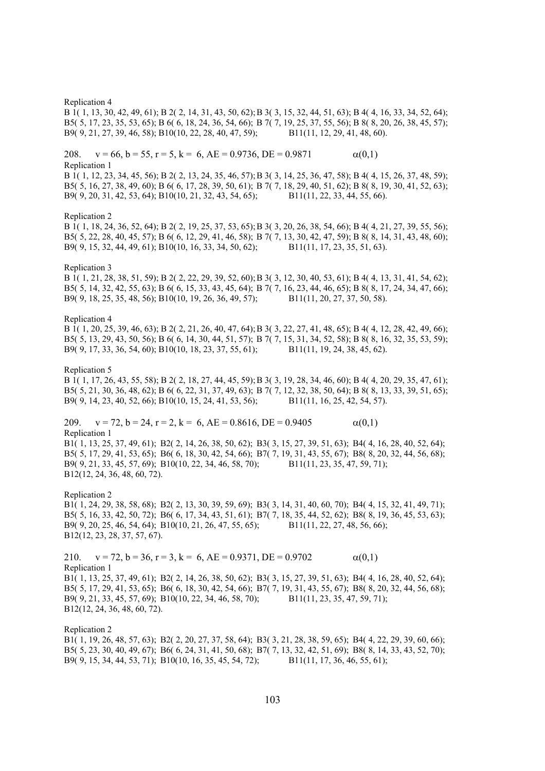Replication 4

B 1( 1, 13, 30, 42, 49, 61); B 2( 2, 14, 31, 43, 50, 62); B 3( 3, 15, 32, 44, 51, 63); B 4( 4, 16, 33, 34, 52, 64); B5( 5, 17, 23, 35, 53, 65); B 6( 6, 18, 24, 36, 54, 66); B 7( 7, 19, 25, 37, 55, 56); B 8( 8, 20, 26, 38, 45, 57); B9( 9, 21, 27, 39, 46, 58); B10(10, 22, 28, 40, 47, 59); B11(11, 12, 29, 41, 48, 60).

208. v = 66, b = 55, r = 5, k = 6, AE = 0.9736, DE = 0.9871 $\alpha(0,1)$

Replication 1

B 1( 1, 12, 23, 34, 45, 56); B 2( 2, 13, 24, 35, 46, 57); B 3( 3, 14, 25, 36, 47, 58); B 4( 4, 15, 26, 37, 48, 59); B5( 5, 16, 27, 38, 49, 60); B 6( 6, 17, 28, 39, 50, 61); B 7( 7, 18, 29, 40, 51, 62); B 8( 8, 19, 30, 41, 52, 63); B9( 9, 20, 31, 42, 53, 64); B10(10, 21, 32, 43, 54, 65); B11(11, 22, 33, 44, 55, 66).

Replication 2

B 1( 1, 18, 24, 36, 52, 64); B 2( 2, 19, 25, 37, 53, 65); B 3( 3, 20, 26, 38, 54, 66); B 4( 4, 21, 27, 39, 55, 56); B5( 5, 22, 28, 40, 45, 57); B 6( 6, 12, 29, 41, 46, 58); B 7( 7, 13, 30, 42, 47, 59); B 8( 8, 14, 31, 43, 48, 60); B9( 9, 15, 32, 44, 49, 61); B10(10, 16, 33, 34, 50, 62); B11(11, 17, 23, 35, 51, 63).

Replication 3

B 1( 1, 21, 28, 38, 51, 59); B 2( 2, 22, 29, 39, 52, 60); B 3( 3, 12, 30, 40, 53, 61); B 4( 4, 13, 31, 41, 54, 62); B5( 5, 14, 32, 42, 55, 63); B 6( 6, 15, 33, 43, 45, 64); B 7( 7, 16, 23, 44, 46, 65); B 8( 8, 17, 24, 34, 47, 66); B9( 9, 18, 25, 35, 48, 56); B10(10, 19, 26, 36, 49, 57); B11(11, 20, 27, 37, 50, 58).

Replication 4

B 1( 1, 20, 25, 39, 46, 63); B 2( 2, 21, 26, 40, 47, 64); B 3( 3, 22, 27, 41, 48, 65); B 4( 4, 12, 28, 42, 49, 66); B5( 5, 13, 29, 43, 50, 56); B 6( 6, 14, 30, 44, 51, 57); B 7( 7, 15, 31, 34, 52, 58); B 8( 8, 16, 32, 35, 53, 59); B9( 9, 17, 33, 36, 54, 60); B10(10, 18, 23, 37, 55, 61); B11(11, 19, 24, 38, 45, 62).

Replication 5

B 1( 1, 17, 26, 43, 55, 58); B 2( 2, 18, 27, 44, 45, 59); B 3( 3, 19, 28, 34, 46, 60); B 4( 4, 20, 29, 35, 47, 61); B5( 5, 21, 30, 36, 48, 62); B 6( 6, 22, 31, 37, 49, 63); B 7( 7, 12, 32, 38, 50, 64); B 8( 8, 13, 33, 39, 51, 65); B9( 9, 14, 23, 40, 52, 66); B10(10, 15, 24, 41, 53, 56); B11(11, 16, 25, 42, 54, 57).

209. v = 72, b = 24, r = 2, k = 6, AE = 0.8616, DE = 0.9405 $\alpha(0,1)$

Replication 1

B1( 1, 13, 25, 37, 49, 61); B2( 2, 14, 26, 38, 50, 62); B3( 3, 15, 27, 39, 51, 63); B4( 4, 16, 28, 40, 52, 64); B5( 5, 17, 29, 41, 53, 65); B6( 6, 18, 30, 42, 54, 66); B7( 7, 19, 31, 43, 55, 67); B8( 8, 20, 32, 44, 56, 68); B9( 9, 21, 33, 45, 57, 69); B10(10, 22, 34, 46, 58, 70); B11(11, 23, 35, 47, 59, 71); B12(12, 24, 36, 48, 60, 72).

Replication 2

B1( 1, 24, 29, 38, 58, 68); B2( 2, 13, 30, 39, 59, 69); B3( 3, 14, 31, 40, 60, 70); B4( 4, 15, 32, 41, 49, 71); B5( 5, 16, 33, 42, 50, 72); B6( 6, 17, 34, 43, 51, 61); B7( 7, 18, 35, 44, 52, 62); B8( 8, 19, 36, 45, 53, 63); B9( 9, 20, 25, 46, 54, 64); B10(10, 21, 26, 47, 55, 65); B11(11, 22, 27, 48, 56, 66); B12(12, 23, 28, 37, 57, 67).

210. v = 72, b = 36, r = 3, k = 6, AE = 0.9371, DE = 0.9702 $\alpha(0,1)$

Replication 1

B1( 1, 13, 25, 37, 49, 61); B2( 2, 14, 26, 38, 50, 62); B3( 3, 15, 27, 39, 51, 63); B4( 4, 16, 28, 40, 52, 64); B5( 5, 17, 29, 41, 53, 65); B6( 6, 18, 30, 42, 54, 66); B7( 7, 19, 31, 43, 55, 67); B8( 8, 20, 32, 44, 56, 68); B9( 9, 21, 33, 45, 57, 69); B10(10, 22, 34, 46, 58, 70); B11(11, 23, 35, 47, 59, 71); B12(12, 24, 36, 48, 60, 72).

Replication 2

B1( 1, 19, 26, 48, 57, 63); B2( 2, 20, 27, 37, 58, 64); B3( 3, 21, 28, 38, 59, 65); B4( 4, 22, 29, 39, 60, 66); B5( 5, 23, 30, 40, 49, 67); B6( 6, 24, 31, 41, 50, 68); B7( 7, 13, 32, 42, 51, 69); B8( 8, 14, 33, 43, 52, 70); B9( 9, 15, 34, 44, 53, 71); B10(10, 16, 35, 45, 54, 72); B11(11, 17, 36, 46, 55, 61);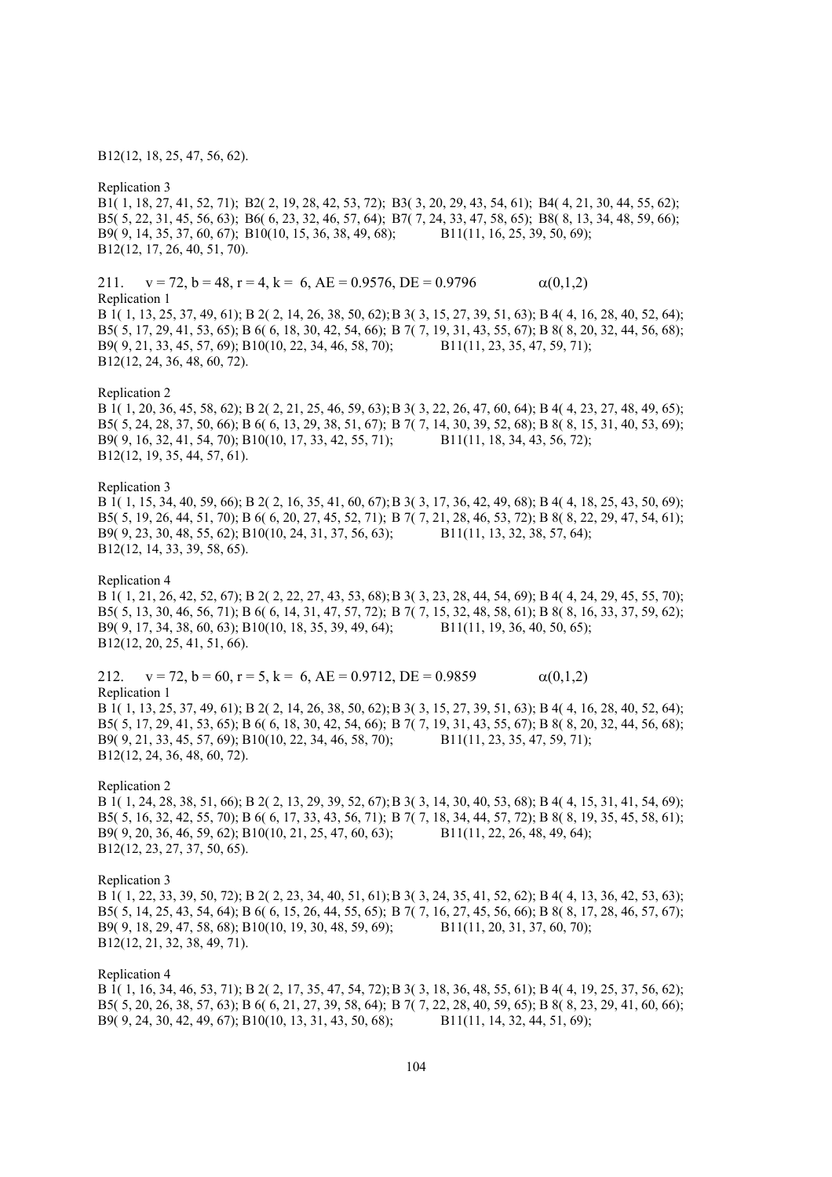B12(12, 18, 25, 47, 56, 62).

Replication 3

B1( 1, 18, 27, 41, 52, 71); B2( 2, 19, 28, 42, 53, 72); B3( 3, 20, 29, 43, 54, 61); B4( 4, 21, 30, 44, 55, 62); B5( 5, 22, 31, 45, 56, 63); B6( 6, 23, 32, 46, 57, 64); B7( 7, 24, 33, 47, 58, 65); B8( 8, 13, 34, 48, 59, 66); B9( 9, 14, 35, 37, 60, 67); B10(10, 15, 36, 38, 49, 68); B11(11, 16, 25, 39, 50, 69); B12(12, 17, 26, 40, 51, 70).

211. v = 72, b = 48, r = 4, k = 6, AE = 0.9576, DE = 0.9796 $\alpha(0,1,2)$

Replication 1

B 1( 1, 13, 25, 37, 49, 61); B 2( 2, 14, 26, 38, 50, 62); B 3( 3, 15, 27, 39, 51, 63); B 4( 4, 16, 28, 40, 52, 64); B5( 5, 17, 29, 41, 53, 65); B 6( 6, 18, 30, 42, 54, 66); B 7( 7, 19, 31, 43, 55, 67); B 8( 8, 20, 32, 44, 56, 68); B9( 9, 21, 33, 45, 57, 69); B10(10, 22, 34, 46, 58, 70); B11(11, 23, 35, 47, 59, 71); B12(12, 24, 36, 48, 60, 72).

Replication 2

B 1( 1, 20, 36, 45, 58, 62); B 2( 2, 21, 25, 46, 59, 63); B 3( 3, 22, 26, 47, 60, 64); B 4( 4, 23, 27, 48, 49, 65); B5( 5, 24, 28, 37, 50, 66); B 6( 6, 13, 29, 38, 51, 67); B 7( 7, 14, 30, 39, 52, 68); B 8( 8, 15, 31, 40, 53, 69); B9( 9, 16, 32, 41, 54, 70); B10(10, 17, 33, 42, 55, 71); B11(11, 18, 34, 43, 56, 72); B12(12, 19, 35, 44, 57, 61).

Replication 3

B 1( 1, 15, 34, 40, 59, 66); B 2( 2, 16, 35, 41, 60, 67); B 3( 3, 17, 36, 42, 49, 68); B 4( 4, 18, 25, 43, 50, 69); B5( 5, 19, 26, 44, 51, 70); B 6( 6, 20, 27, 45, 52, 71); B 7( 7, 21, 28, 46, 53, 72); B 8( 8, 22, 29, 47, 54, 61); B9( 9, 23, 30, 48, 55, 62); B10(10, 24, 31, 37, 56, 63); B11(11, 13, 32, 38, 57, 64); B12(12, 14, 33, 39, 58, 65).

Replication 4

B 1( 1, 21, 26, 42, 52, 67); B 2( 2, 22, 27, 43, 53, 68); B 3( 3, 23, 28, 44, 54, 69); B 4( 4, 24, 29, 45, 55, 70); B5( 5, 13, 30, 46, 56, 71); B 6( 6, 14, 31, 47, 57, 72); B 7( 7, 15, 32, 48, 58, 61); B 8( 8, 16, 33, 37, 59, 62); B9( 9, 17, 34, 38, 60, 63); B10(10, 18, 35, 39, 49, 64); B11(11, 19, 36, 40, 50, 65); B12(12, 20, 25, 41, 51, 66).

212. v = 72, b = 60, r = 5, k = 6, AE = 0.9712, DE = 0.9859 $\alpha(0,1,2)$

Replication 1

B 1( 1, 13, 25, 37, 49, 61); B 2( 2, 14, 26, 38, 50, 62); B 3( 3, 15, 27, 39, 51, 63); B 4( 4, 16, 28, 40, 52, 64); B5( 5, 17, 29, 41, 53, 65); B 6( 6, 18, 30, 42, 54, 66); B 7( 7, 19, 31, 43, 55, 67); B 8( 8, 20, 32, 44, 56, 68); B9( 9, 21, 33, 45, 57, 69); B10(10, 22, 34, 46, 58, 70); B11(11, 23, 35, 47, 59, 71); B12(12, 24, 36, 48, 60, 72).

Replication 2

B 1( 1, 24, 28, 38, 51, 66); B 2( 2, 13, 29, 39, 52, 67); B 3( 3, 14, 30, 40, 53, 68); B 4( 4, 15, 31, 41, 54, 69); B5( 5, 16, 32, 42, 55, 70); B 6( 6, 17, 33, 43, 56, 71); B 7( 7, 18, 34, 44, 57, 72); B 8( 8, 19, 35, 45, 58, 61); B9( 9, 20, 36, 46, 59, 62); B10(10, 21, 25, 47, 60, 63); B11(11, 22, 26, 48, 49, 64); B12(12, 23, 27, 37, 50, 65).

Replication 3

B 1( 1, 22, 33, 39, 50, 72); B 2( 2, 23, 34, 40, 51, 61); B 3( 3, 24, 35, 41, 52, 62); B 4( 4, 13, 36, 42, 53, 63); B5( 5, 14, 25, 43, 54, 64); B 6( 6, 15, 26, 44, 55, 65); B 7( 7, 16, 27, 45, 56, 66); B 8( 8, 17, 28, 46, 57, 67); B9( 9, 18, 29, 47, 58, 68); B10(10, 19, 30, 48, 59, 69); B11(11, 20, 31, 37, 60, 70); B12(12, 21, 32, 38, 49, 71).

Replication 4

B 1( 1, 16, 34, 46, 53, 71); B 2( 2, 17, 35, 47, 54, 72); B 3( 3, 18, 36, 48, 55, 61); B 4( 4, 19, 25, 37, 56, 62); B5( 5, 20, 26, 38, 57, 63); B 6( 6, 21, 27, 39, 58, 64); B 7( 7, 22, 28, 40, 59, 65); B 8( 8, 23, 29, 41, 60, 66); B9( 9, 24, 30, 42, 49, 67); B10(10, 13, 31, 43, 50, 68); B11(11, 14, 32, 44, 51, 69);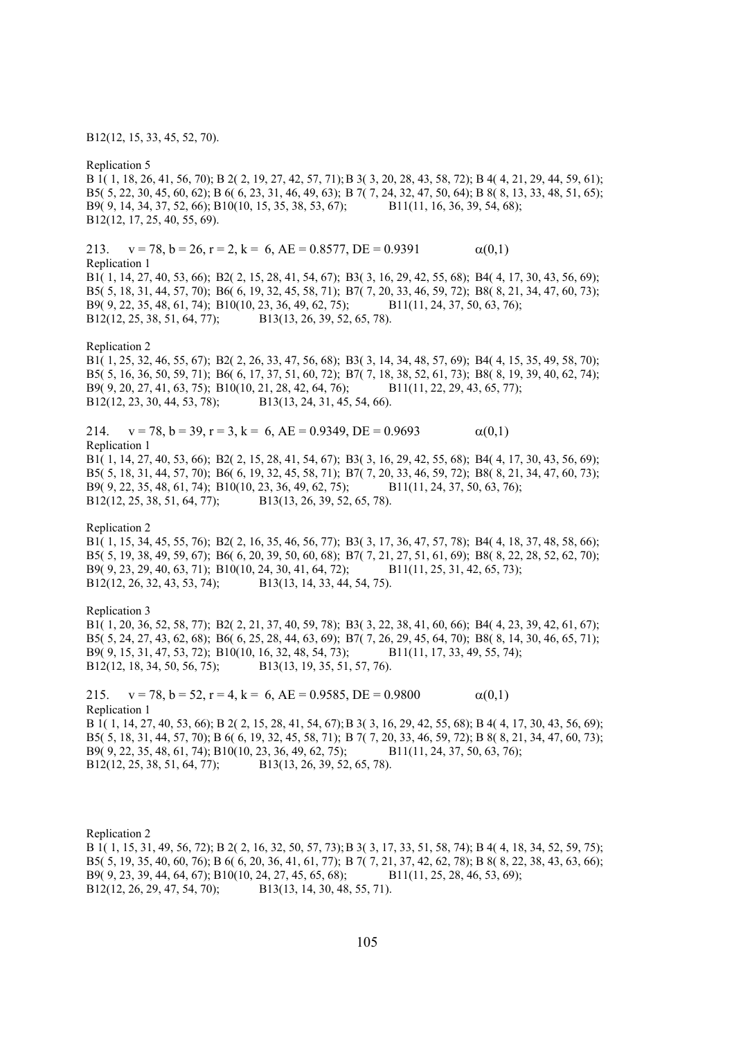B12(12, 15, 33, 45, 52, 70).

Replication 5

B 1( 1, 18, 26, 41, 56, 70); B 2( 2, 19, 27, 42, 57, 71); B 3( 3, 20, 28, 43, 58, 72); B 4( 4, 21, 29, 44, 59, 61); B5( 5, 22, 30, 45, 60, 62); B 6( 6, 23, 31, 46, 49, 63); B 7( 7, 24, 32, 47, 50, 64); B 8( 8, 13, 33, 48, 51, 65); B9( 9, 14, 34, 37, 52, 66); B10(10, 15, 35, 38, 53, 67); B11(11, 16, 36, 39, 54, 68); B12(12, 17, 25, 40, 55, 69).

213. v = 78, b = 26, r = 2, k = 6, AE = 0.8577, DE = 0.9391 $\alpha(0,1)$

Replication 1

B1( 1, 14, 27, 40, 53, 66); B2( 2, 15, 28, 41, 54, 67); B3( 3, 16, 29, 42, 55, 68); B4( 4, 17, 30, 43, 56, 69); B5( 5, 18, 31, 44, 57, 70); B6( 6, 19, 32, 45, 58, 71); B7( 7, 20, 33, 46, 59, 72); B8( 8, 21, 34, 47, 60, 73); B9( 9, 22, 35, 48, 61, 74); B10(10, 23, 36, 49, 62, 75); B11(11, 24, 37, 50, 63, 76); B12(12, 25, 38, 51, 64, 77); B13(13, 26, 39, 52, 65, 78).

Replication 2

B1( 1, 25, 32, 46, 55, 67); B2( 2, 26, 33, 47, 56, 68); B3( 3, 14, 34, 48, 57, 69); B4( 4, 15, 35, 49, 58, 70); B5( 5, 16, 36, 50, 59, 71); B6( 6, 17, 37, 51, 60, 72); B7( 7, 18, 38, 52, 61, 73); B8( 8, 19, 39, 40, 62, 74); B9( 9, 20, 27, 41, 63, 75); B10(10, 21, 28, 42, 64, 76); B11(11, 22, 29, 43, 65, 77); B12(12, 23, 30, 44, 53, 78); B13(13, 24, 31, 45, 54, 66).

214. v = 78, b = 39, r = 3, k = 6, AE = 0.9349, DE = 0.9693 $\alpha(0,1)$

Replication 1

B1( 1, 14, 27, 40, 53, 66); B2( 2, 15, 28, 41, 54, 67); B3( 3, 16, 29, 42, 55, 68); B4( 4, 17, 30, 43, 56, 69); B5( 5, 18, 31, 44, 57, 70); B6( 6, 19, 32, 45, 58, 71); B7( 7, 20, 33, 46, 59, 72); B8( 8, 21, 34, 47, 60, 73); B9( 9, 22, 35, 48, 61, 74); B10(10, 23, 36, 49, 62, 75); B11(11, 24, 37, 50, 63, 76); B12(12, 25, 38, 51, 64, 77); B13(13, 26, 39, 52, 65, 78).

Replication 2

B1( 1, 15, 34, 45, 55, 76); B2( 2, 16, 35, 46, 56, 77); B3( 3, 17, 36, 47, 57, 78); B4( 4, 18, 37, 48, 58, 66); B5( 5, 19, 38, 49, 59, 67); B6( 6, 20, 39, 50, 60, 68); B7( 7, 21, 27, 51, 61, 69); B8( 8, 22, 28, 52, 62, 70); B9( 9, 23, 29, 40, 63, 71); B10(10, 24, 30, 41, 64, 72); B11(11, 25, 31, 42, 65, 73); B12(12, 26, 32, 43, 53, 74); B13(13, 14, 33, 44, 54, 75).

Replication 3

B1( 1, 20, 36, 52, 58, 77); B2( 2, 21, 37, 40, 59, 78); B3( 3, 22, 38, 41, 60, 66); B4( 4, 23, 39, 42, 61, 67); B5( 5, 24, 27, 43, 62, 68); B6( 6, 25, 28, 44, 63, 69); B7( 7, 26, 29, 45, 64, 70); B8( 8, 14, 30, 46, 65, 71); B9( 9, 15, 31, 47, 53, 72); B10(10, 16, 32, 48, 54, 73); B11(11, 17, 33, 49, 55, 74); B12(12, 18, 34, 50, 56, 75); B13(13, 19, 35, 51, 57, 76).

215. v = 78, b = 52, r = 4, k = 6, AE = 0.9585, DE = 0.9800 $\alpha(0,1)$

Replication 1

B 1( 1, 14, 27, 40, 53, 66); B 2( 2, 15, 28, 41, 54, 67); B 3( 3, 16, 29, 42, 55, 68); B 4( 4, 17, 30, 43, 56, 69); B5( 5, 18, 31, 44, 57, 70); B 6( 6, 19, 32, 45, 58, 71); B 7( 7, 20, 33, 46, 59, 72); B 8( 8, 21, 34, 47, 60, 73); B9( 9, 22, 35, 48, 61, 74); B10(10, 23, 36, 49, 62, 75); B11(11, 24, 37, 50, 63, 76); B12(12, 25, 38, 51, 64, 77); B13(13, 26, 39, 52, 65, 78).

Replication 2

B 1( 1, 15, 31, 49, 56, 72); B 2( 2, 16, 32, 50, 57, 73); B 3( 3, 17, 33, 51, 58, 74); B 4( 4, 18, 34, 52, 59, 75); B5( 5, 19, 35, 40, 60, 76); B 6( 6, 20, 36, 41, 61, 77); B 7( 7, 21, 37, 42, 62, 78); B 8( 8, 22, 38, 43, 63, 66); B9( 9, 23, 39, 44, 64, 67); B10(10, 24, 27, 45, 65, 68); B11(11, 25, 28, 46, 53, 69); B12(12, 26, 29, 47, 54, 70); B13(13, 14, 30, 48, 55, 71).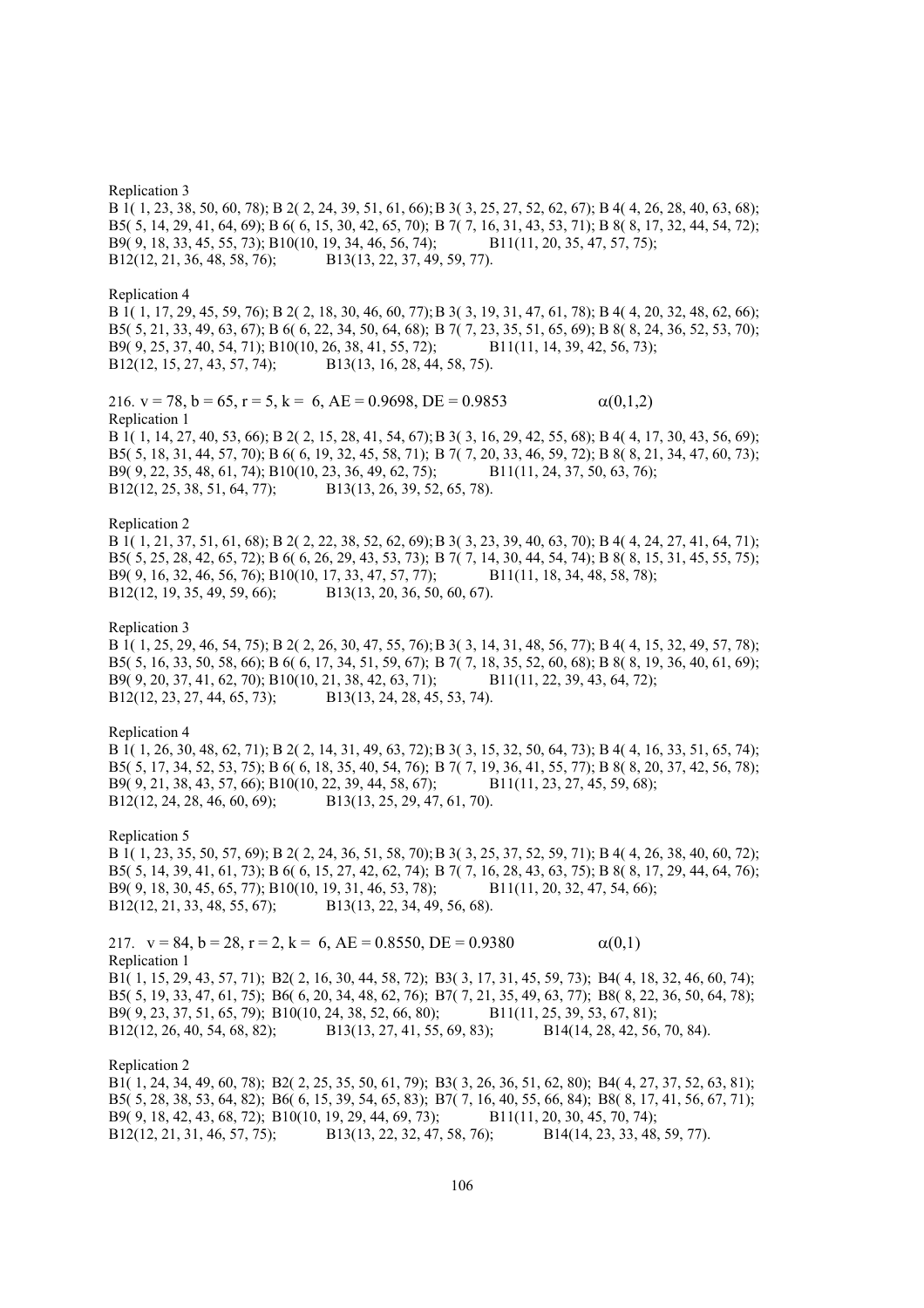Replication 3

B 1( 1, 23, 38, 50, 60, 78); B 2( 2, 24, 39, 51, 61, 66); B 3( 3, 25, 27, 52, 62, 67); B 4( 4, 26, 28, 40, 63, 68); B5( 5, 14, 29, 41, 64, 69); B 6( 6, 15, 30, 42, 65, 70); B 7( 7, 16, 31, 43, 53, 71); B 8( 8, 17, 32, 44, 54, 72); B9( 9, 18, 33, 45, 55, 73); B10(10, 19, 34, 46, 56, 74); B11(11, 20, 35, 47, 57, 75); B12(12, 21, 36, 48, 58, 76); B13(13, 22, 37, 49, 59, 77).

Replication 4

B 1( 1, 17, 29, 45, 59, 76); B 2( 2, 18, 30, 46, 60, 77); B 3( 3, 19, 31, 47, 61, 78); B 4( 4, 20, 32, 48, 62, 66); B5( 5, 21, 33, 49, 63, 67); B 6( 6, 22, 34, 50, 64, 68); B 7( 7, 23, 35, 51, 65, 69); B 8( 8, 24, 36, 52, 53, 70); B9( 9, 25, 37, 40, 54, 71); B10(10, 26, 38, 41, 55, 72); B11(11, 14, 39, 42, 56, 73); B12(12, 15, 27, 43, 57, 74); B13(13, 16, 28, 44, 58, 75).

216. v = 78, b = 65, r = 5, k = 6, AE = 0.9698, DE = 0.9853 $\alpha(0,1,2)$

Replication 1

B 1( 1, 14, 27, 40, 53, 66); B 2( 2, 15, 28, 41, 54, 67); B 3( 3, 16, 29, 42, 55, 68); B 4( 4, 17, 30, 43, 56, 69); B5( 5, 18, 31, 44, 57, 70); B 6( 6, 19, 32, 45, 58, 71); B 7( 7, 20, 33, 46, 59, 72); B 8( 8, 21, 34, 47, 60, 73); B9( 9, 22, 35, 48, 61, 74); B10(10, 23, 36, 49, 62, 75); B11(11, 24, 37, 50, 63, 76); B12(12, 25, 38, 51, 64, 77); B13(13, 26, 39, 52, 65, 78).

Replication 2

B 1( 1, 21, 37, 51, 61, 68); B 2( 2, 22, 38, 52, 62, 69); B 3( 3, 23, 39, 40, 63, 70); B 4( 4, 24, 27, 41, 64, 71); B5( 5, 25, 28, 42, 65, 72); B 6( 6, 26, 29, 43, 53, 73); B 7( 7, 14, 30, 44, 54, 74); B 8( 8, 15, 31, 45, 55, 75); B9( 9, 16, 32, 46, 56, 76); B10(10, 17, 33, 47, 57, 77); B11(11, 18, 34, 48, 58, 78); B12(12, 19, 35, 49, 59, 66); B13(13, 20, 36, 50, 60, 67).

Replication 3

B 1( 1, 25, 29, 46, 54, 75); B 2( 2, 26, 30, 47, 55, 76); B 3( 3, 14, 31, 48, 56, 77); B 4( 4, 15, 32, 49, 57, 78); B5( 5, 16, 33, 50, 58, 66); B 6( 6, 17, 34, 51, 59, 67); B 7( 7, 18, 35, 52, 60, 68); B 8( 8, 19, 36, 40, 61, 69); B9( 9, 20, 37, 41, 62, 70); B10(10, 21, 38, 42, 63, 71); B11(11, 22, 39, 43, 64, 72); B12(12, 23, 27, 44, 65, 73); B13(13, 24, 28, 45, 53, 74).

Replication 4

B 1( 1, 26, 30, 48, 62, 71); B 2( 2, 14, 31, 49, 63, 72); B 3( 3, 15, 32, 50, 64, 73); B 4( 4, 16, 33, 51, 65, 74); B5( 5, 17, 34, 52, 53, 75); B 6( 6, 18, 35, 40, 54, 76); B 7( 7, 19, 36, 41, 55, 77); B 8( 8, 20, 37, 42, 56, 78); B9( 9, 21, 38, 43, 57, 66); B10(10, 22, 39, 44, 58, 67); B11(11, 23, 27, 45, 59, 68); B12(12, 24, 28, 46, 60, 69); B13(13, 25, 29, 47, 61, 70).

Replication 5

B 1( 1, 23, 35, 50, 57, 69); B 2( 2, 24, 36, 51, 58, 70); B 3( 3, 25, 37, 52, 59, 71); B 4( 4, 26, 38, 40, 60, 72); B5( 5, 14, 39, 41, 61, 73); B 6( 6, 15, 27, 42, 62, 74); B 7( 7, 16, 28, 43, 63, 75); B 8( 8, 17, 29, 44, 64, 76); B9( 9, 18, 30, 45, 65, 77); B10(10, 19, 31, 46, 53, 78); B11(11, 20, 32, 47, 54, 66); B12(12, 21, 33, 48, 55, 67); B13(13, 22, 34, 49, 56, 68).

217. v = 84, b = 28, r = 2, k = 6, AE = 0.8550, DE = 0.9380 $\alpha(0,1)$

Replication 1

B1( 1, 15, 29, 43, 57, 71); B2( 2, 16, 30, 44, 58, 72); B3( 3, 17, 31, 45, 59, 73); B4( 4, 18, 32, 46, 60, 74); B5( 5, 19, 33, 47, 61, 75); B6( 6, 20, 34, 48, 62, 76); B7( 7, 21, 35, 49, 63, 77); B8( 8, 22, 36, 50, 64, 78); B9( 9, 23, 37, 51, 65, 79); B10(10, 24, 38, 52, 66, 80); B11(11, 25, 39, 53, 67, 81); B12(12, 26, 40, 54, 68, 82); B13(13, 27, 41, 55, 69, 83); B14(14, 28, 42, 56, 70, 84).

Replication 2

B1( 1, 24, 34, 49, 60, 78); B2( 2, 25, 35, 50, 61, 79); B3( 3, 26, 36, 51, 62, 80); B4( 4, 27, 37, 52, 63, 81); B5( 5, 28, 38, 53, 64, 82); B6( 6, 15, 39, 54, 65, 83); B7( 7, 16, 40, 55, 66, 84); B8( 8, 17, 41, 56, 67, 71); B9( 9, 18, 42, 43, 68, 72); B10(10, 19, 29, 44, 69, 73); B11(11, 20, 30, 45, 70, 74); B12(12, 21, 31, 46, 57, 75); B13(13, 22, 32, 47, 58, 76); B14(14, 23, 33, 48, 59, 77).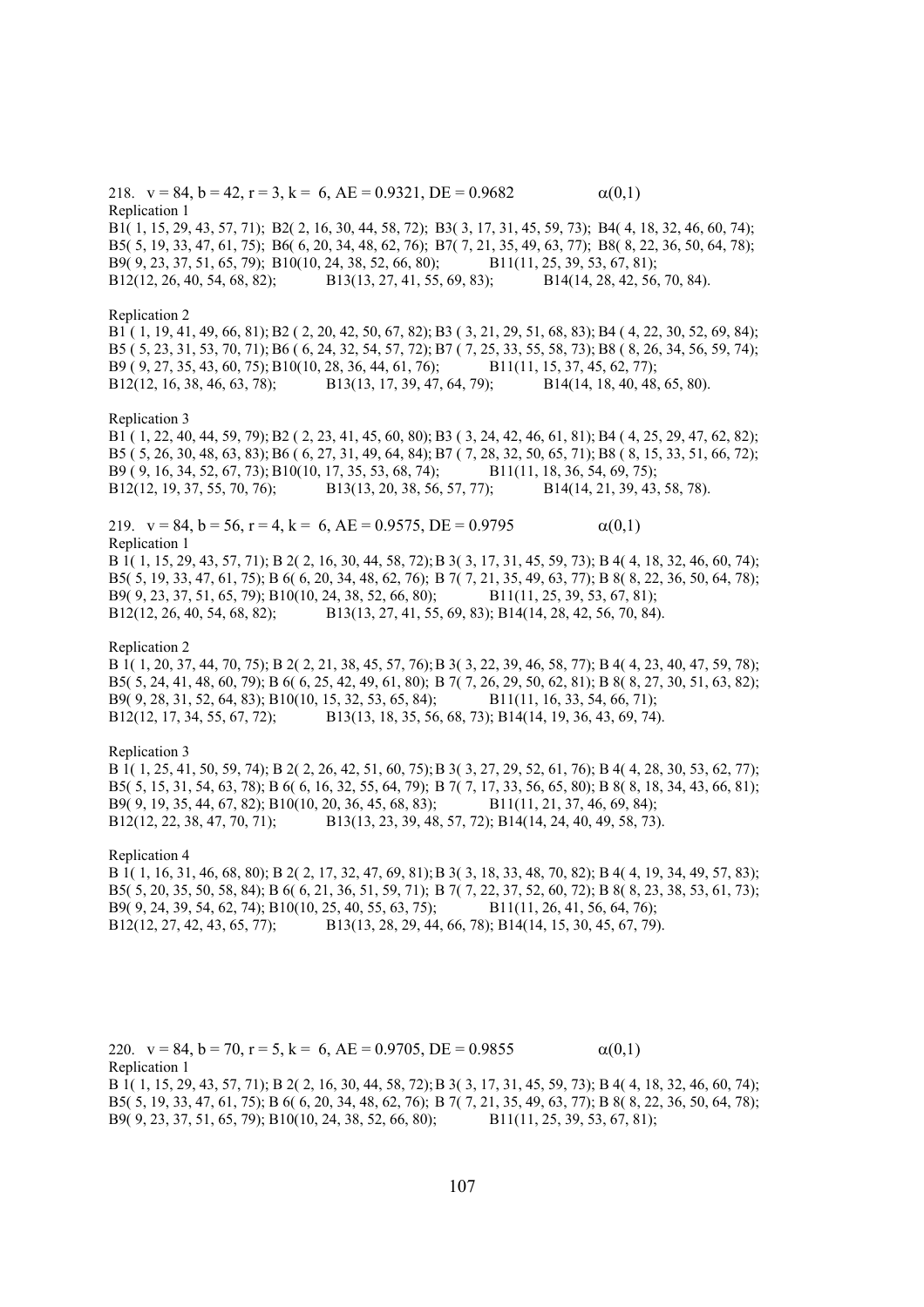218. v = 84, b = 42, r = 3, k = 6, AE = 0.9321, DE = 0.9682 $\alpha(0,1)$

Replication 1

B1( 1, 15, 29, 43, 57, 71); B2( 2, 16, 30, 44, 58, 72); B3( 3, 17, 31, 45, 59, 73); B4( 4, 18, 32, 46, 60, 74); B5( 5, 19, 33, 47, 61, 75); B6( 6, 20, 34, 48, 62, 76); B7( 7, 21, 35, 49, 63, 77); B8( 8, 22, 36, 50, 64, 78); B9( 9, 23, 37, 51, 65, 79); B10(10, 24, 38, 52, 66, 80); B11(11, 25, 39, 53, 67, 81); B12(12, 26, 40, 54, 68, 82); B13(13, 27, 41, 55, 69, 83); B14(14, 28, 42, 56, 70, 84).

Replication 2

B1 ( 1, 19, 41, 49, 66, 81); B2 ( 2, 20, 42, 50, 67, 82); B3 ( 3, 21, 29, 51, 68, 83); B4 ( 4, 22, 30, 52, 69, 84); B5 ( 5, 23, 31, 53, 70, 71); B6 ( 6, 24, 32, 54, 57, 72); B7 ( 7, 25, 33, 55, 58, 73); B8 ( 8, 26, 34, 56, 59, 74); B9 ( 9, 27, 35, 43, 60, 75); B10(10, 28, 36, 44, 61, 76); B11(11, 15, 37, 45, 62, 77); B12(12, 16, 38, 46, 63, 78); B13(13, 17, 39, 47, 64, 79); B14(14, 18, 40, 48, 65, 80).

Replication 3

B1 ( 1, 22, 40, 44, 59, 79); B2 ( 2, 23, 41, 45, 60, 80); B3 ( 3, 24, 42, 46, 61, 81); B4 ( 4, 25, 29, 47, 62, 82); B5 ( 5, 26, 30, 48, 63, 83); B6 ( 6, 27, 31, 49, 64, 84); B7 ( 7, 28, 32, 50, 65, 71); B8 ( 8, 15, 33, 51, 66, 72); B9 ( 9, 16, 34, 52, 67, 73); B10(10, 17, 35, 53, 68, 74); B11(11, 18, 36, 54, 69, 75); B12(12, 19, 37, 55, 70, 76); B13(13, 20, 38, 56, 57, 77); B14(14, 21, 39, 43, 58, 78).

219. v = 84, b = 56, r = 4, k = 6, AE = 0.9575, DE = 0.9795 $\alpha(0,1)$

Replication 1

B 1( 1, 15, 29, 43, 57, 71); B 2( 2, 16, 30, 44, 58, 72); B 3( 3, 17, 31, 45, 59, 73); B 4( 4, 18, 32, 46, 60, 74); B5( 5, 19, 33, 47, 61, 75); B 6( 6, 20, 34, 48, 62, 76); B 7( 7, 21, 35, 49, 63, 77); B 8( 8, 22, 36, 50, 64, 78); B9( 9, 23, 37, 51, 65, 79); B10(10, 24, 38, 52, 66, 80); B11(11, 25, 39, 53, 67, 81); B12(12, 26, 40, 54, 68, 82); B13(13, 27, 41, 55, 69, 83); B14(14, 28, 42, 56, 70, 84).

Replication 2

B 1( 1, 20, 37, 44, 70, 75); B 2( 2, 21, 38, 45, 57, 76); B 3( 3, 22, 39, 46, 58, 77); B 4( 4, 23, 40, 47, 59, 78); B5( 5, 24, 41, 48, 60, 79); B 6( 6, 25, 42, 49, 61, 80); B 7( 7, 26, 29, 50, 62, 81); B 8( 8, 27, 30, 51, 63, 82); B9( 9, 28, 31, 52, 64, 83); B10(10, 15, 32, 53, 65, 84); B11(11, 16, 33, 54, 66, 71); B12(12, 17, 34, 55, 67, 72); B13(13, 18, 35, 56, 68, 73); B14(14, 19, 36, 43, 69, 74).

Replication 3

B 1( 1, 25, 41, 50, 59, 74); B 2( 2, 26, 42, 51, 60, 75); B 3( 3, 27, 29, 52, 61, 76); B 4( 4, 28, 30, 53, 62, 77); B5( 5, 15, 31, 54, 63, 78); B 6( 6, 16, 32, 55, 64, 79); B 7( 7, 17, 33, 56, 65, 80); B 8( 8, 18, 34, 43, 66, 81); B9( 9, 19, 35, 44, 67, 82); B10(10, 20, 36, 45, 68, 83); B11(11, 21, 37, 46, 69, 84); B12(12, 22, 38, 47, 70, 71); B13(13, 23, 39, 48, 57, 72); B14(14, 24, 40, 49, 58, 73).

Replication 4

B 1( 1, 16, 31, 46, 68, 80); B 2( 2, 17, 32, 47, 69, 81); B 3( 3, 18, 33, 48, 70, 82); B 4( 4, 19, 34, 49, 57, 83); B5( 5, 20, 35, 50, 58, 84); B 6( 6, 21, 36, 51, 59, 71); B 7( 7, 22, 37, 52, 60, 72); B 8( 8, 23, 38, 53, 61, 73); B9( 9, 24, 39, 54, 62, 74); B10(10, 25, 40, 55, 63, 75); B11(11, 26, 41, 56, 64, 76); B12(12, 27, 42, 43, 65, 77); B13(13, 28, 29, 44, 66, 78); B14(14, 15, 30, 45, 67, 79).

220. v = 84, b = 70, r = 5, k = 6, AE = 0.9705, DE = 0.9855 $\alpha(0,1)$

Replication 1

B 1( 1, 15, 29, 43, 57, 71); B 2( 2, 16, 30, 44, 58, 72); B 3( 3, 17, 31, 45, 59, 73); B 4( 4, 18, 32, 46, 60, 74); B5( 5, 19, 33, 47, 61, 75); B 6( 6, 20, 34, 48, 62, 76); B 7( 7, 21, 35, 49, 63, 77); B 8( 8, 22, 36, 50, 64, 78); B9( 9, 23, 37, 51, 65, 79); B10(10, 24, 38, 52, 66, 80); B11(11, 25, 39, 53, 67, 81);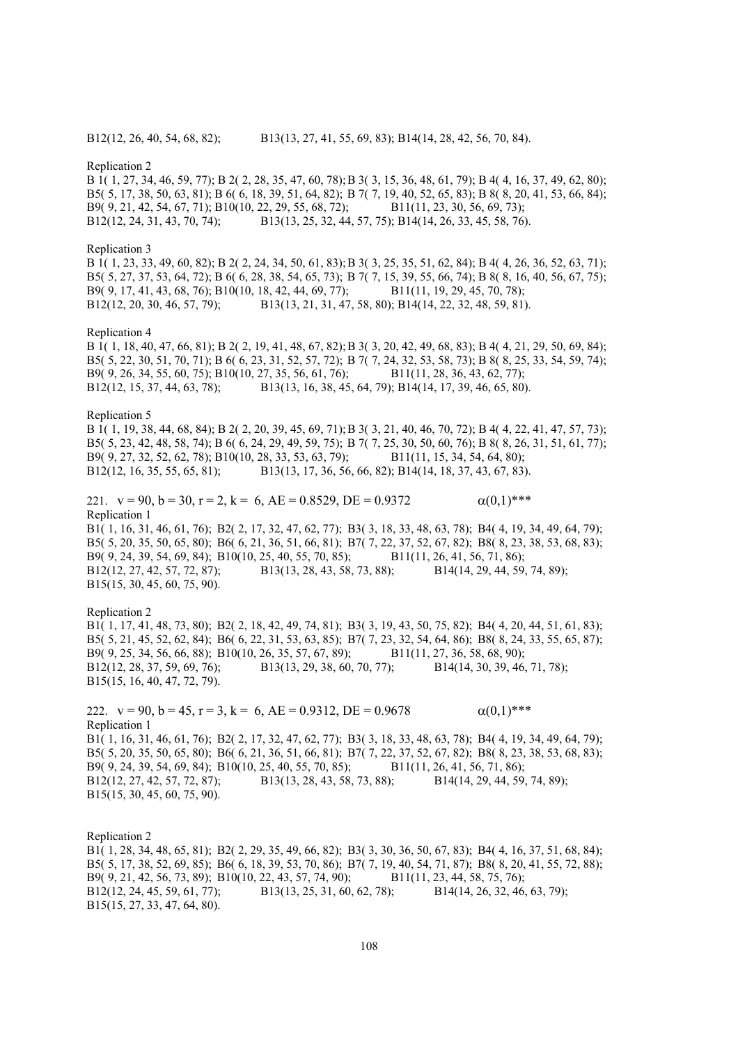B12(12, 26, 40, 54, 68, 82); B13(13, 27, 41, 55, 69, 83); B14(14, 28, 42, 56, 70, 84).

Replication 2

B 1( 1, 27, 34, 46, 59, 77); B 2( 2, 28, 35, 47, 60, 78); B 3( 3, 15, 36, 48, 61, 79); B 4( 4, 16, 37, 49, 62, 80); B5( 5, 17, 38, 50, 63, 81); B 6( 6, 18, 39, 51, 64, 82); B 7( 7, 19, 40, 52, 65, 83); B 8( 8, 20, 41, 53, 66, 84); B9( 9, 21, 42, 54, 67, 71); B10(10, 22, 29, 55, 68, 72); B11(11, 23, 30, 56, 69, 73); B12(12, 24, 31, 43, 70, 74); B13(13, 25, 32, 44, 57, 75); B14(14, 26, 33, 45, 58, 76).

Replication 3

B 1( 1, 23, 33, 49, 60, 82); B 2( 2, 24, 34, 50, 61, 83); B 3( 3, 25, 35, 51, 62, 84); B 4( 4, 26, 36, 52, 63, 71); B5( 5, 27, 37, 53, 64, 72); B 6( 6, 28, 38, 54, 65, 73); B 7( 7, 15, 39, 55, 66, 74); B 8( 8, 16, 40, 56, 67, 75); B9( 9, 17, 41, 43, 68, 76); B10(10, 18, 42, 44, 69, 77); B11(11, 19, 29, 45, 70, 78); B12(12, 20, 30, 46, 57, 79); B13(13, 21, 31, 47, 58, 80); B14(14, 22, 32, 48, 59, 81).

Replication 4

B 1( 1, 18, 40, 47, 66, 81); B 2( 2, 19, 41, 48, 67, 82); B 3( 3, 20, 42, 49, 68, 83); B 4( 4, 21, 29, 50, 69, 84); B5( 5, 22, 30, 51, 70, 71); B 6( 6, 23, 31, 52, 57, 72); B 7( 7, 24, 32, 53, 58, 73); B 8( 8, 25, 33, 54, 59, 74); B9( 9, 26, 34, 55, 60, 75); B10(10, 27, 35, 56, 61, 76); B11(11, 28, 36, 43, 62, 77); B12(12, 15, 37, 44, 63, 78); B13(13, 16, 38, 45, 64, 79); B14(14, 17, 39, 46, 65, 80).

Replication 5

B 1( 1, 19, 38, 44, 68, 84); B 2( 2, 20, 39, 45, 69, 71); B 3( 3, 21, 40, 46, 70, 72); B 4( 4, 22, 41, 47, 57, 73); B5( 5, 23, 42, 48, 58, 74); B 6( 6, 24, 29, 49, 59, 75); B 7( 7, 25, 30, 50, 60, 76); B 8( 8, 26, 31, 51, 61, 77); B9( 9, 27, 32, 52, 62, 78); B10(10, 28, 33, 53, 63, 79); B11(11, 15, 34, 54, 64, 80); B12(12, 16, 35, 55, 65, 81); B13(13, 17, 36, 56, 66, 82); B14(14, 18, 37, 43, 67, 83).

221. v = 90, b = 30, r = 2, k = 6, AE = 0.8529, DE = 0.9372 $\alpha(0,1)$***

Replication 1

B1( 1, 16, 31, 46, 61, 76); B2( 2, 17, 32, 47, 62, 77); B3( 3, 18, 33, 48, 63, 78); B4( 4, 19, 34, 49, 64, 79); B5( 5, 20, 35, 50, 65, 80); B6( 6, 21, 36, 51, 66, 81); B7( 7, 22, 37, 52, 67, 82); B8( 8, 23, 38, 53, 68, 83); B9( 9, 24, 39, 54, 69, 84); B10(10, 25, 40, 55, 70, 85); B11(11, 26, 41, 56, 71, 86); B12(12, 27, 42, 57, 72, 87); B13(13, 28, 43, 58, 73, 88); B14(14, 29, 44, 59, 74, 89); B15(15, 30, 45, 60, 75, 90).

Replication 2

B1( 1, 17, 41, 48, 73, 80); B2( 2, 18, 42, 49, 74, 81); B3( 3, 19, 43, 50, 75, 82); B4( 4, 20, 44, 51, 61, 83); B5( 5, 21, 45, 52, 62, 84); B6( 6, 22, 31, 53, 63, 85); B7( 7, 23, 32, 54, 64, 86); B8( 8, 24, 33, 55, 65, 87); B9( 9, 25, 34, 56, 66, 88); B10(10, 26, 35, 57, 67, 89); B11(11, 27, 36, 58, 68, 90); B12(12, 28, 37, 59, 69, 76); B13(13, 29, 38, 60, 70, 77); B14(14, 30, 39, 46, 71, 78); B15(15, 16, 40, 47, 72, 79).

222. v = 90, b = 45, r = 3, k = 6, AE = 0.9312, DE = 0.9678 $\alpha(0,1)$***

Replication 1

B1( 1, 16, 31, 46, 61, 76); B2( 2, 17, 32, 47, 62, 77); B3( 3, 18, 33, 48, 63, 78); B4( 4, 19, 34, 49, 64, 79); B5( 5, 20, 35, 50, 65, 80); B6( 6, 21, 36, 51, 66, 81); B7( 7, 22, 37, 52, 67, 82); B8( 8, 23, 38, 53, 68, 83); B9( 9, 24, 39, 54, 69, 84); B10(10, 25, 40, 55, 70, 85); B11(11, 26, 41, 56, 71, 86); B12(12, 27, 42, 57, 72, 87); B13(13, 28, 43, 58, 73, 88); B14(14, 29, 44, 59, 74, 89); B15(15, 30, 45, 60, 75, 90).

Replication 2

B1( 1, 28, 34, 48, 65, 81); B2( 2, 29, 35, 49, 66, 82); B3( 3, 30, 36, 50, 67, 83); B4( 4, 16, 37, 51, 68, 84); B5( 5, 17, 38, 52, 69, 85); B6( 6, 18, 39, 53, 70, 86); B7( 7, 19, 40, 54, 71, 87); B8( 8, 20, 41, 55, 72, 88); B9( 9, 21, 42, 56, 73, 89); B10(10, 22, 43, 57, 74, 90); B11(11, 23, 44, 58, 75, 76); B12(12, 24, 45, 59, 61, 77); B13(13, 25, 31, 60, 62, 78); B14(14, 26, 32, 46, 63, 79); B15(15, 27, 33, 47, 64, 80).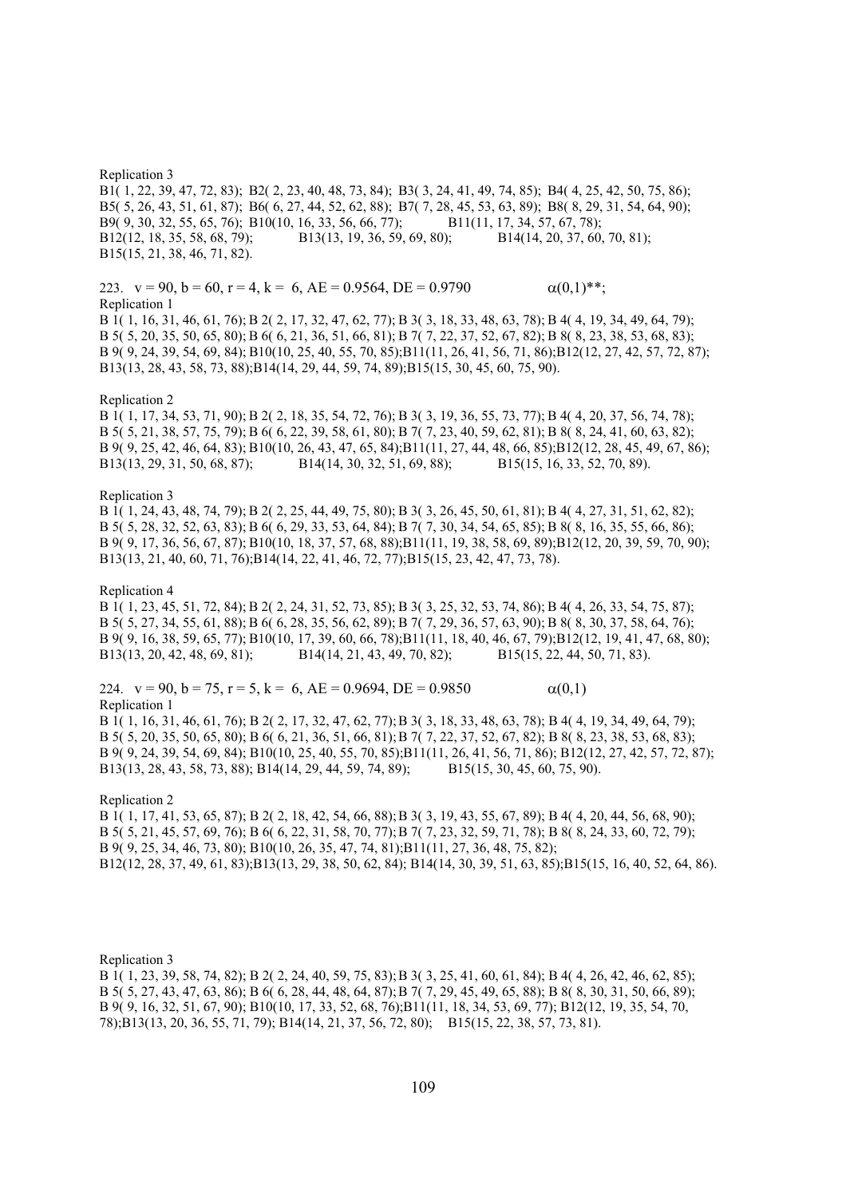Replication 3

B1( 1, 22, 39, 47, 72, 83); B2( 2, 23, 40, 48, 73, 84); B3( 3, 24, 41, 49, 74, 85); B4( 4, 25, 42, 50, 75, 86);
B5( 5, 26, 43, 51, 61, 87); B6( 6, 27, 44, 52, 62, 88); B7( 7, 28, 45, 53, 63, 89); B8( 8, 29, 31, 54, 64, 90);
B9( 9, 30, 32, 55, 65, 76); B10(10, 16, 33, 56, 66, 77); B11(11, 17, 34, 57, 67, 78);
B12(12, 18, 35, 58, 68, 79); B13(13, 19, 36, 59, 69, 80); B14(14, 20, 37, 60, 70, 81);
B15(15, 21, 38, 46, 71, 82).

223. v = 90, b = 60, r = 4, k = 6, AE = 0.9564, DE = 0.9790 $\alpha(0,1)$**;

Replication 1

B 1( 1, 16, 31, 46, 61, 76); B 2( 2, 17, 32, 47, 62, 77); B 3( 3, 18, 33, 48, 63, 78); B 4( 4, 19, 34, 49, 64, 79);
B 5( 5, 20, 35, 50, 65, 80); B 6( 6, 21, 36, 51, 66, 81); B 7( 7, 22, 37, 52, 67, 82); B 8( 8, 23, 38, 53, 68, 83);
B 9( 9, 24, 39, 54, 69, 84); B10(10, 25, 40, 55, 70, 85);B11(11, 26, 41, 56, 71, 86);B12(12, 27, 42, 57, 72, 87);
B13(13, 28, 43, 58, 73, 88);B14(14, 29, 44, 59, 74, 89);B15(15, 30, 45, 60, 75, 90).

Replication 2

B 1( 1, 17, 34, 53, 71, 90); B 2( 2, 18, 35, 54, 72, 76); B 3( 3, 19, 36, 55, 73, 77); B 4( 4, 20, 37, 56, 74, 78);
B 5( 5, 21, 38, 57, 75, 79); B 6( 6, 22, 39, 58, 61, 80); B 7( 7, 23, 40, 59, 62, 81); B 8( 8, 24, 41, 60, 63, 82);
B 9( 9, 25, 42, 46, 64, 83); B10(10, 26, 43, 47, 65, 84);B11(11, 27, 44, 48, 66, 85);B12(12, 28, 45, 49, 67, 86);
B13(13, 29, 31, 50, 68, 87); B14(14, 30, 32, 51, 69, 88); B15(15, 16, 33, 52, 70, 89).

Replication 3

B 1( 1, 24, 43, 48, 74, 79); B 2( 2, 25, 44, 49, 75, 80); B 3( 3, 26, 45, 50, 61, 81); B 4( 4, 27, 31, 51, 62, 82);
B 5( 5, 28, 32, 52, 63, 83); B 6( 6, 29, 33, 53, 64, 84); B 7( 7, 30, 34, 54, 65, 85); B 8( 8, 16, 35, 55, 66, 86);
B 9( 9, 17, 36, 56, 67, 87); B10(10, 18, 37, 57, 68, 88);B11(11, 19, 38, 58, 69, 89);B12(12, 20, 39, 59, 70, 90);
B13(13, 21, 40, 60, 71, 76);B14(14, 22, 41, 46, 72, 77);B15(15, 23, 42, 47, 73, 78).

Replication 4

B 1( 1, 23, 45, 51, 72, 84); B 2( 2, 24, 31, 52, 73, 85); B 3( 3, 25, 32, 53, 74, 86); B 4( 4, 26, 33, 54, 75, 87);
B 5( 5, 27, 34, 55, 61, 88); B 6( 6, 28, 35, 56, 62, 89); B 7( 7, 29, 36, 57, 63, 90); B 8( 8, 30, 37, 58, 64, 76);
B 9( 9, 16, 38, 59, 65, 77); B10(10, 17, 39, 60, 66, 78);B11(11, 18, 40, 46, 67, 79);B12(12, 19, 41, 47, 68, 80);
B13(13, 20, 42, 48, 69, 81); B14(14, 21, 43, 49, 70, 82); B15(15, 22, 44, 50, 71, 83).

224. v = 90, b = 75, r = 5, k = 6, AE = 0.9694, DE = 0.9850 $\alpha(0,1)$

Replication 1

B 1( 1, 16, 31, 46, 61, 76); B 2( 2, 17, 32, 47, 62, 77); B 3( 3, 18, 33, 48, 63, 78); B 4( 4, 19, 34, 49, 64, 79);
B 5( 5, 20, 35, 50, 65, 80); B 6( 6, 21, 36, 51, 66, 81); B 7( 7, 22, 37, 52, 67, 82); B 8( 8, 23, 38, 53, 68, 83);
B 9( 9, 24, 39, 54, 69, 84); B10(10, 25, 40, 55, 70, 85);B11(11, 26, 41, 56, 71, 86); B12(12, 27, 42, 57, 72, 87);
B13(13, 28, 43, 58, 73, 88); B14(14, 29, 44, 59, 74, 89); B15(15, 30, 45, 60, 75, 90).

Replication 2

B 1( 1, 17, 41, 53, 65, 87); B 2( 2, 18, 42, 54, 66, 88); B 3( 3, 19, 43, 55, 67, 89); B 4( 4, 20, 44, 56, 68, 90);
B 5( 5, 21, 45, 57, 69, 76); B 6( 6, 22, 31, 58, 70, 77); B 7( 7, 23, 32, 59, 71, 78); B 8( 8, 24, 33, 60, 72, 79);
B 9( 9, 25, 34, 46, 73, 80); B10(10, 26, 35, 47, 74, 81);B11(11, 27, 36, 48, 75, 82);
B12(12, 28, 37, 49, 61, 83);B13(13, 29, 38, 50, 62, 84); B14(14, 30, 39, 51, 63, 85);B15(15, 16, 40, 52, 64, 86).

Replication 3

B 1( 1, 23, 39, 58, 74, 82); B 2( 2, 24, 40, 59, 75, 83); B 3( 3, 25, 41, 60, 61, 84); B 4( 4, 26, 42, 46, 62, 85);
B 5( 5, 27, 43, 47, 63, 86); B 6( 6, 28, 44, 48, 64, 87); B 7( 7, 29, 45, 49, 65, 88); B 8( 8, 30, 31, 50, 66, 89);
B 9( 9, 16, 32, 51, 67, 90); B10(10, 17, 33, 52, 68, 76);B11(11, 18, 34, 53, 69, 77); B12(12, 19, 35, 54, 70,
78);B13(13, 20, 36, 55, 71, 79); B14(14, 21, 37, 56, 72, 80); B15(15, 22, 38, 57, 73, 81).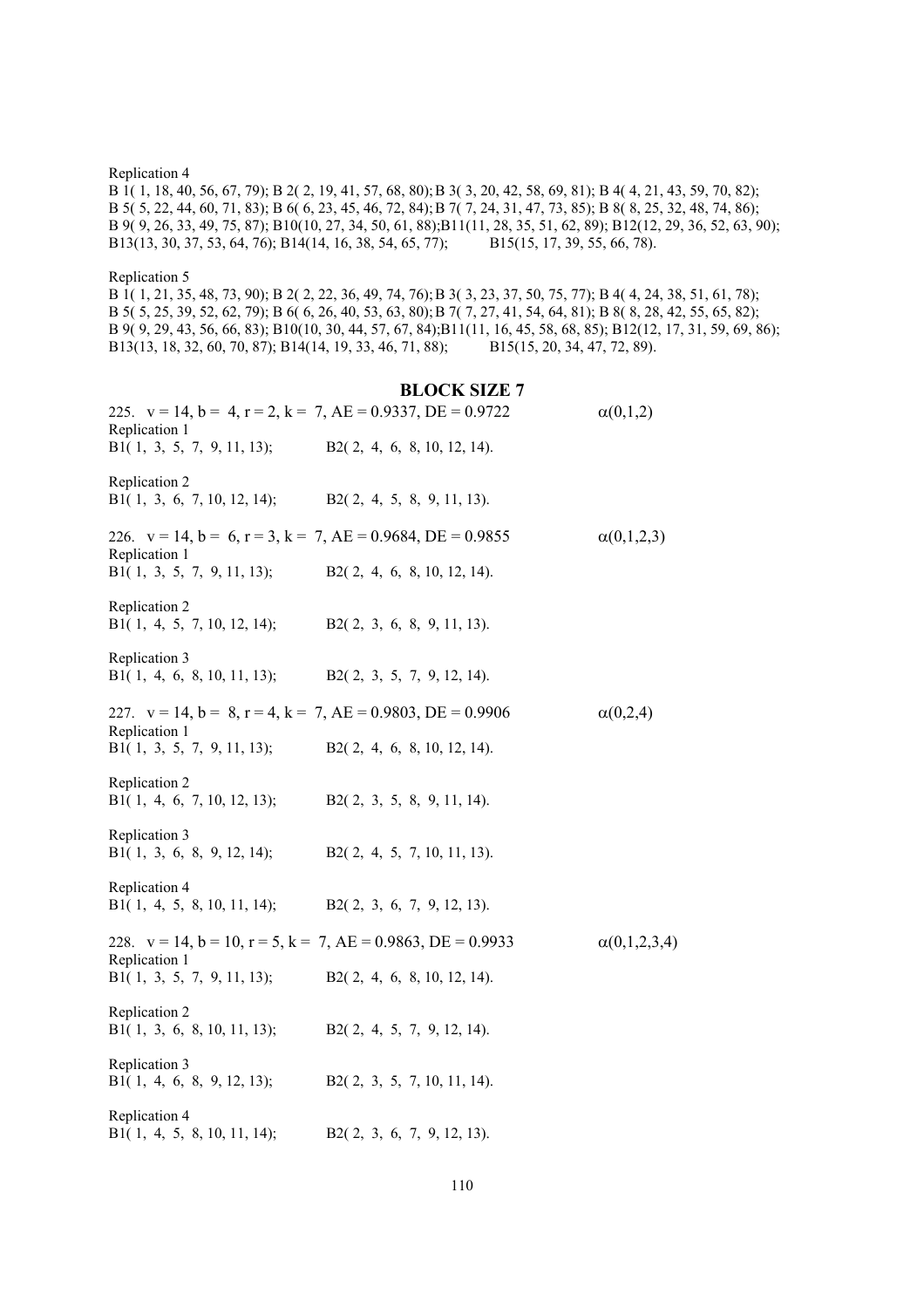Replication 4

B 1( 1, 18, 40, 56, 67, 79); B 2( 2, 19, 41, 57, 68, 80); B 3( 3, 20, 42, 58, 69, 81); B 4( 4, 21, 43, 59, 70, 82);
B 5( 5, 22, 44, 60, 71, 83); B 6( 6, 23, 45, 46, 72, 84); B 7( 7, 24, 31, 47, 73, 85); B 8( 8, 25, 32, 48, 74, 86);
B 9( 9, 26, 33, 49, 75, 87); B10(10, 27, 34, 50, 61, 88); B11(11, 28, 35, 51, 62, 89); B12(12, 29, 36, 52, 63, 90);
B13(13, 30, 37, 53, 64, 76); B14(14, 16, 38, 54, 65, 77); B15(15, 17, 39, 55, 66, 78).

Replication 5

B 1( 1, 21, 35, 48, 73, 90); B 2( 2, 22, 36, 49, 74, 76); B 3( 3, 23, 37, 50, 75, 77); B 4( 4, 24, 38, 51, 61, 78);
B 5( 5, 25, 39, 52, 62, 79); B 6( 6, 26, 40, 53, 63, 80); B 7( 7, 27, 41, 54, 64, 81); B 8( 8, 28, 42, 55, 65, 82);
B 9( 9, 29, 43, 56, 66, 83); B10(10, 30, 44, 57, 67, 84); B11(11, 16, 45, 58, 68, 85); B12(12, 17, 31, 59, 69, 86);
B13(13, 18, 32, 60, 70, 87); B14(14, 19, 33, 46, 71, 88); B15(15, 20, 34, 47, 72, 89).

## BLOCK SIZE 7

225. v = 14, b = 4, r = 2, k = 7, AE = 0.9337, DE = 0.9722 $\alpha(0,1,2)$

Replication 1
B1( 1, 3, 5, 7, 9, 11, 13); B2( 2, 4, 6, 8, 10, 12, 14).

Replication 2
B1( 1, 3, 6, 7, 10, 12, 14); B2( 2, 4, 5, 8, 9, 11, 13).

226. v = 14, b = 6, r = 3, k = 7, AE = 0.9684, DE = 0.9855 $\alpha(0,1,2,3)$

Replication 1
B1( 1, 3, 5, 7, 9, 11, 13); B2( 2, 4, 6, 8, 10, 12, 14).

Replication 2
B1( 1, 4, 5, 7, 10, 12, 14); B2( 2, 3, 6, 8, 9, 11, 13).

Replication 3
B1( 1, 4, 6, 8, 10, 11, 13); B2( 2, 3, 5, 7, 9, 12, 14).

227. v = 14, b = 8, r = 4, k = 7, AE = 0.9803, DE = 0.9906 $\alpha(0,2,4)$

Replication 1
B1( 1, 3, 5, 7, 9, 11, 13); B2( 2, 4, 6, 8, 10, 12, 14).

Replication 2
B1( 1, 4, 6, 7, 10, 12, 13); B2( 2, 3, 5, 8, 9, 11, 14).

Replication 3
B1( 1, 3, 6, 8, 9, 12, 14); B2( 2, 4, 5, 7, 10, 11, 13).

Replication 4
B1( 1, 4, 5, 8, 10, 11, 14); B2( 2, 3, 6, 7, 9, 12, 13).

228. v = 14, b = 10, r = 5, k = 7, AE = 0.9863, DE = 0.9933 $\alpha(0,1,2,3,4)$

Replication 1
B1( 1, 3, 5, 7, 9, 11, 13); B2( 2, 4, 6, 8, 10, 12, 14).

Replication 2
B1( 1, 3, 6, 8, 10, 11, 13); B2( 2, 4, 5, 7, 9, 12, 14).

Replication 3
B1( 1, 4, 6, 8, 9, 12, 13); B2( 2, 3, 5, 7, 10, 11, 14).

Replication 4
B1( 1, 4, 5, 8, 10, 11, 14); B2( 2, 3, 6, 7, 9, 12, 13).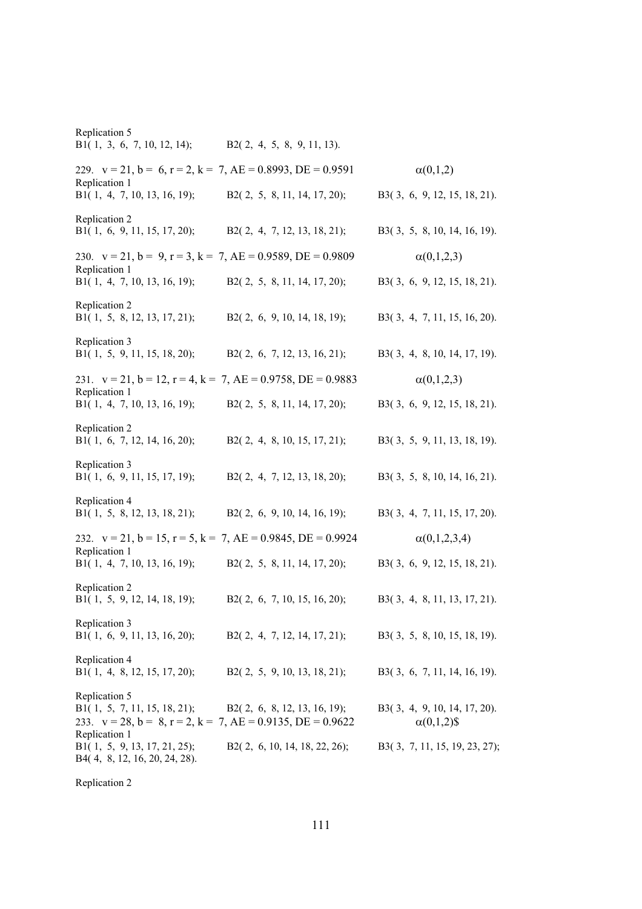Replication 5
B1( 1, 3, 6, 7, 10, 12, 14); B2( 2, 4, 5, 8, 9, 11, 13).

229. v = 21, b = 6, r = 2, k = 7, AE = 0.8993, DE = 0.9591 $\alpha(0,1,2)$
Replication 1
B1( 1, 4, 7, 10, 13, 16, 19); B2( 2, 5, 8, 11, 14, 17, 20); B3( 3, 6, 9, 12, 15, 18, 21).

Replication 2
B1( 1, 6, 9, 11, 15, 17, 20); B2( 2, 4, 7, 12, 13, 18, 21); B3( 3, 5, 8, 10, 14, 16, 19).

230. v = 21, b = 9, r = 3, k = 7, AE = 0.9589, DE = 0.9809 $\alpha(0,1,2,3)$
Replication 1
B1( 1, 4, 7, 10, 13, 16, 19); B2( 2, 5, 8, 11, 14, 17, 20); B3( 3, 6, 9, 12, 15, 18, 21).

Replication 2
B1( 1, 5, 8, 12, 13, 17, 21); B2( 2, 6, 9, 10, 14, 18, 19); B3( 3, 4, 7, 11, 15, 16, 20).

Replication 3
B1( 1, 5, 9, 11, 15, 18, 20); B2( 2, 6, 7, 12, 13, 16, 21); B3( 3, 4, 8, 10, 14, 17, 19).

231. v = 21, b = 12, r = 4, k = 7, AE = 0.9758, DE = 0.9883 $\alpha(0,1,2,3)$
Replication 1
B1( 1, 4, 7, 10, 13, 16, 19); B2( 2, 5, 8, 11, 14, 17, 20); B3( 3, 6, 9, 12, 15, 18, 21).

Replication 2
B1( 1, 6, 7, 12, 14, 16, 20); B2( 2, 4, 8, 10, 15, 17, 21); B3( 3, 5, 9, 11, 13, 18, 19).

Replication 3
B1( 1, 6, 9, 11, 15, 17, 19); B2( 2, 4, 7, 12, 13, 18, 20); B3( 3, 5, 8, 10, 14, 16, 21).

Replication 4
B1( 1, 5, 8, 12, 13, 18, 21); B2( 2, 6, 9, 10, 14, 16, 19); B3( 3, 4, 7, 11, 15, 17, 20).

232. v = 21, b = 15, r = 5, k = 7, AE = 0.9845, DE = 0.9924 $\alpha(0,1,2,3,4)$
Replication 1
B1( 1, 4, 7, 10, 13, 16, 19); B2( 2, 5, 8, 11, 14, 17, 20); B3( 3, 6, 9, 12, 15, 18, 21).

Replication 2
B1( 1, 5, 9, 12, 14, 18, 19); B2( 2, 6, 7, 10, 15, 16, 20); B3( 3, 4, 8, 11, 13, 17, 21).

Replication 3
B1( 1, 6, 9, 11, 13, 16, 20); B2( 2, 4, 7, 12, 14, 17, 21); B3( 3, 5, 8, 10, 15, 18, 19).

Replication 4
B1( 1, 4, 8, 12, 15, 17, 20); B2( 2, 5, 9, 10, 13, 18, 21); B3( 3, 6, 7, 11, 14, 16, 19).

Replication 5
B1( 1, 5, 7, 11, 15, 18, 21); B2( 2, 6, 8, 12, 13, 16, 19); B3( 3, 4, 9, 10, 14, 17, 20).

233. v = 28, b = 8, r = 2, k = 7, AE = 0.9135, DE = 0.9622 $\alpha(0,1,2)$$
Replication 1
B1( 1, 5, 9, 13, 17, 21, 25); B2( 2, 6, 10, 14, 18, 22, 26); B3( 3, 7, 11, 15, 19, 23, 27); B4( 4, 8, 12, 16, 20, 24, 28).

Replication 2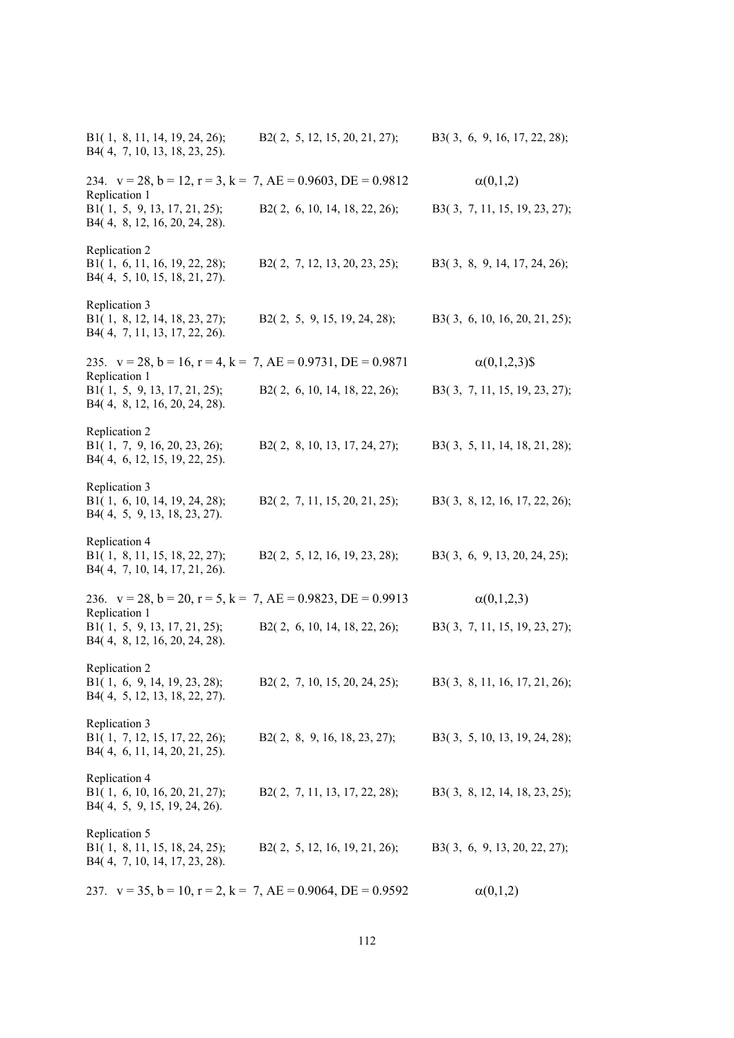B1( 1, 8, 11, 14, 19, 24, 26); B2( 2, 5, 12, 15, 20, 21, 27); B3( 3, 6, 9, 16, 17, 22, 28);
B4( 4, 7, 10, 13, 18, 23, 25).

234. v = 28, b = 12, r = 3, k = 7, AE = 0.9603, DE = 0.9812 α(0,1,2)

Replication 1
B1( 1, 5, 9, 13, 17, 21, 25); B2( 2, 6, 10, 14, 18, 22, 26); B3( 3, 7, 11, 15, 19, 23, 27);
B4( 4, 8, 12, 16, 20, 24, 28).

Replication 2
B1( 1, 6, 11, 16, 19, 22, 28); B2( 2, 7, 12, 13, 20, 23, 25); B3( 3, 8, 9, 14, 17, 24, 26);
B4( 4, 5, 10, 15, 18, 21, 27).

Replication 3
B1( 1, 8, 12, 14, 18, 23, 27); B2( 2, 5, 9, 15, 19, 24, 28); B3( 3, 6, 10, 16, 20, 21, 25);
B4( 4, 7, 11, 13, 17, 22, 26).

235. v = 28, b = 16, r = 4, k = 7, AE = 0.9731, DE = 0.9871 α(0,1,2,3)$

Replication 1
B1( 1, 5, 9, 13, 17, 21, 25); B2( 2, 6, 10, 14, 18, 22, 26); B3( 3, 7, 11, 15, 19, 23, 27);
B4( 4, 8, 12, 16, 20, 24, 28).

Replication 2
B1( 1, 7, 9, 16, 20, 23, 26); B2( 2, 8, 10, 13, 17, 24, 27); B3( 3, 5, 11, 14, 18, 21, 28);
B4( 4, 6, 12, 15, 19, 22, 25).

Replication 3
B1( 1, 6, 10, 14, 19, 24, 28); B2( 2, 7, 11, 15, 20, 21, 25); B3( 3, 8, 12, 16, 17, 22, 26);
B4( 4, 5, 9, 13, 18, 23, 27).

Replication 4
B1( 1, 8, 11, 15, 18, 22, 27); B2( 2, 5, 12, 16, 19, 23, 28); B3( 3, 6, 9, 13, 20, 24, 25);
B4( 4, 7, 10, 14, 17, 21, 26).

236. v = 28, b = 20, r = 5, k = 7, AE = 0.9823, DE = 0.9913 α(0,1,2,3)

Replication 1
B1( 1, 5, 9, 13, 17, 21, 25); B2( 2, 6, 10, 14, 18, 22, 26); B3( 3, 7, 11, 15, 19, 23, 27);
B4( 4, 8, 12, 16, 20, 24, 28).

Replication 2
B1( 1, 6, 9, 14, 19, 23, 28); B2( 2, 7, 10, 15, 20, 24, 25); B3( 3, 8, 11, 16, 17, 21, 26);
B4( 4, 5, 12, 13, 18, 22, 27).

Replication 3
B1( 1, 7, 12, 15, 17, 22, 26); B2( 2, 8, 9, 16, 18, 23, 27); B3( 3, 5, 10, 13, 19, 24, 28);
B4( 4, 6, 11, 14, 20, 21, 25).

Replication 4
B1( 1, 6, 10, 16, 20, 21, 27); B2( 2, 7, 11, 13, 17, 22, 28); B3( 3, 8, 12, 14, 18, 23, 25);
B4( 4, 5, 9, 15, 19, 24, 26).

Replication 5
B1( 1, 8, 11, 15, 18, 24, 25); B2( 2, 5, 12, 16, 19, 21, 26); B3( 3, 6, 9, 13, 20, 22, 27);
B4( 4, 7, 10, 14, 17, 23, 28).

237. v = 35, b = 10, r = 2, k = 7, AE = 0.9064, DE = 0.9592 α(0,1,2)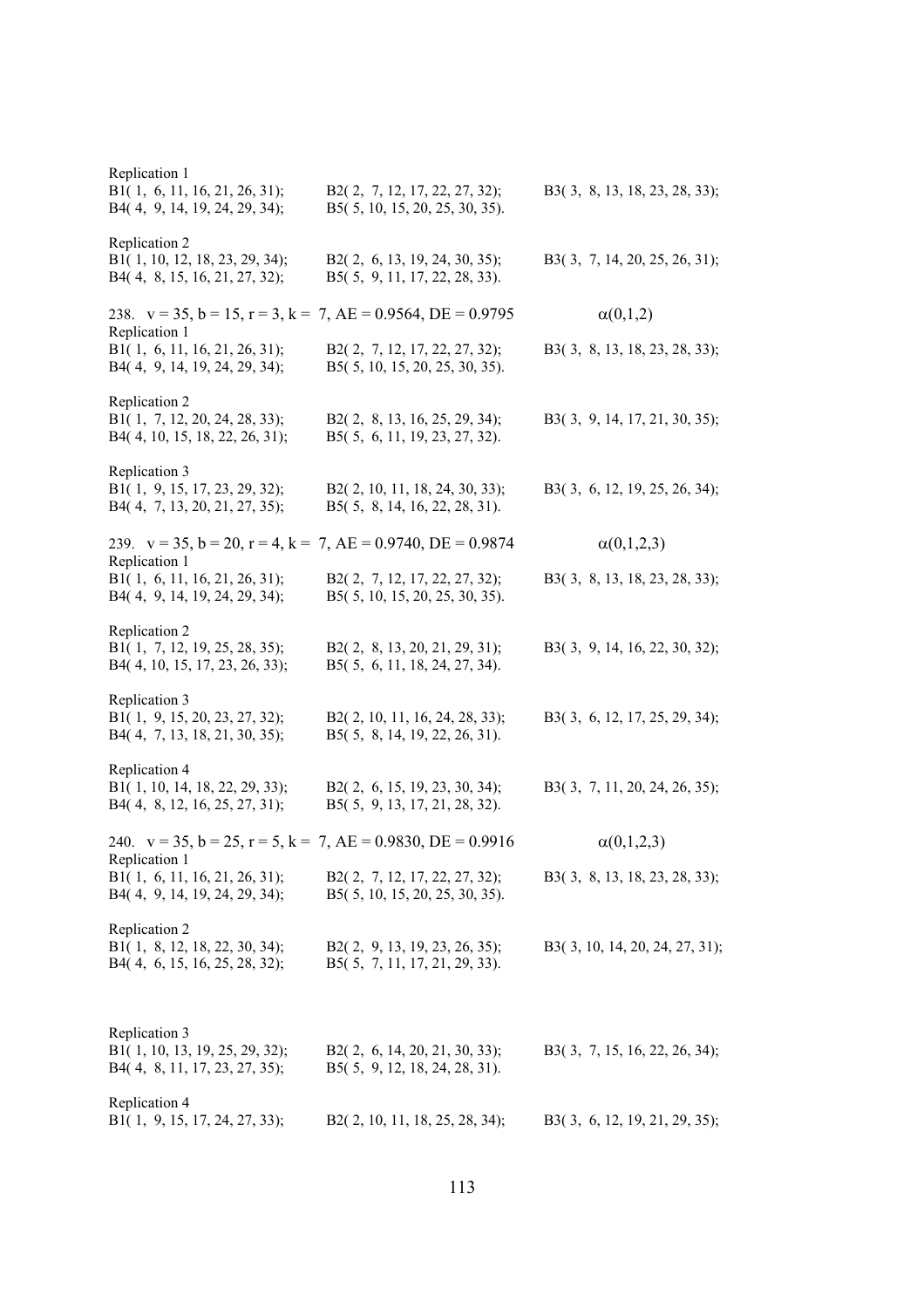Replication 1
B1( 1, 6, 11, 16, 21, 26, 31); B2( 2, 7, 12, 17, 22, 27, 32); B3( 3, 8, 13, 18, 23, 28, 33);
B4( 4, 9, 14, 19, 24, 29, 34); B5( 5, 10, 15, 20, 25, 30, 35).

Replication 2
B1( 1, 10, 12, 18, 23, 29, 34); B2( 2, 6, 13, 19, 24, 30, 35); B3( 3, 7, 14, 20, 25, 26, 31);
B4( 4, 8, 15, 16, 21, 27, 32); B5( 5, 9, 11, 17, 22, 28, 33).

238. $v = 35$, $b = 15$, $r = 3$, $k = 7$, AE = 0.9564, DE = 0.9795 $\alpha(0,1,2)$

Replication 1
B1( 1, 6, 11, 16, 21, 26, 31); B2( 2, 7, 12, 17, 22, 27, 32); B3( 3, 8, 13, 18, 23, 28, 33);
B4( 4, 9, 14, 19, 24, 29, 34); B5( 5, 10, 15, 20, 25, 30, 35).

Replication 2
B1( 1, 7, 12, 20, 24, 28, 33); B2( 2, 8, 13, 16, 25, 29, 34); B3( 3, 9, 14, 17, 21, 30, 35);
B4( 4, 10, 15, 18, 22, 26, 31); B5( 5, 6, 11, 19, 23, 27, 32).

Replication 3
B1( 1, 9, 15, 17, 23, 29, 32); B2( 2, 10, 11, 18, 24, 30, 33); B3( 3, 6, 12, 19, 25, 26, 34);
B4( 4, 7, 13, 20, 21, 27, 35); B5( 5, 8, 14, 16, 22, 28, 31).

239. $v = 35$, $b = 20$, $r = 4$, $k = 7$, AE = 0.9740, DE = 0.9874 $\alpha(0,1,2,3)$

Replication 1
B1( 1, 6, 11, 16, 21, 26, 31); B2( 2, 7, 12, 17, 22, 27, 32); B3( 3, 8, 13, 18, 23, 28, 33);
B4( 4, 9, 14, 19, 24, 29, 34); B5( 5, 10, 15, 20, 25, 30, 35).

Replication 2
B1( 1, 7, 12, 19, 25, 28, 35); B2( 2, 8, 13, 20, 21, 29, 31); B3( 3, 9, 14, 16, 22, 30, 32);
B4( 4, 10, 15, 17, 23, 26, 33); B5( 5, 6, 11, 18, 24, 27, 34).

Replication 3
B1( 1, 9, 15, 20, 23, 27, 32); B2( 2, 10, 11, 16, 24, 28, 33); B3( 3, 6, 12, 17, 25, 29, 34);
B4( 4, 7, 13, 18, 21, 30, 35); B5( 5, 8, 14, 19, 22, 26, 31).

Replication 4
B1( 1, 10, 14, 18, 22, 29, 33); B2( 2, 6, 15, 19, 23, 30, 34); B3( 3, 7, 11, 20, 24, 26, 35);
B4( 4, 8, 12, 16, 25, 27, 31); B5( 5, 9, 13, 17, 21, 28, 32).

240. $v = 35$, $b = 25$, $r = 5$, $k = 7$, AE = 0.9830, DE = 0.9916 $\alpha(0,1,2,3)$

Replication 1
B1( 1, 6, 11, 16, 21, 26, 31); B2( 2, 7, 12, 17, 22, 27, 32); B3( 3, 8, 13, 18, 23, 28, 33);
B4( 4, 9, 14, 19, 24, 29, 34); B5( 5, 10, 15, 20, 25, 30, 35).

Replication 2
B1( 1, 8, 12, 18, 22, 30, 34); B2( 2, 9, 13, 19, 23, 26, 35); B3( 3, 10, 14, 20, 24, 27, 31);
B4( 4, 6, 15, 16, 25, 28, 32); B5( 5, 7, 11, 17, 21, 29, 33).

Replication 3
B1( 1, 10, 13, 19, 25, 29, 32); B2( 2, 6, 14, 20, 21, 30, 33); B3( 3, 7, 15, 16, 22, 26, 34);
B4( 4, 8, 11, 17, 23, 27, 35); B5( 5, 9, 12, 18, 24, 28, 31).

Replication 4
B1( 1, 9, 15, 17, 24, 27, 33); B2( 2, 10, 11, 18, 25, 28, 34); B3( 3, 6, 12, 19, 21, 29, 35);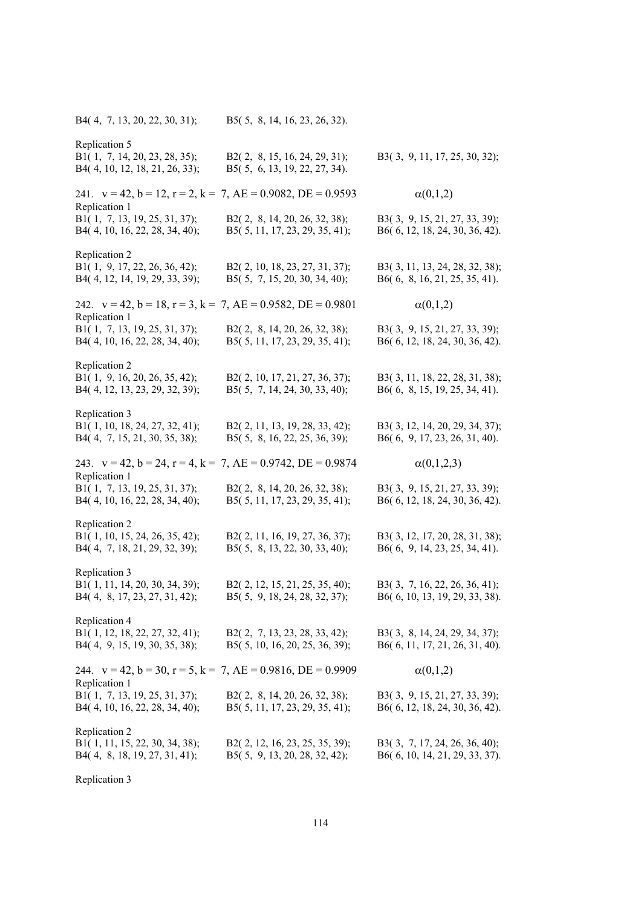B4( 4, 7, 13, 20, 22, 30, 31); B5( 5, 8, 14, 16, 23, 26, 32).

Replication 5
B1( 1, 7, 14, 20, 23, 28, 35); B2( 2, 8, 15, 16, 24, 29, 31); B3( 3, 9, 11, 17, 25, 30, 32);
B4( 4, 10, 12, 18, 21, 26, 33); B5( 5, 6, 13, 19, 22, 27, 34).

241. $v = 42, b = 12, r = 2, k = 7$, AE = 0.9082, DE = 0.9593 $\alpha(0,1,2)$

Replication 1
B1( 1, 7, 13, 19, 25, 31, 37); B2( 2, 8, 14, 20, 26, 32, 38); B3( 3, 9, 15, 21, 27, 33, 39);
B4( 4, 10, 16, 22, 28, 34, 40); B5( 5, 11, 17, 23, 29, 35, 41); B6( 6, 12, 18, 24, 30, 36, 42).

Replication 2
B1( 1, 9, 17, 22, 26, 36, 42); B2( 2, 10, 18, 23, 27, 31, 37); B3( 3, 11, 13, 24, 28, 32, 38);
B4( 4, 12, 14, 19, 29, 33, 39); B5( 5, 7, 15, 20, 30, 34, 40); B6( 6, 8, 16, 21, 25, 35, 41).

242. $v = 42, b = 18, r = 3, k = 7$, AE = 0.9582, DE = 0.9801 $\alpha(0,1,2)$

Replication 1
B1( 1, 7, 13, 19, 25, 31, 37); B2( 2, 8, 14, 20, 26, 32, 38); B3( 3, 9, 15, 21, 27, 33, 39);
B4( 4, 10, 16, 22, 28, 34, 40); B5( 5, 11, 17, 23, 29, 35, 41); B6( 6, 12, 18, 24, 30, 36, 42).

Replication 2
B1( 1, 9, 16, 20, 26, 35, 42); B2( 2, 10, 17, 21, 27, 36, 37); B3( 3, 11, 18, 22, 28, 31, 38);
B4( 4, 12, 13, 23, 29, 32, 39); B5( 5, 7, 14, 24, 30, 33, 40); B6( 6, 8, 15, 19, 25, 34, 41).

Replication 3
B1( 1, 10, 18, 24, 27, 32, 41); B2( 2, 11, 13, 19, 28, 33, 42); B3( 3, 12, 14, 20, 29, 34, 37);
B4( 4, 7, 15, 21, 30, 35, 38); B5( 5, 8, 16, 22, 25, 36, 39); B6( 6, 9, 17, 23, 26, 31, 40).

243. $v = 42, b = 24, r = 4, k = 7$, AE = 0.9742, DE = 0.9874 $\alpha(0,1,2,3)$

Replication 1
B1( 1, 7, 13, 19, 25, 31, 37); B2( 2, 8, 14, 20, 26, 32, 38); B3( 3, 9, 15, 21, 27, 33, 39);
B4( 4, 10, 16, 22, 28, 34, 40); B5( 5, 11, 17, 23, 29, 35, 41); B6( 6, 12, 18, 24, 30, 36, 42).

Replication 2
B1( 1, 10, 15, 24, 26, 35, 42); B2( 2, 11, 16, 19, 27, 36, 37); B3( 3, 12, 17, 20, 28, 31, 38);
B4( 4, 7, 18, 21, 29, 32, 39); B5( 5, 8, 13, 22, 30, 33, 40); B6( 6, 9, 14, 23, 25, 34, 41).

Replication 3
B1( 1, 11, 14, 20, 30, 34, 39); B2( 2, 12, 15, 21, 25, 35, 40); B3( 3, 7, 16, 22, 26, 36, 41);
B4( 4, 8, 17, 23, 27, 31, 42); B5( 5, 9, 18, 24, 28, 32, 37); B6( 6, 10, 13, 19, 29, 33, 38).

Replication 4
B1( 1, 12, 18, 22, 27, 32, 41); B2( 2, 7, 13, 23, 28, 33, 42); B3( 3, 8, 14, 24, 29, 34, 37);
B4( 4, 9, 15, 19, 30, 35, 38); B5( 5, 10, 16, 20, 25, 36, 39); B6( 6, 11, 17, 21, 26, 31, 40).

244. $v = 42, b = 30, r = 5, k = 7$, AE = 0.9816, DE = 0.9909 $\alpha(0,1,2)$

Replication 1
B1( 1, 7, 13, 19, 25, 31, 37); B2( 2, 8, 14, 20, 26, 32, 38); B3( 3, 9, 15, 21, 27, 33, 39);
B4( 4, 10, 16, 22, 28, 34, 40); B5( 5, 11, 17, 23, 29, 35, 41); B6( 6, 12, 18, 24, 30, 36, 42).

Replication 2
B1( 1, 11, 15, 22, 30, 34, 38); B2( 2, 12, 16, 23, 25, 35, 39); B3( 3, 7, 17, 24, 26, 36, 40);
B4( 4, 8, 18, 19, 27, 31, 41); B5( 5, 9, 13, 20, 28, 32, 42); B6( 6, 10, 14, 21, 29, 33, 37).

Replication 3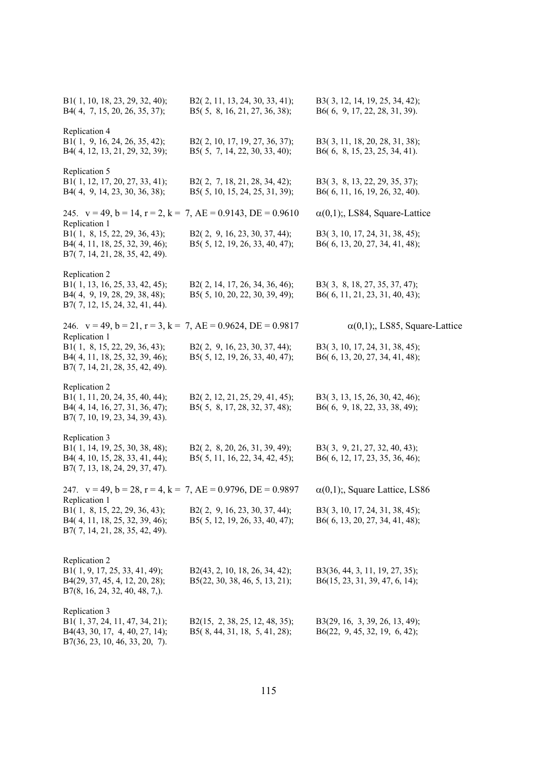B1( 1, 10, 18, 23, 29, 32, 40); B2( 2, 11, 13, 24, 30, 33, 41); B3( 3, 12, 14, 19, 25, 34, 42);
B4( 4, 7, 15, 20, 26, 35, 37); B5( 5, 8, 16, 21, 27, 36, 38); B6( 6, 9, 17, 22, 28, 31, 39).

Replication 4
B1( 1, 9, 16, 24, 26, 35, 42); B2( 2, 10, 17, 19, 27, 36, 37); B3( 3, 11, 18, 20, 28, 31, 38);
B4( 4, 12, 13, 21, 29, 32, 39); B5( 5, 7, 14, 22, 30, 33, 40); B6( 6, 8, 15, 23, 25, 34, 41).

Replication 5
B1( 1, 12, 17, 20, 27, 33, 41); B2( 2, 7, 18, 21, 28, 34, 42); B3( 3, 8, 13, 22, 29, 35, 37);
B4( 4, 9, 14, 23, 30, 36, 38); B5( 5, 10, 15, 24, 25, 31, 39); B6( 6, 11, 16, 19, 26, 32, 40).

245. v = 49, b = 14, r = 2, k = 7, AE = 0.9143, DE = 0.9610 $\alpha(0,1)$;, LS84, Square-Lattice
Replication 1
B1( 1, 8, 15, 22, 29, 36, 43); B2( 2, 9, 16, 23, 30, 37, 44); B3( 3, 10, 17, 24, 31, 38, 45);
B4( 4, 11, 18, 25, 32, 39, 46); B5( 5, 12, 19, 26, 33, 40, 47); B6( 6, 13, 20, 27, 34, 41, 48);
B7( 7, 14, 21, 28, 35, 42, 49).

Replication 2
B1( 1, 13, 16, 25, 33, 42, 45); B2( 2, 14, 17, 26, 34, 36, 46); B3( 3, 8, 18, 27, 35, 37, 47);
B4( 4, 9, 19, 28, 29, 38, 48); B5( 5, 10, 20, 22, 30, 39, 49); B6( 6, 11, 21, 23, 31, 40, 43);
B7( 7, 12, 15, 24, 32, 41, 44).

246. v = 49, b = 21, r = 3, k = 7, AE = 0.9624, DE = 0.9817 $\alpha(0,1)$;, LS85, Square-Lattice
Replication 1
B1( 1, 8, 15, 22, 29, 36, 43); B2( 2, 9, 16, 23, 30, 37, 44); B3( 3, 10, 17, 24, 31, 38, 45);
B4( 4, 11, 18, 25, 32, 39, 46); B5( 5, 12, 19, 26, 33, 40, 47); B6( 6, 13, 20, 27, 34, 41, 48);
B7( 7, 14, 21, 28, 35, 42, 49).

Replication 2
B1( 1, 11, 20, 24, 35, 40, 44); B2( 2, 12, 21, 25, 29, 41, 45); B3( 3, 13, 15, 26, 30, 42, 46);
B4( 4, 14, 16, 27, 31, 36, 47); B5( 5, 8, 17, 28, 32, 37, 48); B6( 6, 9, 18, 22, 33, 38, 49);
B7( 7, 10, 19, 23, 34, 39, 43).

Replication 3
B1( 1, 14, 19, 25, 30, 38, 48); B2( 2, 8, 20, 26, 31, 39, 49); B3( 3, 9, 21, 27, 32, 40, 43);
B4( 4, 10, 15, 28, 33, 41, 44); B5( 5, 11, 16, 22, 34, 42, 45); B6( 6, 12, 17, 23, 35, 36, 46);
B7( 7, 13, 18, 24, 29, 37, 47).

247. v = 49, b = 28, r = 4, k = 7, AE = 0.9796, DE = 0.9897 $\alpha(0,1)$;, Square Lattice, LS86
Replication 1
B1( 1, 8, 15, 22, 29, 36, 43); B2( 2, 9, 16, 23, 30, 37, 44); B3( 3, 10, 17, 24, 31, 38, 45);
B4( 4, 11, 18, 25, 32, 39, 46); B5( 5, 12, 19, 26, 33, 40, 47); B6( 6, 13, 20, 27, 34, 41, 48);
B7( 7, 14, 21, 28, 35, 42, 49).

Replication 2
B1( 1, 9, 17, 25, 33, 41, 49); B2(43, 2, 10, 18, 26, 34, 42); B3(36, 44, 3, 11, 19, 27, 35);
B4(29, 37, 45, 4, 12, 20, 28); B5(22, 30, 38, 46, 5, 13, 21); B6(15, 23, 31, 39, 47, 6, 14);
B7(8, 16, 24, 32, 40, 48, 7,).

Replication 3
B1( 1, 37, 24, 11, 47, 34, 21); B2(15, 2, 38, 25, 12, 48, 35); B3(29, 16, 3, 39, 26, 13, 49);
B4(43, 30, 17, 4, 40, 27, 14); B5( 8, 44, 31, 18, 5, 41, 28); B6(22, 9, 45, 32, 19, 6, 42);
B7(36, 23, 10, 46, 33, 20, 7).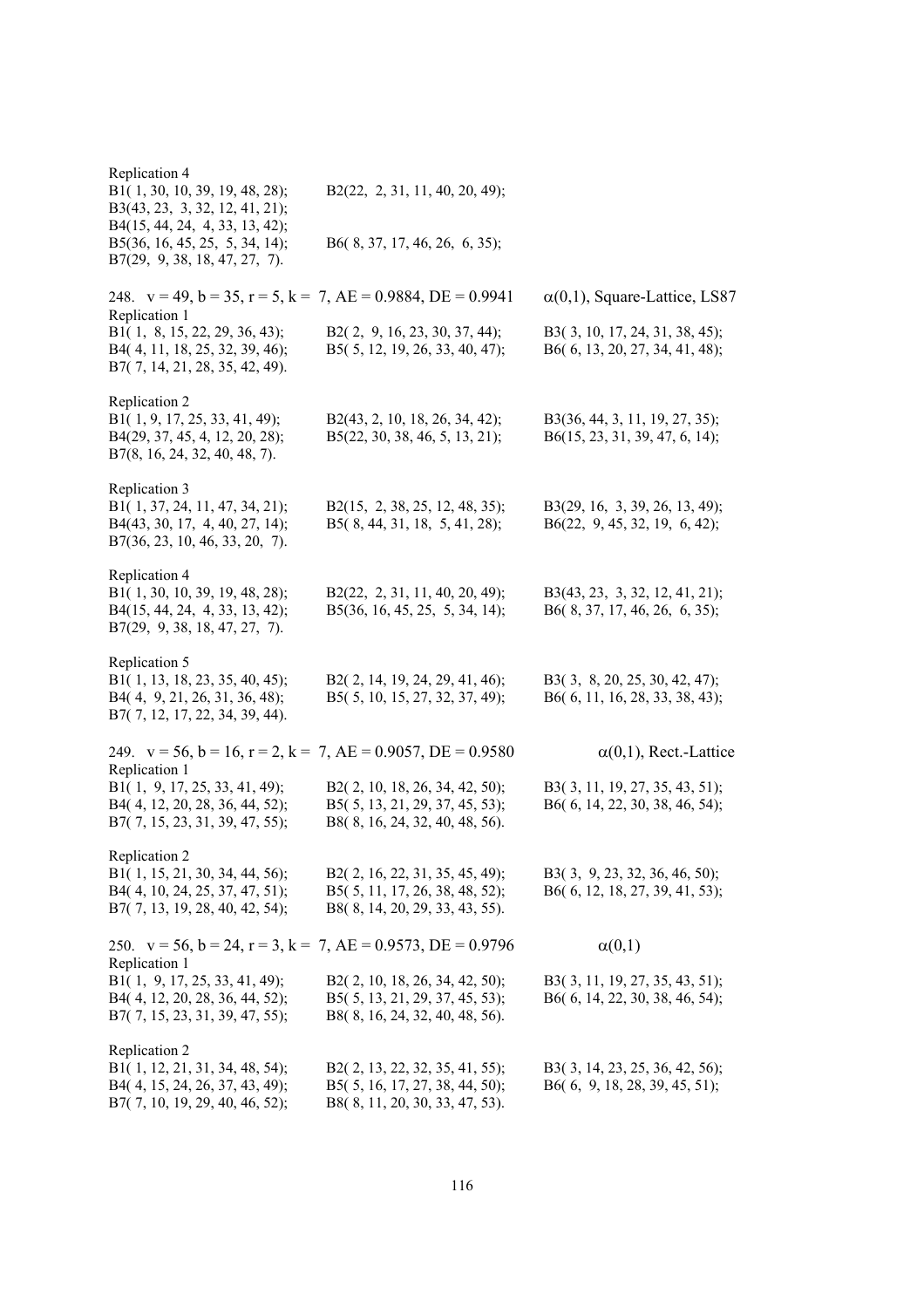Replication 4
B1( 1, 30, 10, 39, 19, 48, 28); B2(22, 2, 31, 11, 40, 20, 49);
B3(43, 23, 3, 32, 12, 41, 21);
B4(15, 44, 24, 4, 33, 13, 42);
B5(36, 16, 45, 25, 5, 34, 14); B6( 8, 37, 17, 46, 26, 6, 35);
B7(29, 9, 38, 18, 47, 27, 7).

248. v = 49, b = 35, r = 5, k = 7, AE = 0.9884, DE = 0.9941 $\alpha(0,1)$, Square-Lattice, LS87

Replication 1
B1( 1, 8, 15, 22, 29, 36, 43); B2( 2, 9, 16, 23, 30, 37, 44); B3( 3, 10, 17, 24, 31, 38, 45);
B4( 4, 11, 18, 25, 32, 39, 46); B5( 5, 12, 19, 26, 33, 40, 47); B6( 6, 13, 20, 27, 34, 41, 48);
B7( 7, 14, 21, 28, 35, 42, 49).

Replication 2
B1( 1, 9, 17, 25, 33, 41, 49); B2(43, 2, 10, 18, 26, 34, 42); B3(36, 44, 3, 11, 19, 27, 35);
B4(29, 37, 45, 4, 12, 20, 28); B5(22, 30, 38, 46, 5, 13, 21); B6(15, 23, 31, 39, 47, 6, 14);
B7(8, 16, 24, 32, 40, 48, 7).

Replication 3
B1( 1, 37, 24, 11, 47, 34, 21); B2(15, 2, 38, 25, 12, 48, 35); B3(29, 16, 3, 39, 26, 13, 49);
B4(43, 30, 17, 4, 40, 27, 14); B5( 8, 44, 31, 18, 5, 41, 28); B6(22, 9, 45, 32, 19, 6, 42);
B7(36, 23, 10, 46, 33, 20, 7).

Replication 4
B1( 1, 30, 10, 39, 19, 48, 28); B2(22, 2, 31, 11, 40, 20, 49); B3(43, 23, 3, 32, 12, 41, 21);
B4(15, 44, 24, 4, 33, 13, 42); B5(36, 16, 45, 25, 5, 34, 14); B6( 8, 37, 17, 46, 26, 6, 35);
B7(29, 9, 38, 18, 47, 27, 7).

Replication 5
B1( 1, 13, 18, 23, 35, 40, 45); B2( 2, 14, 19, 24, 29, 41, 46); B3( 3, 8, 20, 25, 30, 42, 47);
B4( 4, 9, 21, 26, 31, 36, 48); B5( 5, 10, 15, 27, 32, 37, 49); B6( 6, 11, 16, 28, 33, 38, 43);
B7( 7, 12, 17, 22, 34, 39, 44).

249. v = 56, b = 16, r = 2, k = 7, AE = 0.9057, DE = 0.9580 $\alpha(0,1)$, Rect.-Lattice

Replication 1
B1( 1, 9, 17, 25, 33, 41, 49); B2( 2, 10, 18, 26, 34, 42, 50); B3( 3, 11, 19, 27, 35, 43, 51);
B4( 4, 12, 20, 28, 36, 44, 52); B5( 5, 13, 21, 29, 37, 45, 53); B6( 6, 14, 22, 30, 38, 46, 54);
B7( 7, 15, 23, 31, 39, 47, 55); B8( 8, 16, 24, 32, 40, 48, 56).

Replication 2
B1( 1, 15, 21, 30, 34, 44, 56); B2( 2, 16, 22, 31, 35, 45, 49); B3( 3, 9, 23, 32, 36, 46, 50);
B4( 4, 10, 24, 25, 37, 47, 51); B5( 5, 11, 17, 26, 38, 48, 52); B6( 6, 12, 18, 27, 39, 41, 53);
B7( 7, 13, 19, 28, 40, 42, 54); B8( 8, 14, 20, 29, 33, 43, 55).

250. v = 56, b = 24, r = 3, k = 7, AE = 0.9573, DE = 0.9796 $\alpha(0,1)$

Replication 1
B1( 1, 9, 17, 25, 33, 41, 49); B2( 2, 10, 18, 26, 34, 42, 50); B3( 3, 11, 19, 27, 35, 43, 51);
B4( 4, 12, 20, 28, 36, 44, 52); B5( 5, 13, 21, 29, 37, 45, 53); B6( 6, 14, 22, 30, 38, 46, 54);
B7( 7, 15, 23, 31, 39, 47, 55); B8( 8, 16, 24, 32, 40, 48, 56).

Replication 2
B1( 1, 12, 21, 31, 34, 48, 54); B2( 2, 13, 22, 32, 35, 41, 55); B3( 3, 14, 23, 25, 36, 42, 56);
B4( 4, 15, 24, 26, 37, 43, 49); B5( 5, 16, 17, 27, 38, 44, 50); B6( 6, 9, 18, 28, 39, 45, 51);
B7( 7, 10, 19, 29, 40, 46, 52); B8( 8, 11, 20, 30, 33, 47, 53).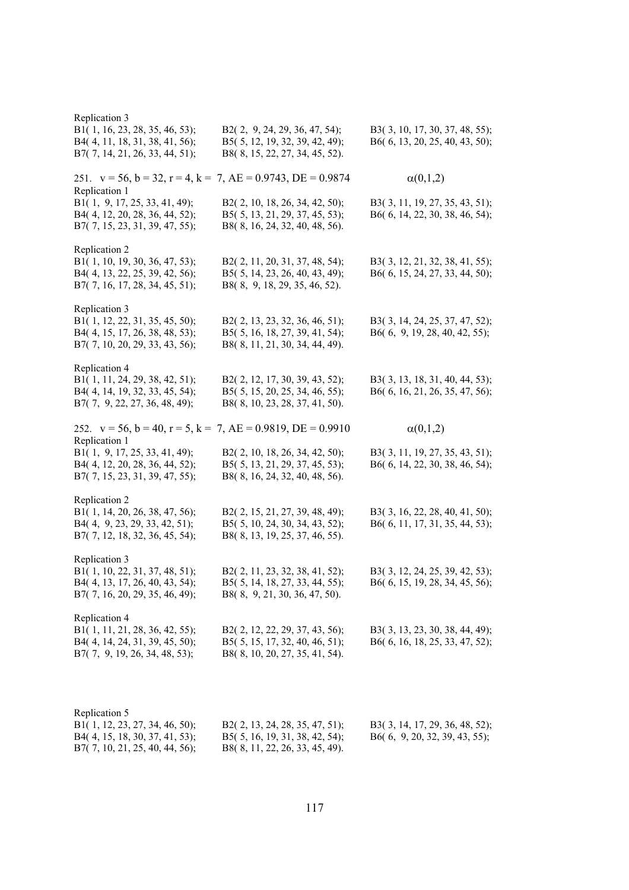Replication 3

B1( 1, 16, 23, 28, 35, 46, 53); B2( 2, 9, 24, 29, 36, 47, 54); B3( 3, 10, 17, 30, 37, 48, 55);
B4( 4, 11, 18, 31, 38, 41, 56); B5( 5, 12, 19, 32, 39, 42, 49); B6( 6, 13, 20, 25, 40, 43, 50);
B7( 7, 14, 21, 26, 33, 44, 51); B8( 8, 15, 22, 27, 34, 45, 52).

251. v = 56, b = 32, r = 4, k = 7, AE = 0.9743, DE = 0.9874 $\alpha(0,1,2)$

Replication 1

B1( 1, 9, 17, 25, 33, 41, 49); B2( 2, 10, 18, 26, 34, 42, 50); B3( 3, 11, 19, 27, 35, 43, 51);
B4( 4, 12, 20, 28, 36, 44, 52); B5( 5, 13, 21, 29, 37, 45, 53); B6( 6, 14, 22, 30, 38, 46, 54);
B7( 7, 15, 23, 31, 39, 47, 55); B8( 8, 16, 24, 32, 40, 48, 56).

Replication 2

B1( 1, 10, 19, 30, 36, 47, 53); B2( 2, 11, 20, 31, 37, 48, 54); B3( 3, 12, 21, 32, 38, 41, 55);
B4( 4, 13, 22, 25, 39, 42, 56); B5( 5, 14, 23, 26, 40, 43, 49); B6( 6, 15, 24, 27, 33, 44, 50);
B7( 7, 16, 17, 28, 34, 45, 51); B8( 8, 9, 18, 29, 35, 46, 52).

Replication 3

B1( 1, 12, 22, 31, 35, 45, 50); B2( 2, 13, 23, 32, 36, 46, 51); B3( 3, 14, 24, 25, 37, 47, 52);
B4( 4, 15, 17, 26, 38, 48, 53); B5( 5, 16, 18, 27, 39, 41, 54); B6( 6, 9, 19, 28, 40, 42, 55);
B7( 7, 10, 20, 29, 33, 43, 56); B8( 8, 11, 21, 30, 34, 44, 49).

Replication 4

B1( 1, 11, 24, 29, 38, 42, 51); B2( 2, 12, 17, 30, 39, 43, 52); B3( 3, 13, 18, 31, 40, 44, 53);
B4( 4, 14, 19, 32, 33, 45, 54); B5( 5, 15, 20, 25, 34, 46, 55); B6( 6, 16, 21, 26, 35, 47, 56);
B7( 7, 9, 22, 27, 36, 48, 49); B8( 8, 10, 23, 28, 37, 41, 50).

252. v = 56, b = 40, r = 5, k = 7, AE = 0.9819, DE = 0.9910 $\alpha(0,1,2)$

Replication 1

B1( 1, 9, 17, 25, 33, 41, 49); B2( 2, 10, 18, 26, 34, 42, 50); B3( 3, 11, 19, 27, 35, 43, 51);
B4( 4, 12, 20, 28, 36, 44, 52); B5( 5, 13, 21, 29, 37, 45, 53); B6( 6, 14, 22, 30, 38, 46, 54);
B7( 7, 15, 23, 31, 39, 47, 55); B8( 8, 16, 24, 32, 40, 48, 56).

Replication 2

B1( 1, 14, 20, 26, 38, 47, 56); B2( 2, 15, 21, 27, 39, 48, 49); B3( 3, 16, 22, 28, 40, 41, 50);
B4( 4, 9, 23, 29, 33, 42, 51); B5( 5, 10, 24, 30, 34, 43, 52); B6( 6, 11, 17, 31, 35, 44, 53);
B7( 7, 12, 18, 32, 36, 45, 54); B8( 8, 13, 19, 25, 37, 46, 55).

Replication 3

B1( 1, 10, 22, 31, 37, 48, 51); B2( 2, 11, 23, 32, 38, 41, 52); B3( 3, 12, 24, 25, 39, 42, 53);
B4( 4, 13, 17, 26, 40, 43, 54); B5( 5, 14, 18, 27, 33, 44, 55); B6( 6, 15, 19, 28, 34, 45, 56);
B7( 7, 16, 20, 29, 35, 46, 49); B8( 8, 9, 21, 30, 36, 47, 50).

Replication 4

B1( 1, 11, 21, 28, 36, 42, 55); B2( 2, 12, 22, 29, 37, 43, 56); B3( 3, 13, 23, 30, 38, 44, 49);
B4( 4, 14, 24, 31, 39, 45, 50); B5( 5, 15, 17, 32, 40, 46, 51); B6( 6, 16, 18, 25, 33, 47, 52);
B7( 7, 9, 19, 26, 34, 48, 53); B8( 8, 10, 20, 27, 35, 41, 54).

Replication 5

B1( 1, 12, 23, 27, 34, 46, 50); B2( 2, 13, 24, 28, 35, 47, 51); B3( 3, 14, 17, 29, 36, 48, 52);
B4( 4, 15, 18, 30, 37, 41, 53); B5( 5, 16, 19, 31, 38, 42, 54); B6( 6, 9, 20, 32, 39, 43, 55);
B7( 7, 10, 21, 25, 40, 44, 56); B8( 8, 11, 22, 26, 33, 45, 49).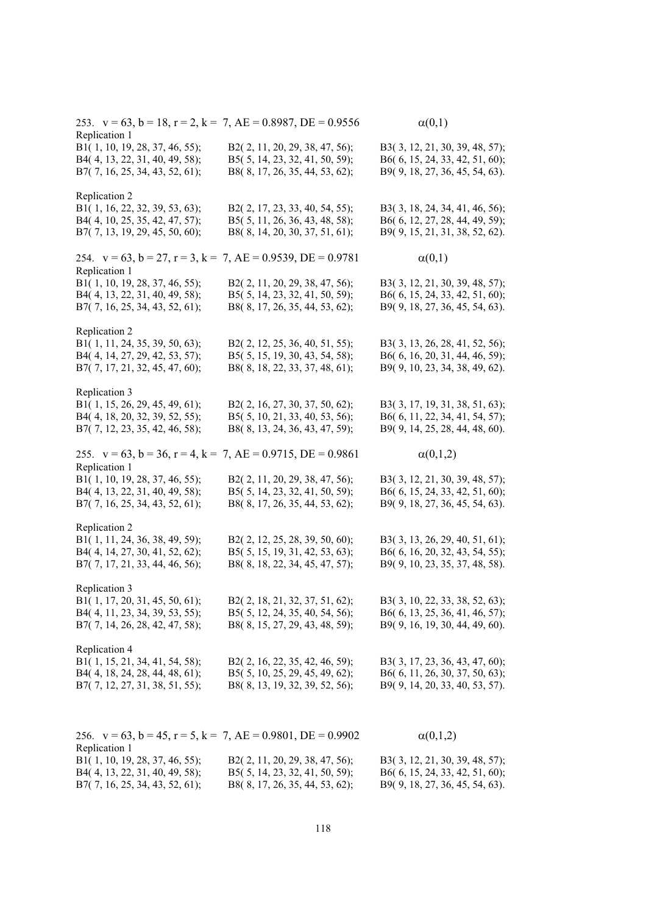253.  v = 63, b = 18, r = 2, k = 7, AE = 0.8987, DE = 0.9556  $\alpha(0,1)$

Replication 1

B1( 1, 10, 19, 28, 37, 46, 55); B2( 2, 11, 20, 29, 38, 47, 56); B3( 3, 12, 21, 30, 39, 48, 57);
B4( 4, 13, 22, 31, 40, 49, 58); B5( 5, 14, 23, 32, 41, 50, 59); B6( 6, 15, 24, 33, 42, 51, 60);
B7( 7, 16, 25, 34, 43, 52, 61); B8( 8, 17, 26, 35, 44, 53, 62); B9( 9, 18, 27, 36, 45, 54, 63).

Replication 2

B1( 1, 16, 22, 32, 39, 53, 63); B2( 2, 17, 23, 33, 40, 54, 55); B3( 3, 18, 24, 34, 41, 46, 56);
B4( 4, 10, 25, 35, 42, 47, 57); B5( 5, 11, 26, 36, 43, 48, 58); B6( 6, 12, 27, 28, 44, 49, 59);
B7( 7, 13, 19, 29, 45, 50, 60); B8( 8, 14, 20, 30, 37, 51, 61); B9( 9, 15, 21, 31, 38, 52, 62).

254.  v = 63, b = 27, r = 3, k = 7, AE = 0.9539, DE = 0.9781  $\alpha(0,1)$

Replication 1

B1( 1, 10, 19, 28, 37, 46, 55); B2( 2, 11, 20, 29, 38, 47, 56); B3( 3, 12, 21, 30, 39, 48, 57);
B4( 4, 13, 22, 31, 40, 49, 58); B5( 5, 14, 23, 32, 41, 50, 59); B6( 6, 15, 24, 33, 42, 51, 60);
B7( 7, 16, 25, 34, 43, 52, 61); B8( 8, 17, 26, 35, 44, 53, 62); B9( 9, 18, 27, 36, 45, 54, 63).

Replication 2

B1( 1, 11, 24, 35, 39, 50, 63); B2( 2, 12, 25, 36, 40, 51, 55); B3( 3, 13, 26, 28, 41, 52, 56);
B4( 4, 14, 27, 29, 42, 53, 57); B5( 5, 15, 19, 30, 43, 54, 58); B6( 6, 16, 20, 31, 44, 46, 59);
B7( 7, 17, 21, 32, 45, 47, 60); B8( 8, 18, 22, 33, 37, 48, 61); B9( 9, 10, 23, 34, 38, 49, 62).

Replication 3

B1( 1, 15, 26, 29, 45, 49, 61); B2( 2, 16, 27, 30, 37, 50, 62); B3( 3, 17, 19, 31, 38, 51, 63);
B4( 4, 18, 20, 32, 39, 52, 55); B5( 5, 10, 21, 33, 40, 53, 56); B6( 6, 11, 22, 34, 41, 54, 57);
B7( 7, 12, 23, 35, 42, 46, 58); B8( 8, 13, 24, 36, 43, 47, 59); B9( 9, 14, 25, 28, 44, 48, 60).

255.  v = 63, b = 36, r = 4, k = 7, AE = 0.9715, DE = 0.9861  $\alpha(0,1,2)$

Replication 1

B1( 1, 10, 19, 28, 37, 46, 55); B2( 2, 11, 20, 29, 38, 47, 56); B3( 3, 12, 21, 30, 39, 48, 57);
B4( 4, 13, 22, 31, 40, 49, 58); B5( 5, 14, 23, 32, 41, 50, 59); B6( 6, 15, 24, 33, 42, 51, 60);
B7( 7, 16, 25, 34, 43, 52, 61); B8( 8, 17, 26, 35, 44, 53, 62); B9( 9, 18, 27, 36, 45, 54, 63).

Replication 2

B1( 1, 11, 24, 36, 38, 49, 59); B2( 2, 12, 25, 28, 39, 50, 60); B3( 3, 13, 26, 29, 40, 51, 61);
B4( 4, 14, 27, 30, 41, 52, 62); B5( 5, 15, 19, 31, 42, 53, 63); B6( 6, 16, 20, 32, 43, 54, 55);
B7( 7, 17, 21, 33, 44, 46, 56); B8( 8, 18, 22, 34, 45, 47, 57); B9( 9, 10, 23, 35, 37, 48, 58).

Replication 3

B1( 1, 17, 20, 31, 45, 50, 61); B2( 2, 18, 21, 32, 37, 51, 62); B3( 3, 10, 22, 33, 38, 52, 63);
B4( 4, 11, 23, 34, 39, 53, 55); B5( 5, 12, 24, 35, 40, 54, 56); B6( 6, 13, 25, 36, 41, 46, 57);
B7( 7, 14, 26, 28, 42, 47, 58); B8( 8, 15, 27, 29, 43, 48, 59); B9( 9, 16, 19, 30, 44, 49, 60).

Replication 4

B1( 1, 15, 21, 34, 41, 54, 58); B2( 2, 16, 22, 35, 42, 46, 59); B3( 3, 17, 23, 36, 43, 47, 60);
B4( 4, 18, 24, 28, 44, 48, 61); B5( 5, 10, 25, 29, 45, 49, 62); B6( 6, 11, 26, 30, 37, 50, 63);
B7( 7, 12, 27, 31, 38, 51, 55); B8( 8, 13, 19, 32, 39, 52, 56); B9( 9, 14, 20, 33, 40, 53, 57).

256.  v = 63, b = 45, r = 5, k = 7, AE = 0.9801, DE = 0.9902  $\alpha(0,1,2)$

Replication 1

B1( 1, 10, 19, 28, 37, 46, 55); B2( 2, 11, 20, 29, 38, 47, 56); B3( 3, 12, 21, 30, 39, 48, 57);
B4( 4, 13, 22, 31, 40, 49, 58); B5( 5, 14, 23, 32, 41, 50, 59); B6( 6, 15, 24, 33, 42, 51, 60);
B7( 7, 16, 25, 34, 43, 52, 61); B8( 8, 17, 26, 35, 44, 53, 62); B9( 9, 18, 27, 36, 45, 54, 63).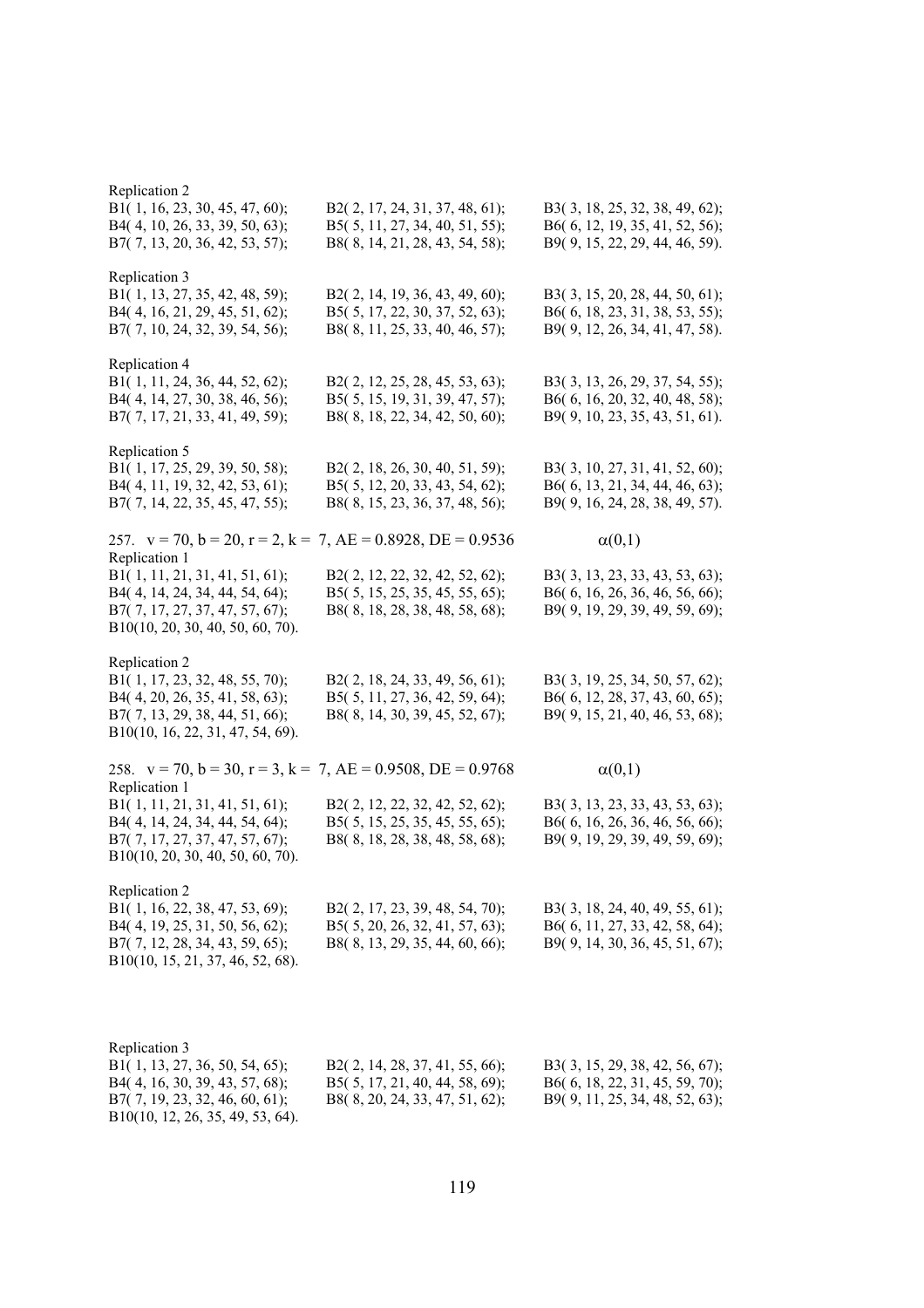Replication 2

B1( 1, 16, 23, 30, 45, 47, 60); B2( 2, 17, 24, 31, 37, 48, 61); B3( 3, 18, 25, 32, 38, 49, 62);
B4( 4, 10, 26, 33, 39, 50, 63); B5( 5, 11, 27, 34, 40, 51, 55); B6( 6, 12, 19, 35, 41, 52, 56);
B7( 7, 13, 20, 36, 42, 53, 57); B8( 8, 14, 21, 28, 43, 54, 58); B9( 9, 15, 22, 29, 44, 46, 59).

Replication 3

B1( 1, 13, 27, 35, 42, 48, 59); B2( 2, 14, 19, 36, 43, 49, 60); B3( 3, 15, 20, 28, 44, 50, 61);
B4( 4, 16, 21, 29, 45, 51, 62); B5( 5, 17, 22, 30, 37, 52, 63); B6( 6, 18, 23, 31, 38, 53, 55);
B7( 7, 10, 24, 32, 39, 54, 56); B8( 8, 11, 25, 33, 40, 46, 57); B9( 9, 12, 26, 34, 41, 47, 58).

Replication 4

B1( 1, 11, 24, 36, 44, 52, 62); B2( 2, 12, 25, 28, 45, 53, 63); B3( 3, 13, 26, 29, 37, 54, 55);
B4( 4, 14, 27, 30, 38, 46, 56); B5( 5, 15, 19, 31, 39, 47, 57); B6( 6, 16, 20, 32, 40, 48, 58);
B7( 7, 17, 21, 33, 41, 49, 59); B8( 8, 18, 22, 34, 42, 50, 60); B9( 9, 10, 23, 35, 43, 51, 61).

Replication 5

B1( 1, 17, 25, 29, 39, 50, 58); B2( 2, 18, 26, 30, 40, 51, 59); B3( 3, 10, 27, 31, 41, 52, 60);
B4( 4, 11, 19, 32, 42, 53, 61); B5( 5, 12, 20, 33, 43, 54, 62); B6( 6, 13, 21, 34, 44, 46, 63);
B7( 7, 14, 22, 35, 45, 47, 55); B8( 8, 15, 23, 36, 37, 48, 56); B9( 9, 16, 24, 28, 38, 49, 57).

257. v = 70, b = 20, r = 2, k = 7, AE = 0.8928, DE = 0.9536 $\alpha(0,1)$

Replication 1

B1( 1, 11, 21, 31, 41, 51, 61); B2( 2, 12, 22, 32, 42, 52, 62); B3( 3, 13, 23, 33, 43, 53, 63);
B4( 4, 14, 24, 34, 44, 54, 64); B5( 5, 15, 25, 35, 45, 55, 65); B6( 6, 16, 26, 36, 46, 56, 66);
B7( 7, 17, 27, 37, 47, 57, 67); B8( 8, 18, 28, 38, 48, 58, 68); B9( 9, 19, 29, 39, 49, 59, 69);
B10(10, 20, 30, 40, 50, 60, 70).

Replication 2

B1( 1, 17, 23, 32, 48, 55, 70); B2( 2, 18, 24, 33, 49, 56, 61); B3( 3, 19, 25, 34, 50, 57, 62);
B4( 4, 20, 26, 35, 41, 58, 63); B5( 5, 11, 27, 36, 42, 59, 64); B6( 6, 12, 28, 37, 43, 60, 65);
B7( 7, 13, 29, 38, 44, 51, 66); B8( 8, 14, 30, 39, 45, 52, 67); B9( 9, 15, 21, 40, 46, 53, 68);
B10(10, 16, 22, 31, 47, 54, 69).

258. v = 70, b = 30, r = 3, k = 7, AE = 0.9508, DE = 0.9768 $\alpha(0,1)$

Replication 1

B1( 1, 11, 21, 31, 41, 51, 61); B2( 2, 12, 22, 32, 42, 52, 62); B3( 3, 13, 23, 33, 43, 53, 63);
B4( 4, 14, 24, 34, 44, 54, 64); B5( 5, 15, 25, 35, 45, 55, 65); B6( 6, 16, 26, 36, 46, 56, 66);
B7( 7, 17, 27, 37, 47, 57, 67); B8( 8, 18, 28, 38, 48, 58, 68); B9( 9, 19, 29, 39, 49, 59, 69);
B10(10, 20, 30, 40, 50, 60, 70).

Replication 2

B1( 1, 16, 22, 38, 47, 53, 69); B2( 2, 17, 23, 39, 48, 54, 70); B3( 3, 18, 24, 40, 49, 55, 61);
B4( 4, 19, 25, 31, 50, 56, 62); B5( 5, 20, 26, 32, 41, 57, 63); B6( 6, 11, 27, 33, 42, 58, 64);
B7( 7, 12, 28, 34, 43, 59, 65); B8( 8, 13, 29, 35, 44, 60, 66); B9( 9, 14, 30, 36, 45, 51, 67);
B10(10, 15, 21, 37, 46, 52, 68).

Replication 3

B1( 1, 13, 27, 36, 50, 54, 65); B2( 2, 14, 28, 37, 41, 55, 66); B3( 3, 15, 29, 38, 42, 56, 67);
B4( 4, 16, 30, 39, 43, 57, 68); B5( 5, 17, 21, 40, 44, 58, 69); B6( 6, 18, 22, 31, 45, 59, 70);
B7( 7, 19, 23, 32, 46, 60, 61); B8( 8, 20, 24, 33, 47, 51, 62); B9( 9, 11, 25, 34, 48, 52, 63);
B10(10, 12, 26, 35, 49, 53, 64).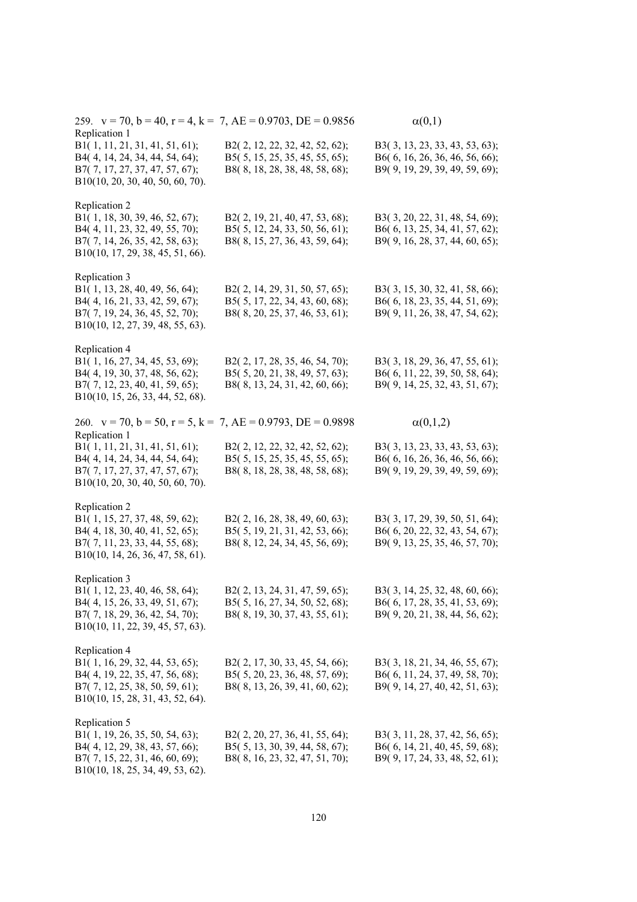259. v = 70, b = 40, r = 4, k = 7, AE = 0.9703, DE = 0.9856 $\alpha(0,1)$

Replication 1

B1( 1, 11, 21, 31, 41, 51, 61); B2( 2, 12, 22, 32, 42, 52, 62); B3( 3, 13, 23, 33, 43, 53, 63);
B4( 4, 14, 24, 34, 44, 54, 64); B5( 5, 15, 25, 35, 45, 55, 65); B6( 6, 16, 26, 36, 46, 56, 66);
B7( 7, 17, 27, 37, 47, 57, 67); B8( 8, 18, 28, 38, 48, 58, 68); B9( 9, 19, 29, 39, 49, 59, 69);
B10(10, 20, 30, 40, 50, 60, 70).

Replication 2

B1( 1, 18, 30, 39, 46, 52, 67); B2( 2, 19, 21, 40, 47, 53, 68); B3( 3, 20, 22, 31, 48, 54, 69);
B4( 4, 11, 23, 32, 49, 55, 70); B5( 5, 12, 24, 33, 50, 56, 61); B6( 6, 13, 25, 34, 41, 57, 62);
B7( 7, 14, 26, 35, 42, 58, 63); B8( 8, 15, 27, 36, 43, 59, 64); B9( 9, 16, 28, 37, 44, 60, 65);
B10(10, 17, 29, 38, 45, 51, 66).

Replication 3

B1( 1, 13, 28, 40, 49, 56, 64); B2( 2, 14, 29, 31, 50, 57, 65); B3( 3, 15, 30, 32, 41, 58, 66);
B4( 4, 16, 21, 33, 42, 59, 67); B5( 5, 17, 22, 34, 43, 60, 68); B6( 6, 18, 23, 35, 44, 51, 69);
B7( 7, 19, 24, 36, 45, 52, 70); B8( 8, 20, 25, 37, 46, 53, 61); B9( 9, 11, 26, 38, 47, 54, 62);
B10(10, 12, 27, 39, 48, 55, 63).

Replication 4

B1( 1, 16, 27, 34, 45, 53, 69); B2( 2, 17, 28, 35, 46, 54, 70); B3( 3, 18, 29, 36, 47, 55, 61);
B4( 4, 19, 30, 37, 48, 56, 62); B5( 5, 20, 21, 38, 49, 57, 63); B6( 6, 11, 22, 39, 50, 58, 64);
B7( 7, 12, 23, 40, 41, 59, 65); B8( 8, 13, 24, 31, 42, 60, 66); B9( 9, 14, 25, 32, 43, 51, 67);
B10(10, 15, 26, 33, 44, 52, 68).

260. v = 70, b = 50, r = 5, k = 7, AE = 0.9793, DE = 0.9898 $\alpha(0,1,2)$

Replication 1

B1( 1, 11, 21, 31, 41, 51, 61); B2( 2, 12, 22, 32, 42, 52, 62); B3( 3, 13, 23, 33, 43, 53, 63);
B4( 4, 14, 24, 34, 44, 54, 64); B5( 5, 15, 25, 35, 45, 55, 65); B6( 6, 16, 26, 36, 46, 56, 66);
B7( 7, 17, 27, 37, 47, 57, 67); B8( 8, 18, 28, 38, 48, 58, 68); B9( 9, 19, 29, 39, 49, 59, 69);
B10(10, 20, 30, 40, 50, 60, 70).

Replication 2

B1( 1, 15, 27, 37, 48, 59, 62); B2( 2, 16, 28, 38, 49, 60, 63); B3( 3, 17, 29, 39, 50, 51, 64);
B4( 4, 18, 30, 40, 41, 52, 65); B5( 5, 19, 21, 31, 42, 53, 66); B6( 6, 20, 22, 32, 43, 54, 67);
B7( 7, 11, 23, 33, 44, 55, 68); B8( 8, 12, 24, 34, 45, 56, 69); B9( 9, 13, 25, 35, 46, 57, 70);
B10(10, 14, 26, 36, 47, 58, 61).

Replication 3

B1( 1, 12, 23, 40, 46, 58, 64); B2( 2, 13, 24, 31, 47, 59, 65); B3( 3, 14, 25, 32, 48, 60, 66);
B4( 4, 15, 26, 33, 49, 51, 67); B5( 5, 16, 27, 34, 50, 52, 68); B6( 6, 17, 28, 35, 41, 53, 69);
B7( 7, 18, 29, 36, 42, 54, 70); B8( 8, 19, 30, 37, 43, 55, 61); B9( 9, 20, 21, 38, 44, 56, 62);
B10(10, 11, 22, 39, 45, 57, 63).

Replication 4

B1( 1, 16, 29, 32, 44, 53, 65); B2( 2, 17, 30, 33, 45, 54, 66); B3( 3, 18, 21, 34, 46, 55, 67);
B4( 4, 19, 22, 35, 47, 56, 68); B5( 5, 20, 23, 36, 48, 57, 69); B6( 6, 11, 24, 37, 49, 58, 70);
B7( 7, 12, 25, 38, 50, 59, 61); B8( 8, 13, 26, 39, 41, 60, 62); B9( 9, 14, 27, 40, 42, 51, 63);
B10(10, 15, 28, 31, 43, 52, 64).

Replication 5

B1( 1, 19, 26, 35, 50, 54, 63); B2( 2, 20, 27, 36, 41, 55, 64); B3( 3, 11, 28, 37, 42, 56, 65);
B4( 4, 12, 29, 38, 43, 57, 66); B5( 5, 13, 30, 39, 44, 58, 67); B6( 6, 14, 21, 40, 45, 59, 68);
B7( 7, 15, 22, 31, 46, 60, 69); B8( 8, 16, 23, 32, 47, 51, 70); B9( 9, 17, 24, 33, 48, 52, 61);
B10(10, 18, 25, 34, 49, 53, 62).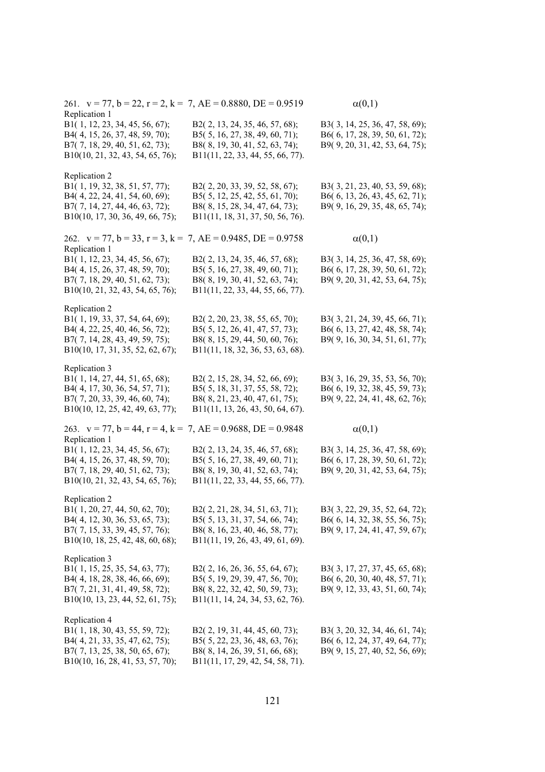261. $v = 77$, $b = 22$, $r = 2$, $k = 7$, AE = 0.8880, DE = 0.9519 $\alpha(0,1)$

Replication 1

B1( 1, 12, 23, 34, 45, 56, 67); B2( 2, 13, 24, 35, 46, 57, 68); B3( 3, 14, 25, 36, 47, 58, 69);
B4( 4, 15, 26, 37, 48, 59, 70); B5( 5, 16, 27, 38, 49, 60, 71); B6( 6, 17, 28, 39, 50, 61, 72);
B7( 7, 18, 29, 40, 51, 62, 73); B8( 8, 19, 30, 41, 52, 63, 74); B9( 9, 20, 31, 42, 53, 64, 75);
B10(10, 21, 32, 43, 54, 65, 76); B11(11, 22, 33, 44, 55, 66, 77).

Replication 2

B1( 1, 19, 32, 38, 51, 57, 77); B2( 2, 20, 33, 39, 52, 58, 67); B3( 3, 21, 23, 40, 53, 59, 68);
B4( 4, 22, 24, 41, 54, 60, 69); B5( 5, 12, 25, 42, 55, 61, 70); B6( 6, 13, 26, 43, 45, 62, 71);
B7( 7, 14, 27, 44, 46, 63, 72); B8( 8, 15, 28, 34, 47, 64, 73); B9( 9, 16, 29, 35, 48, 65, 74);
B10(10, 17, 30, 36, 49, 66, 75); B11(11, 18, 31, 37, 50, 56, 76).

262. $v = 77$, $b = 33$, $r = 3$, $k = 7$, AE = 0.9485, DE = 0.9758 $\alpha(0,1)$

Replication 1

B1( 1, 12, 23, 34, 45, 56, 67); B2( 2, 13, 24, 35, 46, 57, 68); B3( 3, 14, 25, 36, 47, 58, 69);
B4( 4, 15, 26, 37, 48, 59, 70); B5( 5, 16, 27, 38, 49, 60, 71); B6( 6, 17, 28, 39, 50, 61, 72);
B7( 7, 18, 29, 40, 51, 62, 73); B8( 8, 19, 30, 41, 52, 63, 74); B9( 9, 20, 31, 42, 53, 64, 75);
B10(10, 21, 32, 43, 54, 65, 76); B11(11, 22, 33, 44, 55, 66, 77).

Replication 2

B1( 1, 19, 33, 37, 54, 64, 69); B2( 2, 20, 23, 38, 55, 65, 70); B3( 3, 21, 24, 39, 45, 66, 71);
B4( 4, 22, 25, 40, 46, 56, 72); B5( 5, 12, 26, 41, 47, 57, 73); B6( 6, 13, 27, 42, 48, 58, 74);
B7( 7, 14, 28, 43, 49, 59, 75); B8( 8, 15, 29, 44, 50, 60, 76); B9( 9, 16, 30, 34, 51, 61, 77);
B10(10, 17, 31, 35, 52, 62, 67); B11(11, 18, 32, 36, 53, 63, 68).

Replication 3

B1( 1, 14, 27, 44, 51, 65, 68); B2( 2, 15, 28, 34, 52, 66, 69); B3( 3, 16, 29, 35, 53, 56, 70);
B4( 4, 17, 30, 36, 54, 57, 71); B5( 5, 18, 31, 37, 55, 58, 72); B6( 6, 19, 32, 38, 45, 59, 73);
B7( 7, 20, 33, 39, 46, 60, 74); B8( 8, 21, 23, 40, 47, 61, 75); B9( 9, 22, 24, 41, 48, 62, 76);
B10(10, 12, 25, 42, 49, 63, 77); B11(11, 13, 26, 43, 50, 64, 67).

263. $v = 77$, $b = 44$, $r = 4$, $k = 7$, AE = 0.9688, DE = 0.9848 $\alpha(0,1)$

Replication 1

B1( 1, 12, 23, 34, 45, 56, 67); B2( 2, 13, 24, 35, 46, 57, 68); B3( 3, 14, 25, 36, 47, 58, 69);
B4( 4, 15, 26, 37, 48, 59, 70); B5( 5, 16, 27, 38, 49, 60, 71); B6( 6, 17, 28, 39, 50, 61, 72);
B7( 7, 18, 29, 40, 51, 62, 73); B8( 8, 19, 30, 41, 52, 63, 74); B9( 9, 20, 31, 42, 53, 64, 75);
B10(10, 21, 32, 43, 54, 65, 76); B11(11, 22, 33, 44, 55, 66, 77).

Replication 2

B1( 1, 20, 27, 44, 50, 62, 70); B2( 2, 21, 28, 34, 51, 63, 71); B3( 3, 22, 29, 35, 52, 64, 72);
B4( 4, 12, 30, 36, 53, 65, 73); B5( 5, 13, 31, 37, 54, 66, 74); B6( 6, 14, 32, 38, 55, 56, 75);
B7( 7, 15, 33, 39, 45, 57, 76); B8( 8, 16, 23, 40, 46, 58, 77); B9( 9, 17, 24, 41, 47, 59, 67);
B10(10, 18, 25, 42, 48, 60, 68); B11(11, 19, 26, 43, 49, 61, 69).

Replication 3

B1( 1, 15, 25, 35, 54, 63, 77); B2( 2, 16, 26, 36, 55, 64, 67); B3( 3, 17, 27, 37, 45, 65, 68);
B4( 4, 18, 28, 38, 46, 66, 69); B5( 5, 19, 29, 39, 47, 56, 70); B6( 6, 20, 30, 40, 48, 57, 71);
B7( 7, 21, 31, 41, 49, 58, 72); B8( 8, 22, 32, 42, 50, 59, 73); B9( 9, 12, 33, 43, 51, 60, 74);
B10(10, 13, 23, 44, 52, 61, 75); B11(11, 14, 24, 34, 53, 62, 76).

Replication 4

B1( 1, 18, 30, 43, 55, 59, 72); B2( 2, 19, 31, 44, 45, 60, 73); B3( 3, 20, 32, 34, 46, 61, 74);
B4( 4, 21, 33, 35, 47, 62, 75); B5( 5, 22, 23, 36, 48, 63, 76); B6( 6, 12, 24, 37, 49, 64, 77);
B7( 7, 13, 25, 38, 50, 65, 67); B8( 8, 14, 26, 39, 51, 66, 68); B9( 9, 15, 27, 40, 52, 56, 69);
B10(10, 16, 28, 41, 53, 57, 70); B11(11, 17, 29, 42, 54, 58, 71).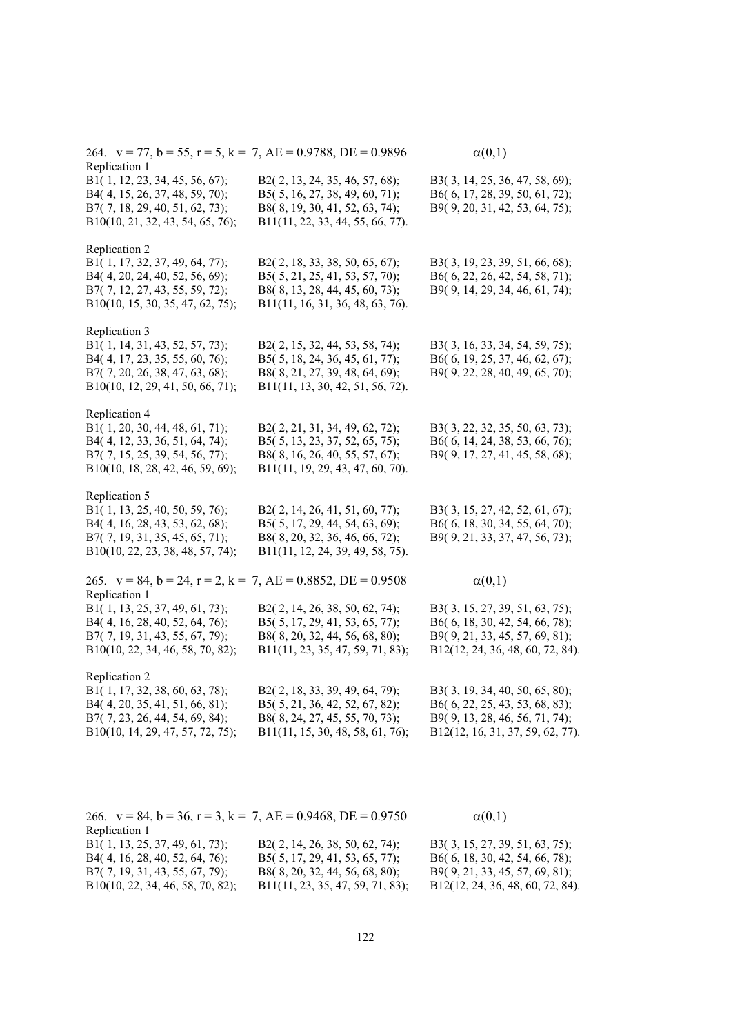264. $v = 77$, $b = 55$, $r = 5$, $k = 7$, AE = 0.9788, DE = 0.9896 $\alpha(0,1)$

Replication 1

B1( 1, 12, 23, 34, 45, 56, 67); B2( 2, 13, 24, 35, 46, 57, 68); B3( 3, 14, 25, 36, 47, 58, 69);
B4( 4, 15, 26, 37, 48, 59, 70); B5( 5, 16, 27, 38, 49, 60, 71); B6( 6, 17, 28, 39, 50, 61, 72);
B7( 7, 18, 29, 40, 51, 62, 73); B8( 8, 19, 30, 41, 52, 63, 74); B9( 9, 20, 31, 42, 53, 64, 75);
B10(10, 21, 32, 43, 54, 65, 76); B11(11, 22, 33, 44, 55, 66, 77).

Replication 2

B1( 1, 17, 32, 37, 49, 64, 77); B2( 2, 18, 33, 38, 50, 65, 67); B3( 3, 19, 23, 39, 51, 66, 68);
B4( 4, 20, 24, 40, 52, 56, 69); B5( 5, 21, 25, 41, 53, 57, 70); B6( 6, 22, 26, 42, 54, 58, 71);
B7( 7, 12, 27, 43, 55, 59, 72); B8( 8, 13, 28, 44, 45, 60, 73); B9( 9, 14, 29, 34, 46, 61, 74);
B10(10, 15, 30, 35, 47, 62, 75); B11(11, 16, 31, 36, 48, 63, 76).

Replication 3

B1( 1, 14, 31, 43, 52, 57, 73); B2( 2, 15, 32, 44, 53, 58, 74); B3( 3, 16, 33, 34, 54, 59, 75);
B4( 4, 17, 23, 35, 55, 60, 76); B5( 5, 18, 24, 36, 45, 61, 77); B6( 6, 19, 25, 37, 46, 62, 67);
B7( 7, 20, 26, 38, 47, 63, 68); B8( 8, 21, 27, 39, 48, 64, 69); B9( 9, 22, 28, 40, 49, 65, 70);
B10(10, 12, 29, 41, 50, 66, 71); B11(11, 13, 30, 42, 51, 56, 72).

Replication 4

B1( 1, 20, 30, 44, 48, 61, 71); B2( 2, 21, 31, 34, 49, 62, 72); B3( 3, 22, 32, 35, 50, 63, 73);
B4( 4, 12, 33, 36, 51, 64, 74); B5( 5, 13, 23, 37, 52, 65, 75); B6( 6, 14, 24, 38, 53, 66, 76);
B7( 7, 15, 25, 39, 54, 56, 77); B8( 8, 16, 26, 40, 55, 57, 67); B9( 9, 17, 27, 41, 45, 58, 68);
B10(10, 18, 28, 42, 46, 59, 69); B11(11, 19, 29, 43, 47, 60, 70).

Replication 5

B1( 1, 13, 25, 40, 50, 59, 76); B2( 2, 14, 26, 41, 51, 60, 77); B3( 3, 15, 27, 42, 52, 61, 67);
B4( 4, 16, 28, 43, 53, 62, 68); B5( 5, 17, 29, 44, 54, 63, 69); B6( 6, 18, 30, 34, 55, 64, 70);
B7( 7, 19, 31, 35, 45, 65, 71); B8( 8, 20, 32, 36, 46, 66, 72); B9( 9, 21, 33, 37, 47, 56, 73);
B10(10, 22, 23, 38, 48, 57, 74); B11(11, 12, 24, 39, 49, 58, 75).

265. $v = 84$, $b = 24$, $r = 2$, $k = 7$, AE = 0.8852, DE = 0.9508 $\alpha(0,1)$

Replication 1

B1( 1, 13, 25, 37, 49, 61, 73); B2( 2, 14, 26, 38, 50, 62, 74); B3( 3, 15, 27, 39, 51, 63, 75);
B4( 4, 16, 28, 40, 52, 64, 76); B5( 5, 17, 29, 41, 53, 65, 77); B6( 6, 18, 30, 42, 54, 66, 78);
B7( 7, 19, 31, 43, 55, 67, 79); B8( 8, 20, 32, 44, 56, 68, 80); B9( 9, 21, 33, 45, 57, 69, 81);
B10(10, 22, 34, 46, 58, 70, 82); B11(11, 23, 35, 47, 59, 71, 83); B12(12, 24, 36, 48, 60, 72, 84).

Replication 2

B1( 1, 17, 32, 38, 60, 63, 78); B2( 2, 18, 33, 39, 49, 64, 79); B3( 3, 19, 34, 40, 50, 65, 80);
B4( 4, 20, 35, 41, 51, 66, 81); B5( 5, 21, 36, 42, 52, 67, 82); B6( 6, 22, 25, 43, 53, 68, 83);
B7( 7, 23, 26, 44, 54, 69, 84); B8( 8, 24, 27, 45, 55, 70, 73); B9( 9, 13, 28, 46, 56, 71, 74);
B10(10, 14, 29, 47, 57, 72, 75); B11(11, 15, 30, 48, 58, 61, 76); B12(12, 16, 31, 37, 59, 62, 77).

266. $v = 84$, $b = 36$, $r = 3$, $k = 7$, AE = 0.9468, DE = 0.9750 $\alpha(0,1)$

Replication 1

B1( 1, 13, 25, 37, 49, 61, 73); B2( 2, 14, 26, 38, 50, 62, 74); B3( 3, 15, 27, 39, 51, 63, 75);
B4( 4, 16, 28, 40, 52, 64, 76); B5( 5, 17, 29, 41, 53, 65, 77); B6( 6, 18, 30, 42, 54, 66, 78);
B7( 7, 19, 31, 43, 55, 67, 79); B8( 8, 20, 32, 44, 56, 68, 80); B9( 9, 21, 33, 45, 57, 69, 81);
B10(10, 22, 34, 46, 58, 70, 82); B11(11, 23, 35, 47, 59, 71, 83); B12(12, 24, 36, 48, 60, 72, 84).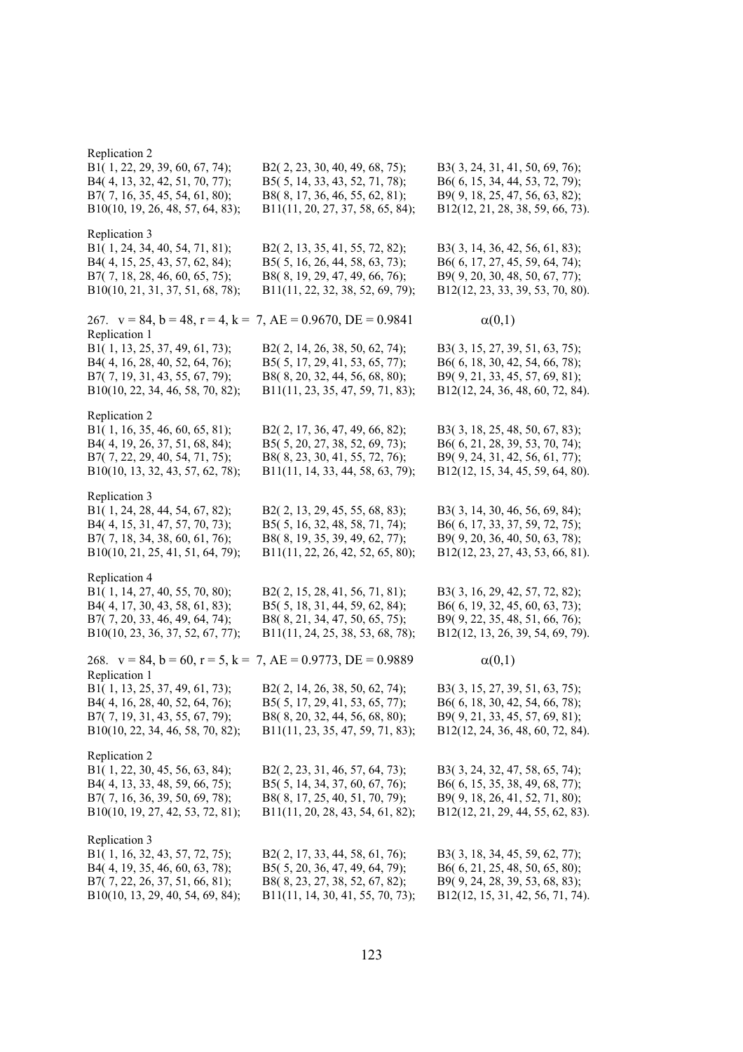Replication 2

B1( 1, 22, 29, 39, 60, 67, 74); B2( 2, 23, 30, 40, 49, 68, 75); B3( 3, 24, 31, 41, 50, 69, 76);
B4( 4, 13, 32, 42, 51, 70, 77); B5( 5, 14, 33, 43, 52, 71, 78); B6( 6, 15, 34, 44, 53, 72, 79);
B7( 7, 16, 35, 45, 54, 61, 80); B8( 8, 17, 36, 46, 55, 62, 81); B9( 9, 18, 25, 47, 56, 63, 82);
B10(10, 19, 26, 48, 57, 64, 83); B11(11, 20, 27, 37, 58, 65, 84); B12(12, 21, 28, 38, 59, 66, 73).

Replication 3

B1( 1, 24, 34, 40, 54, 71, 81); B2( 2, 13, 35, 41, 55, 72, 82); B3( 3, 14, 36, 42, 56, 61, 83);
B4( 4, 15, 25, 43, 57, 62, 84); B5( 5, 16, 26, 44, 58, 63, 73); B6( 6, 17, 27, 45, 59, 64, 74);
B7( 7, 18, 28, 46, 60, 65, 75); B8( 8, 19, 29, 47, 49, 66, 76); B9( 9, 20, 30, 48, 50, 67, 77);
B10(10, 21, 31, 37, 51, 68, 78); B11(11, 22, 32, 38, 52, 69, 79); B12(12, 23, 33, 39, 53, 70, 80).

267. v = 84, b = 48, r = 4, k = 7, AE = 0.9670, DE = 0.9841 $\alpha(0,1)$

Replication 1

B1( 1, 13, 25, 37, 49, 61, 73); B2( 2, 14, 26, 38, 50, 62, 74); B3( 3, 15, 27, 39, 51, 63, 75);
B4( 4, 16, 28, 40, 52, 64, 76); B5( 5, 17, 29, 41, 53, 65, 77); B6( 6, 18, 30, 42, 54, 66, 78);
B7( 7, 19, 31, 43, 55, 67, 79); B8( 8, 20, 32, 44, 56, 68, 80); B9( 9, 21, 33, 45, 57, 69, 81);
B10(10, 22, 34, 46, 58, 70, 82); B11(11, 23, 35, 47, 59, 71, 83); B12(12, 24, 36, 48, 60, 72, 84).

Replication 2

B1( 1, 16, 35, 46, 60, 65, 81); B2( 2, 17, 36, 47, 49, 66, 82); B3( 3, 18, 25, 48, 50, 67, 83);
B4( 4, 19, 26, 37, 51, 68, 84); B5( 5, 20, 27, 38, 52, 69, 73); B6( 6, 21, 28, 39, 53, 70, 74);
B7( 7, 22, 29, 40, 54, 71, 75); B8( 8, 23, 30, 41, 55, 72, 76); B9( 9, 24, 31, 42, 56, 61, 77);
B10(10, 13, 32, 43, 57, 62, 78); B11(11, 14, 33, 44, 58, 63, 79); B12(12, 15, 34, 45, 59, 64, 80).

Replication 3

B1( 1, 24, 28, 44, 54, 67, 82); B2( 2, 13, 29, 45, 55, 68, 83); B3( 3, 14, 30, 46, 56, 69, 84);
B4( 4, 15, 31, 47, 57, 70, 73); B5( 5, 16, 32, 48, 58, 71, 74); B6( 6, 17, 33, 37, 59, 72, 75);
B7( 7, 18, 34, 38, 60, 61, 76); B8( 8, 19, 35, 39, 49, 62, 77); B9( 9, 20, 36, 40, 50, 63, 78);
B10(10, 21, 25, 41, 51, 64, 79); B11(11, 22, 26, 42, 52, 65, 80); B12(12, 23, 27, 43, 53, 66, 81).

Replication 4

B1( 1, 14, 27, 40, 55, 70, 80); B2( 2, 15, 28, 41, 56, 71, 81); B3( 3, 16, 29, 42, 57, 72, 82);
B4( 4, 17, 30, 43, 58, 61, 83); B5( 5, 18, 31, 44, 59, 62, 84); B6( 6, 19, 32, 45, 60, 63, 73);
B7( 7, 20, 33, 46, 49, 64, 74); B8( 8, 21, 34, 47, 50, 65, 75); B9( 9, 22, 35, 48, 51, 66, 76);
B10(10, 23, 36, 37, 52, 67, 77); B11(11, 24, 25, 38, 53, 68, 78); B12(12, 13, 26, 39, 54, 69, 79).

268. v = 84, b = 60, r = 5, k = 7, AE = 0.9773, DE = 0.9889 $\alpha(0,1)$

Replication 1

B1( 1, 13, 25, 37, 49, 61, 73); B2( 2, 14, 26, 38, 50, 62, 74); B3( 3, 15, 27, 39, 51, 63, 75);
B4( 4, 16, 28, 40, 52, 64, 76); B5( 5, 17, 29, 41, 53, 65, 77); B6( 6, 18, 30, 42, 54, 66, 78);
B7( 7, 19, 31, 43, 55, 67, 79); B8( 8, 20, 32, 44, 56, 68, 80); B9( 9, 21, 33, 45, 57, 69, 81);
B10(10, 22, 34, 46, 58, 70, 82); B11(11, 23, 35, 47, 59, 71, 83); B12(12, 24, 36, 48, 60, 72, 84).

Replication 2

B1( 1, 22, 30, 45, 56, 63, 84); B2( 2, 23, 31, 46, 57, 64, 73); B3( 3, 24, 32, 47, 58, 65, 74);
B4( 4, 13, 33, 48, 59, 66, 75); B5( 5, 14, 34, 37, 60, 67, 76); B6( 6, 15, 35, 38, 49, 68, 77);
B7( 7, 16, 36, 39, 50, 69, 78); B8( 8, 17, 25, 40, 51, 70, 79); B9( 9, 18, 26, 41, 52, 71, 80);
B10(10, 19, 27, 42, 53, 72, 81); B11(11, 20, 28, 43, 54, 61, 82); B12(12, 21, 29, 44, 55, 62, 83).

Replication 3

B1( 1, 16, 32, 43, 57, 72, 75); B2( 2, 17, 33, 44, 58, 61, 76); B3( 3, 18, 34, 45, 59, 62, 77);
B4( 4, 19, 35, 46, 60, 63, 78); B5( 5, 20, 36, 47, 49, 64, 79); B6( 6, 21, 25, 48, 50, 65, 80);
B7( 7, 22, 26, 37, 51, 66, 81); B8( 8, 23, 27, 38, 52, 67, 82); B9( 9, 24, 28, 39, 53, 68, 83);
B10(10, 13, 29, 40, 54, 69, 84); B11(11, 14, 30, 41, 55, 70, 73); B12(12, 15, 31, 42, 56, 71, 74).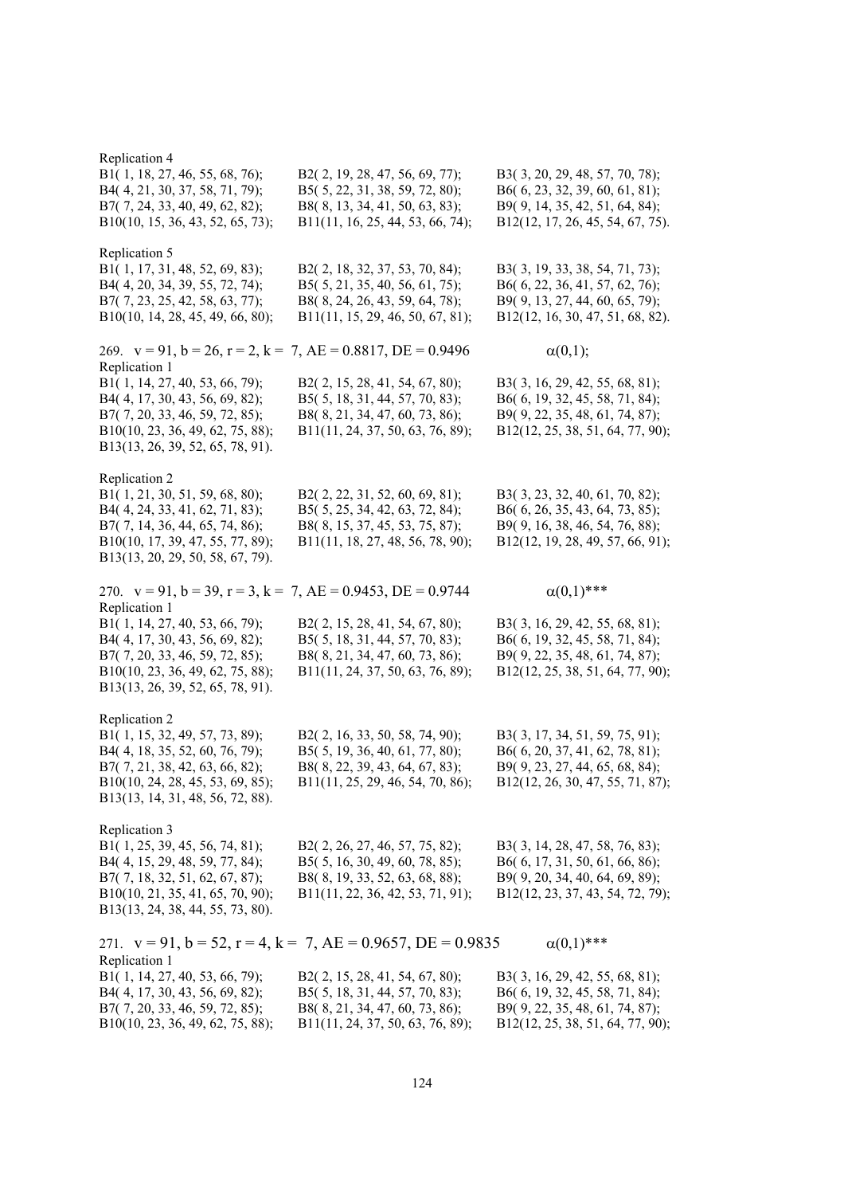Replication 4

B1( 1, 18, 27, 46, 55, 68, 76); B2( 2, 19, 28, 47, 56, 69, 77); B3( 3, 20, 29, 48, 57, 70, 78);
B4( 4, 21, 30, 37, 58, 71, 79); B5( 5, 22, 31, 38, 59, 72, 80); B6( 6, 23, 32, 39, 60, 61, 81);
B7( 7, 24, 33, 40, 49, 62, 82); B8( 8, 13, 34, 41, 50, 63, 83); B9( 9, 14, 35, 42, 51, 64, 84);
B10(10, 15, 36, 43, 52, 65, 73); B11(11, 16, 25, 44, 53, 66, 74); B12(12, 17, 26, 45, 54, 67, 75).

Replication 5

B1( 1, 17, 31, 48, 52, 69, 83); B2( 2, 18, 32, 37, 53, 70, 84); B3( 3, 19, 33, 38, 54, 71, 73);
B4( 4, 20, 34, 39, 55, 72, 74); B5( 5, 21, 35, 40, 56, 61, 75); B6( 6, 22, 36, 41, 57, 62, 76);
B7( 7, 23, 25, 42, 58, 63, 77); B8( 8, 24, 26, 43, 59, 64, 78); B9( 9, 13, 27, 44, 60, 65, 79);
B10(10, 14, 28, 45, 49, 66, 80); B11(11, 15, 29, 46, 50, 67, 81); B12(12, 16, 30, 47, 51, 68, 82).

269. v = 91, b = 26, r = 2, k = 7, AE = 0.8817, DE = 0.9496 $\alpha(0,1)$;

Replication 1

B1( 1, 14, 27, 40, 53, 66, 79); B2( 2, 15, 28, 41, 54, 67, 80); B3( 3, 16, 29, 42, 55, 68, 81);
B4( 4, 17, 30, 43, 56, 69, 82); B5( 5, 18, 31, 44, 57, 70, 83); B6( 6, 19, 32, 45, 58, 71, 84);
B7( 7, 20, 33, 46, 59, 72, 85); B8( 8, 21, 34, 47, 60, 73, 86); B9( 9, 22, 35, 48, 61, 74, 87);
B10(10, 23, 36, 49, 62, 75, 88); B11(11, 24, 37, 50, 63, 76, 89); B12(12, 25, 38, 51, 64, 77, 90);
B13(13, 26, 39, 52, 65, 78, 91).

Replication 2

B1( 1, 21, 30, 51, 59, 68, 80); B2( 2, 22, 31, 52, 60, 69, 81); B3( 3, 23, 32, 40, 61, 70, 82);
B4( 4, 24, 33, 41, 62, 71, 83); B5( 5, 25, 34, 42, 63, 72, 84); B6( 6, 26, 35, 43, 64, 73, 85);
B7( 7, 14, 36, 44, 65, 74, 86); B8( 8, 15, 37, 45, 53, 75, 87); B9( 9, 16, 38, 46, 54, 76, 88);
B10(10, 17, 39, 47, 55, 77, 89); B11(11, 18, 27, 48, 56, 78, 90); B12(12, 19, 28, 49, 57, 66, 91);
B13(13, 20, 29, 50, 58, 67, 79).

270. v = 91, b = 39, r = 3, k = 7, AE = 0.9453, DE = 0.9744 $\alpha(0,1)$***

Replication 1

B1( 1, 14, 27, 40, 53, 66, 79); B2( 2, 15, 28, 41, 54, 67, 80); B3( 3, 16, 29, 42, 55, 68, 81);
B4( 4, 17, 30, 43, 56, 69, 82); B5( 5, 18, 31, 44, 57, 70, 83); B6( 6, 19, 32, 45, 58, 71, 84);
B7( 7, 20, 33, 46, 59, 72, 85); B8( 8, 21, 34, 47, 60, 73, 86); B9( 9, 22, 35, 48, 61, 74, 87);
B10(10, 23, 36, 49, 62, 75, 88); B11(11, 24, 37, 50, 63, 76, 89); B12(12, 25, 38, 51, 64, 77, 90);
B13(13, 26, 39, 52, 65, 78, 91).

Replication 2

B1( 1, 15, 32, 49, 57, 73, 89); B2( 2, 16, 33, 50, 58, 74, 90); B3( 3, 17, 34, 51, 59, 75, 91);
B4( 4, 18, 35, 52, 60, 76, 79); B5( 5, 19, 36, 40, 61, 77, 80); B6( 6, 20, 37, 41, 62, 78, 81);
B7( 7, 21, 38, 42, 63, 66, 82); B8( 8, 22, 39, 43, 64, 67, 83); B9( 9, 23, 27, 44, 65, 68, 84);
B10(10, 24, 28, 45, 53, 69, 85); B11(11, 25, 29, 46, 54, 70, 86); B12(12, 26, 30, 47, 55, 71, 87);
B13(13, 14, 31, 48, 56, 72, 88).

Replication 3

B1( 1, 25, 39, 45, 56, 74, 81); B2( 2, 26, 27, 46, 57, 75, 82); B3( 3, 14, 28, 47, 58, 76, 83);
B4( 4, 15, 29, 48, 59, 77, 84); B5( 5, 16, 30, 49, 60, 78, 85); B6( 6, 17, 31, 50, 61, 66, 86);
B7( 7, 18, 32, 51, 62, 67, 87); B8( 8, 19, 33, 52, 63, 68, 88); B9( 9, 20, 34, 40, 64, 69, 89);
B10(10, 21, 35, 41, 65, 70, 90); B11(11, 22, 36, 42, 53, 71, 91); B12(12, 23, 37, 43, 54, 72, 79);
B13(13, 24, 38, 44, 55, 73, 80).

271. v = 91, b = 52, r = 4, k = 7, AE = 0.9657, DE = 0.9835 $\alpha(0,1)$***

Replication 1

B1( 1, 14, 27, 40, 53, 66, 79); B2( 2, 15, 28, 41, 54, 67, 80); B3( 3, 16, 29, 42, 55, 68, 81);
B4( 4, 17, 30, 43, 56, 69, 82); B5( 5, 18, 31, 44, 57, 70, 83); B6( 6, 19, 32, 45, 58, 71, 84);
B7( 7, 20, 33, 46, 59, 72, 85); B8( 8, 21, 34, 47, 60, 73, 86); B9( 9, 22, 35, 48, 61, 74, 87);
B10(10, 23, 36, 49, 62, 75, 88); B11(11, 24, 37, 50, 63, 76, 89); B12(12, 25, 38, 51, 64, 77, 90);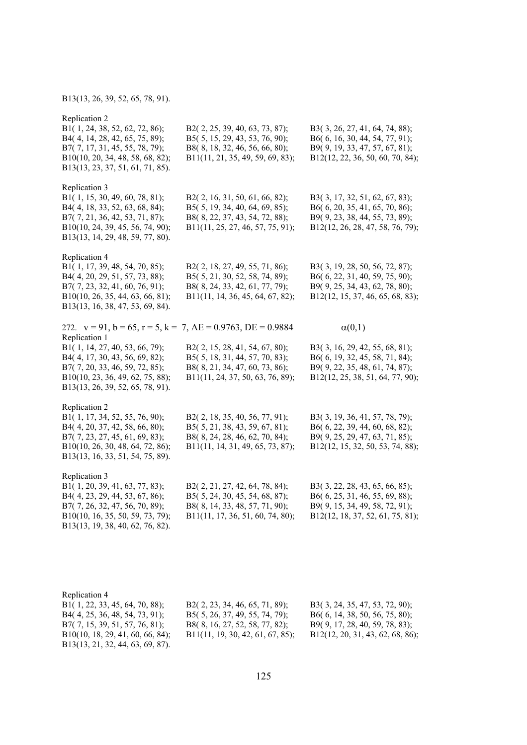B13(13, 26, 39, 52, 65, 78, 91).

Replication 2

B1( 1, 24, 38, 52, 62, 72, 86); B2( 2, 25, 39, 40, 63, 73, 87); B3( 3, 26, 27, 41, 64, 74, 88);
B4( 4, 14, 28, 42, 65, 75, 89); B5( 5, 15, 29, 43, 53, 76, 90); B6( 6, 16, 30, 44, 54, 77, 91);
B7( 7, 17, 31, 45, 55, 78, 79); B8( 8, 18, 32, 46, 56, 66, 80); B9( 9, 19, 33, 47, 57, 67, 81);
B10(10, 20, 34, 48, 58, 68, 82); B11(11, 21, 35, 49, 59, 69, 83); B12(12, 22, 36, 50, 60, 70, 84);
B13(13, 23, 37, 51, 61, 71, 85).

Replication 3

B1( 1, 15, 30, 49, 60, 78, 81); B2( 2, 16, 31, 50, 61, 66, 82); B3( 3, 17, 32, 51, 62, 67, 83);
B4( 4, 18, 33, 52, 63, 68, 84); B5( 5, 19, 34, 40, 64, 69, 85); B6( 6, 20, 35, 41, 65, 70, 86);
B7( 7, 21, 36, 42, 53, 71, 87); B8( 8, 22, 37, 43, 54, 72, 88); B9( 9, 23, 38, 44, 55, 73, 89);
B10(10, 24, 39, 45, 56, 74, 90); B11(11, 25, 27, 46, 57, 75, 91); B12(12, 26, 28, 47, 58, 76, 79);
B13(13, 14, 29, 48, 59, 77, 80).

Replication 4

B1( 1, 17, 39, 48, 54, 70, 85); B2( 2, 18, 27, 49, 55, 71, 86); B3( 3, 19, 28, 50, 56, 72, 87);
B4( 4, 20, 29, 51, 57, 73, 88); B5( 5, 21, 30, 52, 58, 74, 89); B6( 6, 22, 31, 40, 59, 75, 90);
B7( 7, 23, 32, 41, 60, 76, 91); B8( 8, 24, 33, 42, 61, 77, 79); B9( 9, 25, 34, 43, 62, 78, 80);
B10(10, 26, 35, 44, 63, 66, 81); B11(11, 14, 36, 45, 64, 67, 82); B12(12, 15, 37, 46, 65, 68, 83);
B13(13, 16, 38, 47, 53, 69, 84).

272. $v = 91$, $b = 65$, $r = 5$, $k = 7$, AE = 0.9763, DE = 0.9884 $\alpha(0,1)$

Replication 1

B1( 1, 14, 27, 40, 53, 66, 79); B2( 2, 15, 28, 41, 54, 67, 80); B3( 3, 16, 29, 42, 55, 68, 81);
B4( 4, 17, 30, 43, 56, 69, 82); B5( 5, 18, 31, 44, 57, 70, 83); B6( 6, 19, 32, 45, 58, 71, 84);
B7( 7, 20, 33, 46, 59, 72, 85); B8( 8, 21, 34, 47, 60, 73, 86); B9( 9, 22, 35, 48, 61, 74, 87);
B10(10, 23, 36, 49, 62, 75, 88); B11(11, 24, 37, 50, 63, 76, 89); B12(12, 25, 38, 51, 64, 77, 90);
B13(13, 26, 39, 52, 65, 78, 91).

Replication 2

B1( 1, 17, 34, 52, 55, 76, 90); B2( 2, 18, 35, 40, 56, 77, 91); B3( 3, 19, 36, 41, 57, 78, 79);
B4( 4, 20, 37, 42, 58, 66, 80); B5( 5, 21, 38, 43, 59, 67, 81); B6( 6, 22, 39, 44, 60, 68, 82);
B7( 7, 23, 27, 45, 61, 69, 83); B8( 8, 24, 28, 46, 62, 70, 84); B9( 9, 25, 29, 47, 63, 71, 85);
B10(10, 26, 30, 48, 64, 72, 86); B11(11, 14, 31, 49, 65, 73, 87); B12(12, 15, 32, 50, 53, 74, 88);
B13(13, 16, 33, 51, 54, 75, 89).

Replication 3

B1( 1, 20, 39, 41, 63, 77, 83); B2( 2, 21, 27, 42, 64, 78, 84); B3( 3, 22, 28, 43, 65, 66, 85);
B4( 4, 23, 29, 44, 53, 67, 86); B5( 5, 24, 30, 45, 54, 68, 87); B6( 6, 25, 31, 46, 55, 69, 88);
B7( 7, 26, 32, 47, 56, 70, 89); B8( 8, 14, 33, 48, 57, 71, 90); B9( 9, 15, 34, 49, 58, 72, 91);
B10(10, 16, 35, 50, 59, 73, 79); B11(11, 17, 36, 51, 60, 74, 80); B12(12, 18, 37, 52, 61, 75, 81);
B13(13, 19, 38, 40, 62, 76, 82).

Replication 4

B1( 1, 22, 33, 45, 64, 70, 88); B2( 2, 23, 34, 46, 65, 71, 89); B3( 3, 24, 35, 47, 53, 72, 90);
B4( 4, 25, 36, 48, 54, 73, 91); B5( 5, 26, 37, 49, 55, 74, 79); B6( 6, 14, 38, 50, 56, 75, 80);
B7( 7, 15, 39, 51, 57, 76, 81); B8( 8, 16, 27, 52, 58, 77, 82); B9( 9, 17, 28, 40, 59, 78, 83);
B10(10, 18, 29, 41, 60, 66, 84); B11(11, 19, 30, 42, 61, 67, 85); B12(12, 20, 31, 43, 62, 68, 86);
B13(13, 21, 32, 44, 63, 69, 87).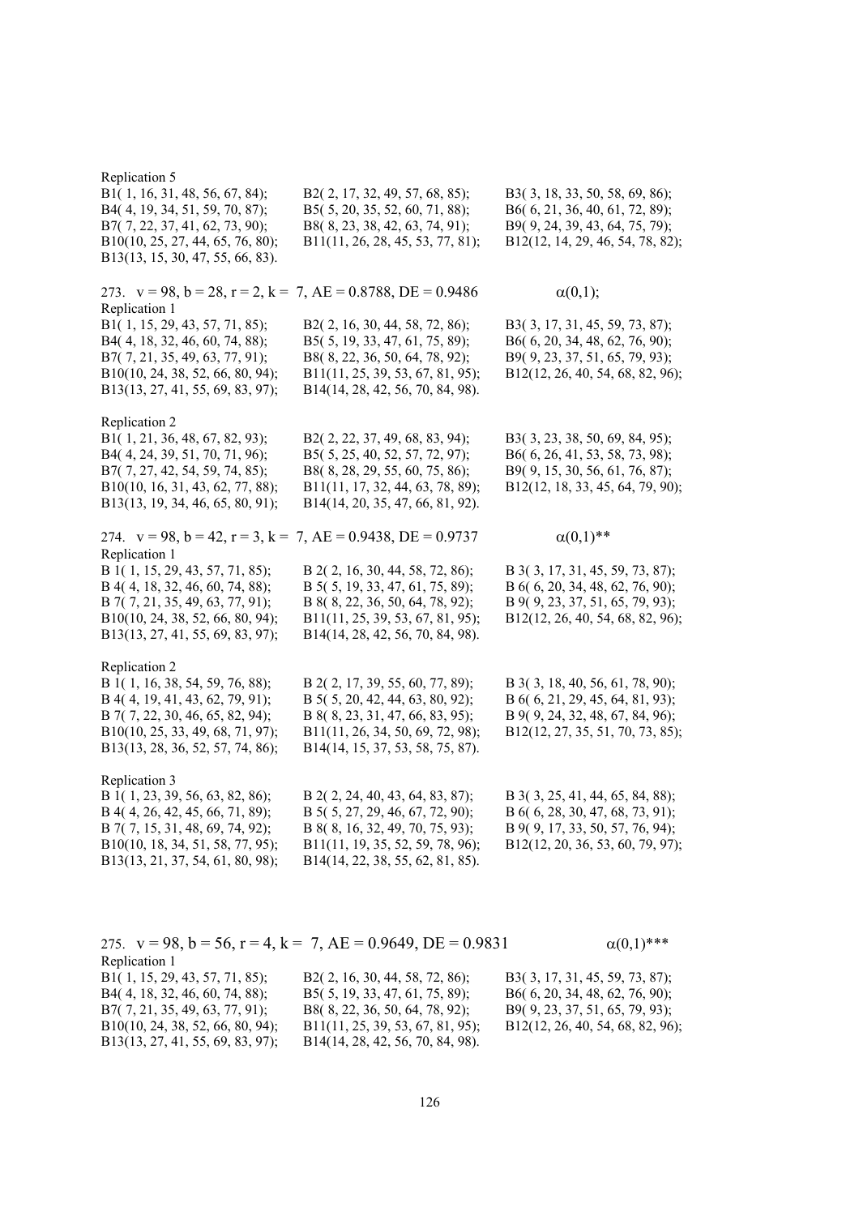Replication 5

B1( 1, 16, 31, 48, 56, 67, 84); B2( 2, 17, 32, 49, 57, 68, 85); B3( 3, 18, 33, 50, 58, 69, 86);
B4( 4, 19, 34, 51, 59, 70, 87); B5( 5, 20, 35, 52, 60, 71, 88); B6( 6, 21, 36, 40, 61, 72, 89);
B7( 7, 22, 37, 41, 62, 73, 90); B8( 8, 23, 38, 42, 63, 74, 91); B9( 9, 24, 39, 43, 64, 75, 79);
B10(10, 25, 27, 44, 65, 76, 80); B11(11, 26, 28, 45, 53, 77, 81); B12(12, 14, 29, 46, 54, 78, 82);
B13(13, 15, 30, 47, 55, 66, 83).

273. v = 98, b = 28, r = 2, k = 7, AE = 0.8788, DE = 0.9486 $\alpha(0,1)$;

Replication 1

B1( 1, 15, 29, 43, 57, 71, 85); B2( 2, 16, 30, 44, 58, 72, 86); B3( 3, 17, 31, 45, 59, 73, 87);
B4( 4, 18, 32, 46, 60, 74, 88); B5( 5, 19, 33, 47, 61, 75, 89); B6( 6, 20, 34, 48, 62, 76, 90);
B7( 7, 21, 35, 49, 63, 77, 91); B8( 8, 22, 36, 50, 64, 78, 92); B9( 9, 23, 37, 51, 65, 79, 93);
B10(10, 24, 38, 52, 66, 80, 94); B11(11, 25, 39, 53, 67, 81, 95); B12(12, 26, 40, 54, 68, 82, 96);
B13(13, 27, 41, 55, 69, 83, 97); B14(14, 28, 42, 56, 70, 84, 98).

Replication 2

B1( 1, 21, 36, 48, 67, 82, 93); B2( 2, 22, 37, 49, 68, 83, 94); B3( 3, 23, 38, 50, 69, 84, 95);
B4( 4, 24, 39, 51, 70, 71, 96); B5( 5, 25, 40, 52, 57, 72, 97); B6( 6, 26, 41, 53, 58, 73, 98);
B7( 7, 27, 42, 54, 59, 74, 85); B8( 8, 28, 29, 55, 60, 75, 86); B9( 9, 15, 30, 56, 61, 76, 87);
B10(10, 16, 31, 43, 62, 77, 88); B11(11, 17, 32, 44, 63, 78, 89); B12(12, 18, 33, 45, 64, 79, 90);
B13(13, 19, 34, 46, 65, 80, 91); B14(14, 20, 35, 47, 66, 81, 92).

274. v = 98, b = 42, r = 3, k = 7, AE = 0.9438, DE = 0.9737 $\alpha(0,1)$**

Replication 1

B 1( 1, 15, 29, 43, 57, 71, 85); B 2( 2, 16, 30, 44, 58, 72, 86); B 3( 3, 17, 31, 45, 59, 73, 87);
B 4( 4, 18, 32, 46, 60, 74, 88); B 5( 5, 19, 33, 47, 61, 75, 89); B 6( 6, 20, 34, 48, 62, 76, 90);
B 7( 7, 21, 35, 49, 63, 77, 91); B 8( 8, 22, 36, 50, 64, 78, 92); B 9( 9, 23, 37, 51, 65, 79, 93);
B10(10, 24, 38, 52, 66, 80, 94); B11(11, 25, 39, 53, 67, 81, 95); B12(12, 26, 40, 54, 68, 82, 96);
B13(13, 27, 41, 55, 69, 83, 97); B14(14, 28, 42, 56, 70, 84, 98).

Replication 2

B 1( 1, 16, 38, 54, 59, 76, 88); B 2( 2, 17, 39, 55, 60, 77, 89); B 3( 3, 18, 40, 56, 61, 78, 90);
B 4( 4, 19, 41, 43, 62, 79, 91); B 5( 5, 20, 42, 44, 63, 80, 92); B 6( 6, 21, 29, 45, 64, 81, 93);
B 7( 7, 22, 30, 46, 65, 82, 94); B 8( 8, 23, 31, 47, 66, 83, 95); B 9( 9, 24, 32, 48, 67, 84, 96);
B10(10, 25, 33, 49, 68, 71, 97); B11(11, 26, 34, 50, 69, 72, 98); B12(12, 27, 35, 51, 70, 73, 85);
B13(13, 28, 36, 52, 57, 74, 86); B14(14, 15, 37, 53, 58, 75, 87).

Replication 3

B 1( 1, 23, 39, 56, 63, 82, 86); B 2( 2, 24, 40, 43, 64, 83, 87); B 3( 3, 25, 41, 44, 65, 84, 88);
B 4( 4, 26, 42, 45, 66, 71, 89); B 5( 5, 27, 29, 46, 67, 72, 90); B 6( 6, 28, 30, 47, 68, 73, 91);
B 7( 7, 15, 31, 48, 69, 74, 92); B 8( 8, 16, 32, 49, 70, 75, 93); B 9( 9, 17, 33, 50, 57, 76, 94);
B10(10, 18, 34, 51, 58, 77, 95); B11(11, 19, 35, 52, 59, 78, 96); B12(12, 20, 36, 53, 60, 79, 97);
B13(13, 21, 37, 54, 61, 80, 98); B14(14, 22, 38, 55, 62, 81, 85).

275. v = 98, b = 56, r = 4, k = 7, AE = 0.9649, DE = 0.9831 $\alpha(0,1)$***

Replication 1

B1( 1, 15, 29, 43, 57, 71, 85); B2( 2, 16, 30, 44, 58, 72, 86); B3( 3, 17, 31, 45, 59, 73, 87);
B4( 4, 18, 32, 46, 60, 74, 88); B5( 5, 19, 33, 47, 61, 75, 89); B6( 6, 20, 34, 48, 62, 76, 90);
B7( 7, 21, 35, 49, 63, 77, 91); B8( 8, 22, 36, 50, 64, 78, 92); B9( 9, 23, 37, 51, 65, 79, 93);
B10(10, 24, 38, 52, 66, 80, 94); B11(11, 25, 39, 53, 67, 81, 95); B12(12, 26, 40, 54, 68, 82, 96);
B13(13, 27, 41, 55, 69, 83, 97); B14(14, 28, 42, 56, 70, 84, 98).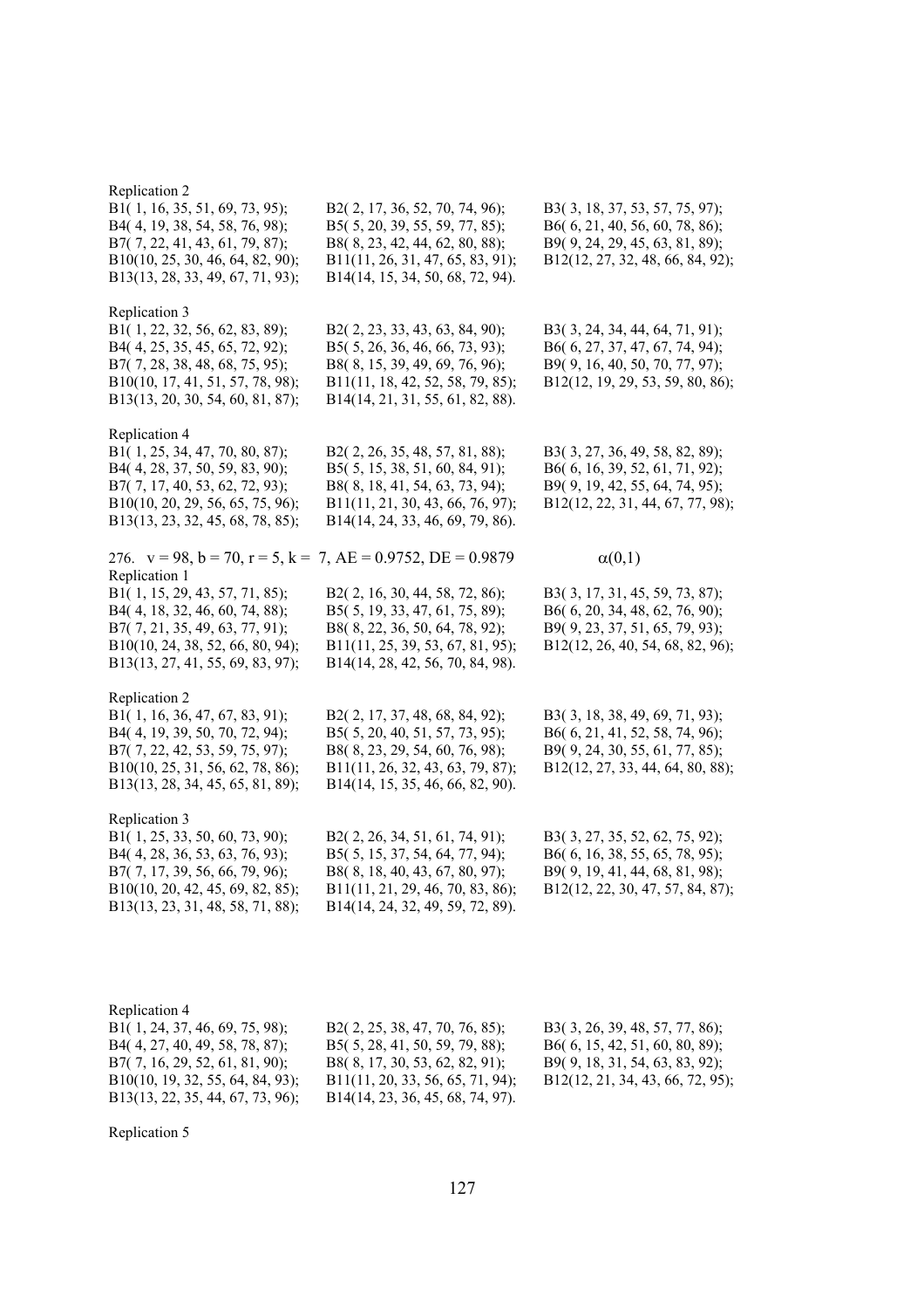Replication 2

B1( 1, 16, 35, 51, 69, 73, 95); B2( 2, 17, 36, 52, 70, 74, 96); B3( 3, 18, 37, 53, 57, 75, 97);
B4( 4, 19, 38, 54, 58, 76, 98); B5( 5, 20, 39, 55, 59, 77, 85); B6( 6, 21, 40, 56, 60, 78, 86);
B7( 7, 22, 41, 43, 61, 79, 87); B8( 8, 23, 42, 44, 62, 80, 88); B9( 9, 24, 29, 45, 63, 81, 89);
B10(10, 25, 30, 46, 64, 82, 90); B11(11, 26, 31, 47, 65, 83, 91); B12(12, 27, 32, 48, 66, 84, 92);
B13(13, 28, 33, 49, 67, 71, 93); B14(14, 15, 34, 50, 68, 72, 94).

Replication 3

B1( 1, 22, 32, 56, 62, 83, 89); B2( 2, 23, 33, 43, 63, 84, 90); B3( 3, 24, 34, 44, 64, 71, 91);
B4( 4, 25, 35, 45, 65, 72, 92); B5( 5, 26, 36, 46, 66, 73, 93); B6( 6, 27, 37, 47, 67, 74, 94);
B7( 7, 28, 38, 48, 68, 75, 95); B8( 8, 15, 39, 49, 69, 76, 96); B9( 9, 16, 40, 50, 70, 77, 97);
B10(10, 17, 41, 51, 57, 78, 98); B11(11, 18, 42, 52, 58, 79, 85); B12(12, 19, 29, 53, 59, 80, 86);
B13(13, 20, 30, 54, 60, 81, 87); B14(14, 21, 31, 55, 61, 82, 88).

Replication 4

B1( 1, 25, 34, 47, 70, 80, 87); B2( 2, 26, 35, 48, 57, 81, 88); B3( 3, 27, 36, 49, 58, 82, 89);
B4( 4, 28, 37, 50, 59, 83, 90); B5( 5, 15, 38, 51, 60, 84, 91); B6( 6, 16, 39, 52, 61, 71, 92);
B7( 7, 17, 40, 53, 62, 72, 93); B8( 8, 18, 41, 54, 63, 73, 94); B9( 9, 19, 42, 55, 64, 74, 95);
B10(10, 20, 29, 56, 65, 75, 96); B11(11, 21, 30, 43, 66, 76, 97); B12(12, 22, 31, 44, 67, 77, 98);
B13(13, 23, 32, 45, 68, 78, 85); B14(14, 24, 33, 46, 69, 79, 86).

276. v = 98, b = 70, r = 5, k = 7, AE = 0.9752, DE = 0.9879 $\alpha(0,1)$

Replication 1

B1( 1, 15, 29, 43, 57, 71, 85); B2( 2, 16, 30, 44, 58, 72, 86); B3( 3, 17, 31, 45, 59, 73, 87);
B4( 4, 18, 32, 46, 60, 74, 88); B5( 5, 19, 33, 47, 61, 75, 89); B6( 6, 20, 34, 48, 62, 76, 90);
B7( 7, 21, 35, 49, 63, 77, 91); B8( 8, 22, 36, 50, 64, 78, 92); B9( 9, 23, 37, 51, 65, 79, 93);
B10(10, 24, 38, 52, 66, 80, 94); B11(11, 25, 39, 53, 67, 81, 95); B12(12, 26, 40, 54, 68, 82, 96);
B13(13, 27, 41, 55, 69, 83, 97); B14(14, 28, 42, 56, 70, 84, 98).

Replication 2

B1( 1, 16, 36, 47, 67, 83, 91); B2( 2, 17, 37, 48, 68, 84, 92); B3( 3, 18, 38, 49, 69, 71, 93);
B4( 4, 19, 39, 50, 70, 72, 94); B5( 5, 20, 40, 51, 57, 73, 95); B6( 6, 21, 41, 52, 58, 74, 96);
B7( 7, 22, 42, 53, 59, 75, 97); B8( 8, 23, 29, 54, 60, 76, 98); B9( 9, 24, 30, 55, 61, 77, 85);
B10(10, 25, 31, 56, 62, 78, 86); B11(11, 26, 32, 43, 63, 79, 87); B12(12, 27, 33, 44, 64, 80, 88);
B13(13, 28, 34, 45, 65, 81, 89); B14(14, 15, 35, 46, 66, 82, 90).

Replication 3

B1( 1, 25, 33, 50, 60, 73, 90); B2( 2, 26, 34, 51, 61, 74, 91); B3( 3, 27, 35, 52, 62, 75, 92);
B4( 4, 28, 36, 53, 63, 76, 93); B5( 5, 15, 37, 54, 64, 77, 94); B6( 6, 16, 38, 55, 65, 78, 95);
B7( 7, 17, 39, 56, 66, 79, 96); B8( 8, 18, 40, 43, 67, 80, 97); B9( 9, 19, 41, 44, 68, 81, 98);
B10(10, 20, 42, 45, 69, 82, 85); B11(11, 21, 29, 46, 70, 83, 86); B12(12, 22, 30, 47, 57, 84, 87);
B13(13, 23, 31, 48, 58, 71, 88); B14(14, 24, 32, 49, 59, 72, 89).

Replication 4

B1( 1, 24, 37, 46, 69, 75, 98); B2( 2, 25, 38, 47, 70, 76, 85); B3( 3, 26, 39, 48, 57, 77, 86);
B4( 4, 27, 40, 49, 58, 78, 87); B5( 5, 28, 41, 50, 59, 79, 88); B6( 6, 15, 42, 51, 60, 80, 89);
B7( 7, 16, 29, 52, 61, 81, 90); B8( 8, 17, 30, 53, 62, 82, 91); B9( 9, 18, 31, 54, 63, 83, 92);
B10(10, 19, 32, 55, 64, 84, 93); B11(11, 20, 33, 56, 65, 71, 94); B12(12, 21, 34, 43, 66, 72, 95);
B13(13, 22, 35, 44, 67, 73, 96); B14(14, 23, 36, 45, 68, 74, 97).

Replication 5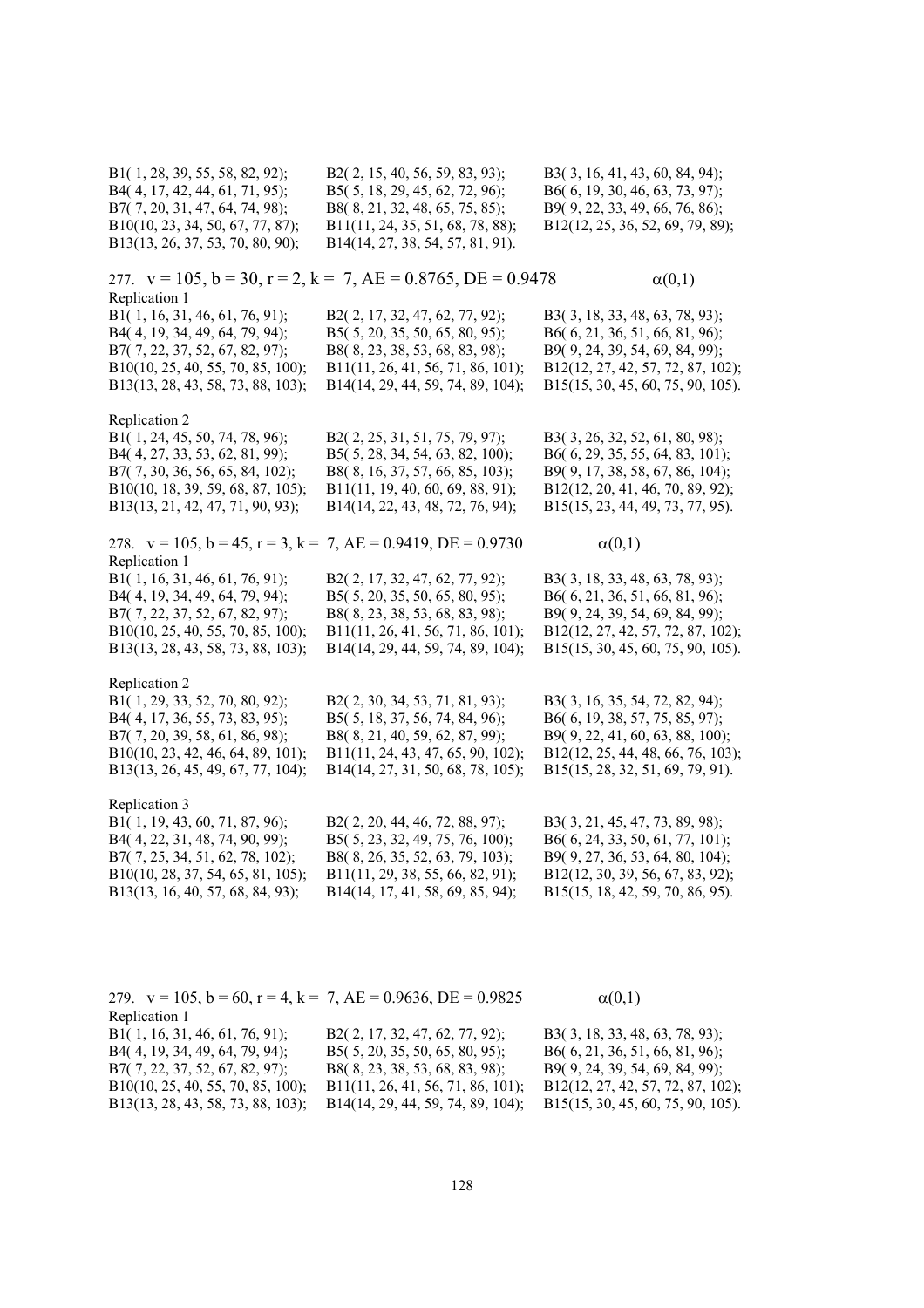B1( 1, 28, 39, 55, 58, 82, 92); B2( 2, 15, 40, 56, 59, 83, 93); B3( 3, 16, 41, 43, 60, 84, 94);
B4( 4, 17, 42, 44, 61, 71, 95); B5( 5, 18, 29, 45, 62, 72, 96); B6( 6, 19, 30, 46, 63, 73, 97);
B7( 7, 20, 31, 47, 64, 74, 98); B8( 8, 21, 32, 48, 65, 75, 85); B9( 9, 22, 33, 49, 66, 76, 86);
B10(10, 23, 34, 50, 67, 77, 87); B11(11, 24, 35, 51, 68, 78, 88); B12(12, 25, 36, 52, 69, 79, 89);
B13(13, 26, 37, 53, 70, 80, 90); B14(14, 27, 38, 54, 57, 81, 91).

277. v = 105, b = 30, r = 2, k = 7, AE = 0.8765, DE = 0.9478 $\alpha(0,1)$

Replication 1

B1( 1, 16, 31, 46, 61, 76, 91); B2( 2, 17, 32, 47, 62, 77, 92); B3( 3, 18, 33, 48, 63, 78, 93);
B4( 4, 19, 34, 49, 64, 79, 94); B5( 5, 20, 35, 50, 65, 80, 95); B6( 6, 21, 36, 51, 66, 81, 96);
B7( 7, 22, 37, 52, 67, 82, 97); B8( 8, 23, 38, 53, 68, 83, 98); B9( 9, 24, 39, 54, 69, 84, 99);
B10(10, 25, 40, 55, 70, 85, 100); B11(11, 26, 41, 56, 71, 86, 101); B12(12, 27, 42, 57, 72, 87, 102);
B13(13, 28, 43, 58, 73, 88, 103); B14(14, 29, 44, 59, 74, 89, 104); B15(15, 30, 45, 60, 75, 90, 105).

Replication 2

B1( 1, 24, 45, 50, 74, 78, 96); B2( 2, 25, 31, 51, 75, 79, 97); B3( 3, 26, 32, 52, 61, 80, 98);
B4( 4, 27, 33, 53, 62, 81, 99); B5( 5, 28, 34, 54, 63, 82, 100); B6( 6, 29, 35, 55, 64, 83, 101);
B7( 7, 30, 36, 56, 65, 84, 102); B8( 8, 16, 37, 57, 66, 85, 103); B9( 9, 17, 38, 58, 67, 86, 104);
B10(10, 18, 39, 59, 68, 87, 105); B11(11, 19, 40, 60, 69, 88, 91); B12(12, 20, 41, 46, 70, 89, 92);
B13(13, 21, 42, 47, 71, 90, 93); B14(14, 22, 43, 48, 72, 76, 94); B15(15, 23, 44, 49, 73, 77, 95).

278. v = 105, b = 45, r = 3, k = 7, AE = 0.9419, DE = 0.9730 $\alpha(0,1)$

Replication 1

B1( 1, 16, 31, 46, 61, 76, 91); B2( 2, 17, 32, 47, 62, 77, 92); B3( 3, 18, 33, 48, 63, 78, 93);
B4( 4, 19, 34, 49, 64, 79, 94); B5( 5, 20, 35, 50, 65, 80, 95); B6( 6, 21, 36, 51, 66, 81, 96);
B7( 7, 22, 37, 52, 67, 82, 97); B8( 8, 23, 38, 53, 68, 83, 98); B9( 9, 24, 39, 54, 69, 84, 99);
B10(10, 25, 40, 55, 70, 85, 100); B11(11, 26, 41, 56, 71, 86, 101); B12(12, 27, 42, 57, 72, 87, 102);
B13(13, 28, 43, 58, 73, 88, 103); B14(14, 29, 44, 59, 74, 89, 104); B15(15, 30, 45, 60, 75, 90, 105).

Replication 2

B1( 1, 29, 33, 52, 70, 80, 92); B2( 2, 30, 34, 53, 71, 81, 93); B3( 3, 16, 35, 54, 72, 82, 94);
B4( 4, 17, 36, 55, 73, 83, 95); B5( 5, 18, 37, 56, 74, 84, 96); B6( 6, 19, 38, 57, 75, 85, 97);
B7( 7, 20, 39, 58, 61, 86, 98); B8( 8, 21, 40, 59, 62, 87, 99); B9( 9, 22, 41, 60, 63, 88, 100);
B10(10, 23, 42, 46, 64, 89, 101); B11(11, 24, 43, 47, 65, 90, 102); B12(12, 25, 44, 48, 66, 76, 103);
B13(13, 26, 45, 49, 67, 77, 104); B14(14, 27, 31, 50, 68, 78, 105); B15(15, 28, 32, 51, 69, 79, 91).

Replication 3

B1( 1, 19, 43, 60, 71, 87, 96); B2( 2, 20, 44, 46, 72, 88, 97); B3( 3, 21, 45, 47, 73, 89, 98);
B4( 4, 22, 31, 48, 74, 90, 99); B5( 5, 23, 32, 49, 75, 76, 100); B6( 6, 24, 33, 50, 61, 77, 101);
B7( 7, 25, 34, 51, 62, 78, 102); B8( 8, 26, 35, 52, 63, 79, 103); B9( 9, 27, 36, 53, 64, 80, 104);
B10(10, 28, 37, 54, 65, 81, 105); B11(11, 29, 38, 55, 66, 82, 91); B12(12, 30, 39, 56, 67, 83, 92);
B13(13, 16, 40, 57, 68, 84, 93); B14(14, 17, 41, 58, 69, 85, 94); B15(15, 18, 42, 59, 70, 86, 95).

279. v = 105, b = 60, r = 4, k = 7, AE = 0.9636, DE = 0.9825 $\alpha(0,1)$

Replication 1

B1( 1, 16, 31, 46, 61, 76, 91); B2( 2, 17, 32, 47, 62, 77, 92); B3( 3, 18, 33, 48, 63, 78, 93);
B4( 4, 19, 34, 49, 64, 79, 94); B5( 5, 20, 35, 50, 65, 80, 95); B6( 6, 21, 36, 51, 66, 81, 96);
B7( 7, 22, 37, 52, 67, 82, 97); B8( 8, 23, 38, 53, 68, 83, 98); B9( 9, 24, 39, 54, 69, 84, 99);
B10(10, 25, 40, 55, 70, 85, 100); B11(11, 26, 41, 56, 71, 86, 101); B12(12, 27, 42, 57, 72, 87, 102);
B13(13, 28, 43, 58, 73, 88, 103); B14(14, 29, 44, 59, 74, 89, 104); B15(15, 30, 45, 60, 75, 90, 105).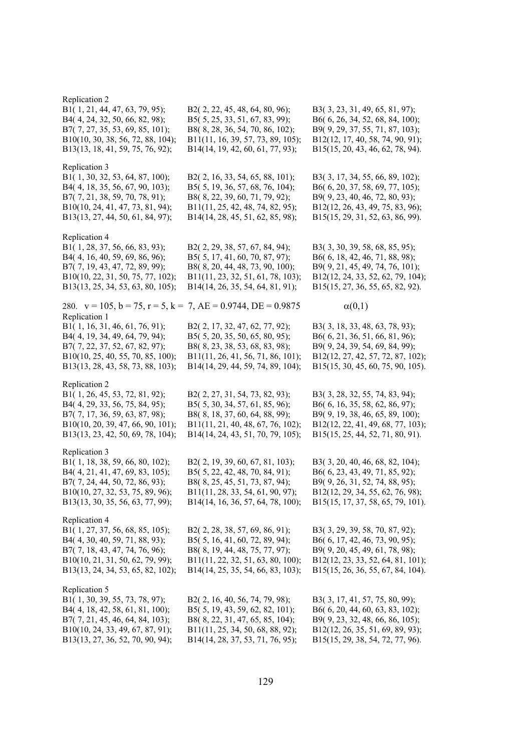Replication 2

B1( 1, 21, 44, 47, 63, 79, 95); B2( 2, 22, 45, 48, 64, 80, 96); B3( 3, 23, 31, 49, 65, 81, 97);
B4( 4, 24, 32, 50, 66, 82, 98); B5( 5, 25, 33, 51, 67, 83, 99); B6( 6, 26, 34, 52, 68, 84, 100);
B7( 7, 27, 35, 53, 69, 85, 101); B8( 8, 28, 36, 54, 70, 86, 102); B9( 9, 29, 37, 55, 71, 87, 103);
B10(10, 30, 38, 56, 72, 88, 104); B11(11, 16, 39, 57, 73, 89, 105); B12(12, 17, 40, 58, 74, 90, 91);
B13(13, 18, 41, 59, 75, 76, 92); B14(14, 19, 42, 60, 61, 77, 93); B15(15, 20, 43, 46, 62, 78, 94).

Replication 3

B1( 1, 30, 32, 53, 64, 87, 100); B2( 2, 16, 33, 54, 65, 88, 101); B3( 3, 17, 34, 55, 66, 89, 102);
B4( 4, 18, 35, 56, 67, 90, 103); B5( 5, 19, 36, 57, 68, 76, 104); B6( 6, 20, 37, 58, 69, 77, 105);
B7( 7, 21, 38, 59, 70, 78, 91); B8( 8, 22, 39, 60, 71, 79, 92); B9( 9, 23, 40, 46, 72, 80, 93);
B10(10, 24, 41, 47, 73, 81, 94); B11(11, 25, 42, 48, 74, 82, 95); B12(12, 26, 43, 49, 75, 83, 96);
B13(13, 27, 44, 50, 61, 84, 97); B14(14, 28, 45, 51, 62, 85, 98); B15(15, 29, 31, 52, 63, 86, 99).

Replication 4

B1( 1, 28, 37, 56, 66, 83, 93); B2( 2, 29, 38, 57, 67, 84, 94); B3( 3, 30, 39, 58, 68, 85, 95);
B4( 4, 16, 40, 59, 69, 86, 96); B5( 5, 17, 41, 60, 70, 87, 97); B6( 6, 18, 42, 46, 71, 88, 98);
B7( 7, 19, 43, 47, 72, 89, 99); B8( 8, 20, 44, 48, 73, 90, 100); B9( 9, 21, 45, 49, 74, 76, 101);
B10(10, 22, 31, 50, 75, 77, 102); B11(11, 23, 32, 51, 61, 78, 103); B12(12, 24, 33, 52, 62, 79, 104);
B13(13, 25, 34, 53, 63, 80, 105); B14(14, 26, 35, 54, 64, 81, 91); B15(15, 27, 36, 55, 65, 82, 92).

280. $v = 105$, $b = 75$, $r = 5$, $k = 7$, AE = 0.9744, DE = 0.9875 $\alpha(0,1)$

Replication 1

B1( 1, 16, 31, 46, 61, 76, 91); B2( 2, 17, 32, 47, 62, 77, 92); B3( 3, 18, 33, 48, 63, 78, 93);
B4( 4, 19, 34, 49, 64, 79, 94); B5( 5, 20, 35, 50, 65, 80, 95); B6( 6, 21, 36, 51, 66, 81, 96);
B7( 7, 22, 37, 52, 67, 82, 97); B8( 8, 23, 38, 53, 68, 83, 98); B9( 9, 24, 39, 54, 69, 84, 99);
B10(10, 25, 40, 55, 70, 85, 100); B11(11, 26, 41, 56, 71, 86, 101); B12(12, 27, 42, 57, 72, 87, 102);
B13(13, 28, 43, 58, 73, 88, 103); B14(14, 29, 44, 59, 74, 89, 104); B15(15, 30, 45, 60, 75, 90, 105).

Replication 2

B1( 1, 26, 45, 53, 72, 81, 92); B2( 2, 27, 31, 54, 73, 82, 93); B3( 3, 28, 32, 55, 74, 83, 94);
B4( 4, 29, 33, 56, 75, 84, 95); B5( 5, 30, 34, 57, 61, 85, 96); B6( 6, 16, 35, 58, 62, 86, 97);
B7( 7, 17, 36, 59, 63, 87, 98); B8( 8, 18, 37, 60, 64, 88, 99); B9( 9, 19, 38, 46, 65, 89, 100);
B10(10, 20, 39, 47, 66, 90, 101); B11(11, 21, 40, 48, 67, 76, 102); B12(12, 22, 41, 49, 68, 77, 103);
B13(13, 23, 42, 50, 69, 78, 104); B14(14, 24, 43, 51, 70, 79, 105); B15(15, 25, 44, 52, 71, 80, 91).

Replication 3

B1( 1, 18, 38, 59, 66, 80, 102); B2( 2, 19, 39, 60, 67, 81, 103); B3( 3, 20, 40, 46, 68, 82, 104);
B4( 4, 21, 41, 47, 69, 83, 105); B5( 5, 22, 42, 48, 70, 84, 91); B6( 6, 23, 43, 49, 71, 85, 92);
B7( 7, 24, 44, 50, 72, 86, 93); B8( 8, 25, 45, 51, 73, 87, 94); B9( 9, 26, 31, 52, 74, 88, 95);
B10(10, 27, 32, 53, 75, 89, 96); B11(11, 28, 33, 54, 61, 90, 97); B12(12, 29, 34, 55, 62, 76, 98);
B13(13, 30, 35, 56, 63, 77, 99); B14(14, 16, 36, 57, 64, 78, 100); B15(15, 17, 37, 58, 65, 79, 101).

Replication 4

B1( 1, 27, 37, 56, 68, 85, 105); B2( 2, 28, 38, 57, 69, 86, 91); B3( 3, 29, 39, 58, 70, 87, 92);
B4( 4, 30, 40, 59, 71, 88, 93); B5( 5, 16, 41, 60, 72, 89, 94); B6( 6, 17, 42, 46, 73, 90, 95);
B7( 7, 18, 43, 47, 74, 76, 96); B8( 8, 19, 44, 48, 75, 77, 97); B9( 9, 20, 45, 49, 61, 78, 98);
B10(10, 21, 31, 50, 62, 79, 99); B11(11, 22, 32, 51, 63, 80, 100); B12(12, 23, 33, 52, 64, 81, 101);
B13(13, 24, 34, 53, 65, 82, 102); B14(14, 25, 35, 54, 66, 83, 103); B15(15, 26, 36, 55, 67, 84, 104).

Replication 5

B1( 1, 30, 39, 55, 73, 78, 97); B2( 2, 16, 40, 56, 74, 79, 98); B3( 3, 17, 41, 57, 75, 80, 99);
B4( 4, 18, 42, 58, 61, 81, 100); B5( 5, 19, 43, 59, 62, 82, 101); B6( 6, 20, 44, 60, 63, 83, 102);
B7( 7, 21, 45, 46, 64, 84, 103); B8( 8, 22, 31, 47, 65, 85, 104); B9( 9, 23, 32, 48, 66, 86, 105);
B10(10, 24, 33, 49, 67, 87, 91); B11(11, 25, 34, 50, 68, 88, 92); B12(12, 26, 35, 51, 69, 89, 93);
B13(13, 27, 36, 52, 70, 90, 94); B14(14, 28, 37, 53, 71, 76, 95); B15(15, 29, 38, 54, 72, 77, 96).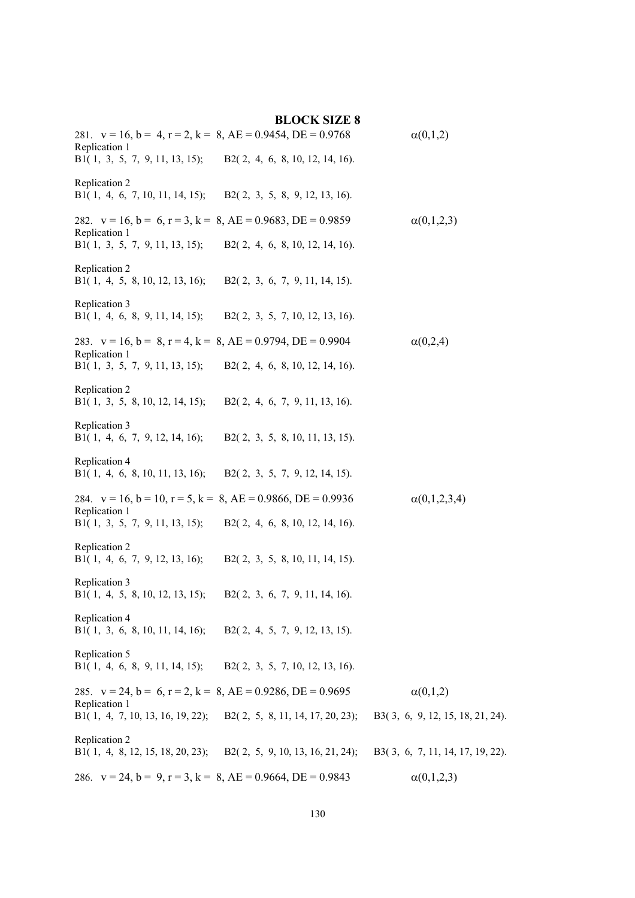## BLOCK SIZE 8

281. v = 16, b = 4, r = 2, k = 8, AE = 0.9454, DE = 0.9768 α(0,1,2)
Replication 1
B1( 1, 3, 5, 7, 9, 11, 13, 15); B2( 2, 4, 6, 8, 10, 12, 14, 16).

Replication 2
B1( 1, 4, 6, 7, 10, 11, 14, 15); B2( 2, 3, 5, 8, 9, 12, 13, 16).

282. v = 16, b = 6, r = 3, k = 8, AE = 0.9683, DE = 0.9859 α(0,1,2,3)
Replication 1
B1( 1, 3, 5, 7, 9, 11, 13, 15); B2( 2, 4, 6, 8, 10, 12, 14, 16).

Replication 2
B1( 1, 4, 5, 8, 10, 12, 13, 16); B2( 2, 3, 6, 7, 9, 11, 14, 15).

Replication 3
B1( 1, 4, 6, 8, 9, 11, 14, 15); B2( 2, 3, 5, 7, 10, 12, 13, 16).

283. v = 16, b = 8, r = 4, k = 8, AE = 0.9794, DE = 0.9904 α(0,2,4)
Replication 1
B1( 1, 3, 5, 7, 9, 11, 13, 15); B2( 2, 4, 6, 8, 10, 12, 14, 16).

Replication 2
B1( 1, 3, 5, 8, 10, 12, 14, 15); B2( 2, 4, 6, 7, 9, 11, 13, 16).

Replication 3
B1( 1, 4, 6, 7, 9, 12, 14, 16); B2( 2, 3, 5, 8, 10, 11, 13, 15).

Replication 4
B1( 1, 4, 6, 8, 10, 11, 13, 16); B2( 2, 3, 5, 7, 9, 12, 14, 15).

284. v = 16, b = 10, r = 5, k = 8, AE = 0.9866, DE = 0.9936 α(0,1,2,3,4)
Replication 1
B1( 1, 3, 5, 7, 9, 11, 13, 15); B2( 2, 4, 6, 8, 10, 12, 14, 16).

Replication 2
B1( 1, 4, 6, 7, 9, 12, 13, 16); B2( 2, 3, 5, 8, 10, 11, 14, 15).

Replication 3
B1( 1, 4, 5, 8, 10, 12, 13, 15); B2( 2, 3, 6, 7, 9, 11, 14, 16).

Replication 4
B1( 1, 3, 6, 8, 10, 11, 14, 16); B2( 2, 4, 5, 7, 9, 12, 13, 15).

Replication 5
B1( 1, 4, 6, 8, 9, 11, 14, 15); B2( 2, 3, 5, 7, 10, 12, 13, 16).

285. v = 24, b = 6, r = 2, k = 8, AE = 0.9286, DE = 0.9695 α(0,1,2)
Replication 1
B1( 1, 4, 7, 10, 13, 16, 19, 22); B2( 2, 5, 8, 11, 14, 17, 20, 23); B3( 3, 6, 9, 12, 15, 18, 21, 24).

Replication 2
B1( 1, 4, 8, 12, 15, 18, 20, 23); B2( 2, 5, 9, 10, 13, 16, 21, 24); B3( 3, 6, 7, 11, 14, 17, 19, 22).

286. v = 24, b = 9, r = 3, k = 8, AE = 0.9664, DE = 0.9843 α(0,1,2,3)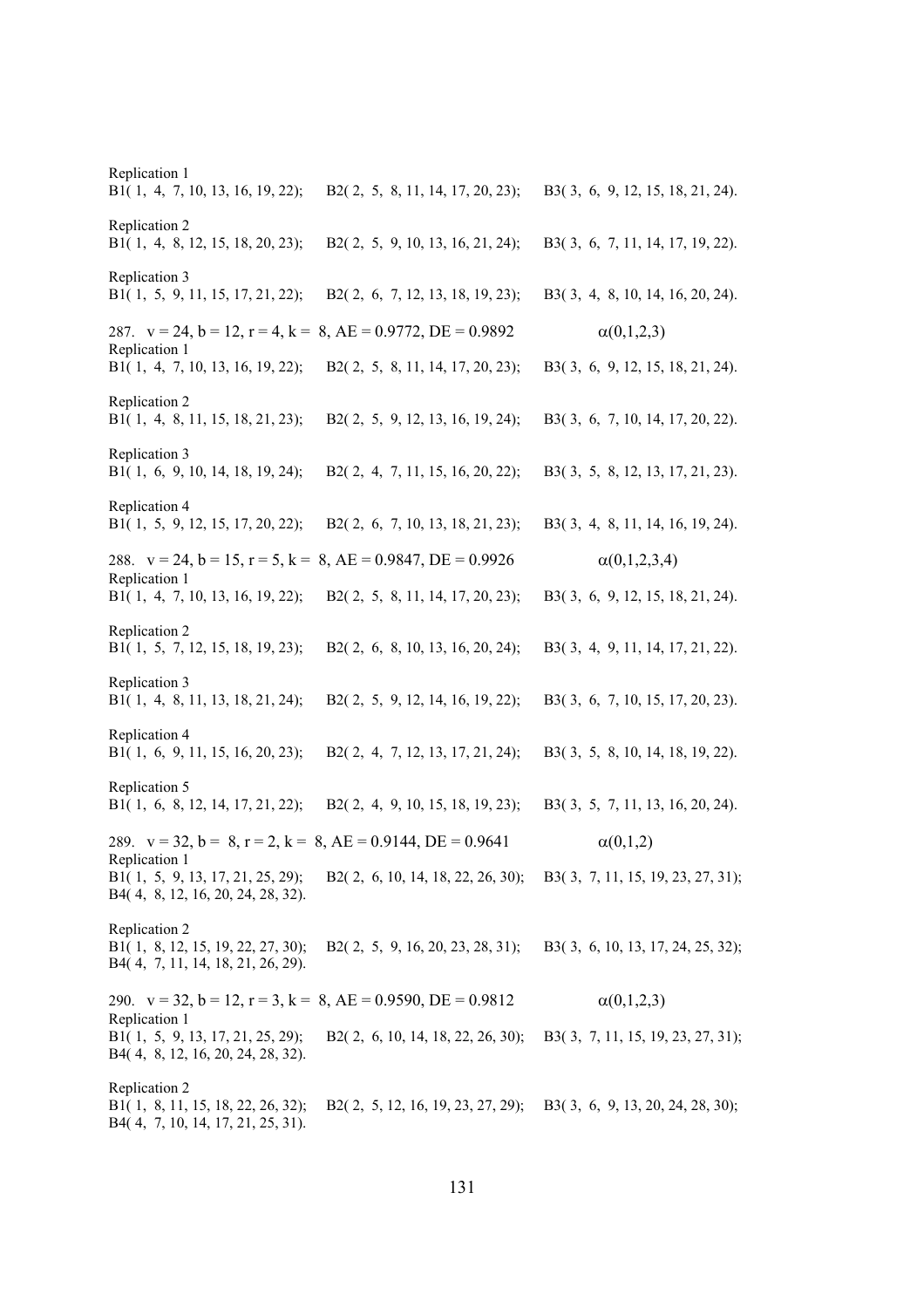Replication 1
B1( 1, 4, 7, 10, 13, 16, 19, 22); B2( 2, 5, 8, 11, 14, 17, 20, 23); B3( 3, 6, 9, 12, 15, 18, 21, 24).

Replication 2
B1( 1, 4, 8, 12, 15, 18, 20, 23); B2( 2, 5, 9, 10, 13, 16, 21, 24); B3( 3, 6, 7, 11, 14, 17, 19, 22).

Replication 3
B1( 1, 5, 9, 11, 15, 17, 21, 22); B2( 2, 6, 7, 12, 13, 18, 19, 23); B3( 3, 4, 8, 10, 14, 16, 20, 24).

287. $v = 24$, $b = 12$, $r = 4$, $k = 8$, AE = 0.9772, DE = 0.9892 $\alpha(0,1,2,3)$

Replication 1
B1( 1, 4, 7, 10, 13, 16, 19, 22); B2( 2, 5, 8, 11, 14, 17, 20, 23); B3( 3, 6, 9, 12, 15, 18, 21, 24).

Replication 2
B1( 1, 4, 8, 11, 15, 18, 21, 23); B2( 2, 5, 9, 12, 13, 16, 19, 24); B3( 3, 6, 7, 10, 14, 17, 20, 22).

Replication 3
B1( 1, 6, 9, 10, 14, 18, 19, 24); B2( 2, 4, 7, 11, 15, 16, 20, 22); B3( 3, 5, 8, 12, 13, 17, 21, 23).

Replication 4
B1( 1, 5, 9, 12, 15, 17, 20, 22); B2( 2, 6, 7, 10, 13, 18, 21, 23); B3( 3, 4, 8, 11, 14, 16, 19, 24).

288. $v = 24$, $b = 15$, $r = 5$, $k = 8$, AE = 0.9847, DE = 0.9926 $\alpha(0,1,2,3,4)$

Replication 1
B1( 1, 4, 7, 10, 13, 16, 19, 22); B2( 2, 5, 8, 11, 14, 17, 20, 23); B3( 3, 6, 9, 12, 15, 18, 21, 24).

Replication 2
B1( 1, 5, 7, 12, 15, 18, 19, 23); B2( 2, 6, 8, 10, 13, 16, 20, 24); B3( 3, 4, 9, 11, 14, 17, 21, 22).

Replication 3
B1( 1, 4, 8, 11, 13, 18, 21, 24); B2( 2, 5, 9, 12, 14, 16, 19, 22); B3( 3, 6, 7, 10, 15, 17, 20, 23).

Replication 4
B1( 1, 6, 9, 11, 15, 16, 20, 23); B2( 2, 4, 7, 12, 13, 17, 21, 24); B3( 3, 5, 8, 10, 14, 18, 19, 22).

Replication 5
B1( 1, 6, 8, 12, 14, 17, 21, 22); B2( 2, 4, 9, 10, 15, 18, 19, 23); B3( 3, 5, 7, 11, 13, 16, 20, 24).

289. $v = 32$, $b = 8$, $r = 2$, $k = 8$, AE = 0.9144, DE = 0.9641 $\alpha(0,1,2)$

Replication 1
B1( 1, 5, 9, 13, 17, 21, 25, 29); B2( 2, 6, 10, 14, 18, 22, 26, 30); B3( 3, 7, 11, 15, 19, 23, 27, 31); B4( 4, 8, 12, 16, 20, 24, 28, 32).

Replication 2
B1( 1, 8, 12, 15, 19, 22, 27, 30); B2( 2, 5, 9, 16, 20, 23, 28, 31); B3( 3, 6, 10, 13, 17, 24, 25, 32); B4( 4, 7, 11, 14, 18, 21, 26, 29).

290. $v = 32$, $b = 12$, $r = 3$, $k = 8$, AE = 0.9590, DE = 0.9812 $\alpha(0,1,2,3)$

Replication 1
B1( 1, 5, 9, 13, 17, 21, 25, 29); B2( 2, 6, 10, 14, 18, 22, 26, 30); B3( 3, 7, 11, 15, 19, 23, 27, 31); B4( 4, 8, 12, 16, 20, 24, 28, 32).

Replication 2
B1( 1, 8, 11, 15, 18, 22, 26, 32); B2( 2, 5, 12, 16, 19, 23, 27, 29); B3( 3, 6, 9, 13, 20, 24, 28, 30); B4( 4, 7, 10, 14, 17, 21, 25, 31).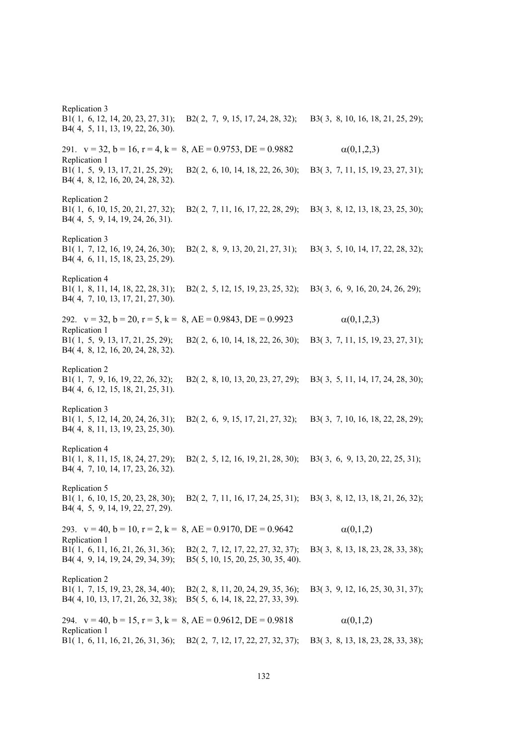Replication 3

B1( 1, 6, 12, 14, 20, 23, 27, 31); B2( 2, 7, 9, 15, 17, 24, 28, 32); B3( 3, 8, 10, 16, 18, 21, 25, 29); B4( 4, 5, 11, 13, 19, 22, 26, 30).

291. v = 32, b = 16, r = 4, k = 8, AE = 0.9753, DE = 0.9882 $\alpha(0,1,2,3)$

Replication 1

B1( 1, 5, 9, 13, 17, 21, 25, 29); B2( 2, 6, 10, 14, 18, 22, 26, 30); B3( 3, 7, 11, 15, 19, 23, 27, 31); B4( 4, 8, 12, 16, 20, 24, 28, 32).

Replication 2

B1( 1, 6, 10, 15, 20, 21, 27, 32); B2( 2, 7, 11, 16, 17, 22, 28, 29); B3( 3, 8, 12, 13, 18, 23, 25, 30); B4( 4, 5, 9, 14, 19, 24, 26, 31).

Replication 3

B1( 1, 7, 12, 16, 19, 24, 26, 30); B2( 2, 8, 9, 13, 20, 21, 27, 31); B3( 3, 5, 10, 14, 17, 22, 28, 32); B4( 4, 6, 11, 15, 18, 23, 25, 29).

Replication 4

B1( 1, 8, 11, 14, 18, 22, 28, 31); B2( 2, 5, 12, 15, 19, 23, 25, 32); B3( 3, 6, 9, 16, 20, 24, 26, 29); B4( 4, 7, 10, 13, 17, 21, 27, 30).

292. v = 32, b = 20, r = 5, k = 8, AE = 0.9843, DE = 0.9923 $\alpha(0,1,2,3)$

Replication 1

B1( 1, 5, 9, 13, 17, 21, 25, 29); B2( 2, 6, 10, 14, 18, 22, 26, 30); B3( 3, 7, 11, 15, 19, 23, 27, 31); B4( 4, 8, 12, 16, 20, 24, 28, 32).

Replication 2

B1( 1, 7, 9, 16, 19, 22, 26, 32); B2( 2, 8, 10, 13, 20, 23, 27, 29); B3( 3, 5, 11, 14, 17, 24, 28, 30); B4( 4, 6, 12, 15, 18, 21, 25, 31).

Replication 3

B1( 1, 5, 12, 14, 20, 24, 26, 31); B2( 2, 6, 9, 15, 17, 21, 27, 32); B3( 3, 7, 10, 16, 18, 22, 28, 29); B4( 4, 8, 11, 13, 19, 23, 25, 30).

Replication 4

B1( 1, 8, 11, 15, 18, 24, 27, 29); B2( 2, 5, 12, 16, 19, 21, 28, 30); B3( 3, 6, 9, 13, 20, 22, 25, 31); B4( 4, 7, 10, 14, 17, 23, 26, 32).

Replication 5

B1( 1, 6, 10, 15, 20, 23, 28, 30); B2( 2, 7, 11, 16, 17, 24, 25, 31); B3( 3, 8, 12, 13, 18, 21, 26, 32); B4( 4, 5, 9, 14, 19, 22, 27, 29).

293. v = 40, b = 10, r = 2, k = 8, AE = 0.9170, DE = 0.9642 $\alpha(0,1,2)$

Replication 1

B1( 1, 6, 11, 16, 21, 26, 31, 36); B2( 2, 7, 12, 17, 22, 27, 32, 37); B3( 3, 8, 13, 18, 23, 28, 33, 38); B4( 4, 9, 14, 19, 24, 29, 34, 39); B5( 5, 10, 15, 20, 25, 30, 35, 40).

Replication 2

B1( 1, 7, 15, 19, 23, 28, 34, 40); B2( 2, 8, 11, 20, 24, 29, 35, 36); B3( 3, 9, 12, 16, 25, 30, 31, 37); B4( 4, 10, 13, 17, 21, 26, 32, 38); B5( 5, 6, 14, 18, 22, 27, 33, 39).

294. v = 40, b = 15, r = 3, k = 8, AE = 0.9612, DE = 0.9818 $\alpha(0,1,2)$

Replication 1

B1( 1, 6, 11, 16, 21, 26, 31, 36); B2( 2, 7, 12, 17, 22, 27, 32, 37); B3( 3, 8, 13, 18, 23, 28, 33, 38);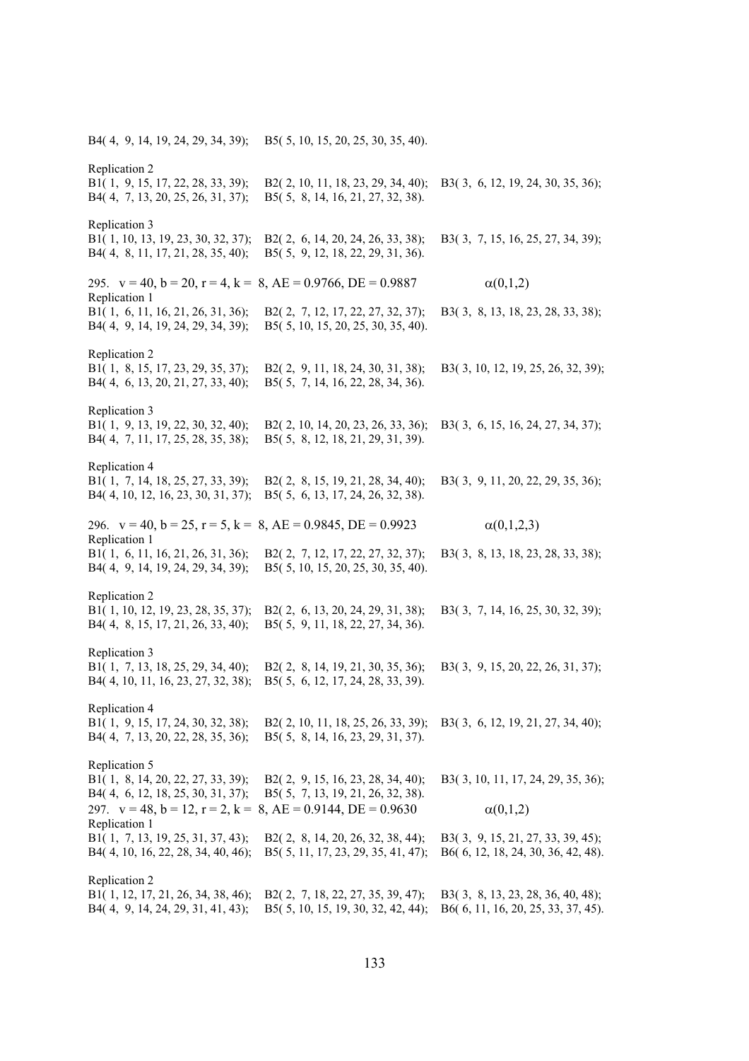B4( 4, 9, 14, 19, 24, 29, 34, 39); B5( 5, 10, 15, 20, 25, 30, 35, 40).

Replication 2
B1( 1, 9, 15, 17, 22, 28, 33, 39); B2( 2, 10, 11, 18, 23, 29, 34, 40); B3( 3, 6, 12, 19, 24, 30, 35, 36);
B4( 4, 7, 13, 20, 25, 26, 31, 37); B5( 5, 8, 14, 16, 21, 27, 32, 38).

Replication 3
B1( 1, 10, 13, 19, 23, 30, 32, 37); B2( 2, 6, 14, 20, 24, 26, 33, 38); B3( 3, 7, 15, 16, 25, 27, 34, 39);
B4( 4, 8, 11, 17, 21, 28, 35, 40); B5( 5, 9, 12, 18, 22, 29, 31, 36).

295. $v = 40$, $b = 20$, $r = 4$, $k = 8$, AE = 0.9766, DE = 0.9887 $\alpha(0,1,2)$

Replication 1
B1( 1, 6, 11, 16, 21, 26, 31, 36); B2( 2, 7, 12, 17, 22, 27, 32, 37); B3( 3, 8, 13, 18, 23, 28, 33, 38);
B4( 4, 9, 14, 19, 24, 29, 34, 39); B5( 5, 10, 15, 20, 25, 30, 35, 40).

Replication 2
B1( 1, 8, 15, 17, 23, 29, 35, 37); B2( 2, 9, 11, 18, 24, 30, 31, 38); B3( 3, 10, 12, 19, 25, 26, 32, 39);
B4( 4, 6, 13, 20, 21, 27, 33, 40); B5( 5, 7, 14, 16, 22, 28, 34, 36).

Replication 3
B1( 1, 9, 13, 19, 22, 30, 32, 40); B2( 2, 10, 14, 20, 23, 26, 33, 36); B3( 3, 6, 15, 16, 24, 27, 34, 37);
B4( 4, 7, 11, 17, 25, 28, 35, 38); B5( 5, 8, 12, 18, 21, 29, 31, 39).

Replication 4
B1( 1, 7, 14, 18, 25, 27, 33, 39); B2( 2, 8, 15, 19, 21, 28, 34, 40); B3( 3, 9, 11, 20, 22, 29, 35, 36);
B4( 4, 10, 12, 16, 23, 30, 31, 37); B5( 5, 6, 13, 17, 24, 26, 32, 38).

296. $v = 40$, $b = 25$, $r = 5$, $k = 8$, AE = 0.9845, DE = 0.9923 $\alpha(0,1,2,3)$

Replication 1
B1( 1, 6, 11, 16, 21, 26, 31, 36); B2( 2, 7, 12, 17, 22, 27, 32, 37); B3( 3, 8, 13, 18, 23, 28, 33, 38);
B4( 4, 9, 14, 19, 24, 29, 34, 39); B5( 5, 10, 15, 20, 25, 30, 35, 40).

Replication 2
B1( 1, 10, 12, 19, 23, 28, 35, 37); B2( 2, 6, 13, 20, 24, 29, 31, 38); B3( 3, 7, 14, 16, 25, 30, 32, 39);
B4( 4, 8, 15, 17, 21, 26, 33, 40); B5( 5, 9, 11, 18, 22, 27, 34, 36).

Replication 3
B1( 1, 7, 13, 18, 25, 29, 34, 40); B2( 2, 8, 14, 19, 21, 30, 35, 36); B3( 3, 9, 15, 20, 22, 26, 31, 37);
B4( 4, 10, 11, 16, 23, 27, 32, 38); B5( 5, 6, 12, 17, 24, 28, 33, 39).

Replication 4
B1( 1, 9, 15, 17, 24, 30, 32, 38); B2( 2, 10, 11, 18, 25, 26, 33, 39); B3( 3, 6, 12, 19, 21, 27, 34, 40);
B4( 4, 7, 13, 20, 22, 28, 35, 36); B5( 5, 8, 14, 16, 23, 29, 31, 37).

Replication 5
B1( 1, 8, 14, 20, 22, 27, 33, 39); B2( 2, 9, 15, 16, 23, 28, 34, 40); B3( 3, 10, 11, 17, 24, 29, 35, 36);
B4( 4, 6, 12, 18, 25, 30, 31, 37); B5( 5, 7, 13, 19, 21, 26, 32, 38).

297. $v = 48$, $b = 12$, $r = 2$, $k = 8$, AE = 0.9144, DE = 0.9630 $\alpha(0,1,2)$

Replication 1
B1( 1, 7, 13, 19, 25, 31, 37, 43); B2( 2, 8, 14, 20, 26, 32, 38, 44); B3( 3, 9, 15, 21, 27, 33, 39, 45);
B4( 4, 10, 16, 22, 28, 34, 40, 46); B5( 5, 11, 17, 23, 29, 35, 41, 47); B6( 6, 12, 18, 24, 30, 36, 42, 48).

Replication 2
B1( 1, 12, 17, 21, 26, 34, 38, 46); B2( 2, 7, 18, 22, 27, 35, 39, 47); B3( 3, 8, 13, 23, 28, 36, 40, 48);
B4( 4, 9, 14, 24, 29, 31, 41, 43); B5( 5, 10, 15, 19, 30, 32, 42, 44); B6( 6, 11, 16, 20, 25, 33, 37, 45).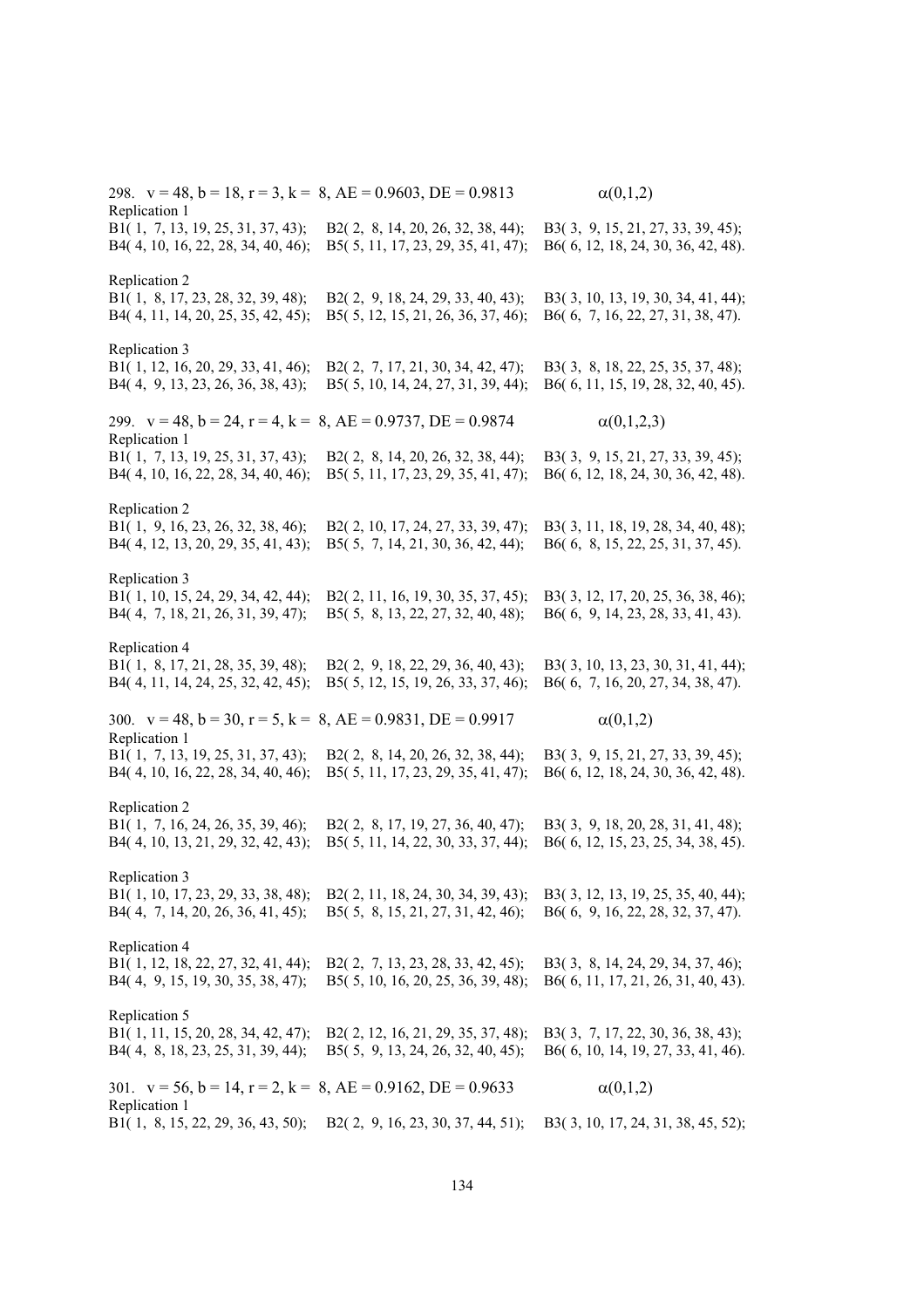298. $v = 48$, $b = 18$, $r = 3$, $k = 8$, AE = 0.9603, DE = 0.9813 $\alpha(0,1,2)$

Replication 1
B1( 1, 7, 13, 19, 25, 31, 37, 43); B2( 2, 8, 14, 20, 26, 32, 38, 44); B3( 3, 9, 15, 21, 27, 33, 39, 45);
B4( 4, 10, 16, 22, 28, 34, 40, 46); B5( 5, 11, 17, 23, 29, 35, 41, 47); B6( 6, 12, 18, 24, 30, 36, 42, 48).

Replication 2
B1( 1, 8, 17, 23, 28, 32, 39, 48); B2( 2, 9, 18, 24, 29, 33, 40, 43); B3( 3, 10, 13, 19, 30, 34, 41, 44);
B4( 4, 11, 14, 20, 25, 35, 42, 45); B5( 5, 12, 15, 21, 26, 36, 37, 46); B6( 6, 7, 16, 22, 27, 31, 38, 47).

Replication 3
B1( 1, 12, 16, 20, 29, 33, 41, 46); B2( 2, 7, 17, 21, 30, 34, 42, 47); B3( 3, 8, 18, 22, 25, 35, 37, 48);
B4( 4, 9, 13, 23, 26, 36, 38, 43); B5( 5, 10, 14, 24, 27, 31, 39, 44); B6( 6, 11, 15, 19, 28, 32, 40, 45).

299. $v = 48$, $b = 24$, $r = 4$, $k = 8$, AE = 0.9737, DE = 0.9874 $\alpha(0,1,2,3)$

Replication 1
B1( 1, 7, 13, 19, 25, 31, 37, 43); B2( 2, 8, 14, 20, 26, 32, 38, 44); B3( 3, 9, 15, 21, 27, 33, 39, 45);
B4( 4, 10, 16, 22, 28, 34, 40, 46); B5( 5, 11, 17, 23, 29, 35, 41, 47); B6( 6, 12, 18, 24, 30, 36, 42, 48).

Replication 2
B1( 1, 9, 16, 23, 26, 32, 38, 46); B2( 2, 10, 17, 24, 27, 33, 39, 47); B3( 3, 11, 18, 19, 28, 34, 40, 48);
B4( 4, 12, 13, 20, 29, 35, 41, 43); B5( 5, 7, 14, 21, 30, 36, 42, 44); B6( 6, 8, 15, 22, 25, 31, 37, 45).

Replication 3
B1( 1, 10, 15, 24, 29, 34, 42, 44); B2( 2, 11, 16, 19, 30, 35, 37, 45); B3( 3, 12, 17, 20, 25, 36, 38, 46);
B4( 4, 7, 18, 21, 26, 31, 39, 47); B5( 5, 8, 13, 22, 27, 32, 40, 48); B6( 6, 9, 14, 23, 28, 33, 41, 43).

Replication 4
B1( 1, 8, 17, 21, 28, 35, 39, 48); B2( 2, 9, 18, 22, 29, 36, 40, 43); B3( 3, 10, 13, 23, 30, 31, 41, 44);
B4( 4, 11, 14, 24, 25, 32, 42, 45); B5( 5, 12, 15, 19, 26, 33, 37, 46); B6( 6, 7, 16, 20, 27, 34, 38, 47).

300. $v = 48$, $b = 30$, $r = 5$, $k = 8$, AE = 0.9831, DE = 0.9917 $\alpha(0,1,2)$

Replication 1
B1( 1, 7, 13, 19, 25, 31, 37, 43); B2( 2, 8, 14, 20, 26, 32, 38, 44); B3( 3, 9, 15, 21, 27, 33, 39, 45);
B4( 4, 10, 16, 22, 28, 34, 40, 46); B5( 5, 11, 17, 23, 29, 35, 41, 47); B6( 6, 12, 18, 24, 30, 36, 42, 48).

Replication 2
B1( 1, 7, 16, 24, 26, 35, 39, 46); B2( 2, 8, 17, 19, 27, 36, 40, 47); B3( 3, 9, 18, 20, 28, 31, 41, 48);
B4( 4, 10, 13, 21, 29, 32, 42, 43); B5( 5, 11, 14, 22, 30, 33, 37, 44); B6( 6, 12, 15, 23, 25, 34, 38, 45).

Replication 3
B1( 1, 10, 17, 23, 29, 33, 38, 48); B2( 2, 11, 18, 24, 30, 34, 39, 43); B3( 3, 12, 13, 19, 25, 35, 40, 44);
B4( 4, 7, 14, 20, 26, 36, 41, 45); B5( 5, 8, 15, 21, 27, 31, 42, 46); B6( 6, 9, 16, 22, 28, 32, 37, 47).

Replication 4
B1( 1, 12, 18, 22, 27, 32, 41, 44); B2( 2, 7, 13, 23, 28, 33, 42, 45); B3( 3, 8, 14, 24, 29, 34, 37, 46);
B4( 4, 9, 15, 19, 30, 35, 38, 47); B5( 5, 10, 16, 20, 25, 36, 39, 48); B6( 6, 11, 17, 21, 26, 31, 40, 43).

Replication 5
B1( 1, 11, 15, 20, 28, 34, 42, 47); B2( 2, 12, 16, 21, 29, 35, 37, 48); B3( 3, 7, 17, 22, 30, 36, 38, 43);
B4( 4, 8, 18, 23, 25, 31, 39, 44); B5( 5, 9, 13, 24, 26, 32, 40, 45); B6( 6, 10, 14, 19, 27, 33, 41, 46).

301. $v = 56$, $b = 14$, $r = 2$, $k = 8$, AE = 0.9162, DE = 0.9633 $\alpha(0,1,2)$

Replication 1
B1( 1, 8, 15, 22, 29, 36, 43, 50); B2( 2, 9, 16, 23, 30, 37, 44, 51); B3( 3, 10, 17, 24, 31, 38, 45, 52);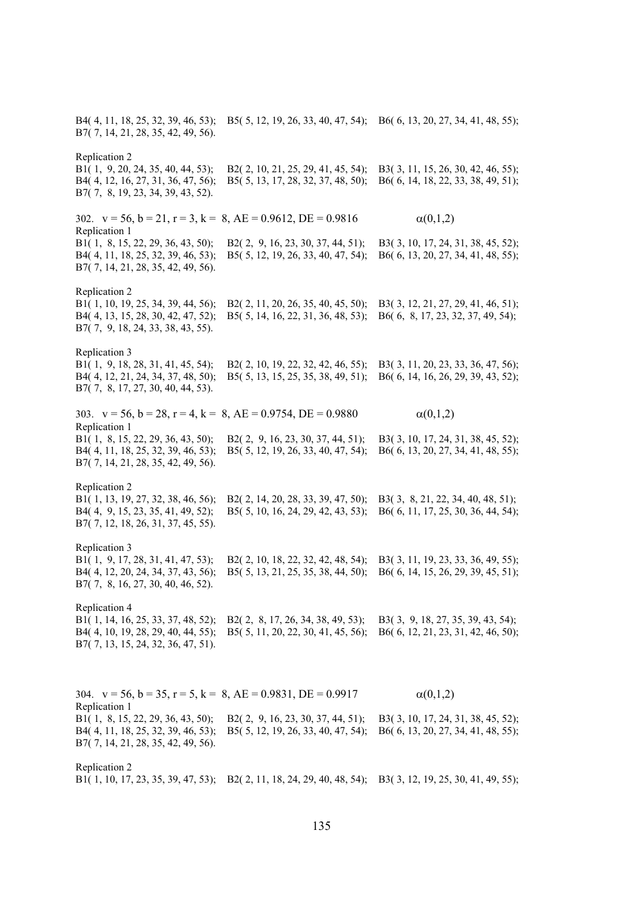B4( 4, 11, 18, 25, 32, 39, 46, 53); B5( 5, 12, 19, 26, 33, 40, 47, 54); B6( 6, 13, 20, 27, 34, 41, 48, 55);
B7( 7, 14, 21, 28, 35, 42, 49, 56).

Replication 2
B1( 1, 9, 20, 24, 35, 40, 44, 53); B2( 2, 10, 21, 25, 29, 41, 45, 54); B3( 3, 11, 15, 26, 30, 42, 46, 55);
B4( 4, 12, 16, 27, 31, 36, 47, 56); B5( 5, 13, 17, 28, 32, 37, 48, 50); B6( 6, 14, 18, 22, 33, 38, 49, 51);
B7( 7, 8, 19, 23, 34, 39, 43, 52).

302. v = 56, b = 21, r = 3, k = 8, AE = 0.9612, DE = 0.9816 $\alpha(0,1,2)$

Replication 1
B1( 1, 8, 15, 22, 29, 36, 43, 50); B2( 2, 9, 16, 23, 30, 37, 44, 51); B3( 3, 10, 17, 24, 31, 38, 45, 52);
B4( 4, 11, 18, 25, 32, 39, 46, 53); B5( 5, 12, 19, 26, 33, 40, 47, 54); B6( 6, 13, 20, 27, 34, 41, 48, 55);
B7( 7, 14, 21, 28, 35, 42, 49, 56).

Replication 2
B1( 1, 10, 19, 25, 34, 39, 44, 56); B2( 2, 11, 20, 26, 35, 40, 45, 50); B3( 3, 12, 21, 27, 29, 41, 46, 51);
B4( 4, 13, 15, 28, 30, 42, 47, 52); B5( 5, 14, 16, 22, 31, 36, 48, 53); B6( 6, 8, 17, 23, 32, 37, 49, 54);
B7( 7, 9, 18, 24, 33, 38, 43, 55).

Replication 3
B1( 1, 9, 18, 28, 31, 41, 45, 54); B2( 2, 10, 19, 22, 32, 42, 46, 55); B3( 3, 11, 20, 23, 33, 36, 47, 56);
B4( 4, 12, 21, 24, 34, 37, 48, 50); B5( 5, 13, 15, 25, 35, 38, 49, 51); B6( 6, 14, 16, 26, 29, 39, 43, 52);
B7( 7, 8, 17, 27, 30, 40, 44, 53).

303. v = 56, b = 28, r = 4, k = 8, AE = 0.9754, DE = 0.9880 $\alpha(0,1,2)$

Replication 1
B1( 1, 8, 15, 22, 29, 36, 43, 50); B2( 2, 9, 16, 23, 30, 37, 44, 51); B3( 3, 10, 17, 24, 31, 38, 45, 52);
B4( 4, 11, 18, 25, 32, 39, 46, 53); B5( 5, 12, 19, 26, 33, 40, 47, 54); B6( 6, 13, 20, 27, 34, 41, 48, 55);
B7( 7, 14, 21, 28, 35, 42, 49, 56).

Replication 2
B1( 1, 13, 19, 27, 32, 38, 46, 56); B2( 2, 14, 20, 28, 33, 39, 47, 50); B3( 3, 8, 21, 22, 34, 40, 48, 51);
B4( 4, 9, 15, 23, 35, 41, 49, 52); B5( 5, 10, 16, 24, 29, 42, 43, 53); B6( 6, 11, 17, 25, 30, 36, 44, 54);
B7( 7, 12, 18, 26, 31, 37, 45, 55).

Replication 3
B1( 1, 9, 17, 28, 31, 41, 47, 53); B2( 2, 10, 18, 22, 32, 42, 48, 54); B3( 3, 11, 19, 23, 33, 36, 49, 55);
B4( 4, 12, 20, 24, 34, 37, 43, 56); B5( 5, 13, 21, 25, 35, 38, 44, 50); B6( 6, 14, 15, 26, 29, 39, 45, 51);
B7( 7, 8, 16, 27, 30, 40, 46, 52).

Replication 4
B1( 1, 14, 16, 25, 33, 37, 48, 52); B2( 2, 8, 17, 26, 34, 38, 49, 53); B3( 3, 9, 18, 27, 35, 39, 43, 54);
B4( 4, 10, 19, 28, 29, 40, 44, 55); B5( 5, 11, 20, 22, 30, 41, 45, 56); B6( 6, 12, 21, 23, 31, 42, 46, 50);
B7( 7, 13, 15, 24, 32, 36, 47, 51).

304. v = 56, b = 35, r = 5, k = 8, AE = 0.9831, DE = 0.9917 $\alpha(0,1,2)$

Replication 1
B1( 1, 8, 15, 22, 29, 36, 43, 50); B2( 2, 9, 16, 23, 30, 37, 44, 51); B3( 3, 10, 17, 24, 31, 38, 45, 52);
B4( 4, 11, 18, 25, 32, 39, 46, 53); B5( 5, 12, 19, 26, 33, 40, 47, 54); B6( 6, 13, 20, 27, 34, 41, 48, 55);
B7( 7, 14, 21, 28, 35, 42, 49, 56).

Replication 2
B1( 1, 10, 17, 23, 35, 39, 47, 53); B2( 2, 11, 18, 24, 29, 40, 48, 54); B3( 3, 12, 19, 25, 30, 41, 49, 55);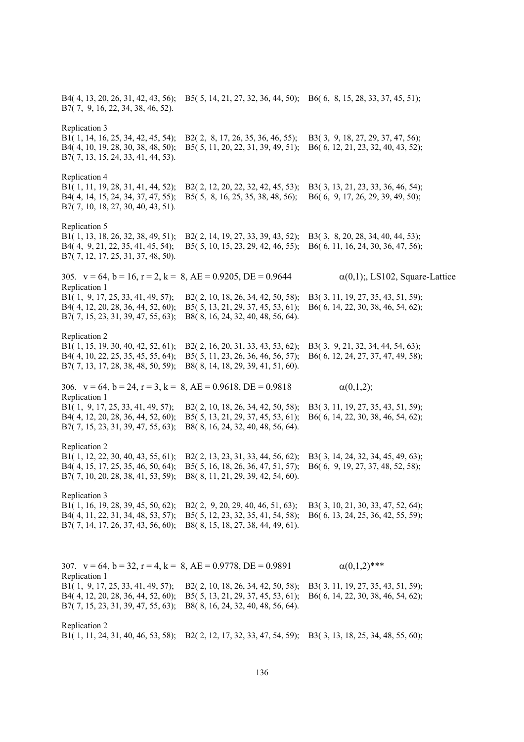B4( 4, 13, 20, 26, 31, 42, 43, 56); B5( 5, 14, 21, 27, 32, 36, 44, 50); B6( 6, 8, 15, 28, 33, 37, 45, 51);
B7( 7, 9, 16, 22, 34, 38, 46, 52).

Replication 3
B1( 1, 14, 16, 25, 34, 42, 45, 54); B2( 2, 8, 17, 26, 35, 36, 46, 55); B3( 3, 9, 18, 27, 29, 37, 47, 56);
B4( 4, 10, 19, 28, 30, 38, 48, 50); B5( 5, 11, 20, 22, 31, 39, 49, 51); B6( 6, 12, 21, 23, 32, 40, 43, 52);
B7( 7, 13, 15, 24, 33, 41, 44, 53).

Replication 4
B1( 1, 11, 19, 28, 31, 41, 44, 52); B2( 2, 12, 20, 22, 32, 42, 45, 53); B3( 3, 13, 21, 23, 33, 36, 46, 54);
B4( 4, 14, 15, 24, 34, 37, 47, 55); B5( 5, 8, 16, 25, 35, 38, 48, 56); B6( 6, 9, 17, 26, 29, 39, 49, 50);
B7( 7, 10, 18, 27, 30, 40, 43, 51).

Replication 5
B1( 1, 13, 18, 26, 32, 38, 49, 51); B2( 2, 14, 19, 27, 33, 39, 43, 52); B3( 3, 8, 20, 28, 34, 40, 44, 53);
B4( 4, 9, 21, 22, 35, 41, 45, 54); B5( 5, 10, 15, 23, 29, 42, 46, 55); B6( 6, 11, 16, 24, 30, 36, 47, 56);
B7( 7, 12, 17, 25, 31, 37, 48, 50).

305. v = 64, b = 16, r = 2, k = 8, AE = 0.9205, DE = 0.9644 $\alpha(0,1)$;, LS102, Square-Lattice
Replication 1
B1( 1, 9, 17, 25, 33, 41, 49, 57); B2( 2, 10, 18, 26, 34, 42, 50, 58); B3( 3, 11, 19, 27, 35, 43, 51, 59);
B4( 4, 12, 20, 28, 36, 44, 52, 60); B5( 5, 13, 21, 29, 37, 45, 53, 61); B6( 6, 14, 22, 30, 38, 46, 54, 62);
B7( 7, 15, 23, 31, 39, 47, 55, 63); B8( 8, 16, 24, 32, 40, 48, 56, 64).

Replication 2
B1( 1, 15, 19, 30, 40, 42, 52, 61); B2( 2, 16, 20, 31, 33, 43, 53, 62); B3( 3, 9, 21, 32, 34, 44, 54, 63);
B4( 4, 10, 22, 25, 35, 45, 55, 64); B5( 5, 11, 23, 26, 36, 46, 56, 57); B6( 6, 12, 24, 27, 37, 47, 49, 58);
B7( 7, 13, 17, 28, 38, 48, 50, 59); B8( 8, 14, 18, 29, 39, 41, 51, 60).

306. v = 64, b = 24, r = 3, k = 8, AE = 0.9618, DE = 0.9818 $\alpha(0,1,2)$;
Replication 1
B1( 1, 9, 17, 25, 33, 41, 49, 57); B2( 2, 10, 18, 26, 34, 42, 50, 58); B3( 3, 11, 19, 27, 35, 43, 51, 59);
B4( 4, 12, 20, 28, 36, 44, 52, 60); B5( 5, 13, 21, 29, 37, 45, 53, 61); B6( 6, 14, 22, 30, 38, 46, 54, 62);
B7( 7, 15, 23, 31, 39, 47, 55, 63); B8( 8, 16, 24, 32, 40, 48, 56, 64).

Replication 2
B1( 1, 12, 22, 30, 40, 43, 55, 61); B2( 2, 13, 23, 31, 33, 44, 56, 62); B3( 3, 14, 24, 32, 34, 45, 49, 63);
B4( 4, 15, 17, 25, 35, 46, 50, 64); B5( 5, 16, 18, 26, 36, 47, 51, 57); B6( 6, 9, 19, 27, 37, 48, 52, 58);
B7( 7, 10, 20, 28, 38, 41, 53, 59); B8( 8, 11, 21, 29, 39, 42, 54, 60).

Replication 3
B1( 1, 16, 19, 28, 39, 45, 50, 62); B2( 2, 9, 20, 29, 40, 46, 51, 63); B3( 3, 10, 21, 30, 33, 47, 52, 64);
B4( 4, 11, 22, 31, 34, 48, 53, 57); B5( 5, 12, 23, 32, 35, 41, 54, 58); B6( 6, 13, 24, 25, 36, 42, 55, 59);
B7( 7, 14, 17, 26, 37, 43, 56, 60); B8( 8, 15, 18, 27, 38, 44, 49, 61).

307. v = 64, b = 32, r = 4, k = 8, AE = 0.9778, DE = 0.9891 $\alpha(0,1,2)$***
Replication 1
B1( 1, 9, 17, 25, 33, 41, 49, 57); B2( 2, 10, 18, 26, 34, 42, 50, 58); B3( 3, 11, 19, 27, 35, 43, 51, 59);
B4( 4, 12, 20, 28, 36, 44, 52, 60); B5( 5, 13, 21, 29, 37, 45, 53, 61); B6( 6, 14, 22, 30, 38, 46, 54, 62);
B7( 7, 15, 23, 31, 39, 47, 55, 63); B8( 8, 16, 24, 32, 40, 48, 56, 64).

Replication 2
B1( 1, 11, 24, 31, 40, 46, 53, 58); B2( 2, 12, 17, 32, 33, 47, 54, 59); B3( 3, 13, 18, 25, 34, 48, 55, 60);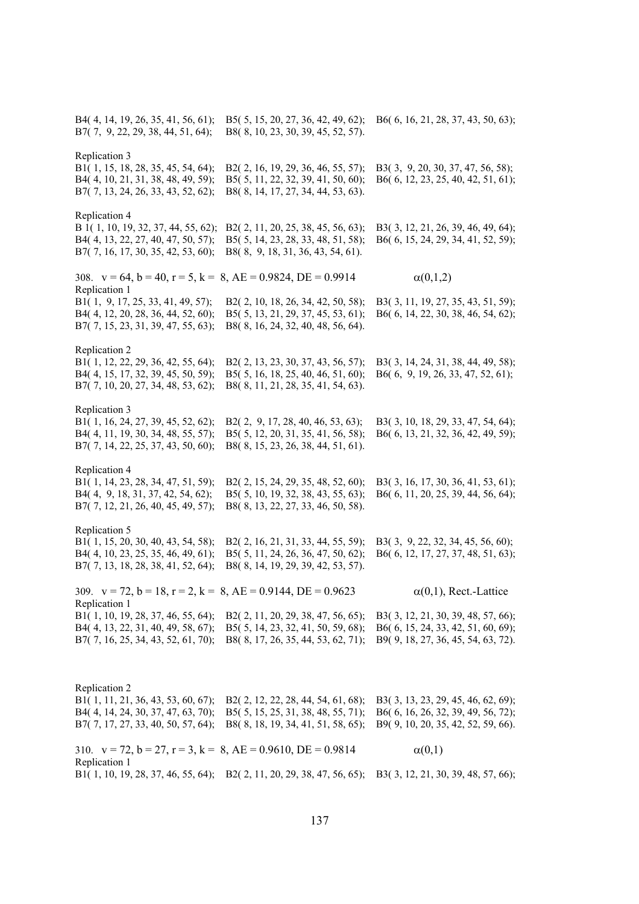B4( 4, 14, 19, 26, 35, 41, 56, 61); B5( 5, 15, 20, 27, 36, 42, 49, 62); B6( 6, 16, 21, 28, 37, 43, 50, 63);
B7( 7, 9, 22, 29, 38, 44, 51, 64); B8( 8, 10, 23, 30, 39, 45, 52, 57).

Replication 3
B1( 1, 15, 18, 28, 35, 45, 54, 64); B2( 2, 16, 19, 29, 36, 46, 55, 57); B3( 3, 9, 20, 30, 37, 47, 56, 58);
B4( 4, 10, 21, 31, 38, 48, 49, 59); B5( 5, 11, 22, 32, 39, 41, 50, 60); B6( 6, 12, 23, 25, 40, 42, 51, 61);
B7( 7, 13, 24, 26, 33, 43, 52, 62); B8( 8, 14, 17, 27, 34, 44, 53, 63).

Replication 4
B 1( 1, 10, 19, 32, 37, 44, 55, 62); B2( 2, 11, 20, 25, 38, 45, 56, 63); B3( 3, 12, 21, 26, 39, 46, 49, 64);
B4( 4, 13, 22, 27, 40, 47, 50, 57); B5( 5, 14, 23, 28, 33, 48, 51, 58); B6( 6, 15, 24, 29, 34, 41, 52, 59);
B7( 7, 16, 17, 30, 35, 42, 53, 60); B8( 8, 9, 18, 31, 36, 43, 54, 61).

308. v = 64, b = 40, r = 5, k = 8, AE = 0.9824, DE = 0.9914 $\alpha(0,1,2)$
Replication 1
B1( 1, 9, 17, 25, 33, 41, 49, 57); B2( 2, 10, 18, 26, 34, 42, 50, 58); B3( 3, 11, 19, 27, 35, 43, 51, 59);
B4( 4, 12, 20, 28, 36, 44, 52, 60); B5( 5, 13, 21, 29, 37, 45, 53, 61); B6( 6, 14, 22, 30, 38, 46, 54, 62);
B7( 7, 15, 23, 31, 39, 47, 55, 63); B8( 8, 16, 24, 32, 40, 48, 56, 64).

Replication 2
B1( 1, 12, 22, 29, 36, 42, 55, 64); B2( 2, 13, 23, 30, 37, 43, 56, 57); B3( 3, 14, 24, 31, 38, 44, 49, 58);
B4( 4, 15, 17, 32, 39, 45, 50, 59); B5( 5, 16, 18, 25, 40, 46, 51, 60); B6( 6, 9, 19, 26, 33, 47, 52, 61);
B7( 7, 10, 20, 27, 34, 48, 53, 62); B8( 8, 11, 21, 28, 35, 41, 54, 63).

Replication 3
B1( 1, 16, 24, 27, 39, 45, 52, 62); B2( 2, 9, 17, 28, 40, 46, 53, 63); B3( 3, 10, 18, 29, 33, 47, 54, 64);
B4( 4, 11, 19, 30, 34, 48, 55, 57); B5( 5, 12, 20, 31, 35, 41, 56, 58); B6( 6, 13, 21, 32, 36, 42, 49, 59);
B7( 7, 14, 22, 25, 37, 43, 50, 60); B8( 8, 15, 23, 26, 38, 44, 51, 61).

Replication 4
B1( 1, 14, 23, 28, 34, 47, 51, 59); B2( 2, 15, 24, 29, 35, 48, 52, 60); B3( 3, 16, 17, 30, 36, 41, 53, 61);
B4( 4, 9, 18, 31, 37, 42, 54, 62); B5( 5, 10, 19, 32, 38, 43, 55, 63); B6( 6, 11, 20, 25, 39, 44, 56, 64);
B7( 7, 12, 21, 26, 40, 45, 49, 57); B8( 8, 13, 22, 27, 33, 46, 50, 58).

Replication 5
B1( 1, 15, 20, 30, 40, 43, 54, 58); B2( 2, 16, 21, 31, 33, 44, 55, 59); B3( 3, 9, 22, 32, 34, 45, 56, 60);
B4( 4, 10, 23, 25, 35, 46, 49, 61); B5( 5, 11, 24, 26, 36, 47, 50, 62); B6( 6, 12, 17, 27, 37, 48, 51, 63);
B7( 7, 13, 18, 28, 38, 41, 52, 64); B8( 8, 14, 19, 29, 39, 42, 53, 57).

309. v = 72, b = 18, r = 2, k = 8, AE = 0.9144, DE = 0.9623 $\alpha(0,1)$, Rect.-Lattice
Replication 1
B1( 1, 10, 19, 28, 37, 46, 55, 64); B2( 2, 11, 20, 29, 38, 47, 56, 65); B3( 3, 12, 21, 30, 39, 48, 57, 66);
B4( 4, 13, 22, 31, 40, 49, 58, 67); B5( 5, 14, 23, 32, 41, 50, 59, 68); B6( 6, 15, 24, 33, 42, 51, 60, 69);
B7( 7, 16, 25, 34, 43, 52, 61, 70); B8( 8, 17, 26, 35, 44, 53, 62, 71); B9( 9, 18, 27, 36, 45, 54, 63, 72).

Replication 2
B1( 1, 11, 21, 36, 43, 53, 60, 67); B2( 2, 12, 22, 28, 44, 54, 61, 68); B3( 3, 13, 23, 29, 45, 46, 62, 69);
B4( 4, 14, 24, 30, 37, 47, 63, 70); B5( 5, 15, 25, 31, 38, 48, 55, 71); B6( 6, 16, 26, 32, 39, 49, 56, 72);
B7( 7, 17, 27, 33, 40, 50, 57, 64); B8( 8, 18, 19, 34, 41, 51, 58, 65); B9( 9, 10, 20, 35, 42, 52, 59, 66).

310. v = 72, b = 27, r = 3, k = 8, AE = 0.9610, DE = 0.9814 $\alpha(0,1)$
Replication 1
B1( 1, 10, 19, 28, 37, 46, 55, 64); B2( 2, 11, 20, 29, 38, 47, 56, 65); B3( 3, 12, 21, 30, 39, 48, 57, 66);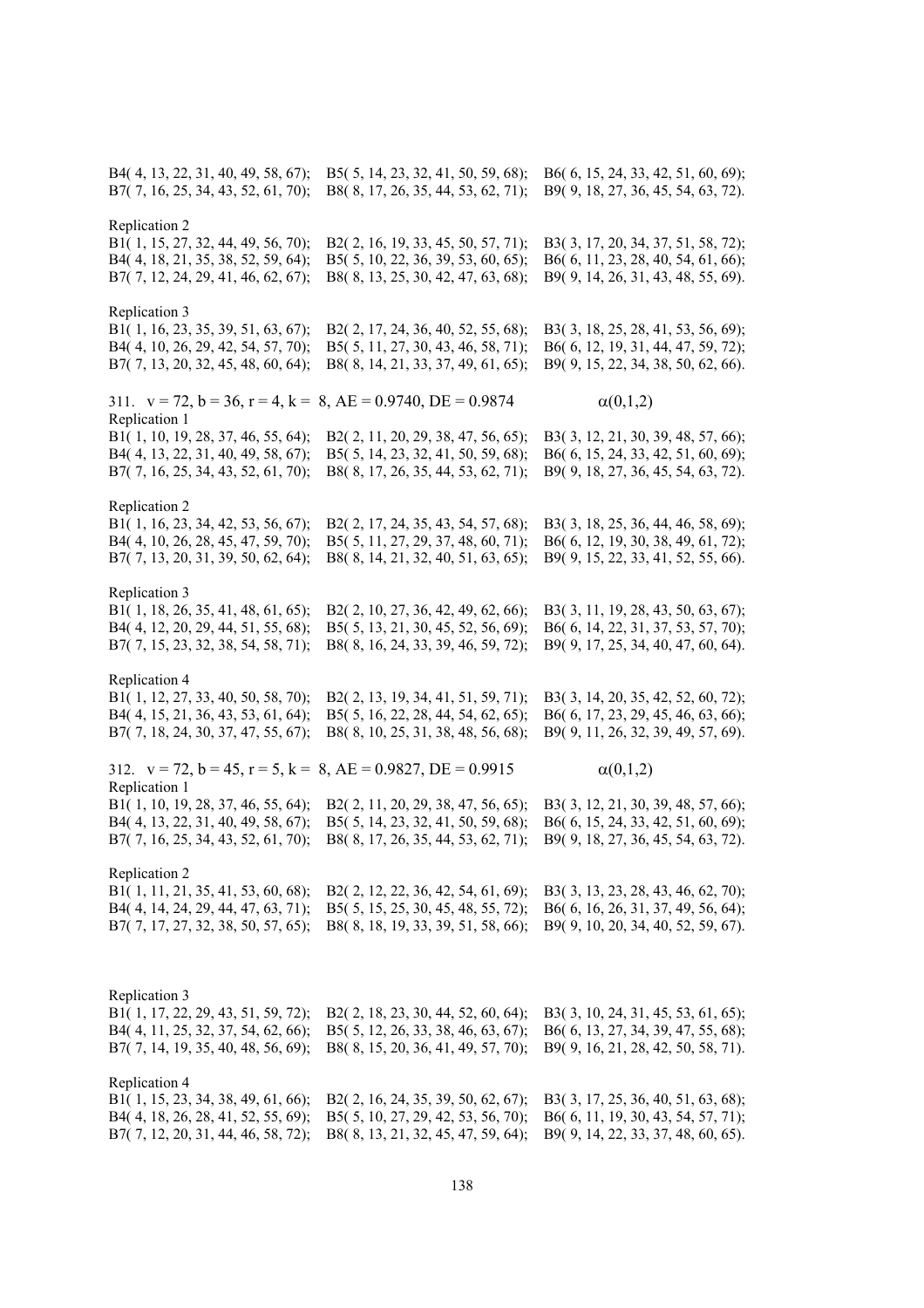B4( 4, 13, 22, 31, 40, 49, 58, 67); B5( 5, 14, 23, 32, 41, 50, 59, 68); B6( 6, 15, 24, 33, 42, 51, 60, 69);
B7( 7, 16, 25, 34, 43, 52, 61, 70); B8( 8, 17, 26, 35, 44, 53, 62, 71); B9( 9, 18, 27, 36, 45, 54, 63, 72).

Replication 2
B1( 1, 15, 27, 32, 44, 49, 56, 70); B2( 2, 16, 19, 33, 45, 50, 57, 71); B3( 3, 17, 20, 34, 37, 51, 58, 72);
B4( 4, 18, 21, 35, 38, 52, 59, 64); B5( 5, 10, 22, 36, 39, 53, 60, 65); B6( 6, 11, 23, 28, 40, 54, 61, 66);
B7( 7, 12, 24, 29, 41, 46, 62, 67); B8( 8, 13, 25, 30, 42, 47, 63, 68); B9( 9, 14, 26, 31, 43, 48, 55, 69).

Replication 3
B1( 1, 16, 23, 35, 39, 51, 63, 67); B2( 2, 17, 24, 36, 40, 52, 55, 68); B3( 3, 18, 25, 28, 41, 53, 56, 69);
B4( 4, 10, 26, 29, 42, 54, 57, 70); B5( 5, 11, 27, 30, 43, 46, 58, 71); B6( 6, 12, 19, 31, 44, 47, 59, 72);
B7( 7, 13, 20, 32, 45, 48, 60, 64); B8( 8, 14, 21, 33, 37, 49, 61, 65); B9( 9, 15, 22, 34, 38, 50, 62, 66).

311. v = 72, b = 36, r = 4, k = 8, AE = 0.9740, DE = 0.9874 $\alpha(0,1,2)$

Replication 1
B1( 1, 10, 19, 28, 37, 46, 55, 64); B2( 2, 11, 20, 29, 38, 47, 56, 65); B3( 3, 12, 21, 30, 39, 48, 57, 66);
B4( 4, 13, 22, 31, 40, 49, 58, 67); B5( 5, 14, 23, 32, 41, 50, 59, 68); B6( 6, 15, 24, 33, 42, 51, 60, 69);
B7( 7, 16, 25, 34, 43, 52, 61, 70); B8( 8, 17, 26, 35, 44, 53, 62, 71); B9( 9, 18, 27, 36, 45, 54, 63, 72).

Replication 2
B1( 1, 16, 23, 34, 42, 53, 56, 67); B2( 2, 17, 24, 35, 43, 54, 57, 68); B3( 3, 18, 25, 36, 44, 46, 58, 69);
B4( 4, 10, 26, 28, 45, 47, 59, 70); B5( 5, 11, 27, 29, 37, 48, 60, 71); B6( 6, 12, 19, 30, 38, 49, 61, 72);
B7( 7, 13, 20, 31, 39, 50, 62, 64); B8( 8, 14, 21, 32, 40, 51, 63, 65); B9( 9, 15, 22, 33, 41, 52, 55, 66).

Replication 3
B1( 1, 18, 26, 35, 41, 48, 61, 65); B2( 2, 10, 27, 36, 42, 49, 62, 66); B3( 3, 11, 19, 28, 43, 50, 63, 67);
B4( 4, 12, 20, 29, 44, 51, 55, 68); B5( 5, 13, 21, 30, 45, 52, 56, 69); B6( 6, 14, 22, 31, 37, 53, 57, 70);
B7( 7, 15, 23, 32, 38, 54, 58, 71); B8( 8, 16, 24, 33, 39, 46, 59, 72); B9( 9, 17, 25, 34, 40, 47, 60, 64).

Replication 4
B1( 1, 12, 27, 33, 40, 50, 58, 70); B2( 2, 13, 19, 34, 41, 51, 59, 71); B3( 3, 14, 20, 35, 42, 52, 60, 72);
B4( 4, 15, 21, 36, 43, 53, 61, 64); B5( 5, 16, 22, 28, 44, 54, 62, 65); B6( 6, 17, 23, 29, 45, 46, 63, 66);
B7( 7, 18, 24, 30, 37, 47, 55, 67); B8( 8, 10, 25, 31, 38, 48, 56, 68); B9( 9, 11, 26, 32, 39, 49, 57, 69).

312. v = 72, b = 45, r = 5, k = 8, AE = 0.9827, DE = 0.9915 $\alpha(0,1,2)$

Replication 1
B1( 1, 10, 19, 28, 37, 46, 55, 64); B2( 2, 11, 20, 29, 38, 47, 56, 65); B3( 3, 12, 21, 30, 39, 48, 57, 66);
B4( 4, 13, 22, 31, 40, 49, 58, 67); B5( 5, 14, 23, 32, 41, 50, 59, 68); B6( 6, 15, 24, 33, 42, 51, 60, 69);
B7( 7, 16, 25, 34, 43, 52, 61, 70); B8( 8, 17, 26, 35, 44, 53, 62, 71); B9( 9, 18, 27, 36, 45, 54, 63, 72).

Replication 2
B1( 1, 11, 21, 35, 41, 53, 60, 68); B2( 2, 12, 22, 36, 42, 54, 61, 69); B3( 3, 13, 23, 28, 43, 46, 62, 70);
B4( 4, 14, 24, 29, 44, 47, 63, 71); B5( 5, 15, 25, 30, 45, 48, 55, 72); B6( 6, 16, 26, 31, 37, 49, 56, 64);
B7( 7, 17, 27, 32, 38, 50, 57, 65); B8( 8, 18, 19, 33, 39, 51, 58, 66); B9( 9, 10, 20, 34, 40, 52, 59, 67).

Replication 3
B1( 1, 17, 22, 29, 43, 51, 59, 72); B2( 2, 18, 23, 30, 44, 52, 60, 64); B3( 3, 10, 24, 31, 45, 53, 61, 65);
B4( 4, 11, 25, 32, 37, 54, 62, 66); B5( 5, 12, 26, 33, 38, 46, 63, 67); B6( 6, 13, 27, 34, 39, 47, 55, 68);
B7( 7, 14, 19, 35, 40, 48, 56, 69); B8( 8, 15, 20, 36, 41, 49, 57, 70); B9( 9, 16, 21, 28, 42, 50, 58, 71).

Replication 4
B1( 1, 15, 23, 34, 38, 49, 61, 66); B2( 2, 16, 24, 35, 39, 50, 62, 67); B3( 3, 17, 25, 36, 40, 51, 63, 68);
B4( 4, 18, 26, 28, 41, 52, 55, 69); B5( 5, 10, 27, 29, 42, 53, 56, 70); B6( 6, 11, 19, 30, 43, 54, 57, 71);
B7( 7, 12, 20, 31, 44, 46, 58, 72); B8( 8, 13, 21, 32, 45, 47, 59, 64); B9( 9, 14, 22, 33, 37, 48, 60, 65).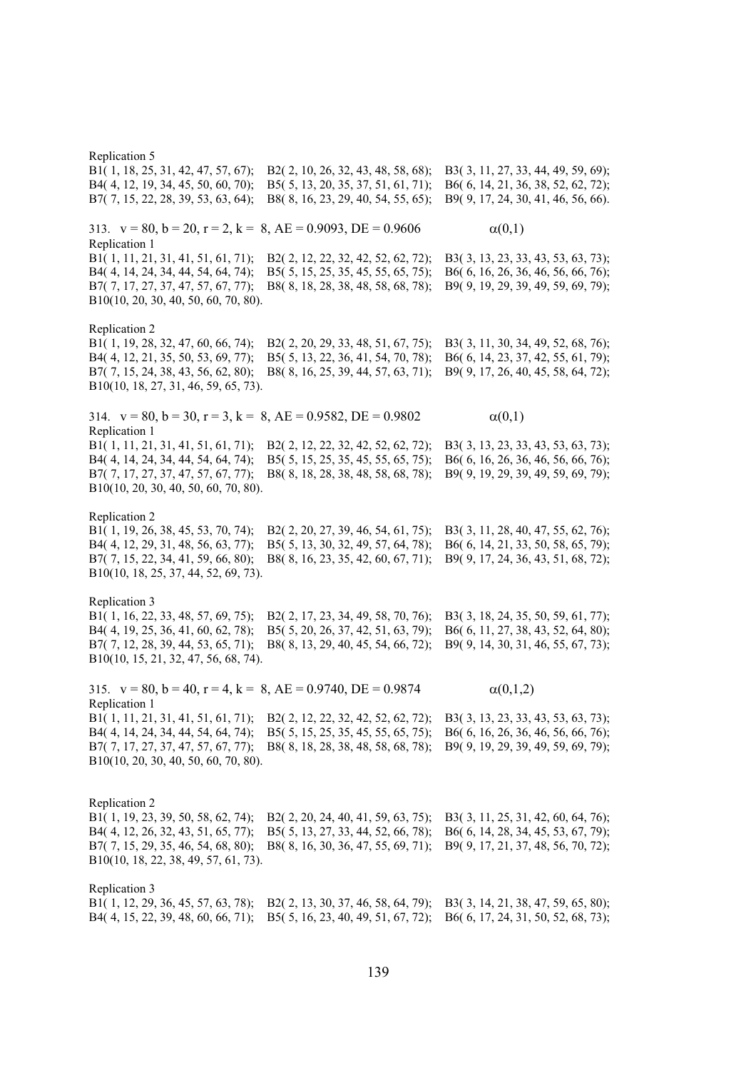Replication 5

B1( 1, 18, 25, 31, 42, 47, 57, 67); B2( 2, 10, 26, 32, 43, 48, 58, 68); B3( 3, 11, 27, 33, 44, 49, 59, 69);
B4( 4, 12, 19, 34, 45, 50, 60, 70); B5( 5, 13, 20, 35, 37, 51, 61, 71); B6( 6, 14, 21, 36, 38, 52, 62, 72);
B7( 7, 15, 22, 28, 39, 53, 63, 64); B8( 8, 16, 23, 29, 40, 54, 55, 65); B9( 9, 17, 24, 30, 41, 46, 56, 66).

313. v = 80, b = 20, r = 2, k = 8, AE = 0.9093, DE = 0.9606 $\alpha(0,1)$

Replication 1

B1( 1, 11, 21, 31, 41, 51, 61, 71); B2( 2, 12, 22, 32, 42, 52, 62, 72); B3( 3, 13, 23, 33, 43, 53, 63, 73);
B4( 4, 14, 24, 34, 44, 54, 64, 74); B5( 5, 15, 25, 35, 45, 55, 65, 75); B6( 6, 16, 26, 36, 46, 56, 66, 76);
B7( 7, 17, 27, 37, 47, 57, 67, 77); B8( 8, 18, 28, 38, 48, 58, 68, 78); B9( 9, 19, 29, 39, 49, 59, 69, 79);
B10(10, 20, 30, 40, 50, 60, 70, 80).

Replication 2

B1( 1, 19, 28, 32, 47, 60, 66, 74); B2( 2, 20, 29, 33, 48, 51, 67, 75); B3( 3, 11, 30, 34, 49, 52, 68, 76);
B4( 4, 12, 21, 35, 50, 53, 69, 77); B5( 5, 13, 22, 36, 41, 54, 70, 78); B6( 6, 14, 23, 37, 42, 55, 61, 79);
B7( 7, 15, 24, 38, 43, 56, 62, 80); B8( 8, 16, 25, 39, 44, 57, 63, 71); B9( 9, 17, 26, 40, 45, 58, 64, 72);
B10(10, 18, 27, 31, 46, 59, 65, 73).

314. v = 80, b = 30, r = 3, k = 8, AE = 0.9582, DE = 0.9802 $\alpha(0,1)$

Replication 1

B1( 1, 11, 21, 31, 41, 51, 61, 71); B2( 2, 12, 22, 32, 42, 52, 62, 72); B3( 3, 13, 23, 33, 43, 53, 63, 73);
B4( 4, 14, 24, 34, 44, 54, 64, 74); B5( 5, 15, 25, 35, 45, 55, 65, 75); B6( 6, 16, 26, 36, 46, 56, 66, 76);
B7( 7, 17, 27, 37, 47, 57, 67, 77); B8( 8, 18, 28, 38, 48, 58, 68, 78); B9( 9, 19, 29, 39, 49, 59, 69, 79);
B10(10, 20, 30, 40, 50, 60, 70, 80).

Replication 2

B1( 1, 19, 26, 38, 45, 53, 70, 74); B2( 2, 20, 27, 39, 46, 54, 61, 75); B3( 3, 11, 28, 40, 47, 55, 62, 76);
B4( 4, 12, 29, 31, 48, 56, 63, 77); B5( 5, 13, 30, 32, 49, 57, 64, 78); B6( 6, 14, 21, 33, 50, 58, 65, 79);
B7( 7, 15, 22, 34, 41, 59, 66, 80); B8( 8, 16, 23, 35, 42, 60, 67, 71); B9( 9, 17, 24, 36, 43, 51, 68, 72);
B10(10, 18, 25, 37, 44, 52, 69, 73).

Replication 3

B1( 1, 16, 22, 33, 48, 57, 69, 75); B2( 2, 17, 23, 34, 49, 58, 70, 76); B3( 3, 18, 24, 35, 50, 59, 61, 77);
B4( 4, 19, 25, 36, 41, 60, 62, 78); B5( 5, 20, 26, 37, 42, 51, 63, 79); B6( 6, 11, 27, 38, 43, 52, 64, 80);
B7( 7, 12, 28, 39, 44, 53, 65, 71); B8( 8, 13, 29, 40, 45, 54, 66, 72); B9( 9, 14, 30, 31, 46, 55, 67, 73);
B10(10, 15, 21, 32, 47, 56, 68, 74).

315. v = 80, b = 40, r = 4, k = 8, AE = 0.9740, DE = 0.9874 $\alpha(0,1,2)$

Replication 1

B1( 1, 11, 21, 31, 41, 51, 61, 71); B2( 2, 12, 22, 32, 42, 52, 62, 72); B3( 3, 13, 23, 33, 43, 53, 63, 73);
B4( 4, 14, 24, 34, 44, 54, 64, 74); B5( 5, 15, 25, 35, 45, 55, 65, 75); B6( 6, 16, 26, 36, 46, 56, 66, 76);
B7( 7, 17, 27, 37, 47, 57, 67, 77); B8( 8, 18, 28, 38, 48, 58, 68, 78); B9( 9, 19, 29, 39, 49, 59, 69, 79);
B10(10, 20, 30, 40, 50, 60, 70, 80).

Replication 2

B1( 1, 19, 23, 39, 50, 58, 62, 74); B2( 2, 20, 24, 40, 41, 59, 63, 75); B3( 3, 11, 25, 31, 42, 60, 64, 76);
B4( 4, 12, 26, 32, 43, 51, 65, 77); B5( 5, 13, 27, 33, 44, 52, 66, 78); B6( 6, 14, 28, 34, 45, 53, 67, 79);
B7( 7, 15, 29, 35, 46, 54, 68, 80); B8( 8, 16, 30, 36, 47, 55, 69, 71); B9( 9, 17, 21, 37, 48, 56, 70, 72);
B10(10, 18, 22, 38, 49, 57, 61, 73).

Replication 3

B1( 1, 12, 29, 36, 45, 57, 63, 78); B2( 2, 13, 30, 37, 46, 58, 64, 79); B3( 3, 14, 21, 38, 47, 59, 65, 80);
B4( 4, 15, 22, 39, 48, 60, 66, 71); B5( 5, 16, 23, 40, 49, 51, 67, 72); B6( 6, 17, 24, 31, 50, 52, 68, 73);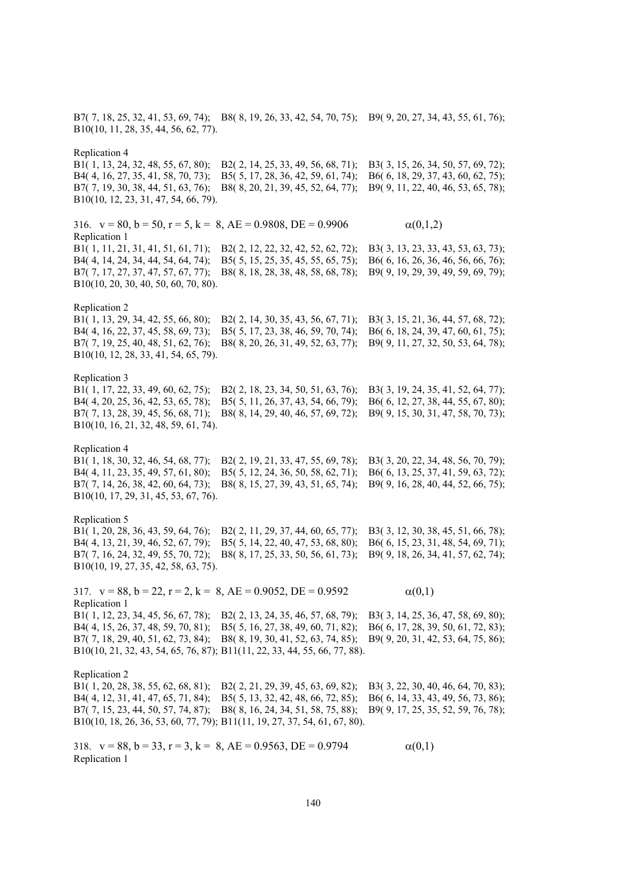B7( 7, 18, 25, 32, 41, 53, 69, 74); B8( 8, 19, 26, 33, 42, 54, 70, 75); B9( 9, 20, 27, 34, 43, 55, 61, 76); B10(10, 11, 28, 35, 44, 56, 62, 77).

Replication 4

B1( 1, 13, 24, 32, 48, 55, 67, 80); B2( 2, 14, 25, 33, 49, 56, 68, 71); B3( 3, 15, 26, 34, 50, 57, 69, 72); B4( 4, 16, 27, 35, 41, 58, 70, 73); B5( 5, 17, 28, 36, 42, 59, 61, 74); B6( 6, 18, 29, 37, 43, 60, 62, 75); B7( 7, 19, 30, 38, 44, 51, 63, 76); B8( 8, 20, 21, 39, 45, 52, 64, 77); B9( 9, 11, 22, 40, 46, 53, 65, 78); B10(10, 12, 23, 31, 47, 54, 66, 79).

316. v = 80, b = 50, r = 5, k = 8, AE = 0.9808, DE = 0.9906 $\alpha(0,1,2)$

Replication 1

B1( 1, 11, 21, 31, 41, 51, 61, 71); B2( 2, 12, 22, 32, 42, 52, 62, 72); B3( 3, 13, 23, 33, 43, 53, 63, 73); B4( 4, 14, 24, 34, 44, 54, 64, 74); B5( 5, 15, 25, 35, 45, 55, 65, 75); B6( 6, 16, 26, 36, 46, 56, 66, 76); B7( 7, 17, 27, 37, 47, 57, 67, 77); B8( 8, 18, 28, 38, 48, 58, 68, 78); B9( 9, 19, 29, 39, 49, 59, 69, 79); B10(10, 20, 30, 40, 50, 60, 70, 80).

Replication 2

B1( 1, 13, 29, 34, 42, 55, 66, 80); B2( 2, 14, 30, 35, 43, 56, 67, 71); B3( 3, 15, 21, 36, 44, 57, 68, 72); B4( 4, 16, 22, 37, 45, 58, 69, 73); B5( 5, 17, 23, 38, 46, 59, 70, 74); B6( 6, 18, 24, 39, 47, 60, 61, 75); B7( 7, 19, 25, 40, 48, 51, 62, 76); B8( 8, 20, 26, 31, 49, 52, 63, 77); B9( 9, 11, 27, 32, 50, 53, 64, 78); B10(10, 12, 28, 33, 41, 54, 65, 79).

Replication 3

B1( 1, 17, 22, 33, 49, 60, 62, 75); B2( 2, 18, 23, 34, 50, 51, 63, 76); B3( 3, 19, 24, 35, 41, 52, 64, 77); B4( 4, 20, 25, 36, 42, 53, 65, 78); B5( 5, 11, 26, 37, 43, 54, 66, 79); B6( 6, 12, 27, 38, 44, 55, 67, 80); B7( 7, 13, 28, 39, 45, 56, 68, 71); B8( 8, 14, 29, 40, 46, 57, 69, 72); B9( 9, 15, 30, 31, 47, 58, 70, 73); B10(10, 16, 21, 32, 48, 59, 61, 74).

Replication 4

B1( 1, 18, 30, 32, 46, 54, 68, 77); B2( 2, 19, 21, 33, 47, 55, 69, 78); B3( 3, 20, 22, 34, 48, 56, 70, 79); B4( 4, 11, 23, 35, 49, 57, 61, 80); B5( 5, 12, 24, 36, 50, 58, 62, 71); B6( 6, 13, 25, 37, 41, 59, 63, 72); B7( 7, 14, 26, 38, 42, 60, 64, 73); B8( 8, 15, 27, 39, 43, 51, 65, 74); B9( 9, 16, 28, 40, 44, 52, 66, 75); B10(10, 17, 29, 31, 45, 53, 67, 76).

Replication 5

B1( 1, 20, 28, 36, 43, 59, 64, 76); B2( 2, 11, 29, 37, 44, 60, 65, 77); B3( 3, 12, 30, 38, 45, 51, 66, 78); B4( 4, 13, 21, 39, 46, 52, 67, 79); B5( 5, 14, 22, 40, 47, 53, 68, 80); B6( 6, 15, 23, 31, 48, 54, 69, 71); B7( 7, 16, 24, 32, 49, 55, 70, 72); B8( 8, 17, 25, 33, 50, 56, 61, 73); B9( 9, 18, 26, 34, 41, 57, 62, 74); B10(10, 19, 27, 35, 42, 58, 63, 75).

317. v = 88, b = 22, r = 2, k = 8, AE = 0.9052, DE = 0.9592 $\alpha(0,1)$

Replication 1

B1( 1, 12, 23, 34, 45, 56, 67, 78); B2( 2, 13, 24, 35, 46, 57, 68, 79); B3( 3, 14, 25, 36, 47, 58, 69, 80); B4( 4, 15, 26, 37, 48, 59, 70, 81); B5( 5, 16, 27, 38, 49, 60, 71, 82); B6( 6, 17, 28, 39, 50, 61, 72, 83); B7( 7, 18, 29, 40, 51, 62, 73, 84); B8( 8, 19, 30, 41, 52, 63, 74, 85); B9( 9, 20, 31, 42, 53, 64, 75, 86); B10(10, 21, 32, 43, 54, 65, 76, 87); B11(11, 22, 33, 44, 55, 66, 77, 88).

Replication 2

B1( 1, 20, 28, 38, 55, 62, 68, 81); B2( 2, 21, 29, 39, 45, 63, 69, 82); B3( 3, 22, 30, 40, 46, 64, 70, 83); B4( 4, 12, 31, 41, 47, 65, 71, 84); B5( 5, 13, 32, 42, 48, 66, 72, 85); B6( 6, 14, 33, 43, 49, 56, 73, 86); B7( 7, 15, 23, 44, 50, 57, 74, 87); B8( 8, 16, 24, 34, 51, 58, 75, 88); B9( 9, 17, 25, 35, 52, 59, 76, 78); B10(10, 18, 26, 36, 53, 60, 77, 79); B11(11, 19, 27, 37, 54, 61, 67, 80).

318. v = 88, b = 33, r = 3, k = 8, AE = 0.9563, DE = 0.9794 $\alpha(0,1)$

Replication 1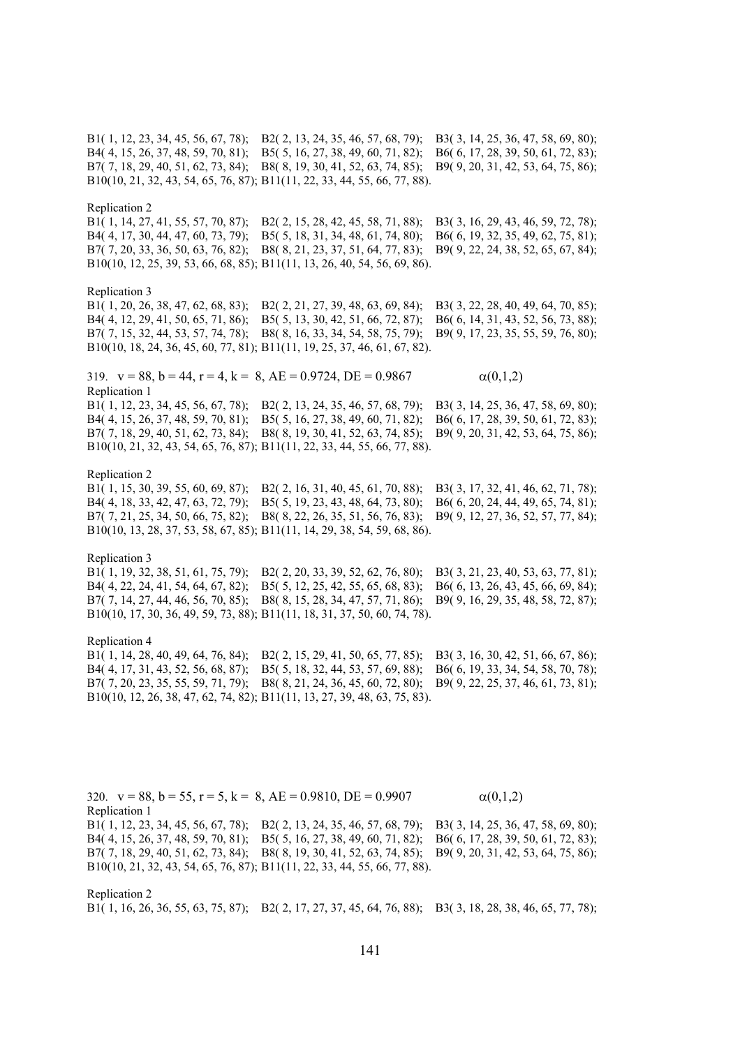B1( 1, 12, 23, 34, 45, 56, 67, 78); B2( 2, 13, 24, 35, 46, 57, 68, 79); B3( 3, 14, 25, 36, 47, 58, 69, 80);
B4( 4, 15, 26, 37, 48, 59, 70, 81); B5( 5, 16, 27, 38, 49, 60, 71, 82); B6( 6, 17, 28, 39, 50, 61, 72, 83);
B7( 7, 18, 29, 40, 51, 62, 73, 84); B8( 8, 19, 30, 41, 52, 63, 74, 85); B9( 9, 20, 31, 42, 53, 64, 75, 86);
B10(10, 21, 32, 43, 54, 65, 76, 87); B11(11, 22, 33, 44, 55, 66, 77, 88).

Replication 2
B1( 1, 14, 27, 41, 55, 57, 70, 87); B2( 2, 15, 28, 42, 45, 58, 71, 88); B3( 3, 16, 29, 43, 46, 59, 72, 78);
B4( 4, 17, 30, 44, 47, 60, 73, 79); B5( 5, 18, 31, 34, 48, 61, 74, 80); B6( 6, 19, 32, 35, 49, 62, 75, 81);
B7( 7, 20, 33, 36, 50, 63, 76, 82); B8( 8, 21, 23, 37, 51, 64, 77, 83); B9( 9, 22, 24, 38, 52, 65, 67, 84);
B10(10, 12, 25, 39, 53, 66, 68, 85); B11(11, 13, 26, 40, 54, 56, 69, 86).

Replication 3
B1( 1, 20, 26, 38, 47, 62, 68, 83); B2( 2, 21, 27, 39, 48, 63, 69, 84); B3( 3, 22, 28, 40, 49, 64, 70, 85);
B4( 4, 12, 29, 41, 50, 65, 71, 86); B5( 5, 13, 30, 42, 51, 66, 72, 87); B6( 6, 14, 31, 43, 52, 56, 73, 88);
B7( 7, 15, 32, 44, 53, 57, 74, 78); B8( 8, 16, 33, 34, 54, 58, 75, 79); B9( 9, 17, 23, 35, 55, 59, 76, 80);
B10(10, 18, 24, 36, 45, 60, 77, 81); B11(11, 19, 25, 37, 46, 61, 67, 82).

319. v = 88, b = 44, r = 4, k = 8, AE = 0.9724, DE = 0.9867 $\alpha(0,1,2)$

Replication 1
B1( 1, 12, 23, 34, 45, 56, 67, 78); B2( 2, 13, 24, 35, 46, 57, 68, 79); B3( 3, 14, 25, 36, 47, 58, 69, 80);
B4( 4, 15, 26, 37, 48, 59, 70, 81); B5( 5, 16, 27, 38, 49, 60, 71, 82); B6( 6, 17, 28, 39, 50, 61, 72, 83);
B7( 7, 18, 29, 40, 51, 62, 73, 84); B8( 8, 19, 30, 41, 52, 63, 74, 85); B9( 9, 20, 31, 42, 53, 64, 75, 86);
B10(10, 21, 32, 43, 54, 65, 76, 87); B11(11, 22, 33, 44, 55, 66, 77, 88).

Replication 2
B1( 1, 15, 30, 39, 55, 60, 69, 87); B2( 2, 16, 31, 40, 45, 61, 70, 88); B3( 3, 17, 32, 41, 46, 62, 71, 78);
B4( 4, 18, 33, 42, 47, 63, 72, 79); B5( 5, 19, 23, 43, 48, 64, 73, 80); B6( 6, 20, 24, 44, 49, 65, 74, 81);
B7( 7, 21, 25, 34, 50, 66, 75, 82); B8( 8, 22, 26, 35, 51, 56, 76, 83); B9( 9, 12, 27, 36, 52, 57, 77, 84);
B10(10, 13, 28, 37, 53, 58, 67, 85); B11(11, 14, 29, 38, 54, 59, 68, 86).

Replication 3
B1( 1, 19, 32, 38, 51, 61, 75, 79); B2( 2, 20, 33, 39, 52, 62, 76, 80); B3( 3, 21, 23, 40, 53, 63, 77, 81);
B4( 4, 22, 24, 41, 54, 64, 67, 82); B5( 5, 12, 25, 42, 55, 65, 68, 83); B6( 6, 13, 26, 43, 45, 66, 69, 84);
B7( 7, 14, 27, 44, 46, 56, 70, 85); B8( 8, 15, 28, 34, 47, 57, 71, 86); B9( 9, 16, 29, 35, 48, 58, 72, 87);
B10(10, 17, 30, 36, 49, 59, 73, 88); B11(11, 18, 31, 37, 50, 60, 74, 78).

Replication 4
B1( 1, 14, 28, 40, 49, 64, 76, 84); B2( 2, 15, 29, 41, 50, 65, 77, 85); B3( 3, 16, 30, 42, 51, 66, 67, 86);
B4( 4, 17, 31, 43, 52, 56, 68, 87); B5( 5, 18, 32, 44, 53, 57, 69, 88); B6( 6, 19, 33, 34, 54, 58, 70, 78);
B7( 7, 20, 23, 35, 55, 59, 71, 79); B8( 8, 21, 24, 36, 45, 60, 72, 80); B9( 9, 22, 25, 37, 46, 61, 73, 81);
B10(10, 12, 26, 38, 47, 62, 74, 82); B11(11, 13, 27, 39, 48, 63, 75, 83).

320. v = 88, b = 55, r = 5, k = 8, AE = 0.9810, DE = 0.9907 $\alpha(0,1,2)$

Replication 1
B1( 1, 12, 23, 34, 45, 56, 67, 78); B2( 2, 13, 24, 35, 46, 57, 68, 79); B3( 3, 14, 25, 36, 47, 58, 69, 80);
B4( 4, 15, 26, 37, 48, 59, 70, 81); B5( 5, 16, 27, 38, 49, 60, 71, 82); B6( 6, 17, 28, 39, 50, 61, 72, 83);
B7( 7, 18, 29, 40, 51, 62, 73, 84); B8( 8, 19, 30, 41, 52, 63, 74, 85); B9( 9, 20, 31, 42, 53, 64, 75, 86);
B10(10, 21, 32, 43, 54, 65, 76, 87); B11(11, 22, 33, 44, 55, 66, 77, 88).

Replication 2
B1( 1, 16, 26, 36, 55, 63, 75, 87); B2( 2, 17, 27, 37, 45, 64, 76, 88); B3( 3, 18, 28, 38, 46, 65, 77, 78);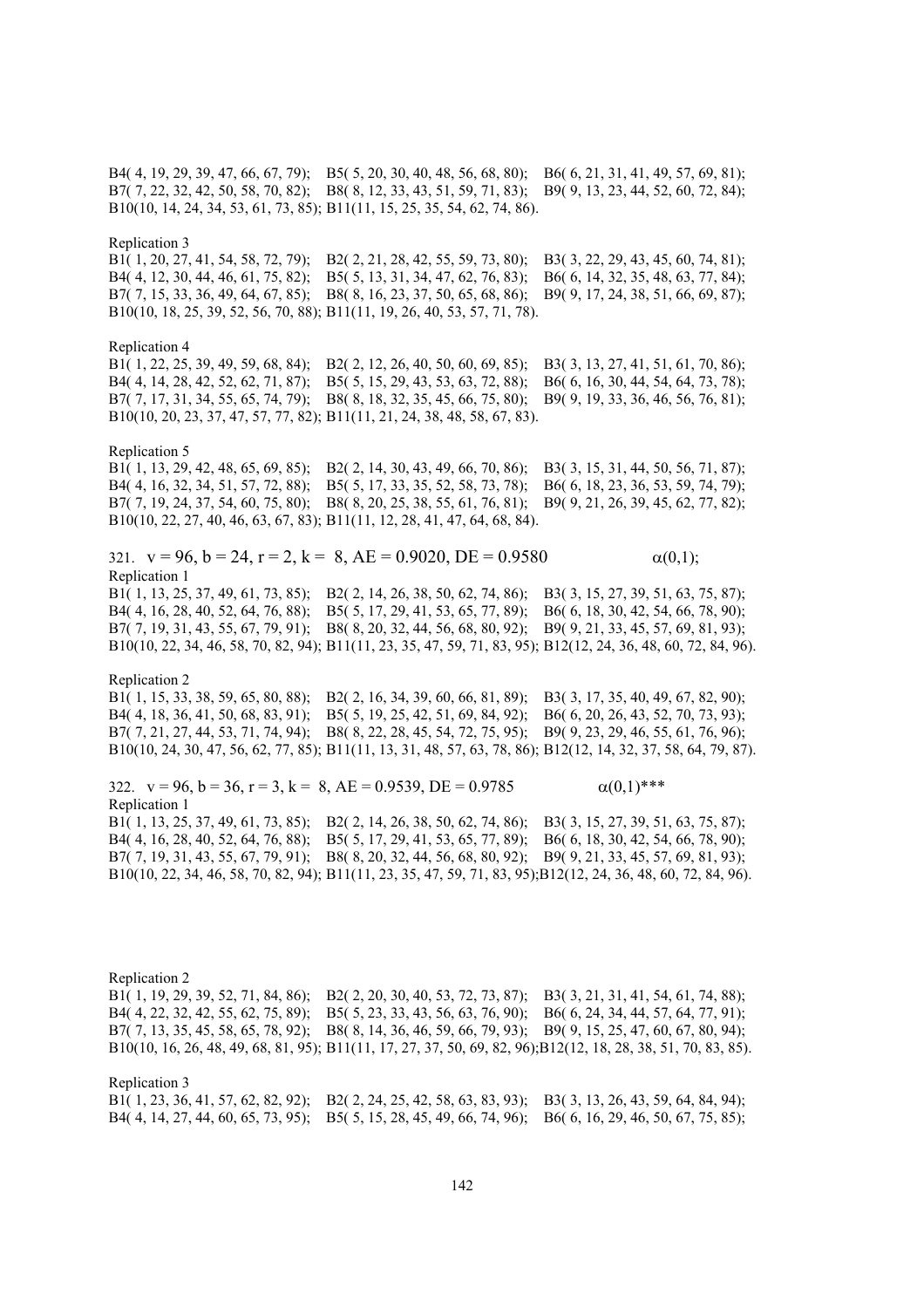B4( 4, 19, 29, 39, 47, 66, 67, 79); B5( 5, 20, 30, 40, 48, 56, 68, 80); B6( 6, 21, 31, 41, 49, 57, 69, 81);
B7( 7, 22, 32, 42, 50, 58, 70, 82); B8( 8, 12, 33, 43, 51, 59, 71, 83); B9( 9, 13, 23, 44, 52, 60, 72, 84);
B10(10, 14, 24, 34, 53, 61, 73, 85); B11(11, 15, 25, 35, 54, 62, 74, 86).

Replication 3
B1( 1, 20, 27, 41, 54, 58, 72, 79); B2( 2, 21, 28, 42, 55, 59, 73, 80); B3( 3, 22, 29, 43, 45, 60, 74, 81);
B4( 4, 12, 30, 44, 46, 61, 75, 82); B5( 5, 13, 31, 34, 47, 62, 76, 83); B6( 6, 14, 32, 35, 48, 63, 77, 84);
B7( 7, 15, 33, 36, 49, 64, 67, 85); B8( 8, 16, 23, 37, 50, 65, 68, 86); B9( 9, 17, 24, 38, 51, 66, 69, 87);
B10(10, 18, 25, 39, 52, 56, 70, 88); B11(11, 19, 26, 40, 53, 57, 71, 78).

Replication 4
B1( 1, 22, 25, 39, 49, 59, 68, 84); B2( 2, 12, 26, 40, 50, 60, 69, 85); B3( 3, 13, 27, 41, 51, 61, 70, 86);
B4( 4, 14, 28, 42, 52, 62, 71, 87); B5( 5, 15, 29, 43, 53, 63, 72, 88); B6( 6, 16, 30, 44, 54, 64, 73, 78);
B7( 7, 17, 31, 34, 55, 65, 74, 79); B8( 8, 18, 32, 35, 45, 66, 75, 80); B9( 9, 19, 33, 36, 46, 56, 76, 81);
B10(10, 20, 23, 37, 47, 57, 77, 82); B11(11, 21, 24, 38, 48, 58, 67, 83).

Replication 5
B1( 1, 13, 29, 42, 48, 65, 69, 85); B2( 2, 14, 30, 43, 49, 66, 70, 86); B3( 3, 15, 31, 44, 50, 56, 71, 87);
B4( 4, 16, 32, 34, 51, 57, 72, 88); B5( 5, 17, 33, 35, 52, 58, 73, 78); B6( 6, 18, 23, 36, 53, 59, 74, 79);
B7( 7, 19, 24, 37, 54, 60, 75, 80); B8( 8, 20, 25, 38, 55, 61, 76, 81); B9( 9, 21, 26, 39, 45, 62, 77, 82);
B10(10, 22, 27, 40, 46, 63, 67, 83); B11(11, 12, 28, 41, 47, 64, 68, 84).

321. $v = 96, b = 24, r = 2, k = 8$, AE = 0.9020, DE = 0.9580 $\alpha(0,1)$;

Replication 1
B1( 1, 13, 25, 37, 49, 61, 73, 85); B2( 2, 14, 26, 38, 50, 62, 74, 86); B3( 3, 15, 27, 39, 51, 63, 75, 87);
B4( 4, 16, 28, 40, 52, 64, 76, 88); B5( 5, 17, 29, 41, 53, 65, 77, 89); B6( 6, 18, 30, 42, 54, 66, 78, 90);
B7( 7, 19, 31, 43, 55, 67, 79, 91); B8( 8, 20, 32, 44, 56, 68, 80, 92); B9( 9, 21, 33, 45, 57, 69, 81, 93);
B10(10, 22, 34, 46, 58, 70, 82, 94); B11(11, 23, 35, 47, 59, 71, 83, 95); B12(12, 24, 36, 48, 60, 72, 84, 96).

Replication 2
B1( 1, 15, 33, 38, 59, 65, 80, 88); B2( 2, 16, 34, 39, 60, 66, 81, 89); B3( 3, 17, 35, 40, 49, 67, 82, 90);
B4( 4, 18, 36, 41, 50, 68, 83, 91); B5( 5, 19, 25, 42, 51, 69, 84, 92); B6( 6, 20, 26, 43, 52, 70, 73, 93);
B7( 7, 21, 27, 44, 53, 71, 74, 94); B8( 8, 22, 28, 45, 54, 72, 75, 95); B9( 9, 23, 29, 46, 55, 61, 76, 96);
B10(10, 24, 30, 47, 56, 62, 77, 85); B11(11, 13, 31, 48, 57, 63, 78, 86); B12(12, 14, 32, 37, 58, 64, 79, 87).

322. $v = 96, b = 36, r = 3, k = 8$, AE = 0.9539, DE = 0.9785 $\alpha(0,1)$***

Replication 1
B1( 1, 13, 25, 37, 49, 61, 73, 85); B2( 2, 14, 26, 38, 50, 62, 74, 86); B3( 3, 15, 27, 39, 51, 63, 75, 87);
B4( 4, 16, 28, 40, 52, 64, 76, 88); B5( 5, 17, 29, 41, 53, 65, 77, 89); B6( 6, 18, 30, 42, 54, 66, 78, 90);
B7( 7, 19, 31, 43, 55, 67, 79, 91); B8( 8, 20, 32, 44, 56, 68, 80, 92); B9( 9, 21, 33, 45, 57, 69, 81, 93);
B10(10, 22, 34, 46, 58, 70, 82, 94); B11(11, 23, 35, 47, 59, 71, 83, 95);B12(12, 24, 36, 48, 60, 72, 84, 96).

Replication 2
B1( 1, 19, 29, 39, 52, 71, 84, 86); B2( 2, 20, 30, 40, 53, 72, 73, 87); B3( 3, 21, 31, 41, 54, 61, 74, 88);
B4( 4, 22, 32, 42, 55, 62, 75, 89); B5( 5, 23, 33, 43, 56, 63, 76, 90); B6( 6, 24, 34, 44, 57, 64, 77, 91);
B7( 7, 13, 35, 45, 58, 65, 78, 92); B8( 8, 14, 36, 46, 59, 66, 79, 93); B9( 9, 15, 25, 47, 60, 67, 80, 94);
B10(10, 16, 26, 48, 49, 68, 81, 95); B11(11, 17, 27, 37, 50, 69, 82, 96);B12(12, 18, 28, 38, 51, 70, 83, 85).

Replication 3
B1( 1, 23, 36, 41, 57, 62, 82, 92); B2( 2, 24, 25, 42, 58, 63, 83, 93); B3( 3, 13, 26, 43, 59, 64, 84, 94);
B4( 4, 14, 27, 44, 60, 65, 73, 95); B5( 5, 15, 28, 45, 49, 66, 74, 96); B6( 6, 16, 29, 46, 50, 67, 75, 85);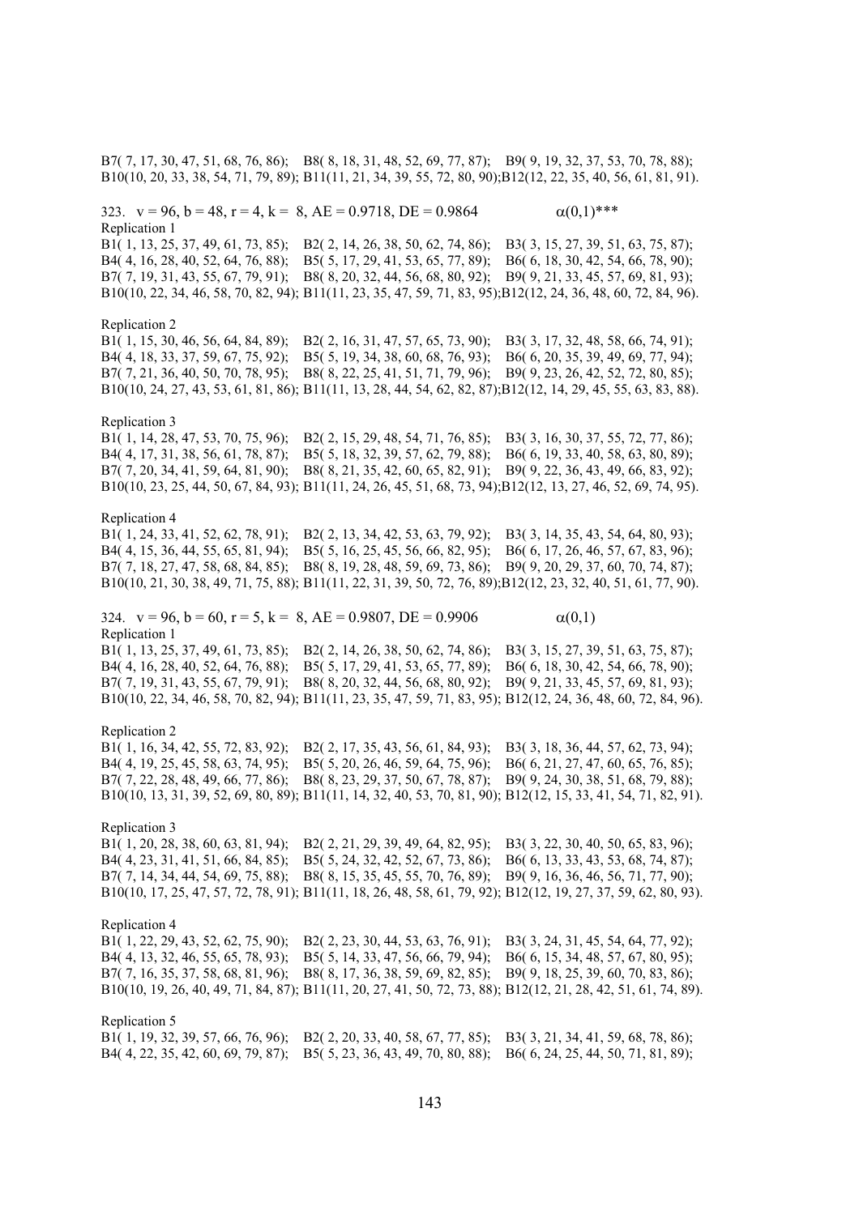B7( 7, 17, 30, 47, 51, 68, 76, 86); B8( 8, 18, 31, 48, 52, 69, 77, 87); B9( 9, 19, 32, 37, 53, 70, 78, 88);
B10(10, 20, 33, 38, 54, 71, 79, 89); B11(11, 21, 34, 39, 55, 72, 80, 90);B12(12, 22, 35, 40, 56, 61, 81, 91).

323. v = 96, b = 48, r = 4, k = 8, AE = 0.9718, DE = 0.9864 $\alpha(0,1)$***

Replication 1

B1( 1, 13, 25, 37, 49, 61, 73, 85); B2( 2, 14, 26, 38, 50, 62, 74, 86); B3( 3, 15, 27, 39, 51, 63, 75, 87);
B4( 4, 16, 28, 40, 52, 64, 76, 88); B5( 5, 17, 29, 41, 53, 65, 77, 89); B6( 6, 18, 30, 42, 54, 66, 78, 90);
B7( 7, 19, 31, 43, 55, 67, 79, 91); B8( 8, 20, 32, 44, 56, 68, 80, 92); B9( 9, 21, 33, 45, 57, 69, 81, 93);
B10(10, 22, 34, 46, 58, 70, 82, 94); B11(11, 23, 35, 47, 59, 71, 83, 95);B12(12, 24, 36, 48, 60, 72, 84, 96).

Replication 2

B1( 1, 15, 30, 46, 56, 64, 84, 89); B2( 2, 16, 31, 47, 57, 65, 73, 90); B3( 3, 17, 32, 48, 58, 66, 74, 91);
B4( 4, 18, 33, 37, 59, 67, 75, 92); B5( 5, 19, 34, 38, 60, 68, 76, 93); B6( 6, 20, 35, 39, 49, 69, 77, 94);
B7( 7, 21, 36, 40, 50, 70, 78, 95); B8( 8, 22, 25, 41, 51, 71, 79, 96); B9( 9, 23, 26, 42, 52, 72, 80, 85);
B10(10, 24, 27, 43, 53, 61, 81, 86); B11(11, 13, 28, 44, 54, 62, 82, 87);B12(12, 14, 29, 45, 55, 63, 83, 88).

Replication 3

B1( 1, 14, 28, 47, 53, 70, 75, 96); B2( 2, 15, 29, 48, 54, 71, 76, 85); B3( 3, 16, 30, 37, 55, 72, 77, 86);
B4( 4, 17, 31, 38, 56, 61, 78, 87); B5( 5, 18, 32, 39, 57, 62, 79, 88); B6( 6, 19, 33, 40, 58, 63, 80, 89);
B7( 7, 20, 34, 41, 59, 64, 81, 90); B8( 8, 21, 35, 42, 60, 65, 82, 91); B9( 9, 22, 36, 43, 49, 66, 83, 92);
B10(10, 23, 25, 44, 50, 67, 84, 93); B11(11, 24, 26, 45, 51, 68, 73, 94);B12(12, 13, 27, 46, 52, 69, 74, 95).

Replication 4

B1( 1, 24, 33, 41, 52, 62, 78, 91); B2( 2, 13, 34, 42, 53, 63, 79, 92); B3( 3, 14, 35, 43, 54, 64, 80, 93);
B4( 4, 15, 36, 44, 55, 65, 81, 94); B5( 5, 16, 25, 45, 56, 66, 82, 95); B6( 6, 17, 26, 46, 57, 67, 83, 96);
B7( 7, 18, 27, 47, 58, 68, 84, 85); B8( 8, 19, 28, 48, 59, 69, 73, 86); B9( 9, 20, 29, 37, 60, 70, 74, 87);
B10(10, 21, 30, 38, 49, 71, 75, 88); B11(11, 22, 31, 39, 50, 72, 76, 89);B12(12, 23, 32, 40, 51, 61, 77, 90).

324. v = 96, b = 60, r = 5, k = 8, AE = 0.9807, DE = 0.9906 $\alpha(0,1)$

Replication 1

B1( 1, 13, 25, 37, 49, 61, 73, 85); B2( 2, 14, 26, 38, 50, 62, 74, 86); B3( 3, 15, 27, 39, 51, 63, 75, 87);
B4( 4, 16, 28, 40, 52, 64, 76, 88); B5( 5, 17, 29, 41, 53, 65, 77, 89); B6( 6, 18, 30, 42, 54, 66, 78, 90);
B7( 7, 19, 31, 43, 55, 67, 79, 91); B8( 8, 20, 32, 44, 56, 68, 80, 92); B9( 9, 21, 33, 45, 57, 69, 81, 93);
B10(10, 22, 34, 46, 58, 70, 82, 94); B11(11, 23, 35, 47, 59, 71, 83, 95); B12(12, 24, 36, 48, 60, 72, 84, 96).

Replication 2

B1( 1, 16, 34, 42, 55, 72, 83, 92); B2( 2, 17, 35, 43, 56, 61, 84, 93); B3( 3, 18, 36, 44, 57, 62, 73, 94);
B4( 4, 19, 25, 45, 58, 63, 74, 95); B5( 5, 20, 26, 46, 59, 64, 75, 96); B6( 6, 21, 27, 47, 60, 65, 76, 85);
B7( 7, 22, 28, 48, 49, 66, 77, 86); B8( 8, 23, 29, 37, 50, 67, 78, 87); B9( 9, 24, 30, 38, 51, 68, 79, 88);
B10(10, 13, 31, 39, 52, 69, 80, 89); B11(11, 14, 32, 40, 53, 70, 81, 90); B12(12, 15, 33, 41, 54, 71, 82, 91).

Replication 3

B1( 1, 20, 28, 38, 60, 63, 81, 94); B2( 2, 21, 29, 39, 49, 64, 82, 95); B3( 3, 22, 30, 40, 50, 65, 83, 96);
B4( 4, 23, 31, 41, 51, 66, 84, 85); B5( 5, 24, 32, 42, 52, 67, 73, 86); B6( 6, 13, 33, 43, 53, 68, 74, 87);
B7( 7, 14, 34, 44, 54, 69, 75, 88); B8( 8, 15, 35, 45, 55, 70, 76, 89); B9( 9, 16, 36, 46, 56, 71, 77, 90);
B10(10, 17, 25, 47, 57, 72, 78, 91); B11(11, 18, 26, 48, 58, 61, 79, 92); B12(12, 19, 27, 37, 59, 62, 80, 93).

Replication 4

B1( 1, 22, 29, 43, 52, 62, 75, 90); B2( 2, 23, 30, 44, 53, 63, 76, 91); B3( 3, 24, 31, 45, 54, 64, 77, 92);
B4( 4, 13, 32, 46, 55, 65, 78, 93); B5( 5, 14, 33, 47, 56, 66, 79, 94); B6( 6, 15, 34, 48, 57, 67, 80, 95);
B7( 7, 16, 35, 37, 58, 68, 81, 96); B8( 8, 17, 36, 38, 59, 69, 82, 85); B9( 9, 18, 25, 39, 60, 70, 83, 86);
B10(10, 19, 26, 40, 49, 71, 84, 87); B11(11, 20, 27, 41, 50, 72, 73, 88); B12(12, 21, 28, 42, 51, 61, 74, 89).

Replication 5

B1( 1, 19, 32, 39, 57, 66, 76, 96); B2( 2, 20, 33, 40, 58, 67, 77, 85); B3( 3, 21, 34, 41, 59, 68, 78, 86);
B4( 4, 22, 35, 42, 60, 69, 79, 87); B5( 5, 23, 36, 43, 49, 70, 80, 88); B6( 6, 24, 25, 44, 50, 71, 81, 89);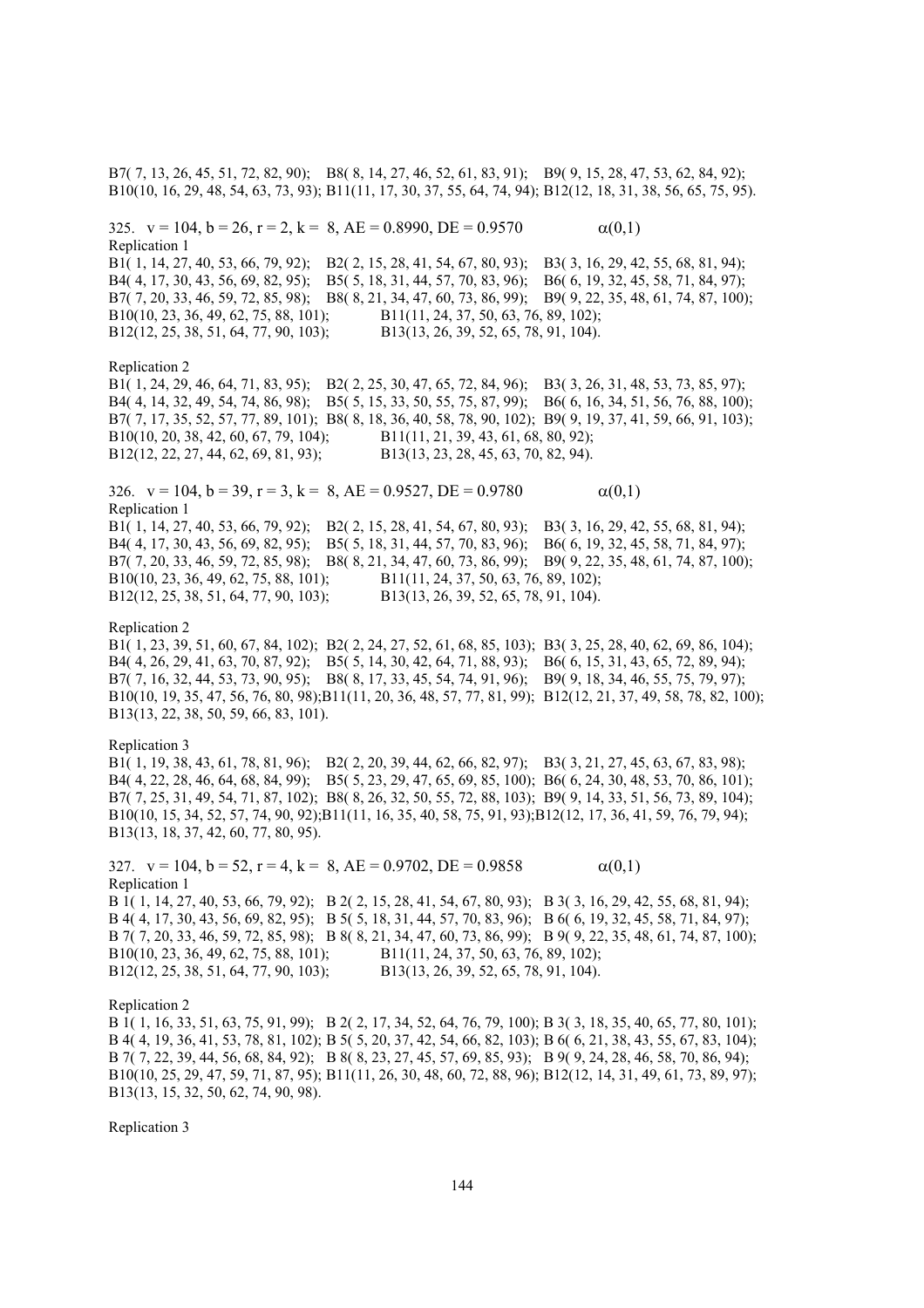B7( 7, 13, 26, 45, 51, 72, 82, 90); B8( 8, 14, 27, 46, 52, 61, 83, 91); B9( 9, 15, 28, 47, 53, 62, 84, 92);
B10(10, 16, 29, 48, 54, 63, 73, 93); B11(11, 17, 30, 37, 55, 64, 74, 94); B12(12, 18, 31, 38, 56, 65, 75, 95).

325. v = 104, b = 26, r = 2, k = 8, AE = 0.8990, DE = 0.9570 $\alpha(0,1)$

Replication 1

B1( 1, 14, 27, 40, 53, 66, 79, 92); B2( 2, 15, 28, 41, 54, 67, 80, 93); B3( 3, 16, 29, 42, 55, 68, 81, 94);
B4( 4, 17, 30, 43, 56, 69, 82, 95); B5( 5, 18, 31, 44, 57, 70, 83, 96); B6( 6, 19, 32, 45, 58, 71, 84, 97);
B7( 7, 20, 33, 46, 59, 72, 85, 98); B8( 8, 21, 34, 47, 60, 73, 86, 99); B9( 9, 22, 35, 48, 61, 74, 87, 100);
B10(10, 23, 36, 49, 62, 75, 88, 101); B11(11, 24, 37, 50, 63, 76, 89, 102);
B12(12, 25, 38, 51, 64, 77, 90, 103); B13(13, 26, 39, 52, 65, 78, 91, 104).

Replication 2

B1( 1, 24, 29, 46, 64, 71, 83, 95); B2( 2, 25, 30, 47, 65, 72, 84, 96); B3( 3, 26, 31, 48, 53, 73, 85, 97);
B4( 4, 14, 32, 49, 54, 74, 86, 98); B5( 5, 15, 33, 50, 55, 75, 87, 99); B6( 6, 16, 34, 51, 56, 76, 88, 100);
B7( 7, 17, 35, 52, 57, 77, 89, 101); B8( 8, 18, 36, 40, 58, 78, 90, 102); B9( 9, 19, 37, 41, 59, 66, 91, 103);
B10(10, 20, 38, 42, 60, 67, 79, 104); B11(11, 21, 39, 43, 61, 68, 80, 92);
B12(12, 22, 27, 44, 62, 69, 81, 93); B13(13, 23, 28, 45, 63, 70, 82, 94).

326. v = 104, b = 39, r = 3, k = 8, AE = 0.9527, DE = 0.9780 $\alpha(0,1)$

Replication 1

B1( 1, 14, 27, 40, 53, 66, 79, 92); B2( 2, 15, 28, 41, 54, 67, 80, 93); B3( 3, 16, 29, 42, 55, 68, 81, 94);
B4( 4, 17, 30, 43, 56, 69, 82, 95); B5( 5, 18, 31, 44, 57, 70, 83, 96); B6( 6, 19, 32, 45, 58, 71, 84, 97);
B7( 7, 20, 33, 46, 59, 72, 85, 98); B8( 8, 21, 34, 47, 60, 73, 86, 99); B9( 9, 22, 35, 48, 61, 74, 87, 100);
B10(10, 23, 36, 49, 62, 75, 88, 101); B11(11, 24, 37, 50, 63, 76, 89, 102);
B12(12, 25, 38, 51, 64, 77, 90, 103); B13(13, 26, 39, 52, 65, 78, 91, 104).

Replication 2

B1( 1, 23, 39, 51, 60, 67, 84, 102); B2( 2, 24, 27, 52, 61, 68, 85, 103); B3( 3, 25, 28, 40, 62, 69, 86, 104);
B4( 4, 26, 29, 41, 63, 70, 87, 92); B5( 5, 14, 30, 42, 64, 71, 88, 93); B6( 6, 15, 31, 43, 65, 72, 89, 94);
B7( 7, 16, 32, 44, 53, 73, 90, 95); B8( 8, 17, 33, 45, 54, 74, 91, 96); B9( 9, 18, 34, 46, 55, 75, 79, 97);
B10(10, 19, 35, 47, 56, 76, 80, 98);B11(11, 20, 36, 48, 57, 77, 81, 99); B12(12, 21, 37, 49, 58, 78, 82, 100);
B13(13, 22, 38, 50, 59, 66, 83, 101).

Replication 3

B1( 1, 19, 38, 43, 61, 78, 81, 96); B2( 2, 20, 39, 44, 62, 66, 82, 97); B3( 3, 21, 27, 45, 63, 67, 83, 98);
B4( 4, 22, 28, 46, 64, 68, 84, 99); B5( 5, 23, 29, 47, 65, 69, 85, 100); B6( 6, 24, 30, 48, 53, 70, 86, 101);
B7( 7, 25, 31, 49, 54, 71, 87, 102); B8( 8, 26, 32, 50, 55, 72, 88, 103); B9( 9, 14, 33, 51, 56, 73, 89, 104);
B10(10, 15, 34, 52, 57, 74, 90, 92);B11(11, 16, 35, 40, 58, 75, 91, 93);B12(12, 17, 36, 41, 59, 76, 79, 94);
B13(13, 18, 37, 42, 60, 77, 80, 95).

327. v = 104, b = 52, r = 4, k = 8, AE = 0.9702, DE = 0.9858 $\alpha(0,1)$

Replication 1

B 1( 1, 14, 27, 40, 53, 66, 79, 92); B 2( 2, 15, 28, 41, 54, 67, 80, 93); B 3( 3, 16, 29, 42, 55, 68, 81, 94);
B 4( 4, 17, 30, 43, 56, 69, 82, 95); B 5( 5, 18, 31, 44, 57, 70, 83, 96); B 6( 6, 19, 32, 45, 58, 71, 84, 97);
B 7( 7, 20, 33, 46, 59, 72, 85, 98); B 8( 8, 21, 34, 47, 60, 73, 86, 99); B 9( 9, 22, 35, 48, 61, 74, 87, 100);
B10(10, 23, 36, 49, 62, 75, 88, 101); B11(11, 24, 37, 50, 63, 76, 89, 102);
B12(12, 25, 38, 51, 64, 77, 90, 103); B13(13, 26, 39, 52, 65, 78, 91, 104).

Replication 2

B 1( 1, 16, 33, 51, 63, 75, 91, 99); B 2( 2, 17, 34, 52, 64, 76, 79, 100); B 3( 3, 18, 35, 40, 65, 77, 80, 101);
B 4( 4, 19, 36, 41, 53, 78, 81, 102); B 5( 5, 20, 37, 42, 54, 66, 82, 103); B 6( 6, 21, 38, 43, 55, 67, 83, 104);
B 7( 7, 22, 39, 44, 56, 68, 84, 92); B 8( 8, 23, 27, 45, 57, 69, 85, 93); B 9( 9, 24, 28, 46, 58, 70, 86, 94);
B10(10, 25, 29, 47, 59, 71, 87, 95); B11(11, 26, 30, 48, 60, 72, 88, 96); B12(12, 14, 31, 49, 61, 73, 89, 97);
B13(13, 15, 32, 50, 62, 74, 90, 98).

Replication 3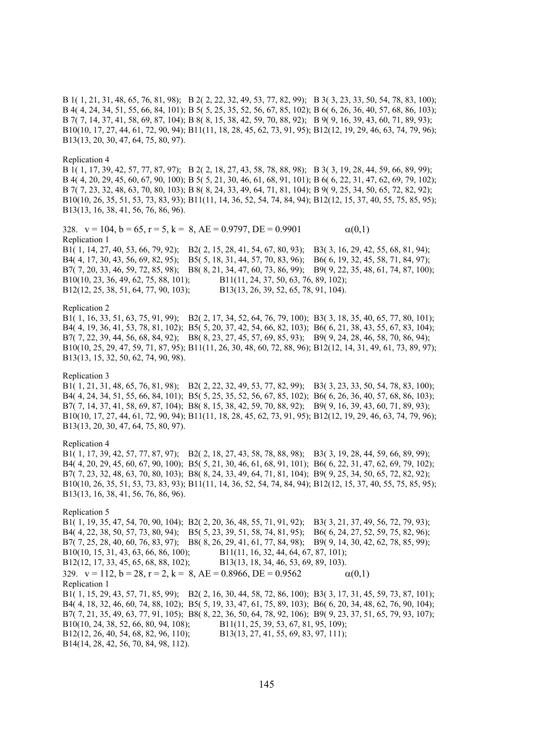B 1( 1, 21, 31, 48, 65, 76, 81, 98); B 2( 2, 22, 32, 49, 53, 77, 82, 99); B 3( 3, 23, 33, 50, 54, 78, 83, 100);
B 4( 4, 24, 34, 51, 55, 66, 84, 101); B 5( 5, 25, 35, 52, 56, 67, 85, 102); B 6( 6, 26, 36, 40, 57, 68, 86, 103);
B 7( 7, 14, 37, 41, 58, 69, 87, 104); B 8( 8, 15, 38, 42, 59, 70, 88, 92); B 9( 9, 16, 39, 43, 60, 71, 89, 93);
B10(10, 17, 27, 44, 61, 72, 90, 94); B11(11, 18, 28, 45, 62, 73, 91, 95); B12(12, 19, 29, 46, 63, 74, 79, 96);
B13(13, 20, 30, 47, 64, 75, 80, 97).

Replication 4
B 1( 1, 17, 39, 42, 57, 77, 87, 97); B 2( 2, 18, 27, 43, 58, 78, 88, 98); B 3( 3, 19, 28, 44, 59, 66, 89, 99);
B 4( 4, 20, 29, 45, 60, 67, 90, 100); B 5( 5, 21, 30, 46, 61, 68, 91, 101); B 6( 6, 22, 31, 47, 62, 69, 79, 102);
B 7( 7, 23, 32, 48, 63, 70, 80, 103); B 8( 8, 24, 33, 49, 64, 71, 81, 104); B 9( 9, 25, 34, 50, 65, 72, 82, 92);
B10(10, 26, 35, 51, 53, 73, 83, 93); B11(11, 14, 36, 52, 54, 74, 84, 94); B12(12, 15, 37, 40, 55, 75, 85, 95);
B13(13, 16, 38, 41, 56, 76, 86, 96).

328. $v = 104$, $b = 65$, $r = 5$, $k = 8$, AE = 0.9797, DE = 0.9901 $\alpha(0,1)$

Replication 1
B1( 1, 14, 27, 40, 53, 66, 79, 92); B2( 2, 15, 28, 41, 54, 67, 80, 93); B3( 3, 16, 29, 42, 55, 68, 81, 94);
B4( 4, 17, 30, 43, 56, 69, 82, 95); B5( 5, 18, 31, 44, 57, 70, 83, 96); B6( 6, 19, 32, 45, 58, 71, 84, 97);
B7( 7, 20, 33, 46, 59, 72, 85, 98); B8( 8, 21, 34, 47, 60, 73, 86, 99); B9( 9, 22, 35, 48, 61, 74, 87, 100);
B10(10, 23, 36, 49, 62, 75, 88, 101); B11(11, 24, 37, 50, 63, 76, 89, 102);
B12(12, 25, 38, 51, 64, 77, 90, 103); B13(13, 26, 39, 52, 65, 78, 91, 104).

Replication 2
B1( 1, 16, 33, 51, 63, 75, 91, 99); B2( 2, 17, 34, 52, 64, 76, 79, 100); B3( 3, 18, 35, 40, 65, 77, 80, 101);
B4( 4, 19, 36, 41, 53, 78, 81, 102); B5( 5, 20, 37, 42, 54, 66, 82, 103); B6( 6, 21, 38, 43, 55, 67, 83, 104);
B7( 7, 22, 39, 44, 56, 68, 84, 92); B8( 8, 23, 27, 45, 57, 69, 85, 93); B9( 9, 24, 28, 46, 58, 70, 86, 94);
B10(10, 25, 29, 47, 59, 71, 87, 95); B11(11, 26, 30, 48, 60, 72, 88, 96); B12(12, 14, 31, 49, 61, 73, 89, 97);
B13(13, 15, 32, 50, 62, 74, 90, 98).

Replication 3
B1( 1, 21, 31, 48, 65, 76, 81, 98); B2( 2, 22, 32, 49, 53, 77, 82, 99); B3( 3, 23, 33, 50, 54, 78, 83, 100);
B4( 4, 24, 34, 51, 55, 66, 84, 101); B5( 5, 25, 35, 52, 56, 67, 85, 102); B6( 6, 26, 36, 40, 57, 68, 86, 103);
B7( 7, 14, 37, 41, 58, 69, 87, 104); B8( 8, 15, 38, 42, 59, 70, 88, 92); B9( 9, 16, 39, 43, 60, 71, 89, 93);
B10(10, 17, 27, 44, 61, 72, 90, 94); B11(11, 18, 28, 45, 62, 73, 91, 95); B12(12, 19, 29, 46, 63, 74, 79, 96);
B13(13, 20, 30, 47, 64, 75, 80, 97).

Replication 4
B1( 1, 17, 39, 42, 57, 77, 87, 97); B2( 2, 18, 27, 43, 58, 78, 88, 98); B3( 3, 19, 28, 44, 59, 66, 89, 99);
B4( 4, 20, 29, 45, 60, 67, 90, 100); B5( 5, 21, 30, 46, 61, 68, 91, 101); B6( 6, 22, 31, 47, 62, 69, 79, 102);
B7( 7, 23, 32, 48, 63, 70, 80, 103); B8( 8, 24, 33, 49, 64, 71, 81, 104); B9( 9, 25, 34, 50, 65, 72, 82, 92);
B10(10, 26, 35, 51, 53, 73, 83, 93); B11(11, 14, 36, 52, 54, 74, 84, 94); B12(12, 15, 37, 40, 55, 75, 85, 95);
B13(13, 16, 38, 41, 56, 76, 86, 96).

Replication 5
B1( 1, 19, 35, 47, 54, 70, 90, 104); B2( 2, 20, 36, 48, 55, 71, 91, 92); B3( 3, 21, 37, 49, 56, 72, 79, 93);
B4( 4, 22, 38, 50, 57, 73, 80, 94); B5( 5, 23, 39, 51, 58, 74, 81, 95); B6( 6, 24, 27, 52, 59, 75, 82, 96);
B7( 7, 25, 28, 40, 60, 76, 83, 97); B8( 8, 26, 29, 41, 61, 77, 84, 98); B9( 9, 14, 30, 42, 62, 78, 85, 99);
B10(10, 15, 31, 43, 63, 66, 86, 100); B11(11, 16, 32, 44, 64, 67, 87, 101);
B12(12, 17, 33, 45, 65, 68, 88, 102); B13(13, 18, 34, 46, 53, 69, 89, 103).

329. $v = 112$, $b = 28$, $r = 2$, $k = 8$, AE = 0.8966, DE = 0.9562 $\alpha(0,1)$

Replication 1
B1( 1, 15, 29, 43, 57, 71, 85, 99); B2( 2, 16, 30, 44, 58, 72, 86, 100); B3( 3, 17, 31, 45, 59, 73, 87, 101);
B4( 4, 18, 32, 46, 60, 74, 88, 102); B5( 5, 19, 33, 47, 61, 75, 89, 103); B6( 6, 20, 34, 48, 62, 76, 90, 104);
B7( 7, 21, 35, 49, 63, 77, 91, 105); B8( 8, 22, 36, 50, 64, 78, 92, 106); B9( 9, 23, 37, 51, 65, 79, 93, 107);
B10(10, 24, 38, 52, 66, 80, 94, 108); B11(11, 25, 39, 53, 67, 81, 95, 109);
B12(12, 26, 40, 54, 68, 82, 96, 110); B13(13, 27, 41, 55, 69, 83, 97, 111);
B14(14, 28, 42, 56, 70, 84, 98, 112).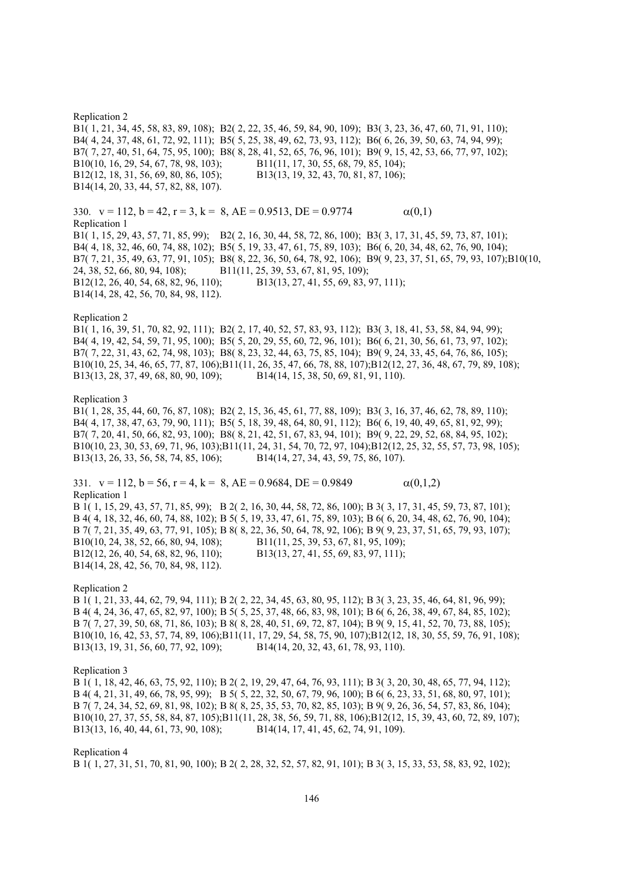Replication 2

B1( 1, 21, 34, 45, 58, 83, 89, 108); B2( 2, 22, 35, 46, 59, 84, 90, 109); B3( 3, 23, 36, 47, 60, 71, 91, 110);
B4( 4, 24, 37, 48, 61, 72, 92, 111); B5( 5, 25, 38, 49, 62, 73, 93, 112); B6( 6, 26, 39, 50, 63, 74, 94, 99);
B7( 7, 27, 40, 51, 64, 75, 95, 100); B8( 8, 28, 41, 52, 65, 76, 96, 101); B9( 9, 15, 42, 53, 66, 77, 97, 102);
B10(10, 16, 29, 54, 67, 78, 98, 103); B11(11, 17, 30, 55, 68, 79, 85, 104);
B12(12, 18, 31, 56, 69, 80, 86, 105); B13(13, 19, 32, 43, 70, 81, 87, 106);
B14(14, 20, 33, 44, 57, 82, 88, 107).

330. v = 112, b = 42, r = 3, k = 8, AE = 0.9513, DE = 0.9774 $\alpha(0,1)$

Replication 1

B1( 1, 15, 29, 43, 57, 71, 85, 99); B2( 2, 16, 30, 44, 58, 72, 86, 100); B3( 3, 17, 31, 45, 59, 73, 87, 101);
B4( 4, 18, 32, 46, 60, 74, 88, 102); B5( 5, 19, 33, 47, 61, 75, 89, 103); B6( 6, 20, 34, 48, 62, 76, 90, 104);
B7( 7, 21, 35, 49, 63, 77, 91, 105); B8( 8, 22, 36, 50, 64, 78, 92, 106); B9( 9, 23, 37, 51, 65, 79, 93, 107);B10(10, 24, 38, 52, 66, 80, 94, 108); B11(11, 25, 39, 53, 67, 81, 95, 109);
B12(12, 26, 40, 54, 68, 82, 96, 110); B13(13, 27, 41, 55, 69, 83, 97, 111);
B14(14, 28, 42, 56, 70, 84, 98, 112).

Replication 2

B1( 1, 16, 39, 51, 70, 82, 92, 111); B2( 2, 17, 40, 52, 57, 83, 93, 112); B3( 3, 18, 41, 53, 58, 84, 94, 99);
B4( 4, 19, 42, 54, 59, 71, 95, 100); B5( 5, 20, 29, 55, 60, 72, 96, 101); B6( 6, 21, 30, 56, 61, 73, 97, 102);
B7( 7, 22, 31, 43, 62, 74, 98, 103); B8( 8, 23, 32, 44, 63, 75, 85, 104); B9( 9, 24, 33, 45, 64, 76, 86, 105);
B10(10, 25, 34, 46, 65, 77, 87, 106);B11(11, 26, 35, 47, 66, 78, 88, 107);B12(12, 27, 36, 48, 67, 79, 89, 108);
B13(13, 28, 37, 49, 68, 80, 90, 109); B14(14, 15, 38, 50, 69, 81, 91, 110).

Replication 3

B1( 1, 28, 35, 44, 60, 76, 87, 108); B2( 2, 15, 36, 45, 61, 77, 88, 109); B3( 3, 16, 37, 46, 62, 78, 89, 110);
B4( 4, 17, 38, 47, 63, 79, 90, 111); B5( 5, 18, 39, 48, 64, 80, 91, 112); B6( 6, 19, 40, 49, 65, 81, 92, 99);
B7( 7, 20, 41, 50, 66, 82, 93, 100); B8( 8, 21, 42, 51, 67, 83, 94, 101); B9( 9, 22, 29, 52, 68, 84, 95, 102);
B10(10, 23, 30, 53, 69, 71, 96, 103);B11(11, 24, 31, 54, 70, 72, 97, 104);B12(12, 25, 32, 55, 57, 73, 98, 105);
B13(13, 26, 33, 56, 58, 74, 85, 106); B14(14, 27, 34, 43, 59, 75, 86, 107).

331. v = 112, b = 56, r = 4, k = 8, AE = 0.9684, DE = 0.9849 $\alpha(0,1,2)$

Replication 1

B 1( 1, 15, 29, 43, 57, 71, 85, 99); B 2( 2, 16, 30, 44, 58, 72, 86, 100); B 3( 3, 17, 31, 45, 59, 73, 87, 101);
B 4( 4, 18, 32, 46, 60, 74, 88, 102); B 5( 5, 19, 33, 47, 61, 75, 89, 103); B 6( 6, 20, 34, 48, 62, 76, 90, 104);
B 7( 7, 21, 35, 49, 63, 77, 91, 105); B 8( 8, 22, 36, 50, 64, 78, 92, 106); B 9( 9, 23, 37, 51, 65, 79, 93, 107);
B10(10, 24, 38, 52, 66, 80, 94, 108); B11(11, 25, 39, 53, 67, 81, 95, 109);
B12(12, 26, 40, 54, 68, 82, 96, 110); B13(13, 27, 41, 55, 69, 83, 97, 111);
B14(14, 28, 42, 56, 70, 84, 98, 112).

Replication 2

B 1( 1, 21, 33, 44, 62, 79, 94, 111); B 2( 2, 22, 34, 45, 63, 80, 95, 112); B 3( 3, 23, 35, 46, 64, 81, 96, 99);
B 4( 4, 24, 36, 47, 65, 82, 97, 100); B 5( 5, 25, 37, 48, 66, 83, 98, 101); B 6( 6, 26, 38, 49, 67, 84, 85, 102);
B 7( 7, 27, 39, 50, 68, 71, 86, 103); B 8( 8, 28, 40, 51, 69, 72, 87, 104); B 9( 9, 15, 41, 52, 70, 73, 88, 105);
B10(10, 16, 42, 53, 57, 74, 89, 106);B11(11, 17, 29, 54, 58, 75, 90, 107);B12(12, 18, 30, 55, 59, 76, 91, 108);
B13(13, 19, 31, 56, 60, 77, 92, 109); B14(14, 20, 32, 43, 61, 78, 93, 110).

Replication 3

B 1( 1, 18, 42, 46, 63, 75, 92, 110); B 2( 2, 19, 29, 47, 64, 76, 93, 111); B 3( 3, 20, 30, 48, 65, 77, 94, 112);
B 4( 4, 21, 31, 49, 66, 78, 95, 99); B 5( 5, 22, 32, 50, 67, 79, 96, 100); B 6( 6, 23, 33, 51, 68, 80, 97, 101);
B 7( 7, 24, 34, 52, 69, 81, 98, 102); B 8( 8, 25, 35, 53, 70, 82, 85, 103); B 9( 9, 26, 36, 54, 57, 83, 86, 104);
B10(10, 27, 37, 55, 58, 84, 87, 105);B11(11, 28, 38, 56, 59, 71, 88, 106);B12(12, 15, 39, 43, 60, 72, 89, 107);
B13(13, 16, 40, 44, 61, 73, 90, 108); B14(14, 17, 41, 45, 62, 74, 91, 109).

Replication 4

B 1( 1, 27, 31, 51, 70, 81, 90, 100); B 2( 2, 28, 32, 52, 57, 82, 91, 101); B 3( 3, 15, 33, 53, 58, 83, 92, 102);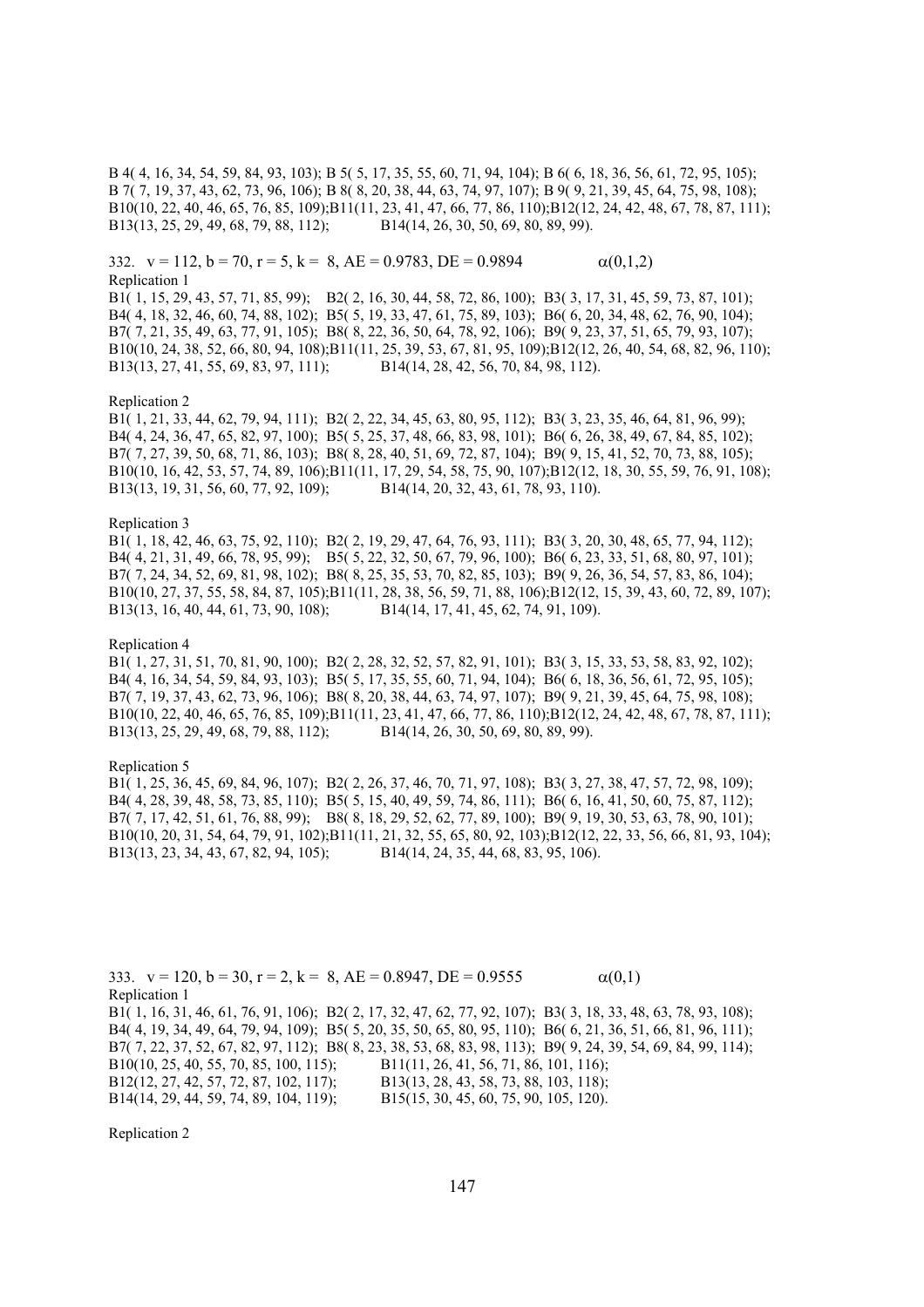B 4( 4, 16, 34, 54, 59, 84, 93, 103); B 5( 5, 17, 35, 55, 60, 71, 94, 104); B 6( 6, 18, 36, 56, 61, 72, 95, 105);
B 7( 7, 19, 37, 43, 62, 73, 96, 106); B 8( 8, 20, 38, 44, 63, 74, 97, 107); B 9( 9, 21, 39, 45, 64, 75, 98, 108);
B10(10, 22, 40, 46, 65, 76, 85, 109);B11(11, 23, 41, 47, 66, 77, 86, 110);B12(12, 24, 42, 48, 67, 78, 87, 111);
B13(13, 25, 29, 49, 68, 79, 88, 112); B14(14, 26, 30, 50, 69, 80, 89, 99).

332. v = 112, b = 70, r = 5, k = 8, AE = 0.9783, DE = 0.9894 $\alpha(0,1,2)$

Replication 1

B1( 1, 15, 29, 43, 57, 71, 85, 99); B2( 2, 16, 30, 44, 58, 72, 86, 100); B3( 3, 17, 31, 45, 59, 73, 87, 101);
B4( 4, 18, 32, 46, 60, 74, 88, 102); B5( 5, 19, 33, 47, 61, 75, 89, 103); B6( 6, 20, 34, 48, 62, 76, 90, 104);
B7( 7, 21, 35, 49, 63, 77, 91, 105); B8( 8, 22, 36, 50, 64, 78, 92, 106); B9( 9, 23, 37, 51, 65, 79, 93, 107);
B10(10, 24, 38, 52, 66, 80, 94, 108);B11(11, 25, 39, 53, 67, 81, 95, 109);B12(12, 26, 40, 54, 68, 82, 96, 110);
B13(13, 27, 41, 55, 69, 83, 97, 111); B14(14, 28, 42, 56, 70, 84, 98, 112).

Replication 2

B1( 1, 21, 33, 44, 62, 79, 94, 111); B2( 2, 22, 34, 45, 63, 80, 95, 112); B3( 3, 23, 35, 46, 64, 81, 96, 99);
B4( 4, 24, 36, 47, 65, 82, 97, 100); B5( 5, 25, 37, 48, 66, 83, 98, 101); B6( 6, 26, 38, 49, 67, 84, 85, 102);
B7( 7, 27, 39, 50, 68, 71, 86, 103); B8( 8, 28, 40, 51, 69, 72, 87, 104); B9( 9, 15, 41, 52, 70, 73, 88, 105);
B10(10, 16, 42, 53, 57, 74, 89, 106);B11(11, 17, 29, 54, 58, 75, 90, 107);B12(12, 18, 30, 55, 59, 76, 91, 108);
B13(13, 19, 31, 56, 60, 77, 92, 109); B14(14, 20, 32, 43, 61, 78, 93, 110).

Replication 3

B1( 1, 18, 42, 46, 63, 75, 92, 110); B2( 2, 19, 29, 47, 64, 76, 93, 111); B3( 3, 20, 30, 48, 65, 77, 94, 112);
B4( 4, 21, 31, 49, 66, 78, 95, 99); B5( 5, 22, 32, 50, 67, 79, 96, 100); B6( 6, 23, 33, 51, 68, 80, 97, 101);
B7( 7, 24, 34, 52, 69, 81, 98, 102); B8( 8, 25, 35, 53, 70, 82, 85, 103); B9( 9, 26, 36, 54, 57, 83, 86, 104);
B10(10, 27, 37, 55, 58, 84, 87, 105);B11(11, 28, 38, 56, 59, 71, 88, 106);B12(12, 15, 39, 43, 60, 72, 89, 107);
B13(13, 16, 40, 44, 61, 73, 90, 108); B14(14, 17, 41, 45, 62, 74, 91, 109).

Replication 4

B1( 1, 27, 31, 51, 70, 81, 90, 100); B2( 2, 28, 32, 52, 57, 82, 91, 101); B3( 3, 15, 33, 53, 58, 83, 92, 102);
B4( 4, 16, 34, 54, 59, 84, 93, 103); B5( 5, 17, 35, 55, 60, 71, 94, 104); B6( 6, 18, 36, 56, 61, 72, 95, 105);
B7( 7, 19, 37, 43, 62, 73, 96, 106); B8( 8, 20, 38, 44, 63, 74, 97, 107); B9( 9, 21, 39, 45, 64, 75, 98, 108);
B10(10, 22, 40, 46, 65, 76, 85, 109);B11(11, 23, 41, 47, 66, 77, 86, 110);B12(12, 24, 42, 48, 67, 78, 87, 111);
B13(13, 25, 29, 49, 68, 79, 88, 112); B14(14, 26, 30, 50, 69, 80, 89, 99).

Replication 5

B1( 1, 25, 36, 45, 69, 84, 96, 107); B2( 2, 26, 37, 46, 70, 71, 97, 108); B3( 3, 27, 38, 47, 57, 72, 98, 109);
B4( 4, 28, 39, 48, 58, 73, 85, 110); B5( 5, 15, 40, 49, 59, 74, 86, 111); B6( 6, 16, 41, 50, 60, 75, 87, 112);
B7( 7, 17, 42, 51, 61, 76, 88, 99); B8( 8, 18, 29, 52, 62, 77, 89, 100); B9( 9, 19, 30, 53, 63, 78, 90, 101);
B10(10, 20, 31, 54, 64, 79, 91, 102);B11(11, 21, 32, 55, 65, 80, 92, 103);B12(12, 22, 33, 56, 66, 81, 93, 104);
B13(13, 23, 34, 43, 67, 82, 94, 105); B14(14, 24, 35, 44, 68, 83, 95, 106).

333. v = 120, b = 30, r = 2, k = 8, AE = 0.8947, DE = 0.9555 $\alpha(0,1)$

Replication 1

B1( 1, 16, 31, 46, 61, 76, 91, 106); B2( 2, 17, 32, 47, 62, 77, 92, 107); B3( 3, 18, 33, 48, 63, 78, 93, 108);
B4( 4, 19, 34, 49, 64, 79, 94, 109); B5( 5, 20, 35, 50, 65, 80, 95, 110); B6( 6, 21, 36, 51, 66, 81, 96, 111);
B7( 7, 22, 37, 52, 67, 82, 97, 112); B8( 8, 23, 38, 53, 68, 83, 98, 113); B9( 9, 24, 39, 54, 69, 84, 99, 114);
B10(10, 25, 40, 55, 70, 85, 100, 115); B11(11, 26, 41, 56, 71, 86, 101, 116);
B12(12, 27, 42, 57, 72, 87, 102, 117); B13(13, 28, 43, 58, 73, 88, 103, 118);
B14(14, 29, 44, 59, 74, 89, 104, 119); B15(15, 30, 45, 60, 75, 90, 105, 120).

Replication 2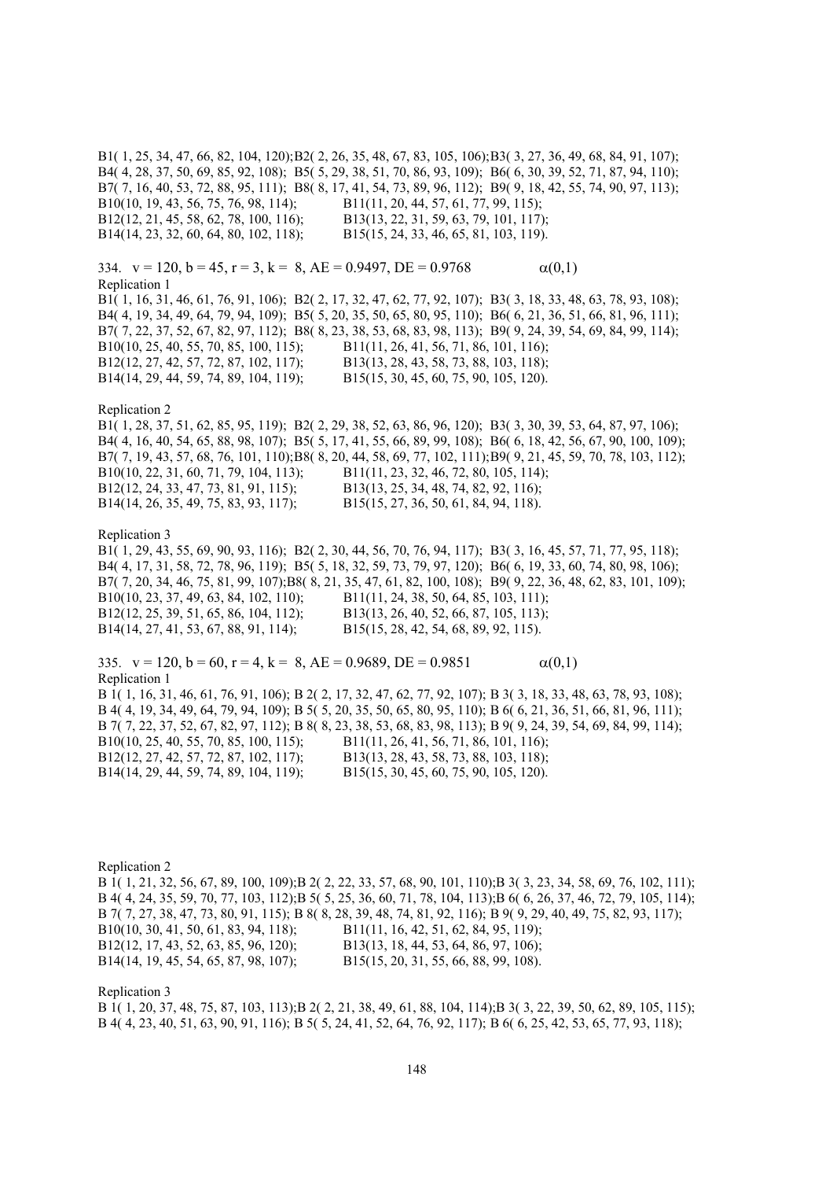B1( 1, 25, 34, 47, 66, 82, 104, 120);B2( 2, 26, 35, 48, 67, 83, 105, 106);B3( 3, 27, 36, 49, 68, 84, 91, 107);
B4( 4, 28, 37, 50, 69, 85, 92, 108); B5( 5, 29, 38, 51, 70, 86, 93, 109); B6( 6, 30, 39, 52, 71, 87, 94, 110);
B7( 7, 16, 40, 53, 72, 88, 95, 111); B8( 8, 17, 41, 54, 73, 89, 96, 112); B9( 9, 18, 42, 55, 74, 90, 97, 113);
B10(10, 19, 43, 56, 75, 76, 98, 114); B11(11, 20, 44, 57, 61, 77, 99, 115);
B12(12, 21, 45, 58, 62, 78, 100, 116); B13(13, 22, 31, 59, 63, 79, 101, 117);
B14(14, 23, 32, 60, 64, 80, 102, 118); B15(15, 24, 33, 46, 65, 81, 103, 119).

334. v = 120, b = 45, r = 3, k = 8, AE = 0.9497, DE = 0.9768 $\alpha(0,1)$

Replication 1

B1( 1, 16, 31, 46, 61, 76, 91, 106); B2( 2, 17, 32, 47, 62, 77, 92, 107); B3( 3, 18, 33, 48, 63, 78, 93, 108);
B4( 4, 19, 34, 49, 64, 79, 94, 109); B5( 5, 20, 35, 50, 65, 80, 95, 110); B6( 6, 21, 36, 51, 66, 81, 96, 111);
B7( 7, 22, 37, 52, 67, 82, 97, 112); B8( 8, 23, 38, 53, 68, 83, 98, 113); B9( 9, 24, 39, 54, 69, 84, 99, 114);
B10(10, 25, 40, 55, 70, 85, 100, 115); B11(11, 26, 41, 56, 71, 86, 101, 116);
B12(12, 27, 42, 57, 72, 87, 102, 117); B13(13, 28, 43, 58, 73, 88, 103, 118);
B14(14, 29, 44, 59, 74, 89, 104, 119); B15(15, 30, 45, 60, 75, 90, 105, 120).

Replication 2

B1( 1, 28, 37, 51, 62, 85, 95, 119); B2( 2, 29, 38, 52, 63, 86, 96, 120); B3( 3, 30, 39, 53, 64, 87, 97, 106);
B4( 4, 16, 40, 54, 65, 88, 98, 107); B5( 5, 17, 41, 55, 66, 89, 99, 108); B6( 6, 18, 42, 56, 67, 90, 100, 109);
B7( 7, 19, 43, 57, 68, 76, 101, 110);B8( 8, 20, 44, 58, 69, 77, 102, 111);B9( 9, 21, 45, 59, 70, 78, 103, 112);
B10(10, 22, 31, 60, 71, 79, 104, 113); B11(11, 23, 32, 46, 72, 80, 105, 114);
B12(12, 24, 33, 47, 73, 81, 91, 115); B13(13, 25, 34, 48, 74, 82, 92, 116);
B14(14, 26, 35, 49, 75, 83, 93, 117); B15(15, 27, 36, 50, 61, 84, 94, 118).

Replication 3

B1( 1, 29, 43, 55, 69, 90, 93, 116); B2( 2, 30, 44, 56, 70, 76, 94, 117); B3( 3, 16, 45, 57, 71, 77, 95, 118);
B4( 4, 17, 31, 58, 72, 78, 96, 119); B5( 5, 18, 32, 59, 73, 79, 97, 120); B6( 6, 19, 33, 60, 74, 80, 98, 106);
B7( 7, 20, 34, 46, 75, 81, 99, 107);B8( 8, 21, 35, 47, 61, 82, 100, 108); B9( 9, 22, 36, 48, 62, 83, 101, 109);
B10(10, 23, 37, 49, 63, 84, 102, 110); B11(11, 24, 38, 50, 64, 85, 103, 111);
B12(12, 25, 39, 51, 65, 86, 104, 112); B13(13, 26, 40, 52, 66, 87, 105, 113);
B14(14, 27, 41, 53, 67, 88, 91, 114); B15(15, 28, 42, 54, 68, 89, 92, 115).

335. v = 120, b = 60, r = 4, k = 8, AE = 0.9689, DE = 0.9851 $\alpha(0,1)$

Replication 1

B 1( 1, 16, 31, 46, 61, 76, 91, 106); B 2( 2, 17, 32, 47, 62, 77, 92, 107); B 3( 3, 18, 33, 48, 63, 78, 93, 108);
B 4( 4, 19, 34, 49, 64, 79, 94, 109); B 5( 5, 20, 35, 50, 65, 80, 95, 110); B 6( 6, 21, 36, 51, 66, 81, 96, 111);
B 7( 7, 22, 37, 52, 67, 82, 97, 112); B 8( 8, 23, 38, 53, 68, 83, 98, 113); B 9( 9, 24, 39, 54, 69, 84, 99, 114);
B10(10, 25, 40, 55, 70, 85, 100, 115); B11(11, 26, 41, 56, 71, 86, 101, 116);
B12(12, 27, 42, 57, 72, 87, 102, 117); B13(13, 28, 43, 58, 73, 88, 103, 118);
B14(14, 29, 44, 59, 74, 89, 104, 119); B15(15, 30, 45, 60, 75, 90, 105, 120).

Replication 2

B 1( 1, 21, 32, 56, 67, 89, 100, 109);B 2( 2, 22, 33, 57, 68, 90, 101, 110);B 3( 3, 23, 34, 58, 69, 76, 102, 111);
B 4( 4, 24, 35, 59, 70, 77, 103, 112);B 5( 5, 25, 36, 60, 71, 78, 104, 113);B 6( 6, 26, 37, 46, 72, 79, 105, 114);
B 7( 7, 27, 38, 47, 73, 80, 91, 115); B 8( 8, 28, 39, 48, 74, 81, 92, 116); B 9( 9, 29, 40, 49, 75, 82, 93, 117);
B10(10, 30, 41, 50, 61, 83, 94, 118); B11(11, 16, 42, 51, 62, 84, 95, 119);
B12(12, 17, 43, 52, 63, 85, 96, 120); B13(13, 18, 44, 53, 64, 86, 97, 106);
B14(14, 19, 45, 54, 65, 87, 98, 107); B15(15, 20, 31, 55, 66, 88, 99, 108).

Replication 3

B 1( 1, 20, 37, 48, 75, 87, 103, 113);B 2( 2, 21, 38, 49, 61, 88, 104, 114);B 3( 3, 22, 39, 50, 62, 89, 105, 115);
B 4( 4, 23, 40, 51, 63, 90, 91, 116); B 5( 5, 24, 41, 52, 64, 76, 92, 117); B 6( 6, 25, 42, 53, 65, 77, 93, 118);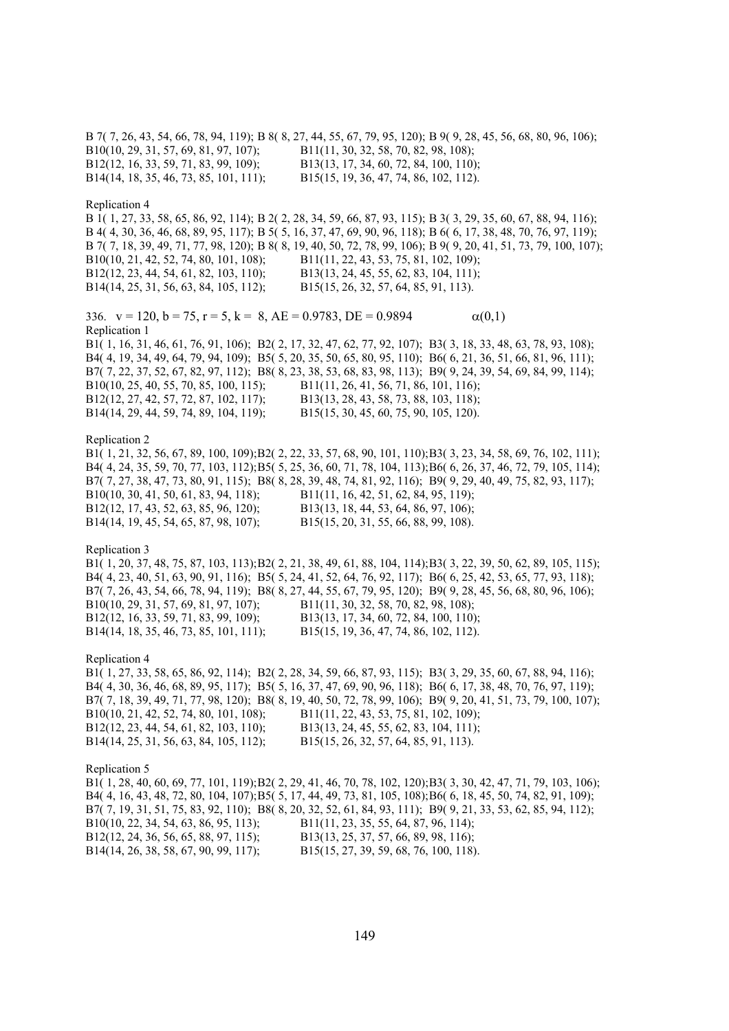B 7( 7, 26, 43, 54, 66, 78, 94, 119); B 8( 8, 27, 44, 55, 67, 79, 95, 120); B 9( 9, 28, 45, 56, 68, 80, 96, 106);
B10(10, 29, 31, 57, 69, 81, 97, 107); B11(11, 30, 32, 58, 70, 82, 98, 108);
B12(12, 16, 33, 59, 71, 83, 99, 109); B13(13, 17, 34, 60, 72, 84, 100, 110);
B14(14, 18, 35, 46, 73, 85, 101, 111); B15(15, 19, 36, 47, 74, 86, 102, 112).

Replication 4

B 1( 1, 27, 33, 58, 65, 86, 92, 114); B 2( 2, 28, 34, 59, 66, 87, 93, 115); B 3( 3, 29, 35, 60, 67, 88, 94, 116);
B 4( 4, 30, 36, 46, 68, 89, 95, 117); B 5( 5, 16, 37, 47, 69, 90, 96, 118); B 6( 6, 17, 38, 48, 70, 76, 97, 119);
B 7( 7, 18, 39, 49, 71, 77, 98, 120); B 8( 8, 19, 40, 50, 72, 78, 99, 106); B 9( 9, 20, 41, 51, 73, 79, 100, 107);
B10(10, 21, 42, 52, 74, 80, 101, 108); B11(11, 22, 43, 53, 75, 81, 102, 109);
B12(12, 23, 44, 54, 61, 82, 103, 110); B13(13, 24, 45, 55, 62, 83, 104, 111);
B14(14, 25, 31, 56, 63, 84, 105, 112); B15(15, 26, 32, 57, 64, 85, 91, 113).

336. v = 120, b = 75, r = 5, k = 8, AE = 0.9783, DE = 0.9894 $\alpha(0,1)$

Replication 1

B1( 1, 16, 31, 46, 61, 76, 91, 106); B2( 2, 17, 32, 47, 62, 77, 92, 107); B3( 3, 18, 33, 48, 63, 78, 93, 108);
B4( 4, 19, 34, 49, 64, 79, 94, 109); B5( 5, 20, 35, 50, 65, 80, 95, 110); B6( 6, 21, 36, 51, 66, 81, 96, 111);
B7( 7, 22, 37, 52, 67, 82, 97, 112); B8( 8, 23, 38, 53, 68, 83, 98, 113); B9( 9, 24, 39, 54, 69, 84, 99, 114);
B10(10, 25, 40, 55, 70, 85, 100, 115); B11(11, 26, 41, 56, 71, 86, 101, 116);
B12(12, 27, 42, 57, 72, 87, 102, 117); B13(13, 28, 43, 58, 73, 88, 103, 118);
B14(14, 29, 44, 59, 74, 89, 104, 119); B15(15, 30, 45, 60, 75, 90, 105, 120).

Replication 2

B1( 1, 21, 32, 56, 67, 89, 100, 109);B2( 2, 22, 33, 57, 68, 90, 101, 110);B3( 3, 23, 34, 58, 69, 76, 102, 111);
B4( 4, 24, 35, 59, 70, 77, 103, 112);B5( 5, 25, 36, 60, 71, 78, 104, 113);B6( 6, 26, 37, 46, 72, 79, 105, 114);
B7( 7, 27, 38, 47, 73, 80, 91, 115); B8( 8, 28, 39, 48, 74, 81, 92, 116); B9( 9, 29, 40, 49, 75, 82, 93, 117);
B10(10, 30, 41, 50, 61, 83, 94, 118); B11(11, 16, 42, 51, 62, 84, 95, 119);
B12(12, 17, 43, 52, 63, 85, 96, 120); B13(13, 18, 44, 53, 64, 86, 97, 106);
B14(14, 19, 45, 54, 65, 87, 98, 107); B15(15, 20, 31, 55, 66, 88, 99, 108).

Replication 3

B1( 1, 20, 37, 48, 75, 87, 103, 113);B2( 2, 21, 38, 49, 61, 88, 104, 114);B3( 3, 22, 39, 50, 62, 89, 105, 115);
B4( 4, 23, 40, 51, 63, 90, 91, 116); B5( 5, 24, 41, 52, 64, 76, 92, 117); B6( 6, 25, 42, 53, 65, 77, 93, 118);
B7( 7, 26, 43, 54, 66, 78, 94, 119); B8( 8, 27, 44, 55, 67, 79, 95, 120); B9( 9, 28, 45, 56, 68, 80, 96, 106);
B10(10, 29, 31, 57, 69, 81, 97, 107); B11(11, 30, 32, 58, 70, 82, 98, 108);
B12(12, 16, 33, 59, 71, 83, 99, 109); B13(13, 17, 34, 60, 72, 84, 100, 110);
B14(14, 18, 35, 46, 73, 85, 101, 111); B15(15, 19, 36, 47, 74, 86, 102, 112).

Replication 4

B1( 1, 27, 33, 58, 65, 86, 92, 114); B2( 2, 28, 34, 59, 66, 87, 93, 115); B3( 3, 29, 35, 60, 67, 88, 94, 116);
B4( 4, 30, 36, 46, 68, 89, 95, 117); B5( 5, 16, 37, 47, 69, 90, 96, 118); B6( 6, 17, 38, 48, 70, 76, 97, 119);
B7( 7, 18, 39, 49, 71, 77, 98, 120); B8( 8, 19, 40, 50, 72, 78, 99, 106); B9( 9, 20, 41, 51, 73, 79, 100, 107);
B10(10, 21, 42, 52, 74, 80, 101, 108); B11(11, 22, 43, 53, 75, 81, 102, 109);
B12(12, 23, 44, 54, 61, 82, 103, 110); B13(13, 24, 45, 55, 62, 83, 104, 111);
B14(14, 25, 31, 56, 63, 84, 105, 112); B15(15, 26, 32, 57, 64, 85, 91, 113).

Replication 5

B1( 1, 28, 40, 60, 69, 77, 101, 119);B2( 2, 29, 41, 46, 70, 78, 102, 120);B3( 3, 30, 42, 47, 71, 79, 103, 106);
B4( 4, 16, 43, 48, 72, 80, 104, 107);B5( 5, 17, 44, 49, 73, 81, 105, 108);B6( 6, 18, 45, 50, 74, 82, 91, 109);
B7( 7, 19, 31, 51, 75, 83, 92, 110); B8( 8, 20, 32, 52, 61, 84, 93, 111); B9( 9, 21, 33, 53, 62, 85, 94, 112);
B10(10, 22, 34, 54, 63, 86, 95, 113); B11(11, 23, 35, 55, 64, 87, 96, 114);
B12(12, 24, 36, 56, 65, 88, 97, 115); B13(13, 25, 37, 57, 66, 89, 98, 116);
B14(14, 26, 38, 58, 67, 90, 99, 117); B15(15, 27, 39, 59, 68, 76, 100, 118).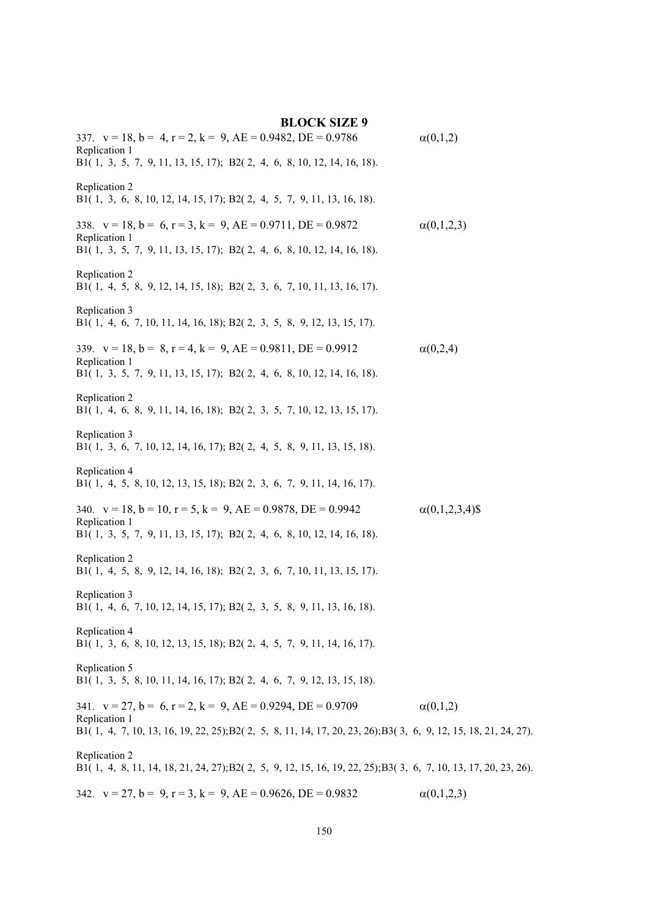## BLOCK SIZE 9

337. $v = 18, b = 4, r = 2, k = 9, AE = 0.9482, DE = 0.9786$ $\alpha(0,1,2)$

Replication 1
B1( 1, 3, 5, 7, 9, 11, 13, 15, 17); B2( 2, 4, 6, 8, 10, 12, 14, 16, 18).

Replication 2
B1( 1, 3, 6, 8, 10, 12, 14, 15, 17); B2( 2, 4, 5, 7, 9, 11, 13, 16, 18).

338. $v = 18, b = 6, r = 3, k = 9, AE = 0.9711, DE = 0.9872$ $\alpha(0,1,2,3)$

Replication 1
B1( 1, 3, 5, 7, 9, 11, 13, 15, 17); B2( 2, 4, 6, 8, 10, 12, 14, 16, 18).

Replication 2
B1( 1, 4, 5, 8, 9, 12, 14, 15, 18); B2( 2, 3, 6, 7, 10, 11, 13, 16, 17).

Replication 3
B1( 1, 4, 6, 7, 10, 11, 14, 16, 18); B2( 2, 3, 5, 8, 9, 12, 13, 15, 17).

339. $v = 18, b = 8, r = 4, k = 9, AE = 0.9811, DE = 0.9912$ $\alpha(0,2,4)$

Replication 1
B1( 1, 3, 5, 7, 9, 11, 13, 15, 17); B2( 2, 4, 6, 8, 10, 12, 14, 16, 18).

Replication 2
B1( 1, 4, 6, 8, 9, 11, 14, 16, 18); B2( 2, 3, 5, 7, 10, 12, 13, 15, 17).

Replication 3
B1( 1, 3, 6, 7, 10, 12, 14, 16, 17); B2( 2, 4, 5, 8, 9, 11, 13, 15, 18).

Replication 4
B1( 1, 4, 5, 8, 10, 12, 13, 15, 18); B2( 2, 3, 6, 7, 9, 11, 14, 16, 17).

340. $v = 18, b = 10, r = 5, k = 9, AE = 0.9878, DE = 0.9942$ $\alpha(0,1,2,3,4)$$

Replication 1
B1( 1, 3, 5, 7, 9, 11, 13, 15, 17); B2( 2, 4, 6, 8, 10, 12, 14, 16, 18).

Replication 2
B1( 1, 4, 5, 8, 9, 12, 14, 16, 18); B2( 2, 3, 6, 7, 10, 11, 13, 15, 17).

Replication 3
B1( 1, 4, 6, 7, 10, 12, 14, 15, 17); B2( 2, 3, 5, 8, 9, 11, 13, 16, 18).

Replication 4
B1( 1, 3, 6, 8, 10, 12, 13, 15, 18); B2( 2, 4, 5, 7, 9, 11, 14, 16, 17).

Replication 5
B1( 1, 3, 5, 8, 10, 11, 14, 16, 17); B2( 2, 4, 6, 7, 9, 12, 13, 15, 18).

341. $v = 27, b = 6, r = 2, k = 9, AE = 0.9294, DE = 0.9709$ $\alpha(0,1,2)$

Replication 1
B1( 1, 4, 7, 10, 13, 16, 19, 22, 25);B2( 2, 5, 8, 11, 14, 17, 20, 23, 26);B3( 3, 6, 9, 12, 15, 18, 21, 24, 27).

Replication 2
B1( 1, 4, 8, 11, 14, 18, 21, 24, 27);B2( 2, 5, 9, 12, 15, 16, 19, 22, 25);B3( 3, 6, 7, 10, 13, 17, 20, 23, 26).

342. $v = 27, b = 9, r = 3, k = 9, AE = 0.9626, DE = 0.9832$ $\alpha(0,1,2,3)$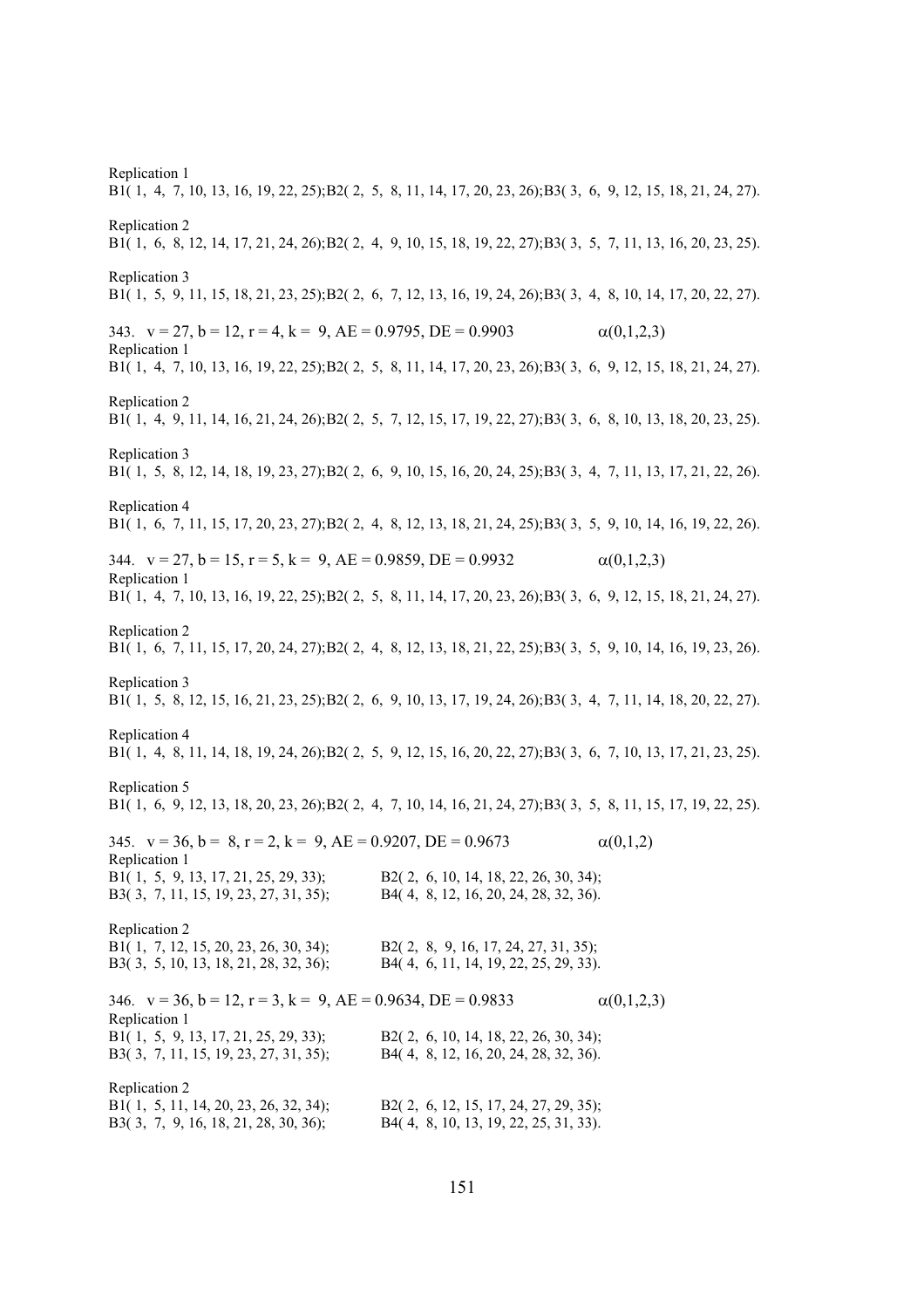Replication 1
B1( 1, 4, 7, 10, 13, 16, 19, 22, 25);B2( 2, 5, 8, 11, 14, 17, 20, 23, 26);B3( 3, 6, 9, 12, 15, 18, 21, 24, 27).

Replication 2
B1( 1, 6, 8, 12, 14, 17, 21, 24, 26);B2( 2, 4, 9, 10, 15, 18, 19, 22, 27);B3( 3, 5, 7, 11, 13, 16, 20, 23, 25).

Replication 3
B1( 1, 5, 9, 11, 15, 18, 21, 23, 25);B2( 2, 6, 7, 12, 13, 16, 19, 24, 26);B3( 3, 4, 8, 10, 14, 17, 20, 22, 27).

343. v = 27, b = 12, r = 4, k = 9, AE = 0.9795, DE = 0.9903 $\alpha(0,1,2,3)$

Replication 1
B1( 1, 4, 7, 10, 13, 16, 19, 22, 25);B2( 2, 5, 8, 11, 14, 17, 20, 23, 26);B3( 3, 6, 9, 12, 15, 18, 21, 24, 27).

Replication 2
B1( 1, 4, 9, 11, 14, 16, 21, 24, 26);B2( 2, 5, 7, 12, 15, 17, 19, 22, 27);B3( 3, 6, 8, 10, 13, 18, 20, 23, 25).

Replication 3
B1( 1, 5, 8, 12, 14, 18, 19, 23, 27);B2( 2, 6, 9, 10, 15, 16, 20, 24, 25);B3( 3, 4, 7, 11, 13, 17, 21, 22, 26).

Replication 4
B1( 1, 6, 7, 11, 15, 17, 20, 23, 27);B2( 2, 4, 8, 12, 13, 18, 21, 24, 25);B3( 3, 5, 9, 10, 14, 16, 19, 22, 26).

344. v = 27, b = 15, r = 5, k = 9, AE = 0.9859, DE = 0.9932 $\alpha(0,1,2,3)$

Replication 1
B1( 1, 4, 7, 10, 13, 16, 19, 22, 25);B2( 2, 5, 8, 11, 14, 17, 20, 23, 26);B3( 3, 6, 9, 12, 15, 18, 21, 24, 27).

Replication 2
B1( 1, 6, 7, 11, 15, 17, 20, 24, 27);B2( 2, 4, 8, 12, 13, 18, 21, 22, 25);B3( 3, 5, 9, 10, 14, 16, 19, 23, 26).

Replication 3
B1( 1, 5, 8, 12, 15, 16, 21, 23, 25);B2( 2, 6, 9, 10, 13, 17, 19, 24, 26);B3( 3, 4, 7, 11, 14, 18, 20, 22, 27).

Replication 4
B1( 1, 4, 8, 11, 14, 18, 19, 24, 26);B2( 2, 5, 9, 12, 15, 16, 20, 22, 27);B3( 3, 6, 7, 10, 13, 17, 21, 23, 25).

Replication 5
B1( 1, 6, 9, 12, 13, 18, 20, 23, 26);B2( 2, 4, 7, 10, 14, 16, 21, 24, 27);B3( 3, 5, 8, 11, 15, 17, 19, 22, 25).

345. v = 36, b = 8, r = 2, k = 9, AE = 0.9207, DE = 0.9673 $\alpha(0,1,2)$

Replication 1
B1( 1, 5, 9, 13, 17, 21, 25, 29, 33); B2( 2, 6, 10, 14, 18, 22, 26, 30, 34);
B3( 3, 7, 11, 15, 19, 23, 27, 31, 35); B4( 4, 8, 12, 16, 20, 24, 28, 32, 36).

Replication 2
B1( 1, 7, 12, 15, 20, 23, 26, 30, 34); B2( 2, 8, 9, 16, 17, 24, 27, 31, 35);
B3( 3, 5, 10, 13, 18, 21, 28, 32, 36); B4( 4, 6, 11, 14, 19, 22, 25, 29, 33).

346. v = 36, b = 12, r = 3, k = 9, AE = 0.9634, DE = 0.9833 $\alpha(0,1,2,3)$

Replication 1
B1( 1, 5, 9, 13, 17, 21, 25, 29, 33); B2( 2, 6, 10, 14, 18, 22, 26, 30, 34);
B3( 3, 7, 11, 15, 19, 23, 27, 31, 35); B4( 4, 8, 12, 16, 20, 24, 28, 32, 36).

Replication 2
B1( 1, 5, 11, 14, 20, 23, 26, 32, 34); B2( 2, 6, 12, 15, 17, 24, 27, 29, 35);
B3( 3, 7, 9, 16, 18, 21, 28, 30, 36); B4( 4, 8, 10, 13, 19, 22, 25, 31, 33).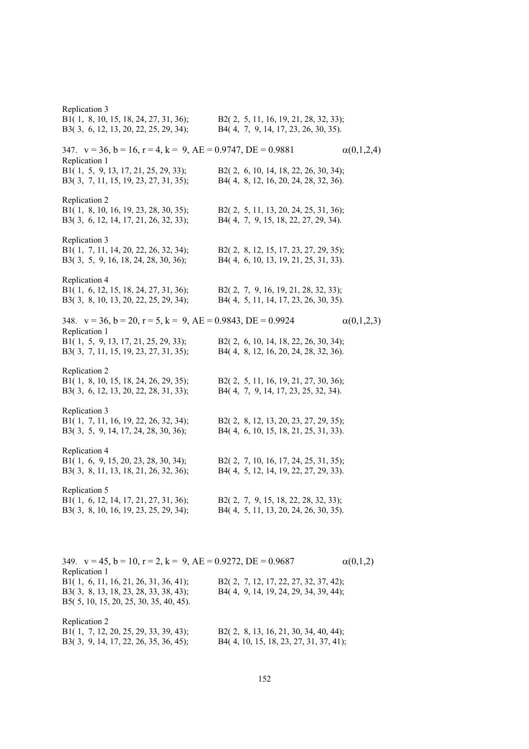Replication 3
B1( 1, 8, 10, 15, 18, 24, 27, 31, 36); B2( 2, 5, 11, 16, 19, 21, 28, 32, 33);
B3( 3, 6, 12, 13, 20, 22, 25, 29, 34); B4( 4, 7, 9, 14, 17, 23, 26, 30, 35).

347. v = 36, b = 16, r = 4, k = 9, AE = 0.9747, DE = 0.9881 $\alpha(0,1,2,4)$

Replication 1
B1( 1, 5, 9, 13, 17, 21, 25, 29, 33); B2( 2, 6, 10, 14, 18, 22, 26, 30, 34);
B3( 3, 7, 11, 15, 19, 23, 27, 31, 35); B4( 4, 8, 12, 16, 20, 24, 28, 32, 36).

Replication 2
B1( 1, 8, 10, 16, 19, 23, 28, 30, 35); B2( 2, 5, 11, 13, 20, 24, 25, 31, 36);
B3( 3, 6, 12, 14, 17, 21, 26, 32, 33); B4( 4, 7, 9, 15, 18, 22, 27, 29, 34).

Replication 3
B1( 1, 7, 11, 14, 20, 22, 26, 32, 34); B2( 2, 8, 12, 15, 17, 23, 27, 29, 35);
B3( 3, 5, 9, 16, 18, 24, 28, 30, 36); B4( 4, 6, 10, 13, 19, 21, 25, 31, 33).

Replication 4
B1( 1, 6, 12, 15, 18, 24, 27, 31, 36); B2( 2, 7, 9, 16, 19, 21, 28, 32, 33);
B3( 3, 8, 10, 13, 20, 22, 25, 29, 34); B4( 4, 5, 11, 14, 17, 23, 26, 30, 35).

348. v = 36, b = 20, r = 5, k = 9, AE = 0.9843, DE = 0.9924 $\alpha(0,1,2,3)$

Replication 1
B1( 1, 5, 9, 13, 17, 21, 25, 29, 33); B2( 2, 6, 10, 14, 18, 22, 26, 30, 34);
B3( 3, 7, 11, 15, 19, 23, 27, 31, 35); B4( 4, 8, 12, 16, 20, 24, 28, 32, 36).

Replication 2
B1( 1, 8, 10, 15, 18, 24, 26, 29, 35); B2( 2, 5, 11, 16, 19, 21, 27, 30, 36);
B3( 3, 6, 12, 13, 20, 22, 28, 31, 33); B4( 4, 7, 9, 14, 17, 23, 25, 32, 34).

Replication 3
B1( 1, 7, 11, 16, 19, 22, 26, 32, 34); B2( 2, 8, 12, 13, 20, 23, 27, 29, 35);
B3( 3, 5, 9, 14, 17, 24, 28, 30, 36); B4( 4, 6, 10, 15, 18, 21, 25, 31, 33).

Replication 4
B1( 1, 6, 9, 15, 20, 23, 28, 30, 34); B2( 2, 7, 10, 16, 17, 24, 25, 31, 35);
B3( 3, 8, 11, 13, 18, 21, 26, 32, 36); B4( 4, 5, 12, 14, 19, 22, 27, 29, 33).

Replication 5
B1( 1, 6, 12, 14, 17, 21, 27, 31, 36); B2( 2, 7, 9, 15, 18, 22, 28, 32, 33);
B3( 3, 8, 10, 16, 19, 23, 25, 29, 34); B4( 4, 5, 11, 13, 20, 24, 26, 30, 35).

349. v = 45, b = 10, r = 2, k = 9, AE = 0.9272, DE = 0.9687 $\alpha(0,1,2)$

Replication 1
B1( 1, 6, 11, 16, 21, 26, 31, 36, 41); B2( 2, 7, 12, 17, 22, 27, 32, 37, 42);
B3( 3, 8, 13, 18, 23, 28, 33, 38, 43); B4( 4, 9, 14, 19, 24, 29, 34, 39, 44);
B5( 5, 10, 15, 20, 25, 30, 35, 40, 45).

Replication 2
B1( 1, 7, 12, 20, 25, 29, 33, 39, 43); B2( 2, 8, 13, 16, 21, 30, 34, 40, 44);
B3( 3, 9, 14, 17, 22, 26, 35, 36, 45); B4( 4, 10, 15, 18, 23, 27, 31, 37, 41);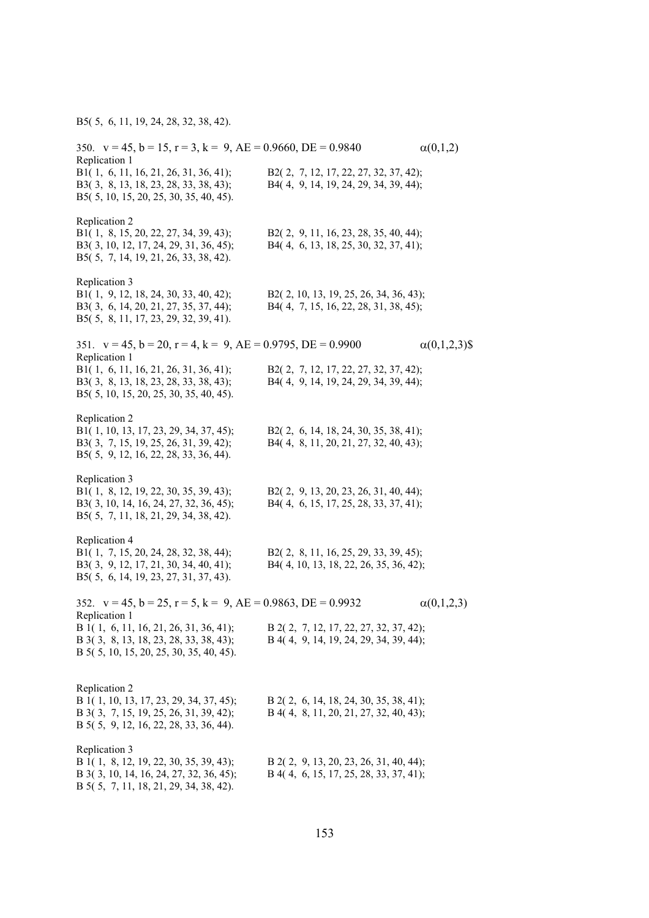B5( 5, 6, 11, 19, 24, 28, 32, 38, 42).

350. v = 45, b = 15, r = 3, k = 9, AE = 0.9660, DE = 0.9840 $\alpha(0,1,2)$

Replication 1

B1( 1, 6, 11, 16, 21, 26, 31, 36, 41); B2( 2, 7, 12, 17, 22, 27, 32, 37, 42);
B3( 3, 8, 13, 18, 23, 28, 33, 38, 43); B4( 4, 9, 14, 19, 24, 29, 34, 39, 44);
B5( 5, 10, 15, 20, 25, 30, 35, 40, 45).

Replication 2

B1( 1, 8, 15, 20, 22, 27, 34, 39, 43); B2( 2, 9, 11, 16, 23, 28, 35, 40, 44);
B3( 3, 10, 12, 17, 24, 29, 31, 36, 45); B4( 4, 6, 13, 18, 25, 30, 32, 37, 41);
B5( 5, 7, 14, 19, 21, 26, 33, 38, 42).

Replication 3

B1( 1, 9, 12, 18, 24, 30, 33, 40, 42); B2( 2, 10, 13, 19, 25, 26, 34, 36, 43);
B3( 3, 6, 14, 20, 21, 27, 35, 37, 44); B4( 4, 7, 15, 16, 22, 28, 31, 38, 45);
B5( 5, 8, 11, 17, 23, 29, 32, 39, 41).

351. v = 45, b = 20, r = 4, k = 9, AE = 0.9795, DE = 0.9900 $\alpha(0,1,2,3)$$

Replication 1

B1( 1, 6, 11, 16, 21, 26, 31, 36, 41); B2( 2, 7, 12, 17, 22, 27, 32, 37, 42);
B3( 3, 8, 13, 18, 23, 28, 33, 38, 43); B4( 4, 9, 14, 19, 24, 29, 34, 39, 44);
B5( 5, 10, 15, 20, 25, 30, 35, 40, 45).

Replication 2

B1( 1, 10, 13, 17, 23, 29, 34, 37, 45); B2( 2, 6, 14, 18, 24, 30, 35, 38, 41);
B3( 3, 7, 15, 19, 25, 26, 31, 39, 42); B4( 4, 8, 11, 20, 21, 27, 32, 40, 43);
B5( 5, 9, 12, 16, 22, 28, 33, 36, 44).

Replication 3

B1( 1, 8, 12, 19, 22, 30, 35, 39, 43); B2( 2, 9, 13, 20, 23, 26, 31, 40, 44);
B3( 3, 10, 14, 16, 24, 27, 32, 36, 45); B4( 4, 6, 15, 17, 25, 28, 33, 37, 41);
B5( 5, 7, 11, 18, 21, 29, 34, 38, 42).

Replication 4

B1( 1, 7, 15, 20, 24, 28, 32, 38, 44); B2( 2, 8, 11, 16, 25, 29, 33, 39, 45);
B3( 3, 9, 12, 17, 21, 30, 34, 40, 41); B4( 4, 10, 13, 18, 22, 26, 35, 36, 42);
B5( 5, 6, 14, 19, 23, 27, 31, 37, 43).

352. v = 45, b = 25, r = 5, k = 9, AE = 0.9863, DE = 0.9932 $\alpha(0,1,2,3)$

Replication 1

B 1( 1, 6, 11, 16, 21, 26, 31, 36, 41); B 2( 2, 7, 12, 17, 22, 27, 32, 37, 42);
B 3( 3, 8, 13, 18, 23, 28, 33, 38, 43); B 4( 4, 9, 14, 19, 24, 29, 34, 39, 44);
B 5( 5, 10, 15, 20, 25, 30, 35, 40, 45).

Replication 2

B 1( 1, 10, 13, 17, 23, 29, 34, 37, 45); B 2( 2, 6, 14, 18, 24, 30, 35, 38, 41);
B 3( 3, 7, 15, 19, 25, 26, 31, 39, 42); B 4( 4, 8, 11, 20, 21, 27, 32, 40, 43);
B 5( 5, 9, 12, 16, 22, 28, 33, 36, 44).

Replication 3

B 1( 1, 8, 12, 19, 22, 30, 35, 39, 43); B 2( 2, 9, 13, 20, 23, 26, 31, 40, 44);
B 3( 3, 10, 14, 16, 24, 27, 32, 36, 45); B 4( 4, 6, 15, 17, 25, 28, 33, 37, 41);
B 5( 5, 7, 11, 18, 21, 29, 34, 38, 42).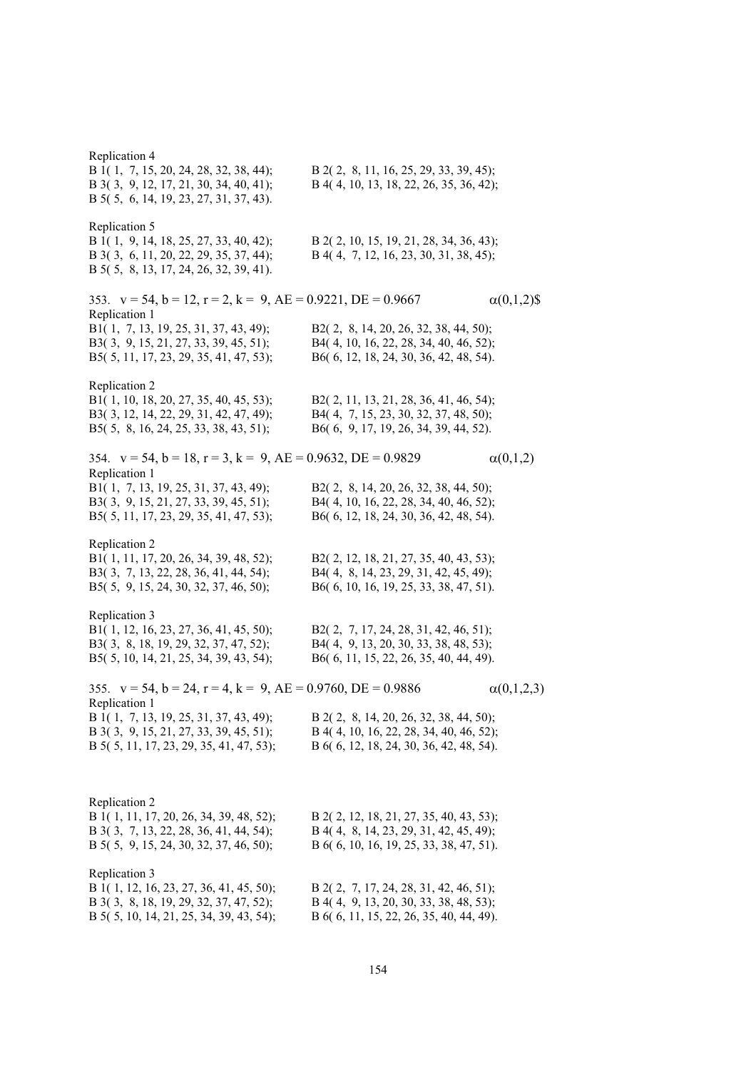Replication 4

B 1( 1, 7, 15, 20, 24, 28, 32, 38, 44); B 2( 2, 8, 11, 16, 25, 29, 33, 39, 45);
B 3( 3, 9, 12, 17, 21, 30, 34, 40, 41); B 4( 4, 10, 13, 18, 22, 26, 35, 36, 42);
B 5( 5, 6, 14, 19, 23, 27, 31, 37, 43).

Replication 5

B 1( 1, 9, 14, 18, 25, 27, 33, 40, 42); B 2( 2, 10, 15, 19, 21, 28, 34, 36, 43);
B 3( 3, 6, 11, 20, 22, 29, 35, 37, 44); B 4( 4, 7, 12, 16, 23, 30, 31, 38, 45);
B 5( 5, 8, 13, 17, 24, 26, 32, 39, 41).

353. v = 54, b = 12, r = 2, k = 9, AE = 0.9221, DE = 0.9667 $\alpha(0,1,2)$$

Replication 1

B1( 1, 7, 13, 19, 25, 31, 37, 43, 49); B2( 2, 8, 14, 20, 26, 32, 38, 44, 50);
B3( 3, 9, 15, 21, 27, 33, 39, 45, 51); B4( 4, 10, 16, 22, 28, 34, 40, 46, 52);
B5( 5, 11, 17, 23, 29, 35, 41, 47, 53); B6( 6, 12, 18, 24, 30, 36, 42, 48, 54).

Replication 2

B1( 1, 10, 18, 20, 27, 35, 40, 45, 53); B2( 2, 11, 13, 21, 28, 36, 41, 46, 54);
B3( 3, 12, 14, 22, 29, 31, 42, 47, 49); B4( 4, 7, 15, 23, 30, 32, 37, 48, 50);
B5( 5, 8, 16, 24, 25, 33, 38, 43, 51); B6( 6, 9, 17, 19, 26, 34, 39, 44, 52).

354. v = 54, b = 18, r = 3, k = 9, AE = 0.9632, DE = 0.9829 $\alpha(0,1,2)$

Replication 1

B1( 1, 7, 13, 19, 25, 31, 37, 43, 49); B2( 2, 8, 14, 20, 26, 32, 38, 44, 50);
B3( 3, 9, 15, 21, 27, 33, 39, 45, 51); B4( 4, 10, 16, 22, 28, 34, 40, 46, 52);
B5( 5, 11, 17, 23, 29, 35, 41, 47, 53); B6( 6, 12, 18, 24, 30, 36, 42, 48, 54).

Replication 2

B1( 1, 11, 17, 20, 26, 34, 39, 48, 52); B2( 2, 12, 18, 21, 27, 35, 40, 43, 53);
B3( 3, 7, 13, 22, 28, 36, 41, 44, 54); B4( 4, 8, 14, 23, 29, 31, 42, 45, 49);
B5( 5, 9, 15, 24, 30, 32, 37, 46, 50); B6( 6, 10, 16, 19, 25, 33, 38, 47, 51).

Replication 3

B1( 1, 12, 16, 23, 27, 36, 41, 45, 50); B2( 2, 7, 17, 24, 28, 31, 42, 46, 51);
B3( 3, 8, 18, 19, 29, 32, 37, 47, 52); B4( 4, 9, 13, 20, 30, 33, 38, 48, 53);
B5( 5, 10, 14, 21, 25, 34, 39, 43, 54); B6( 6, 11, 15, 22, 26, 35, 40, 44, 49).

355. v = 54, b = 24, r = 4, k = 9, AE = 0.9760, DE = 0.9886 $\alpha(0,1,2,3)$

Replication 1

B 1( 1, 7, 13, 19, 25, 31, 37, 43, 49); B 2( 2, 8, 14, 20, 26, 32, 38, 44, 50);
B 3( 3, 9, 15, 21, 27, 33, 39, 45, 51); B 4( 4, 10, 16, 22, 28, 34, 40, 46, 52);
B 5( 5, 11, 17, 23, 29, 35, 41, 47, 53); B 6( 6, 12, 18, 24, 30, 36, 42, 48, 54).

Replication 2

B 1( 1, 11, 17, 20, 26, 34, 39, 48, 52); B 2( 2, 12, 18, 21, 27, 35, 40, 43, 53);
B 3( 3, 7, 13, 22, 28, 36, 41, 44, 54); B 4( 4, 8, 14, 23, 29, 31, 42, 45, 49);
B 5( 5, 9, 15, 24, 30, 32, 37, 46, 50); B 6( 6, 10, 16, 19, 25, 33, 38, 47, 51).

Replication 3

B 1( 1, 12, 16, 23, 27, 36, 41, 45, 50); B 2( 2, 7, 17, 24, 28, 31, 42, 46, 51);
B 3( 3, 8, 18, 19, 29, 32, 37, 47, 52); B 4( 4, 9, 13, 20, 30, 33, 38, 48, 53);
B 5( 5, 10, 14, 21, 25, 34, 39, 43, 54); B 6( 6, 11, 15, 22, 26, 35, 40, 44, 49).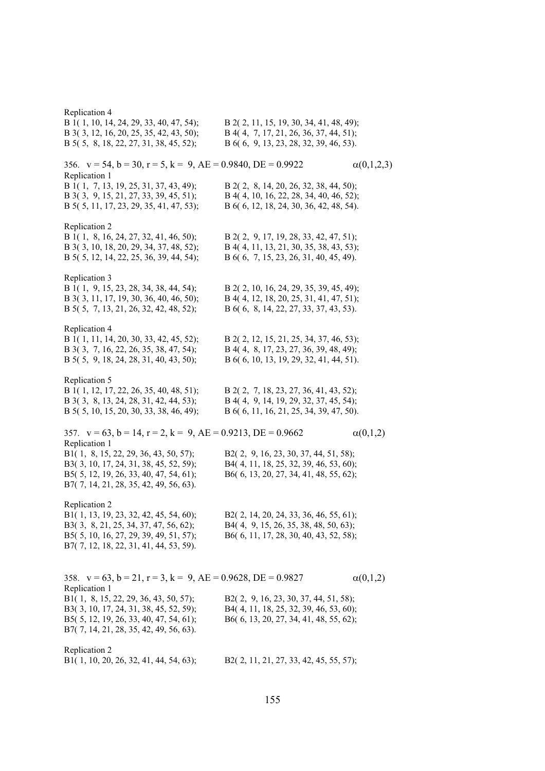Replication 4

B 1( 1, 10, 14, 24, 29, 33, 40, 47, 54); B 2( 2, 11, 15, 19, 30, 34, 41, 48, 49);
B 3( 3, 12, 16, 20, 25, 35, 42, 43, 50); B 4( 4, 7, 17, 21, 26, 36, 37, 44, 51);
B 5( 5, 8, 18, 22, 27, 31, 38, 45, 52); B 6( 6, 9, 13, 23, 28, 32, 39, 46, 53).

356. v = 54, b = 30, r = 5, k = 9, AE = 0.9840, DE = 0.9922 $\alpha(0,1,2,3)$

Replication 1

B 1( 1, 7, 13, 19, 25, 31, 37, 43, 49); B 2( 2, 8, 14, 20, 26, 32, 38, 44, 50);
B 3( 3, 9, 15, 21, 27, 33, 39, 45, 51); B 4( 4, 10, 16, 22, 28, 34, 40, 46, 52);
B 5( 5, 11, 17, 23, 29, 35, 41, 47, 53); B 6( 6, 12, 18, 24, 30, 36, 42, 48, 54).

Replication 2

B 1( 1, 8, 16, 24, 27, 32, 41, 46, 50); B 2( 2, 9, 17, 19, 28, 33, 42, 47, 51);
B 3( 3, 10, 18, 20, 29, 34, 37, 48, 52); B 4( 4, 11, 13, 21, 30, 35, 38, 43, 53);
B 5( 5, 12, 14, 22, 25, 36, 39, 44, 54); B 6( 6, 7, 15, 23, 26, 31, 40, 45, 49).

Replication 3

B 1( 1, 9, 15, 23, 28, 34, 38, 44, 54); B 2( 2, 10, 16, 24, 29, 35, 39, 45, 49);
B 3( 3, 11, 17, 19, 30, 36, 40, 46, 50); B 4( 4, 12, 18, 20, 25, 31, 41, 47, 51);
B 5( 5, 7, 13, 21, 26, 32, 42, 48, 52); B 6( 6, 8, 14, 22, 27, 33, 37, 43, 53).

Replication 4

B 1( 1, 11, 14, 20, 30, 33, 42, 45, 52); B 2( 2, 12, 15, 21, 25, 34, 37, 46, 53);
B 3( 3, 7, 16, 22, 26, 35, 38, 47, 54); B 4( 4, 8, 17, 23, 27, 36, 39, 48, 49);
B 5( 5, 9, 18, 24, 28, 31, 40, 43, 50); B 6( 6, 10, 13, 19, 29, 32, 41, 44, 51).

Replication 5

B 1( 1, 12, 17, 22, 26, 35, 40, 48, 51); B 2( 2, 7, 18, 23, 27, 36, 41, 43, 52);
B 3( 3, 8, 13, 24, 28, 31, 42, 44, 53); B 4( 4, 9, 14, 19, 29, 32, 37, 45, 54);
B 5( 5, 10, 15, 20, 30, 33, 38, 46, 49); B 6( 6, 11, 16, 21, 25, 34, 39, 47, 50).

357. v = 63, b = 14, r = 2, k = 9, AE = 0.9213, DE = 0.9662 $\alpha(0,1,2)$

Replication 1

B1( 1, 8, 15, 22, 29, 36, 43, 50, 57); B2( 2, 9, 16, 23, 30, 37, 44, 51, 58);
B3( 3, 10, 17, 24, 31, 38, 45, 52, 59); B4( 4, 11, 18, 25, 32, 39, 46, 53, 60);
B5( 5, 12, 19, 26, 33, 40, 47, 54, 61); B6( 6, 13, 20, 27, 34, 41, 48, 55, 62);
B7( 7, 14, 21, 28, 35, 42, 49, 56, 63).

Replication 2

B1( 1, 13, 19, 23, 32, 42, 45, 54, 60); B2( 2, 14, 20, 24, 33, 36, 46, 55, 61);
B3( 3, 8, 21, 25, 34, 37, 47, 56, 62); B4( 4, 9, 15, 26, 35, 38, 48, 50, 63);
B5( 5, 10, 16, 27, 29, 39, 49, 51, 57); B6( 6, 11, 17, 28, 30, 40, 43, 52, 58);
B7( 7, 12, 18, 22, 31, 41, 44, 53, 59).

358. v = 63, b = 21, r = 3, k = 9, AE = 0.9628, DE = 0.9827 $\alpha(0,1,2)$

Replication 1

B1( 1, 8, 15, 22, 29, 36, 43, 50, 57); B2( 2, 9, 16, 23, 30, 37, 44, 51, 58);
B3( 3, 10, 17, 24, 31, 38, 45, 52, 59); B4( 4, 11, 18, 25, 32, 39, 46, 53, 60);
B5( 5, 12, 19, 26, 33, 40, 47, 54, 61); B6( 6, 13, 20, 27, 34, 41, 48, 55, 62);
B7( 7, 14, 21, 28, 35, 42, 49, 56, 63).

Replication 2

B1( 1, 10, 20, 26, 32, 41, 44, 54, 63); B2( 2, 11, 21, 27, 33, 42, 45, 55, 57);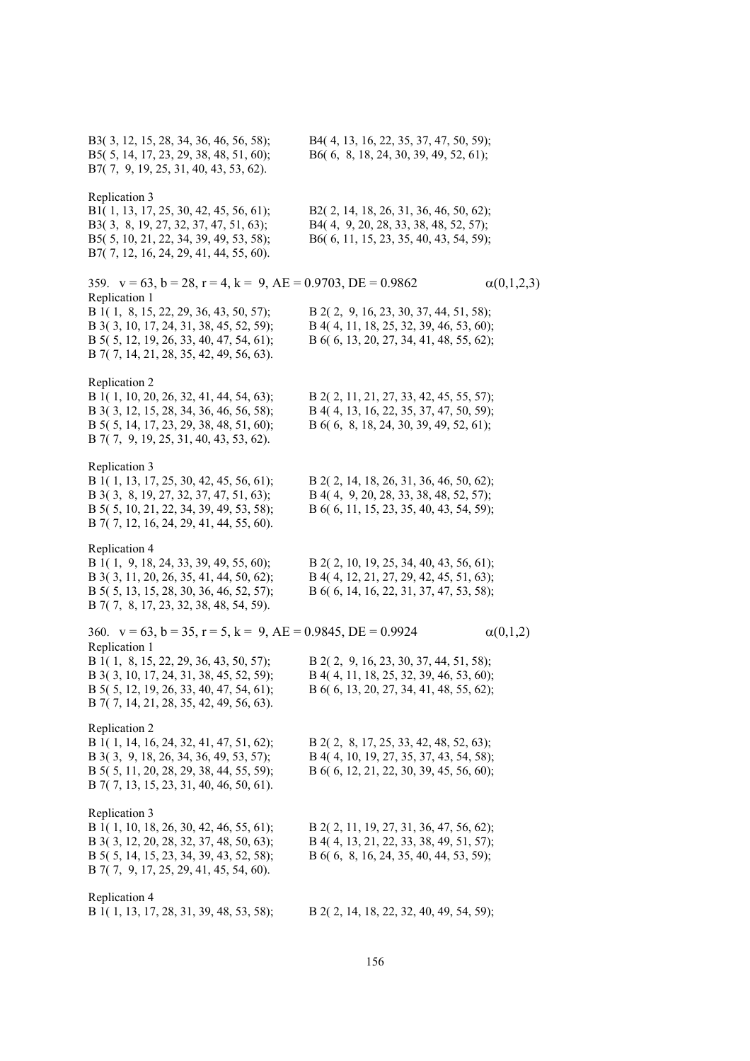B3( 3, 12, 15, 28, 34, 36, 46, 56, 58);
B4( 4, 13, 16, 22, 35, 37, 47, 50, 59);
B5( 5, 14, 17, 23, 29, 38, 48, 51, 60);
B6( 6, 8, 18, 24, 30, 39, 49, 52, 61);
B7( 7, 9, 19, 25, 31, 40, 43, 53, 62).

Replication 3
B1( 1, 13, 17, 25, 30, 42, 45, 56, 61);
B2( 2, 14, 18, 26, 31, 36, 46, 50, 62);
B3( 3, 8, 19, 27, 32, 37, 47, 51, 63);
B4( 4, 9, 20, 28, 33, 38, 48, 52, 57);
B5( 5, 10, 21, 22, 34, 39, 49, 53, 58);
B6( 6, 11, 15, 23, 35, 40, 43, 54, 59);
B7( 7, 12, 16, 24, 29, 41, 44, 55, 60).

359. $v = 63$, $b = 28$, $r = 4$, $k = 9$, AE = 0.9703, DE = 0.9862 $\alpha(0,1,2,3)$

Replication 1
B 1( 1, 8, 15, 22, 29, 36, 43, 50, 57);
B 2( 2, 9, 16, 23, 30, 37, 44, 51, 58);
B 3( 3, 10, 17, 24, 31, 38, 45, 52, 59);
B 4( 4, 11, 18, 25, 32, 39, 46, 53, 60);
B 5( 5, 12, 19, 26, 33, 40, 47, 54, 61);
B 6( 6, 13, 20, 27, 34, 41, 48, 55, 62);
B 7( 7, 14, 21, 28, 35, 42, 49, 56, 63).

Replication 2
B 1( 1, 10, 20, 26, 32, 41, 44, 54, 63);
B 2( 2, 11, 21, 27, 33, 42, 45, 55, 57);
B 3( 3, 12, 15, 28, 34, 36, 46, 56, 58);
B 4( 4, 13, 16, 22, 35, 37, 47, 50, 59);
B 5( 5, 14, 17, 23, 29, 38, 48, 51, 60);
B 6( 6, 8, 18, 24, 30, 39, 49, 52, 61);
B 7( 7, 9, 19, 25, 31, 40, 43, 53, 62).

Replication 3
B 1( 1, 13, 17, 25, 30, 42, 45, 56, 61);
B 2( 2, 14, 18, 26, 31, 36, 46, 50, 62);
B 3( 3, 8, 19, 27, 32, 37, 47, 51, 63);
B 4( 4, 9, 20, 28, 33, 38, 48, 52, 57);
B 5( 5, 10, 21, 22, 34, 39, 49, 53, 58);
B 6( 6, 11, 15, 23, 35, 40, 43, 54, 59);
B 7( 7, 12, 16, 24, 29, 41, 44, 55, 60).

Replication 4
B 1( 1, 9, 18, 24, 33, 39, 49, 55, 60);
B 2( 2, 10, 19, 25, 34, 40, 43, 56, 61);
B 3( 3, 11, 20, 26, 35, 41, 44, 50, 62);
B 4( 4, 12, 21, 27, 29, 42, 45, 51, 63);
B 5( 5, 13, 15, 28, 30, 36, 46, 52, 57);
B 6( 6, 14, 16, 22, 31, 37, 47, 53, 58);
B 7( 7, 8, 17, 23, 32, 38, 48, 54, 59).

360. $v = 63$, $b = 35$, $r = 5$, $k = 9$, AE = 0.9845, DE = 0.9924 $\alpha(0,1,2)$

Replication 1
B 1( 1, 8, 15, 22, 29, 36, 43, 50, 57);
B 2( 2, 9, 16, 23, 30, 37, 44, 51, 58);
B 3( 3, 10, 17, 24, 31, 38, 45, 52, 59);
B 4( 4, 11, 18, 25, 32, 39, 46, 53, 60);
B 5( 5, 12, 19, 26, 33, 40, 47, 54, 61);
B 6( 6, 13, 20, 27, 34, 41, 48, 55, 62);
B 7( 7, 14, 21, 28, 35, 42, 49, 56, 63).

Replication 2
B 1( 1, 14, 16, 24, 32, 41, 47, 51, 62);
B 2( 2, 8, 17, 25, 33, 42, 48, 52, 63);
B 3( 3, 9, 18, 26, 34, 36, 49, 53, 57);
B 4( 4, 10, 19, 27, 35, 37, 43, 54, 58);
B 5( 5, 11, 20, 28, 29, 38, 44, 55, 59);
B 6( 6, 12, 21, 22, 30, 39, 45, 56, 60);
B 7( 7, 13, 15, 23, 31, 40, 46, 50, 61).

Replication 3
B 1( 1, 10, 18, 26, 30, 42, 46, 55, 61);
B 2( 2, 11, 19, 27, 31, 36, 47, 56, 62);
B 3( 3, 12, 20, 28, 32, 37, 48, 50, 63);
B 4( 4, 13, 21, 22, 33, 38, 49, 51, 57);
B 5( 5, 14, 15, 23, 34, 39, 43, 52, 58);
B 6( 6, 8, 16, 24, 35, 40, 44, 53, 59);
B 7( 7, 9, 17, 25, 29, 41, 45, 54, 60).

Replication 4
B 1( 1, 13, 17, 28, 31, 39, 48, 53, 58);
B 2( 2, 14, 18, 22, 32, 40, 49, 54, 59);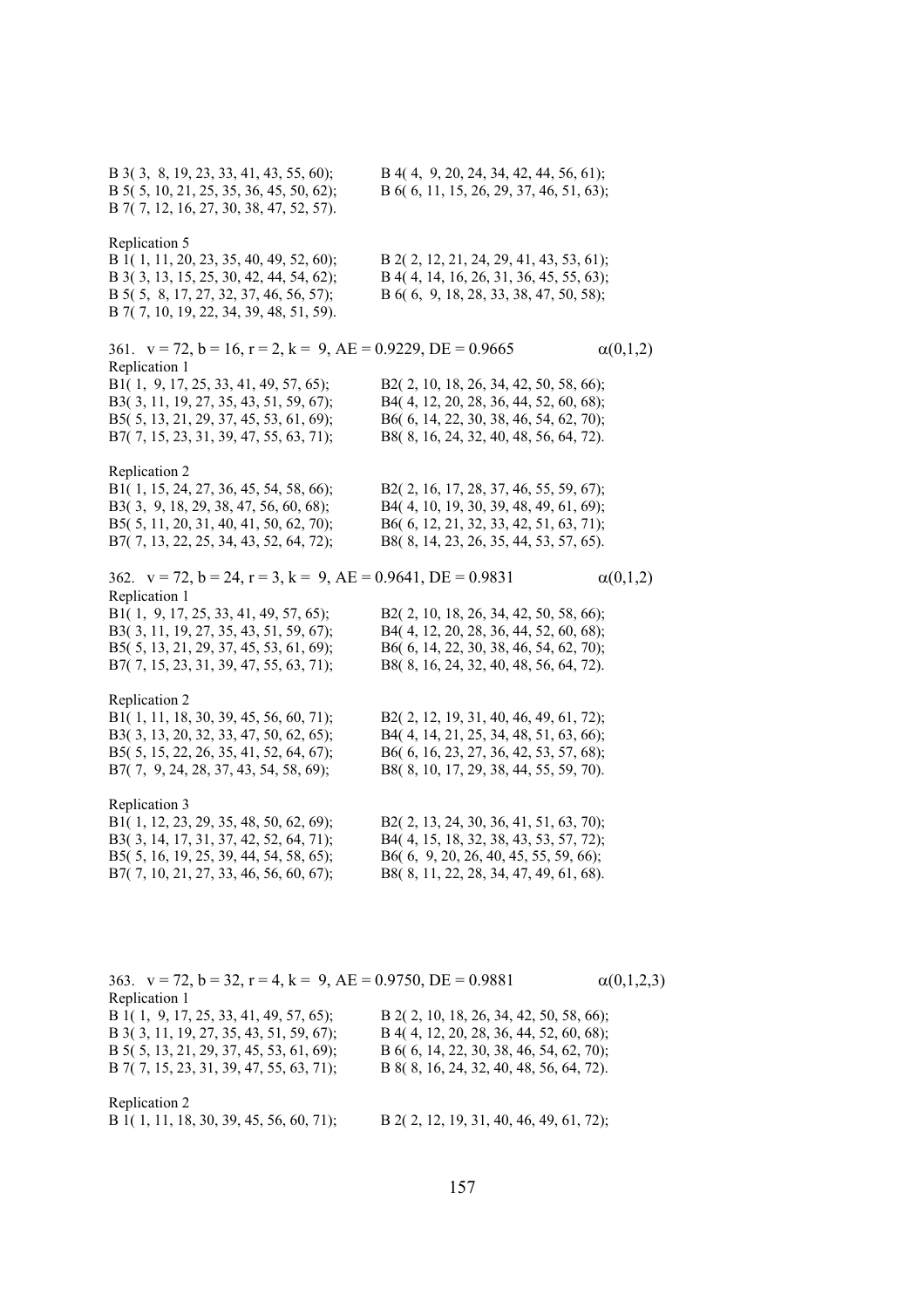B 3( 3, 8, 19, 23, 33, 41, 43, 55, 60); B 4( 4, 9, 20, 24, 34, 42, 44, 56, 61);
B 5( 5, 10, 21, 25, 35, 36, 45, 50, 62); B 6( 6, 11, 15, 26, 29, 37, 46, 51, 63);
B 7( 7, 12, 16, 27, 30, 38, 47, 52, 57).

Replication 5
B 1( 1, 11, 20, 23, 35, 40, 49, 52, 60); B 2( 2, 12, 21, 24, 29, 41, 43, 53, 61);
B 3( 3, 13, 15, 25, 30, 42, 44, 54, 62); B 4( 4, 14, 16, 26, 31, 36, 45, 55, 63);
B 5( 5, 8, 17, 27, 32, 37, 46, 56, 57); B 6( 6, 9, 18, 28, 33, 38, 47, 50, 58);
B 7( 7, 10, 19, 22, 34, 39, 48, 51, 59).

361. $v = 72$, $b = 16$, $r = 2$, $k = 9$, AE = 0.9229, DE = 0.9665 $\alpha(0,1,2)$

Replication 1
B1( 1, 9, 17, 25, 33, 41, 49, 57, 65); B2( 2, 10, 18, 26, 34, 42, 50, 58, 66);
B3( 3, 11, 19, 27, 35, 43, 51, 59, 67); B4( 4, 12, 20, 28, 36, 44, 52, 60, 68);
B5( 5, 13, 21, 29, 37, 45, 53, 61, 69); B6( 6, 14, 22, 30, 38, 46, 54, 62, 70);
B7( 7, 15, 23, 31, 39, 47, 55, 63, 71); B8( 8, 16, 24, 32, 40, 48, 56, 64, 72).

Replication 2
B1( 1, 15, 24, 27, 36, 45, 54, 58, 66); B2( 2, 16, 17, 28, 37, 46, 55, 59, 67);
B3( 3, 9, 18, 29, 38, 47, 56, 60, 68); B4( 4, 10, 19, 30, 39, 48, 49, 61, 69);
B5( 5, 11, 20, 31, 40, 41, 50, 62, 70); B6( 6, 12, 21, 32, 33, 42, 51, 63, 71);
B7( 7, 13, 22, 25, 34, 43, 52, 64, 72); B8( 8, 14, 23, 26, 35, 44, 53, 57, 65).

362. $v = 72$, $b = 24$, $r = 3$, $k = 9$, AE = 0.9641, DE = 0.9831 $\alpha(0,1,2)$

Replication 1
B1( 1, 9, 17, 25, 33, 41, 49, 57, 65); B2( 2, 10, 18, 26, 34, 42, 50, 58, 66);
B3( 3, 11, 19, 27, 35, 43, 51, 59, 67); B4( 4, 12, 20, 28, 36, 44, 52, 60, 68);
B5( 5, 13, 21, 29, 37, 45, 53, 61, 69); B6( 6, 14, 22, 30, 38, 46, 54, 62, 70);
B7( 7, 15, 23, 31, 39, 47, 55, 63, 71); B8( 8, 16, 24, 32, 40, 48, 56, 64, 72).

Replication 2
B1( 1, 11, 18, 30, 39, 45, 56, 60, 71); B2( 2, 12, 19, 31, 40, 46, 49, 61, 72);
B3( 3, 13, 20, 32, 33, 47, 50, 62, 65); B4( 4, 14, 21, 25, 34, 48, 51, 63, 66);
B5( 5, 15, 22, 26, 35, 41, 52, 64, 67); B6( 6, 16, 23, 27, 36, 42, 53, 57, 68);
B7( 7, 9, 24, 28, 37, 43, 54, 58, 69); B8( 8, 10, 17, 29, 38, 44, 55, 59, 70).

Replication 3
B1( 1, 12, 23, 29, 35, 48, 50, 62, 69); B2( 2, 13, 24, 30, 36, 41, 51, 63, 70);
B3( 3, 14, 17, 31, 37, 42, 52, 64, 71); B4( 4, 15, 18, 32, 38, 43, 53, 57, 72);
B5( 5, 16, 19, 25, 39, 44, 54, 58, 65); B6( 6, 9, 20, 26, 40, 45, 55, 59, 66);
B7( 7, 10, 21, 27, 33, 46, 56, 60, 67); B8( 8, 11, 22, 28, 34, 47, 49, 61, 68).

363. $v = 72$, $b = 32$, $r = 4$, $k = 9$, AE = 0.9750, DE = 0.9881 $\alpha(0,1,2,3)$

Replication 1
B 1( 1, 9, 17, 25, 33, 41, 49, 57, 65); B 2( 2, 10, 18, 26, 34, 42, 50, 58, 66);
B 3( 3, 11, 19, 27, 35, 43, 51, 59, 67); B 4( 4, 12, 20, 28, 36, 44, 52, 60, 68);
B 5( 5, 13, 21, 29, 37, 45, 53, 61, 69); B 6( 6, 14, 22, 30, 38, 46, 54, 62, 70);
B 7( 7, 15, 23, 31, 39, 47, 55, 63, 71); B 8( 8, 16, 24, 32, 40, 48, 56, 64, 72).

Replication 2
B 1( 1, 11, 18, 30, 39, 45, 56, 60, 71); B 2( 2, 12, 19, 31, 40, 46, 49, 61, 72);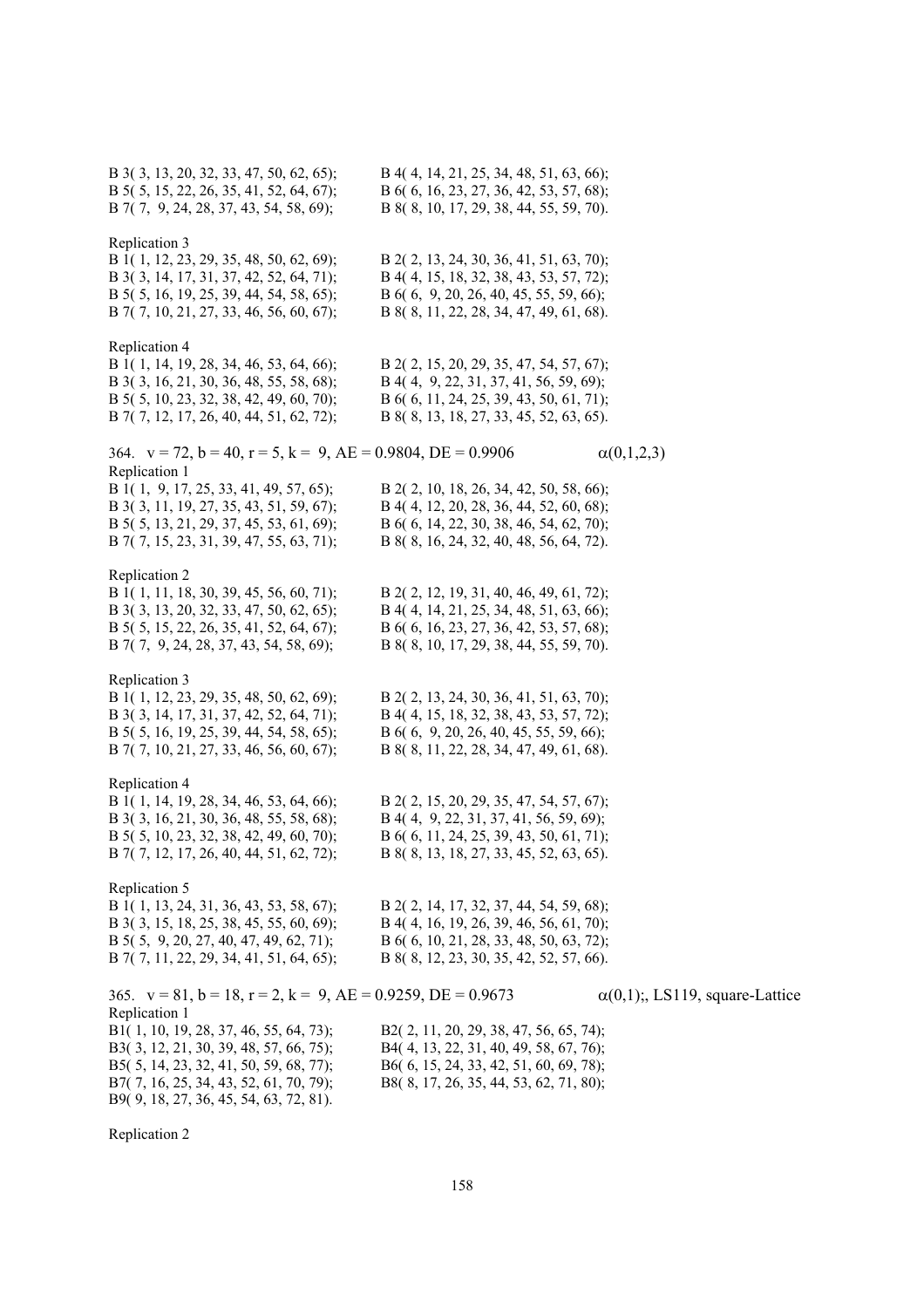B 3( 3, 13, 20, 32, 33, 47, 50, 62, 65); B 4( 4, 14, 21, 25, 34, 48, 51, 63, 66);
B 5( 5, 15, 22, 26, 35, 41, 52, 64, 67); B 6( 6, 16, 23, 27, 36, 42, 53, 57, 68);
B 7( 7, 9, 24, 28, 37, 43, 54, 58, 69); B 8( 8, 10, 17, 29, 38, 44, 55, 59, 70).

Replication 3
B 1( 1, 12, 23, 29, 35, 48, 50, 62, 69); B 2( 2, 13, 24, 30, 36, 41, 51, 63, 70);
B 3( 3, 14, 17, 31, 37, 42, 52, 64, 71); B 4( 4, 15, 18, 32, 38, 43, 53, 57, 72);
B 5( 5, 16, 19, 25, 39, 44, 54, 58, 65); B 6( 6, 9, 20, 26, 40, 45, 55, 59, 66);
B 7( 7, 10, 21, 27, 33, 46, 56, 60, 67); B 8( 8, 11, 22, 28, 34, 47, 49, 61, 68).

Replication 4
B 1( 1, 14, 19, 28, 34, 46, 53, 64, 66); B 2( 2, 15, 20, 29, 35, 47, 54, 57, 67);
B 3( 3, 16, 21, 30, 36, 48, 55, 58, 68); B 4( 4, 9, 22, 31, 37, 41, 56, 59, 69);
B 5( 5, 10, 23, 32, 38, 42, 49, 60, 70); B 6( 6, 11, 24, 25, 39, 43, 50, 61, 71);
B 7( 7, 12, 17, 26, 40, 44, 51, 62, 72); B 8( 8, 13, 18, 27, 33, 45, 52, 63, 65).

364. v = 72, b = 40, r = 5, k = 9, AE = 0.9804, DE = 0.9906 $\alpha(0,1,2,3)$

Replication 1
B 1( 1, 9, 17, 25, 33, 41, 49, 57, 65); B 2( 2, 10, 18, 26, 34, 42, 50, 58, 66);
B 3( 3, 11, 19, 27, 35, 43, 51, 59, 67); B 4( 4, 12, 20, 28, 36, 44, 52, 60, 68);
B 5( 5, 13, 21, 29, 37, 45, 53, 61, 69); B 6( 6, 14, 22, 30, 38, 46, 54, 62, 70);
B 7( 7, 15, 23, 31, 39, 47, 55, 63, 71); B 8( 8, 16, 24, 32, 40, 48, 56, 64, 72).

Replication 2
B 1( 1, 11, 18, 30, 39, 45, 56, 60, 71); B 2( 2, 12, 19, 31, 40, 46, 49, 61, 72);
B 3( 3, 13, 20, 32, 33, 47, 50, 62, 65); B 4( 4, 14, 21, 25, 34, 48, 51, 63, 66);
B 5( 5, 15, 22, 26, 35, 41, 52, 64, 67); B 6( 6, 16, 23, 27, 36, 42, 53, 57, 68);
B 7( 7, 9, 24, 28, 37, 43, 54, 58, 69); B 8( 8, 10, 17, 29, 38, 44, 55, 59, 70).

Replication 3
B 1( 1, 12, 23, 29, 35, 48, 50, 62, 69); B 2( 2, 13, 24, 30, 36, 41, 51, 63, 70);
B 3( 3, 14, 17, 31, 37, 42, 52, 64, 71); B 4( 4, 15, 18, 32, 38, 43, 53, 57, 72);
B 5( 5, 16, 19, 25, 39, 44, 54, 58, 65); B 6( 6, 9, 20, 26, 40, 45, 55, 59, 66);
B 7( 7, 10, 21, 27, 33, 46, 56, 60, 67); B 8( 8, 11, 22, 28, 34, 47, 49, 61, 68).

Replication 4
B 1( 1, 14, 19, 28, 34, 46, 53, 64, 66); B 2( 2, 15, 20, 29, 35, 47, 54, 57, 67);
B 3( 3, 16, 21, 30, 36, 48, 55, 58, 68); B 4( 4, 9, 22, 31, 37, 41, 56, 59, 69);
B 5( 5, 10, 23, 32, 38, 42, 49, 60, 70); B 6( 6, 11, 24, 25, 39, 43, 50, 61, 71);
B 7( 7, 12, 17, 26, 40, 44, 51, 62, 72); B 8( 8, 13, 18, 27, 33, 45, 52, 63, 65).

Replication 5
B 1( 1, 13, 24, 31, 36, 43, 53, 58, 67); B 2( 2, 14, 17, 32, 37, 44, 54, 59, 68);
B 3( 3, 15, 18, 25, 38, 45, 55, 60, 69); B 4( 4, 16, 19, 26, 39, 46, 56, 61, 70);
B 5( 5, 9, 20, 27, 40, 47, 49, 62, 71); B 6( 6, 10, 21, 28, 33, 48, 50, 63, 72);
B 7( 7, 11, 22, 29, 34, 41, 51, 64, 65); B 8( 8, 12, 23, 30, 35, 42, 52, 57, 66).

365. v = 81, b = 18, r = 2, k = 9, AE = 0.9259, DE = 0.9673 $\alpha(0,1)$;, LS119, square-Lattice

Replication 1
B1( 1, 10, 19, 28, 37, 46, 55, 64, 73); B2( 2, 11, 20, 29, 38, 47, 56, 65, 74);
B3( 3, 12, 21, 30, 39, 48, 57, 66, 75); B4( 4, 13, 22, 31, 40, 49, 58, 67, 76);
B5( 5, 14, 23, 32, 41, 50, 59, 68, 77); B6( 6, 15, 24, 33, 42, 51, 60, 69, 78);
B7( 7, 16, 25, 34, 43, 52, 61, 70, 79); B8( 8, 17, 26, 35, 44, 53, 62, 71, 80);
B9( 9, 18, 27, 36, 45, 54, 63, 72, 81).

Replication 2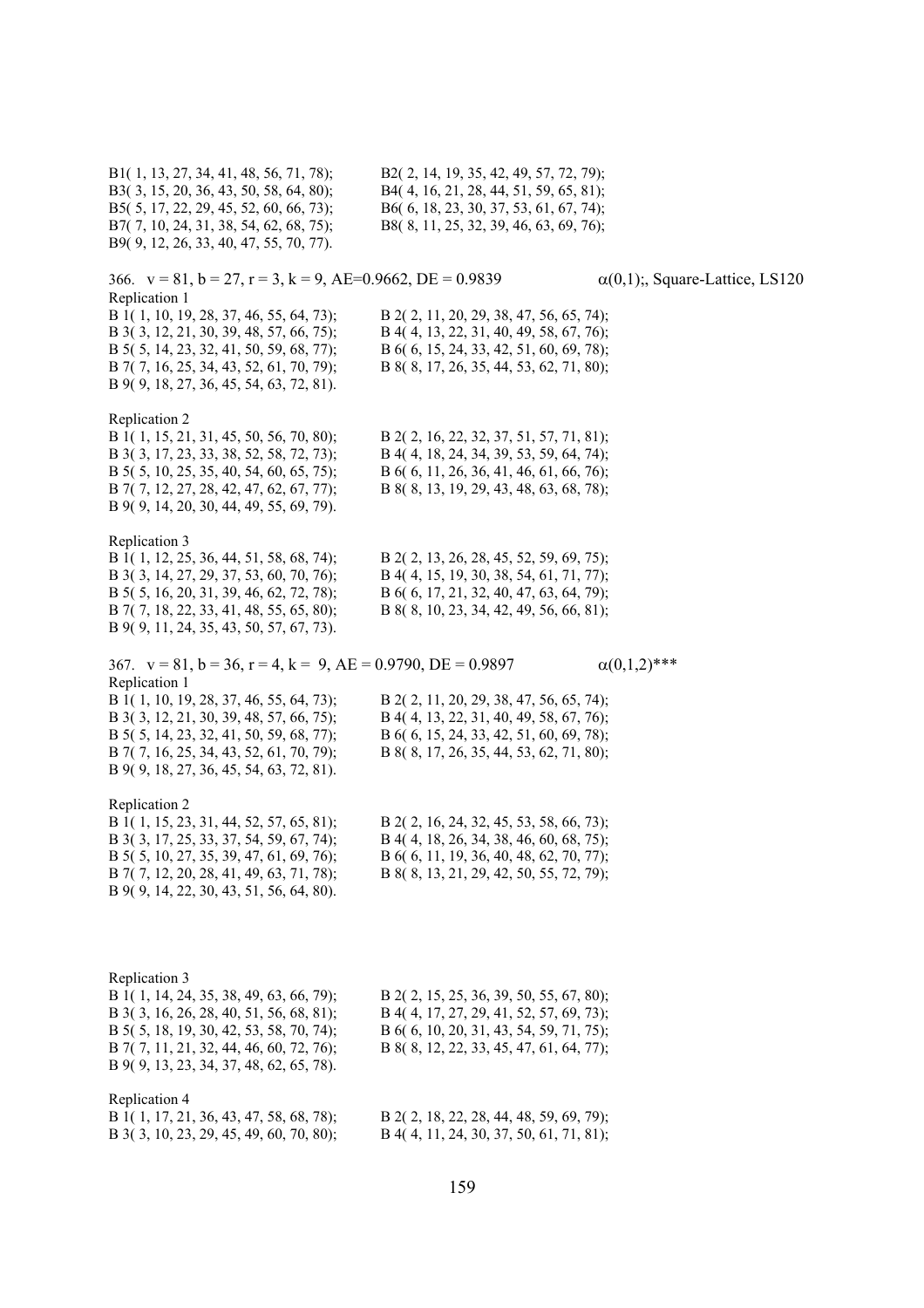B1( 1, 13, 27, 34, 41, 48, 56, 71, 78); B2( 2, 14, 19, 35, 42, 49, 57, 72, 79);
B3( 3, 15, 20, 36, 43, 50, 58, 64, 80); B4( 4, 16, 21, 28, 44, 51, 59, 65, 81);
B5( 5, 17, 22, 29, 45, 52, 60, 66, 73); B6( 6, 18, 23, 30, 37, 53, 61, 67, 74);
B7( 7, 10, 24, 31, 38, 54, 62, 68, 75); B8( 8, 11, 25, 32, 39, 46, 63, 69, 76);
B9( 9, 12, 26, 33, 40, 47, 55, 70, 77).

366. v = 81, b = 27, r = 3, k = 9, AE=0.9662, DE = 0.9839 $\alpha(0,1)$;, Square-Lattice, LS120

Replication 1
B 1( 1, 10, 19, 28, 37, 46, 55, 64, 73); B 2( 2, 11, 20, 29, 38, 47, 56, 65, 74);
B 3( 3, 12, 21, 30, 39, 48, 57, 66, 75); B 4( 4, 13, 22, 31, 40, 49, 58, 67, 76);
B 5( 5, 14, 23, 32, 41, 50, 59, 68, 77); B 6( 6, 15, 24, 33, 42, 51, 60, 69, 78);
B 7( 7, 16, 25, 34, 43, 52, 61, 70, 79); B 8( 8, 17, 26, 35, 44, 53, 62, 71, 80);
B 9( 9, 18, 27, 36, 45, 54, 63, 72, 81).

Replication 2
B 1( 1, 15, 21, 31, 45, 50, 56, 70, 80); B 2( 2, 16, 22, 32, 37, 51, 57, 71, 81);
B 3( 3, 17, 23, 33, 38, 52, 58, 72, 73); B 4( 4, 18, 24, 34, 39, 53, 59, 64, 74);
B 5( 5, 10, 25, 35, 40, 54, 60, 65, 75); B 6( 6, 11, 26, 36, 41, 46, 61, 66, 76);
B 7( 7, 12, 27, 28, 42, 47, 62, 67, 77); B 8( 8, 13, 19, 29, 43, 48, 63, 68, 78);
B 9( 9, 14, 20, 30, 44, 49, 55, 69, 79).

Replication 3
B 1( 1, 12, 25, 36, 44, 51, 58, 68, 74); B 2( 2, 13, 26, 28, 45, 52, 59, 69, 75);
B 3( 3, 14, 27, 29, 37, 53, 60, 70, 76); B 4( 4, 15, 19, 30, 38, 54, 61, 71, 77);
B 5( 5, 16, 20, 31, 39, 46, 62, 72, 78); B 6( 6, 17, 21, 32, 40, 47, 63, 64, 79);
B 7( 7, 18, 22, 33, 41, 48, 55, 65, 80); B 8( 8, 10, 23, 34, 42, 49, 56, 66, 81);
B 9( 9, 11, 24, 35, 43, 50, 57, 67, 73).

367. v = 81, b = 36, r = 4, k = 9, AE = 0.9790, DE = 0.9897 $\alpha(0,1,2)$***

Replication 1
B 1( 1, 10, 19, 28, 37, 46, 55, 64, 73); B 2( 2, 11, 20, 29, 38, 47, 56, 65, 74);
B 3( 3, 12, 21, 30, 39, 48, 57, 66, 75); B 4( 4, 13, 22, 31, 40, 49, 58, 67, 76);
B 5( 5, 14, 23, 32, 41, 50, 59, 68, 77); B 6( 6, 15, 24, 33, 42, 51, 60, 69, 78);
B 7( 7, 16, 25, 34, 43, 52, 61, 70, 79); B 8( 8, 17, 26, 35, 44, 53, 62, 71, 80);
B 9( 9, 18, 27, 36, 45, 54, 63, 72, 81).

Replication 2
B 1( 1, 15, 23, 31, 44, 52, 57, 65, 81); B 2( 2, 16, 24, 32, 45, 53, 58, 66, 73);
B 3( 3, 17, 25, 33, 37, 54, 59, 67, 74); B 4( 4, 18, 26, 34, 38, 46, 60, 68, 75);
B 5( 5, 10, 27, 35, 39, 47, 61, 69, 76); B 6( 6, 11, 19, 36, 40, 48, 62, 70, 77);
B 7( 7, 12, 20, 28, 41, 49, 63, 71, 78); B 8( 8, 13, 21, 29, 42, 50, 55, 72, 79);
B 9( 9, 14, 22, 30, 43, 51, 56, 64, 80).

Replication 3
B 1( 1, 14, 24, 35, 38, 49, 63, 66, 79); B 2( 2, 15, 25, 36, 39, 50, 55, 67, 80);
B 3( 3, 16, 26, 28, 40, 51, 56, 68, 81); B 4( 4, 17, 27, 29, 41, 52, 57, 69, 73);
B 5( 5, 18, 19, 30, 42, 53, 58, 70, 74); B 6( 6, 10, 20, 31, 43, 54, 59, 71, 75);
B 7( 7, 11, 21, 32, 44, 46, 60, 72, 76); B 8( 8, 12, 22, 33, 45, 47, 61, 64, 77);
B 9( 9, 13, 23, 34, 37, 48, 62, 65, 78).

Replication 4
B 1( 1, 17, 21, 36, 43, 47, 58, 68, 78); B 2( 2, 18, 22, 28, 44, 48, 59, 69, 79);
B 3( 3, 10, 23, 29, 45, 49, 60, 70, 80); B 4( 4, 11, 24, 30, 37, 50, 61, 71, 81);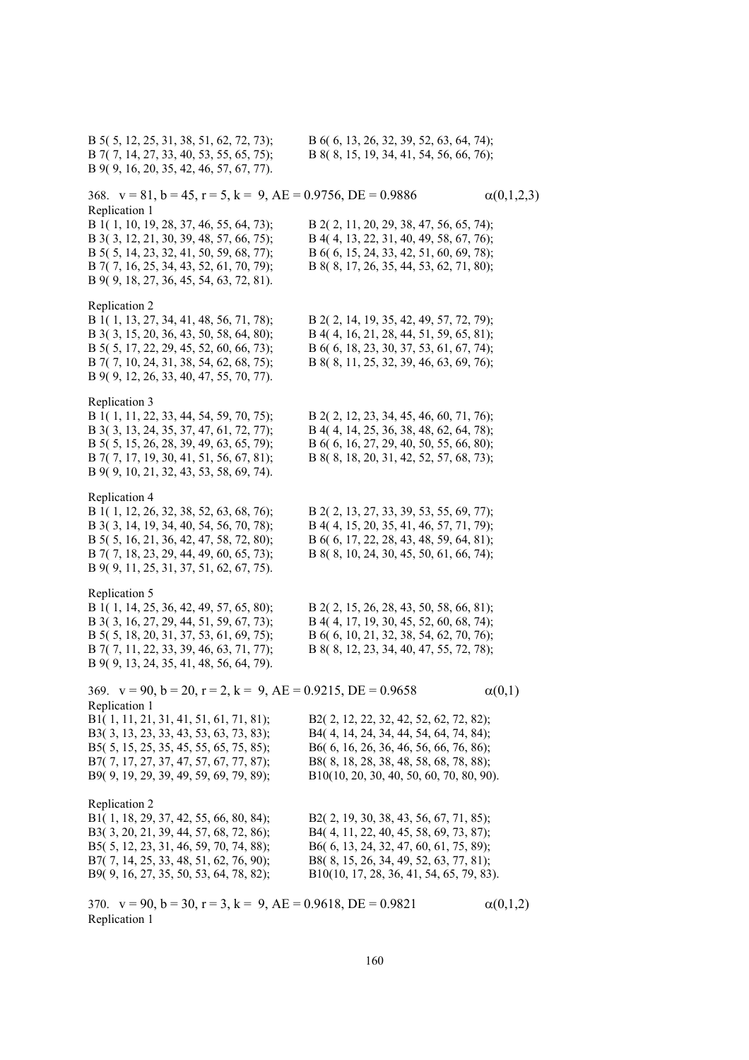B 5( 5, 12, 25, 31, 38, 51, 62, 72, 73); B 6( 6, 13, 26, 32, 39, 52, 63, 64, 74);
B 7( 7, 14, 27, 33, 40, 53, 55, 65, 75); B 8( 8, 15, 19, 34, 41, 54, 56, 66, 76);
B 9( 9, 16, 20, 35, 42, 46, 57, 67, 77).

368. v = 81, b = 45, r = 5, k = 9, AE = 0.9756, DE = 0.9886 $\alpha(0,1,2,3)$

Replication 1

B 1( 1, 10, 19, 28, 37, 46, 55, 64, 73); B 2( 2, 11, 20, 29, 38, 47, 56, 65, 74);
B 3( 3, 12, 21, 30, 39, 48, 57, 66, 75); B 4( 4, 13, 22, 31, 40, 49, 58, 67, 76);
B 5( 5, 14, 23, 32, 41, 50, 59, 68, 77); B 6( 6, 15, 24, 33, 42, 51, 60, 69, 78);
B 7( 7, 16, 25, 34, 43, 52, 61, 70, 79); B 8( 8, 17, 26, 35, 44, 53, 62, 71, 80);
B 9( 9, 18, 27, 36, 45, 54, 63, 72, 81).

Replication 2

B 1( 1, 13, 27, 34, 41, 48, 56, 71, 78); B 2( 2, 14, 19, 35, 42, 49, 57, 72, 79);
B 3( 3, 15, 20, 36, 43, 50, 58, 64, 80); B 4( 4, 16, 21, 28, 44, 51, 59, 65, 81);
B 5( 5, 17, 22, 29, 45, 52, 60, 66, 73); B 6( 6, 18, 23, 30, 37, 53, 61, 67, 74);
B 7( 7, 10, 24, 31, 38, 54, 62, 68, 75); B 8( 8, 11, 25, 32, 39, 46, 63, 69, 76);
B 9( 9, 12, 26, 33, 40, 47, 55, 70, 77).

Replication 3

B 1( 1, 11, 22, 33, 44, 54, 59, 70, 75); B 2( 2, 12, 23, 34, 45, 46, 60, 71, 76);
B 3( 3, 13, 24, 35, 37, 47, 61, 72, 77); B 4( 4, 14, 25, 36, 38, 48, 62, 64, 78);
B 5( 5, 15, 26, 28, 39, 49, 63, 65, 79); B 6( 6, 16, 27, 29, 40, 50, 55, 66, 80);
B 7( 7, 17, 19, 30, 41, 51, 56, 67, 81); B 8( 8, 18, 20, 31, 42, 52, 57, 68, 73);
B 9( 9, 10, 21, 32, 43, 53, 58, 69, 74).

Replication 4

B 1( 1, 12, 26, 32, 38, 52, 63, 68, 76); B 2( 2, 13, 27, 33, 39, 53, 55, 69, 77);
B 3( 3, 14, 19, 34, 40, 54, 56, 70, 78); B 4( 4, 15, 20, 35, 41, 46, 57, 71, 79);
B 5( 5, 16, 21, 36, 42, 47, 58, 72, 80); B 6( 6, 17, 22, 28, 43, 48, 59, 64, 81);
B 7( 7, 18, 23, 29, 44, 49, 60, 65, 73); B 8( 8, 10, 24, 30, 45, 50, 61, 66, 74);
B 9( 9, 11, 25, 31, 37, 51, 62, 67, 75).

Replication 5

B 1( 1, 14, 25, 36, 42, 49, 57, 65, 80); B 2( 2, 15, 26, 28, 43, 50, 58, 66, 81);
B 3( 3, 16, 27, 29, 44, 51, 59, 67, 73); B 4( 4, 17, 19, 30, 45, 52, 60, 68, 74);
B 5( 5, 18, 20, 31, 37, 53, 61, 69, 75); B 6( 6, 10, 21, 32, 38, 54, 62, 70, 76);
B 7( 7, 11, 22, 33, 39, 46, 63, 71, 77); B 8( 8, 12, 23, 34, 40, 47, 55, 72, 78);
B 9( 9, 13, 24, 35, 41, 48, 56, 64, 79).

369. v = 90, b = 20, r = 2, k = 9, AE = 0.9215, DE = 0.9658 $\alpha(0,1)$

Replication 1

B1( 1, 11, 21, 31, 41, 51, 61, 71, 81); B2( 2, 12, 22, 32, 42, 52, 62, 72, 82);
B3( 3, 13, 23, 33, 43, 53, 63, 73, 83); B4( 4, 14, 24, 34, 44, 54, 64, 74, 84);
B5( 5, 15, 25, 35, 45, 55, 65, 75, 85); B6( 6, 16, 26, 36, 46, 56, 66, 76, 86);
B7( 7, 17, 27, 37, 47, 57, 67, 77, 87); B8( 8, 18, 28, 38, 48, 58, 68, 78, 88);
B9( 9, 19, 29, 39, 49, 59, 69, 79, 89); B10(10, 20, 30, 40, 50, 60, 70, 80, 90).

Replication 2

B1( 1, 18, 29, 37, 42, 55, 66, 80, 84); B2( 2, 19, 30, 38, 43, 56, 67, 71, 85);
B3( 3, 20, 21, 39, 44, 57, 68, 72, 86); B4( 4, 11, 22, 40, 45, 58, 69, 73, 87);
B5( 5, 12, 23, 31, 46, 59, 70, 74, 88); B6( 6, 13, 24, 32, 47, 60, 61, 75, 89);
B7( 7, 14, 25, 33, 48, 51, 62, 76, 90); B8( 8, 15, 26, 34, 49, 52, 63, 77, 81);
B9( 9, 16, 27, 35, 50, 53, 64, 78, 82); B10(10, 17, 28, 36, 41, 54, 65, 79, 83).

370. v = 90, b = 30, r = 3, k = 9, AE = 0.9618, DE = 0.9821 $\alpha(0,1,2)$

Replication 1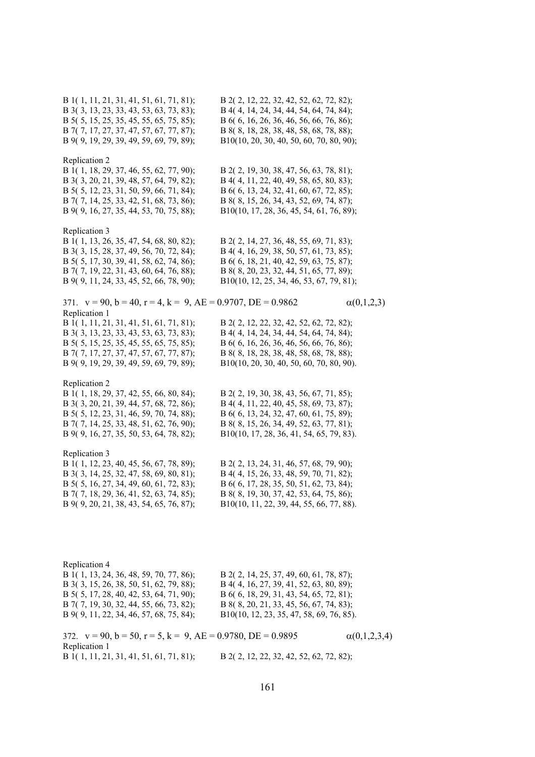B 1( 1, 11, 21, 31, 41, 51, 61, 71, 81); B 2( 2, 12, 22, 32, 42, 52, 62, 72, 82);
B 3( 3, 13, 23, 33, 43, 53, 63, 73, 83); B 4( 4, 14, 24, 34, 44, 54, 64, 74, 84);
B 5( 5, 15, 25, 35, 45, 55, 65, 75, 85); B 6( 6, 16, 26, 36, 46, 56, 66, 76, 86);
B 7( 7, 17, 27, 37, 47, 57, 67, 77, 87); B 8( 8, 18, 28, 38, 48, 58, 68, 78, 88);
B 9( 9, 19, 29, 39, 49, 59, 69, 79, 89); B10(10, 20, 30, 40, 50, 60, 70, 80, 90);

Replication 2
B 1( 1, 18, 29, 37, 46, 55, 62, 77, 90); B 2( 2, 19, 30, 38, 47, 56, 63, 78, 81);
B 3( 3, 20, 21, 39, 48, 57, 64, 79, 82); B 4( 4, 11, 22, 40, 49, 58, 65, 80, 83);
B 5( 5, 12, 23, 31, 50, 59, 66, 71, 84); B 6( 6, 13, 24, 32, 41, 60, 67, 72, 85);
B 7( 7, 14, 25, 33, 42, 51, 68, 73, 86); B 8( 8, 15, 26, 34, 43, 52, 69, 74, 87);
B 9( 9, 16, 27, 35, 44, 53, 70, 75, 88); B10(10, 17, 28, 36, 45, 54, 61, 76, 89);

Replication 3
B 1( 1, 13, 26, 35, 47, 54, 68, 80, 82); B 2( 2, 14, 27, 36, 48, 55, 69, 71, 83);
B 3( 3, 15, 28, 37, 49, 56, 70, 72, 84); B 4( 4, 16, 29, 38, 50, 57, 61, 73, 85);
B 5( 5, 17, 30, 39, 41, 58, 62, 74, 86); B 6( 6, 18, 21, 40, 42, 59, 63, 75, 87);
B 7( 7, 19, 22, 31, 43, 60, 64, 76, 88); B 8( 8, 20, 23, 32, 44, 51, 65, 77, 89);
B 9( 9, 11, 24, 33, 45, 52, 66, 78, 90); B10(10, 12, 25, 34, 46, 53, 67, 79, 81);

371. $v = 90$, $b = 40$, $r = 4$, $k = 9$, AE = 0.9707, DE = 0.9862 $\alpha(0,1,2,3)$

Replication 1
B 1( 1, 11, 21, 31, 41, 51, 61, 71, 81); B 2( 2, 12, 22, 32, 42, 52, 62, 72, 82);
B 3( 3, 13, 23, 33, 43, 53, 63, 73, 83); B 4( 4, 14, 24, 34, 44, 54, 64, 74, 84);
B 5( 5, 15, 25, 35, 45, 55, 65, 75, 85); B 6( 6, 16, 26, 36, 46, 56, 66, 76, 86);
B 7( 7, 17, 27, 37, 47, 57, 67, 77, 87); B 8( 8, 18, 28, 38, 48, 58, 68, 78, 88);
B 9( 9, 19, 29, 39, 49, 59, 69, 79, 89); B10(10, 20, 30, 40, 50, 60, 70, 80, 90).

Replication 2
B 1( 1, 18, 29, 37, 42, 55, 66, 80, 84); B 2( 2, 19, 30, 38, 43, 56, 67, 71, 85);
B 3( 3, 20, 21, 39, 44, 57, 68, 72, 86); B 4( 4, 11, 22, 40, 45, 58, 69, 73, 87);
B 5( 5, 12, 23, 31, 46, 59, 70, 74, 88); B 6( 6, 13, 24, 32, 47, 60, 61, 75, 89);
B 7( 7, 14, 25, 33, 48, 51, 62, 76, 90); B 8( 8, 15, 26, 34, 49, 52, 63, 77, 81);
B 9( 9, 16, 27, 35, 50, 53, 64, 78, 82); B10(10, 17, 28, 36, 41, 54, 65, 79, 83).

Replication 3
B 1( 1, 12, 23, 40, 45, 56, 67, 78, 89); B 2( 2, 13, 24, 31, 46, 57, 68, 79, 90);
B 3( 3, 14, 25, 32, 47, 58, 69, 80, 81); B 4( 4, 15, 26, 33, 48, 59, 70, 71, 82);
B 5( 5, 16, 27, 34, 49, 60, 61, 72, 83); B 6( 6, 17, 28, 35, 50, 51, 62, 73, 84);
B 7( 7, 18, 29, 36, 41, 52, 63, 74, 85); B 8( 8, 19, 30, 37, 42, 53, 64, 75, 86);
B 9( 9, 20, 21, 38, 43, 54, 65, 76, 87); B10(10, 11, 22, 39, 44, 55, 66, 77, 88).

Replication 4
B 1( 1, 13, 24, 36, 48, 59, 70, 77, 86); B 2( 2, 14, 25, 37, 49, 60, 61, 78, 87);
B 3( 3, 15, 26, 38, 50, 51, 62, 79, 88); B 4( 4, 16, 27, 39, 41, 52, 63, 80, 89);
B 5( 5, 17, 28, 40, 42, 53, 64, 71, 90); B 6( 6, 18, 29, 31, 43, 54, 65, 72, 81);
B 7( 7, 19, 30, 32, 44, 55, 66, 73, 82); B 8( 8, 20, 21, 33, 45, 56, 67, 74, 83);
B 9( 9, 11, 22, 34, 46, 57, 68, 75, 84); B10(10, 12, 23, 35, 47, 58, 69, 76, 85).

372. $v = 90$, $b = 50$, $r = 5$, $k = 9$, AE = 0.9780, DE = 0.9895 $\alpha(0,1,2,3,4)$

Replication 1
B 1( 1, 11, 21, 31, 41, 51, 61, 71, 81); B 2( 2, 12, 22, 32, 42, 52, 62, 72, 82);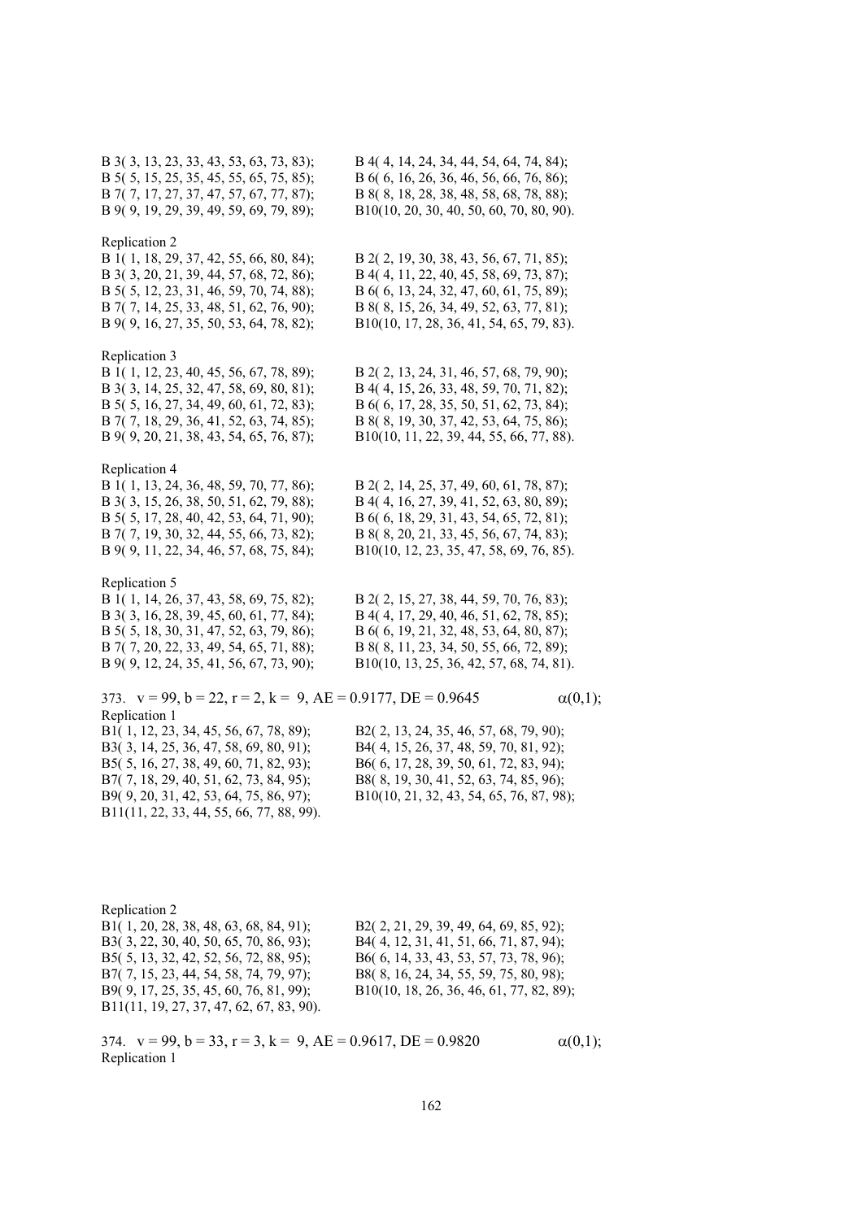B 3( 3, 13, 23, 33, 43, 53, 63, 73, 83);
B 4( 4, 14, 24, 34, 44, 54, 64, 74, 84);
B 5( 5, 15, 25, 35, 45, 55, 65, 75, 85);
B 6( 6, 16, 26, 36, 46, 56, 66, 76, 86);
B 7( 7, 17, 27, 37, 47, 57, 67, 77, 87);
B 8( 8, 18, 28, 38, 48, 58, 68, 78, 88);
B 9( 9, 19, 29, 39, 49, 59, 69, 79, 89);
B10(10, 20, 30, 40, 50, 60, 70, 80, 90).

Replication 2

B 1( 1, 18, 29, 37, 42, 55, 66, 80, 84);
B 2( 2, 19, 30, 38, 43, 56, 67, 71, 85);
B 3( 3, 20, 21, 39, 44, 57, 68, 72, 86);
B 4( 4, 11, 22, 40, 45, 58, 69, 73, 87);
B 5( 5, 12, 23, 31, 46, 59, 70, 74, 88);
B 6( 6, 13, 24, 32, 47, 60, 61, 75, 89);
B 7( 7, 14, 25, 33, 48, 51, 62, 76, 90);
B 8( 8, 15, 26, 34, 49, 52, 63, 77, 81);
B 9( 9, 16, 27, 35, 50, 53, 64, 78, 82);
B10(10, 17, 28, 36, 41, 54, 65, 79, 83).

Replication 3

B 1( 1, 12, 23, 40, 45, 56, 67, 78, 89);
B 2( 2, 13, 24, 31, 46, 57, 68, 79, 90);
B 3( 3, 14, 25, 32, 47, 58, 69, 80, 81);
B 4( 4, 15, 26, 33, 48, 59, 70, 71, 82);
B 5( 5, 16, 27, 34, 49, 60, 61, 72, 83);
B 6( 6, 17, 28, 35, 50, 51, 62, 73, 84);
B 7( 7, 18, 29, 36, 41, 52, 63, 74, 85);
B 8( 8, 19, 30, 37, 42, 53, 64, 75, 86);
B 9( 9, 20, 21, 38, 43, 54, 65, 76, 87);
B10(10, 11, 22, 39, 44, 55, 66, 77, 88).

Replication 4

B 1( 1, 13, 24, 36, 48, 59, 70, 77, 86);
B 2( 2, 14, 25, 37, 49, 60, 61, 78, 87);
B 3( 3, 15, 26, 38, 50, 51, 62, 79, 88);
B 4( 4, 16, 27, 39, 41, 52, 63, 80, 89);
B 5( 5, 17, 28, 40, 42, 53, 64, 71, 90);
B 6( 6, 18, 29, 31, 43, 54, 65, 72, 81);
B 7( 7, 19, 30, 32, 44, 55, 66, 73, 82);
B 8( 8, 20, 21, 33, 45, 56, 67, 74, 83);
B 9( 9, 11, 22, 34, 46, 57, 68, 75, 84);
B10(10, 12, 23, 35, 47, 58, 69, 76, 85).

Replication 5

B 1( 1, 14, 26, 37, 43, 58, 69, 75, 82);
B 2( 2, 15, 27, 38, 44, 59, 70, 76, 83);
B 3( 3, 16, 28, 39, 45, 60, 61, 77, 84);
B 4( 4, 17, 29, 40, 46, 51, 62, 78, 85);
B 5( 5, 18, 30, 31, 47, 52, 63, 79, 86);
B 6( 6, 19, 21, 32, 48, 53, 64, 80, 87);
B 7( 7, 20, 22, 33, 49, 54, 65, 71, 88);
B 8( 8, 11, 23, 34, 50, 55, 66, 72, 89);
B 9( 9, 12, 24, 35, 41, 56, 67, 73, 90);
B10(10, 13, 25, 36, 42, 57, 68, 74, 81).

373. $v = 99$, $b = 22$, $r = 2$, $k = 9$, AE = 0.9177, DE = 0.9645 $\alpha(0,1)$;

Replication 1

B1( 1, 12, 23, 34, 45, 56, 67, 78, 89);
B2( 2, 13, 24, 35, 46, 57, 68, 79, 90);
B3( 3, 14, 25, 36, 47, 58, 69, 80, 91);
B4( 4, 15, 26, 37, 48, 59, 70, 81, 92);
B5( 5, 16, 27, 38, 49, 60, 71, 82, 93);
B6( 6, 17, 28, 39, 50, 61, 72, 83, 94);
B7( 7, 18, 29, 40, 51, 62, 73, 84, 95);
B8( 8, 19, 30, 41, 52, 63, 74, 85, 96);
B9( 9, 20, 31, 42, 53, 64, 75, 86, 97);
B10(10, 21, 32, 43, 54, 65, 76, 87, 98);
B11(11, 22, 33, 44, 55, 66, 77, 88, 99).

Replication 2

B1( 1, 20, 28, 38, 48, 63, 68, 84, 91);
B2( 2, 21, 29, 39, 49, 64, 69, 85, 92);
B3( 3, 22, 30, 40, 50, 65, 70, 86, 93);
B4( 4, 12, 31, 41, 51, 66, 71, 87, 94);
B5( 5, 13, 32, 42, 52, 56, 72, 88, 95);
B6( 6, 14, 33, 43, 53, 57, 73, 78, 96);
B7( 7, 15, 23, 44, 54, 58, 74, 79, 97);
B8( 8, 16, 24, 34, 55, 59, 75, 80, 98);
B9( 9, 17, 25, 35, 45, 60, 76, 81, 99);
B10(10, 18, 26, 36, 46, 61, 77, 82, 89);
B11(11, 19, 27, 37, 47, 62, 67, 83, 90).

374. $v = 99$, $b = 33$, $r = 3$, $k = 9$, AE = 0.9617, DE = 0.9820 $\alpha(0,1)$;

Replication 1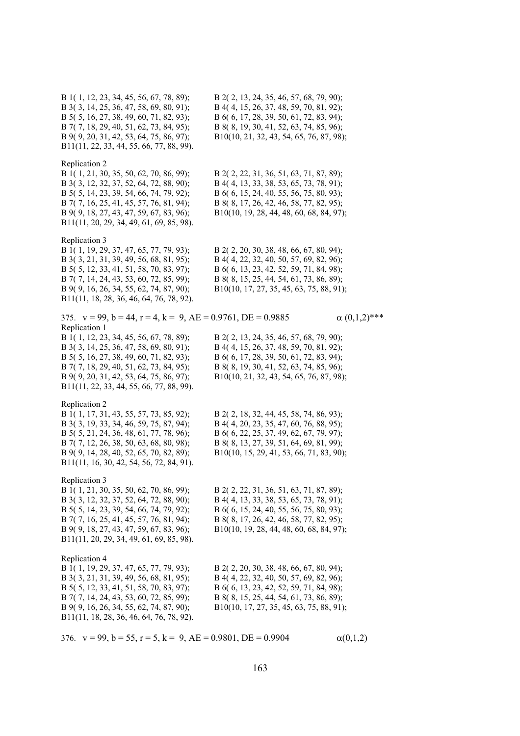B 1( 1, 12, 23, 34, 45, 56, 67, 78, 89); B 2( 2, 13, 24, 35, 46, 57, 68, 79, 90);
B 3( 3, 14, 25, 36, 47, 58, 69, 80, 91); B 4( 4, 15, 26, 37, 48, 59, 70, 81, 92);
B 5( 5, 16, 27, 38, 49, 60, 71, 82, 93); B 6( 6, 17, 28, 39, 50, 61, 72, 83, 94);
B 7( 7, 18, 29, 40, 51, 62, 73, 84, 95); B 8( 8, 19, 30, 41, 52, 63, 74, 85, 96);
B 9( 9, 20, 31, 42, 53, 64, 75, 86, 97); B10(10, 21, 32, 43, 54, 65, 76, 87, 98);
B11(11, 22, 33, 44, 55, 66, 77, 88, 99).

Replication 2
B 1( 1, 21, 30, 35, 50, 62, 70, 86, 99); B 2( 2, 22, 31, 36, 51, 63, 71, 87, 89);
B 3( 3, 12, 32, 37, 52, 64, 72, 88, 90); B 4( 4, 13, 33, 38, 53, 65, 73, 78, 91);
B 5( 5, 14, 23, 39, 54, 66, 74, 79, 92); B 6( 6, 15, 24, 40, 55, 56, 75, 80, 93);
B 7( 7, 16, 25, 41, 45, 57, 76, 81, 94); B 8( 8, 17, 26, 42, 46, 58, 77, 82, 95);
B 9( 9, 18, 27, 43, 47, 59, 67, 83, 96); B10(10, 19, 28, 44, 48, 60, 68, 84, 97);
B11(11, 20, 29, 34, 49, 61, 69, 85, 98).

Replication 3
B 1( 1, 19, 29, 37, 47, 65, 77, 79, 93); B 2( 2, 20, 30, 38, 48, 66, 67, 80, 94);
B 3( 3, 21, 31, 39, 49, 56, 68, 81, 95); B 4( 4, 22, 32, 40, 50, 57, 69, 82, 96);
B 5( 5, 12, 33, 41, 51, 58, 70, 83, 97); B 6( 6, 13, 23, 42, 52, 59, 71, 84, 98);
B 7( 7, 14, 24, 43, 53, 60, 72, 85, 99); B 8( 8, 15, 25, 44, 54, 61, 73, 86, 89);
B 9( 9, 16, 26, 34, 55, 62, 74, 87, 90); B10(10, 17, 27, 35, 45, 63, 75, 88, 91);
B11(11, 18, 28, 36, 46, 64, 76, 78, 92).

375. v = 99, b = 44, r = 4, k = 9, AE = 0.9761, DE = 0.9885 $\alpha$ (0,1,2)***

Replication 1
B 1( 1, 12, 23, 34, 45, 56, 67, 78, 89); B 2( 2, 13, 24, 35, 46, 57, 68, 79, 90);
B 3( 3, 14, 25, 36, 47, 58, 69, 80, 91); B 4( 4, 15, 26, 37, 48, 59, 70, 81, 92);
B 5( 5, 16, 27, 38, 49, 60, 71, 82, 93); B 6( 6, 17, 28, 39, 50, 61, 72, 83, 94);
B 7( 7, 18, 29, 40, 51, 62, 73, 84, 95); B 8( 8, 19, 30, 41, 52, 63, 74, 85, 96);
B 9( 9, 20, 31, 42, 53, 64, 75, 86, 97); B10(10, 21, 32, 43, 54, 65, 76, 87, 98);
B11(11, 22, 33, 44, 55, 66, 77, 88, 99).

Replication 2
B 1( 1, 17, 31, 43, 55, 57, 73, 85, 92); B 2( 2, 18, 32, 44, 45, 58, 74, 86, 93);
B 3( 3, 19, 33, 34, 46, 59, 75, 87, 94); B 4( 4, 20, 23, 35, 47, 60, 76, 88, 95);
B 5( 5, 21, 24, 36, 48, 61, 77, 78, 96); B 6( 6, 22, 25, 37, 49, 62, 67, 79, 97);
B 7( 7, 12, 26, 38, 50, 63, 68, 80, 98); B 8( 8, 13, 27, 39, 51, 64, 69, 81, 99);
B 9( 9, 14, 28, 40, 52, 65, 70, 82, 89); B10(10, 15, 29, 41, 53, 66, 71, 83, 90);
B11(11, 16, 30, 42, 54, 56, 72, 84, 91).

Replication 3
B 1( 1, 21, 30, 35, 50, 62, 70, 86, 99); B 2( 2, 22, 31, 36, 51, 63, 71, 87, 89);
B 3( 3, 12, 32, 37, 52, 64, 72, 88, 90); B 4( 4, 13, 33, 38, 53, 65, 73, 78, 91);
B 5( 5, 14, 23, 39, 54, 66, 74, 79, 92); B 6( 6, 15, 24, 40, 55, 56, 75, 80, 93);
B 7( 7, 16, 25, 41, 45, 57, 76, 81, 94); B 8( 8, 17, 26, 42, 46, 58, 77, 82, 95);
B 9( 9, 18, 27, 43, 47, 59, 67, 83, 96); B10(10, 19, 28, 44, 48, 60, 68, 84, 97);
B11(11, 20, 29, 34, 49, 61, 69, 85, 98).

Replication 4
B 1( 1, 19, 29, 37, 47, 65, 77, 79, 93); B 2( 2, 20, 30, 38, 48, 66, 67, 80, 94);
B 3( 3, 21, 31, 39, 49, 56, 68, 81, 95); B 4( 4, 22, 32, 40, 50, 57, 69, 82, 96);
B 5( 5, 12, 33, 41, 51, 58, 70, 83, 97); B 6( 6, 13, 23, 42, 52, 59, 71, 84, 98);
B 7( 7, 14, 24, 43, 53, 60, 72, 85, 99); B 8( 8, 15, 25, 44, 54, 61, 73, 86, 89);
B 9( 9, 16, 26, 34, 55, 62, 74, 87, 90); B10(10, 17, 27, 35, 45, 63, 75, 88, 91);
B11(11, 18, 28, 36, 46, 64, 76, 78, 92).

376. v = 99, b = 55, r = 5, k = 9, AE = 0.9801, DE = 0.9904 $\alpha$(0,1,2)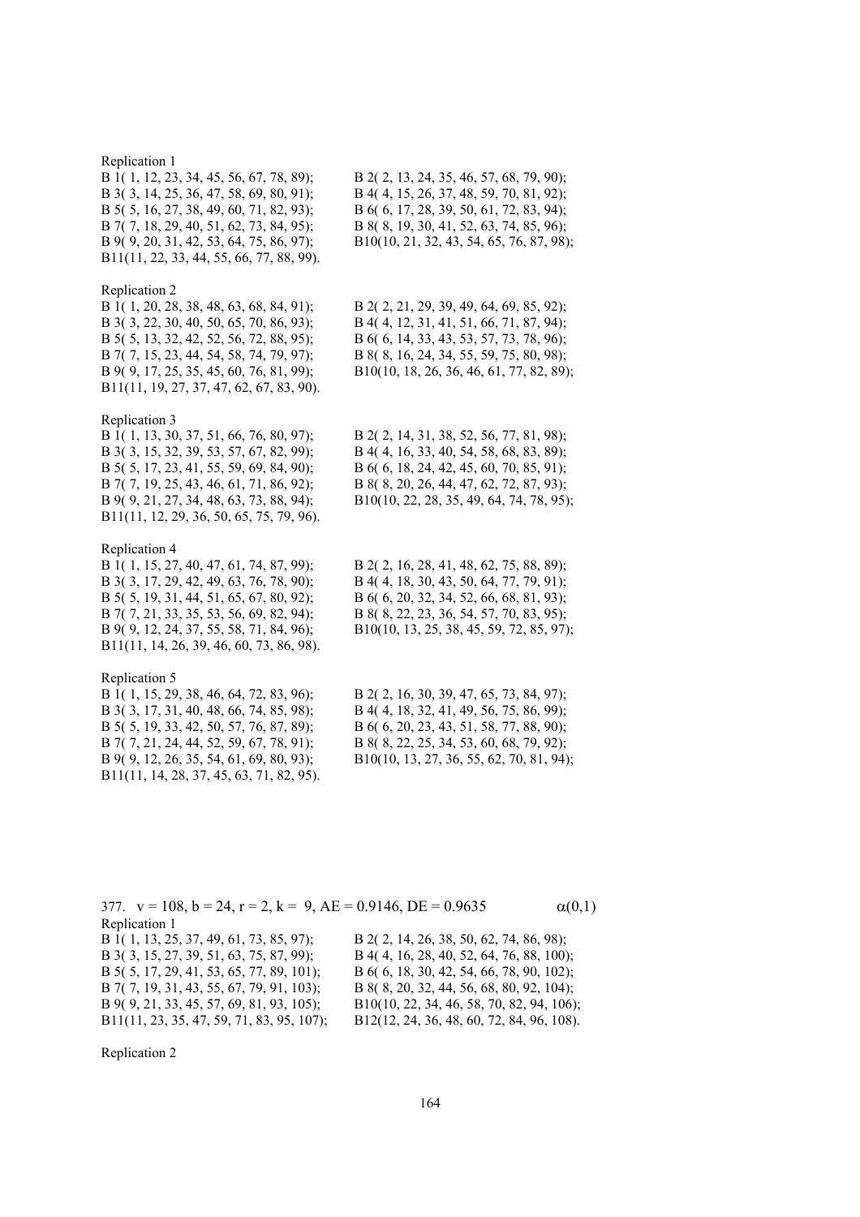Replication 1

B 1( 1, 12, 23, 34, 45, 56, 67, 78, 89);
B 2( 2, 13, 24, 35, 46, 57, 68, 79, 90);
B 3( 3, 14, 25, 36, 47, 58, 69, 80, 91);
B 4( 4, 15, 26, 37, 48, 59, 70, 81, 92);
B 5( 5, 16, 27, 38, 49, 60, 71, 82, 93);
B 6( 6, 17, 28, 39, 50, 61, 72, 83, 94);
B 7( 7, 18, 29, 40, 51, 62, 73, 84, 95);
B 8( 8, 19, 30, 41, 52, 63, 74, 85, 96);
B 9( 9, 20, 31, 42, 53, 64, 75, 86, 97);
B10(10, 21, 32, 43, 54, 65, 76, 87, 98);
B11(11, 22, 33, 44, 55, 66, 77, 88, 99).

Replication 2

B 1( 1, 20, 28, 38, 48, 63, 68, 84, 91);
B 2( 2, 21, 29, 39, 49, 64, 69, 85, 92);
B 3( 3, 22, 30, 40, 50, 65, 70, 86, 93);
B 4( 4, 12, 31, 41, 51, 66, 71, 87, 94);
B 5( 5, 13, 32, 42, 52, 56, 72, 88, 95);
B 6( 6, 14, 33, 43, 53, 57, 73, 78, 96);
B 7( 7, 15, 23, 44, 54, 58, 74, 79, 97);
B 8( 8, 16, 24, 34, 55, 59, 75, 80, 98);
B 9( 9, 17, 25, 35, 45, 60, 76, 81, 99);
B10(10, 18, 26, 36, 46, 61, 77, 82, 89);
B11(11, 19, 27, 37, 47, 62, 67, 83, 90).

Replication 3

B 1( 1, 13, 30, 37, 51, 66, 76, 80, 97);
B 2( 2, 14, 31, 38, 52, 56, 77, 81, 98);
B 3( 3, 15, 32, 39, 53, 57, 67, 82, 99);
B 4( 4, 16, 33, 40, 54, 58, 68, 83, 89);
B 5( 5, 17, 23, 41, 55, 59, 69, 84, 90);
B 6( 6, 18, 24, 42, 45, 60, 70, 85, 91);
B 7( 7, 19, 25, 43, 46, 61, 71, 86, 92);
B 8( 8, 20, 26, 44, 47, 62, 72, 87, 93);
B 9( 9, 21, 27, 34, 48, 63, 73, 88, 94);
B10(10, 22, 28, 35, 49, 64, 74, 78, 95);
B11(11, 12, 29, 36, 50, 65, 75, 79, 96).

Replication 4

B 1( 1, 15, 27, 40, 47, 61, 74, 87, 99);
B 2( 2, 16, 28, 41, 48, 62, 75, 88, 89);
B 3( 3, 17, 29, 42, 49, 63, 76, 78, 90);
B 4( 4, 18, 30, 43, 50, 64, 77, 79, 91);
B 5( 5, 19, 31, 44, 51, 65, 67, 80, 92);
B 6( 6, 20, 32, 34, 52, 66, 68, 81, 93);
B 7( 7, 21, 33, 35, 53, 56, 69, 82, 94);
B 8( 8, 22, 23, 36, 54, 57, 70, 83, 95);
B 9( 9, 12, 24, 37, 55, 58, 71, 84, 96);
B10(10, 13, 25, 38, 45, 59, 72, 85, 97);
B11(11, 14, 26, 39, 46, 60, 73, 86, 98).

Replication 5

B 1( 1, 15, 29, 38, 46, 64, 72, 83, 96);
B 2( 2, 16, 30, 39, 47, 65, 73, 84, 97);
B 3( 3, 17, 31, 40, 48, 66, 74, 85, 98);
B 4( 4, 18, 32, 41, 49, 56, 75, 86, 99);
B 5( 5, 19, 33, 42, 50, 57, 76, 87, 89);
B 6( 6, 20, 23, 43, 51, 58, 77, 88, 90);
B 7( 7, 21, 24, 44, 52, 59, 67, 78, 91);
B 8( 8, 22, 25, 34, 53, 60, 68, 79, 92);
B 9( 9, 12, 26, 35, 54, 61, 69, 80, 93);
B10(10, 13, 27, 36, 55, 62, 70, 81, 94);
B11(11, 14, 28, 37, 45, 63, 71, 82, 95).

377. $v = 108$, $b = 24$, $r = 2$, $k = 9$, AE = 0.9146, DE = 0.9635 $\alpha(0,1)$

Replication 1

B 1( 1, 13, 25, 37, 49, 61, 73, 85, 97);
B 2( 2, 14, 26, 38, 50, 62, 74, 86, 98);
B 3( 3, 15, 27, 39, 51, 63, 75, 87, 99);
B 4( 4, 16, 28, 40, 52, 64, 76, 88, 100);
B 5( 5, 17, 29, 41, 53, 65, 77, 89, 101);
B 6( 6, 18, 30, 42, 54, 66, 78, 90, 102);
B 7( 7, 19, 31, 43, 55, 67, 79, 91, 103);
B 8( 8, 20, 32, 44, 56, 68, 80, 92, 104);
B 9( 9, 21, 33, 45, 57, 69, 81, 93, 105);
B10(10, 22, 34, 46, 58, 70, 82, 94, 106);
B11(11, 23, 35, 47, 59, 71, 83, 95, 107);
B12(12, 24, 36, 48, 60, 72, 84, 96, 108).

Replication 2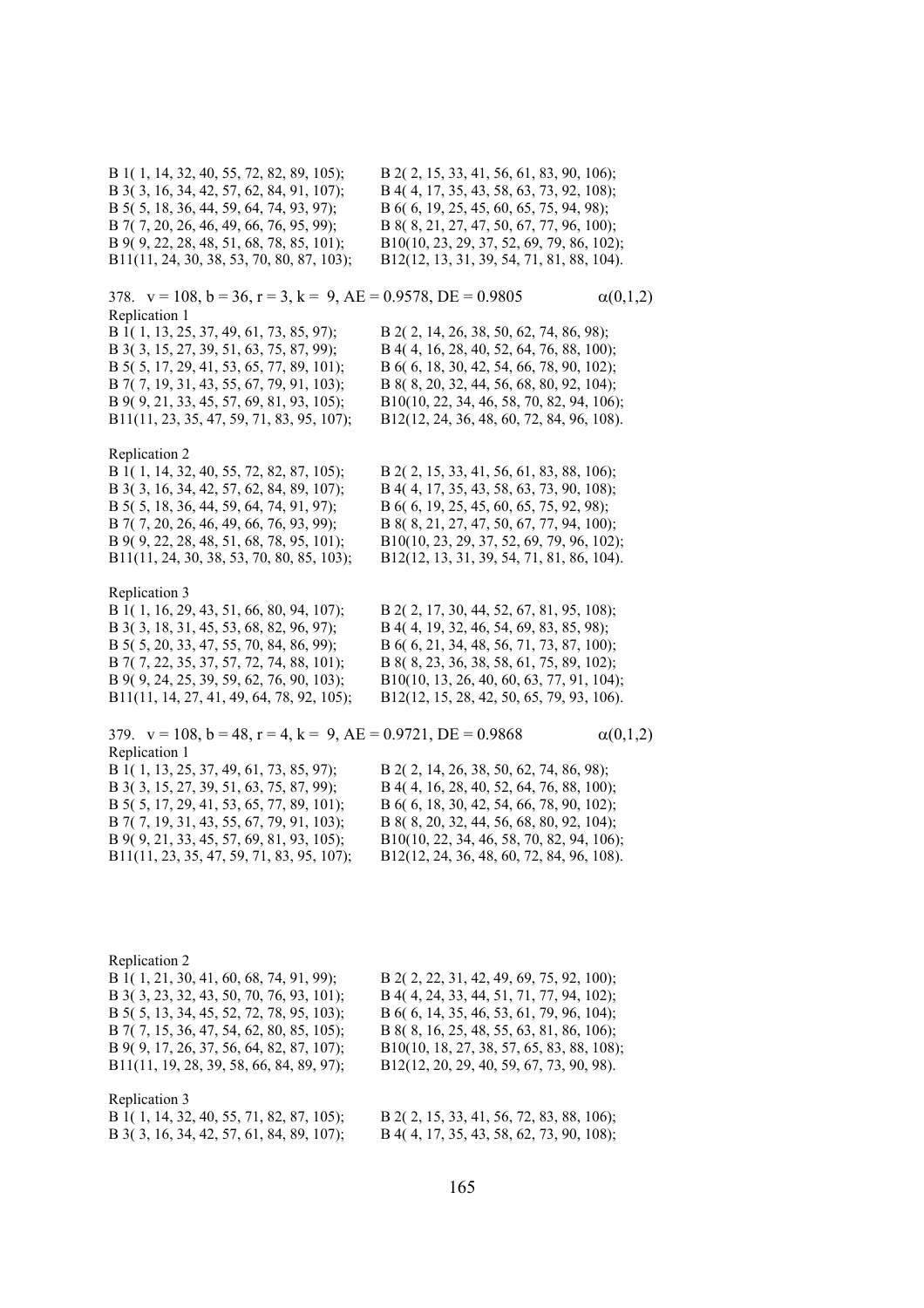B 1( 1, 14, 32, 40, 55, 72, 82, 89, 105); B 2( 2, 15, 33, 41, 56, 61, 83, 90, 106);
B 3( 3, 16, 34, 42, 57, 62, 84, 91, 107); B 4( 4, 17, 35, 43, 58, 63, 73, 92, 108);
B 5( 5, 18, 36, 44, 59, 64, 74, 93, 97); B 6( 6, 19, 25, 45, 60, 65, 75, 94, 98);
B 7( 7, 20, 26, 46, 49, 66, 76, 95, 99); B 8( 8, 21, 27, 47, 50, 67, 77, 96, 100);
B 9( 9, 22, 28, 48, 51, 68, 78, 85, 101); B10(10, 23, 29, 37, 52, 69, 79, 86, 102);
B11(11, 24, 30, 38, 53, 70, 80, 87, 103); B12(12, 13, 31, 39, 54, 71, 81, 88, 104).

378. v = 108, b = 36, r = 3, k = 9, AE = 0.9578, DE = 0.9805 α(0,1,2)

Replication 1

B 1( 1, 13, 25, 37, 49, 61, 73, 85, 97); B 2( 2, 14, 26, 38, 50, 62, 74, 86, 98);
B 3( 3, 15, 27, 39, 51, 63, 75, 87, 99); B 4( 4, 16, 28, 40, 52, 64, 76, 88, 100);
B 5( 5, 17, 29, 41, 53, 65, 77, 89, 101); B 6( 6, 18, 30, 42, 54, 66, 78, 90, 102);
B 7( 7, 19, 31, 43, 55, 67, 79, 91, 103); B 8( 8, 20, 32, 44, 56, 68, 80, 92, 104);
B 9( 9, 21, 33, 45, 57, 69, 81, 93, 105); B10(10, 22, 34, 46, 58, 70, 82, 94, 106);
B11(11, 23, 35, 47, 59, 71, 83, 95, 107); B12(12, 24, 36, 48, 60, 72, 84, 96, 108).

Replication 2

B 1( 1, 14, 32, 40, 55, 72, 82, 87, 105); B 2( 2, 15, 33, 41, 56, 61, 83, 88, 106);
B 3( 3, 16, 34, 42, 57, 62, 84, 89, 107); B 4( 4, 17, 35, 43, 58, 63, 73, 90, 108);
B 5( 5, 18, 36, 44, 59, 64, 74, 91, 97); B 6( 6, 19, 25, 45, 60, 65, 75, 92, 98);
B 7( 7, 20, 26, 46, 49, 66, 76, 93, 99); B 8( 8, 21, 27, 47, 50, 67, 77, 94, 100);
B 9( 9, 22, 28, 48, 51, 68, 78, 95, 101); B10(10, 23, 29, 37, 52, 69, 79, 96, 102);
B11(11, 24, 30, 38, 53, 70, 80, 85, 103); B12(12, 13, 31, 39, 54, 71, 81, 86, 104).

Replication 3

B 1( 1, 16, 29, 43, 51, 66, 80, 94, 107); B 2( 2, 17, 30, 44, 52, 67, 81, 95, 108);
B 3( 3, 18, 31, 45, 53, 68, 82, 96, 97); B 4( 4, 19, 32, 46, 54, 69, 83, 85, 98);
B 5( 5, 20, 33, 47, 55, 70, 84, 86, 99); B 6( 6, 21, 34, 48, 56, 71, 73, 87, 100);
B 7( 7, 22, 35, 37, 57, 72, 74, 88, 101); B 8( 8, 23, 36, 38, 58, 61, 75, 89, 102);
B 9( 9, 24, 25, 39, 59, 62, 76, 90, 103); B10(10, 13, 26, 40, 60, 63, 77, 91, 104);
B11(11, 14, 27, 41, 49, 64, 78, 92, 105); B12(12, 15, 28, 42, 50, 65, 79, 93, 106).

379. v = 108, b = 48, r = 4, k = 9, AE = 0.9721, DE = 0.9868 α(0,1,2)

Replication 1

B 1( 1, 13, 25, 37, 49, 61, 73, 85, 97); B 2( 2, 14, 26, 38, 50, 62, 74, 86, 98);
B 3( 3, 15, 27, 39, 51, 63, 75, 87, 99); B 4( 4, 16, 28, 40, 52, 64, 76, 88, 100);
B 5( 5, 17, 29, 41, 53, 65, 77, 89, 101); B 6( 6, 18, 30, 42, 54, 66, 78, 90, 102);
B 7( 7, 19, 31, 43, 55, 67, 79, 91, 103); B 8( 8, 20, 32, 44, 56, 68, 80, 92, 104);
B 9( 9, 21, 33, 45, 57, 69, 81, 93, 105); B10(10, 22, 34, 46, 58, 70, 82, 94, 106);
B11(11, 23, 35, 47, 59, 71, 83, 95, 107); B12(12, 24, 36, 48, 60, 72, 84, 96, 108).

Replication 2

B 1( 1, 21, 30, 41, 60, 68, 74, 91, 99); B 2( 2, 22, 31, 42, 49, 69, 75, 92, 100);
B 3( 3, 23, 32, 43, 50, 70, 76, 93, 101); B 4( 4, 24, 33, 44, 51, 71, 77, 94, 102);
B 5( 5, 13, 34, 45, 52, 72, 78, 95, 103); B 6( 6, 14, 35, 46, 53, 61, 79, 96, 104);
B 7( 7, 15, 36, 47, 54, 62, 80, 85, 105); B 8( 8, 16, 25, 48, 55, 63, 81, 86, 106);
B 9( 9, 17, 26, 37, 56, 64, 82, 87, 107); B10(10, 18, 27, 38, 57, 65, 83, 88, 108);
B11(11, 19, 28, 39, 58, 66, 84, 89, 97); B12(12, 20, 29, 40, 59, 67, 73, 90, 98).

Replication 3

B 1( 1, 14, 32, 40, 55, 71, 82, 87, 105); B 2( 2, 15, 33, 41, 56, 72, 83, 88, 106);
B 3( 3, 16, 34, 42, 57, 61, 84, 89, 107); B 4( 4, 17, 35, 43, 58, 62, 73, 90, 108);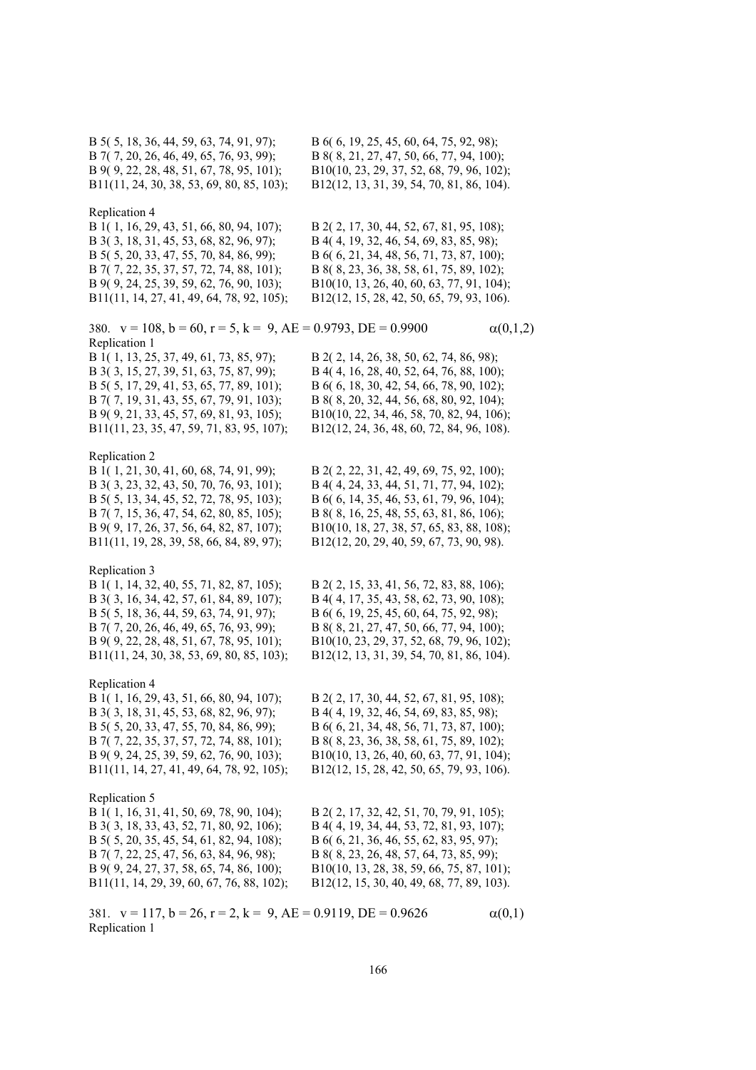B 5( 5, 18, 36, 44, 59, 63, 74, 91, 97); B 6( 6, 19, 25, 45, 60, 64, 75, 92, 98);
B 7( 7, 20, 26, 46, 49, 65, 76, 93, 99); B 8( 8, 21, 27, 47, 50, 66, 77, 94, 100);
B 9( 9, 22, 28, 48, 51, 67, 78, 95, 101); B10(10, 23, 29, 37, 52, 68, 79, 96, 102);
B11(11, 24, 30, 38, 53, 69, 80, 85, 103); B12(12, 13, 31, 39, 54, 70, 81, 86, 104).

Replication 4
B 1( 1, 16, 29, 43, 51, 66, 80, 94, 107); B 2( 2, 17, 30, 44, 52, 67, 81, 95, 108);
B 3( 3, 18, 31, 45, 53, 68, 82, 96, 97); B 4( 4, 19, 32, 46, 54, 69, 83, 85, 98);
B 5( 5, 20, 33, 47, 55, 70, 84, 86, 99); B 6( 6, 21, 34, 48, 56, 71, 73, 87, 100);
B 7( 7, 22, 35, 37, 57, 72, 74, 88, 101); B 8( 8, 23, 36, 38, 58, 61, 75, 89, 102);
B 9( 9, 24, 25, 39, 59, 62, 76, 90, 103); B10(10, 13, 26, 40, 60, 63, 77, 91, 104);
B11(11, 14, 27, 41, 49, 64, 78, 92, 105); B12(12, 15, 28, 42, 50, 65, 79, 93, 106).

380. v = 108, b = 60, r = 5, k = 9, AE = 0.9793, DE = 0.9900 $\alpha(0,1,2)$
Replication 1
B 1( 1, 13, 25, 37, 49, 61, 73, 85, 97); B 2( 2, 14, 26, 38, 50, 62, 74, 86, 98);
B 3( 3, 15, 27, 39, 51, 63, 75, 87, 99); B 4( 4, 16, 28, 40, 52, 64, 76, 88, 100);
B 5( 5, 17, 29, 41, 53, 65, 77, 89, 101); B 6( 6, 18, 30, 42, 54, 66, 78, 90, 102);
B 7( 7, 19, 31, 43, 55, 67, 79, 91, 103); B 8( 8, 20, 32, 44, 56, 68, 80, 92, 104);
B 9( 9, 21, 33, 45, 57, 69, 81, 93, 105); B10(10, 22, 34, 46, 58, 70, 82, 94, 106);
B11(11, 23, 35, 47, 59, 71, 83, 95, 107); B12(12, 24, 36, 48, 60, 72, 84, 96, 108).

Replication 2
B 1( 1, 21, 30, 41, 60, 68, 74, 91, 99); B 2( 2, 22, 31, 42, 49, 69, 75, 92, 100);
B 3( 3, 23, 32, 43, 50, 70, 76, 93, 101); B 4( 4, 24, 33, 44, 51, 71, 77, 94, 102);
B 5( 5, 13, 34, 45, 52, 72, 78, 95, 103); B 6( 6, 14, 35, 46, 53, 61, 79, 96, 104);
B 7( 7, 15, 36, 47, 54, 62, 80, 85, 105); B 8( 8, 16, 25, 48, 55, 63, 81, 86, 106);
B 9( 9, 17, 26, 37, 56, 64, 82, 87, 107); B10(10, 18, 27, 38, 57, 65, 83, 88, 108);
B11(11, 19, 28, 39, 58, 66, 84, 89, 97); B12(12, 20, 29, 40, 59, 67, 73, 90, 98).

Replication 3
B 1( 1, 14, 32, 40, 55, 71, 82, 87, 105); B 2( 2, 15, 33, 41, 56, 72, 83, 88, 106);
B 3( 3, 16, 34, 42, 57, 61, 84, 89, 107); B 4( 4, 17, 35, 43, 58, 62, 73, 90, 108);
B 5( 5, 18, 36, 44, 59, 63, 74, 91, 97); B 6( 6, 19, 25, 45, 60, 64, 75, 92, 98);
B 7( 7, 20, 26, 46, 49, 65, 76, 93, 99); B 8( 8, 21, 27, 47, 50, 66, 77, 94, 100);
B 9( 9, 22, 28, 48, 51, 67, 78, 95, 101); B10(10, 23, 29, 37, 52, 68, 79, 96, 102);
B11(11, 24, 30, 38, 53, 69, 80, 85, 103); B12(12, 13, 31, 39, 54, 70, 81, 86, 104).

Replication 4
B 1( 1, 16, 29, 43, 51, 66, 80, 94, 107); B 2( 2, 17, 30, 44, 52, 67, 81, 95, 108);
B 3( 3, 18, 31, 45, 53, 68, 82, 96, 97); B 4( 4, 19, 32, 46, 54, 69, 83, 85, 98);
B 5( 5, 20, 33, 47, 55, 70, 84, 86, 99); B 6( 6, 21, 34, 48, 56, 71, 73, 87, 100);
B 7( 7, 22, 35, 37, 57, 72, 74, 88, 101); B 8( 8, 23, 36, 38, 58, 61, 75, 89, 102);
B 9( 9, 24, 25, 39, 59, 62, 76, 90, 103); B10(10, 13, 26, 40, 60, 63, 77, 91, 104);
B11(11, 14, 27, 41, 49, 64, 78, 92, 105); B12(12, 15, 28, 42, 50, 65, 79, 93, 106).

Replication 5
B 1( 1, 16, 31, 41, 50, 69, 78, 90, 104); B 2( 2, 17, 32, 42, 51, 70, 79, 91, 105);
B 3( 3, 18, 33, 43, 52, 71, 80, 92, 106); B 4( 4, 19, 34, 44, 53, 72, 81, 93, 107);
B 5( 5, 20, 35, 45, 54, 61, 82, 94, 108); B 6( 6, 21, 36, 46, 55, 62, 83, 95, 97);
B 7( 7, 22, 25, 47, 56, 63, 84, 96, 98); B 8( 8, 23, 26, 48, 57, 64, 73, 85, 99);
B 9( 9, 24, 27, 37, 58, 65, 74, 86, 100); B10(10, 13, 28, 38, 59, 66, 75, 87, 101);
B11(11, 14, 29, 39, 60, 67, 76, 88, 102); B12(12, 15, 30, 40, 49, 68, 77, 89, 103).

381. v = 117, b = 26, r = 2, k = 9, AE = 0.9119, DE = 0.9626 $\alpha(0,1)$
Replication 1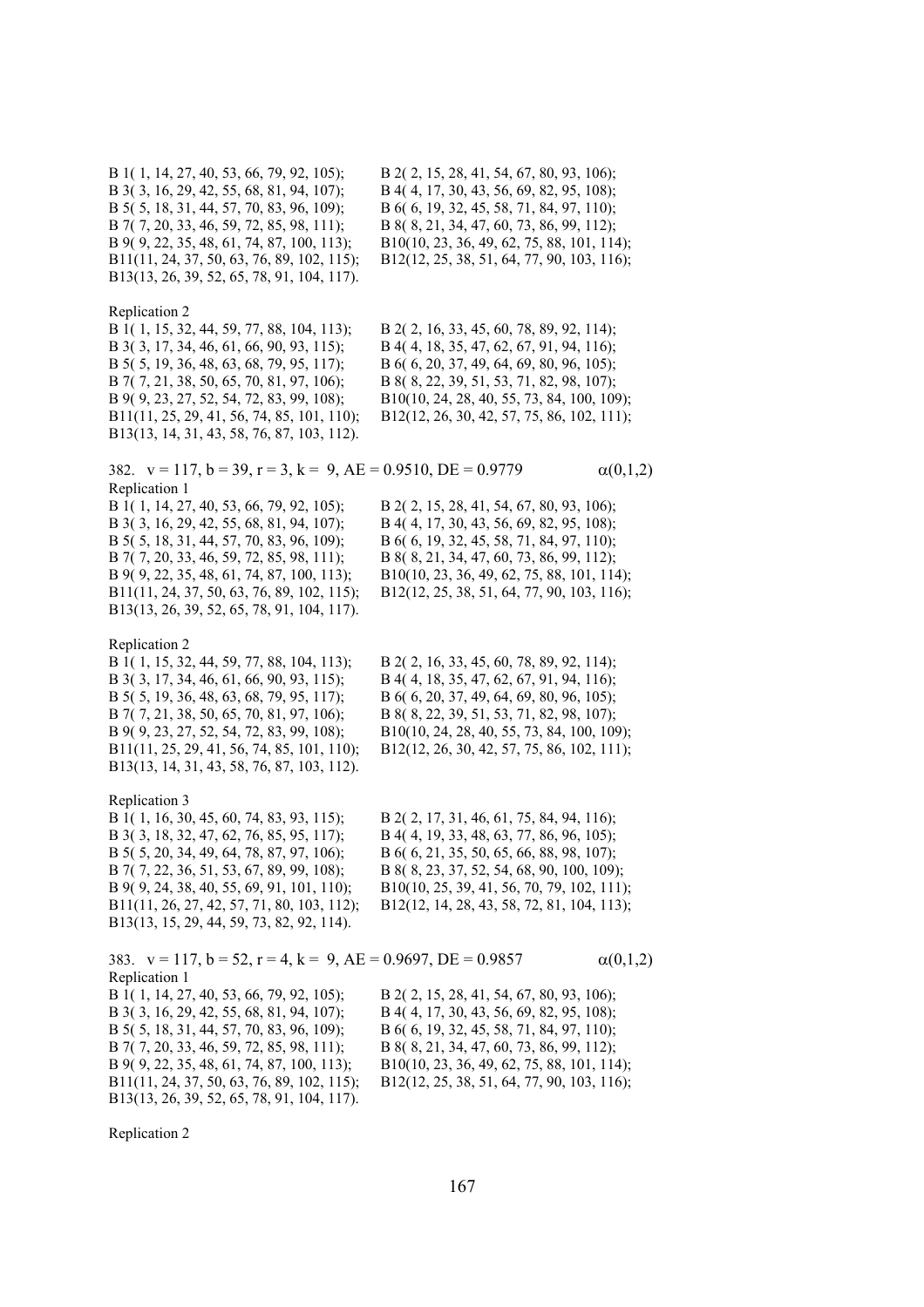B 1( 1, 14, 27, 40, 53, 66, 79, 92, 105); B 2( 2, 15, 28, 41, 54, 67, 80, 93, 106);
B 3( 3, 16, 29, 42, 55, 68, 81, 94, 107); B 4( 4, 17, 30, 43, 56, 69, 82, 95, 108);
B 5( 5, 18, 31, 44, 57, 70, 83, 96, 109); B 6( 6, 19, 32, 45, 58, 71, 84, 97, 110);
B 7( 7, 20, 33, 46, 59, 72, 85, 98, 111); B 8( 8, 21, 34, 47, 60, 73, 86, 99, 112);
B 9( 9, 22, 35, 48, 61, 74, 87, 100, 113); B10(10, 23, 36, 49, 62, 75, 88, 101, 114);
B11(11, 24, 37, 50, 63, 76, 89, 102, 115); B12(12, 25, 38, 51, 64, 77, 90, 103, 116);
B13(13, 26, 39, 52, 65, 78, 91, 104, 117).

Replication 2
B 1( 1, 15, 32, 44, 59, 77, 88, 104, 113); B 2( 2, 16, 33, 45, 60, 78, 89, 92, 114);
B 3( 3, 17, 34, 46, 61, 66, 90, 93, 115); B 4( 4, 18, 35, 47, 62, 67, 91, 94, 116);
B 5( 5, 19, 36, 48, 63, 68, 79, 95, 117); B 6( 6, 20, 37, 49, 64, 69, 80, 96, 105);
B 7( 7, 21, 38, 50, 65, 70, 81, 97, 106); B 8( 8, 22, 39, 51, 53, 71, 82, 98, 107);
B 9( 9, 23, 27, 52, 54, 72, 83, 99, 108); B10(10, 24, 28, 40, 55, 73, 84, 100, 109);
B11(11, 25, 29, 41, 56, 74, 85, 101, 110); B12(12, 26, 30, 42, 57, 75, 86, 102, 111);
B13(13, 14, 31, 43, 58, 76, 87, 103, 112).

382. $v = 117$, $b = 39$, $r = 3$, $k = 9$, AE = 0.9510, DE = 0.9779 $\alpha(0,1,2)$

Replication 1
B 1( 1, 14, 27, 40, 53, 66, 79, 92, 105); B 2( 2, 15, 28, 41, 54, 67, 80, 93, 106);
B 3( 3, 16, 29, 42, 55, 68, 81, 94, 107); B 4( 4, 17, 30, 43, 56, 69, 82, 95, 108);
B 5( 5, 18, 31, 44, 57, 70, 83, 96, 109); B 6( 6, 19, 32, 45, 58, 71, 84, 97, 110);
B 7( 7, 20, 33, 46, 59, 72, 85, 98, 111); B 8( 8, 21, 34, 47, 60, 73, 86, 99, 112);
B 9( 9, 22, 35, 48, 61, 74, 87, 100, 113); B10(10, 23, 36, 49, 62, 75, 88, 101, 114);
B11(11, 24, 37, 50, 63, 76, 89, 102, 115); B12(12, 25, 38, 51, 64, 77, 90, 103, 116);
B13(13, 26, 39, 52, 65, 78, 91, 104, 117).

Replication 2
B 1( 1, 15, 32, 44, 59, 77, 88, 104, 113); B 2( 2, 16, 33, 45, 60, 78, 89, 92, 114);
B 3( 3, 17, 34, 46, 61, 66, 90, 93, 115); B 4( 4, 18, 35, 47, 62, 67, 91, 94, 116);
B 5( 5, 19, 36, 48, 63, 68, 79, 95, 117); B 6( 6, 20, 37, 49, 64, 69, 80, 96, 105);
B 7( 7, 21, 38, 50, 65, 70, 81, 97, 106); B 8( 8, 22, 39, 51, 53, 71, 82, 98, 107);
B 9( 9, 23, 27, 52, 54, 72, 83, 99, 108); B10(10, 24, 28, 40, 55, 73, 84, 100, 109);
B11(11, 25, 29, 41, 56, 74, 85, 101, 110); B12(12, 26, 30, 42, 57, 75, 86, 102, 111);
B13(13, 14, 31, 43, 58, 76, 87, 103, 112).

Replication 3
B 1( 1, 16, 30, 45, 60, 74, 83, 93, 115); B 2( 2, 17, 31, 46, 61, 75, 84, 94, 116);
B 3( 3, 18, 32, 47, 62, 76, 85, 95, 117); B 4( 4, 19, 33, 48, 63, 77, 86, 96, 105);
B 5( 5, 20, 34, 49, 64, 78, 87, 97, 106); B 6( 6, 21, 35, 50, 65, 66, 88, 98, 107);
B 7( 7, 22, 36, 51, 53, 67, 89, 99, 108); B 8( 8, 23, 37, 52, 54, 68, 90, 100, 109);
B 9( 9, 24, 38, 40, 55, 69, 91, 101, 110); B10(10, 25, 39, 41, 56, 70, 79, 102, 111);
B11(11, 26, 27, 42, 57, 71, 80, 103, 112); B12(12, 14, 28, 43, 58, 72, 81, 104, 113);
B13(13, 15, 29, 44, 59, 73, 82, 92, 114).

383. $v = 117$, $b = 52$, $r = 4$, $k = 9$, AE = 0.9697, DE = 0.9857 $\alpha(0,1,2)$

Replication 1
B 1( 1, 14, 27, 40, 53, 66, 79, 92, 105); B 2( 2, 15, 28, 41, 54, 67, 80, 93, 106);
B 3( 3, 16, 29, 42, 55, 68, 81, 94, 107); B 4( 4, 17, 30, 43, 56, 69, 82, 95, 108);
B 5( 5, 18, 31, 44, 57, 70, 83, 96, 109); B 6( 6, 19, 32, 45, 58, 71, 84, 97, 110);
B 7( 7, 20, 33, 46, 59, 72, 85, 98, 111); B 8( 8, 21, 34, 47, 60, 73, 86, 99, 112);
B 9( 9, 22, 35, 48, 61, 74, 87, 100, 113); B10(10, 23, 36, 49, 62, 75, 88, 101, 114);
B11(11, 24, 37, 50, 63, 76, 89, 102, 115); B12(12, 25, 38, 51, 64, 77, 90, 103, 116);
B13(13, 26, 39, 52, 65, 78, 91, 104, 117).

Replication 2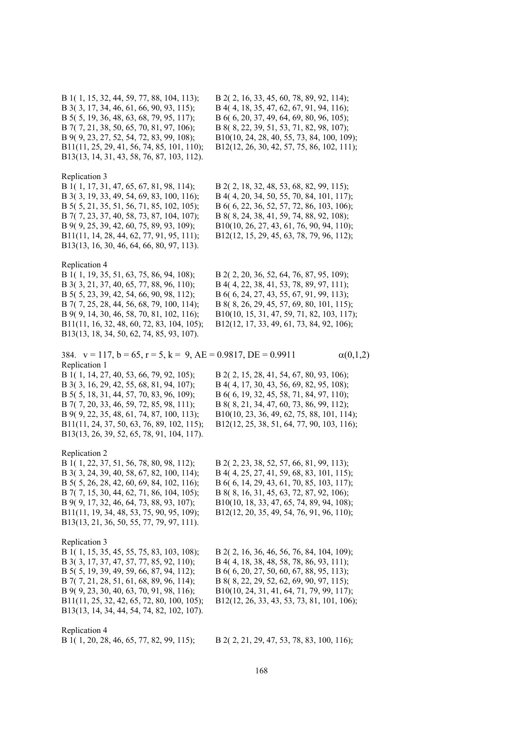B 1( 1, 15, 32, 44, 59, 77, 88, 104, 113); B 2( 2, 16, 33, 45, 60, 78, 89, 92, 114);
B 3( 3, 17, 34, 46, 61, 66, 90, 93, 115); B 4( 4, 18, 35, 47, 62, 67, 91, 94, 116);
B 5( 5, 19, 36, 48, 63, 68, 79, 95, 117); B 6( 6, 20, 37, 49, 64, 69, 80, 96, 105);
B 7( 7, 21, 38, 50, 65, 70, 81, 97, 106); B 8( 8, 22, 39, 51, 53, 71, 82, 98, 107);
B 9( 9, 23, 27, 52, 54, 72, 83, 99, 108); B10(10, 24, 28, 40, 55, 73, 84, 100, 109);
B11(11, 25, 29, 41, 56, 74, 85, 101, 110); B12(12, 26, 30, 42, 57, 75, 86, 102, 111);
B13(13, 14, 31, 43, 58, 76, 87, 103, 112).

Replication 3
B 1( 1, 17, 31, 47, 65, 67, 81, 98, 114); B 2( 2, 18, 32, 48, 53, 68, 82, 99, 115);
B 3( 3, 19, 33, 49, 54, 69, 83, 100, 116); B 4( 4, 20, 34, 50, 55, 70, 84, 101, 117);
B 5( 5, 21, 35, 51, 56, 71, 85, 102, 105); B 6( 6, 22, 36, 52, 57, 72, 86, 103, 106);
B 7( 7, 23, 37, 40, 58, 73, 87, 104, 107); B 8( 8, 24, 38, 41, 59, 74, 88, 92, 108);
B 9( 9, 25, 39, 42, 60, 75, 89, 93, 109); B10(10, 26, 27, 43, 61, 76, 90, 94, 110);
B11(11, 14, 28, 44, 62, 77, 91, 95, 111); B12(12, 15, 29, 45, 63, 78, 79, 96, 112);
B13(13, 16, 30, 46, 64, 66, 80, 97, 113).

Replication 4
B 1( 1, 19, 35, 51, 63, 75, 86, 94, 108); B 2( 2, 20, 36, 52, 64, 76, 87, 95, 109);
B 3( 3, 21, 37, 40, 65, 77, 88, 96, 110); B 4( 4, 22, 38, 41, 53, 78, 89, 97, 111);
B 5( 5, 23, 39, 42, 54, 66, 90, 98, 112); B 6( 6, 24, 27, 43, 55, 67, 91, 99, 113);
B 7( 7, 25, 28, 44, 56, 68, 79, 100, 114); B 8( 8, 26, 29, 45, 57, 69, 80, 101, 115);
B 9( 9, 14, 30, 46, 58, 70, 81, 102, 116); B10(10, 15, 31, 47, 59, 71, 82, 103, 117);
B11(11, 16, 32, 48, 60, 72, 83, 104, 105); B12(12, 17, 33, 49, 61, 73, 84, 92, 106);
B13(13, 18, 34, 50, 62, 74, 85, 93, 107).

384. v = 117, b = 65, r = 5, k = 9, AE = 0.9817, DE = 0.9911 $\alpha(0,1,2)$

Replication 1
B 1( 1, 14, 27, 40, 53, 66, 79, 92, 105); B 2( 2, 15, 28, 41, 54, 67, 80, 93, 106);
B 3( 3, 16, 29, 42, 55, 68, 81, 94, 107); B 4( 4, 17, 30, 43, 56, 69, 82, 95, 108);
B 5( 5, 18, 31, 44, 57, 70, 83, 96, 109); B 6( 6, 19, 32, 45, 58, 71, 84, 97, 110);
B 7( 7, 20, 33, 46, 59, 72, 85, 98, 111); B 8( 8, 21, 34, 47, 60, 73, 86, 99, 112);
B 9( 9, 22, 35, 48, 61, 74, 87, 100, 113); B10(10, 23, 36, 49, 62, 75, 88, 101, 114);
B11(11, 24, 37, 50, 63, 76, 89, 102, 115); B12(12, 25, 38, 51, 64, 77, 90, 103, 116);
B13(13, 26, 39, 52, 65, 78, 91, 104, 117).

Replication 2
B 1( 1, 22, 37, 51, 56, 78, 80, 98, 112); B 2( 2, 23, 38, 52, 57, 66, 81, 99, 113);
B 3( 3, 24, 39, 40, 58, 67, 82, 100, 114); B 4( 4, 25, 27, 41, 59, 68, 83, 101, 115);
B 5( 5, 26, 28, 42, 60, 69, 84, 102, 116); B 6( 6, 14, 29, 43, 61, 70, 85, 103, 117);
B 7( 7, 15, 30, 44, 62, 71, 86, 104, 105); B 8( 8, 16, 31, 45, 63, 72, 87, 92, 106);
B 9( 9, 17, 32, 46, 64, 73, 88, 93, 107); B10(10, 18, 33, 47, 65, 74, 89, 94, 108);
B11(11, 19, 34, 48, 53, 75, 90, 95, 109); B12(12, 20, 35, 49, 54, 76, 91, 96, 110);
B13(13, 21, 36, 50, 55, 77, 79, 97, 111).

Replication 3
B 1( 1, 15, 35, 45, 55, 75, 83, 103, 108); B 2( 2, 16, 36, 46, 56, 76, 84, 104, 109);
B 3( 3, 17, 37, 47, 57, 77, 85, 92, 110); B 4( 4, 18, 38, 48, 58, 78, 86, 93, 111);
B 5( 5, 19, 39, 49, 59, 66, 87, 94, 112); B 6( 6, 20, 27, 50, 60, 67, 88, 95, 113);
B 7( 7, 21, 28, 51, 61, 68, 89, 96, 114); B 8( 8, 22, 29, 52, 62, 69, 90, 97, 115);
B 9( 9, 23, 30, 40, 63, 70, 91, 98, 116); B10(10, 24, 31, 41, 64, 71, 79, 99, 117);
B11(11, 25, 32, 42, 65, 72, 80, 100, 105); B12(12, 26, 33, 43, 53, 73, 81, 101, 106);
B13(13, 14, 34, 44, 54, 74, 82, 102, 107).

Replication 4
B 1( 1, 20, 28, 46, 65, 77, 82, 99, 115); B 2( 2, 21, 29, 47, 53, 78, 83, 100, 116);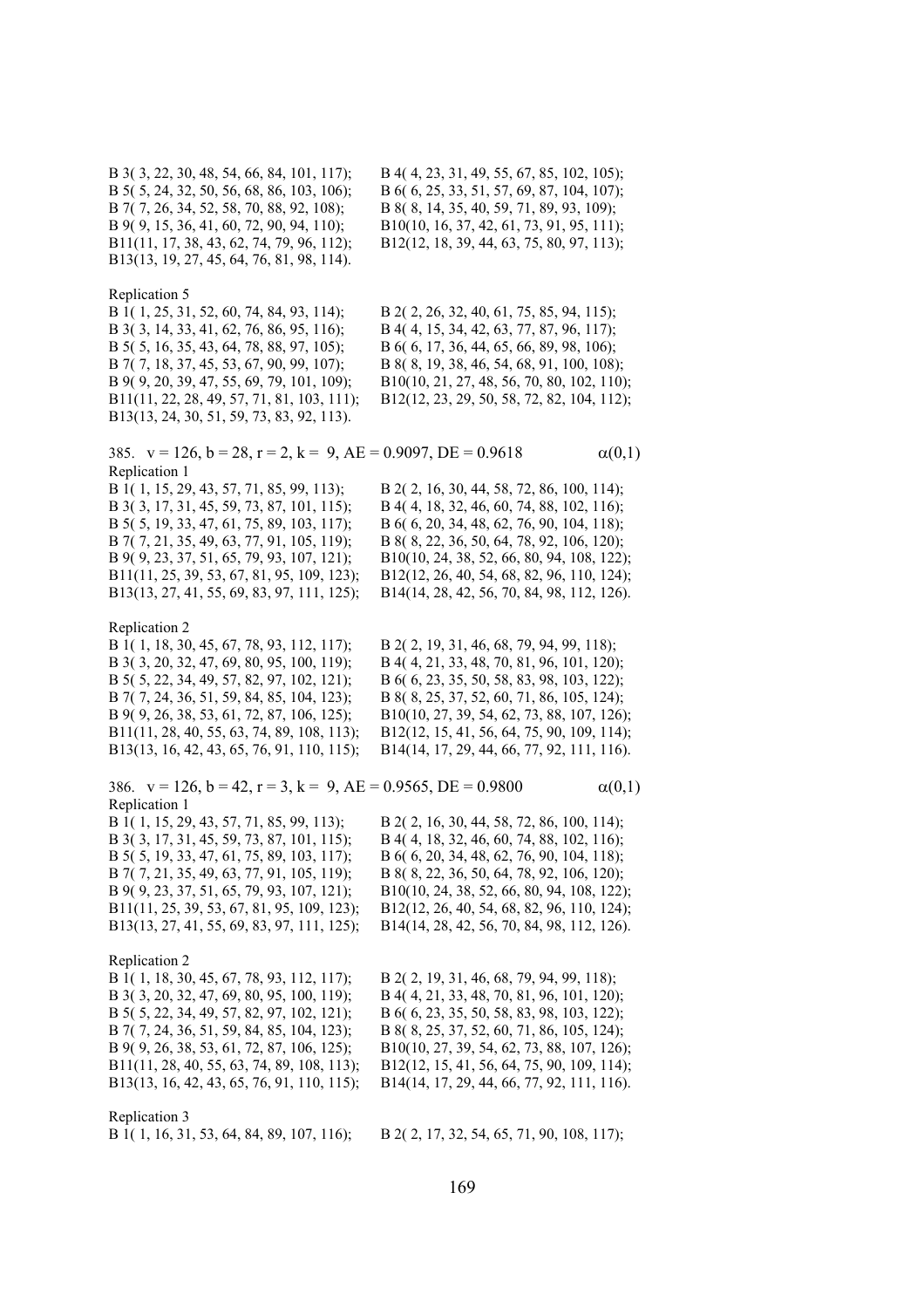B 3( 3, 22, 30, 48, 54, 66, 84, 101, 117);
B 4( 4, 23, 31, 49, 55, 67, 85, 102, 105);
B 5( 5, 24, 32, 50, 56, 68, 86, 103, 106);
B 6( 6, 25, 33, 51, 57, 69, 87, 104, 107);
B 7( 7, 26, 34, 52, 58, 70, 88, 92, 108);
B 8( 8, 14, 35, 40, 59, 71, 89, 93, 109);
B 9( 9, 15, 36, 41, 60, 72, 90, 94, 110);
B10(10, 16, 37, 42, 61, 73, 91, 95, 111);
B11(11, 17, 38, 43, 62, 74, 79, 96, 112);
B12(12, 18, 39, 44, 63, 75, 80, 97, 113);
B13(13, 19, 27, 45, 64, 76, 81, 98, 114).

Replication 5
B 1( 1, 25, 31, 52, 60, 74, 84, 93, 114);
B 2( 2, 26, 32, 40, 61, 75, 85, 94, 115);
B 3( 3, 14, 33, 41, 62, 76, 86, 95, 116);
B 4( 4, 15, 34, 42, 63, 77, 87, 96, 117);
B 5( 5, 16, 35, 43, 64, 78, 88, 97, 105);
B 6( 6, 17, 36, 44, 65, 66, 89, 98, 106);
B 7( 7, 18, 37, 45, 53, 67, 90, 99, 107);
B 8( 8, 19, 38, 46, 54, 68, 91, 100, 108);
B 9( 9, 20, 39, 47, 55, 69, 79, 101, 109);
B10(10, 21, 27, 48, 56, 70, 80, 102, 110);
B11(11, 22, 28, 49, 57, 71, 81, 103, 111);
B12(12, 23, 29, 50, 58, 72, 82, 104, 112);
B13(13, 24, 30, 51, 59, 73, 83, 92, 113).

385. v = 126, b = 28, r = 2, k = 9, AE = 0.9097, DE = 0.9618 α(0,1)

Replication 1
B 1( 1, 15, 29, 43, 57, 71, 85, 99, 113);
B 2( 2, 16, 30, 44, 58, 72, 86, 100, 114);
B 3( 3, 17, 31, 45, 59, 73, 87, 101, 115);
B 4( 4, 18, 32, 46, 60, 74, 88, 102, 116);
B 5( 5, 19, 33, 47, 61, 75, 89, 103, 117);
B 6( 6, 20, 34, 48, 62, 76, 90, 104, 118);
B 7( 7, 21, 35, 49, 63, 77, 91, 105, 119);
B 8( 8, 22, 36, 50, 64, 78, 92, 106, 120);
B 9( 9, 23, 37, 51, 65, 79, 93, 107, 121);
B10(10, 24, 38, 52, 66, 80, 94, 108, 122);
B11(11, 25, 39, 53, 67, 81, 95, 109, 123);
B12(12, 26, 40, 54, 68, 82, 96, 110, 124);
B13(13, 27, 41, 55, 69, 83, 97, 111, 125);
B14(14, 28, 42, 56, 70, 84, 98, 112, 126).

Replication 2
B 1( 1, 18, 30, 45, 67, 78, 93, 112, 117);
B 2( 2, 19, 31, 46, 68, 79, 94, 99, 118);
B 3( 3, 20, 32, 47, 69, 80, 95, 100, 119);
B 4( 4, 21, 33, 48, 70, 81, 96, 101, 120);
B 5( 5, 22, 34, 49, 57, 82, 97, 102, 121);
B 6( 6, 23, 35, 50, 58, 83, 98, 103, 122);
B 7( 7, 24, 36, 51, 59, 84, 85, 104, 123);
B 8( 8, 25, 37, 52, 60, 71, 86, 105, 124);
B 9( 9, 26, 38, 53, 61, 72, 87, 106, 125);
B10(10, 27, 39, 54, 62, 73, 88, 107, 126);
B11(11, 28, 40, 55, 63, 74, 89, 108, 113);
B12(12, 15, 41, 56, 64, 75, 90, 109, 114);
B13(13, 16, 42, 43, 65, 76, 91, 110, 115);
B14(14, 17, 29, 44, 66, 77, 92, 111, 116).

386. v = 126, b = 42, r = 3, k = 9, AE = 0.9565, DE = 0.9800 α(0,1)

Replication 1
B 1( 1, 15, 29, 43, 57, 71, 85, 99, 113);
B 2( 2, 16, 30, 44, 58, 72, 86, 100, 114);
B 3( 3, 17, 31, 45, 59, 73, 87, 101, 115);
B 4( 4, 18, 32, 46, 60, 74, 88, 102, 116);
B 5( 5, 19, 33, 47, 61, 75, 89, 103, 117);
B 6( 6, 20, 34, 48, 62, 76, 90, 104, 118);
B 7( 7, 21, 35, 49, 63, 77, 91, 105, 119);
B 8( 8, 22, 36, 50, 64, 78, 92, 106, 120);
B 9( 9, 23, 37, 51, 65, 79, 93, 107, 121);
B10(10, 24, 38, 52, 66, 80, 94, 108, 122);
B11(11, 25, 39, 53, 67, 81, 95, 109, 123);
B12(12, 26, 40, 54, 68, 82, 96, 110, 124);
B13(13, 27, 41, 55, 69, 83, 97, 111, 125);
B14(14, 28, 42, 56, 70, 84, 98, 112, 126).

Replication 2
B 1( 1, 18, 30, 45, 67, 78, 93, 112, 117);
B 2( 2, 19, 31, 46, 68, 79, 94, 99, 118);
B 3( 3, 20, 32, 47, 69, 80, 95, 100, 119);
B 4( 4, 21, 33, 48, 70, 81, 96, 101, 120);
B 5( 5, 22, 34, 49, 57, 82, 97, 102, 121);
B 6( 6, 23, 35, 50, 58, 83, 98, 103, 122);
B 7( 7, 24, 36, 51, 59, 84, 85, 104, 123);
B 8( 8, 25, 37, 52, 60, 71, 86, 105, 124);
B 9( 9, 26, 38, 53, 61, 72, 87, 106, 125);
B10(10, 27, 39, 54, 62, 73, 88, 107, 126);
B11(11, 28, 40, 55, 63, 74, 89, 108, 113);
B12(12, 15, 41, 56, 64, 75, 90, 109, 114);
B13(13, 16, 42, 43, 65, 76, 91, 110, 115);
B14(14, 17, 29, 44, 66, 77, 92, 111, 116).

Replication 3
B 1( 1, 16, 31, 53, 64, 84, 89, 107, 116);
B 2( 2, 17, 32, 54, 65, 71, 90, 108, 117);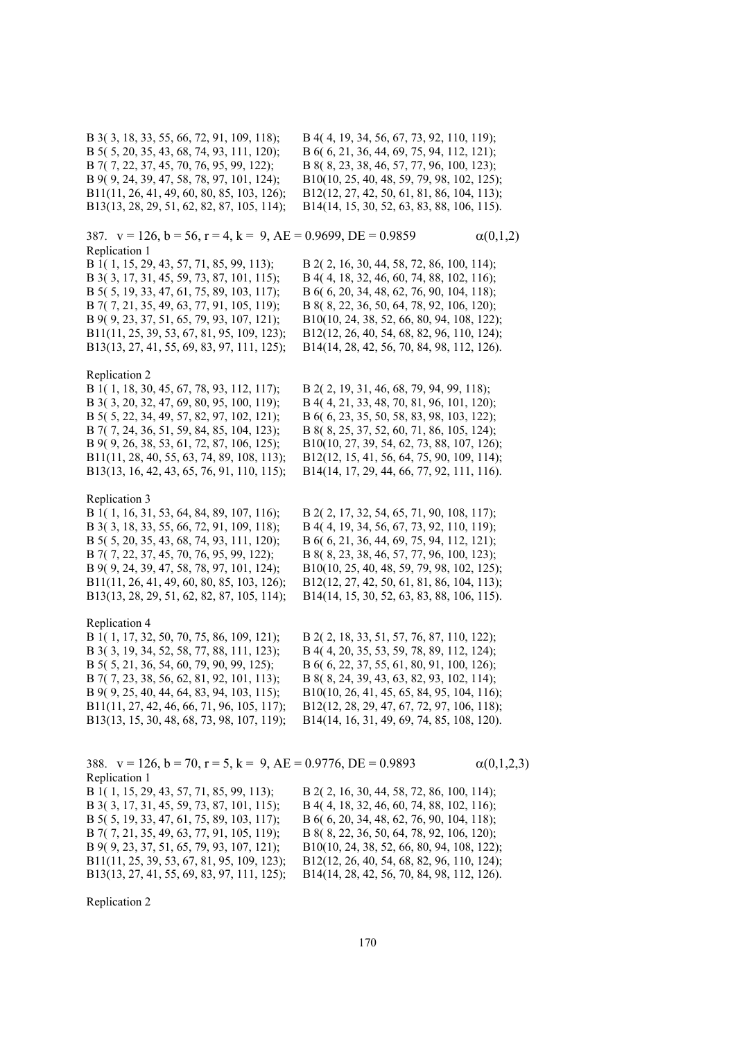B 3( 3, 18, 33, 55, 66, 72, 91, 109, 118); B 4( 4, 19, 34, 56, 67, 73, 92, 110, 119);
B 5( 5, 20, 35, 43, 68, 74, 93, 111, 120); B 6( 6, 21, 36, 44, 69, 75, 94, 112, 121);
B 7( 7, 22, 37, 45, 70, 76, 95, 99, 122); B 8( 8, 23, 38, 46, 57, 77, 96, 100, 123);
B 9( 9, 24, 39, 47, 58, 78, 97, 101, 124); B10(10, 25, 40, 48, 59, 79, 98, 102, 125);
B11(11, 26, 41, 49, 60, 80, 85, 103, 126); B12(12, 27, 42, 50, 61, 81, 86, 104, 113);
B13(13, 28, 29, 51, 62, 82, 87, 105, 114); B14(14, 15, 30, 52, 63, 83, 88, 106, 115).

387. v = 126, b = 56, r = 4, k = 9, AE = 0.9699, DE = 0.9859 $\alpha(0,1,2)$

Replication 1

B 1( 1, 15, 29, 43, 57, 71, 85, 99, 113); B 2( 2, 16, 30, 44, 58, 72, 86, 100, 114);
B 3( 3, 17, 31, 45, 59, 73, 87, 101, 115); B 4( 4, 18, 32, 46, 60, 74, 88, 102, 116);
B 5( 5, 19, 33, 47, 61, 75, 89, 103, 117); B 6( 6, 20, 34, 48, 62, 76, 90, 104, 118);
B 7( 7, 21, 35, 49, 63, 77, 91, 105, 119); B 8( 8, 22, 36, 50, 64, 78, 92, 106, 120);
B 9( 9, 23, 37, 51, 65, 79, 93, 107, 121); B10(10, 24, 38, 52, 66, 80, 94, 108, 122);
B11(11, 25, 39, 53, 67, 81, 95, 109, 123); B12(12, 26, 40, 54, 68, 82, 96, 110, 124);
B13(13, 27, 41, 55, 69, 83, 97, 111, 125); B14(14, 28, 42, 56, 70, 84, 98, 112, 126).

Replication 2

B 1( 1, 18, 30, 45, 67, 78, 93, 112, 117); B 2( 2, 19, 31, 46, 68, 79, 94, 99, 118);
B 3( 3, 20, 32, 47, 69, 80, 95, 100, 119); B 4( 4, 21, 33, 48, 70, 81, 96, 101, 120);
B 5( 5, 22, 34, 49, 57, 82, 97, 102, 121); B 6( 6, 23, 35, 50, 58, 83, 98, 103, 122);
B 7( 7, 24, 36, 51, 59, 84, 85, 104, 123); B 8( 8, 25, 37, 52, 60, 71, 86, 105, 124);
B 9( 9, 26, 38, 53, 61, 72, 87, 106, 125); B10(10, 27, 39, 54, 62, 73, 88, 107, 126);
B11(11, 28, 40, 55, 63, 74, 89, 108, 113); B12(12, 15, 41, 56, 64, 75, 90, 109, 114);
B13(13, 16, 42, 43, 65, 76, 91, 110, 115); B14(14, 17, 29, 44, 66, 77, 92, 111, 116).

Replication 3

B 1( 1, 16, 31, 53, 64, 84, 89, 107, 116); B 2( 2, 17, 32, 54, 65, 71, 90, 108, 117);
B 3( 3, 18, 33, 55, 66, 72, 91, 109, 118); B 4( 4, 19, 34, 56, 67, 73, 92, 110, 119);
B 5( 5, 20, 35, 43, 68, 74, 93, 111, 120); B 6( 6, 21, 36, 44, 69, 75, 94, 112, 121);
B 7( 7, 22, 37, 45, 70, 76, 95, 99, 122); B 8( 8, 23, 38, 46, 57, 77, 96, 100, 123);
B 9( 9, 24, 39, 47, 58, 78, 97, 101, 124); B10(10, 25, 40, 48, 59, 79, 98, 102, 125);
B11(11, 26, 41, 49, 60, 80, 85, 103, 126); B12(12, 27, 42, 50, 61, 81, 86, 104, 113);
B13(13, 28, 29, 51, 62, 82, 87, 105, 114); B14(14, 15, 30, 52, 63, 83, 88, 106, 115).

Replication 4

B 1( 1, 17, 32, 50, 70, 75, 86, 109, 121); B 2( 2, 18, 33, 51, 57, 76, 87, 110, 122);
B 3( 3, 19, 34, 52, 58, 77, 88, 111, 123); B 4( 4, 20, 35, 53, 59, 78, 89, 112, 124);
B 5( 5, 21, 36, 54, 60, 79, 90, 99, 125); B 6( 6, 22, 37, 55, 61, 80, 91, 100, 126);
B 7( 7, 23, 38, 56, 62, 81, 92, 101, 113); B 8( 8, 24, 39, 43, 63, 82, 93, 102, 114);
B 9( 9, 25, 40, 44, 64, 83, 94, 103, 115); B10(10, 26, 41, 45, 65, 84, 95, 104, 116);
B11(11, 27, 42, 46, 66, 71, 96, 105, 117); B12(12, 28, 29, 47, 67, 72, 97, 106, 118);
B13(13, 15, 30, 48, 68, 73, 98, 107, 119); B14(14, 16, 31, 49, 69, 74, 85, 108, 120).

388. v = 126, b = 70, r = 5, k = 9, AE = 0.9776, DE = 0.9893 $\alpha(0,1,2,3)$

Replication 1

B 1( 1, 15, 29, 43, 57, 71, 85, 99, 113); B 2( 2, 16, 30, 44, 58, 72, 86, 100, 114);
B 3( 3, 17, 31, 45, 59, 73, 87, 101, 115); B 4( 4, 18, 32, 46, 60, 74, 88, 102, 116);
B 5( 5, 19, 33, 47, 61, 75, 89, 103, 117); B 6( 6, 20, 34, 48, 62, 76, 90, 104, 118);
B 7( 7, 21, 35, 49, 63, 77, 91, 105, 119); B 8( 8, 22, 36, 50, 64, 78, 92, 106, 120);
B 9( 9, 23, 37, 51, 65, 79, 93, 107, 121); B10(10, 24, 38, 52, 66, 80, 94, 108, 122);
B11(11, 25, 39, 53, 67, 81, 95, 109, 123); B12(12, 26, 40, 54, 68, 82, 96, 110, 124);
B13(13, 27, 41, 55, 69, 83, 97, 111, 125); B14(14, 28, 42, 56, 70, 84, 98, 112, 126).

Replication 2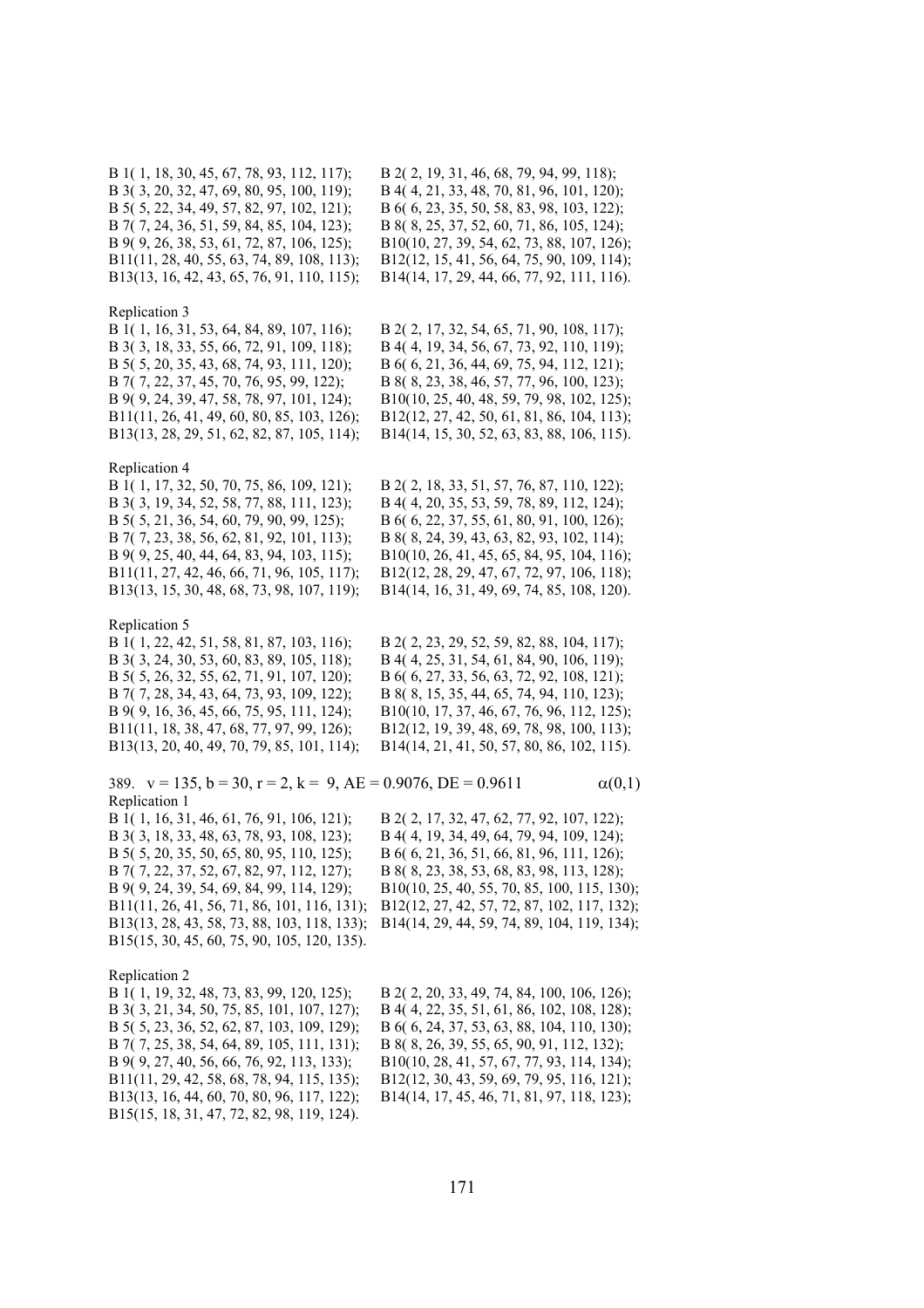B 1( 1, 18, 30, 45, 67, 78, 93, 112, 117); B 2( 2, 19, 31, 46, 68, 79, 94, 99, 118);
B 3( 3, 20, 32, 47, 69, 80, 95, 100, 119); B 4( 4, 21, 33, 48, 70, 81, 96, 101, 120);
B 5( 5, 22, 34, 49, 57, 82, 97, 102, 121); B 6( 6, 23, 35, 50, 58, 83, 98, 103, 122);
B 7( 7, 24, 36, 51, 59, 84, 85, 104, 123); B 8( 8, 25, 37, 52, 60, 71, 86, 105, 124);
B 9( 9, 26, 38, 53, 61, 72, 87, 106, 125); B10(10, 27, 39, 54, 62, 73, 88, 107, 126);
B11(11, 28, 40, 55, 63, 74, 89, 108, 113); B12(12, 15, 41, 56, 64, 75, 90, 109, 114);
B13(13, 16, 42, 43, 65, 76, 91, 110, 115); B14(14, 17, 29, 44, 66, 77, 92, 111, 116).

Replication 3
B 1( 1, 16, 31, 53, 64, 84, 89, 107, 116); B 2( 2, 17, 32, 54, 65, 71, 90, 108, 117);
B 3( 3, 18, 33, 55, 66, 72, 91, 109, 118); B 4( 4, 19, 34, 56, 67, 73, 92, 110, 119);
B 5( 5, 20, 35, 43, 68, 74, 93, 111, 120); B 6( 6, 21, 36, 44, 69, 75, 94, 112, 121);
B 7( 7, 22, 37, 45, 70, 76, 95, 99, 122); B 8( 8, 23, 38, 46, 57, 77, 96, 100, 123);
B 9( 9, 24, 39, 47, 58, 78, 97, 101, 124); B10(10, 25, 40, 48, 59, 79, 98, 102, 125);
B11(11, 26, 41, 49, 60, 80, 85, 103, 126); B12(12, 27, 42, 50, 61, 81, 86, 104, 113);
B13(13, 28, 29, 51, 62, 82, 87, 105, 114); B14(14, 15, 30, 52, 63, 83, 88, 106, 115).

Replication 4
B 1( 1, 17, 32, 50, 70, 75, 86, 109, 121); B 2( 2, 18, 33, 51, 57, 76, 87, 110, 122);
B 3( 3, 19, 34, 52, 58, 77, 88, 111, 123); B 4( 4, 20, 35, 53, 59, 78, 89, 112, 124);
B 5( 5, 21, 36, 54, 60, 79, 90, 99, 125); B 6( 6, 22, 37, 55, 61, 80, 91, 100, 126);
B 7( 7, 23, 38, 56, 62, 81, 92, 101, 113); B 8( 8, 24, 39, 43, 63, 82, 93, 102, 114);
B 9( 9, 25, 40, 44, 64, 83, 94, 103, 115); B10(10, 26, 41, 45, 65, 84, 95, 104, 116);
B11(11, 27, 42, 46, 66, 71, 96, 105, 117); B12(12, 28, 29, 47, 67, 72, 97, 106, 118);
B13(13, 15, 30, 48, 68, 73, 98, 107, 119); B14(14, 16, 31, 49, 69, 74, 85, 108, 120).

Replication 5
B 1( 1, 22, 42, 51, 58, 81, 87, 103, 116); B 2( 2, 23, 29, 52, 59, 82, 88, 104, 117);
B 3( 3, 24, 30, 53, 60, 83, 89, 105, 118); B 4( 4, 25, 31, 54, 61, 84, 90, 106, 119);
B 5( 5, 26, 32, 55, 62, 71, 91, 107, 120); B 6( 6, 27, 33, 56, 63, 72, 92, 108, 121);
B 7( 7, 28, 34, 43, 64, 73, 93, 109, 122); B 8( 8, 15, 35, 44, 65, 74, 94, 110, 123);
B 9( 9, 16, 36, 45, 66, 75, 95, 111, 124); B10(10, 17, 37, 46, 67, 76, 96, 112, 125);
B11(11, 18, 38, 47, 68, 77, 97, 99, 126); B12(12, 19, 39, 48, 69, 78, 98, 100, 113);
B13(13, 20, 40, 49, 70, 79, 85, 101, 114); B14(14, 21, 41, 50, 57, 80, 86, 102, 115).

389. v = 135, b = 30, r = 2, k = 9, AE = 0.9076, DE = 0.9611 $\alpha(0,1)$

Replication 1
B 1( 1, 16, 31, 46, 61, 76, 91, 106, 121); B 2( 2, 17, 32, 47, 62, 77, 92, 107, 122);
B 3( 3, 18, 33, 48, 63, 78, 93, 108, 123); B 4( 4, 19, 34, 49, 64, 79, 94, 109, 124);
B 5( 5, 20, 35, 50, 65, 80, 95, 110, 125); B 6( 6, 21, 36, 51, 66, 81, 96, 111, 126);
B 7( 7, 22, 37, 52, 67, 82, 97, 112, 127); B 8( 8, 23, 38, 53, 68, 83, 98, 113, 128);
B 9( 9, 24, 39, 54, 69, 84, 99, 114, 129); B10(10, 25, 40, 55, 70, 85, 100, 115, 130);
B11(11, 26, 41, 56, 71, 86, 101, 116, 131); B12(12, 27, 42, 57, 72, 87, 102, 117, 132);
B13(13, 28, 43, 58, 73, 88, 103, 118, 133); B14(14, 29, 44, 59, 74, 89, 104, 119, 134);
B15(15, 30, 45, 60, 75, 90, 105, 120, 135).

Replication 2
B 1( 1, 19, 32, 48, 73, 83, 99, 120, 125); B 2( 2, 20, 33, 49, 74, 84, 100, 106, 126);
B 3( 3, 21, 34, 50, 75, 85, 101, 107, 127); B 4( 4, 22, 35, 51, 61, 86, 102, 108, 128);
B 5( 5, 23, 36, 52, 62, 87, 103, 109, 129); B 6( 6, 24, 37, 53, 63, 88, 104, 110, 130);
B 7( 7, 25, 38, 54, 64, 89, 105, 111, 131); B 8( 8, 26, 39, 55, 65, 90, 91, 112, 132);
B 9( 9, 27, 40, 56, 66, 76, 92, 113, 133); B10(10, 28, 41, 57, 67, 77, 93, 114, 134);
B11(11, 29, 42, 58, 68, 78, 94, 115, 135); B12(12, 30, 43, 59, 69, 79, 95, 116, 121);
B13(13, 16, 44, 60, 70, 80, 96, 117, 122); B14(14, 17, 45, 46, 71, 81, 97, 118, 123);
B15(15, 18, 31, 47, 72, 82, 98, 119, 124).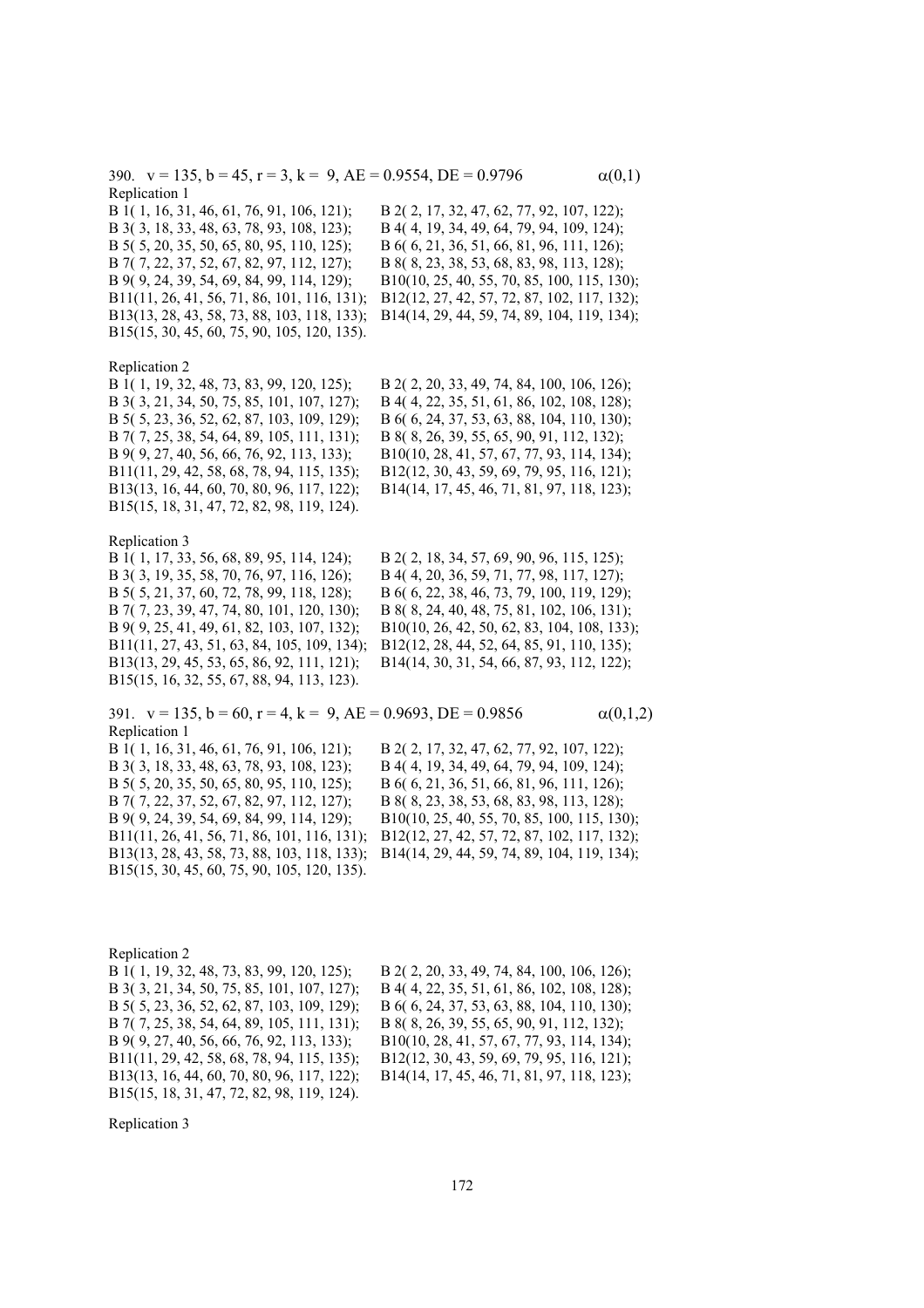390. v = 135, b = 45, r = 3, k = 9, AE = 0.9554, DE = 0.9796 $\alpha(0,1)$

Replication 1

B 1( 1, 16, 31, 46, 61, 76, 91, 106, 121); B 2( 2, 17, 32, 47, 62, 77, 92, 107, 122);
B 3( 3, 18, 33, 48, 63, 78, 93, 108, 123); B 4( 4, 19, 34, 49, 64, 79, 94, 109, 124);
B 5( 5, 20, 35, 50, 65, 80, 95, 110, 125); B 6( 6, 21, 36, 51, 66, 81, 96, 111, 126);
B 7( 7, 22, 37, 52, 67, 82, 97, 112, 127); B 8( 8, 23, 38, 53, 68, 83, 98, 113, 128);
B 9( 9, 24, 39, 54, 69, 84, 99, 114, 129); B10(10, 25, 40, 55, 70, 85, 100, 115, 130);
B11(11, 26, 41, 56, 71, 86, 101, 116, 131); B12(12, 27, 42, 57, 72, 87, 102, 117, 132);
B13(13, 28, 43, 58, 73, 88, 103, 118, 133); B14(14, 29, 44, 59, 74, 89, 104, 119, 134);
B15(15, 30, 45, 60, 75, 90, 105, 120, 135).

Replication 2

B 1( 1, 19, 32, 48, 73, 83, 99, 120, 125); B 2( 2, 20, 33, 49, 74, 84, 100, 106, 126);
B 3( 3, 21, 34, 50, 75, 85, 101, 107, 127); B 4( 4, 22, 35, 51, 61, 86, 102, 108, 128);
B 5( 5, 23, 36, 52, 62, 87, 103, 109, 129); B 6( 6, 24, 37, 53, 63, 88, 104, 110, 130);
B 7( 7, 25, 38, 54, 64, 89, 105, 111, 131); B 8( 8, 26, 39, 55, 65, 90, 91, 112, 132);
B 9( 9, 27, 40, 56, 66, 76, 92, 113, 133); B10(10, 28, 41, 57, 67, 77, 93, 114, 134);
B11(11, 29, 42, 58, 68, 78, 94, 115, 135); B12(12, 30, 43, 59, 69, 79, 95, 116, 121);
B13(13, 16, 44, 60, 70, 80, 96, 117, 122); B14(14, 17, 45, 46, 71, 81, 97, 118, 123);
B15(15, 18, 31, 47, 72, 82, 98, 119, 124).

Replication 3

B 1( 1, 17, 33, 56, 68, 89, 95, 114, 124); B 2( 2, 18, 34, 57, 69, 90, 96, 115, 125);
B 3( 3, 19, 35, 58, 70, 76, 97, 116, 126); B 4( 4, 20, 36, 59, 71, 77, 98, 117, 127);
B 5( 5, 21, 37, 60, 72, 78, 99, 118, 128); B 6( 6, 22, 38, 46, 73, 79, 100, 119, 129);
B 7( 7, 23, 39, 47, 74, 80, 101, 120, 130); B 8( 8, 24, 40, 48, 75, 81, 102, 106, 131);
B 9( 9, 25, 41, 49, 61, 82, 103, 107, 132); B10(10, 26, 42, 50, 62, 83, 104, 108, 133);
B11(11, 27, 43, 51, 63, 84, 105, 109, 134); B12(12, 28, 44, 52, 64, 85, 91, 110, 135);
B13(13, 29, 45, 53, 65, 86, 92, 111, 121); B14(14, 30, 31, 54, 66, 87, 93, 112, 122);
B15(15, 16, 32, 55, 67, 88, 94, 113, 123).

391. v = 135, b = 60, r = 4, k = 9, AE = 0.9693, DE = 0.9856 $\alpha(0,1,2)$

Replication 1

B 1( 1, 16, 31, 46, 61, 76, 91, 106, 121); B 2( 2, 17, 32, 47, 62, 77, 92, 107, 122);
B 3( 3, 18, 33, 48, 63, 78, 93, 108, 123); B 4( 4, 19, 34, 49, 64, 79, 94, 109, 124);
B 5( 5, 20, 35, 50, 65, 80, 95, 110, 125); B 6( 6, 21, 36, 51, 66, 81, 96, 111, 126);
B 7( 7, 22, 37, 52, 67, 82, 97, 112, 127); B 8( 8, 23, 38, 53, 68, 83, 98, 113, 128);
B 9( 9, 24, 39, 54, 69, 84, 99, 114, 129); B10(10, 25, 40, 55, 70, 85, 100, 115, 130);
B11(11, 26, 41, 56, 71, 86, 101, 116, 131); B12(12, 27, 42, 57, 72, 87, 102, 117, 132);
B13(13, 28, 43, 58, 73, 88, 103, 118, 133); B14(14, 29, 44, 59, 74, 89, 104, 119, 134);
B15(15, 30, 45, 60, 75, 90, 105, 120, 135).

Replication 2

B 1( 1, 19, 32, 48, 73, 83, 99, 120, 125); B 2( 2, 20, 33, 49, 74, 84, 100, 106, 126);
B 3( 3, 21, 34, 50, 75, 85, 101, 107, 127); B 4( 4, 22, 35, 51, 61, 86, 102, 108, 128);
B 5( 5, 23, 36, 52, 62, 87, 103, 109, 129); B 6( 6, 24, 37, 53, 63, 88, 104, 110, 130);
B 7( 7, 25, 38, 54, 64, 89, 105, 111, 131); B 8( 8, 26, 39, 55, 65, 90, 91, 112, 132);
B 9( 9, 27, 40, 56, 66, 76, 92, 113, 133); B10(10, 28, 41, 57, 67, 77, 93, 114, 134);
B11(11, 29, 42, 58, 68, 78, 94, 115, 135); B12(12, 30, 43, 59, 69, 79, 95, 116, 121);
B13(13, 16, 44, 60, 70, 80, 96, 117, 122); B14(14, 17, 45, 46, 71, 81, 97, 118, 123);
B15(15, 18, 31, 47, 72, 82, 98, 119, 124).

Replication 3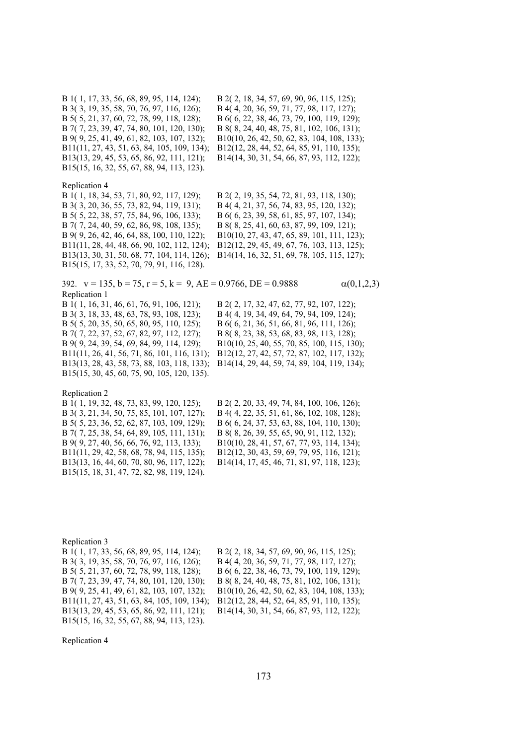B 1( 1, 17, 33, 56, 68, 89, 95, 114, 124); B 2( 2, 18, 34, 57, 69, 90, 96, 115, 125);
B 3( 3, 19, 35, 58, 70, 76, 97, 116, 126); B 4( 4, 20, 36, 59, 71, 77, 98, 117, 127);
B 5( 5, 21, 37, 60, 72, 78, 99, 118, 128); B 6( 6, 22, 38, 46, 73, 79, 100, 119, 129);
B 7( 7, 23, 39, 47, 74, 80, 101, 120, 130); B 8( 8, 24, 40, 48, 75, 81, 102, 106, 131);
B 9( 9, 25, 41, 49, 61, 82, 103, 107, 132); B10(10, 26, 42, 50, 62, 83, 104, 108, 133);
B11(11, 27, 43, 51, 63, 84, 105, 109, 134); B12(12, 28, 44, 52, 64, 85, 91, 110, 135);
B13(13, 29, 45, 53, 65, 86, 92, 111, 121); B14(14, 30, 31, 54, 66, 87, 93, 112, 122);
B15(15, 16, 32, 55, 67, 88, 94, 113, 123).

Replication 4

B 1( 1, 18, 34, 53, 71, 80, 92, 117, 129); B 2( 2, 19, 35, 54, 72, 81, 93, 118, 130);
B 3( 3, 20, 36, 55, 73, 82, 94, 119, 131); B 4( 4, 21, 37, 56, 74, 83, 95, 120, 132);
B 5( 5, 22, 38, 57, 75, 84, 96, 106, 133); B 6( 6, 23, 39, 58, 61, 85, 97, 107, 134);
B 7( 7, 24, 40, 59, 62, 86, 98, 108, 135); B 8( 8, 25, 41, 60, 63, 87, 99, 109, 121);
B 9( 9, 26, 42, 46, 64, 88, 100, 110, 122); B10(10, 27, 43, 47, 65, 89, 101, 111, 123);
B11(11, 28, 44, 48, 66, 90, 102, 112, 124); B12(12, 29, 45, 49, 67, 76, 103, 113, 125);
B13(13, 30, 31, 50, 68, 77, 104, 114, 126); B14(14, 16, 32, 51, 69, 78, 105, 115, 127);
B15(15, 17, 33, 52, 70, 79, 91, 116, 128).

392. v = 135, b = 75, r = 5, k = 9, AE = 0.9766, DE = 0.9888 $\alpha(0,1,2,3)$

Replication 1

B 1( 1, 16, 31, 46, 61, 76, 91, 106, 121); B 2( 2, 17, 32, 47, 62, 77, 92, 107, 122);
B 3( 3, 18, 33, 48, 63, 78, 93, 108, 123); B 4( 4, 19, 34, 49, 64, 79, 94, 109, 124);
B 5( 5, 20, 35, 50, 65, 80, 95, 110, 125); B 6( 6, 21, 36, 51, 66, 81, 96, 111, 126);
B 7( 7, 22, 37, 52, 67, 82, 97, 112, 127); B 8( 8, 23, 38, 53, 68, 83, 98, 113, 128);
B 9( 9, 24, 39, 54, 69, 84, 99, 114, 129); B10(10, 25, 40, 55, 70, 85, 100, 115, 130);
B11(11, 26, 41, 56, 71, 86, 101, 116, 131); B12(12, 27, 42, 57, 72, 87, 102, 117, 132);
B13(13, 28, 43, 58, 73, 88, 103, 118, 133); B14(14, 29, 44, 59, 74, 89, 104, 119, 134);
B15(15, 30, 45, 60, 75, 90, 105, 120, 135).

Replication 2

B 1( 1, 19, 32, 48, 73, 83, 99, 120, 125); B 2( 2, 20, 33, 49, 74, 84, 100, 106, 126);
B 3( 3, 21, 34, 50, 75, 85, 101, 107, 127); B 4( 4, 22, 35, 51, 61, 86, 102, 108, 128);
B 5( 5, 23, 36, 52, 62, 87, 103, 109, 129); B 6( 6, 24, 37, 53, 63, 88, 104, 110, 130);
B 7( 7, 25, 38, 54, 64, 89, 105, 111, 131); B 8( 8, 26, 39, 55, 65, 90, 91, 112, 132);
B 9( 9, 27, 40, 56, 66, 76, 92, 113, 133); B10(10, 28, 41, 57, 67, 77, 93, 114, 134);
B11(11, 29, 42, 58, 68, 78, 94, 115, 135); B12(12, 30, 43, 59, 69, 79, 95, 116, 121);
B13(13, 16, 44, 60, 70, 80, 96, 117, 122); B14(14, 17, 45, 46, 71, 81, 97, 118, 123);
B15(15, 18, 31, 47, 72, 82, 98, 119, 124).

Replication 3

B 1( 1, 17, 33, 56, 68, 89, 95, 114, 124); B 2( 2, 18, 34, 57, 69, 90, 96, 115, 125);
B 3( 3, 19, 35, 58, 70, 76, 97, 116, 126); B 4( 4, 20, 36, 59, 71, 77, 98, 117, 127);
B 5( 5, 21, 37, 60, 72, 78, 99, 118, 128); B 6( 6, 22, 38, 46, 73, 79, 100, 119, 129);
B 7( 7, 23, 39, 47, 74, 80, 101, 120, 130); B 8( 8, 24, 40, 48, 75, 81, 102, 106, 131);
B 9( 9, 25, 41, 49, 61, 82, 103, 107, 132); B10(10, 26, 42, 50, 62, 83, 104, 108, 133);
B11(11, 27, 43, 51, 63, 84, 105, 109, 134); B12(12, 28, 44, 52, 64, 85, 91, 110, 135);
B13(13, 29, 45, 53, 65, 86, 92, 111, 121); B14(14, 30, 31, 54, 66, 87, 93, 112, 122);
B15(15, 16, 32, 55, 67, 88, 94, 113, 123).

Replication 4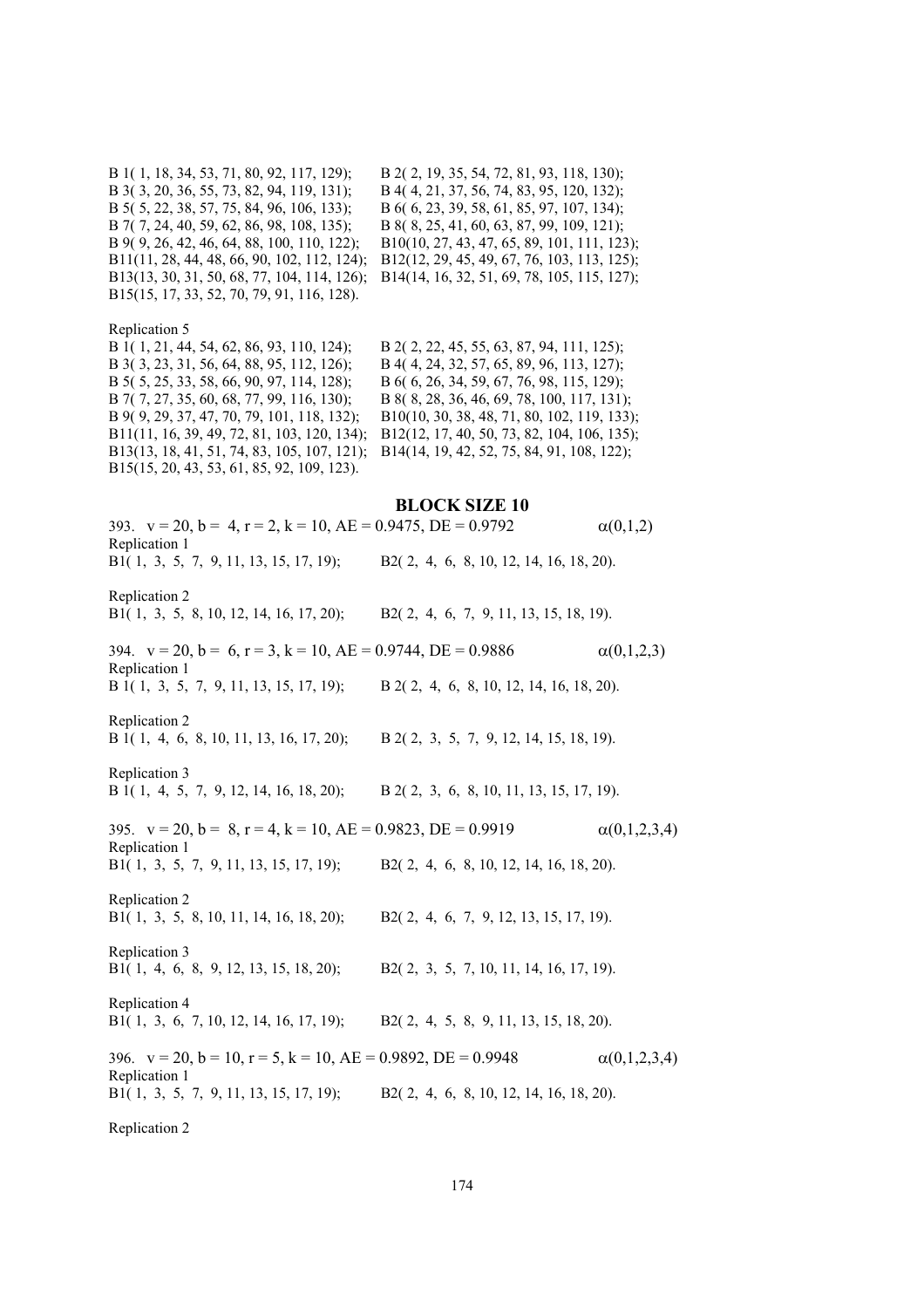B 1( 1, 18, 34, 53, 71, 80, 92, 117, 129); B 2( 2, 19, 35, 54, 72, 81, 93, 118, 130);
B 3( 3, 20, 36, 55, 73, 82, 94, 119, 131); B 4( 4, 21, 37, 56, 74, 83, 95, 120, 132);
B 5( 5, 22, 38, 57, 75, 84, 96, 106, 133); B 6( 6, 23, 39, 58, 61, 85, 97, 107, 134);
B 7( 7, 24, 40, 59, 62, 86, 98, 108, 135); B 8( 8, 25, 41, 60, 63, 87, 99, 109, 121);
B 9( 9, 26, 42, 46, 64, 88, 100, 110, 122); B10(10, 27, 43, 47, 65, 89, 101, 111, 123);
B11(11, 28, 44, 48, 66, 90, 102, 112, 124); B12(12, 29, 45, 49, 67, 76, 103, 113, 125);
B13(13, 30, 31, 50, 68, 77, 104, 114, 126); B14(14, 16, 32, 51, 69, 78, 105, 115, 127);
B15(15, 17, 33, 52, 70, 79, 91, 116, 128).

Replication 5
B 1( 1, 21, 44, 54, 62, 86, 93, 110, 124); B 2( 2, 22, 45, 55, 63, 87, 94, 111, 125);
B 3( 3, 23, 31, 56, 64, 88, 95, 112, 126); B 4( 4, 24, 32, 57, 65, 89, 96, 113, 127);
B 5( 5, 25, 33, 58, 66, 90, 97, 114, 128); B 6( 6, 26, 34, 59, 67, 76, 98, 115, 129);
B 7( 7, 27, 35, 60, 68, 77, 99, 116, 130); B 8( 8, 28, 36, 46, 69, 78, 100, 117, 131);
B 9( 9, 29, 37, 47, 70, 79, 101, 118, 132); B10(10, 30, 38, 48, 71, 80, 102, 119, 133);
B11(11, 16, 39, 49, 72, 81, 103, 120, 134); B12(12, 17, 40, 50, 73, 82, 104, 106, 135);
B13(13, 18, 41, 51, 74, 83, 105, 107, 121); B14(14, 19, 42, 52, 75, 84, 91, 108, 122);
B15(15, 20, 43, 53, 61, 85, 92, 109, 123).

## BLOCK SIZE 10

393. v = 20, b = 4, r = 2, k = 10, AE = 0.9475, DE = 0.9792 $\alpha(0,1,2)$

Replication 1
B1( 1, 3, 5, 7, 9, 11, 13, 15, 17, 19); B2( 2, 4, 6, 8, 10, 12, 14, 16, 18, 20).

Replication 2
B1( 1, 3, 5, 8, 10, 12, 14, 16, 17, 20); B2( 2, 4, 6, 7, 9, 11, 13, 15, 18, 19).

394. v = 20, b = 6, r = 3, k = 10, AE = 0.9744, DE = 0.9886 $\alpha(0,1,2,3)$

Replication 1
B 1( 1, 3, 5, 7, 9, 11, 13, 15, 17, 19); B 2( 2, 4, 6, 8, 10, 12, 14, 16, 18, 20).

Replication 2
B 1( 1, 4, 6, 8, 10, 11, 13, 16, 17, 20); B 2( 2, 3, 5, 7, 9, 12, 14, 15, 18, 19).

Replication 3
B 1( 1, 4, 5, 7, 9, 12, 14, 16, 18, 20); B 2( 2, 3, 6, 8, 10, 11, 13, 15, 17, 19).

395. v = 20, b = 8, r = 4, k = 10, AE = 0.9823, DE = 0.9919 $\alpha(0,1,2,3,4)$

Replication 1
B1( 1, 3, 5, 7, 9, 11, 13, 15, 17, 19); B2( 2, 4, 6, 8, 10, 12, 14, 16, 18, 20).

Replication 2
B1( 1, 3, 5, 8, 10, 11, 14, 16, 18, 20); B2( 2, 4, 6, 7, 9, 12, 13, 15, 17, 19).

Replication 3
B1( 1, 4, 6, 8, 9, 12, 13, 15, 18, 20); B2( 2, 3, 5, 7, 10, 11, 14, 16, 17, 19).

Replication 4
B1( 1, 3, 6, 7, 10, 12, 14, 16, 17, 19); B2( 2, 4, 5, 8, 9, 11, 13, 15, 18, 20).

396. v = 20, b = 10, r = 5, k = 10, AE = 0.9892, DE = 0.9948 $\alpha(0,1,2,3,4)$

Replication 1
B1( 1, 3, 5, 7, 9, 11, 13, 15, 17, 19); B2( 2, 4, 6, 8, 10, 12, 14, 16, 18, 20).

Replication 2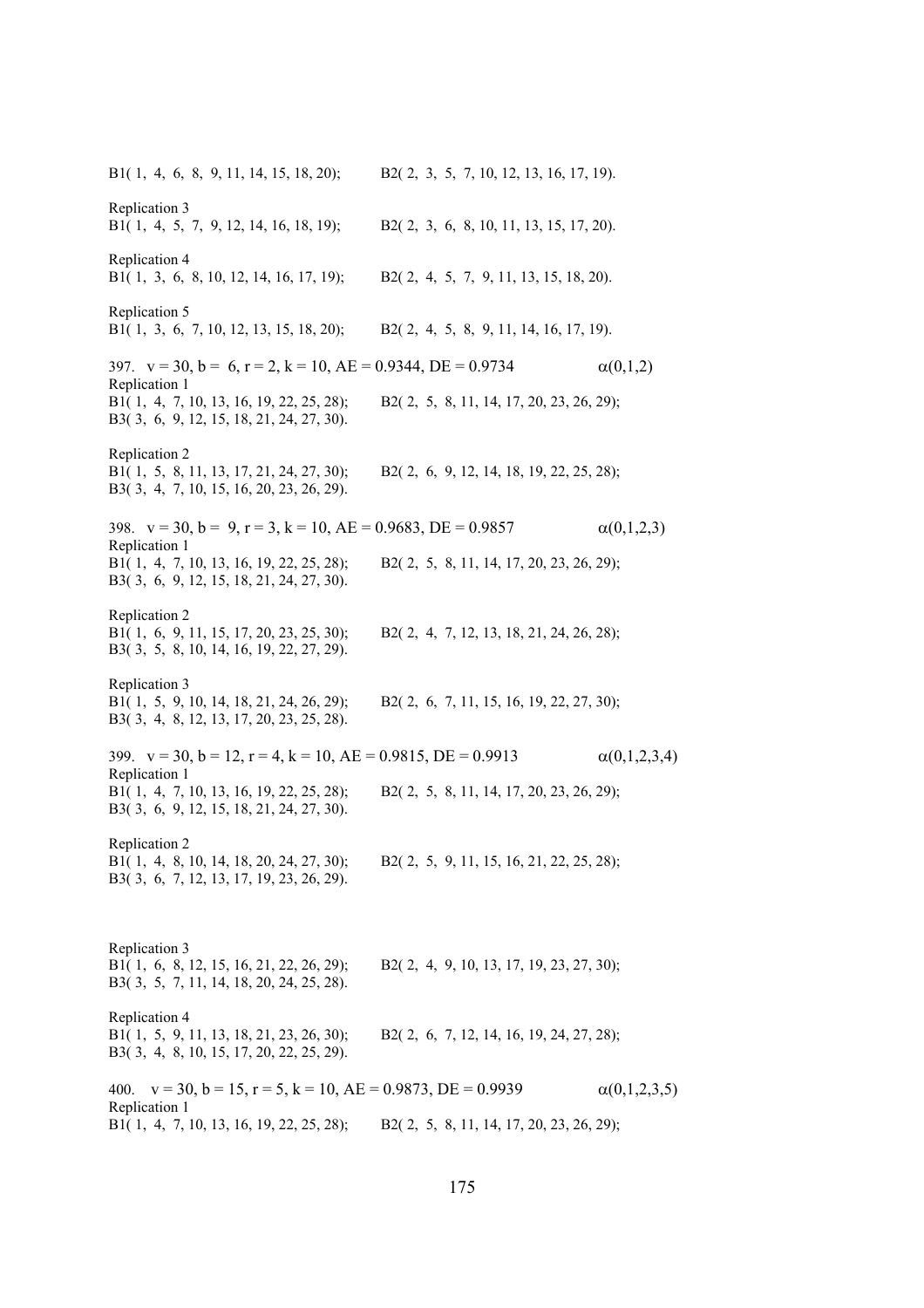B1( 1, 4, 6, 8, 9, 11, 14, 15, 18, 20); B2( 2, 3, 5, 7, 10, 12, 13, 16, 17, 19).

Replication 3
B1( 1, 4, 5, 7, 9, 12, 14, 16, 18, 19); B2( 2, 3, 6, 8, 10, 11, 13, 15, 17, 20).

Replication 4
B1( 1, 3, 6, 8, 10, 12, 14, 16, 17, 19); B2( 2, 4, 5, 7, 9, 11, 13, 15, 18, 20).

Replication 5
B1( 1, 3, 6, 7, 10, 12, 13, 15, 18, 20); B2( 2, 4, 5, 8, 9, 11, 14, 16, 17, 19).

397. v = 30, b = 6, r = 2, k = 10, AE = 0.9344, DE = 0.9734 $\alpha(0,1,2)$
Replication 1
B1( 1, 4, 7, 10, 13, 16, 19, 22, 25, 28); B2( 2, 5, 8, 11, 14, 17, 20, 23, 26, 29);
B3( 3, 6, 9, 12, 15, 18, 21, 24, 27, 30).

Replication 2
B1( 1, 5, 8, 11, 13, 17, 21, 24, 27, 30); B2( 2, 6, 9, 12, 14, 18, 19, 22, 25, 28);
B3( 3, 4, 7, 10, 15, 16, 20, 23, 26, 29).

398. v = 30, b = 9, r = 3, k = 10, AE = 0.9683, DE = 0.9857 $\alpha(0,1,2,3)$
Replication 1
B1( 1, 4, 7, 10, 13, 16, 19, 22, 25, 28); B2( 2, 5, 8, 11, 14, 17, 20, 23, 26, 29);
B3( 3, 6, 9, 12, 15, 18, 21, 24, 27, 30).

Replication 2
B1( 1, 6, 9, 11, 15, 17, 20, 23, 25, 30); B2( 2, 4, 7, 12, 13, 18, 21, 24, 26, 28);
B3( 3, 5, 8, 10, 14, 16, 19, 22, 27, 29).

Replication 3
B1( 1, 5, 9, 10, 14, 18, 21, 24, 26, 29); B2( 2, 6, 7, 11, 15, 16, 19, 22, 27, 30);
B3( 3, 4, 8, 12, 13, 17, 20, 23, 25, 28).

399. v = 30, b = 12, r = 4, k = 10, AE = 0.9815, DE = 0.9913 $\alpha(0,1,2,3,4)$
Replication 1
B1( 1, 4, 7, 10, 13, 16, 19, 22, 25, 28); B2( 2, 5, 8, 11, 14, 17, 20, 23, 26, 29);
B3( 3, 6, 9, 12, 15, 18, 21, 24, 27, 30).

Replication 2
B1( 1, 4, 8, 10, 14, 18, 20, 24, 27, 30); B2( 2, 5, 9, 11, 15, 16, 21, 22, 25, 28);
B3( 3, 6, 7, 12, 13, 17, 19, 23, 26, 29).

Replication 3
B1( 1, 6, 8, 12, 15, 16, 21, 22, 26, 29); B2( 2, 4, 9, 10, 13, 17, 19, 23, 27, 30);
B3( 3, 5, 7, 11, 14, 18, 20, 24, 25, 28).

Replication 4
B1( 1, 5, 9, 11, 13, 18, 21, 23, 26, 30); B2( 2, 6, 7, 12, 14, 16, 19, 24, 27, 28);
B3( 3, 4, 8, 10, 15, 17, 20, 22, 25, 29).

400. v = 30, b = 15, r = 5, k = 10, AE = 0.9873, DE = 0.9939 $\alpha(0,1,2,3,5)$
Replication 1
B1( 1, 4, 7, 10, 13, 16, 19, 22, 25, 28); B2( 2, 5, 8, 11, 14, 17, 20, 23, 26, 29);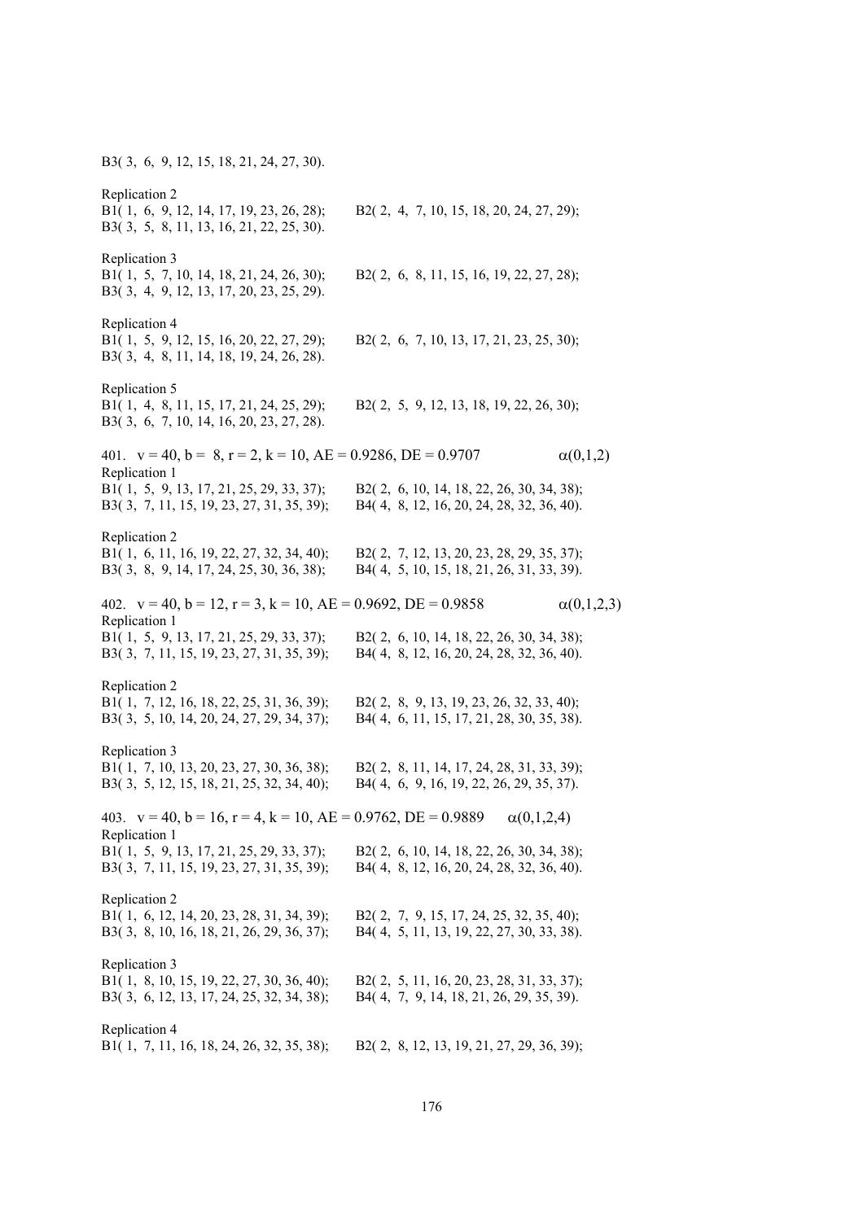B3( 3, 6, 9, 12, 15, 18, 21, 24, 27, 30).

Replication 2

B1( 1, 6, 9, 12, 14, 17, 19, 23, 26, 28); B2( 2, 4, 7, 10, 15, 18, 20, 24, 27, 29);
B3( 3, 5, 8, 11, 13, 16, 21, 22, 25, 30).

Replication 3

B1( 1, 5, 7, 10, 14, 18, 21, 24, 26, 30); B2( 2, 6, 8, 11, 15, 16, 19, 22, 27, 28);
B3( 3, 4, 9, 12, 13, 17, 20, 23, 25, 29).

Replication 4

B1( 1, 5, 9, 12, 15, 16, 20, 22, 27, 29); B2( 2, 6, 7, 10, 13, 17, 21, 23, 25, 30);
B3( 3, 4, 8, 11, 14, 18, 19, 24, 26, 28).

Replication 5

B1( 1, 4, 8, 11, 15, 17, 21, 24, 25, 29); B2( 2, 5, 9, 12, 13, 18, 19, 22, 26, 30);
B3( 3, 6, 7, 10, 14, 16, 20, 23, 27, 28).

401. v = 40, b = 8, r = 2, k = 10, AE = 0.9286, DE = 0.9707 $\alpha(0,1,2)$

Replication 1

B1( 1, 5, 9, 13, 17, 21, 25, 29, 33, 37); B2( 2, 6, 10, 14, 18, 22, 26, 30, 34, 38);
B3( 3, 7, 11, 15, 19, 23, 27, 31, 35, 39); B4( 4, 8, 12, 16, 20, 24, 28, 32, 36, 40).

Replication 2

B1( 1, 6, 11, 16, 19, 22, 27, 32, 34, 40); B2( 2, 7, 12, 13, 20, 23, 28, 29, 35, 37);
B3( 3, 8, 9, 14, 17, 24, 25, 30, 36, 38); B4( 4, 5, 10, 15, 18, 21, 26, 31, 33, 39).

402. v = 40, b = 12, r = 3, k = 10, AE = 0.9692, DE = 0.9858 $\alpha(0,1,2,3)$

Replication 1

B1( 1, 5, 9, 13, 17, 21, 25, 29, 33, 37); B2( 2, 6, 10, 14, 18, 22, 26, 30, 34, 38);
B3( 3, 7, 11, 15, 19, 23, 27, 31, 35, 39); B4( 4, 8, 12, 16, 20, 24, 28, 32, 36, 40).

Replication 2

B1( 1, 7, 12, 16, 18, 22, 25, 31, 36, 39); B2( 2, 8, 9, 13, 19, 23, 26, 32, 33, 40);
B3( 3, 5, 10, 14, 20, 24, 27, 29, 34, 37); B4( 4, 6, 11, 15, 17, 21, 28, 30, 35, 38).

Replication 3

B1( 1, 7, 10, 13, 20, 23, 27, 30, 36, 38); B2( 2, 8, 11, 14, 17, 24, 28, 31, 33, 39);
B3( 3, 5, 12, 15, 18, 21, 25, 32, 34, 40); B4( 4, 6, 9, 16, 19, 22, 26, 29, 35, 37).

403. v = 40, b = 16, r = 4, k = 10, AE = 0.9762, DE = 0.9889 $\alpha(0,1,2,4)$

Replication 1

B1( 1, 5, 9, 13, 17, 21, 25, 29, 33, 37); B2( 2, 6, 10, 14, 18, 22, 26, 30, 34, 38);
B3( 3, 7, 11, 15, 19, 23, 27, 31, 35, 39); B4( 4, 8, 12, 16, 20, 24, 28, 32, 36, 40).

Replication 2

B1( 1, 6, 12, 14, 20, 23, 28, 31, 34, 39); B2( 2, 7, 9, 15, 17, 24, 25, 32, 35, 40);
B3( 3, 8, 10, 16, 18, 21, 26, 29, 36, 37); B4( 4, 5, 11, 13, 19, 22, 27, 30, 33, 38).

Replication 3

B1( 1, 8, 10, 15, 19, 22, 27, 30, 36, 40); B2( 2, 5, 11, 16, 20, 23, 28, 31, 33, 37);
B3( 3, 6, 12, 13, 17, 24, 25, 32, 34, 38); B4( 4, 7, 9, 14, 18, 21, 26, 29, 35, 39).

Replication 4

B1( 1, 7, 11, 16, 18, 24, 26, 32, 35, 38); B2( 2, 8, 12, 13, 19, 21, 27, 29, 36, 39);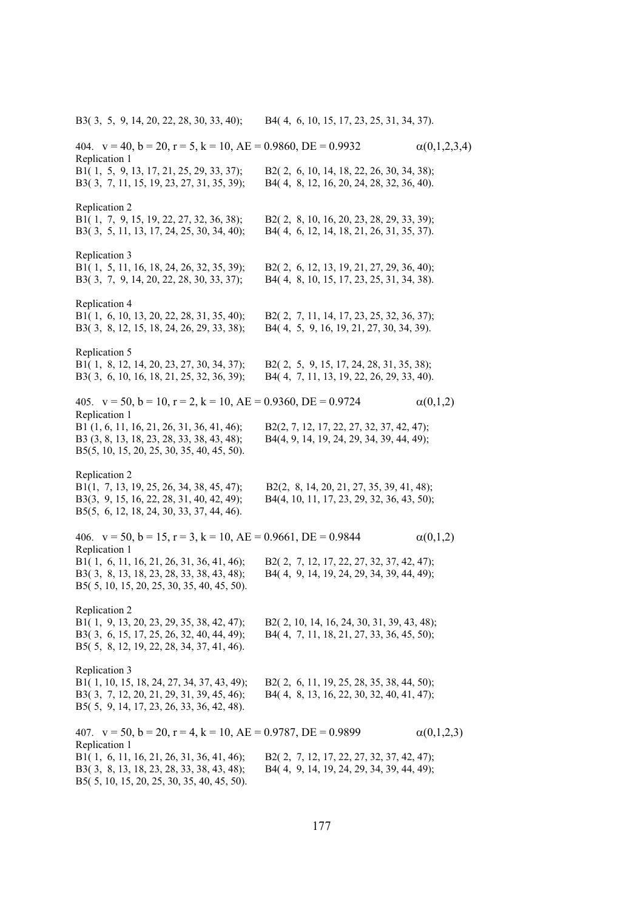B3( 3, 5, 9, 14, 20, 22, 28, 30, 33, 40); B4( 4, 6, 10, 15, 17, 23, 25, 31, 34, 37).

404. v = 40, b = 20, r = 5, k = 10, AE = 0.9860, DE = 0.9932 $\alpha(0,1,2,3,4)$

Replication 1
B1( 1, 5, 9, 13, 17, 21, 25, 29, 33, 37); B2( 2, 6, 10, 14, 18, 22, 26, 30, 34, 38);
B3( 3, 7, 11, 15, 19, 23, 27, 31, 35, 39); B4( 4, 8, 12, 16, 20, 24, 28, 32, 36, 40).

Replication 2
B1( 1, 7, 9, 15, 19, 22, 27, 32, 36, 38); B2( 2, 8, 10, 16, 20, 23, 28, 29, 33, 39);
B3( 3, 5, 11, 13, 17, 24, 25, 30, 34, 40); B4( 4, 6, 12, 14, 18, 21, 26, 31, 35, 37).

Replication 3
B1( 1, 5, 11, 16, 18, 24, 26, 32, 35, 39); B2( 2, 6, 12, 13, 19, 21, 27, 29, 36, 40);
B3( 3, 7, 9, 14, 20, 22, 28, 30, 33, 37); B4( 4, 8, 10, 15, 17, 23, 25, 31, 34, 38).

Replication 4
B1( 1, 6, 10, 13, 20, 22, 28, 31, 35, 40); B2( 2, 7, 11, 14, 17, 23, 25, 32, 36, 37);
B3( 3, 8, 12, 15, 18, 24, 26, 29, 33, 38); B4( 4, 5, 9, 16, 19, 21, 27, 30, 34, 39).

Replication 5
B1( 1, 8, 12, 14, 20, 23, 27, 30, 34, 37); B2( 2, 5, 9, 15, 17, 24, 28, 31, 35, 38);
B3( 3, 6, 10, 16, 18, 21, 25, 32, 36, 39); B4( 4, 7, 11, 13, 19, 22, 26, 29, 33, 40).

405. v = 50, b = 10, r = 2, k = 10, AE = 0.9360, DE = 0.9724 $\alpha(0,1,2)$

Replication 1
B1 (1, 6, 11, 16, 21, 26, 31, 36, 41, 46); B2(2, 7, 12, 17, 22, 27, 32, 37, 42, 47);
B3 (3, 8, 13, 18, 23, 28, 33, 38, 43, 48); B4(4, 9, 14, 19, 24, 29, 34, 39, 44, 49);
B5(5, 10, 15, 20, 25, 30, 35, 40, 45, 50).

Replication 2
B1(1, 7, 13, 19, 25, 26, 34, 38, 45, 47); B2(2, 8, 14, 20, 21, 27, 35, 39, 41, 48);
B3(3, 9, 15, 16, 22, 28, 31, 40, 42, 49); B4(4, 10, 11, 17, 23, 29, 32, 36, 43, 50);
B5(5, 6, 12, 18, 24, 30, 33, 37, 44, 46).

406. v = 50, b = 15, r = 3, k = 10, AE = 0.9661, DE = 0.9844 $\alpha(0,1,2)$

Replication 1
B1( 1, 6, 11, 16, 21, 26, 31, 36, 41, 46); B2( 2, 7, 12, 17, 22, 27, 32, 37, 42, 47);
B3( 3, 8, 13, 18, 23, 28, 33, 38, 43, 48); B4( 4, 9, 14, 19, 24, 29, 34, 39, 44, 49);
B5( 5, 10, 15, 20, 25, 30, 35, 40, 45, 50).

Replication 2
B1( 1, 9, 13, 20, 23, 29, 35, 38, 42, 47); B2( 2, 10, 14, 16, 24, 30, 31, 39, 43, 48);
B3( 3, 6, 15, 17, 25, 26, 32, 40, 44, 49); B4( 4, 7, 11, 18, 21, 27, 33, 36, 45, 50);
B5( 5, 8, 12, 19, 22, 28, 34, 37, 41, 46).

Replication 3
B1( 1, 10, 15, 18, 24, 27, 34, 37, 43, 49); B2( 2, 6, 11, 19, 25, 28, 35, 38, 44, 50);
B3( 3, 7, 12, 20, 21, 29, 31, 39, 45, 46); B4( 4, 8, 13, 16, 22, 30, 32, 40, 41, 47);
B5( 5, 9, 14, 17, 23, 26, 33, 36, 42, 48).

407. v = 50, b = 20, r = 4, k = 10, AE = 0.9787, DE = 0.9899 $\alpha(0,1,2,3)$

Replication 1
B1( 1, 6, 11, 16, 21, 26, 31, 36, 41, 46); B2( 2, 7, 12, 17, 22, 27, 32, 37, 42, 47);
B3( 3, 8, 13, 18, 23, 28, 33, 38, 43, 48); B4( 4, 9, 14, 19, 24, 29, 34, 39, 44, 49);
B5( 5, 10, 15, 20, 25, 30, 35, 40, 45, 50).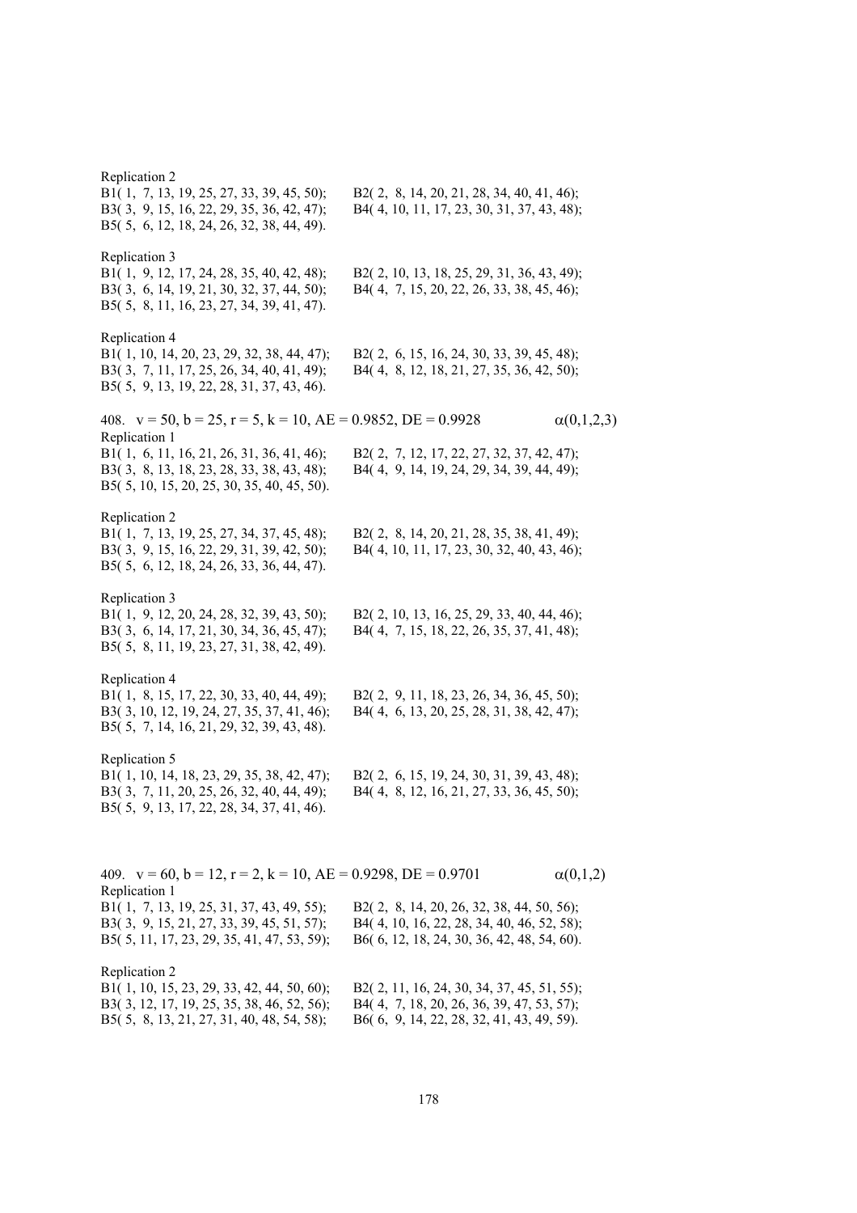Replication 2

B1( 1, 7, 13, 19, 25, 27, 33, 39, 45, 50); B2( 2, 8, 14, 20, 21, 28, 34, 40, 41, 46);
B3( 3, 9, 15, 16, 22, 29, 35, 36, 42, 47); B4( 4, 10, 11, 17, 23, 30, 31, 37, 43, 48);
B5( 5, 6, 12, 18, 24, 26, 32, 38, 44, 49).

Replication 3

B1( 1, 9, 12, 17, 24, 28, 35, 40, 42, 48); B2( 2, 10, 13, 18, 25, 29, 31, 36, 43, 49);
B3( 3, 6, 14, 19, 21, 30, 32, 37, 44, 50); B4( 4, 7, 15, 20, 22, 26, 33, 38, 45, 46);
B5( 5, 8, 11, 16, 23, 27, 34, 39, 41, 47).

Replication 4

B1( 1, 10, 14, 20, 23, 29, 32, 38, 44, 47); B2( 2, 6, 15, 16, 24, 30, 33, 39, 45, 48);
B3( 3, 7, 11, 17, 25, 26, 34, 40, 41, 49); B4( 4, 8, 12, 18, 21, 27, 35, 36, 42, 50);
B5( 5, 9, 13, 19, 22, 28, 31, 37, 43, 46).

408. v = 50, b = 25, r = 5, k = 10, AE = 0.9852, DE = 0.9928 $\alpha(0,1,2,3)$

Replication 1

B1( 1, 6, 11, 16, 21, 26, 31, 36, 41, 46); B2( 2, 7, 12, 17, 22, 27, 32, 37, 42, 47);
B3( 3, 8, 13, 18, 23, 28, 33, 38, 43, 48); B4( 4, 9, 14, 19, 24, 29, 34, 39, 44, 49);
B5( 5, 10, 15, 20, 25, 30, 35, 40, 45, 50).

Replication 2

B1( 1, 7, 13, 19, 25, 27, 34, 37, 45, 48); B2( 2, 8, 14, 20, 21, 28, 35, 38, 41, 49);
B3( 3, 9, 15, 16, 22, 29, 31, 39, 42, 50); B4( 4, 10, 11, 17, 23, 30, 32, 40, 43, 46);
B5( 5, 6, 12, 18, 24, 26, 33, 36, 44, 47).

Replication 3

B1( 1, 9, 12, 20, 24, 28, 32, 39, 43, 50); B2( 2, 10, 13, 16, 25, 29, 33, 40, 44, 46);
B3( 3, 6, 14, 17, 21, 30, 34, 36, 45, 47); B4( 4, 7, 15, 18, 22, 26, 35, 37, 41, 48);
B5( 5, 8, 11, 19, 23, 27, 31, 38, 42, 49).

Replication 4

B1( 1, 8, 15, 17, 22, 30, 33, 40, 44, 49); B2( 2, 9, 11, 18, 23, 26, 34, 36, 45, 50);
B3( 3, 10, 12, 19, 24, 27, 35, 37, 41, 46); B4( 4, 6, 13, 20, 25, 28, 31, 38, 42, 47);
B5( 5, 7, 14, 16, 21, 29, 32, 39, 43, 48).

Replication 5

B1( 1, 10, 14, 18, 23, 29, 35, 38, 42, 47); B2( 2, 6, 15, 19, 24, 30, 31, 39, 43, 48);
B3( 3, 7, 11, 20, 25, 26, 32, 40, 44, 49); B4( 4, 8, 12, 16, 21, 27, 33, 36, 45, 50);
B5( 5, 9, 13, 17, 22, 28, 34, 37, 41, 46).

409. v = 60, b = 12, r = 2, k = 10, AE = 0.9298, DE = 0.9701 $\alpha(0,1,2)$

Replication 1

B1( 1, 7, 13, 19, 25, 31, 37, 43, 49, 55); B2( 2, 8, 14, 20, 26, 32, 38, 44, 50, 56);
B3( 3, 9, 15, 21, 27, 33, 39, 45, 51, 57); B4( 4, 10, 16, 22, 28, 34, 40, 46, 52, 58);
B5( 5, 11, 17, 23, 29, 35, 41, 47, 53, 59); B6( 6, 12, 18, 24, 30, 36, 42, 48, 54, 60).

Replication 2

B1( 1, 10, 15, 23, 29, 33, 42, 44, 50, 60); B2( 2, 11, 16, 24, 30, 34, 37, 45, 51, 55);
B3( 3, 12, 17, 19, 25, 35, 38, 46, 52, 56); B4( 4, 7, 18, 20, 26, 36, 39, 47, 53, 57);
B5( 5, 8, 13, 21, 27, 31, 40, 48, 54, 58); B6( 6, 9, 14, 22, 28, 32, 41, 43, 49, 59).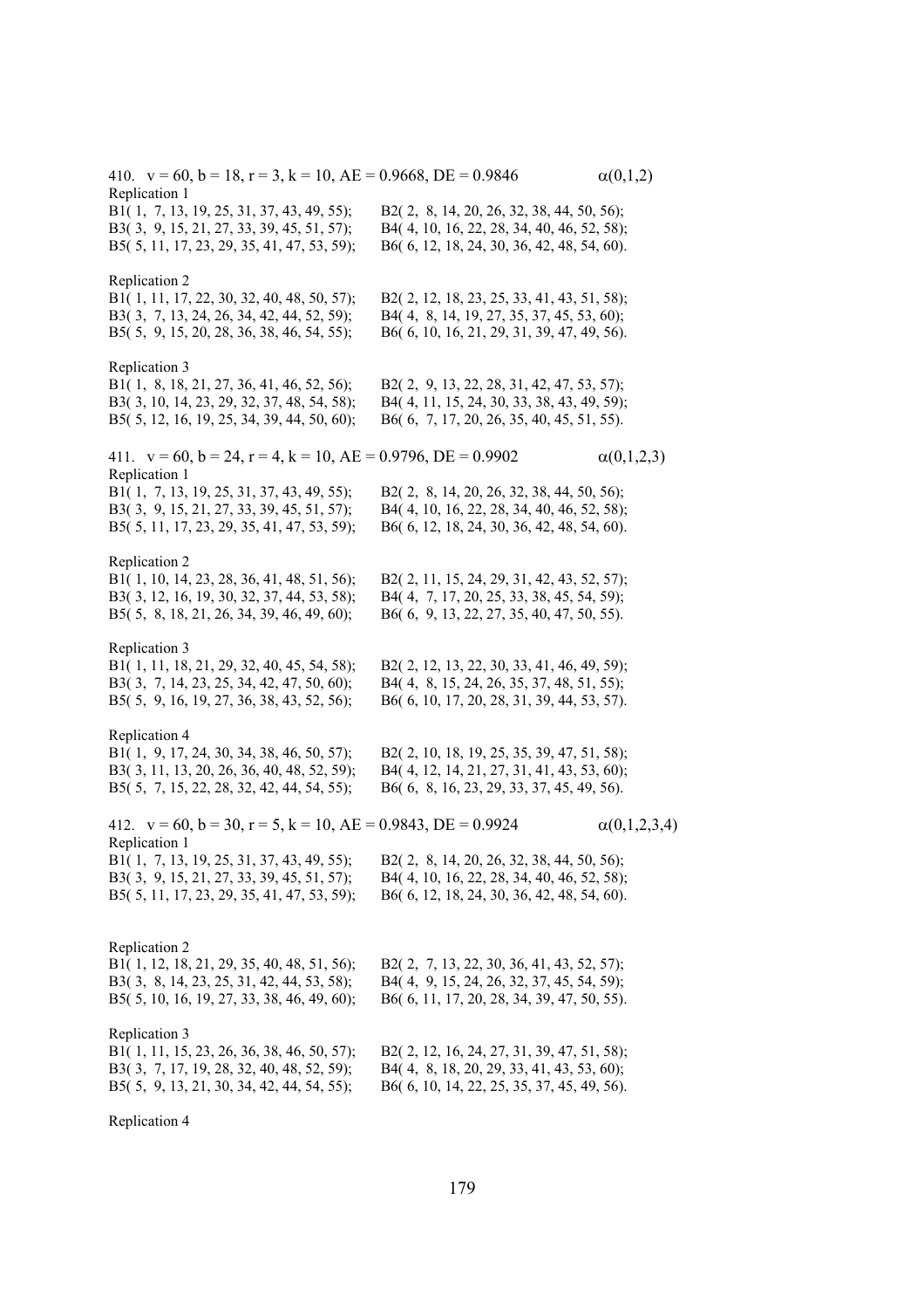410. v = 60, b = 18, r = 3, k = 10, AE = 0.9668, DE = 0.9846 α(0,1,2)

Replication 1

B1( 1, 7, 13, 19, 25, 31, 37, 43, 49, 55); B2( 2, 8, 14, 20, 26, 32, 38, 44, 50, 56);
B3( 3, 9, 15, 21, 27, 33, 39, 45, 51, 57); B4( 4, 10, 16, 22, 28, 34, 40, 46, 52, 58);
B5( 5, 11, 17, 23, 29, 35, 41, 47, 53, 59); B6( 6, 12, 18, 24, 30, 36, 42, 48, 54, 60).

Replication 2

B1( 1, 11, 17, 22, 30, 32, 40, 48, 50, 57); B2( 2, 12, 18, 23, 25, 33, 41, 43, 51, 58);
B3( 3, 7, 13, 24, 26, 34, 42, 44, 52, 59); B4( 4, 8, 14, 19, 27, 35, 37, 45, 53, 60);
B5( 5, 9, 15, 20, 28, 36, 38, 46, 54, 55); B6( 6, 10, 16, 21, 29, 31, 39, 47, 49, 56).

Replication 3

B1( 1, 8, 18, 21, 27, 36, 41, 46, 52, 56); B2( 2, 9, 13, 22, 28, 31, 42, 47, 53, 57);
B3( 3, 10, 14, 23, 29, 32, 37, 48, 54, 58); B4( 4, 11, 15, 24, 30, 33, 38, 43, 49, 59);
B5( 5, 12, 16, 19, 25, 34, 39, 44, 50, 60); B6( 6, 7, 17, 20, 26, 35, 40, 45, 51, 55).

411. v = 60, b = 24, r = 4, k = 10, AE = 0.9796, DE = 0.9902 α(0,1,2,3)

Replication 1

B1( 1, 7, 13, 19, 25, 31, 37, 43, 49, 55); B2( 2, 8, 14, 20, 26, 32, 38, 44, 50, 56);
B3( 3, 9, 15, 21, 27, 33, 39, 45, 51, 57); B4( 4, 10, 16, 22, 28, 34, 40, 46, 52, 58);
B5( 5, 11, 17, 23, 29, 35, 41, 47, 53, 59); B6( 6, 12, 18, 24, 30, 36, 42, 48, 54, 60).

Replication 2

B1( 1, 10, 14, 23, 28, 36, 41, 48, 51, 56); B2( 2, 11, 15, 24, 29, 31, 42, 43, 52, 57);
B3( 3, 12, 16, 19, 30, 32, 37, 44, 53, 58); B4( 4, 7, 17, 20, 25, 33, 38, 45, 54, 59);
B5( 5, 8, 18, 21, 26, 34, 39, 46, 49, 60); B6( 6, 9, 13, 22, 27, 35, 40, 47, 50, 55).

Replication 3

B1( 1, 11, 18, 21, 29, 32, 40, 45, 54, 58); B2( 2, 12, 13, 22, 30, 33, 41, 46, 49, 59);
B3( 3, 7, 14, 23, 25, 34, 42, 47, 50, 60); B4( 4, 8, 15, 24, 26, 35, 37, 48, 51, 55);
B5( 5, 9, 16, 19, 27, 36, 38, 43, 52, 56); B6( 6, 10, 17, 20, 28, 31, 39, 44, 53, 57).

Replication 4

B1( 1, 9, 17, 24, 30, 34, 38, 46, 50, 57); B2( 2, 10, 18, 19, 25, 35, 39, 47, 51, 58);
B3( 3, 11, 13, 20, 26, 36, 40, 48, 52, 59); B4( 4, 12, 14, 21, 27, 31, 41, 43, 53, 60);
B5( 5, 7, 15, 22, 28, 32, 42, 44, 54, 55); B6( 6, 8, 16, 23, 29, 33, 37, 45, 49, 56).

412. v = 60, b = 30, r = 5, k = 10, AE = 0.9843, DE = 0.9924 α(0,1,2,3,4)

Replication 1

B1( 1, 7, 13, 19, 25, 31, 37, 43, 49, 55); B2( 2, 8, 14, 20, 26, 32, 38, 44, 50, 56);
B3( 3, 9, 15, 21, 27, 33, 39, 45, 51, 57); B4( 4, 10, 16, 22, 28, 34, 40, 46, 52, 58);
B5( 5, 11, 17, 23, 29, 35, 41, 47, 53, 59); B6( 6, 12, 18, 24, 30, 36, 42, 48, 54, 60).

Replication 2

B1( 1, 12, 18, 21, 29, 35, 40, 48, 51, 56); B2( 2, 7, 13, 22, 30, 36, 41, 43, 52, 57);
B3( 3, 8, 14, 23, 25, 31, 42, 44, 53, 58); B4( 4, 9, 15, 24, 26, 32, 37, 45, 54, 59);
B5( 5, 10, 16, 19, 27, 33, 38, 46, 49, 60); B6( 6, 11, 17, 20, 28, 34, 39, 47, 50, 55).

Replication 3

B1( 1, 11, 15, 23, 26, 36, 38, 46, 50, 57); B2( 2, 12, 16, 24, 27, 31, 39, 47, 51, 58);
B3( 3, 7, 17, 19, 28, 32, 40, 48, 52, 59); B4( 4, 8, 18, 20, 29, 33, 41, 43, 53, 60);
B5( 5, 9, 13, 21, 30, 34, 42, 44, 54, 55); B6( 6, 10, 14, 22, 25, 35, 37, 45, 49, 56).

Replication 4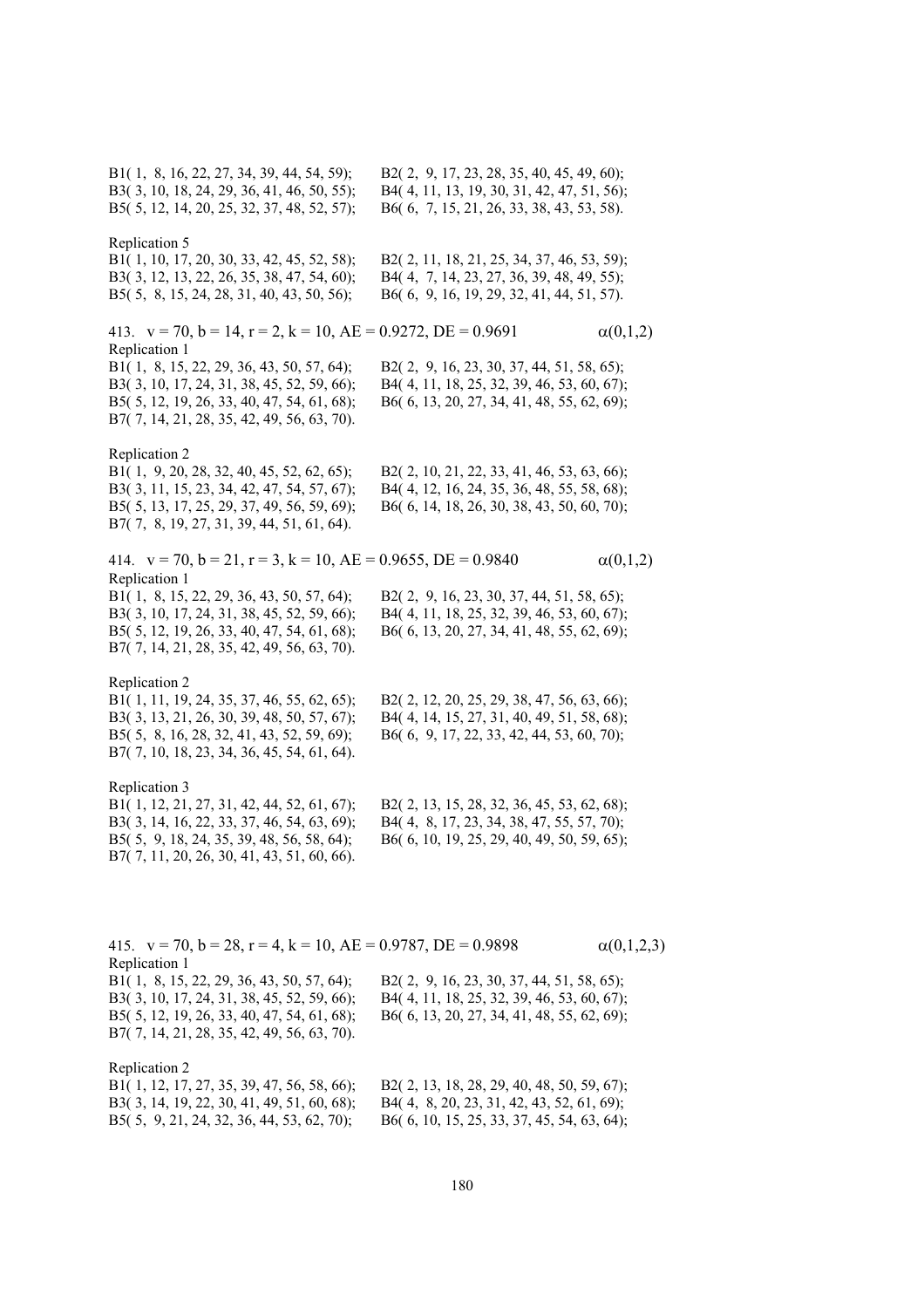B1( 1, 8, 16, 22, 27, 34, 39, 44, 54, 59); B2( 2, 9, 17, 23, 28, 35, 40, 45, 49, 60);
B3( 3, 10, 18, 24, 29, 36, 41, 46, 50, 55); B4( 4, 11, 13, 19, 30, 31, 42, 47, 51, 56);
B5( 5, 12, 14, 20, 25, 32, 37, 48, 52, 57); B6( 6, 7, 15, 21, 26, 33, 38, 43, 53, 58).

Replication 5
B1( 1, 10, 17, 20, 30, 33, 42, 45, 52, 58); B2( 2, 11, 18, 21, 25, 34, 37, 46, 53, 59);
B3( 3, 12, 13, 22, 26, 35, 38, 47, 54, 60); B4( 4, 7, 14, 23, 27, 36, 39, 48, 49, 55);
B5( 5, 8, 15, 24, 28, 31, 40, 43, 50, 56); B6( 6, 9, 16, 19, 29, 32, 41, 44, 51, 57).

413. v = 70, b = 14, r = 2, k = 10, AE = 0.9272, DE = 0.9691 $\alpha(0,1,2)$
Replication 1
B1( 1, 8, 15, 22, 29, 36, 43, 50, 57, 64); B2( 2, 9, 16, 23, 30, 37, 44, 51, 58, 65);
B3( 3, 10, 17, 24, 31, 38, 45, 52, 59, 66); B4( 4, 11, 18, 25, 32, 39, 46, 53, 60, 67);
B5( 5, 12, 19, 26, 33, 40, 47, 54, 61, 68); B6( 6, 13, 20, 27, 34, 41, 48, 55, 62, 69);
B7( 7, 14, 21, 28, 35, 42, 49, 56, 63, 70).

Replication 2
B1( 1, 9, 20, 28, 32, 40, 45, 52, 62, 65); B2( 2, 10, 21, 22, 33, 41, 46, 53, 63, 66);
B3( 3, 11, 15, 23, 34, 42, 47, 54, 57, 67); B4( 4, 12, 16, 24, 35, 36, 48, 55, 58, 68);
B5( 5, 13, 17, 25, 29, 37, 49, 56, 59, 69); B6( 6, 14, 18, 26, 30, 38, 43, 50, 60, 70);
B7( 7, 8, 19, 27, 31, 39, 44, 51, 61, 64).

414. v = 70, b = 21, r = 3, k = 10, AE = 0.9655, DE = 0.9840 $\alpha(0,1,2)$
Replication 1
B1( 1, 8, 15, 22, 29, 36, 43, 50, 57, 64); B2( 2, 9, 16, 23, 30, 37, 44, 51, 58, 65);
B3( 3, 10, 17, 24, 31, 38, 45, 52, 59, 66); B4( 4, 11, 18, 25, 32, 39, 46, 53, 60, 67);
B5( 5, 12, 19, 26, 33, 40, 47, 54, 61, 68); B6( 6, 13, 20, 27, 34, 41, 48, 55, 62, 69);
B7( 7, 14, 21, 28, 35, 42, 49, 56, 63, 70).

Replication 2
B1( 1, 11, 19, 24, 35, 37, 46, 55, 62, 65); B2( 2, 12, 20, 25, 29, 38, 47, 56, 63, 66);
B3( 3, 13, 21, 26, 30, 39, 48, 50, 57, 67); B4( 4, 14, 15, 27, 31, 40, 49, 51, 58, 68);
B5( 5, 8, 16, 28, 32, 41, 43, 52, 59, 69); B6( 6, 9, 17, 22, 33, 42, 44, 53, 60, 70);
B7( 7, 10, 18, 23, 34, 36, 45, 54, 61, 64).

Replication 3
B1( 1, 12, 21, 27, 31, 42, 44, 52, 61, 67); B2( 2, 13, 15, 28, 32, 36, 45, 53, 62, 68);
B3( 3, 14, 16, 22, 33, 37, 46, 54, 63, 69); B4( 4, 8, 17, 23, 34, 38, 47, 55, 57, 70);
B5( 5, 9, 18, 24, 35, 39, 48, 56, 58, 64); B6( 6, 10, 19, 25, 29, 40, 49, 50, 59, 65);
B7( 7, 11, 20, 26, 30, 41, 43, 51, 60, 66).

415. v = 70, b = 28, r = 4, k = 10, AE = 0.9787, DE = 0.9898 $\alpha(0,1,2,3)$
Replication 1
B1( 1, 8, 15, 22, 29, 36, 43, 50, 57, 64); B2( 2, 9, 16, 23, 30, 37, 44, 51, 58, 65);
B3( 3, 10, 17, 24, 31, 38, 45, 52, 59, 66); B4( 4, 11, 18, 25, 32, 39, 46, 53, 60, 67);
B5( 5, 12, 19, 26, 33, 40, 47, 54, 61, 68); B6( 6, 13, 20, 27, 34, 41, 48, 55, 62, 69);
B7( 7, 14, 21, 28, 35, 42, 49, 56, 63, 70).

Replication 2
B1( 1, 12, 17, 27, 35, 39, 47, 56, 58, 66); B2( 2, 13, 18, 28, 29, 40, 48, 50, 59, 67);
B3( 3, 14, 19, 22, 30, 41, 49, 51, 60, 68); B4( 4, 8, 20, 23, 31, 42, 43, 52, 61, 69);
B5( 5, 9, 21, 24, 32, 36, 44, 53, 62, 70); B6( 6, 10, 15, 25, 33, 37, 45, 54, 63, 64);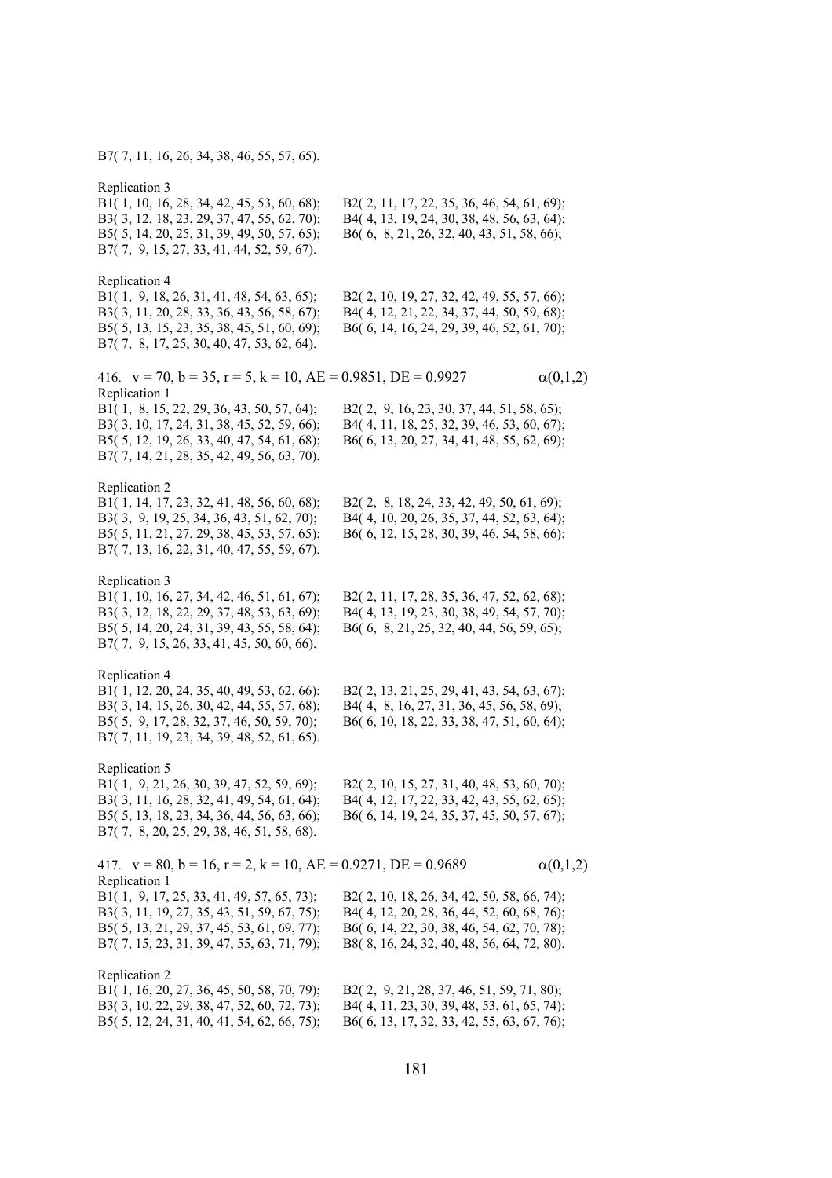B7( 7, 11, 16, 26, 34, 38, 46, 55, 57, 65).

Replication 3
B1( 1, 10, 16, 28, 34, 42, 45, 53, 60, 68); B2( 2, 11, 17, 22, 35, 36, 46, 54, 61, 69);
B3( 3, 12, 18, 23, 29, 37, 47, 55, 62, 70); B4( 4, 13, 19, 24, 30, 38, 48, 56, 63, 64);
B5( 5, 14, 20, 25, 31, 39, 49, 50, 57, 65); B6( 6, 8, 21, 26, 32, 40, 43, 51, 58, 66);
B7( 7, 9, 15, 27, 33, 41, 44, 52, 59, 67).

Replication 4
B1( 1, 9, 18, 26, 31, 41, 48, 54, 63, 65); B2( 2, 10, 19, 27, 32, 42, 49, 55, 57, 66);
B3( 3, 11, 20, 28, 33, 36, 43, 56, 58, 67); B4( 4, 12, 21, 22, 34, 37, 44, 50, 59, 68);
B5( 5, 13, 15, 23, 35, 38, 45, 51, 60, 69); B6( 6, 14, 16, 24, 29, 39, 46, 52, 61, 70);
B7( 7, 8, 17, 25, 30, 40, 47, 53, 62, 64).

416. v = 70, b = 35, r = 5, k = 10, AE = 0.9851, DE = 0.9927 $\alpha(0,1,2)$

Replication 1
B1( 1, 8, 15, 22, 29, 36, 43, 50, 57, 64); B2( 2, 9, 16, 23, 30, 37, 44, 51, 58, 65);
B3( 3, 10, 17, 24, 31, 38, 45, 52, 59, 66); B4( 4, 11, 18, 25, 32, 39, 46, 53, 60, 67);
B5( 5, 12, 19, 26, 33, 40, 47, 54, 61, 68); B6( 6, 13, 20, 27, 34, 41, 48, 55, 62, 69);
B7( 7, 14, 21, 28, 35, 42, 49, 56, 63, 70).

Replication 2
B1( 1, 14, 17, 23, 32, 41, 48, 56, 60, 68); B2( 2, 8, 18, 24, 33, 42, 49, 50, 61, 69);
B3( 3, 9, 19, 25, 34, 36, 43, 51, 62, 70); B4( 4, 10, 20, 26, 35, 37, 44, 52, 63, 64);
B5( 5, 11, 21, 27, 29, 38, 45, 53, 57, 65); B6( 6, 12, 15, 28, 30, 39, 46, 54, 58, 66);
B7( 7, 13, 16, 22, 31, 40, 47, 55, 59, 67).

Replication 3
B1( 1, 10, 16, 27, 34, 42, 46, 51, 61, 67); B2( 2, 11, 17, 28, 35, 36, 47, 52, 62, 68);
B3( 3, 12, 18, 22, 29, 37, 48, 53, 63, 69); B4( 4, 13, 19, 23, 30, 38, 49, 54, 57, 70);
B5( 5, 14, 20, 24, 31, 39, 43, 55, 58, 64); B6( 6, 8, 21, 25, 32, 40, 44, 56, 59, 65);
B7( 7, 9, 15, 26, 33, 41, 45, 50, 60, 66).

Replication 4
B1( 1, 12, 20, 24, 35, 40, 49, 53, 62, 66); B2( 2, 13, 21, 25, 29, 41, 43, 54, 63, 67);
B3( 3, 14, 15, 26, 30, 42, 44, 55, 57, 68); B4( 4, 8, 16, 27, 31, 36, 45, 56, 58, 69);
B5( 5, 9, 17, 28, 32, 37, 46, 50, 59, 70); B6( 6, 10, 18, 22, 33, 38, 47, 51, 60, 64);
B7( 7, 11, 19, 23, 34, 39, 48, 52, 61, 65).

Replication 5
B1( 1, 9, 21, 26, 30, 39, 47, 52, 59, 69); B2( 2, 10, 15, 27, 31, 40, 48, 53, 60, 70);
B3( 3, 11, 16, 28, 32, 41, 49, 54, 61, 64); B4( 4, 12, 17, 22, 33, 42, 43, 55, 62, 65);
B5( 5, 13, 18, 23, 34, 36, 44, 56, 63, 66); B6( 6, 14, 19, 24, 35, 37, 45, 50, 57, 67);
B7( 7, 8, 20, 25, 29, 38, 46, 51, 58, 68).

417. v = 80, b = 16, r = 2, k = 10, AE = 0.9271, DE = 0.9689 $\alpha(0,1,2)$

Replication 1
B1( 1, 9, 17, 25, 33, 41, 49, 57, 65, 73); B2( 2, 10, 18, 26, 34, 42, 50, 58, 66, 74);
B3( 3, 11, 19, 27, 35, 43, 51, 59, 67, 75); B4( 4, 12, 20, 28, 36, 44, 52, 60, 68, 76);
B5( 5, 13, 21, 29, 37, 45, 53, 61, 69, 77); B6( 6, 14, 22, 30, 38, 46, 54, 62, 70, 78);
B7( 7, 15, 23, 31, 39, 47, 55, 63, 71, 79); B8( 8, 16, 24, 32, 40, 48, 56, 64, 72, 80).

Replication 2
B1( 1, 16, 20, 27, 36, 45, 50, 58, 70, 79); B2( 2, 9, 21, 28, 37, 46, 51, 59, 71, 80);
B3( 3, 10, 22, 29, 38, 47, 52, 60, 72, 73); B4( 4, 11, 23, 30, 39, 48, 53, 61, 65, 74);
B5( 5, 12, 24, 31, 40, 41, 54, 62, 66, 75); B6( 6, 13, 17, 32, 33, 42, 55, 63, 67, 76);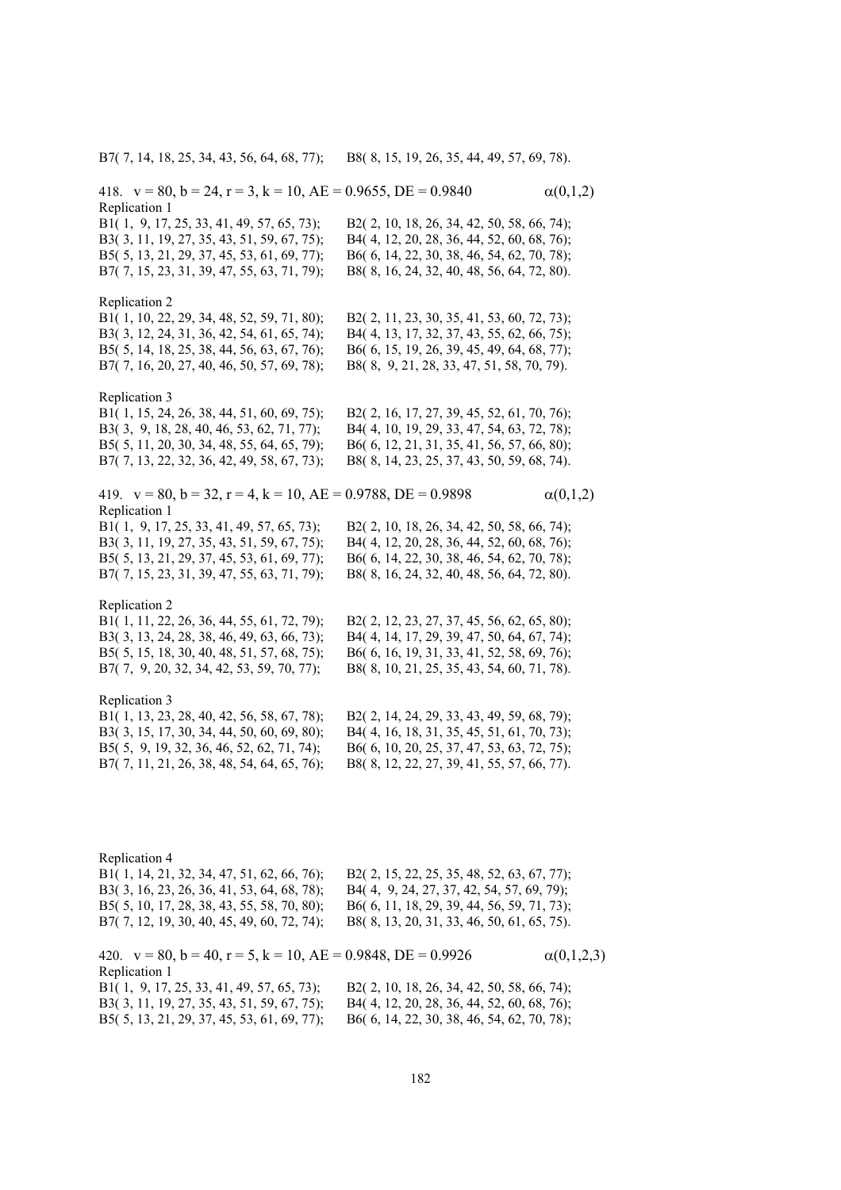B7( 7, 14, 18, 25, 34, 43, 56, 64, 68, 77); B8( 8, 15, 19, 26, 35, 44, 49, 57, 69, 78).

418. v = 80, b = 24, r = 3, k = 10, AE = 0.9655, DE = 0.9840 α(0,1,2)

Replication 1

B1( 1, 9, 17, 25, 33, 41, 49, 57, 65, 73); B2( 2, 10, 18, 26, 34, 42, 50, 58, 66, 74);
B3( 3, 11, 19, 27, 35, 43, 51, 59, 67, 75); B4( 4, 12, 20, 28, 36, 44, 52, 60, 68, 76);
B5( 5, 13, 21, 29, 37, 45, 53, 61, 69, 77); B6( 6, 14, 22, 30, 38, 46, 54, 62, 70, 78);
B7( 7, 15, 23, 31, 39, 47, 55, 63, 71, 79); B8( 8, 16, 24, 32, 40, 48, 56, 64, 72, 80).

Replication 2

B1( 1, 10, 22, 29, 34, 48, 52, 59, 71, 80); B2( 2, 11, 23, 30, 35, 41, 53, 60, 72, 73);
B3( 3, 12, 24, 31, 36, 42, 54, 61, 65, 74); B4( 4, 13, 17, 32, 37, 43, 55, 62, 66, 75);
B5( 5, 14, 18, 25, 38, 44, 56, 63, 67, 76); B6( 6, 15, 19, 26, 39, 45, 49, 64, 68, 77);
B7( 7, 16, 20, 27, 40, 46, 50, 57, 69, 78); B8( 8, 9, 21, 28, 33, 47, 51, 58, 70, 79).

Replication 3

B1( 1, 15, 24, 26, 38, 44, 51, 60, 69, 75); B2( 2, 16, 17, 27, 39, 45, 52, 61, 70, 76);
B3( 3, 9, 18, 28, 40, 46, 53, 62, 71, 77); B4( 4, 10, 19, 29, 33, 47, 54, 63, 72, 78);
B5( 5, 11, 20, 30, 34, 48, 55, 64, 65, 79); B6( 6, 12, 21, 31, 35, 41, 56, 57, 66, 80);
B7( 7, 13, 22, 32, 36, 42, 49, 58, 67, 73); B8( 8, 14, 23, 25, 37, 43, 50, 59, 68, 74).

419. v = 80, b = 32, r = 4, k = 10, AE = 0.9788, DE = 0.9898 α(0,1,2)

Replication 1

B1( 1, 9, 17, 25, 33, 41, 49, 57, 65, 73); B2( 2, 10, 18, 26, 34, 42, 50, 58, 66, 74);
B3( 3, 11, 19, 27, 35, 43, 51, 59, 67, 75); B4( 4, 12, 20, 28, 36, 44, 52, 60, 68, 76);
B5( 5, 13, 21, 29, 37, 45, 53, 61, 69, 77); B6( 6, 14, 22, 30, 38, 46, 54, 62, 70, 78);
B7( 7, 15, 23, 31, 39, 47, 55, 63, 71, 79); B8( 8, 16, 24, 32, 40, 48, 56, 64, 72, 80).

Replication 2

B1( 1, 11, 22, 26, 36, 44, 55, 61, 72, 79); B2( 2, 12, 23, 27, 37, 45, 56, 62, 65, 80);
B3( 3, 13, 24, 28, 38, 46, 49, 63, 66, 73); B4( 4, 14, 17, 29, 39, 47, 50, 64, 67, 74);
B5( 5, 15, 18, 30, 40, 48, 51, 57, 68, 75); B6( 6, 16, 19, 31, 33, 41, 52, 58, 69, 76);
B7( 7, 9, 20, 32, 34, 42, 53, 59, 70, 77); B8( 8, 10, 21, 25, 35, 43, 54, 60, 71, 78).

Replication 3

B1( 1, 13, 23, 28, 40, 42, 56, 58, 67, 78); B2( 2, 14, 24, 29, 33, 43, 49, 59, 68, 79);
B3( 3, 15, 17, 30, 34, 44, 50, 60, 69, 80); B4( 4, 16, 18, 31, 35, 45, 51, 61, 70, 73);
B5( 5, 9, 19, 32, 36, 46, 52, 62, 71, 74); B6( 6, 10, 20, 25, 37, 47, 53, 63, 72, 75);
B7( 7, 11, 21, 26, 38, 48, 54, 64, 65, 76); B8( 8, 12, 22, 27, 39, 41, 55, 57, 66, 77).

Replication 4

B1( 1, 14, 21, 32, 34, 47, 51, 62, 66, 76); B2( 2, 15, 22, 25, 35, 48, 52, 63, 67, 77);
B3( 3, 16, 23, 26, 36, 41, 53, 64, 68, 78); B4( 4, 9, 24, 27, 37, 42, 54, 57, 69, 79);
B5( 5, 10, 17, 28, 38, 43, 55, 58, 70, 80); B6( 6, 11, 18, 29, 39, 44, 56, 59, 71, 73);
B7( 7, 12, 19, 30, 40, 45, 49, 60, 72, 74); B8( 8, 13, 20, 31, 33, 46, 50, 61, 65, 75).

420. v = 80, b = 40, r = 5, k = 10, AE = 0.9848, DE = 0.9926 α(0,1,2,3)

Replication 1

B1( 1, 9, 17, 25, 33, 41, 49, 57, 65, 73); B2( 2, 10, 18, 26, 34, 42, 50, 58, 66, 74);
B3( 3, 11, 19, 27, 35, 43, 51, 59, 67, 75); B4( 4, 12, 20, 28, 36, 44, 52, 60, 68, 76);
B5( 5, 13, 21, 29, 37, 45, 53, 61, 69, 77); B6( 6, 14, 22, 30, 38, 46, 54, 62, 70, 78);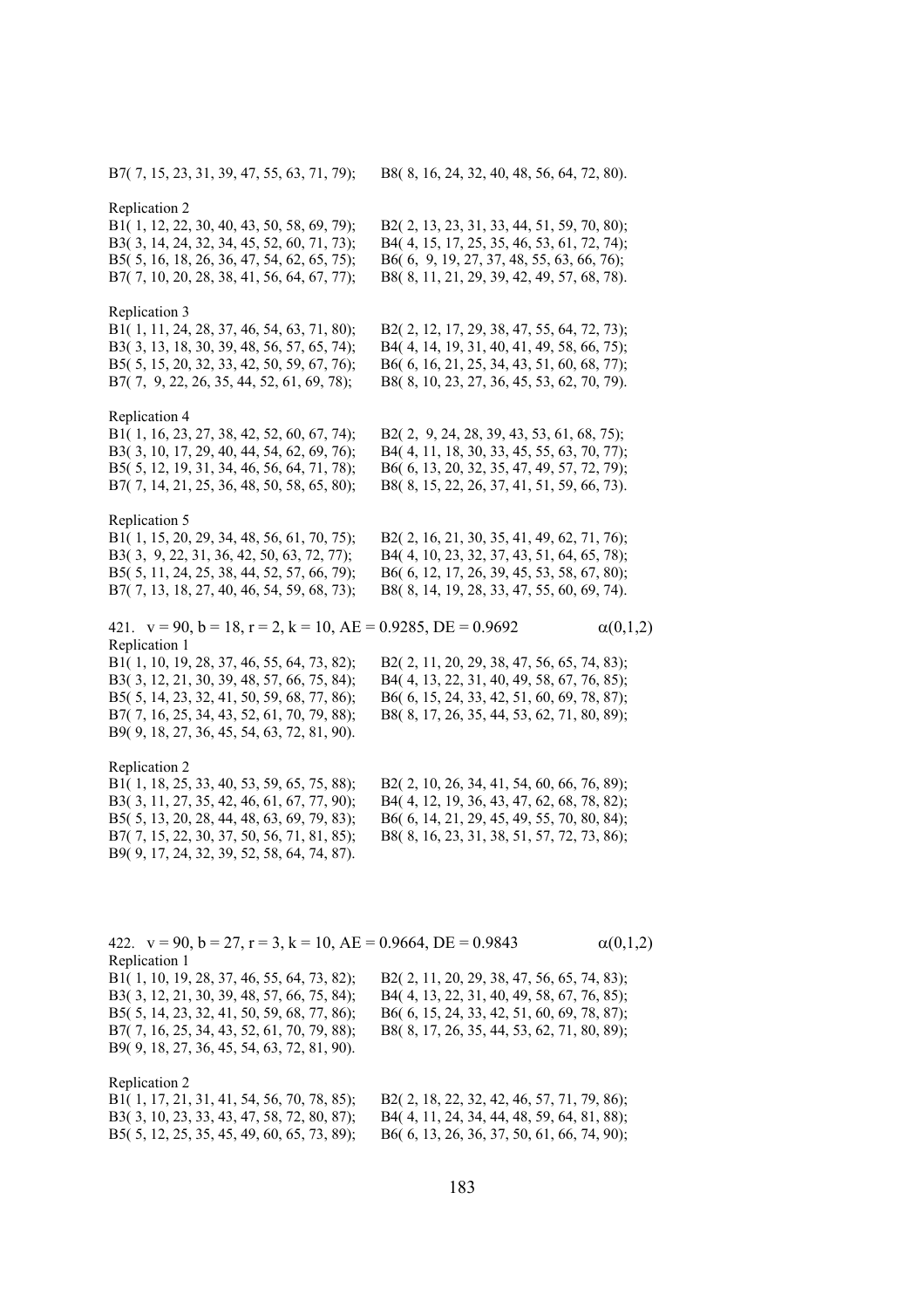B7( 7, 15, 23, 31, 39, 47, 55, 63, 71, 79); B8( 8, 16, 24, 32, 40, 48, 56, 64, 72, 80).

Replication 2
B1( 1, 12, 22, 30, 40, 43, 50, 58, 69, 79); B2( 2, 13, 23, 31, 33, 44, 51, 59, 70, 80);
B3( 3, 14, 24, 32, 34, 45, 52, 60, 71, 73); B4( 4, 15, 17, 25, 35, 46, 53, 61, 72, 74);
B5( 5, 16, 18, 26, 36, 47, 54, 62, 65, 75); B6( 6, 9, 19, 27, 37, 48, 55, 63, 66, 76);
B7( 7, 10, 20, 28, 38, 41, 56, 64, 67, 77); B8( 8, 11, 21, 29, 39, 42, 49, 57, 68, 78).

Replication 3
B1( 1, 11, 24, 28, 37, 46, 54, 63, 71, 80); B2( 2, 12, 17, 29, 38, 47, 55, 64, 72, 73);
B3( 3, 13, 18, 30, 39, 48, 56, 57, 65, 74); B4( 4, 14, 19, 31, 40, 41, 49, 58, 66, 75);
B5( 5, 15, 20, 32, 33, 42, 50, 59, 67, 76); B6( 6, 16, 21, 25, 34, 43, 51, 60, 68, 77);
B7( 7, 9, 22, 26, 35, 44, 52, 61, 69, 78); B8( 8, 10, 23, 27, 36, 45, 53, 62, 70, 79).

Replication 4
B1( 1, 16, 23, 27, 38, 42, 52, 60, 67, 74); B2( 2, 9, 24, 28, 39, 43, 53, 61, 68, 75);
B3( 3, 10, 17, 29, 40, 44, 54, 62, 69, 76); B4( 4, 11, 18, 30, 33, 45, 55, 63, 70, 77);
B5( 5, 12, 19, 31, 34, 46, 56, 64, 71, 78); B6( 6, 13, 20, 32, 35, 47, 49, 57, 72, 79);
B7( 7, 14, 21, 25, 36, 48, 50, 58, 65, 80); B8( 8, 15, 22, 26, 37, 41, 51, 59, 66, 73).

Replication 5
B1( 1, 15, 20, 29, 34, 48, 56, 61, 70, 75); B2( 2, 16, 21, 30, 35, 41, 49, 62, 71, 76);
B3( 3, 9, 22, 31, 36, 42, 50, 63, 72, 77); B4( 4, 10, 23, 32, 37, 43, 51, 64, 65, 78);
B5( 5, 11, 24, 25, 38, 44, 52, 57, 66, 79); B6( 6, 12, 17, 26, 39, 45, 53, 58, 67, 80);
B7( 7, 13, 18, 27, 40, 46, 54, 59, 68, 73); B8( 8, 14, 19, 28, 33, 47, 55, 60, 69, 74).

421. $v = 90$, $b = 18$, $r = 2$, $k = 10$, AE = 0.9285, DE = 0.9692 $\alpha(0,1,2)$

Replication 1
B1( 1, 10, 19, 28, 37, 46, 55, 64, 73, 82); B2( 2, 11, 20, 29, 38, 47, 56, 65, 74, 83);
B3( 3, 12, 21, 30, 39, 48, 57, 66, 75, 84); B4( 4, 13, 22, 31, 40, 49, 58, 67, 76, 85);
B5( 5, 14, 23, 32, 41, 50, 59, 68, 77, 86); B6( 6, 15, 24, 33, 42, 51, 60, 69, 78, 87);
B7( 7, 16, 25, 34, 43, 52, 61, 70, 79, 88); B8( 8, 17, 26, 35, 44, 53, 62, 71, 80, 89);
B9( 9, 18, 27, 36, 45, 54, 63, 72, 81, 90).

Replication 2
B1( 1, 18, 25, 33, 40, 53, 59, 65, 75, 88); B2( 2, 10, 26, 34, 41, 54, 60, 66, 76, 89);
B3( 3, 11, 27, 35, 42, 46, 61, 67, 77, 90); B4( 4, 12, 19, 36, 43, 47, 62, 68, 78, 82);
B5( 5, 13, 20, 28, 44, 48, 63, 69, 79, 83); B6( 6, 14, 21, 29, 45, 49, 55, 70, 80, 84);
B7( 7, 15, 22, 30, 37, 50, 56, 71, 81, 85); B8( 8, 16, 23, 31, 38, 51, 57, 72, 73, 86);
B9( 9, 17, 24, 32, 39, 52, 58, 64, 74, 87).

422. $v = 90$, $b = 27$, $r = 3$, $k = 10$, AE = 0.9664, DE = 0.9843 $\alpha(0,1,2)$

Replication 1
B1( 1, 10, 19, 28, 37, 46, 55, 64, 73, 82); B2( 2, 11, 20, 29, 38, 47, 56, 65, 74, 83);
B3( 3, 12, 21, 30, 39, 48, 57, 66, 75, 84); B4( 4, 13, 22, 31, 40, 49, 58, 67, 76, 85);
B5( 5, 14, 23, 32, 41, 50, 59, 68, 77, 86); B6( 6, 15, 24, 33, 42, 51, 60, 69, 78, 87);
B7( 7, 16, 25, 34, 43, 52, 61, 70, 79, 88); B8( 8, 17, 26, 35, 44, 53, 62, 71, 80, 89);
B9( 9, 18, 27, 36, 45, 54, 63, 72, 81, 90).

Replication 2
B1( 1, 17, 21, 31, 41, 54, 56, 70, 78, 85); B2( 2, 18, 22, 32, 42, 46, 57, 71, 79, 86);
B3( 3, 10, 23, 33, 43, 47, 58, 72, 80, 87); B4( 4, 11, 24, 34, 44, 48, 59, 64, 81, 88);
B5( 5, 12, 25, 35, 45, 49, 60, 65, 73, 89); B6( 6, 13, 26, 36, 37, 50, 61, 66, 74, 90);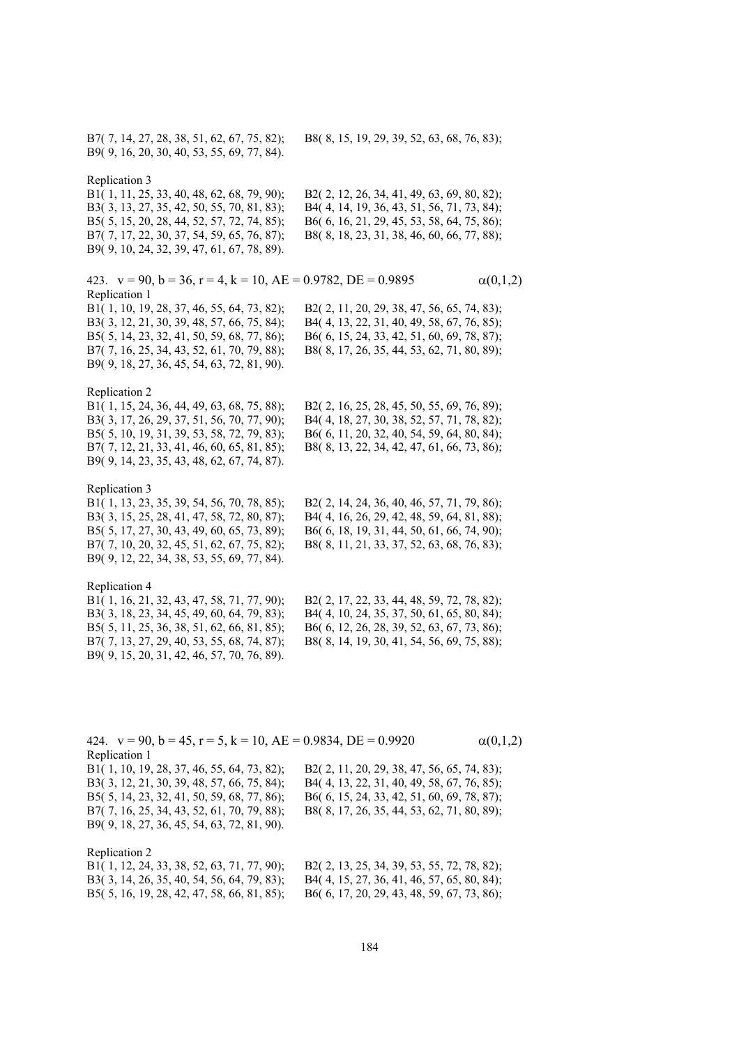B7( 7, 14, 27, 28, 38, 51, 62, 67, 75, 82); B8( 8, 15, 19, 29, 39, 52, 63, 68, 76, 83);
B9( 9, 16, 20, 30, 40, 53, 55, 69, 77, 84).

Replication 3
B1( 1, 11, 25, 33, 40, 48, 62, 68, 79, 90); B2( 2, 12, 26, 34, 41, 49, 63, 69, 80, 82);
B3( 3, 13, 27, 35, 42, 50, 55, 70, 81, 83); B4( 4, 14, 19, 36, 43, 51, 56, 71, 73, 84);
B5( 5, 15, 20, 28, 44, 52, 57, 72, 74, 85); B6( 6, 16, 21, 29, 45, 53, 58, 64, 75, 86);
B7( 7, 17, 22, 30, 37, 54, 59, 65, 76, 87); B8( 8, 18, 23, 31, 38, 46, 60, 66, 77, 88);
B9( 9, 10, 24, 32, 39, 47, 61, 67, 78, 89).

423. $v = 90$, $b = 36$, $r = 4$, $k = 10$, AE = 0.9782, DE = 0.9895 $\alpha(0,1,2)$

Replication 1
B1( 1, 10, 19, 28, 37, 46, 55, 64, 73, 82); B2( 2, 11, 20, 29, 38, 47, 56, 65, 74, 83);
B3( 3, 12, 21, 30, 39, 48, 57, 66, 75, 84); B4( 4, 13, 22, 31, 40, 49, 58, 67, 76, 85);
B5( 5, 14, 23, 32, 41, 50, 59, 68, 77, 86); B6( 6, 15, 24, 33, 42, 51, 60, 69, 78, 87);
B7( 7, 16, 25, 34, 43, 52, 61, 70, 79, 88); B8( 8, 17, 26, 35, 44, 53, 62, 71, 80, 89);
B9( 9, 18, 27, 36, 45, 54, 63, 72, 81, 90).

Replication 2
B1( 1, 15, 24, 36, 44, 49, 63, 68, 75, 88); B2( 2, 16, 25, 28, 45, 50, 55, 69, 76, 89);
B3( 3, 17, 26, 29, 37, 51, 56, 70, 77, 90); B4( 4, 18, 27, 30, 38, 52, 57, 71, 78, 82);
B5( 5, 10, 19, 31, 39, 53, 58, 72, 79, 83); B6( 6, 11, 20, 32, 40, 54, 59, 64, 80, 84);
B7( 7, 12, 21, 33, 41, 46, 60, 65, 81, 85); B8( 8, 13, 22, 34, 42, 47, 61, 66, 73, 86);
B9( 9, 14, 23, 35, 43, 48, 62, 67, 74, 87).

Replication 3
B1( 1, 13, 23, 35, 39, 54, 56, 70, 78, 85); B2( 2, 14, 24, 36, 40, 46, 57, 71, 79, 86);
B3( 3, 15, 25, 28, 41, 47, 58, 72, 80, 87); B4( 4, 16, 26, 29, 42, 48, 59, 64, 81, 88);
B5( 5, 17, 27, 30, 43, 49, 60, 65, 73, 89); B6( 6, 18, 19, 31, 44, 50, 61, 66, 74, 90);
B7( 7, 10, 20, 32, 45, 51, 62, 67, 75, 82); B8( 8, 11, 21, 33, 37, 52, 63, 68, 76, 83);
B9( 9, 12, 22, 34, 38, 53, 55, 69, 77, 84).

Replication 4
B1( 1, 16, 21, 32, 43, 47, 58, 71, 77, 90); B2( 2, 17, 22, 33, 44, 48, 59, 72, 78, 82);
B3( 3, 18, 23, 34, 45, 49, 60, 64, 79, 83); B4( 4, 10, 24, 35, 37, 50, 61, 65, 80, 84);
B5( 5, 11, 25, 36, 38, 51, 62, 66, 81, 85); B6( 6, 12, 26, 28, 39, 52, 63, 67, 73, 86);
B7( 7, 13, 27, 29, 40, 53, 55, 68, 74, 87); B8( 8, 14, 19, 30, 41, 54, 56, 69, 75, 88);
B9( 9, 15, 20, 31, 42, 46, 57, 70, 76, 89).

424. $v = 90$, $b = 45$, $r = 5$, $k = 10$, AE = 0.9834, DE = 0.9920 $\alpha(0,1,2)$

Replication 1
B1( 1, 10, 19, 28, 37, 46, 55, 64, 73, 82); B2( 2, 11, 20, 29, 38, 47, 56, 65, 74, 83);
B3( 3, 12, 21, 30, 39, 48, 57, 66, 75, 84); B4( 4, 13, 22, 31, 40, 49, 58, 67, 76, 85);
B5( 5, 14, 23, 32, 41, 50, 59, 68, 77, 86); B6( 6, 15, 24, 33, 42, 51, 60, 69, 78, 87);
B7( 7, 16, 25, 34, 43, 52, 61, 70, 79, 88); B8( 8, 17, 26, 35, 44, 53, 62, 71, 80, 89);
B9( 9, 18, 27, 36, 45, 54, 63, 72, 81, 90).

Replication 2
B1( 1, 12, 24, 33, 38, 52, 63, 71, 77, 90); B2( 2, 13, 25, 34, 39, 53, 55, 72, 78, 82);
B3( 3, 14, 26, 35, 40, 54, 56, 64, 79, 83); B4( 4, 15, 27, 36, 41, 46, 57, 65, 80, 84);
B5( 5, 16, 19, 28, 42, 47, 58, 66, 81, 85); B6( 6, 17, 20, 29, 43, 48, 59, 67, 73, 86);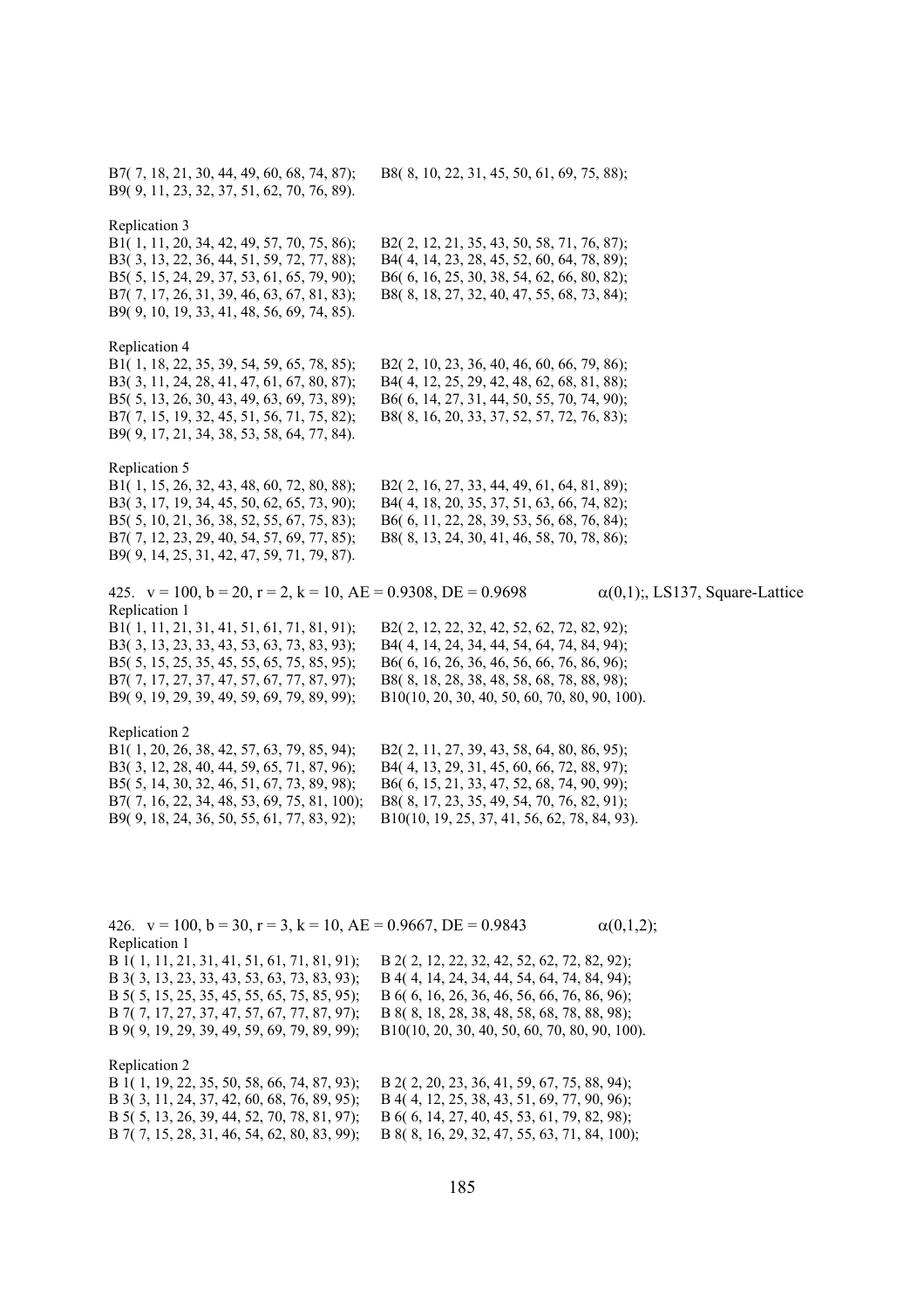B7( 7, 18, 21, 30, 44, 49, 60, 68, 74, 87); B8( 8, 10, 22, 31, 45, 50, 61, 69, 75, 88);
B9( 9, 11, 23, 32, 37, 51, 62, 70, 76, 89).

Replication 3
B1( 1, 11, 20, 34, 42, 49, 57, 70, 75, 86); B2( 2, 12, 21, 35, 43, 50, 58, 71, 76, 87);
B3( 3, 13, 22, 36, 44, 51, 59, 72, 77, 88); B4( 4, 14, 23, 28, 45, 52, 60, 64, 78, 89);
B5( 5, 15, 24, 29, 37, 53, 61, 65, 79, 90); B6( 6, 16, 25, 30, 38, 54, 62, 66, 80, 82);
B7( 7, 17, 26, 31, 39, 46, 63, 67, 81, 83); B8( 8, 18, 27, 32, 40, 47, 55, 68, 73, 84);
B9( 9, 10, 19, 33, 41, 48, 56, 69, 74, 85).

Replication 4
B1( 1, 18, 22, 35, 39, 54, 59, 65, 78, 85); B2( 2, 10, 23, 36, 40, 46, 60, 66, 79, 86);
B3( 3, 11, 24, 28, 41, 47, 61, 67, 80, 87); B4( 4, 12, 25, 29, 42, 48, 62, 68, 81, 88);
B5( 5, 13, 26, 30, 43, 49, 63, 69, 73, 89); B6( 6, 14, 27, 31, 44, 50, 55, 70, 74, 90);
B7( 7, 15, 19, 32, 45, 51, 56, 71, 75, 82); B8( 8, 16, 20, 33, 37, 52, 57, 72, 76, 83);
B9( 9, 17, 21, 34, 38, 53, 58, 64, 77, 84).

Replication 5
B1( 1, 15, 26, 32, 43, 48, 60, 72, 80, 88); B2( 2, 16, 27, 33, 44, 49, 61, 64, 81, 89);
B3( 3, 17, 19, 34, 45, 50, 62, 65, 73, 90); B4( 4, 18, 20, 35, 37, 51, 63, 66, 74, 82);
B5( 5, 10, 21, 36, 38, 52, 55, 67, 75, 83); B6( 6, 11, 22, 28, 39, 53, 56, 68, 76, 84);
B7( 7, 12, 23, 29, 40, 54, 57, 69, 77, 85); B8( 8, 13, 24, 30, 41, 46, 58, 70, 78, 86);
B9( 9, 14, 25, 31, 42, 47, 59, 71, 79, 87).

425. v = 100, b = 20, r = 2, k = 10, AE = 0.9308, DE = 0.9698 $\alpha(0,1)$;, LS137, Square-Lattice

Replication 1
B1( 1, 11, 21, 31, 41, 51, 61, 71, 81, 91); B2( 2, 12, 22, 32, 42, 52, 62, 72, 82, 92);
B3( 3, 13, 23, 33, 43, 53, 63, 73, 83, 93); B4( 4, 14, 24, 34, 44, 54, 64, 74, 84, 94);
B5( 5, 15, 25, 35, 45, 55, 65, 75, 85, 95); B6( 6, 16, 26, 36, 46, 56, 66, 76, 86, 96);
B7( 7, 17, 27, 37, 47, 57, 67, 77, 87, 97); B8( 8, 18, 28, 38, 48, 58, 68, 78, 88, 98);
B9( 9, 19, 29, 39, 49, 59, 69, 79, 89, 99); B10(10, 20, 30, 40, 50, 60, 70, 80, 90, 100).

Replication 2
B1( 1, 20, 26, 38, 42, 57, 63, 79, 85, 94); B2( 2, 11, 27, 39, 43, 58, 64, 80, 86, 95);
B3( 3, 12, 28, 40, 44, 59, 65, 71, 87, 96); B4( 4, 13, 29, 31, 45, 60, 66, 72, 88, 97);
B5( 5, 14, 30, 32, 46, 51, 67, 73, 89, 98); B6( 6, 15, 21, 33, 47, 52, 68, 74, 90, 99);
B7( 7, 16, 22, 34, 48, 53, 69, 75, 81, 100); B8( 8, 17, 23, 35, 49, 54, 70, 76, 82, 91);
B9( 9, 18, 24, 36, 50, 55, 61, 77, 83, 92); B10(10, 19, 25, 37, 41, 56, 62, 78, 84, 93).

426. v = 100, b = 30, r = 3, k = 10, AE = 0.9667, DE = 0.9843 $\alpha(0,1,2)$;

Replication 1
B 1( 1, 11, 21, 31, 41, 51, 61, 71, 81, 91); B 2( 2, 12, 22, 32, 42, 52, 62, 72, 82, 92);
B 3( 3, 13, 23, 33, 43, 53, 63, 73, 83, 93); B 4( 4, 14, 24, 34, 44, 54, 64, 74, 84, 94);
B 5( 5, 15, 25, 35, 45, 55, 65, 75, 85, 95); B 6( 6, 16, 26, 36, 46, 56, 66, 76, 86, 96);
B 7( 7, 17, 27, 37, 47, 57, 67, 77, 87, 97); B 8( 8, 18, 28, 38, 48, 58, 68, 78, 88, 98);
B 9( 9, 19, 29, 39, 49, 59, 69, 79, 89, 99); B10(10, 20, 30, 40, 50, 60, 70, 80, 90, 100).

Replication 2
B 1( 1, 19, 22, 35, 50, 58, 66, 74, 87, 93); B 2( 2, 20, 23, 36, 41, 59, 67, 75, 88, 94);
B 3( 3, 11, 24, 37, 42, 60, 68, 76, 89, 95); B 4( 4, 12, 25, 38, 43, 51, 69, 77, 90, 96);
B 5( 5, 13, 26, 39, 44, 52, 70, 78, 81, 97); B 6( 6, 14, 27, 40, 45, 53, 61, 79, 82, 98);
B 7( 7, 15, 28, 31, 46, 54, 62, 80, 83, 99); B 8( 8, 16, 29, 32, 47, 55, 63, 71, 84, 100);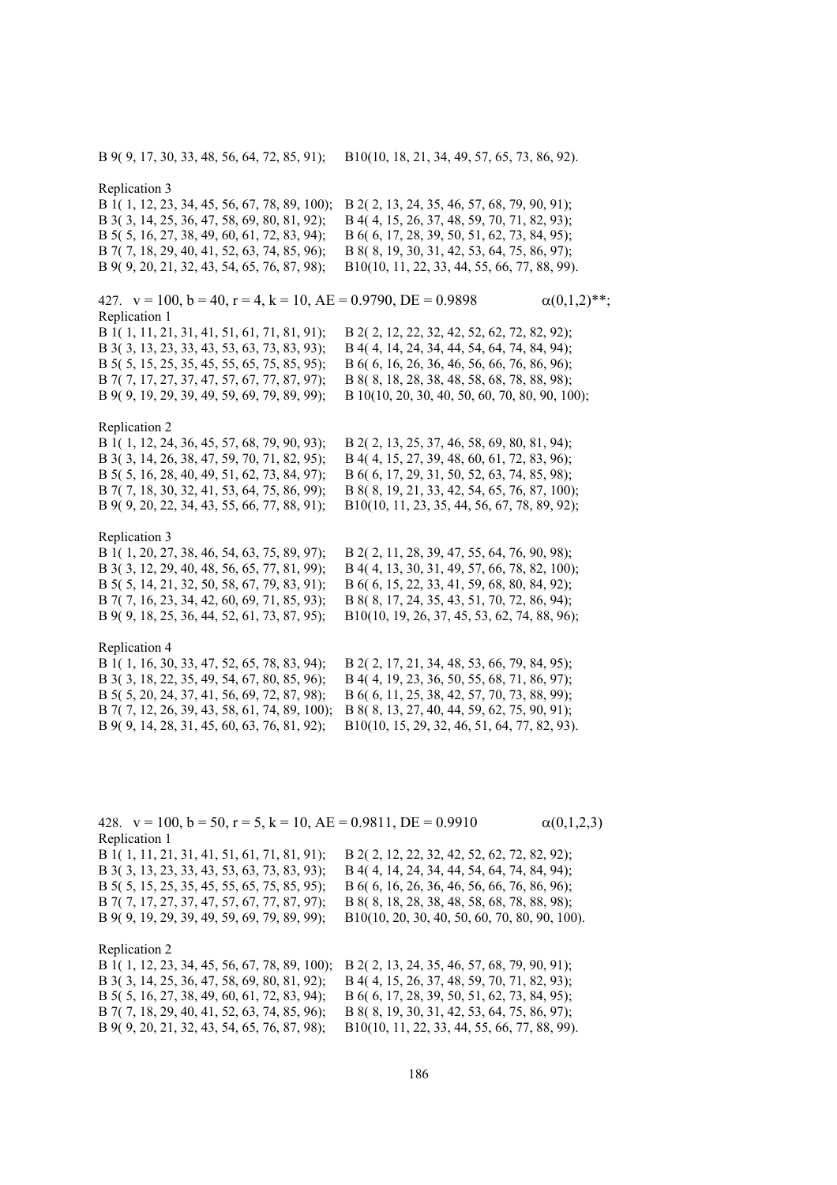B 9( 9, 17, 30, 33, 48, 56, 64, 72, 85, 91); B10(10, 18, 21, 34, 49, 57, 65, 73, 86, 92).

Replication 3
B 1( 1, 12, 23, 34, 45, 56, 67, 78, 89, 100); B 2( 2, 13, 24, 35, 46, 57, 68, 79, 90, 91);
B 3( 3, 14, 25, 36, 47, 58, 69, 80, 81, 92); B 4( 4, 15, 26, 37, 48, 59, 70, 71, 82, 93);
B 5( 5, 16, 27, 38, 49, 60, 61, 72, 83, 94); B 6( 6, 17, 28, 39, 50, 51, 62, 73, 84, 95);
B 7( 7, 18, 29, 40, 41, 52, 63, 74, 85, 96); B 8( 8, 19, 30, 31, 42, 53, 64, 75, 86, 97);
B 9( 9, 20, 21, 32, 43, 54, 65, 76, 87, 98); B10(10, 11, 22, 33, 44, 55, 66, 77, 88, 99).

427. v = 100, b = 40, r = 4, k = 10, AE = 0.9790, DE = 0.9898 $\alpha(0,1,2)$**;
Replication 1
B 1( 1, 11, 21, 31, 41, 51, 61, 71, 81, 91); B 2( 2, 12, 22, 32, 42, 52, 62, 72, 82, 92);
B 3( 3, 13, 23, 33, 43, 53, 63, 73, 83, 93); B 4( 4, 14, 24, 34, 44, 54, 64, 74, 84, 94);
B 5( 5, 15, 25, 35, 45, 55, 65, 75, 85, 95); B 6( 6, 16, 26, 36, 46, 56, 66, 76, 86, 96);
B 7( 7, 17, 27, 37, 47, 57, 67, 77, 87, 97); B 8( 8, 18, 28, 38, 48, 58, 68, 78, 88, 98);
B 9( 9, 19, 29, 39, 49, 59, 69, 79, 89, 99); B 10(10, 20, 30, 40, 50, 60, 70, 80, 90, 100);

Replication 2
B 1( 1, 12, 24, 36, 45, 57, 68, 79, 90, 93); B 2( 2, 13, 25, 37, 46, 58, 69, 80, 81, 94);
B 3( 3, 14, 26, 38, 47, 59, 70, 71, 82, 95); B 4( 4, 15, 27, 39, 48, 60, 61, 72, 83, 96);
B 5( 5, 16, 28, 40, 49, 51, 62, 73, 84, 97); B 6( 6, 17, 29, 31, 50, 52, 63, 74, 85, 98);
B 7( 7, 18, 30, 32, 41, 53, 64, 75, 86, 99); B 8( 8, 19, 21, 33, 42, 54, 65, 76, 87, 100);
B 9( 9, 20, 22, 34, 43, 55, 66, 77, 88, 91); B10(10, 11, 23, 35, 44, 56, 67, 78, 89, 92);

Replication 3
B 1( 1, 20, 27, 38, 46, 54, 63, 75, 89, 97); B 2( 2, 11, 28, 39, 47, 55, 64, 76, 90, 98);
B 3( 3, 12, 29, 40, 48, 56, 65, 77, 81, 99); B 4( 4, 13, 30, 31, 49, 57, 66, 78, 82, 100);
B 5( 5, 14, 21, 32, 50, 58, 67, 79, 83, 91); B 6( 6, 15, 22, 33, 41, 59, 68, 80, 84, 92);
B 7( 7, 16, 23, 34, 42, 60, 69, 71, 85, 93); B 8( 8, 17, 24, 35, 43, 51, 70, 72, 86, 94);
B 9( 9, 18, 25, 36, 44, 52, 61, 73, 87, 95); B10(10, 19, 26, 37, 45, 53, 62, 74, 88, 96);

Replication 4
B 1( 1, 16, 30, 33, 47, 52, 65, 78, 83, 94); B 2( 2, 17, 21, 34, 48, 53, 66, 79, 84, 95);
B 3( 3, 18, 22, 35, 49, 54, 67, 80, 85, 96); B 4( 4, 19, 23, 36, 50, 55, 68, 71, 86, 97);
B 5( 5, 20, 24, 37, 41, 56, 69, 72, 87, 98); B 6( 6, 11, 25, 38, 42, 57, 70, 73, 88, 99);
B 7( 7, 12, 26, 39, 43, 58, 61, 74, 89, 100); B 8( 8, 13, 27, 40, 44, 59, 62, 75, 90, 91);
B 9( 9, 14, 28, 31, 45, 60, 63, 76, 81, 92); B10(10, 15, 29, 32, 46, 51, 64, 77, 82, 93).

428. v = 100, b = 50, r = 5, k = 10, AE = 0.9811, DE = 0.9910 $\alpha(0,1,2,3)$
Replication 1
B 1( 1, 11, 21, 31, 41, 51, 61, 71, 81, 91); B 2( 2, 12, 22, 32, 42, 52, 62, 72, 82, 92);
B 3( 3, 13, 23, 33, 43, 53, 63, 73, 83, 93); B 4( 4, 14, 24, 34, 44, 54, 64, 74, 84, 94);
B 5( 5, 15, 25, 35, 45, 55, 65, 75, 85, 95); B 6( 6, 16, 26, 36, 46, 56, 66, 76, 86, 96);
B 7( 7, 17, 27, 37, 47, 57, 67, 77, 87, 97); B 8( 8, 18, 28, 38, 48, 58, 68, 78, 88, 98);
B 9( 9, 19, 29, 39, 49, 59, 69, 79, 89, 99); B10(10, 20, 30, 40, 50, 60, 70, 80, 90, 100).

Replication 2
B 1( 1, 12, 23, 34, 45, 56, 67, 78, 89, 100); B 2( 2, 13, 24, 35, 46, 57, 68, 79, 90, 91);
B 3( 3, 14, 25, 36, 47, 58, 69, 80, 81, 92); B 4( 4, 15, 26, 37, 48, 59, 70, 71, 82, 93);
B 5( 5, 16, 27, 38, 49, 60, 61, 72, 83, 94); B 6( 6, 17, 28, 39, 50, 51, 62, 73, 84, 95);
B 7( 7, 18, 29, 40, 41, 52, 63, 74, 85, 96); B 8( 8, 19, 30, 31, 42, 53, 64, 75, 86, 97);
B 9( 9, 20, 21, 32, 43, 54, 65, 76, 87, 98); B10(10, 11, 22, 33, 44, 55, 66, 77, 88, 99).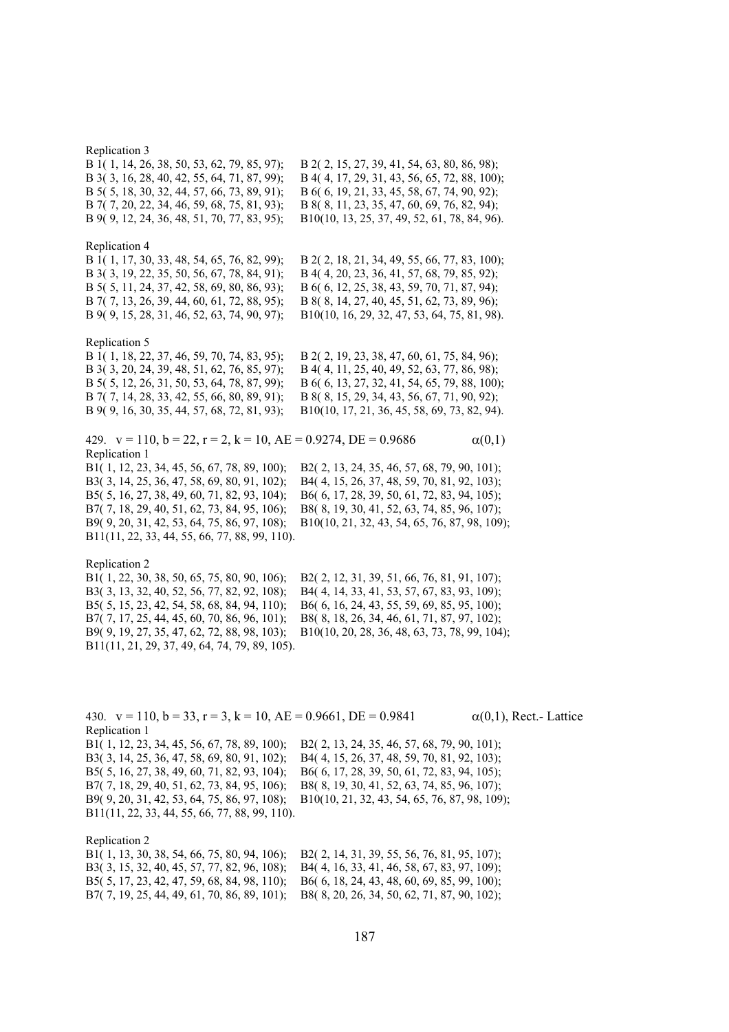Replication 3

B 1( 1, 14, 26, 38, 50, 53, 62, 79, 85, 97); B 2( 2, 15, 27, 39, 41, 54, 63, 80, 86, 98);
B 3( 3, 16, 28, 40, 42, 55, 64, 71, 87, 99); B 4( 4, 17, 29, 31, 43, 56, 65, 72, 88, 100);
B 5( 5, 18, 30, 32, 44, 57, 66, 73, 89, 91); B 6( 6, 19, 21, 33, 45, 58, 67, 74, 90, 92);
B 7( 7, 20, 22, 34, 46, 59, 68, 75, 81, 93); B 8( 8, 11, 23, 35, 47, 60, 69, 76, 82, 94);
B 9( 9, 12, 24, 36, 48, 51, 70, 77, 83, 95); B10(10, 13, 25, 37, 49, 52, 61, 78, 84, 96).

Replication 4

B 1( 1, 17, 30, 33, 48, 54, 65, 76, 82, 99); B 2( 2, 18, 21, 34, 49, 55, 66, 77, 83, 100);
B 3( 3, 19, 22, 35, 50, 56, 67, 78, 84, 91); B 4( 4, 20, 23, 36, 41, 57, 68, 79, 85, 92);
B 5( 5, 11, 24, 37, 42, 58, 69, 80, 86, 93); B 6( 6, 12, 25, 38, 43, 59, 70, 71, 87, 94);
B 7( 7, 13, 26, 39, 44, 60, 61, 72, 88, 95); B 8( 8, 14, 27, 40, 45, 51, 62, 73, 89, 96);
B 9( 9, 15, 28, 31, 46, 52, 63, 74, 90, 97); B10(10, 16, 29, 32, 47, 53, 64, 75, 81, 98).

Replication 5

B 1( 1, 18, 22, 37, 46, 59, 70, 74, 83, 95); B 2( 2, 19, 23, 38, 47, 60, 61, 75, 84, 96);
B 3( 3, 20, 24, 39, 48, 51, 62, 76, 85, 97); B 4( 4, 11, 25, 40, 49, 52, 63, 77, 86, 98);
B 5( 5, 12, 26, 31, 50, 53, 64, 78, 87, 99); B 6( 6, 13, 27, 32, 41, 54, 65, 79, 88, 100);
B 7( 7, 14, 28, 33, 42, 55, 66, 80, 89, 91); B 8( 8, 15, 29, 34, 43, 56, 67, 71, 90, 92);
B 9( 9, 16, 30, 35, 44, 57, 68, 72, 81, 93); B10(10, 17, 21, 36, 45, 58, 69, 73, 82, 94).

429. $v = 110$, $b = 22$, $r = 2$, $k = 10$, AE = 0.9274, DE = 0.9686 $\alpha(0,1)$

Replication 1

B1( 1, 12, 23, 34, 45, 56, 67, 78, 89, 100); B2( 2, 13, 24, 35, 46, 57, 68, 79, 90, 101);
B3( 3, 14, 25, 36, 47, 58, 69, 80, 91, 102); B4( 4, 15, 26, 37, 48, 59, 70, 81, 92, 103);
B5( 5, 16, 27, 38, 49, 60, 71, 82, 93, 104); B6( 6, 17, 28, 39, 50, 61, 72, 83, 94, 105);
B7( 7, 18, 29, 40, 51, 62, 73, 84, 95, 106); B8( 8, 19, 30, 41, 52, 63, 74, 85, 96, 107);
B9( 9, 20, 31, 42, 53, 64, 75, 86, 97, 108); B10(10, 21, 32, 43, 54, 65, 76, 87, 98, 109);
B11(11, 22, 33, 44, 55, 66, 77, 88, 99, 110).

Replication 2

B1( 1, 22, 30, 38, 50, 65, 75, 80, 90, 106); B2( 2, 12, 31, 39, 51, 66, 76, 81, 91, 107);
B3( 3, 13, 32, 40, 52, 56, 77, 82, 92, 108); B4( 4, 14, 33, 41, 53, 57, 67, 83, 93, 109);
B5( 5, 15, 23, 42, 54, 58, 68, 84, 94, 110); B6( 6, 16, 24, 43, 55, 59, 69, 85, 95, 100);
B7( 7, 17, 25, 44, 45, 60, 70, 86, 96, 101); B8( 8, 18, 26, 34, 46, 61, 71, 87, 97, 102);
B9( 9, 19, 27, 35, 47, 62, 72, 88, 98, 103); B10(10, 20, 28, 36, 48, 63, 73, 78, 99, 104);
B11(11, 21, 29, 37, 49, 64, 74, 79, 89, 105).

430. $v = 110$, $b = 33$, $r = 3$, $k = 10$, AE = 0.9661, DE = 0.9841 $\alpha(0,1)$, Rect.- Lattice

Replication 1

B1( 1, 12, 23, 34, 45, 56, 67, 78, 89, 100); B2( 2, 13, 24, 35, 46, 57, 68, 79, 90, 101);
B3( 3, 14, 25, 36, 47, 58, 69, 80, 91, 102); B4( 4, 15, 26, 37, 48, 59, 70, 81, 92, 103);
B5( 5, 16, 27, 38, 49, 60, 71, 82, 93, 104); B6( 6, 17, 28, 39, 50, 61, 72, 83, 94, 105);
B7( 7, 18, 29, 40, 51, 62, 73, 84, 95, 106); B8( 8, 19, 30, 41, 52, 63, 74, 85, 96, 107);
B9( 9, 20, 31, 42, 53, 64, 75, 86, 97, 108); B10(10, 21, 32, 43, 54, 65, 76, 87, 98, 109);
B11(11, 22, 33, 44, 55, 66, 77, 88, 99, 110).

Replication 2

B1( 1, 13, 30, 38, 54, 66, 75, 80, 94, 106); B2( 2, 14, 31, 39, 55, 56, 76, 81, 95, 107);
B3( 3, 15, 32, 40, 45, 57, 77, 82, 96, 108); B4( 4, 16, 33, 41, 46, 58, 67, 83, 97, 109);
B5( 5, 17, 23, 42, 47, 59, 68, 84, 98, 110); B6( 6, 18, 24, 43, 48, 60, 69, 85, 99, 100);
B7( 7, 19, 25, 44, 49, 61, 70, 86, 89, 101); B8( 8, 20, 26, 34, 50, 62, 71, 87, 90, 102);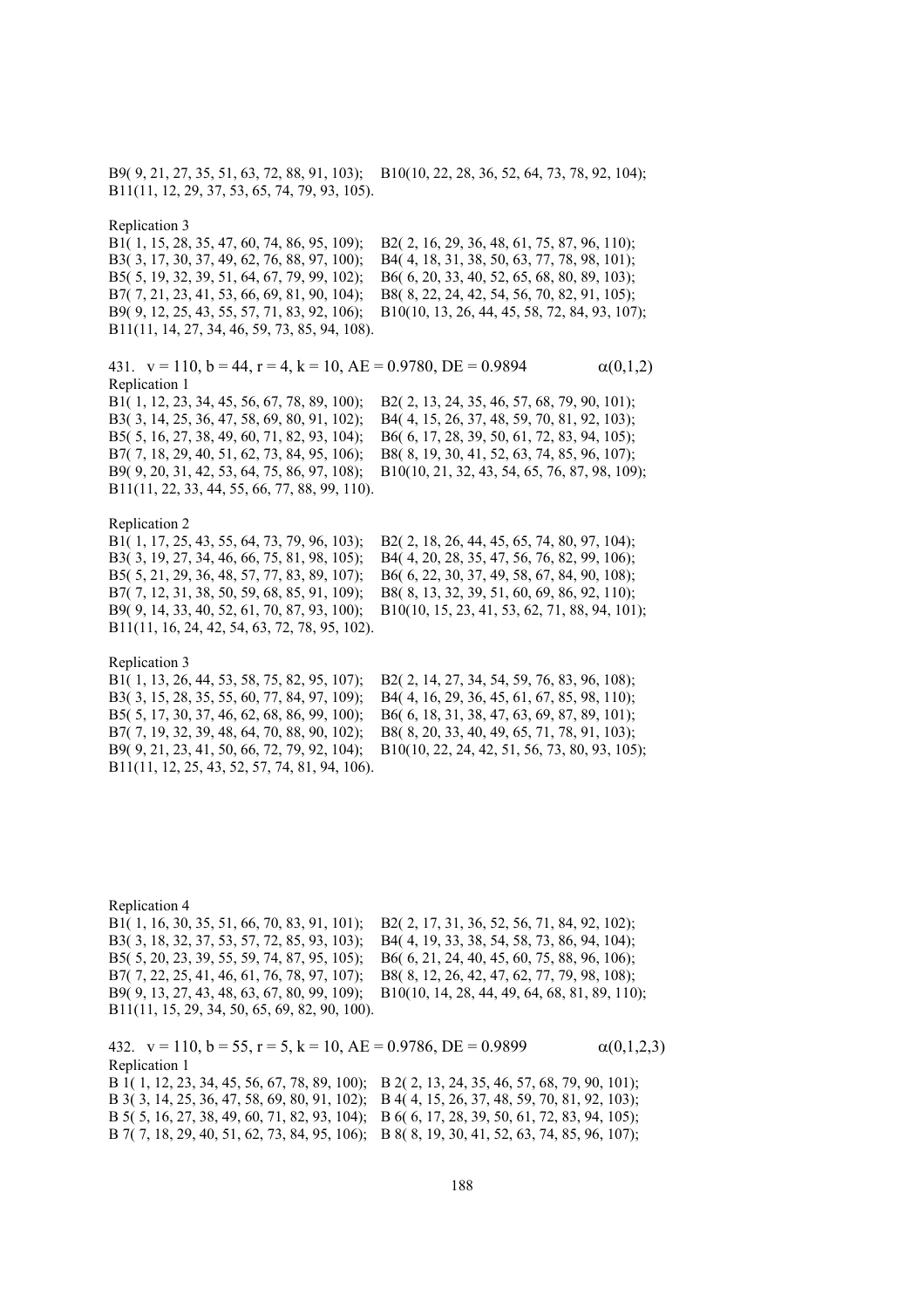B9( 9, 21, 27, 35, 51, 63, 72, 88, 91, 103); B10(10, 22, 28, 36, 52, 64, 73, 78, 92, 104);
B11(11, 12, 29, 37, 53, 65, 74, 79, 93, 105).

Replication 3
B1( 1, 15, 28, 35, 47, 60, 74, 86, 95, 109); B2( 2, 16, 29, 36, 48, 61, 75, 87, 96, 110);
B3( 3, 17, 30, 37, 49, 62, 76, 88, 97, 100); B4( 4, 18, 31, 38, 50, 63, 77, 78, 98, 101);
B5( 5, 19, 32, 39, 51, 64, 67, 79, 99, 102); B6( 6, 20, 33, 40, 52, 65, 68, 80, 89, 103);
B7( 7, 21, 23, 41, 53, 66, 69, 81, 90, 104); B8( 8, 22, 24, 42, 54, 56, 70, 82, 91, 105);
B9( 9, 12, 25, 43, 55, 57, 71, 83, 92, 106); B10(10, 13, 26, 44, 45, 58, 72, 84, 93, 107);
B11(11, 14, 27, 34, 46, 59, 73, 85, 94, 108).

431. v = 110, b = 44, r = 4, k = 10, AE = 0.9780, DE = 0.9894 α(0,1,2)

Replication 1
B1( 1, 12, 23, 34, 45, 56, 67, 78, 89, 100); B2( 2, 13, 24, 35, 46, 57, 68, 79, 90, 101);
B3( 3, 14, 25, 36, 47, 58, 69, 80, 91, 102); B4( 4, 15, 26, 37, 48, 59, 70, 81, 92, 103);
B5( 5, 16, 27, 38, 49, 60, 71, 82, 93, 104); B6( 6, 17, 28, 39, 50, 61, 72, 83, 94, 105);
B7( 7, 18, 29, 40, 51, 62, 73, 84, 95, 106); B8( 8, 19, 30, 41, 52, 63, 74, 85, 96, 107);
B9( 9, 20, 31, 42, 53, 64, 75, 86, 97, 108); B10(10, 21, 32, 43, 54, 65, 76, 87, 98, 109);
B11(11, 22, 33, 44, 55, 66, 77, 88, 99, 110).

Replication 2
B1( 1, 17, 25, 43, 55, 64, 73, 79, 96, 103); B2( 2, 18, 26, 44, 45, 65, 74, 80, 97, 104);
B3( 3, 19, 27, 34, 46, 66, 75, 81, 98, 105); B4( 4, 20, 28, 35, 47, 56, 76, 82, 99, 106);
B5( 5, 21, 29, 36, 48, 57, 77, 83, 89, 107); B6( 6, 22, 30, 37, 49, 58, 67, 84, 90, 108);
B7( 7, 12, 31, 38, 50, 59, 68, 85, 91, 109); B8( 8, 13, 32, 39, 51, 60, 69, 86, 92, 110);
B9( 9, 14, 33, 40, 52, 61, 70, 87, 93, 100); B10(10, 15, 23, 41, 53, 62, 71, 88, 94, 101);
B11(11, 16, 24, 42, 54, 63, 72, 78, 95, 102).

Replication 3
B1( 1, 13, 26, 44, 53, 58, 75, 82, 95, 107); B2( 2, 14, 27, 34, 54, 59, 76, 83, 96, 108);
B3( 3, 15, 28, 35, 55, 60, 77, 84, 97, 109); B4( 4, 16, 29, 36, 45, 61, 67, 85, 98, 110);
B5( 5, 17, 30, 37, 46, 62, 68, 86, 99, 100); B6( 6, 18, 31, 38, 47, 63, 69, 87, 89, 101);
B7( 7, 19, 32, 39, 48, 64, 70, 88, 90, 102); B8( 8, 20, 33, 40, 49, 65, 71, 78, 91, 103);
B9( 9, 21, 23, 41, 50, 66, 72, 79, 92, 104); B10(10, 22, 24, 42, 51, 56, 73, 80, 93, 105);
B11(11, 12, 25, 43, 52, 57, 74, 81, 94, 106).

Replication 4
B1( 1, 16, 30, 35, 51, 66, 70, 83, 91, 101); B2( 2, 17, 31, 36, 52, 56, 71, 84, 92, 102);
B3( 3, 18, 32, 37, 53, 57, 72, 85, 93, 103); B4( 4, 19, 33, 38, 54, 58, 73, 86, 94, 104);
B5( 5, 20, 23, 39, 55, 59, 74, 87, 95, 105); B6( 6, 21, 24, 40, 45, 60, 75, 88, 96, 106);
B7( 7, 22, 25, 41, 46, 61, 76, 78, 97, 107); B8( 8, 12, 26, 42, 47, 62, 77, 79, 98, 108);
B9( 9, 13, 27, 43, 48, 63, 67, 80, 99, 109); B10(10, 14, 28, 44, 49, 64, 68, 81, 89, 110);
B11(11, 15, 29, 34, 50, 65, 69, 82, 90, 100).

432. v = 110, b = 55, r = 5, k = 10, AE = 0.9786, DE = 0.9899 α(0,1,2,3)

Replication 1
B 1( 1, 12, 23, 34, 45, 56, 67, 78, 89, 100); B 2( 2, 13, 24, 35, 46, 57, 68, 79, 90, 101);
B 3( 3, 14, 25, 36, 47, 58, 69, 80, 91, 102); B 4( 4, 15, 26, 37, 48, 59, 70, 81, 92, 103);
B 5( 5, 16, 27, 38, 49, 60, 71, 82, 93, 104); B 6( 6, 17, 28, 39, 50, 61, 72, 83, 94, 105);
B 7( 7, 18, 29, 40, 51, 62, 73, 84, 95, 106); B 8( 8, 19, 30, 41, 52, 63, 74, 85, 96, 107);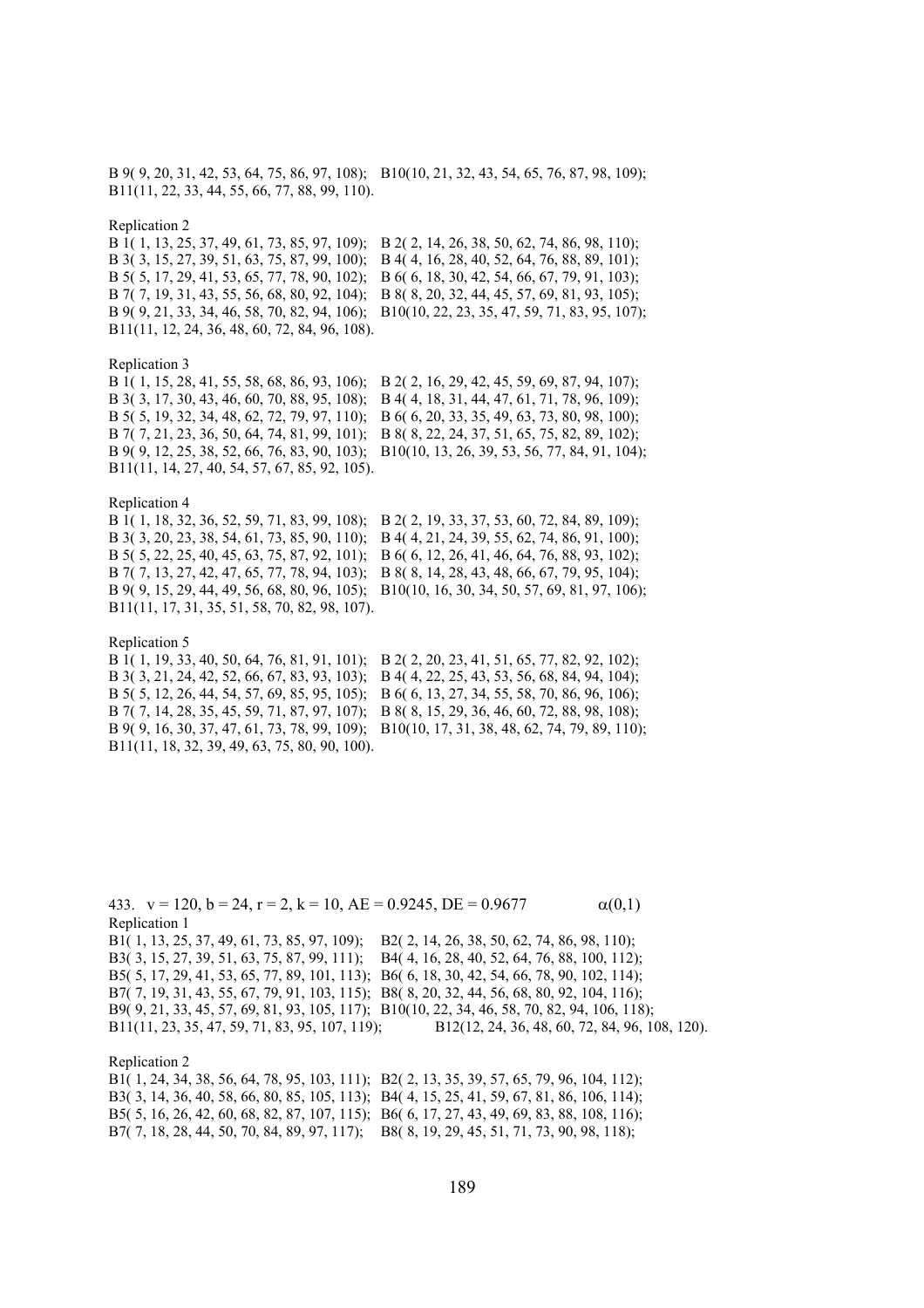B 9( 9, 20, 31, 42, 53, 64, 75, 86, 97, 108); B10(10, 21, 32, 43, 54, 65, 76, 87, 98, 109);
B11(11, 22, 33, 44, 55, 66, 77, 88, 99, 110).

Replication 2
B 1( 1, 13, 25, 37, 49, 61, 73, 85, 97, 109); B 2( 2, 14, 26, 38, 50, 62, 74, 86, 98, 110);
B 3( 3, 15, 27, 39, 51, 63, 75, 87, 99, 100); B 4( 4, 16, 28, 40, 52, 64, 76, 88, 89, 101);
B 5( 5, 17, 29, 41, 53, 65, 77, 78, 90, 102); B 6( 6, 18, 30, 42, 54, 66, 67, 79, 91, 103);
B 7( 7, 19, 31, 43, 55, 56, 68, 80, 92, 104); B 8( 8, 20, 32, 44, 45, 57, 69, 81, 93, 105);
B 9( 9, 21, 33, 34, 46, 58, 70, 82, 94, 106); B10(10, 22, 23, 35, 47, 59, 71, 83, 95, 107);
B11(11, 12, 24, 36, 48, 60, 72, 84, 96, 108).

Replication 3
B 1( 1, 15, 28, 41, 55, 58, 68, 86, 93, 106); B 2( 2, 16, 29, 42, 45, 59, 69, 87, 94, 107);
B 3( 3, 17, 30, 43, 46, 60, 70, 88, 95, 108); B 4( 4, 18, 31, 44, 47, 61, 71, 78, 96, 109);
B 5( 5, 19, 32, 34, 48, 62, 72, 79, 97, 110); B 6( 6, 20, 33, 35, 49, 63, 73, 80, 98, 100);
B 7( 7, 21, 23, 36, 50, 64, 74, 81, 99, 101); B 8( 8, 22, 24, 37, 51, 65, 75, 82, 89, 102);
B 9( 9, 12, 25, 38, 52, 66, 76, 83, 90, 103); B10(10, 13, 26, 39, 53, 56, 77, 84, 91, 104);
B11(11, 14, 27, 40, 54, 57, 67, 85, 92, 105).

Replication 4
B 1( 1, 18, 32, 36, 52, 59, 71, 83, 99, 108); B 2( 2, 19, 33, 37, 53, 60, 72, 84, 89, 109);
B 3( 3, 20, 23, 38, 54, 61, 73, 85, 90, 110); B 4( 4, 21, 24, 39, 55, 62, 74, 86, 91, 100);
B 5( 5, 22, 25, 40, 45, 63, 75, 87, 92, 101); B 6( 6, 12, 26, 41, 46, 64, 76, 88, 93, 102);
B 7( 7, 13, 27, 42, 47, 65, 77, 78, 94, 103); B 8( 8, 14, 28, 43, 48, 66, 67, 79, 95, 104);
B 9( 9, 15, 29, 44, 49, 56, 68, 80, 96, 105); B10(10, 16, 30, 34, 50, 57, 69, 81, 97, 106);
B11(11, 17, 31, 35, 51, 58, 70, 82, 98, 107).

Replication 5
B 1( 1, 19, 33, 40, 50, 64, 76, 81, 91, 101); B 2( 2, 20, 23, 41, 51, 65, 77, 82, 92, 102);
B 3( 3, 21, 24, 42, 52, 66, 67, 83, 93, 103); B 4( 4, 22, 25, 43, 53, 56, 68, 84, 94, 104);
B 5( 5, 12, 26, 44, 54, 57, 69, 85, 95, 105); B 6( 6, 13, 27, 34, 55, 58, 70, 86, 96, 106);
B 7( 7, 14, 28, 35, 45, 59, 71, 87, 97, 107); B 8( 8, 15, 29, 36, 46, 60, 72, 88, 98, 108);
B 9( 9, 16, 30, 37, 47, 61, 73, 78, 99, 109); B10(10, 17, 31, 38, 48, 62, 74, 79, 89, 110);
B11(11, 18, 32, 39, 49, 63, 75, 80, 90, 100).

433. $v = 120$, $b = 24$, $r = 2$, $k = 10$, AE = 0.9245, DE = 0.9677 $\alpha(0,1)$

Replication 1
B1( 1, 13, 25, 37, 49, 61, 73, 85, 97, 109); B2( 2, 14, 26, 38, 50, 62, 74, 86, 98, 110);
B3( 3, 15, 27, 39, 51, 63, 75, 87, 99, 111); B4( 4, 16, 28, 40, 52, 64, 76, 88, 100, 112);
B5( 5, 17, 29, 41, 53, 65, 77, 89, 101, 113); B6( 6, 18, 30, 42, 54, 66, 78, 90, 102, 114);
B7( 7, 19, 31, 43, 55, 67, 79, 91, 103, 115); B8( 8, 20, 32, 44, 56, 68, 80, 92, 104, 116);
B9( 9, 21, 33, 45, 57, 69, 81, 93, 105, 117); B10(10, 22, 34, 46, 58, 70, 82, 94, 106, 118);
B11(11, 23, 35, 47, 59, 71, 83, 95, 107, 119); B12(12, 24, 36, 48, 60, 72, 84, 96, 108, 120).

Replication 2
B1( 1, 24, 34, 38, 56, 64, 78, 95, 103, 111); B2( 2, 13, 35, 39, 57, 65, 79, 96, 104, 112);
B3( 3, 14, 36, 40, 58, 66, 80, 85, 105, 113); B4( 4, 15, 25, 41, 59, 67, 81, 86, 106, 114);
B5( 5, 16, 26, 42, 60, 68, 82, 87, 107, 115); B6( 6, 17, 27, 43, 49, 69, 83, 88, 108, 116);
B7( 7, 18, 28, 44, 50, 70, 84, 89, 97, 117); B8( 8, 19, 29, 45, 51, 71, 73, 90, 98, 118);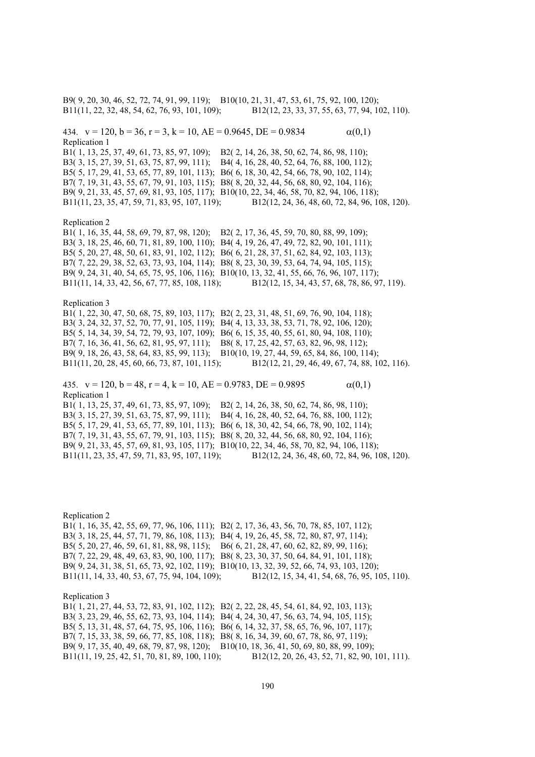B9( 9, 20, 30, 46, 52, 72, 74, 91, 99, 119); B10(10, 21, 31, 47, 53, 61, 75, 92, 100, 120);
B11(11, 22, 32, 48, 54, 62, 76, 93, 101, 109); B12(12, 23, 33, 37, 55, 63, 77, 94, 102, 110).

434. v = 120, b = 36, r = 3, k = 10, AE = 0.9645, DE = 0.9834 $\alpha(0,1)$

Replication 1

B1( 1, 13, 25, 37, 49, 61, 73, 85, 97, 109); B2( 2, 14, 26, 38, 50, 62, 74, 86, 98, 110);
B3( 3, 15, 27, 39, 51, 63, 75, 87, 99, 111); B4( 4, 16, 28, 40, 52, 64, 76, 88, 100, 112);
B5( 5, 17, 29, 41, 53, 65, 77, 89, 101, 113); B6( 6, 18, 30, 42, 54, 66, 78, 90, 102, 114);
B7( 7, 19, 31, 43, 55, 67, 79, 91, 103, 115); B8( 8, 20, 32, 44, 56, 68, 80, 92, 104, 116);
B9( 9, 21, 33, 45, 57, 69, 81, 93, 105, 117); B10(10, 22, 34, 46, 58, 70, 82, 94, 106, 118);
B11(11, 23, 35, 47, 59, 71, 83, 95, 107, 119); B12(12, 24, 36, 48, 60, 72, 84, 96, 108, 120).

Replication 2

B1( 1, 16, 35, 44, 58, 69, 79, 87, 98, 120); B2( 2, 17, 36, 45, 59, 70, 80, 88, 99, 109);
B3( 3, 18, 25, 46, 60, 71, 81, 89, 100, 110); B4( 4, 19, 26, 47, 49, 72, 82, 90, 101, 111);
B5( 5, 20, 27, 48, 50, 61, 83, 91, 102, 112); B6( 6, 21, 28, 37, 51, 62, 84, 92, 103, 113);
B7( 7, 22, 29, 38, 52, 63, 73, 93, 104, 114); B8( 8, 23, 30, 39, 53, 64, 74, 94, 105, 115);
B9( 9, 24, 31, 40, 54, 65, 75, 95, 106, 116); B10(10, 13, 32, 41, 55, 66, 76, 96, 107, 117);
B11(11, 14, 33, 42, 56, 67, 77, 85, 108, 118); B12(12, 15, 34, 43, 57, 68, 78, 86, 97, 119).

Replication 3

B1( 1, 22, 30, 47, 50, 68, 75, 89, 103, 117); B2( 2, 23, 31, 48, 51, 69, 76, 90, 104, 118);
B3( 3, 24, 32, 37, 52, 70, 77, 91, 105, 119); B4( 4, 13, 33, 38, 53, 71, 78, 92, 106, 120);
B5( 5, 14, 34, 39, 54, 72, 79, 93, 107, 109); B6( 6, 15, 35, 40, 55, 61, 80, 94, 108, 110);
B7( 7, 16, 36, 41, 56, 62, 81, 95, 97, 111); B8( 8, 17, 25, 42, 57, 63, 82, 96, 98, 112);
B9( 9, 18, 26, 43, 58, 64, 83, 85, 99, 113); B10(10, 19, 27, 44, 59, 65, 84, 86, 100, 114);
B11(11, 20, 28, 45, 60, 66, 73, 87, 101, 115); B12(12, 21, 29, 46, 49, 67, 74, 88, 102, 116).

435. v = 120, b = 48, r = 4, k = 10, AE = 0.9783, DE = 0.9895 $\alpha(0,1)$

Replication 1

B1( 1, 13, 25, 37, 49, 61, 73, 85, 97, 109); B2( 2, 14, 26, 38, 50, 62, 74, 86, 98, 110);
B3( 3, 15, 27, 39, 51, 63, 75, 87, 99, 111); B4( 4, 16, 28, 40, 52, 64, 76, 88, 100, 112);
B5( 5, 17, 29, 41, 53, 65, 77, 89, 101, 113); B6( 6, 18, 30, 42, 54, 66, 78, 90, 102, 114);
B7( 7, 19, 31, 43, 55, 67, 79, 91, 103, 115); B8( 8, 20, 32, 44, 56, 68, 80, 92, 104, 116);
B9( 9, 21, 33, 45, 57, 69, 81, 93, 105, 117); B10(10, 22, 34, 46, 58, 70, 82, 94, 106, 118);
B11(11, 23, 35, 47, 59, 71, 83, 95, 107, 119); B12(12, 24, 36, 48, 60, 72, 84, 96, 108, 120).

Replication 2

B1( 1, 16, 35, 42, 55, 69, 77, 96, 106, 111); B2( 2, 17, 36, 43, 56, 70, 78, 85, 107, 112);
B3( 3, 18, 25, 44, 57, 71, 79, 86, 108, 113); B4( 4, 19, 26, 45, 58, 72, 80, 87, 97, 114);
B5( 5, 20, 27, 46, 59, 61, 81, 88, 98, 115); B6( 6, 21, 28, 47, 60, 62, 82, 89, 99, 116);
B7( 7, 22, 29, 48, 49, 63, 83, 90, 100, 117); B8( 8, 23, 30, 37, 50, 64, 84, 91, 101, 118);
B9( 9, 24, 31, 38, 51, 65, 73, 92, 102, 119); B10(10, 13, 32, 39, 52, 66, 74, 93, 103, 120);
B11(11, 14, 33, 40, 53, 67, 75, 94, 104, 109); B12(12, 15, 34, 41, 54, 68, 76, 95, 105, 110).

Replication 3

B1( 1, 21, 27, 44, 53, 72, 83, 91, 102, 112); B2( 2, 22, 28, 45, 54, 61, 84, 92, 103, 113);
B3( 3, 23, 29, 46, 55, 62, 73, 93, 104, 114); B4( 4, 24, 30, 47, 56, 63, 74, 94, 105, 115);
B5( 5, 13, 31, 48, 57, 64, 75, 95, 106, 116); B6( 6, 14, 32, 37, 58, 65, 76, 96, 107, 117);
B7( 7, 15, 33, 38, 59, 66, 77, 85, 108, 118); B8( 8, 16, 34, 39, 60, 67, 78, 86, 97, 119);
B9( 9, 17, 35, 40, 49, 68, 79, 87, 98, 120); B10(10, 18, 36, 41, 50, 69, 80, 88, 99, 109);
B11(11, 19, 25, 42, 51, 70, 81, 89, 100, 110); B12(12, 20, 26, 43, 52, 71, 82, 90, 101, 111).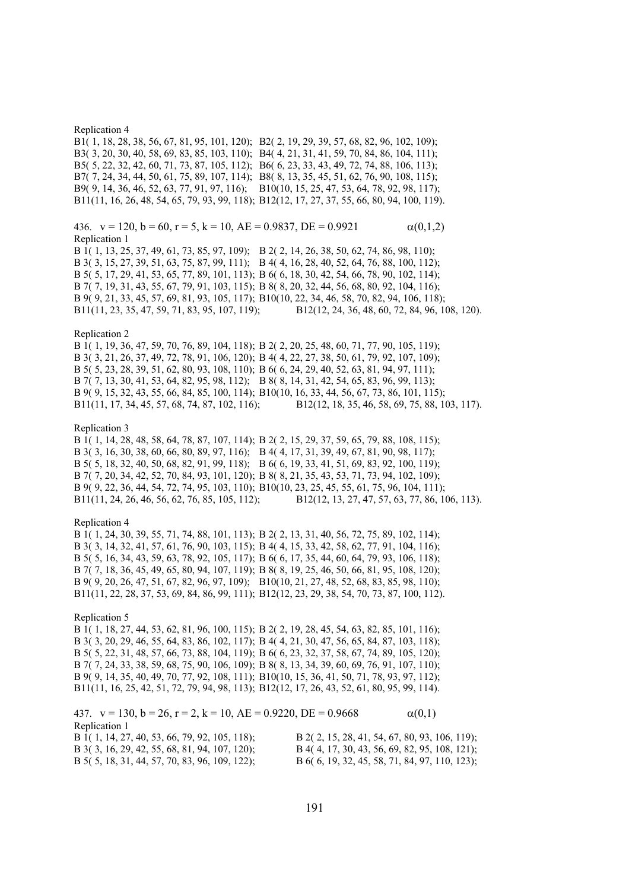Replication 4

B1( 1, 18, 28, 38, 56, 67, 81, 95, 101, 120); B2( 2, 19, 29, 39, 57, 68, 82, 96, 102, 109);
B3( 3, 20, 30, 40, 58, 69, 83, 85, 103, 110); B4( 4, 21, 31, 41, 59, 70, 84, 86, 104, 111);
B5( 5, 22, 32, 42, 60, 71, 73, 87, 105, 112); B6( 6, 23, 33, 43, 49, 72, 74, 88, 106, 113);
B7( 7, 24, 34, 44, 50, 61, 75, 89, 107, 114); B8( 8, 13, 35, 45, 51, 62, 76, 90, 108, 115);
B9( 9, 14, 36, 46, 52, 63, 77, 91, 97, 116); B10(10, 15, 25, 47, 53, 64, 78, 92, 98, 117);
B11(11, 16, 26, 48, 54, 65, 79, 93, 99, 118); B12(12, 17, 27, 37, 55, 66, 80, 94, 100, 119).

436. v = 120, b = 60, r = 5, k = 10, AE = 0.9837, DE = 0.9921 $\alpha(0,1,2)$

Replication 1

B 1( 1, 13, 25, 37, 49, 61, 73, 85, 97, 109); B 2( 2, 14, 26, 38, 50, 62, 74, 86, 98, 110);
B 3( 3, 15, 27, 39, 51, 63, 75, 87, 99, 111); B 4( 4, 16, 28, 40, 52, 64, 76, 88, 100, 112);
B 5( 5, 17, 29, 41, 53, 65, 77, 89, 101, 113); B 6( 6, 18, 30, 42, 54, 66, 78, 90, 102, 114);
B 7( 7, 19, 31, 43, 55, 67, 79, 91, 103, 115); B 8( 8, 20, 32, 44, 56, 68, 80, 92, 104, 116);
B 9( 9, 21, 33, 45, 57, 69, 81, 93, 105, 117); B10(10, 22, 34, 46, 58, 70, 82, 94, 106, 118);
B11(11, 23, 35, 47, 59, 71, 83, 95, 107, 119); B12(12, 24, 36, 48, 60, 72, 84, 96, 108, 120).

Replication 2

B 1( 1, 19, 36, 47, 59, 70, 76, 89, 104, 118); B 2( 2, 20, 25, 48, 60, 71, 77, 90, 105, 119);
B 3( 3, 21, 26, 37, 49, 72, 78, 91, 106, 120); B 4( 4, 22, 27, 38, 50, 61, 79, 92, 107, 109);
B 5( 5, 23, 28, 39, 51, 62, 80, 93, 108, 110); B 6( 6, 24, 29, 40, 52, 63, 81, 94, 97, 111);
B 7( 7, 13, 30, 41, 53, 64, 82, 95, 98, 112); B 8( 8, 14, 31, 42, 54, 65, 83, 96, 99, 113);
B 9( 9, 15, 32, 43, 55, 66, 84, 85, 100, 114); B10(10, 16, 33, 44, 56, 67, 73, 86, 101, 115);
B11(11, 17, 34, 45, 57, 68, 74, 87, 102, 116); B12(12, 18, 35, 46, 58, 69, 75, 88, 103, 117).

Replication 3

B 1( 1, 14, 28, 48, 58, 64, 78, 87, 107, 114); B 2( 2, 15, 29, 37, 59, 65, 79, 88, 108, 115);
B 3( 3, 16, 30, 38, 60, 66, 80, 89, 97, 116); B 4( 4, 17, 31, 39, 49, 67, 81, 90, 98, 117);
B 5( 5, 18, 32, 40, 50, 68, 82, 91, 99, 118); B 6( 6, 19, 33, 41, 51, 69, 83, 92, 100, 119);
B 7( 7, 20, 34, 42, 52, 70, 84, 93, 101, 120); B 8( 8, 21, 35, 43, 53, 71, 73, 94, 102, 109);
B 9( 9, 22, 36, 44, 54, 72, 74, 95, 103, 110); B10(10, 23, 25, 45, 55, 61, 75, 96, 104, 111);
B11(11, 24, 26, 46, 56, 62, 76, 85, 105, 112); B12(12, 13, 27, 47, 57, 63, 77, 86, 106, 113).

Replication 4

B 1( 1, 24, 30, 39, 55, 71, 74, 88, 101, 113); B 2( 2, 13, 31, 40, 56, 72, 75, 89, 102, 114);
B 3( 3, 14, 32, 41, 57, 61, 76, 90, 103, 115); B 4( 4, 15, 33, 42, 58, 62, 77, 91, 104, 116);
B 5( 5, 16, 34, 43, 59, 63, 78, 92, 105, 117); B 6( 6, 17, 35, 44, 60, 64, 79, 93, 106, 118);
B 7( 7, 18, 36, 45, 49, 65, 80, 94, 107, 119); B 8( 8, 19, 25, 46, 50, 66, 81, 95, 108, 120);
B 9( 9, 20, 26, 47, 51, 67, 82, 96, 97, 109); B10(10, 21, 27, 48, 52, 68, 83, 85, 98, 110);
B11(11, 22, 28, 37, 53, 69, 84, 86, 99, 111); B12(12, 23, 29, 38, 54, 70, 73, 87, 100, 112).

Replication 5

B 1( 1, 18, 27, 44, 53, 62, 81, 96, 100, 115); B 2( 2, 19, 28, 45, 54, 63, 82, 85, 101, 116);
B 3( 3, 20, 29, 46, 55, 64, 83, 86, 102, 117); B 4( 4, 21, 30, 47, 56, 65, 84, 87, 103, 118);
B 5( 5, 22, 31, 48, 57, 66, 73, 88, 104, 119); B 6( 6, 23, 32, 37, 58, 67, 74, 89, 105, 120);
B 7( 7, 24, 33, 38, 59, 68, 75, 90, 106, 109); B 8( 8, 13, 34, 39, 60, 69, 76, 91, 107, 110);
B 9( 9, 14, 35, 40, 49, 70, 77, 92, 108, 111); B10(10, 15, 36, 41, 50, 71, 78, 93, 97, 112);
B11(11, 16, 25, 42, 51, 72, 79, 94, 98, 113); B12(12, 17, 26, 43, 52, 61, 80, 95, 99, 114).

437. v = 130, b = 26, r = 2, k = 10, AE = 0.9220, DE = 0.9668 $\alpha(0,1)$

Replication 1

B 1( 1, 14, 27, 40, 53, 66, 79, 92, 105, 118); B 2( 2, 15, 28, 41, 54, 67, 80, 93, 106, 119);
B 3( 3, 16, 29, 42, 55, 68, 81, 94, 107, 120); B 4( 4, 17, 30, 43, 56, 69, 82, 95, 108, 121);
B 5( 5, 18, 31, 44, 57, 70, 83, 96, 109, 122); B 6( 6, 19, 32, 45, 58, 71, 84, 97, 110, 123);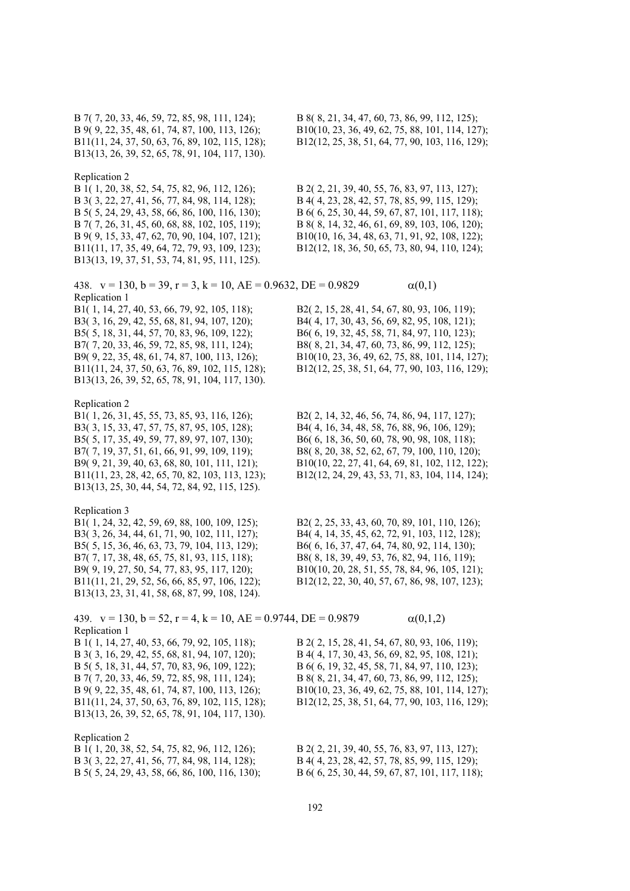B 7( 7, 20, 33, 46, 59, 72, 85, 98, 111, 124);
B 8( 8, 21, 34, 47, 60, 73, 86, 99, 112, 125);
B 9( 9, 22, 35, 48, 61, 74, 87, 100, 113, 126);
B10(10, 23, 36, 49, 62, 75, 88, 101, 114, 127);
B11(11, 24, 37, 50, 63, 76, 89, 102, 115, 128);
B12(12, 25, 38, 51, 64, 77, 90, 103, 116, 129);
B13(13, 26, 39, 52, 65, 78, 91, 104, 117, 130).

Replication 2

B 1( 1, 20, 38, 52, 54, 75, 82, 96, 112, 126);
B 2( 2, 21, 39, 40, 55, 76, 83, 97, 113, 127);
B 3( 3, 22, 27, 41, 56, 77, 84, 98, 114, 128);
B 4( 4, 23, 28, 42, 57, 78, 85, 99, 115, 129);
B 5( 5, 24, 29, 43, 58, 66, 86, 100, 116, 130);
B 6( 6, 25, 30, 44, 59, 67, 87, 101, 117, 118);
B 7( 7, 26, 31, 45, 60, 68, 88, 102, 105, 119);
B 8( 8, 14, 32, 46, 61, 69, 89, 103, 106, 120);
B 9( 9, 15, 33, 47, 62, 70, 90, 104, 107, 121);
B10(10, 16, 34, 48, 63, 71, 91, 92, 108, 122);
B11(11, 17, 35, 49, 64, 72, 79, 93, 109, 123);
B12(12, 18, 36, 50, 65, 73, 80, 94, 110, 124);
B13(13, 19, 37, 51, 53, 74, 81, 95, 111, 125).

438. $v = 130$, $b = 39$, $r = 3$, $k = 10$, AE = 0.9632, DE = 0.9829 $\alpha(0,1)$

Replication 1

B1( 1, 14, 27, 40, 53, 66, 79, 92, 105, 118);
B2( 2, 15, 28, 41, 54, 67, 80, 93, 106, 119);
B3( 3, 16, 29, 42, 55, 68, 81, 94, 107, 120);
B4( 4, 17, 30, 43, 56, 69, 82, 95, 108, 121);
B5( 5, 18, 31, 44, 57, 70, 83, 96, 109, 122);
B6( 6, 19, 32, 45, 58, 71, 84, 97, 110, 123);
B7( 7, 20, 33, 46, 59, 72, 85, 98, 111, 124);
B8( 8, 21, 34, 47, 60, 73, 86, 99, 112, 125);
B9( 9, 22, 35, 48, 61, 74, 87, 100, 113, 126);
B10(10, 23, 36, 49, 62, 75, 88, 101, 114, 127);
B11(11, 24, 37, 50, 63, 76, 89, 102, 115, 128);
B12(12, 25, 38, 51, 64, 77, 90, 103, 116, 129);
B13(13, 26, 39, 52, 65, 78, 91, 104, 117, 130).

Replication 2

B1( 1, 26, 31, 45, 55, 73, 85, 93, 116, 126);
B2( 2, 14, 32, 46, 56, 74, 86, 94, 117, 127);
B3( 3, 15, 33, 47, 57, 75, 87, 95, 105, 128);
B4( 4, 16, 34, 48, 58, 76, 88, 96, 106, 129);
B5( 5, 17, 35, 49, 59, 77, 89, 97, 107, 130);
B6( 6, 18, 36, 50, 60, 78, 90, 98, 108, 118);
B7( 7, 19, 37, 51, 61, 66, 91, 99, 109, 119);
B8( 8, 20, 38, 52, 62, 67, 79, 100, 110, 120);
B9( 9, 21, 39, 40, 63, 68, 80, 101, 111, 121);
B10(10, 22, 27, 41, 64, 69, 81, 102, 112, 122);
B11(11, 23, 28, 42, 65, 70, 82, 103, 113, 123);
B12(12, 24, 29, 43, 53, 71, 83, 104, 114, 124);
B13(13, 25, 30, 44, 54, 72, 84, 92, 115, 125).

Replication 3

B1( 1, 24, 32, 42, 59, 69, 88, 100, 109, 125);
B2( 2, 25, 33, 43, 60, 70, 89, 101, 110, 126);
B3( 3, 26, 34, 44, 61, 71, 90, 102, 111, 127);
B4( 4, 14, 35, 45, 62, 72, 91, 103, 112, 128);
B5( 5, 15, 36, 46, 63, 73, 79, 104, 113, 129);
B6( 6, 16, 37, 47, 64, 74, 80, 92, 114, 130);
B7( 7, 17, 38, 48, 65, 75, 81, 93, 115, 118);
B8( 8, 18, 39, 49, 53, 76, 82, 94, 116, 119);
B9( 9, 19, 27, 50, 54, 77, 83, 95, 117, 120);
B10(10, 20, 28, 51, 55, 78, 84, 96, 105, 121);
B11(11, 21, 29, 52, 66, 66, 85, 97, 106, 122);
B12(12, 22, 30, 40, 57, 67, 86, 98, 107, 123);
B13(13, 23, 31, 41, 58, 68, 87, 99, 108, 124).

439. $v = 130$, $b = 52$, $r = 4$, $k = 10$, AE = 0.9744, DE = 0.9879 $\alpha(0,1,2)$

Replication 1

B 1( 1, 14, 27, 40, 53, 66, 79, 92, 105, 118);
B 2( 2, 15, 28, 41, 54, 67, 80, 93, 106, 119);
B 3( 3, 16, 29, 42, 55, 68, 81, 94, 107, 120);
B 4( 4, 17, 30, 43, 56, 69, 82, 95, 108, 121);
B 5( 5, 18, 31, 44, 57, 70, 83, 96, 109, 122);
B 6( 6, 19, 32, 45, 58, 71, 84, 97, 110, 123);
B 7( 7, 20, 33, 46, 59, 72, 85, 98, 111, 124);
B 8( 8, 21, 34, 47, 60, 73, 86, 99, 112, 125);
B 9( 9, 22, 35, 48, 61, 74, 87, 100, 113, 126);
B10(10, 23, 36, 49, 62, 75, 88, 101, 114, 127);
B11(11, 24, 37, 50, 63, 76, 89, 102, 115, 128);
B12(12, 25, 38, 51, 64, 77, 90, 103, 116, 129);
B13(13, 26, 39, 52, 65, 78, 91, 104, 117, 130).

Replication 2

B 1( 1, 20, 38, 52, 54, 75, 82, 96, 112, 126);
B 2( 2, 21, 39, 40, 55, 76, 83, 97, 113, 127);
B 3( 3, 22, 27, 41, 56, 77, 84, 98, 114, 128);
B 4( 4, 23, 28, 42, 57, 78, 85, 99, 115, 129);
B 5( 5, 24, 29, 43, 58, 66, 86, 100, 116, 130);
B 6( 6, 25, 30, 44, 59, 67, 87, 101, 117, 118);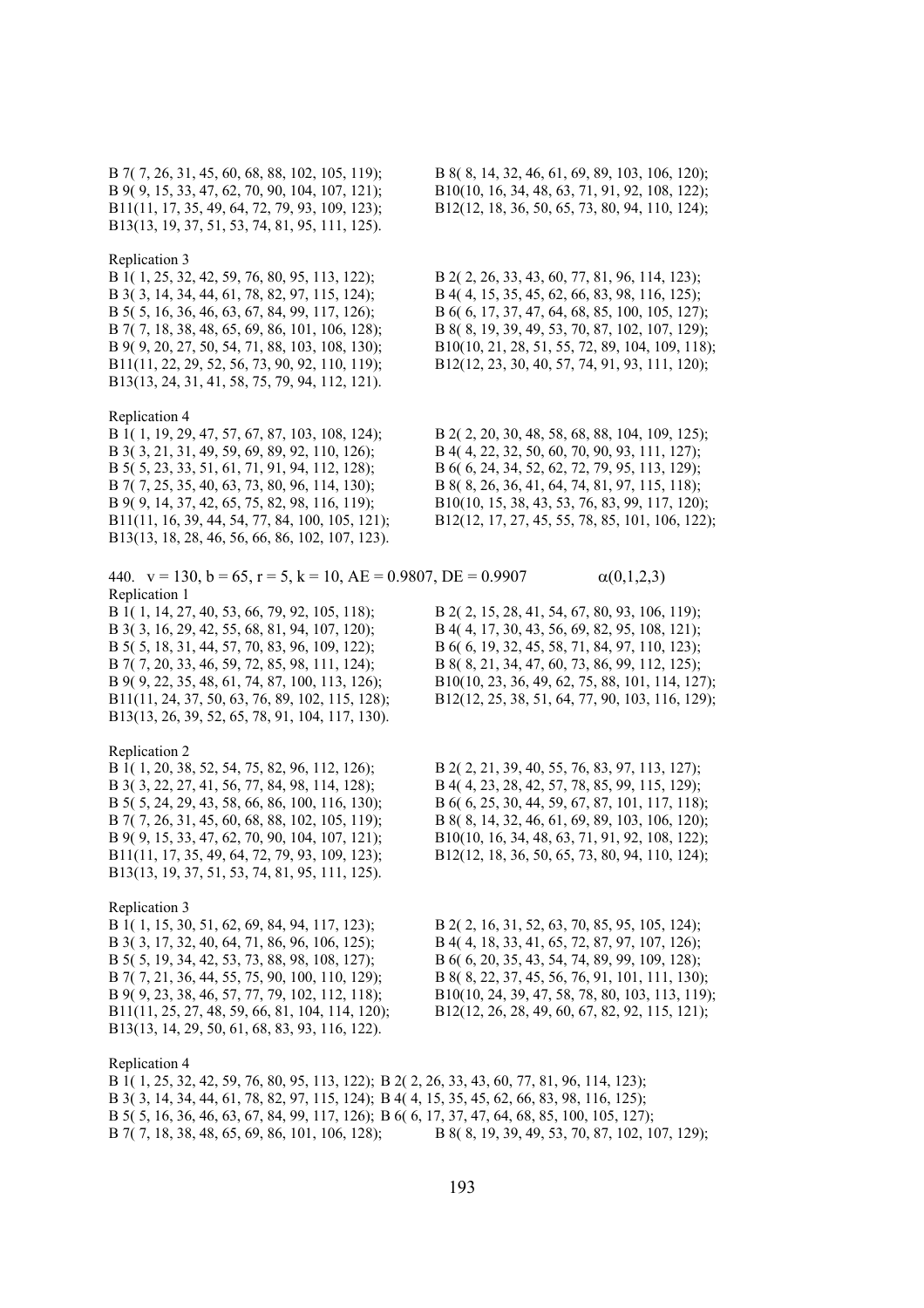B 7( 7, 26, 31, 45, 60, 68, 88, 102, 105, 119);
B 8( 8, 14, 32, 46, 61, 69, 89, 103, 106, 120);
B 9( 9, 15, 33, 47, 62, 70, 90, 104, 107, 121);
B10(10, 16, 34, 48, 63, 71, 91, 92, 108, 122);
B11(11, 17, 35, 49, 64, 72, 79, 93, 109, 123);
B12(12, 18, 36, 50, 65, 73, 80, 94, 110, 124);
B13(13, 19, 37, 51, 53, 74, 81, 95, 111, 125).

Replication 3

B 1( 1, 25, 32, 42, 59, 76, 80, 95, 113, 122);
B 2( 2, 26, 33, 43, 60, 77, 81, 96, 114, 123);
B 3( 3, 14, 34, 44, 61, 78, 82, 97, 115, 124);
B 4( 4, 15, 35, 45, 62, 66, 83, 98, 116, 125);
B 5( 5, 16, 36, 46, 63, 67, 84, 99, 117, 126);
B 6( 6, 17, 37, 47, 64, 68, 85, 100, 105, 127);
B 7( 7, 18, 38, 48, 65, 69, 86, 101, 106, 128);
B 8( 8, 19, 39, 49, 53, 70, 87, 102, 107, 129);
B 9( 9, 20, 27, 50, 54, 71, 88, 103, 108, 130);
B10(10, 21, 28, 51, 55, 72, 89, 104, 109, 118);
B11(11, 22, 29, 52, 56, 73, 90, 92, 110, 119);
B12(12, 23, 30, 40, 57, 74, 91, 93, 111, 120);
B13(13, 24, 31, 41, 58, 75, 79, 94, 112, 121).

Replication 4

B 1( 1, 19, 29, 47, 57, 67, 87, 103, 108, 124);
B 2( 2, 20, 30, 48, 58, 68, 88, 104, 109, 125);
B 3( 3, 21, 31, 49, 59, 69, 89, 92, 110, 126);
B 4( 4, 22, 32, 50, 60, 70, 90, 93, 111, 127);
B 5( 5, 23, 33, 51, 61, 71, 91, 94, 112, 128);
B 6( 6, 24, 34, 52, 62, 72, 79, 95, 113, 129);
B 7( 7, 25, 35, 40, 63, 73, 80, 96, 114, 130);
B 8( 8, 26, 36, 41, 64, 74, 81, 97, 115, 118);
B 9( 9, 14, 37, 42, 65, 75, 82, 98, 116, 119);
B10(10, 15, 38, 43, 53, 76, 83, 99, 117, 120);
B11(11, 16, 39, 44, 54, 77, 84, 100, 105, 121);
B12(12, 17, 27, 45, 55, 78, 85, 101, 106, 122);
B13(13, 18, 28, 46, 56, 66, 86, 102, 107, 123).

440. $v = 130$, $b = 65$, $r = 5$, $k = 10$, AE = 0.9807, DE = 0.9907 $\alpha(0,1,2,3)$

Replication 1

B 1( 1, 14, 27, 40, 53, 66, 79, 92, 105, 118);
B 2( 2, 15, 28, 41, 54, 67, 80, 93, 106, 119);
B 3( 3, 16, 29, 42, 55, 68, 81, 94, 107, 120);
B 4( 4, 17, 30, 43, 56, 69, 82, 95, 108, 121);
B 5( 5, 18, 31, 44, 57, 70, 83, 96, 109, 122);
B 6( 6, 19, 32, 45, 58, 71, 84, 97, 110, 123);
B 7( 7, 20, 33, 46, 59, 72, 85, 98, 111, 124);
B 8( 8, 21, 34, 47, 60, 73, 86, 99, 112, 125);
B 9( 9, 22, 35, 48, 61, 74, 87, 100, 113, 126);
B10(10, 23, 36, 49, 62, 75, 88, 101, 114, 127);
B11(11, 24, 37, 50, 63, 76, 89, 102, 115, 128);
B12(12, 25, 38, 51, 64, 77, 90, 103, 116, 129);
B13(13, 26, 39, 52, 65, 78, 91, 104, 117, 130).

Replication 2

B 1( 1, 20, 38, 52, 54, 75, 82, 96, 112, 126);
B 2( 2, 21, 39, 40, 55, 76, 83, 97, 113, 127);
B 3( 3, 22, 27, 41, 56, 77, 84, 98, 114, 128);
B 4( 4, 23, 28, 42, 57, 78, 85, 99, 115, 129);
B 5( 5, 24, 29, 43, 58, 66, 86, 100, 116, 130);
B 6( 6, 25, 30, 44, 59, 67, 87, 101, 117, 118);
B 7( 7, 26, 31, 45, 60, 68, 88, 102, 105, 119);
B 8( 8, 14, 32, 46, 61, 69, 89, 103, 106, 120);
B 9( 9, 15, 33, 47, 62, 70, 90, 104, 107, 121);
B10(10, 16, 34, 48, 63, 71, 91, 92, 108, 122);
B11(11, 17, 35, 49, 64, 72, 79, 93, 109, 123);
B12(12, 18, 36, 50, 65, 73, 80, 94, 110, 124);
B13(13, 19, 37, 51, 53, 74, 81, 95, 111, 125).

Replication 3

B 1( 1, 15, 30, 51, 62, 69, 84, 94, 117, 123);
B 2( 2, 16, 31, 52, 63, 70, 85, 95, 105, 124);
B 3( 3, 17, 32, 40, 64, 71, 86, 96, 106, 125);
B 4( 4, 18, 33, 41, 65, 72, 87, 97, 107, 126);
B 5( 5, 19, 34, 42, 53, 73, 88, 98, 108, 127);
B 6( 6, 20, 35, 43, 54, 74, 89, 99, 109, 128);
B 7( 7, 21, 36, 44, 55, 75, 90, 100, 110, 129);
B 8( 8, 22, 37, 45, 56, 76, 91, 101, 111, 130);
B 9( 9, 23, 38, 46, 57, 77, 79, 102, 112, 118);
B10(10, 24, 39, 47, 58, 78, 80, 103, 113, 119);
B11(11, 25, 27, 48, 59, 66, 81, 104, 114, 120);
B12(12, 26, 28, 49, 60, 67, 82, 92, 115, 121);
B13(13, 14, 29, 50, 61, 68, 83, 93, 116, 122).

Replication 4

B 1( 1, 25, 32, 42, 59, 76, 80, 95, 113, 122);
B 2( 2, 26, 33, 43, 60, 77, 81, 96, 114, 123);
B 3( 3, 14, 34, 44, 61, 78, 82, 97, 115, 124);
B 4( 4, 15, 35, 45, 62, 66, 83, 98, 116, 125);
B 5( 5, 16, 36, 46, 63, 67, 84, 99, 117, 126);
B 6( 6, 17, 37, 47, 64, 68, 85, 100, 105, 127);
B 7( 7, 18, 38, 48, 65, 69, 86, 101, 106, 128);
B 8( 8, 19, 39, 49, 53, 70, 87, 102, 107, 129);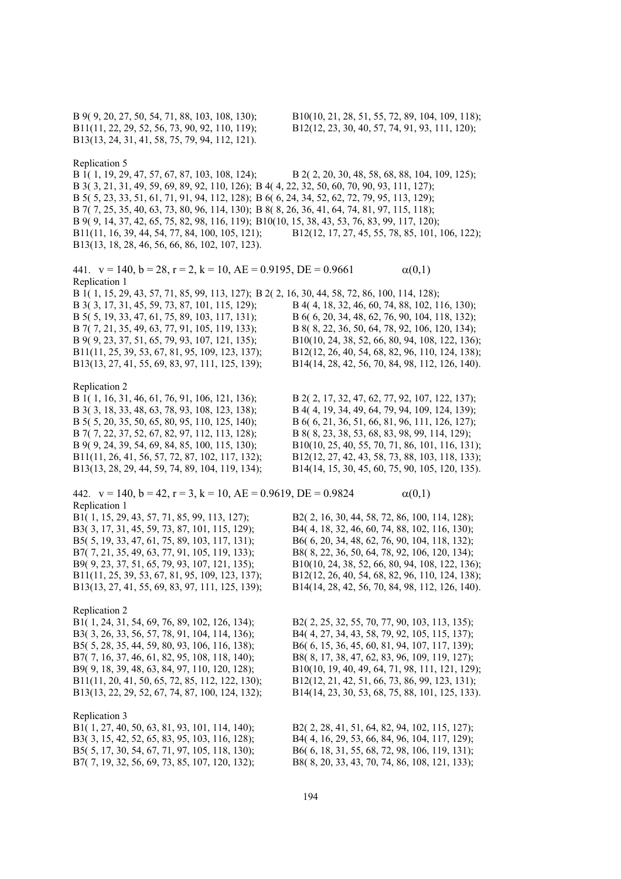B 9( 9, 20, 27, 50, 54, 71, 88, 103, 108, 130); B10(10, 21, 28, 51, 55, 72, 89, 104, 109, 118);
B11(11, 22, 29, 52, 56, 73, 90, 92, 110, 119); B12(12, 23, 30, 40, 57, 74, 91, 93, 111, 120);
B13(13, 24, 31, 41, 58, 75, 79, 94, 112, 121).

Replication 5
B 1( 1, 19, 29, 47, 57, 67, 87, 103, 108, 124); B 2( 2, 20, 30, 48, 58, 68, 88, 104, 109, 125);
B 3( 3, 21, 31, 49, 59, 69, 89, 92, 110, 126); B 4( 4, 22, 32, 50, 60, 70, 90, 93, 111, 127);
B 5( 5, 23, 33, 51, 61, 71, 91, 94, 112, 128); B 6( 6, 24, 34, 52, 62, 72, 79, 95, 113, 129);
B 7( 7, 25, 35, 40, 63, 73, 80, 96, 114, 130); B 8( 8, 26, 36, 41, 64, 74, 81, 97, 115, 118);
B 9( 9, 14, 37, 42, 65, 75, 82, 98, 116, 119); B10(10, 15, 38, 43, 53, 76, 83, 99, 117, 120);
B11(11, 16, 39, 44, 54, 77, 84, 100, 105, 121); B12(12, 17, 27, 45, 55, 78, 85, 101, 106, 122);
B13(13, 18, 28, 46, 56, 66, 86, 102, 107, 123).

441. v = 140, b = 28, r = 2, k = 10, AE = 0.9195, DE = 0.9661 $\alpha(0,1)$

Replication 1
B 1( 1, 15, 29, 43, 57, 71, 85, 99, 113, 127); B 2( 2, 16, 30, 44, 58, 72, 86, 100, 114, 128);
B 3( 3, 17, 31, 45, 59, 73, 87, 101, 115, 129); B 4( 4, 18, 32, 46, 60, 74, 88, 102, 116, 130);
B 5( 5, 19, 33, 47, 61, 75, 89, 103, 117, 131); B 6( 6, 20, 34, 48, 62, 76, 90, 104, 118, 132);
B 7( 7, 21, 35, 49, 63, 77, 91, 105, 119, 133); B 8( 8, 22, 36, 50, 64, 78, 92, 106, 120, 134);
B 9( 9, 23, 37, 51, 65, 79, 93, 107, 121, 135); B10(10, 24, 38, 52, 66, 80, 94, 108, 122, 136);
B11(11, 25, 39, 53, 67, 81, 95, 109, 123, 137); B12(12, 26, 40, 54, 68, 82, 96, 110, 124, 138);
B13(13, 27, 41, 55, 69, 83, 97, 111, 125, 139); B14(14, 28, 42, 56, 70, 84, 98, 112, 126, 140).

Replication 2
B 1( 1, 16, 31, 46, 61, 76, 91, 106, 121, 136); B 2( 2, 17, 32, 47, 62, 77, 92, 107, 122, 137);
B 3( 3, 18, 33, 48, 63, 78, 93, 108, 123, 138); B 4( 4, 19, 34, 49, 64, 79, 94, 109, 124, 139);
B 5( 5, 20, 35, 50, 65, 80, 95, 110, 125, 140); B 6( 6, 21, 36, 51, 66, 81, 96, 111, 126, 127);
B 7( 7, 22, 37, 52, 67, 82, 97, 112, 113, 128); B 8( 8, 23, 38, 53, 68, 83, 98, 99, 114, 129);
B 9( 9, 24, 39, 54, 69, 84, 85, 100, 115, 130); B10(10, 25, 40, 55, 70, 71, 86, 101, 116, 131);
B11(11, 26, 41, 56, 57, 72, 87, 102, 117, 132); B12(12, 27, 42, 43, 58, 73, 88, 103, 118, 133);
B13(13, 28, 29, 44, 59, 74, 89, 104, 119, 134); B14(14, 15, 30, 45, 60, 75, 90, 105, 120, 135).

442. v = 140, b = 42, r = 3, k = 10, AE = 0.9619, DE = 0.9824 $\alpha(0,1)$

Replication 1
B1( 1, 15, 29, 43, 57, 71, 85, 99, 113, 127); B2( 2, 16, 30, 44, 58, 72, 86, 100, 114, 128);
B3( 3, 17, 31, 45, 59, 73, 87, 101, 115, 129); B4( 4, 18, 32, 46, 60, 74, 88, 102, 116, 130);
B5( 5, 19, 33, 47, 61, 75, 89, 103, 117, 131); B6( 6, 20, 34, 48, 62, 76, 90, 104, 118, 132);
B7( 7, 21, 35, 49, 63, 77, 91, 105, 119, 133); B8( 8, 22, 36, 50, 64, 78, 92, 106, 120, 134);
B9( 9, 23, 37, 51, 65, 79, 93, 107, 121, 135); B10(10, 24, 38, 52, 66, 80, 94, 108, 122, 136);
B11(11, 25, 39, 53, 67, 81, 95, 109, 123, 137); B12(12, 26, 40, 54, 68, 82, 96, 110, 124, 138);
B13(13, 27, 41, 55, 69, 83, 97, 111, 125, 139); B14(14, 28, 42, 56, 70, 84, 98, 112, 126, 140).

Replication 2
B1( 1, 24, 31, 54, 69, 76, 89, 102, 126, 134); B2( 2, 25, 32, 55, 70, 77, 90, 103, 113, 135);
B3( 3, 26, 33, 56, 57, 78, 91, 104, 114, 136); B4( 4, 27, 34, 43, 58, 79, 92, 105, 115, 137);
B5( 5, 28, 35, 44, 59, 80, 93, 106, 116, 138); B6( 6, 15, 36, 45, 60, 81, 94, 107, 117, 139);
B7( 7, 16, 37, 46, 61, 82, 95, 108, 118, 140); B8( 8, 17, 38, 47, 62, 83, 96, 109, 119, 127);
B9( 9, 18, 39, 48, 63, 84, 97, 110, 120, 128); B10(10, 19, 40, 49, 64, 71, 98, 111, 121, 129);
B11(11, 20, 41, 50, 65, 72, 85, 112, 122, 130); B12(12, 21, 42, 51, 66, 73, 86, 99, 123, 131);
B13(13, 22, 29, 52, 67, 74, 87, 100, 124, 132); B14(14, 23, 30, 53, 68, 75, 88, 101, 125, 133).

Replication 3
B1( 1, 27, 40, 50, 63, 81, 93, 101, 114, 140); B2( 2, 28, 41, 51, 64, 82, 94, 102, 115, 127);
B3( 3, 15, 42, 52, 65, 83, 95, 103, 116, 128); B4( 4, 16, 29, 53, 66, 84, 96, 104, 117, 129);
B5( 5, 17, 30, 54, 67, 71, 97, 105, 118, 130); B6( 6, 18, 31, 55, 68, 72, 98, 106, 119, 131);
B7( 7, 19, 32, 56, 69, 73, 85, 107, 120, 132); B8( 8, 20, 33, 43, 70, 74, 86, 108, 121, 133);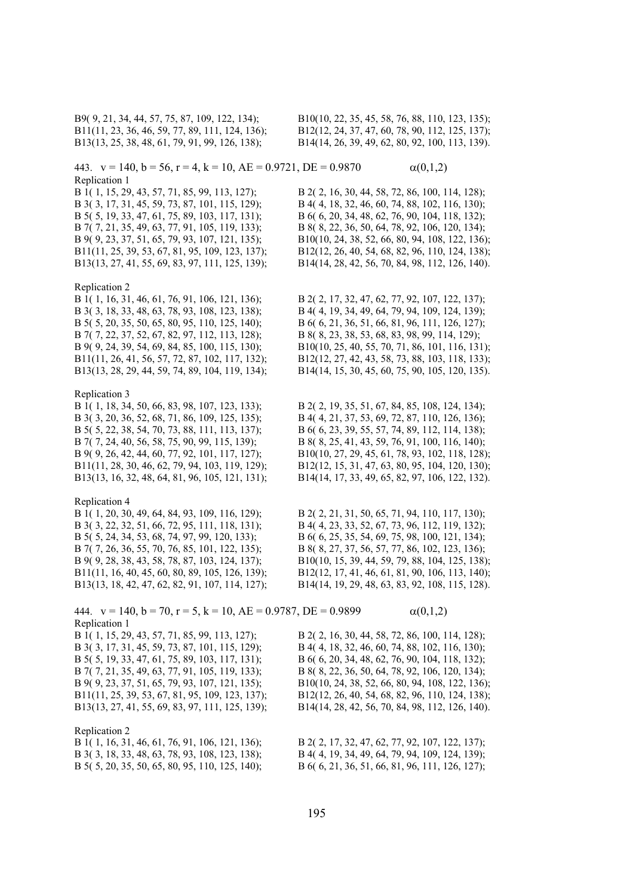B9( 9, 21, 34, 44, 57, 75, 87, 109, 122, 134);
B10(10, 22, 35, 45, 58, 76, 88, 110, 123, 135);
B11(11, 23, 36, 46, 59, 77, 89, 111, 124, 136);
B12(12, 24, 37, 47, 60, 78, 90, 112, 125, 137);
B13(13, 25, 38, 48, 61, 79, 91, 99, 126, 138);
B14(14, 26, 39, 49, 62, 80, 92, 100, 113, 139).

443. v = 140, b = 56, r = 4, k = 10, AE = 0.9721, DE = 0.9870 $\alpha(0,1,2)$

Replication 1

B 1( 1, 15, 29, 43, 57, 71, 85, 99, 113, 127);
B 2( 2, 16, 30, 44, 58, 72, 86, 100, 114, 128);
B 3( 3, 17, 31, 45, 59, 73, 87, 101, 115, 129);
B 4( 4, 18, 32, 46, 60, 74, 88, 102, 116, 130);
B 5( 5, 19, 33, 47, 61, 75, 89, 103, 117, 131);
B 6( 6, 20, 34, 48, 62, 76, 90, 104, 118, 132);
B 7( 7, 21, 35, 49, 63, 77, 91, 105, 119, 133);
B 8( 8, 22, 36, 50, 64, 78, 92, 106, 120, 134);
B 9( 9, 23, 37, 51, 65, 79, 93, 107, 121, 135);
B10(10, 24, 38, 52, 66, 80, 94, 108, 122, 136);
B11(11, 25, 39, 53, 67, 81, 95, 109, 123, 137);
B12(12, 26, 40, 54, 68, 82, 96, 110, 124, 138);
B13(13, 27, 41, 55, 69, 83, 97, 111, 125, 139);
B14(14, 28, 42, 56, 70, 84, 98, 112, 126, 140).

Replication 2

B 1( 1, 16, 31, 46, 61, 76, 91, 106, 121, 136);
B 2( 2, 17, 32, 47, 62, 77, 92, 107, 122, 137);
B 3( 3, 18, 33, 48, 63, 78, 93, 108, 123, 138);
B 4( 4, 19, 34, 49, 64, 79, 94, 109, 124, 139);
B 5( 5, 20, 35, 50, 65, 80, 95, 110, 125, 140);
B 6( 6, 21, 36, 51, 66, 81, 96, 111, 126, 127);
B 7( 7, 22, 37, 52, 67, 82, 97, 112, 113, 128);
B 8( 8, 23, 38, 53, 68, 83, 98, 99, 114, 129);
B 9( 9, 24, 39, 54, 69, 84, 85, 100, 115, 130);
B10(10, 25, 40, 55, 70, 71, 86, 101, 116, 131);
B11(11, 26, 41, 56, 57, 72, 87, 102, 117, 132);
B12(12, 27, 42, 43, 58, 73, 88, 103, 118, 133);
B13(13, 28, 29, 44, 59, 74, 89, 104, 119, 134);
B14(14, 15, 30, 45, 60, 75, 90, 105, 120, 135).

Replication 3

B 1( 1, 18, 34, 50, 66, 83, 98, 107, 123, 133);
B 2( 2, 19, 35, 51, 67, 84, 85, 108, 124, 134);
B 3( 3, 20, 36, 52, 68, 71, 86, 109, 125, 135);
B 4( 4, 21, 37, 53, 69, 72, 87, 110, 126, 136);
B 5( 5, 22, 38, 54, 70, 73, 88, 111, 113, 137);
B 6( 6, 23, 39, 55, 57, 74, 89, 112, 114, 138);
B 7( 7, 24, 40, 56, 58, 75, 90, 99, 115, 139);
B 8( 8, 25, 41, 43, 59, 76, 91, 100, 116, 140);
B 9( 9, 26, 42, 44, 60, 77, 92, 101, 117, 127);
B10(10, 27, 29, 45, 61, 78, 93, 102, 118, 128);
B11(11, 28, 30, 46, 62, 79, 94, 103, 119, 129);
B12(12, 15, 31, 47, 63, 80, 95, 104, 120, 130);
B13(13, 16, 32, 48, 64, 81, 96, 105, 121, 131);
B14(14, 17, 33, 49, 65, 82, 97, 106, 122, 132).

Replication 4

B 1( 1, 20, 30, 49, 64, 84, 93, 109, 116, 129);
B 2( 2, 21, 31, 50, 65, 71, 94, 110, 117, 130);
B 3( 3, 22, 32, 51, 66, 72, 95, 111, 118, 131);
B 4( 4, 23, 33, 52, 67, 73, 96, 112, 119, 132);
B 5( 5, 24, 34, 53, 68, 74, 97, 99, 120, 133);
B 6( 6, 25, 35, 54, 69, 75, 98, 100, 121, 134);
B 7( 7, 26, 36, 55, 70, 76, 85, 101, 122, 135);
B 8( 8, 27, 37, 56, 57, 77, 86, 102, 123, 136);
B 9( 9, 28, 38, 43, 58, 78, 87, 103, 124, 137);
B10(10, 15, 39, 44, 59, 79, 88, 104, 125, 138);
B11(11, 16, 40, 45, 60, 80, 89, 105, 126, 139);
B12(12, 17, 41, 46, 61, 81, 90, 106, 113, 140);
B13(13, 18, 42, 47, 62, 82, 91, 107, 114, 127);
B14(14, 19, 29, 48, 63, 83, 92, 108, 115, 128).

444. v = 140, b = 70, r = 5, k = 10, AE = 0.9787, DE = 0.9899 $\alpha(0,1,2)$

Replication 1

B 1( 1, 15, 29, 43, 57, 71, 85, 99, 113, 127);
B 2( 2, 16, 30, 44, 58, 72, 86, 100, 114, 128);
B 3( 3, 17, 31, 45, 59, 73, 87, 101, 115, 129);
B 4( 4, 18, 32, 46, 60, 74, 88, 102, 116, 130);
B 5( 5, 19, 33, 47, 61, 75, 89, 103, 117, 131);
B 6( 6, 20, 34, 48, 62, 76, 90, 104, 118, 132);
B 7( 7, 21, 35, 49, 63, 77, 91, 105, 119, 133);
B 8( 8, 22, 36, 50, 64, 78, 92, 106, 120, 134);
B 9( 9, 23, 37, 51, 65, 79, 93, 107, 121, 135);
B10(10, 24, 38, 52, 66, 80, 94, 108, 122, 136);
B11(11, 25, 39, 53, 67, 81, 95, 109, 123, 137);
B12(12, 26, 40, 54, 68, 82, 96, 110, 124, 138);
B13(13, 27, 41, 55, 69, 83, 97, 111, 125, 139);
B14(14, 28, 42, 56, 70, 84, 98, 112, 126, 140).

Replication 2

B 1( 1, 16, 31, 46, 61, 76, 91, 106, 121, 136);
B 2( 2, 17, 32, 47, 62, 77, 92, 107, 122, 137);
B 3( 3, 18, 33, 48, 63, 78, 93, 108, 123, 138);
B 4( 4, 19, 34, 49, 64, 79, 94, 109, 124, 139);
B 5( 5, 20, 35, 50, 65, 80, 95, 110, 125, 140);
B 6( 6, 21, 36, 51, 66, 81, 96, 111, 126, 127);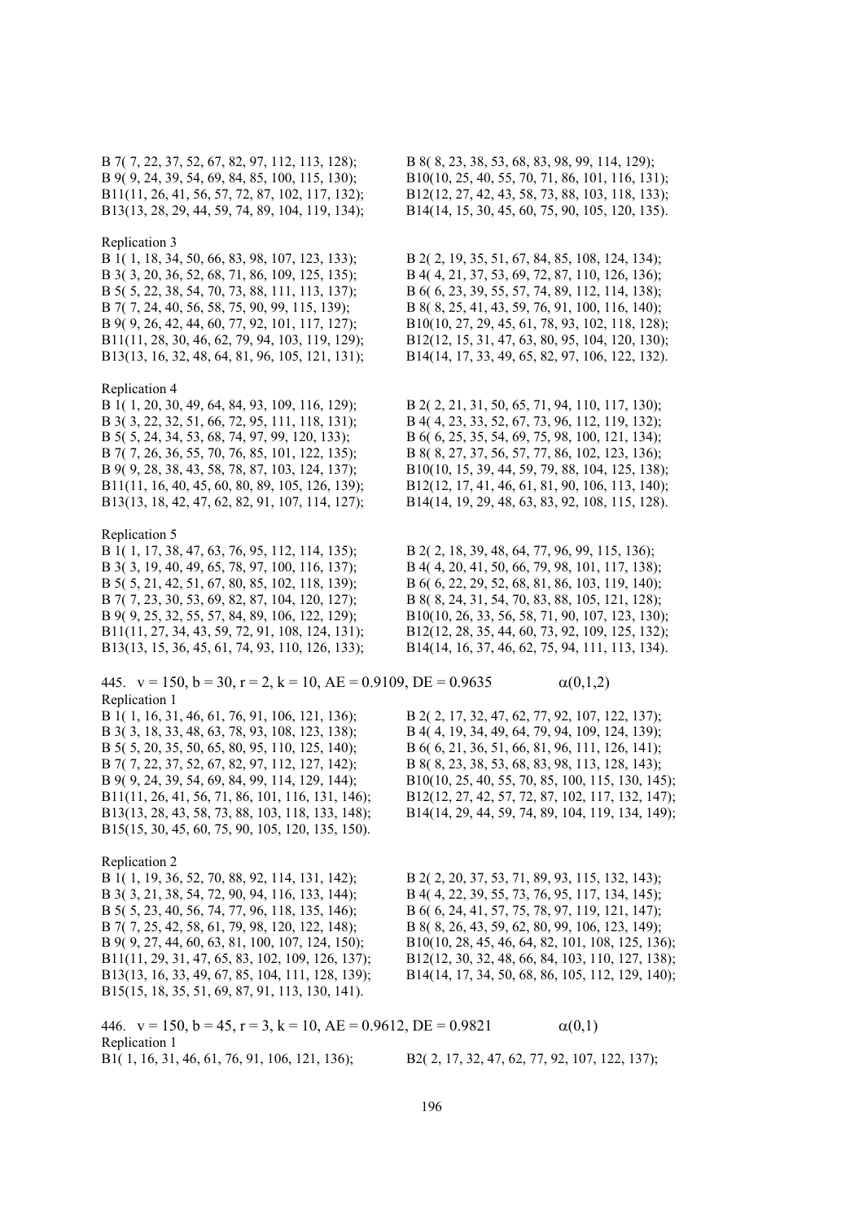B 7( 7, 22, 37, 52, 67, 82, 97, 112, 113, 128); B 8( 8, 23, 38, 53, 68, 83, 98, 99, 114, 129);
B 9( 9, 24, 39, 54, 69, 84, 85, 100, 115, 130); B10(10, 25, 40, 55, 70, 71, 86, 101, 116, 131);
B11(11, 26, 41, 56, 57, 72, 87, 102, 117, 132); B12(12, 27, 42, 43, 58, 73, 88, 103, 118, 133);
B13(13, 28, 29, 44, 59, 74, 89, 104, 119, 134); B14(14, 15, 30, 45, 60, 75, 90, 105, 120, 135).

Replication 3
B 1( 1, 18, 34, 50, 66, 83, 98, 107, 123, 133); B 2( 2, 19, 35, 51, 67, 84, 85, 108, 124, 134);
B 3( 3, 20, 36, 52, 68, 71, 86, 109, 125, 135); B 4( 4, 21, 37, 53, 69, 72, 87, 110, 126, 136);
B 5( 5, 22, 38, 54, 70, 73, 88, 111, 113, 137); B 6( 6, 23, 39, 55, 57, 74, 89, 112, 114, 138);
B 7( 7, 24, 40, 56, 58, 75, 90, 99, 115, 139); B 8( 8, 25, 41, 43, 59, 76, 91, 100, 116, 140);
B 9( 9, 26, 42, 44, 60, 77, 92, 101, 117, 127); B10(10, 27, 29, 45, 61, 78, 93, 102, 118, 128);
B11(11, 28, 30, 46, 62, 79, 94, 103, 119, 129); B12(12, 15, 31, 47, 63, 80, 95, 104, 120, 130);
B13(13, 16, 32, 48, 64, 81, 96, 105, 121, 131); B14(14, 17, 33, 49, 65, 82, 97, 106, 122, 132).

Replication 4
B 1( 1, 20, 30, 49, 64, 84, 93, 109, 116, 129); B 2( 2, 21, 31, 50, 65, 71, 94, 110, 117, 130);
B 3( 3, 22, 32, 51, 66, 72, 95, 111, 118, 131); B 4( 4, 23, 33, 52, 67, 73, 96, 112, 119, 132);
B 5( 5, 24, 34, 53, 68, 74, 97, 99, 120, 133); B 6( 6, 25, 35, 54, 69, 75, 98, 100, 121, 134);
B 7( 7, 26, 36, 55, 70, 76, 85, 101, 122, 135); B 8( 8, 27, 37, 56, 57, 77, 86, 102, 123, 136);
B 9( 9, 28, 38, 43, 58, 78, 87, 103, 124, 137); B10(10, 15, 39, 44, 59, 79, 88, 104, 125, 138);
B11(11, 16, 40, 45, 60, 80, 89, 105, 126, 139); B12(12, 17, 41, 46, 61, 81, 90, 106, 113, 140);
B13(13, 18, 42, 47, 62, 82, 91, 107, 114, 127); B14(14, 19, 29, 48, 63, 83, 92, 108, 115, 128).

Replication 5
B 1( 1, 17, 38, 47, 63, 76, 95, 112, 114, 135); B 2( 2, 18, 39, 48, 64, 77, 96, 99, 115, 136);
B 3( 3, 19, 40, 49, 65, 78, 97, 100, 116, 137); B 4( 4, 20, 41, 50, 66, 79, 98, 101, 117, 138);
B 5( 5, 21, 42, 51, 67, 80, 85, 102, 118, 139); B 6( 6, 22, 29, 52, 68, 81, 86, 103, 119, 140);
B 7( 7, 23, 30, 53, 69, 82, 87, 104, 120, 127); B 8( 8, 24, 31, 54, 70, 83, 88, 105, 121, 128);
B 9( 9, 25, 32, 55, 57, 84, 89, 106, 122, 129); B10(10, 26, 33, 56, 58, 71, 90, 107, 123, 130);
B11(11, 27, 34, 43, 59, 72, 91, 108, 124, 131); B12(12, 28, 35, 44, 60, 73, 92, 109, 125, 132);
B13(13, 15, 36, 45, 61, 74, 93, 110, 126, 133); B14(14, 16, 37, 46, 62, 75, 94, 111, 113, 134).

445. v = 150, b = 30, r = 2, k = 10, AE = 0.9109, DE = 0.9635 $\alpha(0,1,2)$
Replication 1
B 1( 1, 16, 31, 46, 61, 76, 91, 106, 121, 136); B 2( 2, 17, 32, 47, 62, 77, 92, 107, 122, 137);
B 3( 3, 18, 33, 48, 63, 78, 93, 108, 123, 138); B 4( 4, 19, 34, 49, 64, 79, 94, 109, 124, 139);
B 5( 5, 20, 35, 50, 65, 80, 95, 110, 125, 140); B 6( 6, 21, 36, 51, 66, 81, 96, 111, 126, 141);
B 7( 7, 22, 37, 52, 67, 82, 97, 112, 127, 142); B 8( 8, 23, 38, 53, 68, 83, 98, 113, 128, 143);
B 9( 9, 24, 39, 54, 69, 84, 99, 114, 129, 144); B10(10, 25, 40, 55, 70, 85, 100, 115, 130, 145);
B11(11, 26, 41, 56, 71, 86, 101, 116, 131, 146); B12(12, 27, 42, 57, 72, 87, 102, 117, 132, 147);
B13(13, 28, 43, 58, 73, 88, 103, 118, 133, 148); B14(14, 29, 44, 59, 74, 89, 104, 119, 134, 149);
B15(15, 30, 45, 60, 75, 90, 105, 120, 135, 150).

Replication 2
B 1( 1, 19, 36, 52, 70, 88, 92, 114, 131, 142); B 2( 2, 20, 37, 53, 71, 89, 93, 115, 132, 143);
B 3( 3, 21, 38, 54, 72, 90, 94, 116, 133, 144); B 4( 4, 22, 39, 55, 73, 76, 95, 117, 134, 145);
B 5( 5, 23, 40, 56, 74, 77, 96, 118, 135, 146); B 6( 6, 24, 41, 57, 75, 78, 97, 119, 121, 147);
B 7( 7, 25, 42, 58, 61, 79, 98, 120, 122, 148); B 8( 8, 26, 43, 59, 62, 80, 99, 106, 123, 149);
B 9( 9, 27, 44, 60, 63, 81, 100, 107, 124, 150); B10(10, 28, 45, 46, 64, 82, 101, 108, 125, 136);
B11(11, 29, 31, 47, 65, 83, 102, 109, 126, 137); B12(12, 30, 32, 48, 66, 84, 103, 110, 127, 138);
B13(13, 16, 33, 49, 67, 85, 104, 111, 128, 139); B14(14, 17, 34, 50, 68, 86, 105, 112, 129, 140);
B15(15, 18, 35, 51, 69, 87, 91, 113, 130, 141).

446. v = 150, b = 45, r = 3, k = 10, AE = 0.9612, DE = 0.9821 $\alpha(0,1)$
Replication 1
B1( 1, 16, 31, 46, 61, 76, 91, 106, 121, 136); B2( 2, 17, 32, 47, 62, 77, 92, 107, 122, 137);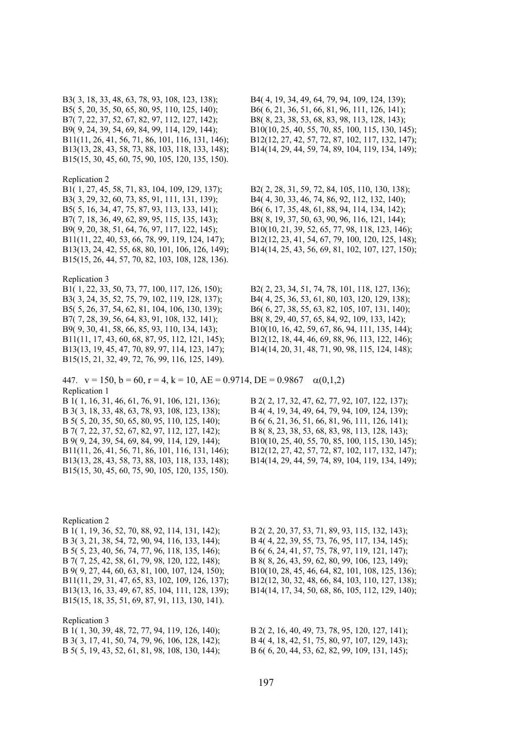B3( 3, 18, 33, 48, 63, 78, 93, 108, 123, 138);
B4( 4, 19, 34, 49, 64, 79, 94, 109, 124, 139);
B5( 5, 20, 35, 50, 65, 80, 95, 110, 125, 140);
B6( 6, 21, 36, 51, 66, 81, 96, 111, 126, 141);
B7( 7, 22, 37, 52, 67, 82, 97, 112, 127, 142);
B8( 8, 23, 38, 53, 68, 83, 98, 113, 128, 143);
B9( 9, 24, 39, 54, 69, 84, 99, 114, 129, 144);
B10(10, 25, 40, 55, 70, 85, 100, 115, 130, 145);
B11(11, 26, 41, 56, 71, 86, 101, 116, 131, 146);
B12(12, 27, 42, 57, 72, 87, 102, 117, 132, 147);
B13(13, 28, 43, 58, 73, 88, 103, 118, 133, 148);
B14(14, 29, 44, 59, 74, 89, 104, 119, 134, 149);
B15(15, 30, 45, 60, 75, 90, 105, 120, 135, 150).

Replication 2

B1( 1, 27, 45, 58, 71, 83, 104, 109, 129, 137);
B2( 2, 28, 31, 59, 72, 84, 105, 110, 130, 138);
B3( 3, 29, 32, 60, 73, 85, 91, 111, 131, 139);
B4( 4, 30, 33, 46, 74, 86, 92, 112, 132, 140);
B5( 5, 16, 34, 47, 75, 87, 93, 113, 133, 141);
B6( 6, 17, 35, 48, 61, 88, 94, 114, 134, 142);
B7( 7, 18, 36, 49, 62, 89, 95, 115, 135, 143);
B8( 8, 19, 37, 50, 63, 90, 96, 116, 121, 144);
B9( 9, 20, 38, 51, 64, 76, 97, 117, 122, 145);
B10(10, 21, 39, 52, 65, 77, 98, 118, 123, 146);
B11(11, 22, 40, 53, 66, 78, 99, 119, 124, 147);
B12(12, 23, 41, 54, 67, 79, 100, 120, 125, 148);
B13(13, 24, 42, 55, 68, 80, 101, 106, 126, 149);
B14(14, 25, 43, 56, 69, 81, 102, 107, 127, 150);
B15(15, 26, 44, 57, 70, 82, 103, 108, 128, 136).

Replication 3

B1( 1, 22, 33, 50, 73, 77, 100, 117, 126, 150);
B2( 2, 23, 34, 51, 74, 78, 101, 118, 127, 136);
B3( 3, 24, 35, 52, 75, 79, 102, 119, 128, 137);
B4( 4, 25, 36, 53, 61, 80, 103, 120, 129, 138);
B5( 5, 26, 37, 54, 62, 81, 104, 106, 130, 139);
B6( 6, 27, 38, 55, 63, 82, 105, 107, 131, 140);
B7( 7, 28, 39, 56, 64, 83, 91, 108, 132, 141);
B8( 8, 29, 40, 57, 65, 84, 92, 109, 133, 142);
B9( 9, 30, 41, 58, 66, 85, 93, 110, 134, 143);
B10(10, 16, 42, 59, 67, 86, 94, 111, 135, 144);
B11(11, 17, 43, 60, 68, 87, 95, 112, 121, 145);
B12(12, 18, 44, 46, 69, 88, 96, 113, 122, 146);
B13(13, 19, 45, 47, 70, 89, 97, 114, 123, 147);
B14(14, 20, 31, 48, 71, 90, 98, 115, 124, 148);
B15(15, 21, 32, 49, 72, 76, 99, 116, 125, 149).

447. v = 150, b = 60, r = 4, k = 10, AE = 0.9714, DE = 0.9867 $\alpha(0,1,2)$

Replication 1

B 1( 1, 16, 31, 46, 61, 76, 91, 106, 121, 136);
B 2( 2, 17, 32, 47, 62, 77, 92, 107, 122, 137);
B 3( 3, 18, 33, 48, 63, 78, 93, 108, 123, 138);
B 4( 4, 19, 34, 49, 64, 79, 94, 109, 124, 139);
B 5( 5, 20, 35, 50, 65, 80, 95, 110, 125, 140);
B 6( 6, 21, 36, 51, 66, 81, 96, 111, 126, 141);
B 7( 7, 22, 37, 52, 67, 82, 97, 112, 127, 142);
B 8( 8, 23, 38, 53, 68, 83, 98, 113, 128, 143);
B 9( 9, 24, 39, 54, 69, 84, 99, 114, 129, 144);
B10(10, 25, 40, 55, 70, 85, 100, 115, 130, 145);
B11(11, 26, 41, 56, 71, 86, 101, 116, 131, 146);
B12(12, 27, 42, 57, 72, 87, 102, 117, 132, 147);
B13(13, 28, 43, 58, 73, 88, 103, 118, 133, 148);
B14(14, 29, 44, 59, 74, 89, 104, 119, 134, 149);
B15(15, 30, 45, 60, 75, 90, 105, 120, 135, 150).

Replication 2

B 1( 1, 19, 36, 52, 70, 88, 92, 114, 131, 142);
B 2( 2, 20, 37, 53, 71, 89, 93, 115, 132, 143);
B 3( 3, 21, 38, 54, 72, 90, 94, 116, 133, 144);
B 4( 4, 22, 39, 55, 73, 76, 95, 117, 134, 145);
B 5( 5, 23, 40, 56, 74, 77, 96, 118, 135, 146);
B 6( 6, 24, 41, 57, 75, 78, 97, 119, 121, 147);
B 7( 7, 25, 42, 58, 61, 79, 98, 120, 122, 148);
B 8( 8, 26, 43, 59, 62, 80, 99, 106, 123, 149);
B 9( 9, 27, 44, 60, 63, 81, 100, 107, 124, 150);
B10(10, 28, 45, 46, 64, 82, 101, 108, 125, 136);
B11(11, 29, 31, 47, 65, 83, 102, 109, 126, 137);
B12(12, 30, 32, 48, 66, 84, 103, 110, 127, 138);
B13(13, 16, 33, 49, 67, 85, 104, 111, 128, 139);
B14(14, 17, 34, 50, 68, 86, 105, 112, 129, 140);
B15(15, 18, 35, 51, 69, 87, 91, 113, 130, 141).

Replication 3

B 1( 1, 30, 39, 48, 72, 77, 94, 119, 126, 140);
B 2( 2, 16, 40, 49, 73, 78, 95, 120, 127, 141);
B 3( 3, 17, 41, 50, 74, 79, 96, 106, 128, 142);
B 4( 4, 18, 42, 51, 75, 80, 97, 107, 129, 143);
B 5( 5, 19, 43, 52, 61, 81, 98, 108, 130, 144);
B 6( 6, 20, 44, 53, 62, 82, 99, 109, 131, 145);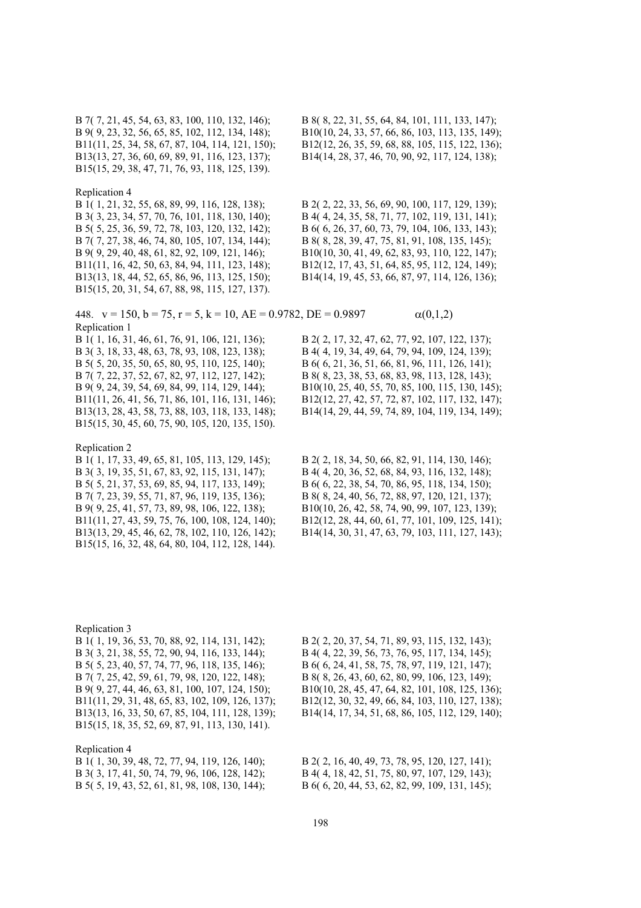B 7( 7, 21, 45, 54, 63, 83, 100, 110, 132, 146);
B 8( 8, 22, 31, 55, 64, 84, 101, 111, 133, 147);
B 9( 9, 23, 32, 56, 65, 85, 102, 112, 134, 148);
B10(10, 24, 33, 57, 66, 86, 103, 113, 135, 149);
B11(11, 25, 34, 58, 67, 87, 104, 114, 121, 150);
B12(12, 26, 35, 59, 68, 88, 105, 115, 122, 136);
B13(13, 27, 36, 60, 69, 89, 91, 116, 123, 137);
B14(14, 28, 37, 46, 70, 90, 92, 117, 124, 138);
B15(15, 29, 38, 47, 71, 76, 93, 118, 125, 139).

Replication 4

B 1( 1, 21, 32, 55, 68, 89, 99, 116, 128, 138);
B 2( 2, 22, 33, 56, 69, 90, 100, 117, 129, 139);
B 3( 3, 23, 34, 57, 70, 76, 101, 118, 130, 140);
B 4( 4, 24, 35, 58, 71, 77, 102, 119, 131, 141);
B 5( 5, 25, 36, 59, 72, 78, 103, 120, 132, 142);
B 6( 6, 26, 37, 60, 73, 79, 104, 106, 133, 143);
B 7( 7, 27, 38, 46, 74, 80, 105, 107, 134, 144);
B 8( 8, 28, 39, 47, 75, 81, 91, 108, 135, 145);
B 9( 9, 29, 40, 48, 61, 82, 92, 109, 121, 146);
B10(10, 30, 41, 49, 62, 83, 93, 110, 122, 147);
B11(11, 16, 42, 50, 63, 84, 94, 111, 123, 148);
B12(12, 17, 43, 51, 64, 85, 95, 112, 124, 149);
B13(13, 18, 44, 52, 65, 86, 96, 113, 125, 150);
B14(14, 19, 45, 53, 66, 87, 97, 114, 126, 136);
B15(15, 20, 31, 54, 67, 88, 98, 115, 127, 137).

448. $v = 150$, $b = 75$, $r = 5$, $k = 10$, AE = 0.9782, DE = 0.9897 $\alpha(0,1,2)$

Replication 1

B 1( 1, 16, 31, 46, 61, 76, 91, 106, 121, 136);
B 2( 2, 17, 32, 47, 62, 77, 92, 107, 122, 137);
B 3( 3, 18, 33, 48, 63, 78, 93, 108, 123, 138);
B 4( 4, 19, 34, 49, 64, 79, 94, 109, 124, 139);
B 5( 5, 20, 35, 50, 65, 80, 95, 110, 125, 140);
B 6( 6, 21, 36, 51, 66, 81, 96, 111, 126, 141);
B 7( 7, 22, 37, 52, 67, 82, 97, 112, 127, 142);
B 8( 8, 23, 38, 53, 68, 83, 98, 113, 128, 143);
B 9( 9, 24, 39, 54, 69, 84, 99, 114, 129, 144);
B10(10, 25, 40, 55, 70, 85, 100, 115, 130, 145);
B11(11, 26, 41, 56, 71, 86, 101, 116, 131, 146);
B12(12, 27, 42, 57, 72, 87, 102, 117, 132, 147);
B13(13, 28, 43, 58, 73, 88, 103, 118, 133, 148);
B14(14, 29, 44, 59, 74, 89, 104, 119, 134, 149);
B15(15, 30, 45, 60, 75, 90, 105, 120, 135, 150).

Replication 2

B 1( 1, 17, 33, 49, 65, 81, 105, 113, 129, 145);
B 2( 2, 18, 34, 50, 66, 82, 91, 114, 130, 146);
B 3( 3, 19, 35, 51, 67, 83, 92, 115, 131, 147);
B 4( 4, 20, 36, 52, 68, 84, 93, 116, 132, 148);
B 5( 5, 21, 37, 53, 69, 85, 94, 117, 133, 149);
B 6( 6, 22, 38, 54, 70, 86, 95, 118, 134, 150);
B 7( 7, 23, 39, 55, 71, 87, 96, 119, 135, 136);
B 8( 8, 24, 40, 56, 72, 88, 97, 120, 121, 137);
B 9( 9, 25, 41, 57, 73, 89, 98, 106, 122, 138);
B10(10, 26, 42, 58, 74, 90, 99, 107, 123, 139);
B11(11, 27, 43, 59, 75, 76, 100, 108, 124, 140);
B12(12, 28, 44, 60, 61, 77, 101, 109, 125, 141);
B13(13, 29, 45, 46, 62, 78, 102, 110, 126, 142);
B14(14, 30, 31, 47, 63, 79, 103, 111, 127, 143);
B15(15, 16, 32, 48, 64, 80, 104, 112, 128, 144).

Replication 3

B 1( 1, 19, 36, 53, 70, 88, 92, 114, 131, 142);
B 2( 2, 20, 37, 54, 71, 89, 93, 115, 132, 143);
B 3( 3, 21, 38, 55, 72, 90, 94, 116, 133, 144);
B 4( 4, 22, 39, 56, 73, 76, 95, 117, 134, 145);
B 5( 5, 23, 40, 57, 74, 77, 96, 118, 135, 146);
B 6( 6, 24, 41, 58, 75, 78, 97, 119, 121, 147);
B 7( 7, 25, 42, 59, 61, 79, 98, 120, 122, 148);
B 8( 8, 26, 43, 60, 62, 80, 99, 106, 123, 149);
B 9( 9, 27, 44, 46, 63, 81, 100, 107, 124, 150);
B10(10, 28, 45, 47, 64, 82, 101, 108, 125, 136);
B11(11, 29, 31, 48, 65, 83, 102, 109, 126, 137);
B12(12, 30, 32, 49, 66, 84, 103, 110, 127, 138);
B13(13, 16, 33, 50, 67, 85, 104, 111, 128, 139);
B14(14, 17, 34, 51, 68, 86, 105, 112, 129, 140);
B15(15, 18, 35, 52, 69, 87, 91, 113, 130, 141).

Replication 4

B 1( 1, 30, 39, 48, 72, 77, 94, 119, 126, 140);
B 2( 2, 16, 40, 49, 73, 78, 95, 120, 127, 141);
B 3( 3, 17, 41, 50, 74, 79, 96, 106, 128, 142);
B 4( 4, 18, 42, 51, 75, 80, 97, 107, 129, 143);
B 5( 5, 19, 43, 52, 61, 81, 98, 108, 130, 144);
B 6( 6, 20, 44, 53, 62, 82, 99, 109, 131, 145);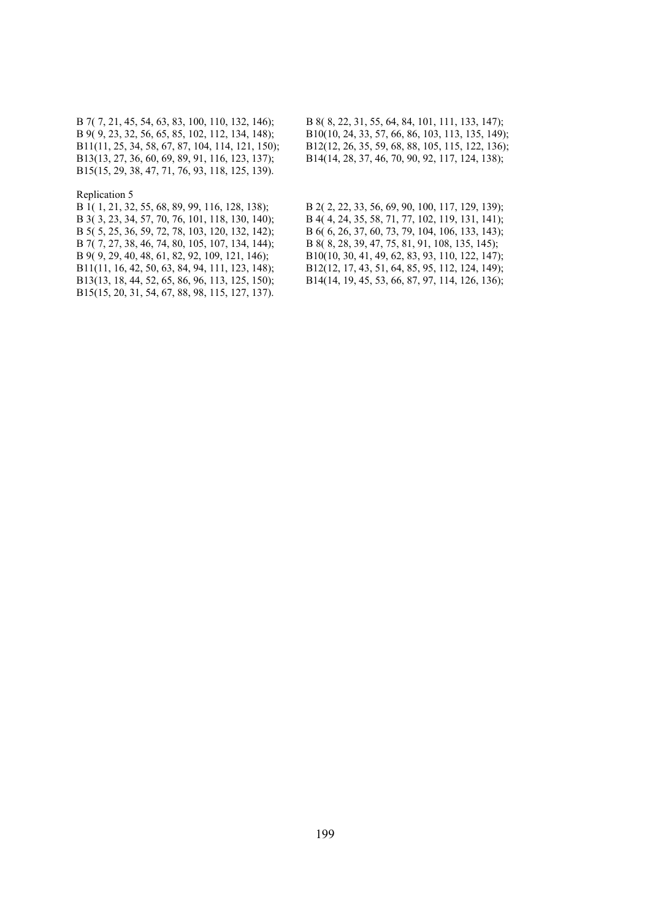B 7( 7, 21, 45, 54, 63, 83, 100, 110, 132, 146);
B 8( 8, 22, 31, 55, 64, 84, 101, 111, 133, 147);
B 9( 9, 23, 32, 56, 65, 85, 102, 112, 134, 148);
B10(10, 24, 33, 57, 66, 86, 103, 113, 135, 149);
B11(11, 25, 34, 58, 67, 87, 104, 114, 121, 150);
B12(12, 26, 35, 59, 68, 88, 105, 115, 122, 136);
B13(13, 27, 36, 60, 69, 89, 91, 116, 123, 137);
B14(14, 28, 37, 46, 70, 90, 92, 117, 124, 138);
B15(15, 29, 38, 47, 71, 76, 93, 118, 125, 139).

Replication 5

B 1( 1, 21, 32, 55, 68, 89, 99, 116, 128, 138);
B 2( 2, 22, 33, 56, 69, 90, 100, 117, 129, 139);
B 3( 3, 23, 34, 57, 70, 76, 101, 118, 130, 140);
B 4( 4, 24, 35, 58, 71, 77, 102, 119, 131, 141);
B 5( 5, 25, 36, 59, 72, 78, 103, 120, 132, 142);
B 6( 6, 26, 37, 60, 73, 79, 104, 106, 133, 143);
B 7( 7, 27, 38, 46, 74, 80, 105, 107, 134, 144);
B 8( 8, 28, 39, 47, 75, 81, 91, 108, 135, 145);
B 9( 9, 29, 40, 48, 61, 82, 92, 109, 121, 146);
B10(10, 30, 41, 49, 62, 83, 93, 110, 122, 147);
B11(11, 16, 42, 50, 63, 84, 94, 111, 123, 148);
B12(12, 17, 43, 51, 64, 85, 95, 112, 124, 149);
B13(13, 18, 44, 52, 65, 86, 96, 113, 125, 150);
B14(14, 19, 45, 53, 66, 87, 97, 114, 126, 136);
B15(15, 20, 31, 54, 67, 88, 98, 115, 127, 137).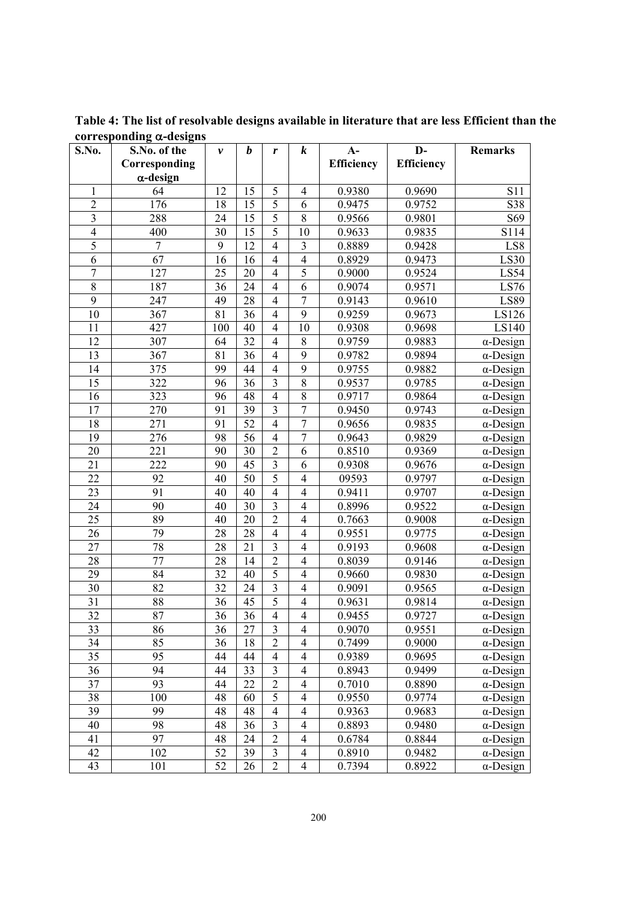**Table 4: The list of resolvable designs available in literature that are less Efficient than the corresponding $\alpha$-designs**

| S.No. | S.No. of the Corresponding $\alpha$-design | $v$ | $b$ | $r$ | $k$ | A-Efficiency | D-Efficiency | Remarks |
|---|---|---|---|---|---|---|---|---|
| 1 | 64 | 12 | 15 | 5 | 4 | 0.9380 | 0.9690 | S11 |
| 2 | 176 | 18 | 15 | 5 | 6 | 0.9475 | 0.9752 | S38 |
| 3 | 288 | 24 | 15 | 5 | 8 | 0.9566 | 0.9801 | S69 |
| 4 | 400 | 30 | 15 | 5 | 10 | 0.9633 | 0.9835 | S114 |
| 5 | 7 | 9 | 12 | 4 | 3 | 0.8889 | 0.9428 | LS8 |
| 6 | 67 | 16 | 16 | 4 | 4 | 0.8929 | 0.9473 | LS30 |
| 7 | 127 | 25 | 20 | 4 | 5 | 0.9000 | 0.9524 | LS54 |
| 8 | 187 | 36 | 24 | 4 | 6 | 0.9074 | 0.9571 | LS76 |
| 9 | 247 | 49 | 28 | 4 | 7 | 0.9143 | 0.9610 | LS89 |
| 10 | 367 | 81 | 36 | 4 | 9 | 0.9259 | 0.9673 | LS126 |
| 11 | 427 | 100 | 40 | 4 | 10 | 0.9308 | 0.9698 | LS140 |
| 12 | 307 | 64 | 32 | 4 | 8 | 0.9759 | 0.9883 | $\alpha$-Design |
| 13 | 367 | 81 | 36 | 4 | 9 | 0.9782 | 0.9894 | $\alpha$-Design |
| 14 | 375 | 99 | 44 | 4 | 9 | 0.9755 | 0.9882 | $\alpha$-Design |
| 15 | 322 | 96 | 36 | 3 | 8 | 0.9537 | 0.9785 | $\alpha$-Design |
| 16 | 323 | 96 | 48 | 4 | 8 | 0.9717 | 0.9864 | $\alpha$-Design |
| 17 | 270 | 91 | 39 | 3 | 7 | 0.9450 | 0.9743 | $\alpha$-Design |
| 18 | 271 | 91 | 52 | 4 | 7 | 0.9656 | 0.9835 | $\alpha$-Design |
| 19 | 276 | 98 | 56 | 4 | 7 | 0.9643 | 0.9829 | $\alpha$-Design |
| 20 | 221 | 90 | 30 | 2 | 6 | 0.8510 | 0.9369 | $\alpha$-Design |
| 21 | 222 | 90 | 45 | 3 | 6 | 0.9308 | 0.9676 | $\alpha$-Design |
| 22 | 92 | 40 | 50 | 5 | 4 | 09593 | 0.9797 | $\alpha$-Design |
| 23 | 91 | 40 | 40 | 4 | 4 | 0.9411 | 0.9707 | $\alpha$-Design |
| 24 | 90 | 40 | 30 | 3 | 4 | 0.8996 | 0.9522 | $\alpha$-Design |
| 25 | 89 | 40 | 20 | 2 | 4 | 0.7663 | 0.9008 | $\alpha$-Design |
| 26 | 79 | 28 | 28 | 4 | 4 | 0.9551 | 0.9775 | $\alpha$-Design |
| 27 | 78 | 28 | 21 | 3 | 4 | 0.9193 | 0.9608 | $\alpha$-Design |
| 28 | 77 | 28 | 14 | 2 | 4 | 0.8039 | 0.9146 | $\alpha$-Design |
| 29 | 84 | 32 | 40 | 5 | 4 | 0.9660 | 0.9830 | $\alpha$-Design |
| 30 | 82 | 32 | 24 | 3 | 4 | 0.9091 | 0.9565 | $\alpha$-Design |
| 31 | 88 | 36 | 45 | 5 | 4 | 0.9631 | 0.9814 | $\alpha$-Design |
| 32 | 87 | 36 | 36 | 4 | 4 | 0.9455 | 0.9727 | $\alpha$-Design |
| 33 | 86 | 36 | 27 | 3 | 4 | 0.9070 | 0.9551 | $\alpha$-Design |
| 34 | 85 | 36 | 18 | 2 | 4 | 0.7499 | 0.9000 | $\alpha$-Design |
| 35 | 95 | 44 | 44 | 4 | 4 | 0.9389 | 0.9695 | $\alpha$-Design |
| 36 | 94 | 44 | 33 | 3 | 4 | 0.8943 | 0.9499 | $\alpha$-Design |
| 37 | 93 | 44 | 22 | 2 | 4 | 0.7010 | 0.8890 | $\alpha$-Design |
| 38 | 100 | 48 | 60 | 5 | 4 | 0.9550 | 0.9774 | $\alpha$-Design |
| 39 | 99 | 48 | 48 | 4 | 4 | 0.9363 | 0.9683 | $\alpha$-Design |
| 40 | 98 | 48 | 36 | 3 | 4 | 0.8893 | 0.9480 | $\alpha$-Design |
| 41 | 97 | 48 | 24 | 2 | 4 | 0.6784 | 0.8844 | $\alpha$-Design |
| 42 | 102 | 52 | 39 | 3 | 4 | 0.8910 | 0.9482 | $\alpha$-Design |
| 43 | 101 | 52 | 26 | 2 | 4 | 0.7394 | 0.8922 | $\alpha$-Design |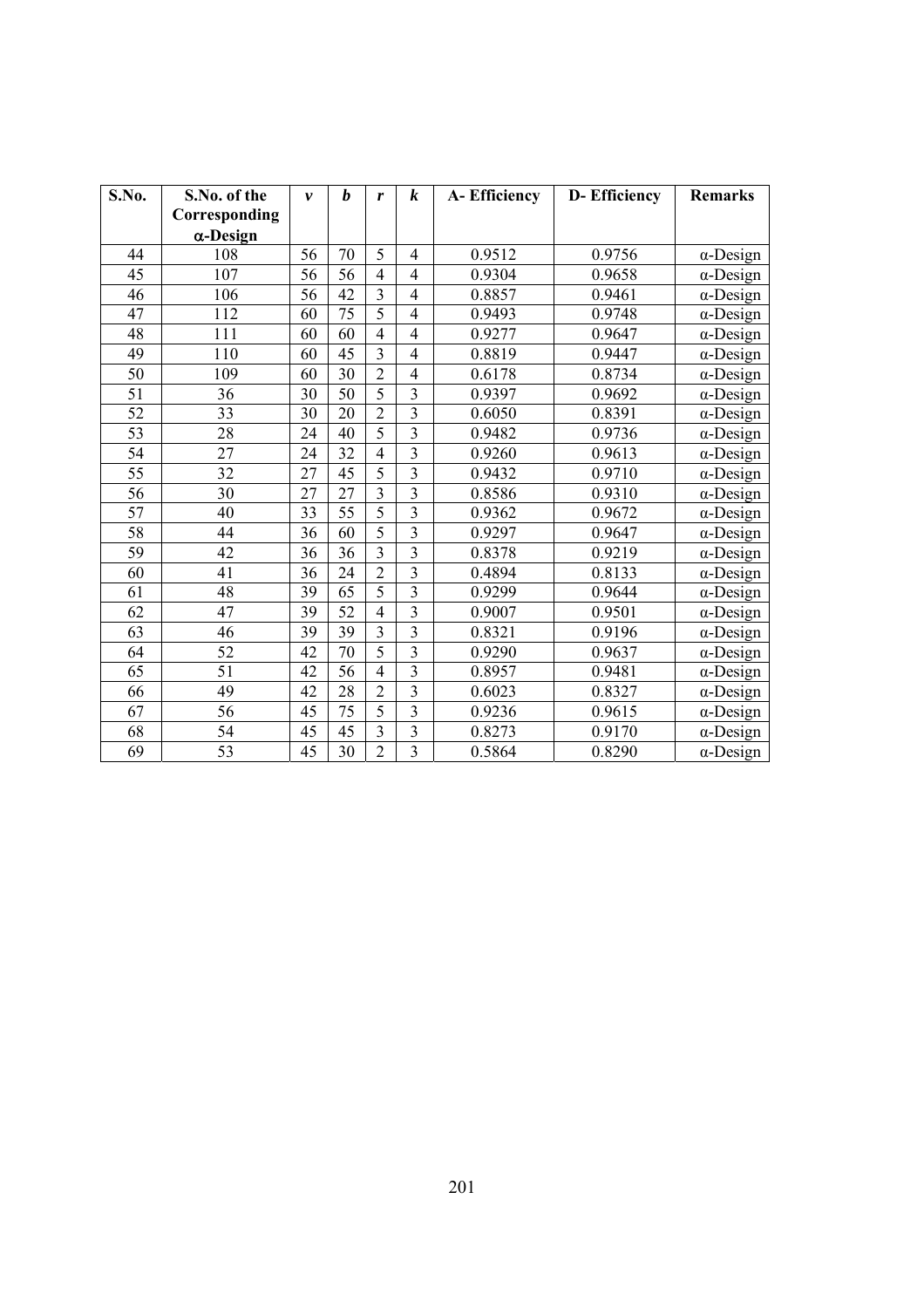| S.No. | S.No. of the Corresponding $\alpha$-Design | $v$ | $b$ | $r$ | $k$ | A- Efficiency | D- Efficiency | Remarks |
|---|---|---|---|---|---|---|---|---|
| 44 | 108 | 56 | 70 | 5 | 4 | 0.9512 | 0.9756 | $\alpha$-Design |
| 45 | 107 | 56 | 56 | 4 | 4 | 0.9304 | 0.9658 | $\alpha$-Design |
| 46 | 106 | 56 | 42 | 3 | 4 | 0.8857 | 0.9461 | $\alpha$-Design |
| 47 | 112 | 60 | 75 | 5 | 4 | 0.9493 | 0.9748 | $\alpha$-Design |
| 48 | 111 | 60 | 60 | 4 | 4 | 0.9277 | 0.9647 | $\alpha$-Design |
| 49 | 110 | 60 | 45 | 3 | 4 | 0.8819 | 0.9447 | $\alpha$-Design |
| 50 | 109 | 60 | 30 | 2 | 4 | 0.6178 | 0.8734 | $\alpha$-Design |
| 51 | 36 | 30 | 50 | 5 | 3 | 0.9397 | 0.9692 | $\alpha$-Design |
| 52 | 33 | 30 | 20 | 2 | 3 | 0.6050 | 0.8391 | $\alpha$-Design |
| 53 | 28 | 24 | 40 | 5 | 3 | 0.9482 | 0.9736 | $\alpha$-Design |
| 54 | 27 | 24 | 32 | 4 | 3 | 0.9260 | 0.9613 | $\alpha$-Design |
| 55 | 32 | 27 | 45 | 5 | 3 | 0.9432 | 0.9710 | $\alpha$-Design |
| 56 | 30 | 27 | 27 | 3 | 3 | 0.8586 | 0.9310 | $\alpha$-Design |
| 57 | 40 | 33 | 55 | 5 | 3 | 0.9362 | 0.9672 | $\alpha$-Design |
| 58 | 44 | 36 | 60 | 5 | 3 | 0.9297 | 0.9647 | $\alpha$-Design |
| 59 | 42 | 36 | 36 | 3 | 3 | 0.8378 | 0.9219 | $\alpha$-Design |
| 60 | 41 | 36 | 24 | 2 | 3 | 0.4894 | 0.8133 | $\alpha$-Design |
| 61 | 48 | 39 | 65 | 5 | 3 | 0.9299 | 0.9644 | $\alpha$-Design |
| 62 | 47 | 39 | 52 | 4 | 3 | 0.9007 | 0.9501 | $\alpha$-Design |
| 63 | 46 | 39 | 39 | 3 | 3 | 0.8321 | 0.9196 | $\alpha$-Design |
| 64 | 52 | 42 | 70 | 5 | 3 | 0.9290 | 0.9637 | $\alpha$-Design |
| 65 | 51 | 42 | 56 | 4 | 3 | 0.8957 | 0.9481 | $\alpha$-Design |
| 66 | 49 | 42 | 28 | 2 | 3 | 0.6023 | 0.8327 | $\alpha$-Design |
| 67 | 56 | 45 | 75 | 5 | 3 | 0.9236 | 0.9615 | $\alpha$-Design |
| 68 | 54 | 45 | 45 | 3 | 3 | 0.8273 | 0.9170 | $\alpha$-Design |
| 69 | 53 | 45 | 30 | 2 | 3 | 0.5864 | 0.8290 | $\alpha$-Design |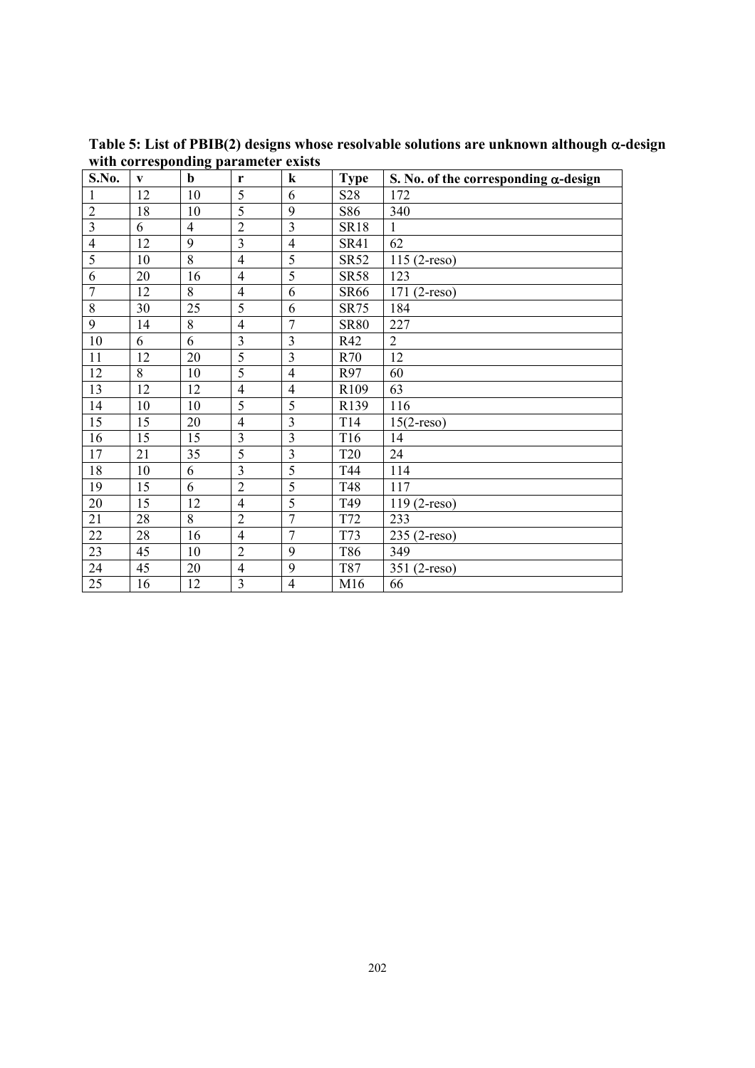**Table 5: List of PBIB(2) designs whose resolvable solutions are unknown although $\alpha$-design with corresponding parameter exists**

| S.No. | v | b | r | k | Type | S. No. of the corresponding $\alpha$-design |
|---|---|---|---|---|---|---|
| 1 | 12 | 10 | 5 | 6 | S28 | 172 |
| 2 | 18 | 10 | 5 | 9 | S86 | 340 |
| 3 | 6 | 4 | 2 | 3 | SR18 | 1 |
| 4 | 12 | 9 | 3 | 4 | SR41 | 62 |
| 5 | 10 | 8 | 4 | 5 | SR52 | 115 (2-reso) |
| 6 | 20 | 16 | 4 | 5 | SR58 | 123 |
| 7 | 12 | 8 | 4 | 6 | SR66 | 171 (2-reso) |
| 8 | 30 | 25 | 5 | 6 | SR75 | 184 |
| 9 | 14 | 8 | 4 | 7 | SR80 | 227 |
| 10 | 6 | 6 | 3 | 3 | R42 | 2 |
| 11 | 12 | 20 | 5 | 3 | R70 | 12 |
| 12 | 8 | 10 | 5 | 4 | R97 | 60 |
| 13 | 12 | 12 | 4 | 4 | R109 | 63 |
| 14 | 10 | 10 | 5 | 5 | R139 | 116 |
| 15 | 15 | 20 | 4 | 3 | T14 | 15(2-reso) |
| 16 | 15 | 15 | 3 | 3 | T16 | 14 |
| 17 | 21 | 35 | 5 | 3 | T20 | 24 |
| 18 | 10 | 6 | 3 | 5 | T44 | 114 |
| 19 | 15 | 6 | 2 | 5 | T48 | 117 |
| 20 | 15 | 12 | 4 | 5 | T49 | 119 (2-reso) |
| 21 | 28 | 8 | 2 | 7 | T72 | 233 |
| 22 | 28 | 16 | 4 | 7 | T73 | 235 (2-reso) |
| 23 | 45 | 10 | 2 | 9 | T86 | 349 |
| 24 | 45 | 20 | 4 | 9 | T87 | 351 (2-reso) |
| 25 | 16 | 12 | 3 | 4 | M16 | 66 |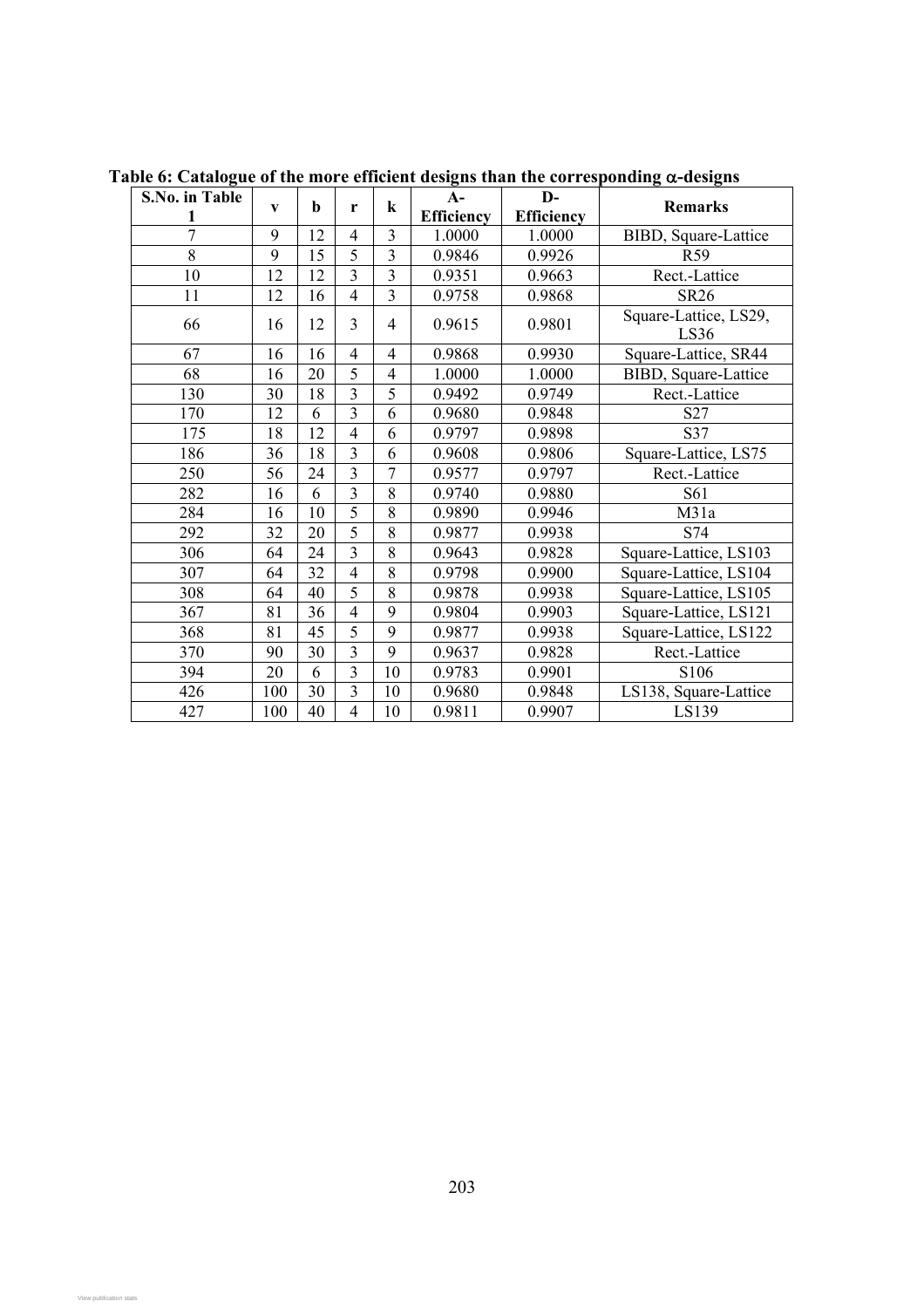**Table 6: Catalogue of the more efficient designs than the corresponding $\alpha$-designs**

| S.No. in Table 1 | v | b | r | k | A-Efficiency | D-Efficiency | Remarks |
|---|---|---|---|---|---|---|---|
| 7 | 9 | 12 | 4 | 3 | 1.0000 | 1.0000 | BIBD, Square-Lattice |
| 8 | 9 | 15 | 5 | 3 | 0.9846 | 0.9926 | R59 |
| 10 | 12 | 12 | 3 | 3 | 0.9351 | 0.9663 | Rect.-Lattice |
| 11 | 12 | 16 | 4 | 3 | 0.9758 | 0.9868 | SR26 |
| 66 | 16 | 12 | 3 | 4 | 0.9615 | 0.9801 | Square-Lattice, LS29, LS36 |
| 67 | 16 | 16 | 4 | 4 | 0.9868 | 0.9930 | Square-Lattice, SR44 |
| 68 | 16 | 20 | 5 | 4 | 1.0000 | 1.0000 | BIBD, Square-Lattice |
| 130 | 30 | 18 | 3 | 5 | 0.9492 | 0.9749 | Rect.-Lattice |
| 170 | 12 | 6 | 3 | 6 | 0.9680 | 0.9848 | S27 |
| 175 | 18 | 12 | 4 | 6 | 0.9797 | 0.9898 | S37 |
| 186 | 36 | 18 | 3 | 6 | 0.9608 | 0.9806 | Square-Lattice, LS75 |
| 250 | 56 | 24 | 3 | 7 | 0.9577 | 0.9797 | Rect.-Lattice |
| 282 | 16 | 6 | 3 | 8 | 0.9740 | 0.9880 | S61 |
| 284 | 16 | 10 | 5 | 8 | 0.9890 | 0.9946 | M31a |
| 292 | 32 | 20 | 5 | 8 | 0.9877 | 0.9938 | S74 |
| 306 | 64 | 24 | 3 | 8 | 0.9643 | 0.9828 | Square-Lattice, LS103 |
| 307 | 64 | 32 | 4 | 8 | 0.9798 | 0.9900 | Square-Lattice, LS104 |
| 308 | 64 | 40 | 5 | 8 | 0.9878 | 0.9938 | Square-Lattice, LS105 |
| 367 | 81 | 36 | 4 | 9 | 0.9804 | 0.9903 | Square-Lattice, LS121 |
| 368 | 81 | 45 | 5 | 9 | 0.9877 | 0.9938 | Square-Lattice, LS122 |
| 370 | 90 | 30 | 3 | 9 | 0.9637 | 0.9828 | Rect.-Lattice |
| 394 | 20 | 6 | 3 | 10 | 0.9783 | 0.9901 | S106 |
| 426 | 100 | 30 | 3 | 10 | 0.9680 | 0.9848 | LS138, Square-Lattice |
| 427 | 100 | 40 | 4 | 10 | 0.9811 | 0.9907 | LS139 |